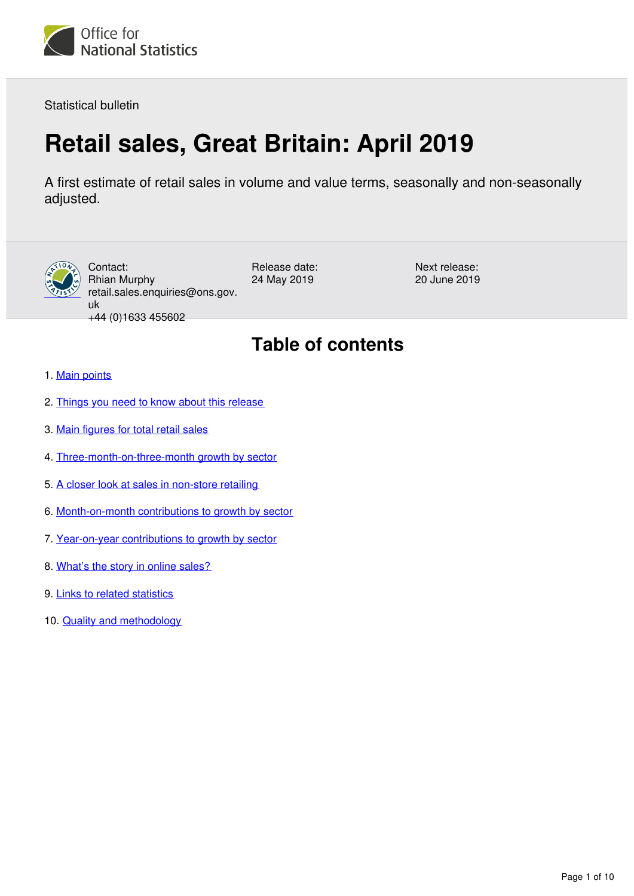Office for National Statistics

Statistical bulletin

# Retail sales, Great Britain: April 2019

A first estimate of retail sales in volume and value terms, seasonally and non-seasonally adjusted.

Contact:
Rhian Murphy
retail.sales.enquiries@ons.gov.uk
+44 (0)1633 455602

Release date:
24 May 2019

Next release:
20 June 2019

## Table of contents

1. Main points
2. Things you need to know about this release
3. Main figures for total retail sales
4. Three-month-on-three-month growth by sector
5. A closer look at sales in non-store retailing
6. Month-on-month contributions to growth by sector
7. Year-on-year contributions to growth by sector
8. What's the story in online sales?
9. Links to related statistics
10. Quality and methodology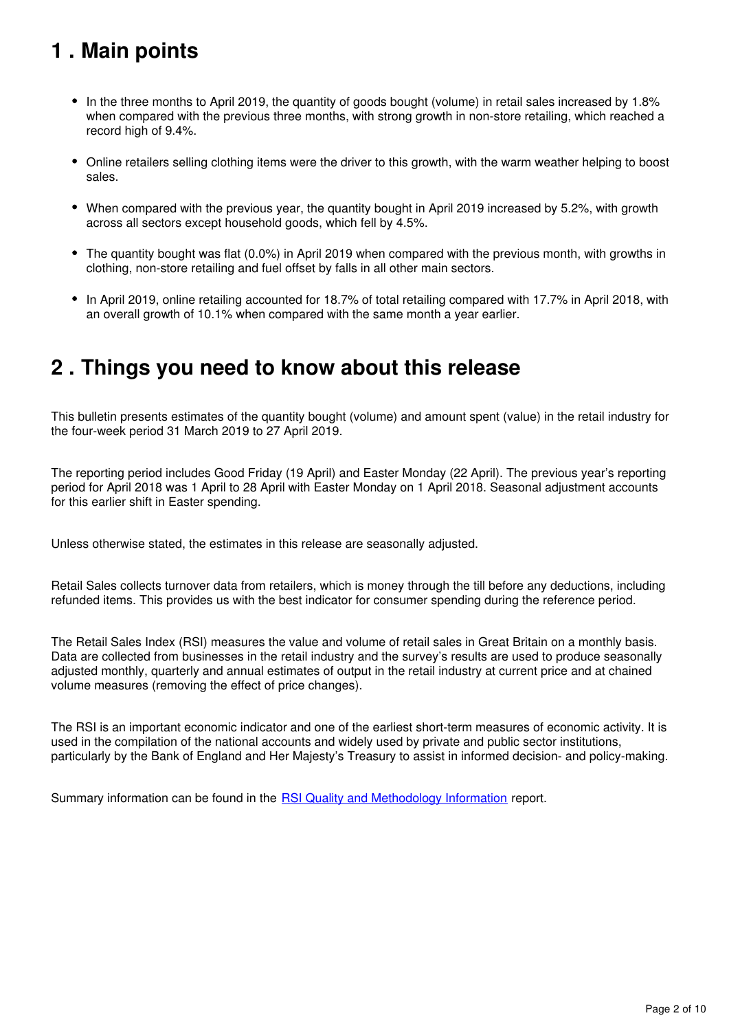## 1 . Main points

- In the three months to April 2019, the quantity of goods bought (volume) in retail sales increased by 1.8% when compared with the previous three months, with strong growth in non-store retailing, which reached a record high of 9.4%.
- Online retailers selling clothing items were the driver to this growth, with the warm weather helping to boost sales.
- When compared with the previous year, the quantity bought in April 2019 increased by 5.2%, with growth across all sectors except household goods, which fell by 4.5%.
- The quantity bought was flat (0.0%) in April 2019 when compared with the previous month, with growths in clothing, non-store retailing and fuel offset by falls in all other main sectors.
- In April 2019, online retailing accounted for 18.7% of total retailing compared with 17.7% in April 2018, with an overall growth of 10.1% when compared with the same month a year earlier.

## 2 . Things you need to know about this release

This bulletin presents estimates of the quantity bought (volume) and amount spent (value) in the retail industry for the four-week period 31 March 2019 to 27 April 2019.

The reporting period includes Good Friday (19 April) and Easter Monday (22 April). The previous year's reporting period for April 2018 was 1 April to 28 April with Easter Monday on 1 April 2018. Seasonal adjustment accounts for this earlier shift in Easter spending.

Unless otherwise stated, the estimates in this release are seasonally adjusted.

Retail Sales collects turnover data from retailers, which is money through the till before any deductions, including refunded items. This provides us with the best indicator for consumer spending during the reference period.

The Retail Sales Index (RSI) measures the value and volume of retail sales in Great Britain on a monthly basis. Data are collected from businesses in the retail industry and the survey's results are used to produce seasonally adjusted monthly, quarterly and annual estimates of output in the retail industry at current price and at chained volume measures (removing the effect of price changes).

The RSI is an important economic indicator and one of the earliest short-term measures of economic activity. It is used in the compilation of the national accounts and widely used by private and public sector institutions, particularly by the Bank of England and Her Majesty's Treasury to assist in informed decision- and policy-making.

Summary information can be found in the RSI Quality and Methodology Information report.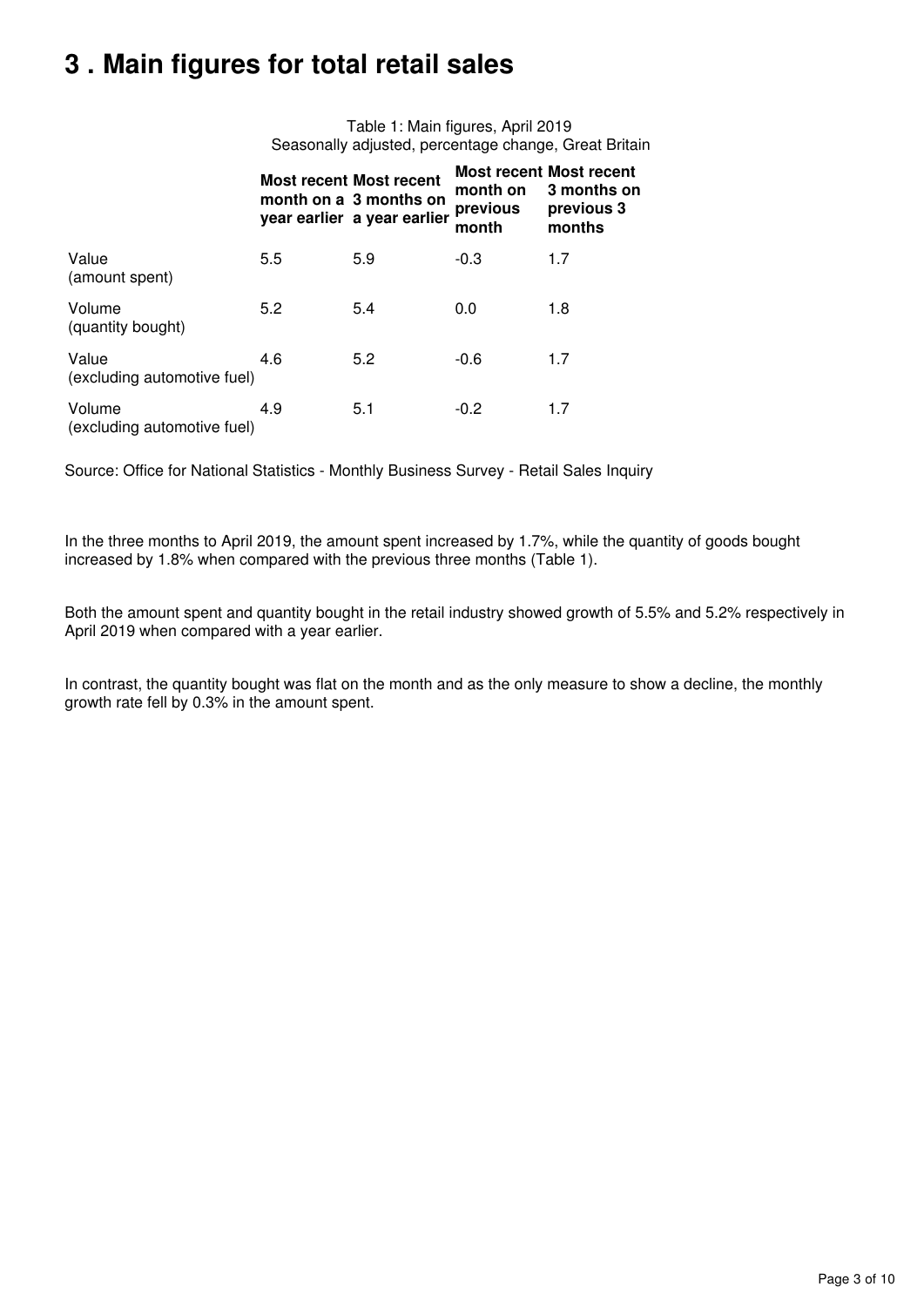## 3 . Main figures for total retail sales

Table 1: Main figures, April 2019
Seasonally adjusted, percentage change, Great Britain

| | Most recent month on a year earlier | Most recent 3 months on a year earlier | Most recent month on previous month | Most recent 3 months on previous 3 months |
|---|---|---|---|---|
| Value (amount spent) | 5.5 | 5.9 | -0.3 | 1.7 |
| Volume (quantity bought) | 5.2 | 5.4 | 0.0 | 1.8 |
| Value (excluding automotive fuel) | 4.6 | 5.2 | -0.6 | 1.7 |
| Volume (excluding automotive fuel) | 4.9 | 5.1 | -0.2 | 1.7 |

Source: Office for National Statistics - Monthly Business Survey - Retail Sales Inquiry

In the three months to April 2019, the amount spent increased by 1.7%, while the quantity of goods bought increased by 1.8% when compared with the previous three months (Table 1).

Both the amount spent and quantity bought in the retail industry showed growth of 5.5% and 5.2% respectively in April 2019 when compared with a year earlier.

In contrast, the quantity bought was flat on the month and as the only measure to show a decline, the monthly growth rate fell by 0.3% in the amount spent.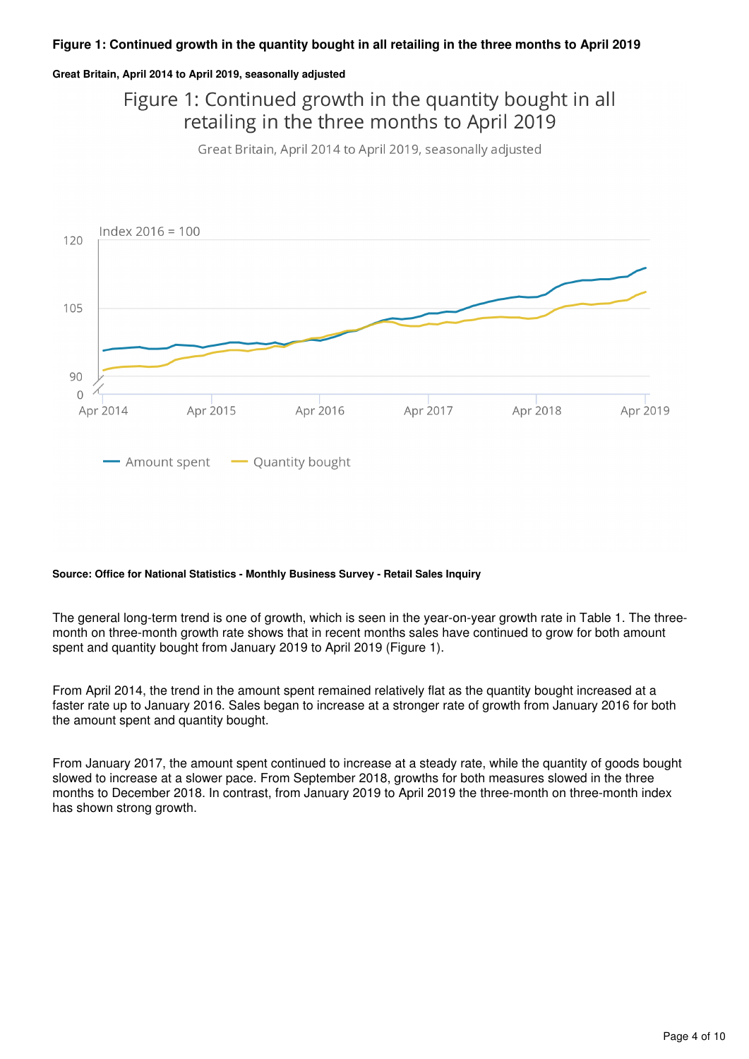**Figure 1: Continued growth in the quantity bought in all retailing in the three months to April 2019**

**Great Britain, April 2014 to April 2019, seasonally adjusted**

**Source: Office for National Statistics - Monthly Business Survey - Retail Sales Inquiry**

The general long-term trend is one of growth, which is seen in the year-on-year growth rate in Table 1. The three-month on three-month growth rate shows that in recent months sales have continued to grow for both amount spent and quantity bought from January 2019 to April 2019 (Figure 1).

From April 2014, the trend in the amount spent remained relatively flat as the quantity bought increased at a faster rate up to January 2016. Sales began to increase at a stronger rate of growth from January 2016 for both the amount spent and quantity bought.

From January 2017, the amount spent continued to increase at a steady rate, while the quantity of goods bought slowed to increase at a slower pace. From September 2018, growths for both measures slowed in the three months to December 2018. In contrast, from January 2019 to April 2019 the three-month on three-month index has shown strong growth.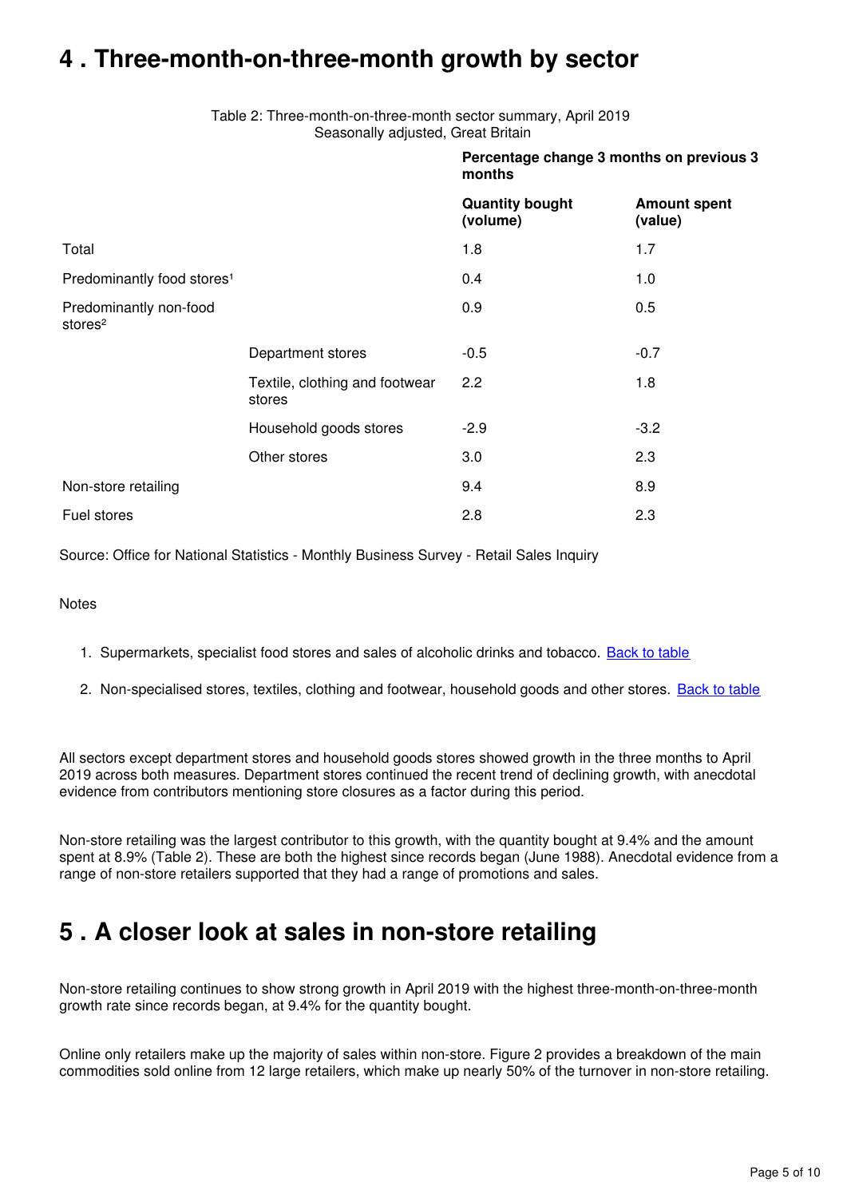## 4 . Three-month-on-three-month growth by sector

Table 2: Three-month-on-three-month sector summary, April 2019
Seasonally adjusted, Great Britain

| | | Percentage change 3 months on previous 3 months | |
|---|---|---|---|
| | | **Quantity bought (volume)** | **Amount spent (value)** |
| Total | | 1.8 | 1.7 |
| Predominantly food stores[1] | | 0.4 | 1.0 |
| Predominantly non-food stores[2] | | 0.9 | 0.5 |
| | Department stores | -0.5 | -0.7 |
| | Textile, clothing and footwear stores | 2.2 | 1.8 |
| | Household goods stores | -2.9 | -3.2 |
| | Other stores | 3.0 | 2.3 |
| Non-store retailing | | 9.4 | 8.9 |
| Fuel stores | | 2.8 | 2.3 |

Source: Office for National Statistics - Monthly Business Survey - Retail Sales Inquiry

Notes

1. Supermarkets, specialist food stores and sales of alcoholic drinks and tobacco. Back to table
2. Non-specialised stores, textiles, clothing and footwear, household goods and other stores. Back to table

All sectors except department stores and household goods stores showed growth in the three months to April 2019 across both measures. Department stores continued the recent trend of declining growth, with anecdotal evidence from contributors mentioning store closures as a factor during this period.

Non-store retailing was the largest contributor to this growth, with the quantity bought at 9.4% and the amount spent at 8.9% (Table 2). These are both the highest since records began (June 1988). Anecdotal evidence from a range of non-store retailers supported that they had a range of promotions and sales.

## 5 . A closer look at sales in non-store retailing

Non-store retailing continues to show strong growth in April 2019 with the highest three-month-on-three-month growth rate since records began, at 9.4% for the quantity bought.

Online only retailers make up the majority of sales within non-store. Figure 2 provides a breakdown of the main commodities sold online from 12 large retailers, which make up nearly 50% of the turnover in non-store retailing.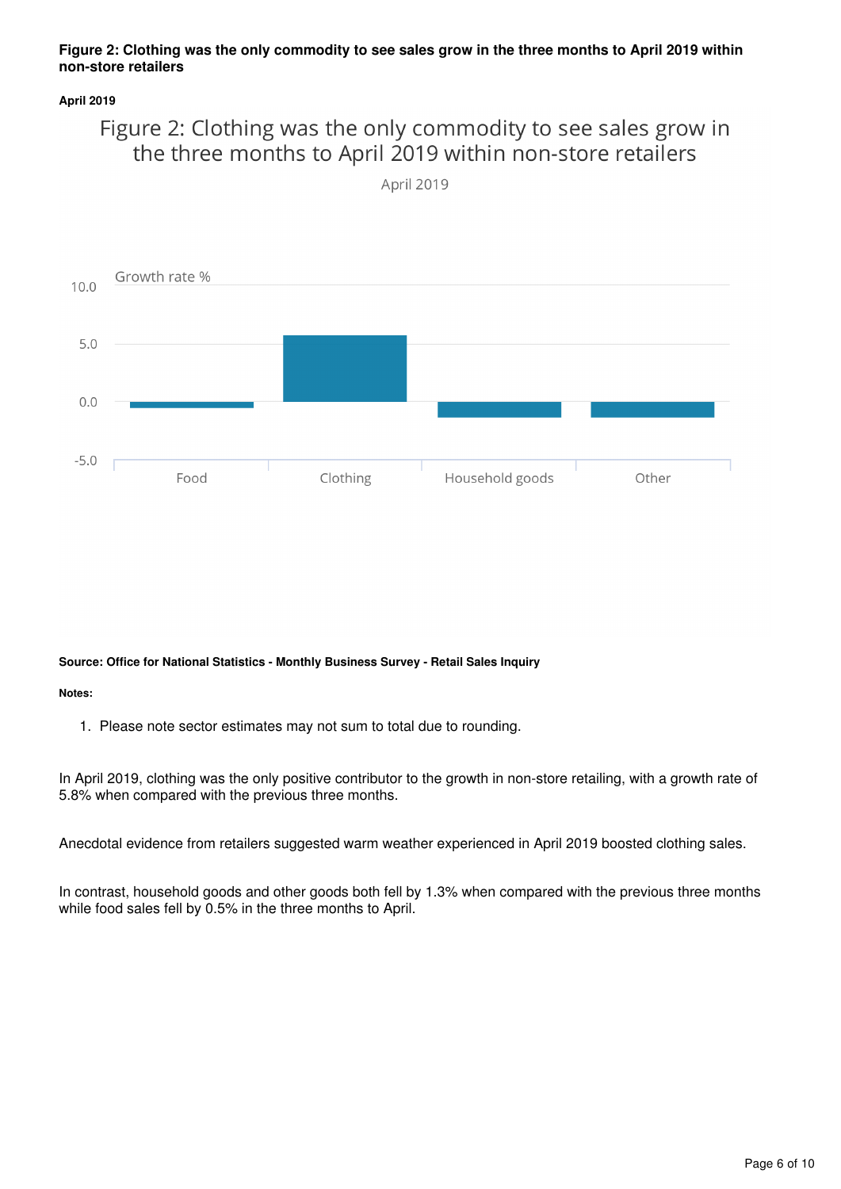**Figure 2: Clothing was the only commodity to see sales grow in the three months to April 2019 within non-store retailers**

**April 2019**

Figure 2: Clothing was the only commodity to see sales grow in the three months to April 2019 within non-store retailers

April 2019

**Source: Office for National Statistics - Monthly Business Survey - Retail Sales Inquiry**

**Notes:**

1. Please note sector estimates may not sum to total due to rounding.

In April 2019, clothing was the only positive contributor to the growth in non-store retailing, with a growth rate of 5.8% when compared with the previous three months.

Anecdotal evidence from retailers suggested warm weather experienced in April 2019 boosted clothing sales.

In contrast, household goods and other goods both fell by 1.3% when compared with the previous three months while food sales fell by 0.5% in the three months to April.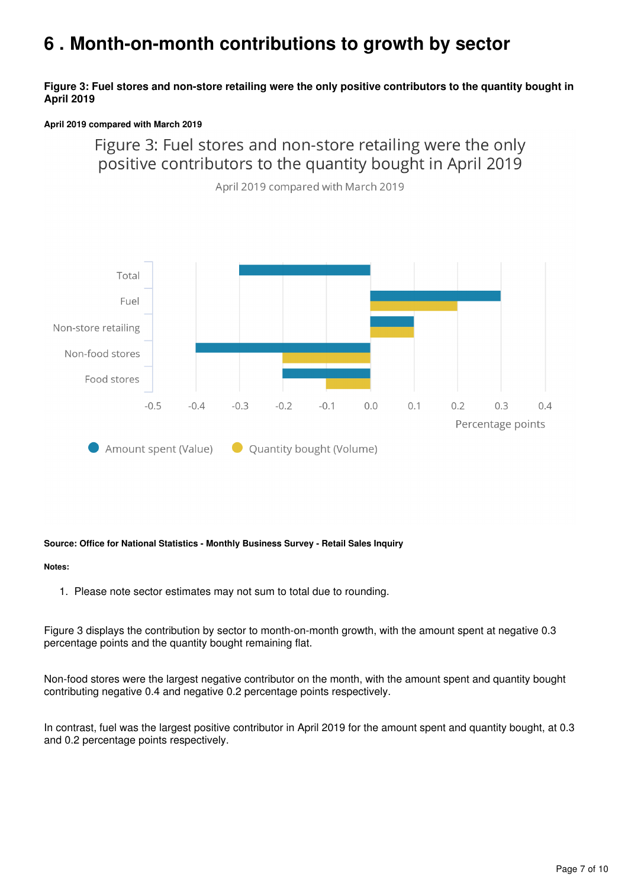# 6 . Month-on-month contributions to growth by sector

**Figure 3: Fuel stores and non-store retailing were the only positive contributors to the quantity bought in April 2019**

**April 2019 compared with March 2019**

**Source: Office for National Statistics - Monthly Business Survey - Retail Sales Inquiry**

**Notes:**

1. Please note sector estimates may not sum to total due to rounding.

Figure 3 displays the contribution by sector to month-on-month growth, with the amount spent at negative 0.3 percentage points and the quantity bought remaining flat.

Non-food stores were the largest negative contributor on the month, with the amount spent and quantity bought contributing negative 0.4 and negative 0.2 percentage points respectively.

In contrast, fuel was the largest positive contributor in April 2019 for the amount spent and quantity bought, at 0.3 and 0.2 percentage points respectively.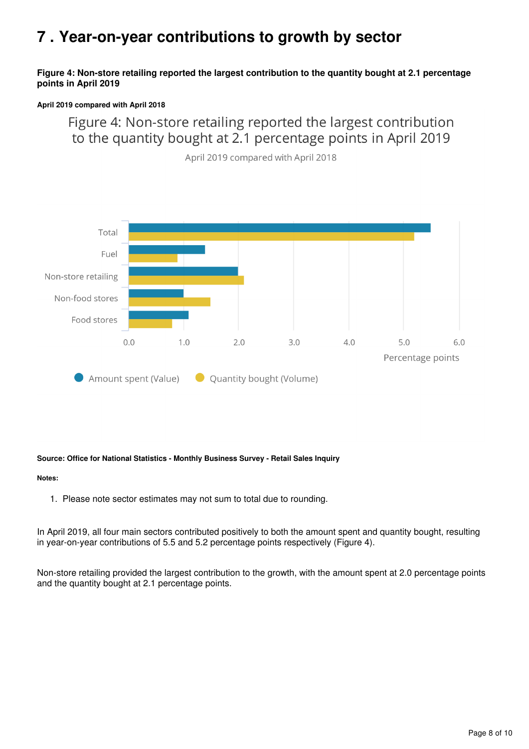# 7 . Year-on-year contributions to growth by sector

**Figure 4: Non-store retailing reported the largest contribution to the quantity bought at 2.1 percentage points in April 2019**

**April 2019 compared with April 2018**

**Source: Office for National Statistics - Monthly Business Survey - Retail Sales Inquiry**

**Notes:**

1. Please note sector estimates may not sum to total due to rounding.

In April 2019, all four main sectors contributed positively to both the amount spent and quantity bought, resulting in year-on-year contributions of 5.5 and 5.2 percentage points respectively (Figure 4).

Non-store retailing provided the largest contribution to the growth, with the amount spent at 2.0 percentage points and the quantity bought at 2.1 percentage points.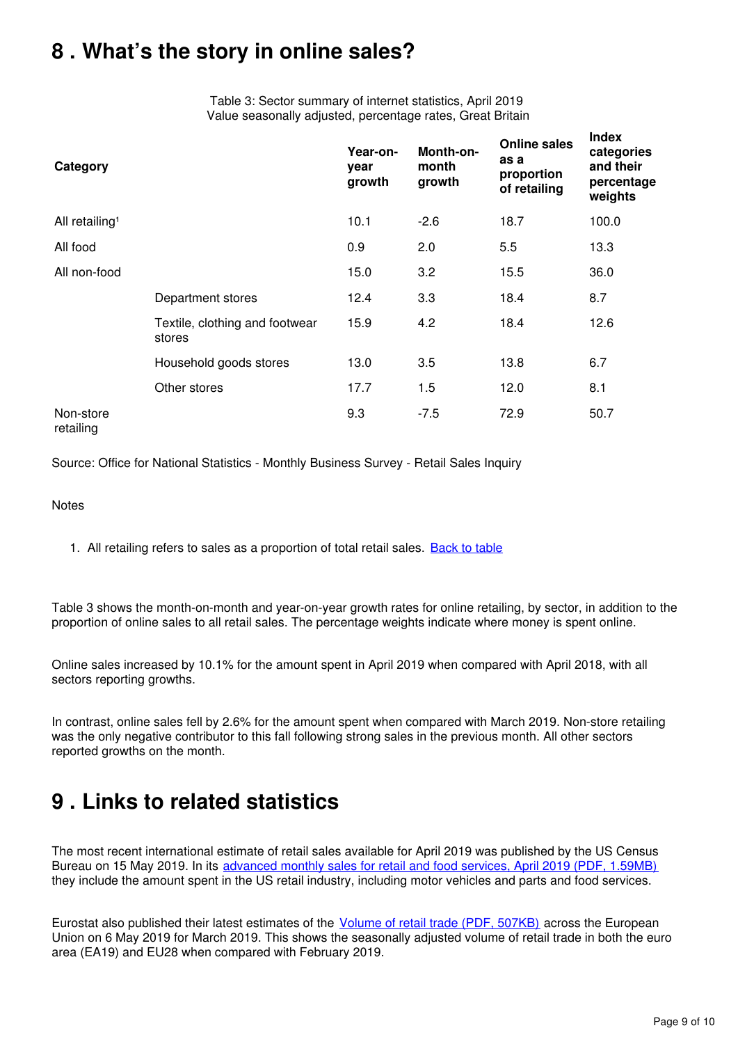## 8 . What's the story in online sales?

Table 3: Sector summary of internet statistics, April 2019
Value seasonally adjusted, percentage rates, Great Britain

| Category | | Year-on-year growth | Month-on-month growth | Online sales as a proportion of retailing | Index categories and their percentage weights |
|---|---|---|---|---|---|
| All retailing[1] | | 10.1 | -2.6 | 18.7 | 100.0 |
| All food | | 0.9 | 2.0 | 5.5 | 13.3 |
| All non-food | | 15.0 | 3.2 | 15.5 | 36.0 |
| | Department stores | 12.4 | 3.3 | 18.4 | 8.7 |
| | Textile, clothing and footwear stores | 15.9 | 4.2 | 18.4 | 12.6 |
| | Household goods stores | 13.0 | 3.5 | 13.8 | 6.7 |
| | Other stores | 17.7 | 1.5 | 12.0 | 8.1 |
| Non-store retailing | | 9.3 | -7.5 | 72.9 | 50.7 |

Source: Office for National Statistics - Monthly Business Survey - Retail Sales Inquiry

Notes

1. All retailing refers to sales as a proportion of total retail sales. [Back to table]

Table 3 shows the month-on-month and year-on-year growth rates for online retailing, by sector, in addition to the proportion of online sales to all retail sales. The percentage weights indicate where money is spent online.

Online sales increased by 10.1% for the amount spent in April 2019 when compared with April 2018, with all sectors reporting growths.

In contrast, online sales fell by 2.6% for the amount spent when compared with March 2019. Non-store retailing was the only negative contributor to this fall following strong sales in the previous month. All other sectors reported growths on the month.

## 9 . Links to related statistics

The most recent international estimate of retail sales available for April 2019 was published by the US Census Bureau on 15 May 2019. In its advanced monthly sales for retail and food services, April 2019 (PDF, 1.59MB) they include the amount spent in the US retail industry, including motor vehicles and parts and food services.

Eurostat also published their latest estimates of the Volume of retail trade (PDF, 507KB) across the European Union on 6 May 2019 for March 2019. This shows the seasonally adjusted volume of retail trade in both the euro area (EA19) and EU28 when compared with February 2019.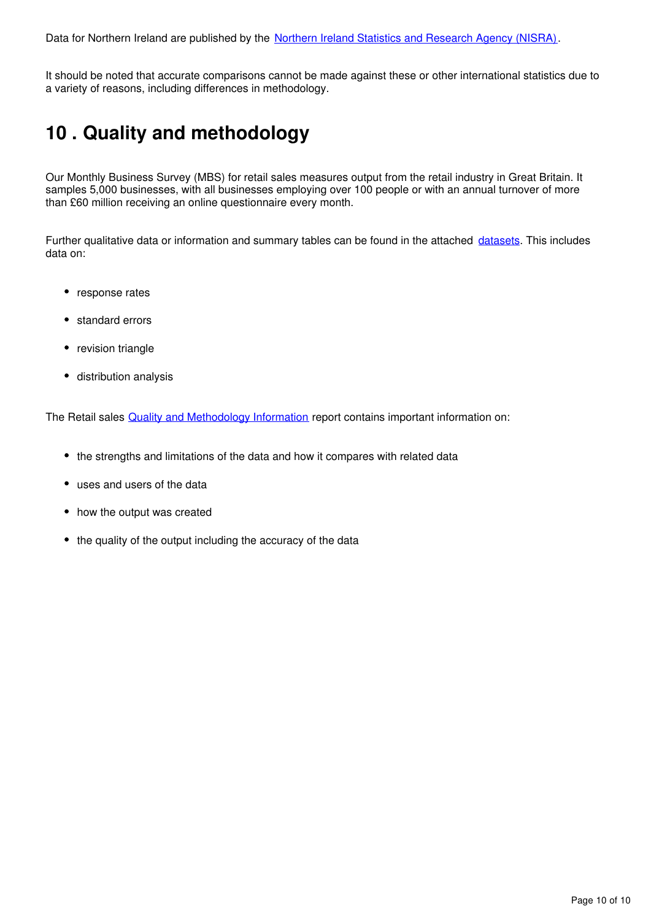Data for Northern Ireland are published by the [Northern Ireland Statistics and Research Agency (NISRA)](#).

It should be noted that accurate comparisons cannot be made against these or other international statistics due to a variety of reasons, including differences in methodology.

## 10 . Quality and methodology

Our Monthly Business Survey (MBS) for retail sales measures output from the retail industry in Great Britain. It samples 5,000 businesses, with all businesses employing over 100 people or with an annual turnover of more than £60 million receiving an online questionnaire every month.

Further qualitative data or information and summary tables can be found in the attached [datasets](#). This includes data on:

- response rates
- standard errors
- revision triangle
- distribution analysis

The Retail sales [Quality and Methodology Information](#) report contains important information on:

- the strengths and limitations of the data and how it compares with related data
- uses and users of the data
- how the output was created
- the quality of the output including the accuracy of the data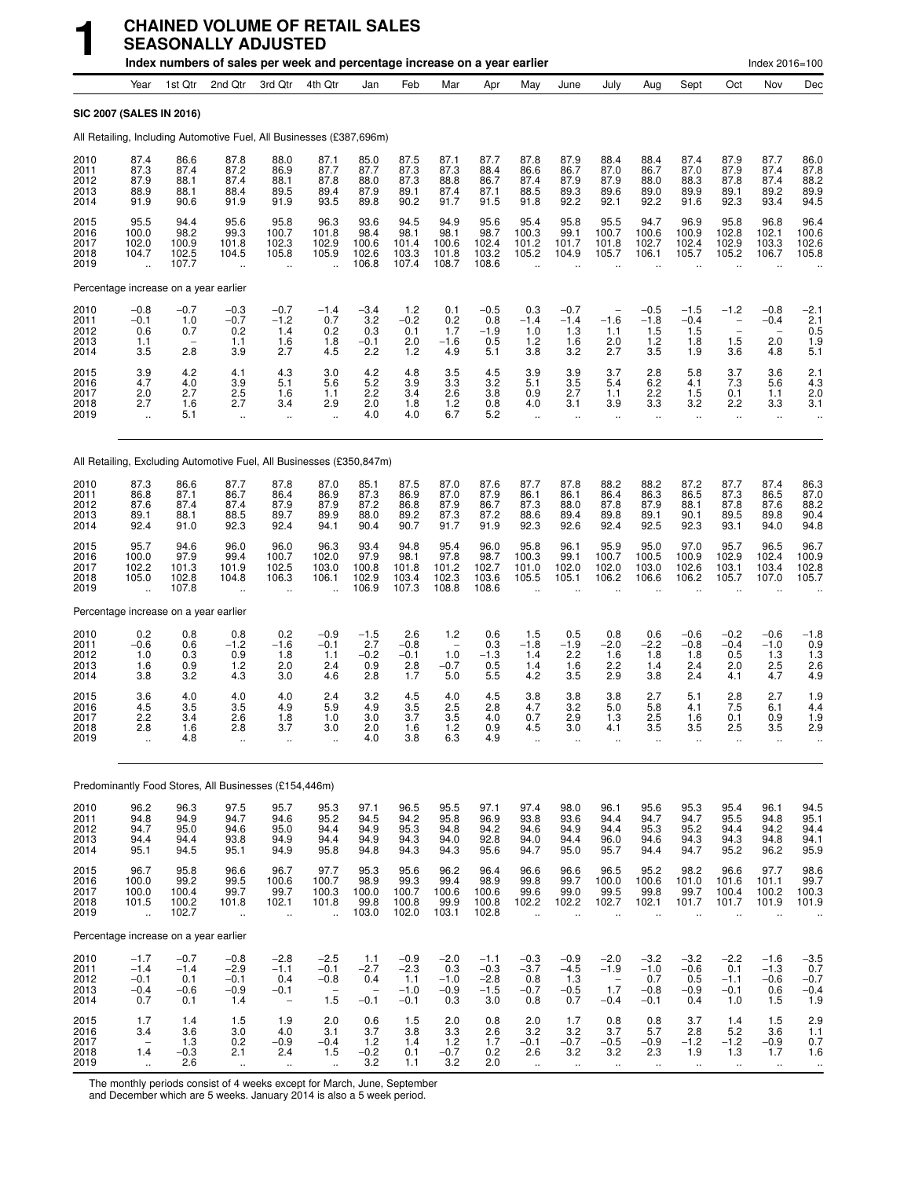# 1 CHAINED VOLUME OF RETAIL SALES SEASONALLY ADJUSTED

**Index numbers of sales per week and percentage increase on a year earlier** — Index 2016=100

| | Year | 1st Qtr | 2nd Qtr | 3rd Qtr | 4th Qtr | Jan | Feb | Mar | Apr | May | June | July | Aug | Sept | Oct | Nov | Dec |
|---|---|---|---|---|---|---|---|---|---|---|---|---|---|---|---|---|---|
| **SIC 2007 (SALES IN 2016)** | | | | | | | | | | | | | | | | | |
| All Retailing, Including Automotive Fuel, All Businesses (£387,696m) | | | | | | | | | | | | | | | | | |
| 2010 | 87.4 | 86.6 | 87.8 | 88.0 | 87.1 | 85.0 | 87.5 | 87.1 | 87.7 | 87.8 | 87.9 | 88.4 | 88.4 | 87.4 | 87.9 | 87.7 | 86.0 |
| 2011 | 87.3 | 87.4 | 87.2 | 86.9 | 87.7 | 87.7 | 87.3 | 87.3 | 88.4 | 86.6 | 86.7 | 87.0 | 86.7 | 87.0 | 87.9 | 87.4 | 87.8 |
| 2012 | 87.9 | 88.1 | 87.4 | 88.1 | 87.8 | 88.0 | 87.3 | 88.8 | 86.7 | 87.4 | 87.9 | 87.9 | 88.0 | 88.3 | 87.8 | 87.4 | 88.2 |
| 2013 | 88.9 | 88.1 | 88.4 | 89.5 | 89.4 | 87.9 | 89.1 | 87.4 | 87.1 | 88.5 | 89.3 | 89.6 | 89.0 | 89.9 | 89.1 | 89.2 | 89.9 |
| 2014 | 91.9 | 90.6 | 91.9 | 91.9 | 93.5 | 89.8 | 90.2 | 91.7 | 91.5 | 91.8 | 92.2 | 92.1 | 92.2 | 91.6 | 92.3 | 93.4 | 94.5 |
| 2015 | 95.5 | 94.4 | 95.6 | 95.8 | 96.3 | 93.6 | 94.5 | 94.9 | 95.6 | 95.4 | 95.8 | 95.5 | 94.7 | 96.9 | 95.8 | 96.8 | 96.4 |
| 2016 | 100.0 | 98.2 | 99.3 | 100.7 | 101.8 | 98.4 | 98.1 | 98.1 | 98.7 | 100.3 | 99.1 | 100.7 | 100.6 | 100.9 | 102.8 | 102.1 | 100.6 |
| 2017 | 102.0 | 100.9 | 101.8 | 102.3 | 102.9 | 100.6 | 101.4 | 100.6 | 102.4 | 101.2 | 101.7 | 101.8 | 102.7 | 102.4 | 102.9 | 103.3 | 102.6 |
| 2018 | 104.7 | 102.5 | 104.5 | 105.8 | 105.9 | 102.6 | 103.3 | 101.8 | 103.2 | 105.2 | 104.9 | 105.7 | 106.1 | 105.7 | 105.2 | 106.7 | 105.8 |
| 2019 | .. | 107.7 | .. | .. | .. | 106.8 | 107.4 | 108.7 | 108.6 | .. | .. | .. | .. | .. | .. | .. | .. |
| Percentage increase on a year earlier | | | | | | | | | | | | | | | | | |
| 2010 | −0.8 | −0.7 | −0.3 | −0.7 | −1.4 | −3.4 | 1.2 | 0.1 | −0.5 | 0.3 | −0.7 | – | −0.5 | −1.5 | −1.2 | −0.8 | −2.1 |
| 2011 | −0.1 | 1.0 | −0.7 | −1.2 | 0.7 | 3.2 | −0.2 | 0.2 | 0.8 | −1.4 | −1.4 | −1.6 | −1.8 | −0.4 | – | −0.4 | 2.1 |
| 2012 | 0.6 | 0.7 | 0.2 | 1.4 | 0.2 | 0.3 | 0.1 | 1.7 | −1.9 | 1.0 | 1.3 | 1.1 | 1.5 | 1.5 | – | – | 0.5 |
| 2013 | 1.1 | – | 1.1 | 1.6 | 1.8 | −0.1 | 2.0 | −1.6 | 0.5 | 1.2 | 1.6 | 2.0 | 1.2 | 1.8 | 1.5 | 2.0 | 1.9 |
| 2014 | 3.5 | 2.8 | 3.9 | 2.7 | 4.5 | 2.2 | 1.2 | 4.9 | 5.1 | 3.8 | 3.2 | 2.7 | 3.5 | 1.9 | 3.6 | 4.8 | 5.1 |
| 2015 | 3.9 | 4.2 | 4.1 | 4.3 | 3.0 | 4.2 | 4.8 | 3.5 | 4.5 | 3.9 | 3.9 | 3.7 | 2.8 | 5.8 | 3.7 | 3.6 | 2.1 |
| 2016 | 4.7 | 4.0 | 3.9 | 5.1 | 5.6 | 5.2 | 3.9 | 3.3 | 3.2 | 5.1 | 3.5 | 5.4 | 6.2 | 4.1 | 7.3 | 5.6 | 4.3 |
| 2017 | 2.0 | 2.7 | 2.5 | 1.6 | 1.1 | 2.2 | 3.4 | 2.6 | 3.8 | 0.9 | 2.7 | 1.1 | 2.2 | 1.5 | 0.1 | 1.1 | 2.0 |
| 2018 | 2.7 | 1.6 | 2.7 | 3.4 | 2.9 | 2.0 | 1.8 | 1.2 | 0.8 | 4.0 | 3.1 | 3.9 | 3.3 | 3.2 | 2.2 | 3.3 | 3.1 |
| 2019 | .. | 5.1 | .. | .. | .. | 4.0 | 4.0 | 6.7 | 5.2 | .. | .. | .. | .. | .. | .. | .. | .. |
| All Retailing, Excluding Automotive Fuel, All Businesses (£350,847m) | | | | | | | | | | | | | | | | | |
| 2010 | 87.3 | 86.6 | 87.7 | 87.8 | 87.0 | 85.1 | 87.5 | 87.0 | 87.6 | 87.7 | 87.8 | 88.2 | 88.2 | 87.2 | 87.7 | 87.4 | 86.3 |
| 2011 | 86.8 | 87.1 | 86.7 | 86.4 | 86.9 | 87.3 | 86.9 | 87.0 | 87.9 | 86.1 | 86.1 | 86.4 | 86.3 | 86.5 | 87.3 | 86.5 | 87.0 |
| 2012 | 87.6 | 87.4 | 87.4 | 87.9 | 87.9 | 87.2 | 86.8 | 87.9 | 86.7 | 87.3 | 88.0 | 87.8 | 87.9 | 88.1 | 87.8 | 87.6 | 88.2 |
| 2013 | 89.1 | 88.1 | 88.5 | 89.7 | 89.9 | 88.0 | 89.2 | 87.3 | 87.2 | 88.6 | 89.4 | 89.8 | 89.1 | 90.1 | 89.5 | 89.8 | 90.4 |
| 2014 | 92.4 | 91.0 | 92.3 | 92.4 | 94.1 | 90.4 | 90.7 | 91.7 | 91.9 | 92.3 | 92.6 | 92.4 | 92.5 | 92.3 | 93.1 | 94.0 | 94.8 |
| 2015 | 95.7 | 94.6 | 96.0 | 96.0 | 96.3 | 93.4 | 94.8 | 95.4 | 96.0 | 95.8 | 96.1 | 95.9 | 95.0 | 97.0 | 95.7 | 96.5 | 96.7 |
| 2016 | 100.0 | 97.9 | 99.4 | 100.7 | 102.0 | 97.9 | 98.1 | 97.8 | 98.7 | 100.3 | 99.1 | 100.7 | 100.5 | 100.9 | 102.9 | 102.4 | 100.9 |
| 2017 | 102.2 | 101.3 | 101.9 | 102.5 | 103.0 | 100.8 | 101.8 | 101.2 | 102.7 | 101.0 | 102.0 | 102.0 | 103.0 | 102.6 | 103.1 | 103.4 | 102.8 |
| 2018 | 105.0 | 102.8 | 104.8 | 106.3 | 106.1 | 102.9 | 103.4 | 102.3 | 103.6 | 105.5 | 105.1 | 106.2 | 106.6 | 106.2 | 105.7 | 107.0 | 105.7 |
| 2019 | .. | 107.8 | .. | .. | .. | 106.9 | 107.3 | 108.8 | 108.6 | .. | .. | .. | .. | .. | .. | .. | .. |
| Percentage increase on a year earlier | | | | | | | | | | | | | | | | | |
| 2010 | 0.2 | 0.8 | 0.8 | 0.2 | −0.9 | −1.5 | 2.6 | 1.2 | 0.6 | 1.5 | 0.5 | 0.8 | 0.6 | −0.6 | −0.2 | −0.6 | −1.8 |
| 2011 | −0.6 | 0.6 | −1.2 | −1.6 | −0.1 | 2.7 | −0.8 | – | 0.3 | −1.8 | −1.9 | −2.0 | −2.2 | −0.8 | −0.4 | −1.0 | 0.9 |
| 2012 | 1.0 | 0.3 | 0.9 | 1.8 | 1.1 | −0.2 | −0.1 | 1.0 | −1.3 | 1.4 | 2.2 | 1.6 | 1.8 | 1.8 | 0.5 | 1.3 | 1.3 |
| 2013 | 1.6 | 0.9 | 1.2 | 2.0 | 2.4 | 0.9 | 2.8 | −0.7 | 0.5 | 1.4 | 1.6 | 2.2 | 1.4 | 2.4 | 2.0 | 2.5 | 2.6 |
| 2014 | 3.8 | 3.2 | 4.3 | 3.0 | 4.6 | 2.8 | 1.7 | 5.0 | 5.5 | 4.2 | 3.5 | 2.9 | 3.8 | 2.4 | 4.1 | 4.7 | 4.9 |
| 2015 | 3.6 | 4.0 | 4.0 | 4.0 | 2.4 | 3.2 | 4.5 | 4.0 | 4.5 | 3.8 | 3.8 | 3.8 | 2.7 | 5.1 | 2.8 | 2.7 | 1.9 |
| 2016 | 4.5 | 3.5 | 3.5 | 4.9 | 5.9 | 4.9 | 3.5 | 2.5 | 2.8 | 4.7 | 3.2 | 5.0 | 5.8 | 4.1 | 7.5 | 6.1 | 4.4 |
| 2017 | 2.2 | 3.4 | 2.6 | 1.8 | 1.0 | 3.0 | 3.7 | 3.5 | 4.0 | 0.7 | 2.9 | 1.3 | 2.5 | 1.6 | 0.1 | 0.9 | 1.9 |
| 2018 | 2.8 | 1.6 | 2.8 | 3.7 | 3.0 | 2.0 | 1.6 | 1.2 | 0.9 | 4.5 | 3.0 | 4.1 | 3.5 | 3.5 | 2.5 | 3.5 | 2.9 |
| 2019 | .. | 4.8 | .. | .. | .. | 4.0 | 3.8 | 6.3 | 4.9 | .. | .. | .. | .. | .. | .. | .. | .. |
| Predominantly Food Stores, All Businesses (£154,446m) | | | | | | | | | | | | | | | | | |
| 2010 | 96.2 | 96.3 | 97.5 | 95.7 | 95.3 | 97.1 | 96.5 | 95.5 | 97.1 | 97.4 | 98.0 | 96.1 | 95.6 | 95.3 | 95.4 | 96.1 | 94.5 |
| 2011 | 94.8 | 94.9 | 94.7 | 94.6 | 95.2 | 94.5 | 94.2 | 95.8 | 96.9 | 93.8 | 93.6 | 94.4 | 94.0 | 94.7 | 95.5 | 94.8 | 95.1 |
| 2012 | 94.7 | 95.0 | 94.6 | 95.0 | 94.4 | 94.9 | 95.3 | 94.8 | 94.2 | 94.6 | 94.9 | 94.4 | 95.3 | 95.2 | 94.4 | 94.2 | 94.4 |
| 2013 | 94.4 | 94.4 | 93.8 | 94.9 | 94.4 | 94.9 | 94.3 | 94.0 | 92.8 | 94.0 | 94.4 | 96.0 | 94.6 | 94.3 | 94.3 | 94.8 | 94.1 |
| 2014 | 95.1 | 94.5 | 95.1 | 94.9 | 95.8 | 94.8 | 94.3 | 94.3 | 95.6 | 94.7 | 95.0 | 95.7 | 94.4 | 94.7 | 95.2 | 96.2 | 95.9 |
| 2015 | 96.7 | 95.8 | 96.6 | 96.7 | 97.7 | 95.3 | 95.6 | 96.2 | 96.4 | 96.6 | 96.6 | 96.5 | 95.2 | 98.2 | 96.6 | 97.7 | 98.6 |
| 2016 | 100.0 | 99.2 | 99.5 | 100.6 | 100.7 | 98.9 | 99.3 | 99.4 | 98.9 | 99.8 | 99.7 | 100.0 | 100.6 | 101.0 | 101.6 | 101.1 | 99.7 |
| 2017 | 100.0 | 100.4 | 99.7 | 99.7 | 100.3 | 100.0 | 100.7 | 100.6 | 100.6 | 99.6 | 99.0 | 99.5 | 99.8 | 99.7 | 100.4 | 100.2 | 100.3 |
| 2018 | 101.5 | 100.2 | 101.8 | 102.1 | 101.8 | 99.8 | 100.8 | 99.9 | 100.8 | 102.2 | 102.2 | 102.7 | 102.1 | 101.7 | 101.7 | 101.9 | 101.9 |
| 2019 | .. | 102.7 | .. | .. | .. | 103.0 | 102.0 | 103.1 | 102.8 | .. | .. | .. | .. | .. | .. | .. | .. |
| Percentage increase on a year earlier | | | | | | | | | | | | | | | | | |
| 2010 | −1.7 | −0.7 | −0.8 | −2.8 | −2.5 | 1.1 | −0.9 | −2.0 | −1.1 | −0.3 | −0.9 | −2.0 | −3.2 | −3.2 | −2.2 | −1.6 | −3.5 |
| 2011 | −1.4 | −1.4 | −2.9 | −1.1 | −0.1 | −2.7 | −2.3 | 0.3 | −0.3 | −3.7 | −4.5 | −1.9 | −1.0 | −0.6 | 0.1 | −1.3 | 0.7 |
| 2012 | −0.1 | 0.1 | −0.1 | 0.4 | −0.8 | 0.4 | 1.1 | −1.0 | −2.8 | 0.8 | 1.3 | – | 0.7 | 0.5 | −1.1 | −0.6 | −0.7 |
| 2013 | −0.4 | −0.6 | −0.9 | −0.1 | – | – | −1.0 | −0.9 | −1.5 | −0.7 | −0.5 | 1.7 | −0.8 | −0.9 | −0.1 | 0.6 | −0.4 |
| 2014 | 0.7 | 0.1 | 1.4 | – | 1.5 | −0.1 | −0.1 | 0.3 | 3.0 | 0.8 | 0.7 | −0.4 | −0.1 | 0.4 | 1.0 | 1.5 | 1.9 |
| 2015 | 1.7 | 1.4 | 1.5 | 1.9 | 2.0 | 0.6 | 1.5 | 2.0 | 0.8 | 2.0 | 1.7 | 0.8 | 0.8 | 3.7 | 1.4 | 1.5 | 2.9 |
| 2016 | 3.4 | 3.6 | 3.0 | 4.0 | 3.1 | 3.7 | 3.8 | 3.3 | 2.6 | 3.2 | 3.2 | 3.7 | 5.7 | 2.8 | 5.2 | 3.6 | 1.1 |
| 2017 | – | 1.3 | 0.2 | −0.9 | −0.4 | 1.2 | 1.4 | 1.2 | 1.7 | −0.1 | −0.7 | −0.5 | −0.9 | −1.2 | −1.2 | −0.9 | 0.7 |
| 2018 | 1.4 | −0.3 | 2.1 | 2.4 | 1.5 | −0.2 | 0.1 | −0.7 | 0.2 | 2.6 | 3.2 | 3.2 | 2.3 | 1.9 | 1.3 | 1.7 | 1.6 |
| 2019 | .. | 2.6 | .. | .. | .. | 3.2 | 1.1 | 3.2 | 2.0 | .. | .. | .. | .. | .. | .. | .. | .. |

The monthly periods consist of 4 weeks except for March, June, September and December which are 5 weeks. January 2014 is also a 5 week period.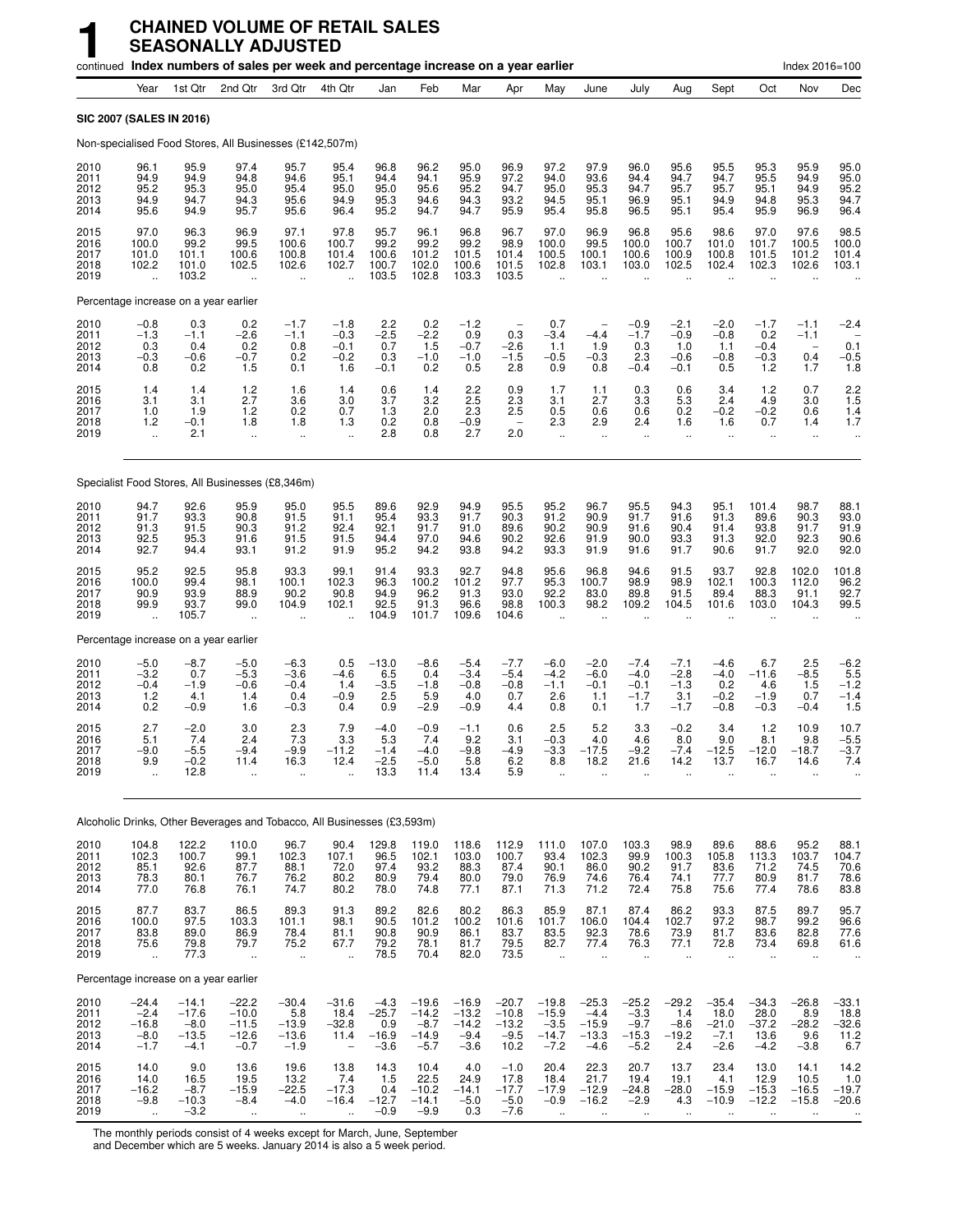# 1 CHAINED VOLUME OF RETAIL SALES SEASONALLY ADJUSTED

continued **Index numbers of sales per week and percentage increase on a year earlier** Index 2016=100

| | Year | 1st Qtr | 2nd Qtr | 3rd Qtr | 4th Qtr | Jan | Feb | Mar | Apr | May | June | July | Aug | Sept | Oct | Nov | Dec |
|---|---|---|---|---|---|---|---|---|---|---|---|---|---|---|---|---|---|
| **SIC 2007 (SALES IN 2016)** | | | | | | | | | | | | | | | | | |
| Non-specialised Food Stores, All Businesses (£142,507m) | | | | | | | | | | | | | | | | | |
| 2010 | 96.1 | 95.9 | 97.4 | 95.7 | 95.4 | 96.8 | 96.2 | 95.0 | 96.9 | 97.2 | 97.9 | 96.0 | 95.6 | 95.5 | 95.3 | 95.9 | 95.0 |
| 2011 | 94.9 | 94.9 | 94.8 | 94.6 | 95.1 | 94.4 | 94.1 | 95.9 | 97.2 | 94.0 | 93.6 | 94.4 | 94.7 | 94.7 | 95.5 | 94.9 | 95.0 |
| 2012 | 95.2 | 95.3 | 95.0 | 95.4 | 95.0 | 95.0 | 95.6 | 95.2 | 94.7 | 95.0 | 95.3 | 94.7 | 95.7 | 95.7 | 95.1 | 94.9 | 95.2 |
| 2013 | 94.9 | 94.7 | 94.3 | 95.6 | 94.9 | 95.3 | 94.6 | 94.3 | 93.2 | 94.5 | 95.1 | 96.9 | 95.1 | 94.9 | 94.8 | 95.3 | 94.7 |
| 2014 | 95.6 | 94.9 | 95.7 | 95.6 | 96.4 | 95.2 | 94.7 | 94.7 | 95.9 | 95.4 | 95.8 | 96.5 | 95.1 | 95.4 | 95.9 | 96.9 | 96.4 |
| 2015 | 97.0 | 96.3 | 96.9 | 97.1 | 97.8 | 95.7 | 96.1 | 96.8 | 96.7 | 97.0 | 96.9 | 96.8 | 95.6 | 98.6 | 97.0 | 97.6 | 98.5 |
| 2016 | 100.0 | 99.2 | 99.5 | 100.6 | 100.7 | 99.2 | 99.2 | 99.2 | 98.9 | 100.0 | 99.5 | 100.0 | 100.7 | 101.0 | 101.7 | 100.5 | 100.0 |
| 2017 | 101.0 | 101.1 | 100.6 | 100.8 | 101.4 | 100.6 | 101.2 | 101.5 | 101.4 | 100.5 | 100.1 | 100.6 | 100.9 | 100.8 | 101.5 | 101.2 | 101.4 |
| 2018 | 102.2 | 101.0 | 102.5 | 102.6 | 102.7 | 100.7 | 102.0 | 100.6 | 101.5 | 102.8 | 103.1 | 103.0 | 102.5 | 102.4 | 102.3 | 102.6 | 103.1 |
| 2019 | .. | 103.2 | .. | .. | .. | 103.5 | 102.8 | 103.3 | 103.5 | .. | .. | .. | .. | .. | .. | .. | .. |
| Percentage increase on a year earlier | | | | | | | | | | | | | | | | | |
| 2010 | −0.8 | 0.3 | 0.2 | −1.7 | −1.8 | 2.2 | 0.2 | −1.2 | – | 0.7 | – | −0.9 | −2.1 | −2.0 | −1.7 | −1.1 | −2.4 |
| 2011 | −1.3 | −1.1 | −2.6 | −1.1 | −0.3 | −2.5 | −2.2 | 0.9 | 0.3 | −3.4 | −4.4 | −1.7 | −0.9 | −0.8 | 0.2 | −1.1 | – |
| 2012 | 0.3 | 0.4 | 0.2 | 0.8 | −0.1 | 0.7 | 1.5 | −0.7 | −2.6 | 1.1 | 1.9 | 0.3 | 1.0 | 1.1 | −0.4 | – | 0.1 |
| 2013 | −0.3 | −0.6 | −0.7 | 0.2 | −0.2 | 0.3 | −1.0 | −1.0 | −1.5 | −0.5 | −0.3 | 2.3 | −0.6 | −0.8 | −0.3 | 0.4 | −0.5 |
| 2014 | 0.8 | 0.2 | 1.5 | 0.1 | 1.6 | −0.1 | 0.2 | 0.5 | 2.8 | 0.9 | 0.8 | −0.4 | −0.1 | 0.5 | 1.2 | 1.7 | 1.8 |
| 2015 | 1.4 | 1.4 | 1.2 | 1.6 | 1.4 | 0.6 | 1.4 | 2.2 | 0.9 | 1.7 | 1.1 | 0.3 | 0.6 | 3.4 | 1.2 | 0.7 | 2.2 |
| 2016 | 3.1 | 3.1 | 2.7 | 3.6 | 3.0 | 3.7 | 3.2 | 2.5 | 2.3 | 3.1 | 2.7 | 3.3 | 5.3 | 2.4 | 4.9 | 3.0 | 1.5 |
| 2017 | 1.0 | 1.9 | 1.2 | 0.2 | 0.7 | 1.3 | 2.0 | 2.3 | 2.5 | 0.5 | 0.6 | 0.6 | 0.2 | −0.2 | −0.2 | 0.6 | 1.4 |
| 2018 | 1.2 | −0.1 | 1.8 | 1.8 | 1.3 | 0.2 | 0.8 | −0.9 | – | 2.3 | 2.9 | 2.4 | 1.6 | 1.6 | 0.7 | 1.4 | 1.7 |
| 2019 | .. | 2.1 | .. | .. | .. | 2.8 | 0.8 | 2.7 | 2.0 | .. | .. | .. | .. | .. | .. | .. | .. |
| Specialist Food Stores, All Businesses (£8,346m) | | | | | | | | | | | | | | | | | |
| 2010 | 94.7 | 92.6 | 95.9 | 95.0 | 95.5 | 89.6 | 92.9 | 94.9 | 95.5 | 95.2 | 96.7 | 95.5 | 94.3 | 95.1 | 101.4 | 98.7 | 88.1 |
| 2011 | 91.7 | 93.3 | 90.8 | 91.5 | 91.1 | 95.4 | 93.3 | 91.7 | 90.3 | 91.2 | 90.9 | 91.7 | 91.6 | 91.3 | 89.6 | 90.3 | 93.0 |
| 2012 | 91.3 | 91.5 | 90.3 | 91.2 | 92.4 | 92.1 | 91.7 | 91.0 | 89.6 | 90.2 | 90.9 | 91.6 | 90.4 | 91.4 | 93.8 | 91.7 | 91.9 |
| 2013 | 92.5 | 95.3 | 91.6 | 91.5 | 91.5 | 94.4 | 97.0 | 94.6 | 90.2 | 92.6 | 91.9 | 90.0 | 93.3 | 91.3 | 92.0 | 92.3 | 90.6 |
| 2014 | 92.7 | 94.4 | 93.1 | 91.2 | 91.9 | 95.2 | 94.2 | 93.8 | 94.2 | 93.3 | 91.9 | 91.6 | 91.7 | 90.6 | 91.7 | 92.0 | 92.0 |
| 2015 | 95.2 | 92.5 | 95.8 | 93.3 | 99.1 | 91.4 | 93.3 | 92.7 | 94.8 | 95.6 | 96.8 | 94.6 | 91.5 | 93.7 | 92.8 | 102.0 | 101.8 |
| 2016 | 100.0 | 99.4 | 98.1 | 100.1 | 102.3 | 96.3 | 100.2 | 101.2 | 97.7 | 95.3 | 100.7 | 98.9 | 98.9 | 102.1 | 100.3 | 112.0 | 96.2 |
| 2017 | 90.9 | 93.9 | 88.9 | 90.2 | 90.8 | 94.9 | 96.2 | 91.3 | 93.0 | 92.2 | 83.0 | 89.8 | 91.5 | 89.4 | 88.3 | 91.1 | 92.7 |
| 2018 | 99.9 | 93.7 | 99.0 | 104.9 | 102.1 | 92.5 | 91.3 | 96.6 | 98.8 | 100.3 | 98.2 | 109.2 | 104.5 | 101.6 | 103.0 | 104.3 | 99.5 |
| 2019 | .. | 105.7 | .. | .. | .. | 104.9 | 101.7 | 109.6 | 104.6 | .. | .. | .. | .. | .. | .. | .. | .. |
| Percentage increase on a year earlier | | | | | | | | | | | | | | | | | |
| 2010 | −5.0 | −8.7 | −5.0 | −6.3 | 0.5 | −13.0 | −8.6 | −5.4 | −7.7 | −6.0 | −2.0 | −7.4 | −7.1 | −4.6 | 6.7 | 2.5 | −6.2 |
| 2011 | −3.2 | 0.7 | −5.3 | −3.6 | −4.6 | 6.5 | 0.4 | −3.4 | −5.4 | −4.2 | −6.0 | −4.0 | −2.8 | −4.0 | −11.6 | −8.5 | 5.5 |
| 2012 | −0.4 | −1.9 | −0.6 | −0.4 | 1.4 | −3.5 | −1.8 | −0.8 | −0.8 | −1.1 | −0.1 | −0.1 | −1.3 | 0.2 | 4.6 | 1.5 | −1.2 |
| 2013 | 1.2 | 4.1 | 1.4 | 0.4 | −0.9 | 2.5 | 5.9 | 4.0 | 0.7 | 2.6 | 1.1 | −1.7 | 3.1 | −0.2 | −1.9 | 0.7 | −1.4 |
| 2014 | 0.2 | −0.9 | 1.6 | −0.3 | 0.4 | 0.9 | −2.9 | −0.9 | 4.4 | 0.8 | 0.1 | 1.7 | −1.7 | −0.8 | −0.3 | −0.4 | 1.5 |
| 2015 | 2.7 | −2.0 | 3.0 | 2.3 | 7.9 | −4.0 | −0.9 | −1.1 | 0.6 | 2.5 | 5.2 | 3.3 | −0.2 | 3.4 | 1.2 | 10.9 | 10.7 |
| 2016 | 5.1 | 7.4 | 2.4 | 7.3 | 3.3 | 5.3 | 7.4 | 9.2 | 3.1 | −0.3 | 4.0 | 4.6 | 8.0 | 9.0 | 8.1 | 9.8 | −5.5 |
| 2017 | −9.0 | −5.5 | −9.4 | −9.9 | −11.2 | −1.4 | −4.0 | −9.8 | −4.9 | −3.3 | −17.5 | −9.2 | −7.4 | −12.5 | −12.0 | −18.7 | −3.7 |
| 2018 | 9.9 | −0.2 | 11.4 | 16.3 | 12.4 | −2.5 | −5.0 | 5.8 | 6.2 | 8.8 | 18.2 | 21.6 | 14.2 | 13.7 | 16.7 | 14.6 | 7.4 |
| 2019 | .. | 12.8 | .. | .. | .. | 13.3 | 11.4 | 13.4 | 5.9 | .. | .. | .. | .. | .. | .. | .. | .. |
| Alcoholic Drinks, Other Beverages and Tobacco, All Businesses (£3,593m) | | | | | | | | | | | | | | | | | |
| 2010 | 104.8 | 122.2 | 110.0 | 96.7 | 90.4 | 129.8 | 119.0 | 118.6 | 112.9 | 111.0 | 107.0 | 103.3 | 98.9 | 89.6 | 88.6 | 95.2 | 88.1 |
| 2011 | 102.3 | 100.7 | 99.1 | 102.3 | 107.1 | 96.5 | 102.1 | 103.0 | 100.7 | 93.4 | 102.3 | 99.9 | 100.3 | 105.8 | 113.3 | 103.7 | 104.7 |
| 2012 | 85.1 | 92.6 | 87.7 | 88.1 | 72.0 | 97.4 | 93.2 | 88.3 | 87.4 | 90.1 | 86.0 | 90.2 | 91.7 | 83.6 | 71.2 | 74.5 | 70.6 |
| 2013 | 78.3 | 80.1 | 76.7 | 76.2 | 80.2 | 80.9 | 79.4 | 80.0 | 79.0 | 76.9 | 74.6 | 76.4 | 74.1 | 77.7 | 80.9 | 81.7 | 78.6 |
| 2014 | 77.0 | 76.8 | 76.1 | 74.7 | 80.2 | 78.0 | 74.8 | 77.1 | 87.1 | 71.3 | 71.2 | 72.4 | 75.8 | 75.6 | 77.4 | 78.6 | 83.8 |
| 2015 | 87.7 | 83.7 | 86.5 | 89.3 | 91.3 | 89.2 | 82.6 | 80.2 | 86.3 | 85.9 | 87.1 | 87.4 | 86.2 | 93.3 | 87.5 | 89.7 | 95.7 |
| 2016 | 100.0 | 97.5 | 103.3 | 101.1 | 98.1 | 90.5 | 101.2 | 100.2 | 101.6 | 101.7 | 106.0 | 104.4 | 102.7 | 97.2 | 98.7 | 99.2 | 96.6 |
| 2017 | 83.8 | 89.0 | 86.9 | 78.4 | 81.1 | 90.8 | 90.9 | 86.1 | 83.7 | 83.5 | 92.3 | 78.6 | 73.9 | 81.7 | 83.6 | 82.8 | 77.6 |
| 2018 | 75.6 | 79.8 | 79.7 | 75.2 | 67.7 | 79.2 | 78.1 | 81.7 | 79.5 | 82.7 | 77.4 | 76.3 | 77.1 | 72.8 | 73.4 | 69.8 | 61.6 |
| 2019 | .. | 77.3 | .. | .. | .. | 78.5 | 70.4 | 82.0 | 73.5 | .. | .. | .. | .. | .. | .. | .. | .. |
| Percentage increase on a year earlier | | | | | | | | | | | | | | | | | |
| 2010 | −24.4 | −14.1 | −22.2 | −30.4 | −31.6 | −4.3 | −19.6 | −16.9 | −20.7 | −19.8 | −25.3 | −25.2 | −29.2 | −35.4 | −34.3 | −26.8 | −33.1 |
| 2011 | −2.4 | −17.6 | −10.0 | 5.8 | 18.4 | −25.7 | −14.2 | −13.2 | −10.8 | −15.9 | −4.4 | −3.3 | 1.4 | 18.0 | 28.0 | 8.9 | 18.8 |
| 2012 | −16.8 | −8.0 | −11.5 | −13.9 | −32.8 | 0.9 | −8.7 | −14.2 | −13.2 | −3.5 | −15.9 | −9.7 | −8.6 | −21.0 | −37.2 | −28.2 | −32.6 |
| 2013 | −8.0 | −13.5 | −12.6 | −13.6 | 11.4 | −16.9 | −14.9 | −9.4 | −9.5 | −14.7 | −13.3 | −15.3 | −19.2 | −7.1 | 13.6 | 9.6 | 11.2 |
| 2014 | −1.7 | −4.1 | −0.7 | −1.9 | – | −3.6 | −5.7 | −3.6 | 10.2 | −7.2 | −4.6 | −5.2 | 2.4 | −2.6 | −4.2 | −3.8 | 6.7 |
| 2015 | 14.0 | 9.0 | 13.6 | 19.6 | 13.8 | 14.3 | 10.4 | 4.0 | −1.0 | 20.4 | 22.3 | 20.7 | 13.7 | 23.4 | 13.0 | 14.1 | 14.2 |
| 2016 | 14.0 | 16.5 | 19.5 | 13.2 | 7.4 | 1.5 | 22.5 | 24.9 | 17.8 | 18.4 | 21.7 | 19.4 | 19.1 | 4.1 | 12.9 | 10.5 | 1.0 |
| 2017 | −16.2 | −8.7 | −15.9 | −22.5 | −17.3 | 0.4 | −10.2 | −14.1 | −17.7 | −17.9 | −12.9 | −24.8 | −28.0 | −15.9 | −15.3 | −16.5 | −19.7 |
| 2018 | −9.8 | −10.3 | −8.4 | −4.0 | −16.4 | −12.7 | −14.1 | −5.0 | −5.0 | −0.9 | −16.2 | −2.9 | 4.3 | −10.9 | −12.2 | −15.8 | −20.6 |
| 2019 | .. | −3.2 | .. | .. | .. | −0.9 | −9.9 | 0.3 | −7.6 | .. | .. | .. | .. | .. | .. | .. | .. |

The monthly periods consist of 4 weeks except for March, June, September and December which are 5 weeks. January 2014 is also a 5 week period.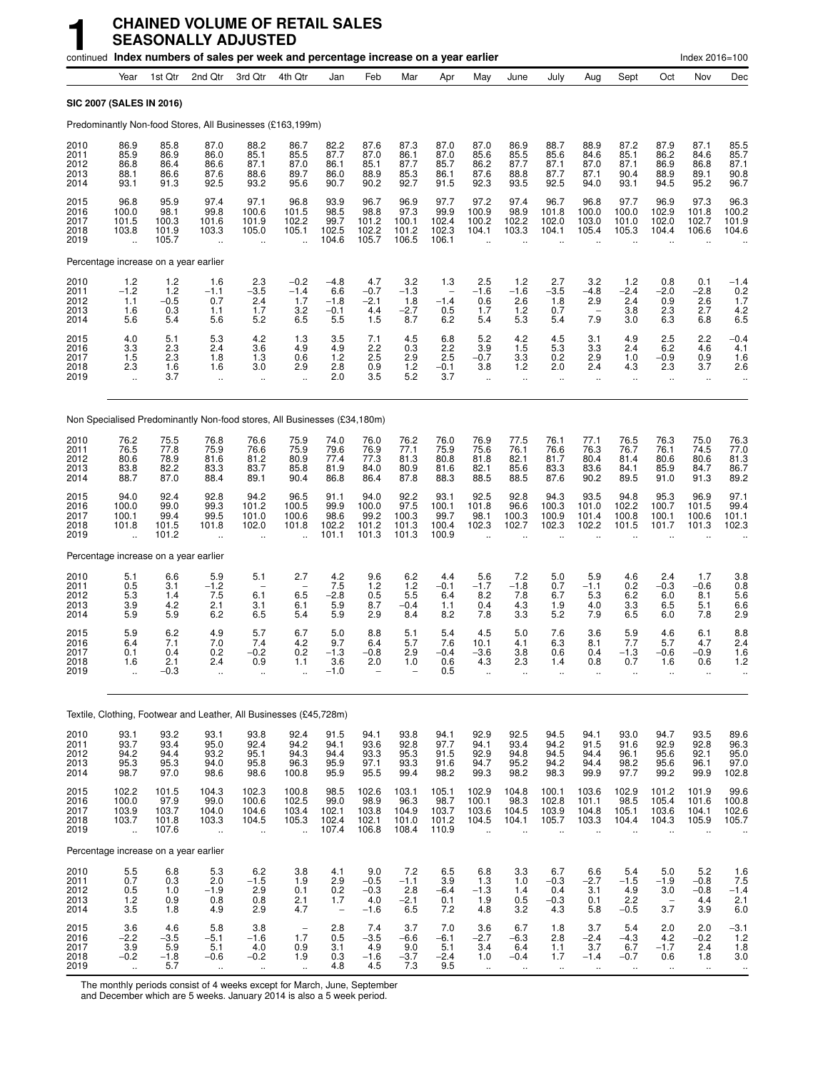# 1 CHAINED VOLUME OF RETAIL SALES SEASONALLY ADJUSTED

continued **Index numbers of sales per week and percentage increase on a year earlier** Index 2016=100

| | Year | 1st Qtr | 2nd Qtr | 3rd Qtr | 4th Qtr | Jan | Feb | Mar | Apr | May | June | July | Aug | Sept | Oct | Nov | Dec |
|---|---|---|---|---|---|---|---|---|---|---|---|---|---|---|---|---|---|
| **SIC 2007 (SALES IN 2016)** | | | | | | | | | | | | | | | | | |
| Predominantly Non-food Stores, All Businesses (£163,199m) | | | | | | | | | | | | | | | | | |
| 2010 | 86.9 | 85.8 | 87.0 | 88.2 | 86.7 | 82.2 | 87.6 | 87.3 | 87.0 | 87.0 | 86.9 | 88.7 | 88.9 | 87.2 | 87.9 | 87.1 | 85.5 |
| 2011 | 85.9 | 86.9 | 86.0 | 85.1 | 85.5 | 87.7 | 87.0 | 86.1 | 87.0 | 85.6 | 85.5 | 85.6 | 84.6 | 85.1 | 86.2 | 84.6 | 85.7 |
| 2012 | 86.8 | 86.4 | 86.6 | 87.1 | 87.0 | 86.1 | 85.1 | 87.7 | 85.7 | 86.2 | 87.7 | 87.1 | 87.0 | 87.1 | 86.9 | 86.8 | 87.1 |
| 2013 | 88.1 | 86.6 | 87.6 | 88.6 | 89.7 | 86.0 | 88.9 | 85.3 | 86.1 | 87.6 | 88.8 | 87.7 | 87.1 | 90.4 | 88.9 | 89.1 | 90.8 |
| 2014 | 93.1 | 91.3 | 92.5 | 93.2 | 95.6 | 90.7 | 90.2 | 92.7 | 91.5 | 92.3 | 93.5 | 92.5 | 94.0 | 93.1 | 94.5 | 95.2 | 96.7 |
| 2015 | 96.8 | 95.9 | 97.4 | 97.1 | 96.8 | 93.9 | 96.7 | 96.9 | 97.7 | 97.2 | 97.4 | 96.7 | 96.8 | 97.7 | 96.9 | 97.3 | 96.3 |
| 2016 | 100.0 | 98.1 | 99.8 | 100.6 | 101.5 | 98.5 | 98.8 | 97.3 | 99.9 | 100.9 | 98.9 | 101.8 | 100.0 | 100.0 | 102.9 | 101.8 | 100.2 |
| 2017 | 101.5 | 100.3 | 101.6 | 101.9 | 102.2 | 99.7 | 101.2 | 100.1 | 102.4 | 100.2 | 102.2 | 102.0 | 103.0 | 101.0 | 102.0 | 102.7 | 101.9 |
| 2018 | 103.8 | 101.9 | 103.3 | 105.0 | 105.1 | 102.5 | 102.2 | 101.2 | 102.3 | 104.1 | 103.3 | 104.1 | 105.4 | 105.3 | 104.4 | 106.6 | 104.6 |
| 2019 | .. | 105.7 | .. | .. | .. | 104.6 | 105.7 | 106.5 | 106.1 | .. | .. | .. | .. | .. | .. | .. | .. |
| Percentage increase on a year earlier | | | | | | | | | | | | | | | | | |
| 2010 | 1.2 | 1.2 | 1.6 | 2.3 | −0.2 | −4.8 | 4.7 | 3.2 | 1.3 | 2.5 | 1.2 | 2.7 | 3.2 | 1.2 | 0.8 | 0.1 | −1.4 |
| 2011 | −1.2 | 1.2 | −1.1 | −3.5 | −1.4 | 6.6 | −0.7 | −1.3 | – | −1.6 | −1.6 | −3.5 | −4.8 | −2.4 | −2.0 | −2.8 | 0.2 |
| 2012 | 1.1 | −0.5 | 0.7 | 2.4 | 1.7 | −1.8 | −2.1 | 1.8 | −1.4 | 0.6 | 2.6 | 1.8 | 2.9 | 2.4 | 0.9 | 2.6 | 1.7 |
| 2013 | 1.6 | 0.3 | 1.1 | 1.7 | 3.2 | −0.1 | 4.4 | −2.7 | 0.5 | 1.7 | 1.2 | 0.7 | – | 3.8 | 2.3 | 2.7 | 4.2 |
| 2014 | 5.6 | 5.4 | 5.6 | 5.2 | 6.5 | 5.5 | 1.5 | 8.7 | 6.2 | 5.4 | 5.3 | 5.4 | 7.9 | 3.0 | 6.3 | 6.8 | 6.5 |
| 2015 | 4.0 | 5.1 | 5.3 | 4.2 | 1.3 | 3.5 | 7.1 | 4.5 | 6.8 | 5.2 | 4.2 | 4.5 | 3.1 | 4.9 | 2.5 | 2.2 | −0.4 |
| 2016 | 3.3 | 2.3 | 2.4 | 3.6 | 4.9 | 4.9 | 2.2 | 0.3 | 2.2 | 3.9 | 1.5 | 5.3 | 3.3 | 2.4 | 6.2 | 4.6 | 4.1 |
| 2017 | 1.5 | 2.3 | 1.8 | 1.3 | 0.6 | 1.2 | 2.5 | 2.9 | 2.5 | −0.7 | 3.3 | 0.2 | 2.9 | 1.0 | −0.9 | 0.9 | 1.6 |
| 2018 | 2.3 | 1.6 | 1.6 | 3.0 | 2.9 | 2.8 | 0.9 | 1.2 | −0.1 | 3.8 | 1.2 | 2.0 | 2.4 | 4.3 | 2.3 | 3.7 | 2.6 |
| 2019 | .. | 3.7 | .. | .. | .. | 2.0 | 3.5 | 5.2 | 3.7 | .. | .. | .. | .. | .. | .. | .. | .. |
| Non Specialised Predominantly Non-food stores, All Businesses (£34,180m) | | | | | | | | | | | | | | | | | |
| 2010 | 76.2 | 75.5 | 76.8 | 76.6 | 75.9 | 74.0 | 76.0 | 76.2 | 76.0 | 76.9 | 77.5 | 76.1 | 77.1 | 76.5 | 76.3 | 75.0 | 76.3 |
| 2011 | 76.5 | 77.8 | 75.9 | 76.6 | 75.9 | 79.6 | 76.9 | 77.1 | 75.9 | 75.6 | 76.1 | 76.6 | 76.3 | 76.7 | 76.1 | 74.5 | 77.0 |
| 2012 | 80.6 | 78.9 | 81.6 | 81.2 | 80.9 | 77.4 | 77.3 | 81.3 | 80.8 | 81.8 | 82.1 | 81.7 | 80.4 | 81.4 | 80.6 | 80.6 | 81.3 |
| 2013 | 83.8 | 82.2 | 83.3 | 83.7 | 85.8 | 81.9 | 84.0 | 80.9 | 81.6 | 82.1 | 85.6 | 83.3 | 83.6 | 84.1 | 85.9 | 84.7 | 86.7 |
| 2014 | 88.7 | 87.0 | 88.4 | 89.1 | 90.4 | 86.8 | 86.4 | 87.8 | 88.3 | 88.5 | 88.5 | 87.6 | 90.2 | 89.5 | 91.0 | 91.3 | 89.2 |
| 2015 | 94.0 | 92.4 | 92.8 | 94.2 | 96.5 | 91.1 | 94.0 | 92.2 | 93.1 | 92.5 | 92.8 | 94.3 | 93.5 | 94.8 | 95.3 | 96.9 | 97.1 |
| 2016 | 100.0 | 99.0 | 99.3 | 101.2 | 100.5 | 99.9 | 100.0 | 97.5 | 100.1 | 101.8 | 96.6 | 100.3 | 101.0 | 102.2 | 100.7 | 101.5 | 99.4 |
| 2017 | 100.1 | 99.4 | 99.5 | 101.0 | 100.6 | 98.6 | 99.2 | 100.3 | 99.7 | 98.1 | 100.3 | 100.9 | 101.4 | 100.8 | 100.1 | 100.6 | 101.1 |
| 2018 | 101.8 | 101.5 | 101.8 | 102.0 | 101.8 | 102.2 | 101.2 | 101.3 | 100.4 | 102.3 | 102.7 | 102.3 | 102.2 | 101.5 | 101.7 | 101.3 | 102.3 |
| 2019 | .. | 101.2 | .. | .. | .. | 101.1 | 101.3 | 101.3 | 100.9 | .. | .. | .. | .. | .. | .. | .. | .. |
| Percentage increase on a year earlier | | | | | | | | | | | | | | | | | |
| 2010 | 5.1 | 6.6 | 5.9 | 5.1 | 2.7 | 4.2 | 9.6 | 6.2 | 4.4 | 5.6 | 7.2 | 5.0 | 5.9 | 4.6 | 2.4 | 1.7 | 3.8 |
| 2011 | 0.5 | 3.1 | −1.2 | – | – | 7.5 | 1.2 | 1.2 | −0.1 | −1.7 | −1.8 | 0.7 | −1.1 | 0.2 | −0.3 | −0.6 | 0.8 |
| 2012 | 5.3 | 1.4 | 7.5 | 6.1 | 6.5 | −2.8 | 0.5 | 5.5 | 6.4 | 8.2 | 7.8 | 6.7 | 5.3 | 6.2 | 6.0 | 8.1 | 5.6 |
| 2013 | 3.9 | 4.2 | 2.1 | 3.1 | 6.1 | 5.9 | 8.7 | −0.4 | 1.1 | 0.4 | 4.3 | 1.9 | 4.0 | 3.3 | 6.5 | 5.1 | 6.6 |
| 2014 | 5.9 | 5.9 | 6.2 | 6.5 | 5.4 | 5.9 | 2.9 | 8.4 | 8.2 | 7.8 | 3.3 | 5.2 | 7.9 | 6.5 | 6.0 | 7.8 | 2.9 |
| 2015 | 5.9 | 6.2 | 4.9 | 5.7 | 6.7 | 5.0 | 8.8 | 5.1 | 5.4 | 4.5 | 5.0 | 7.6 | 3.6 | 5.9 | 4.6 | 6.1 | 8.8 |
| 2016 | 6.4 | 7.1 | 7.0 | 7.4 | 4.2 | 9.7 | 6.4 | 5.7 | 7.6 | 10.1 | 4.1 | 6.3 | 8.1 | 7.7 | 5.7 | 4.7 | 2.4 |
| 2017 | 0.1 | 0.4 | 0.2 | −0.2 | 0.2 | −1.3 | −0.8 | 2.9 | −0.4 | −3.6 | 3.8 | 0.6 | 0.4 | −1.3 | −0.6 | −0.9 | 1.6 |
| 2018 | 1.6 | 2.1 | 2.4 | 0.9 | 1.1 | 3.6 | 2.0 | 1.0 | 0.6 | 4.3 | 2.3 | 1.4 | 0.8 | 0.7 | 1.6 | 0.6 | 1.2 |
| 2019 | .. | −0.3 | .. | .. | .. | −1.0 | – | – | 0.5 | .. | .. | .. | .. | .. | .. | .. | .. |
| Textile, Clothing, Footwear and Leather, All Businesses (£45,728m) | | | | | | | | | | | | | | | | | |
| 2010 | 93.1 | 93.2 | 93.1 | 93.8 | 92.4 | 91.5 | 94.1 | 93.8 | 94.1 | 92.9 | 92.5 | 94.5 | 94.1 | 93.0 | 94.7 | 93.5 | 89.6 |
| 2011 | 93.7 | 93.4 | 95.0 | 92.4 | 94.2 | 94.1 | 93.6 | 92.8 | 97.7 | 94.1 | 93.4 | 94.2 | 91.5 | 91.6 | 92.9 | 92.8 | 96.3 |
| 2012 | 94.2 | 94.4 | 93.2 | 95.1 | 94.3 | 94.4 | 93.3 | 95.3 | 91.5 | 92.9 | 94.8 | 94.5 | 94.4 | 96.1 | 95.6 | 92.1 | 95.0 |
| 2013 | 95.3 | 95.3 | 94.0 | 95.8 | 96.3 | 95.9 | 97.1 | 93.3 | 91.6 | 94.7 | 95.2 | 94.2 | 94.4 | 98.2 | 95.6 | 96.1 | 97.0 |
| 2014 | 98.7 | 97.0 | 98.6 | 98.6 | 100.8 | 95.9 | 95.5 | 99.4 | 98.2 | 99.3 | 98.2 | 98.3 | 99.9 | 97.7 | 99.2 | 99.9 | 102.8 |
| 2015 | 102.2 | 101.5 | 104.3 | 102.3 | 100.8 | 98.5 | 102.6 | 103.1 | 105.1 | 102.9 | 104.8 | 100.1 | 103.6 | 102.9 | 101.2 | 101.9 | 99.6 |
| 2016 | 100.0 | 97.9 | 99.0 | 100.6 | 102.5 | 99.0 | 98.9 | 96.3 | 98.7 | 100.1 | 98.3 | 102.8 | 101.1 | 98.5 | 105.4 | 101.6 | 100.8 |
| 2017 | 103.9 | 103.7 | 104.0 | 104.6 | 103.4 | 102.1 | 103.8 | 104.9 | 103.7 | 103.6 | 104.5 | 103.9 | 104.8 | 105.1 | 103.6 | 104.1 | 102.6 |
| 2018 | 103.7 | 101.8 | 103.3 | 104.5 | 105.3 | 102.4 | 102.1 | 101.0 | 101.2 | 104.5 | 104.1 | 105.7 | 103.3 | 104.4 | 104.3 | 105.9 | 105.7 |
| 2019 | .. | 107.6 | .. | .. | .. | 107.4 | 106.8 | 108.4 | 110.9 | .. | .. | .. | .. | .. | .. | .. | .. |
| Percentage increase on a year earlier | | | | | | | | | | | | | | | | | |
| 2010 | 5.5 | 6.8 | 5.3 | 6.2 | 3.8 | 4.1 | 9.0 | 7.2 | 6.5 | 6.8 | 3.3 | 6.7 | 6.6 | 5.4 | 5.0 | 5.2 | 1.6 |
| 2011 | 0.7 | 0.3 | 2.0 | −1.5 | 1.9 | 2.9 | −0.5 | −1.1 | 3.9 | 1.3 | 1.0 | −0.3 | −2.7 | −1.5 | −1.9 | −0.8 | 7.5 |
| 2012 | 0.5 | 1.0 | −1.9 | 2.9 | 0.1 | 0.2 | −0.3 | 2.8 | −6.4 | −1.3 | 1.4 | 0.4 | 3.1 | 4.9 | 3.0 | −0.8 | −1.4 |
| 2013 | 1.2 | 0.9 | 0.8 | 0.8 | 2.1 | 1.7 | 4.0 | −2.1 | 0.1 | 1.9 | 0.5 | −0.3 | 0.1 | 2.2 | – | 4.4 | 2.1 |
| 2014 | 3.5 | 1.8 | 4.9 | 2.9 | 4.7 | – | −1.6 | 6.5 | 7.2 | 4.8 | 3.2 | 4.3 | 5.8 | −0.5 | 3.7 | 3.9 | 6.0 |
| 2015 | 3.6 | 4.6 | 5.8 | 3.8 | – | 2.8 | 7.4 | 3.7 | 7.0 | 3.6 | 6.7 | 1.8 | 3.7 | 5.4 | 2.0 | 2.0 | −3.1 |
| 2016 | −2.2 | −3.5 | −5.1 | −1.6 | 1.7 | 0.5 | −3.5 | −6.6 | −6.1 | −2.7 | −6.3 | 2.8 | −2.4 | −4.3 | 4.2 | −0.2 | 1.2 |
| 2017 | 3.9 | 5.9 | 5.1 | 4.0 | 0.9 | 3.1 | 4.9 | 9.0 | 5.1 | 3.4 | 6.4 | 1.1 | 3.7 | 6.7 | −1.7 | 2.4 | 1.8 |
| 2018 | −0.2 | −1.8 | −0.6 | −0.2 | 1.9 | 0.3 | −1.6 | −3.7 | −2.4 | 1.0 | −0.4 | 1.7 | −1.4 | −0.7 | 0.6 | 1.8 | 3.0 |
| 2019 | .. | 5.7 | .. | .. | .. | 4.8 | 4.5 | 7.3 | 9.5 | .. | .. | .. | .. | .. | .. | .. | .. |

The monthly periods consist of 4 weeks except for March, June, September and December which are 5 weeks. January 2014 is also a 5 week period.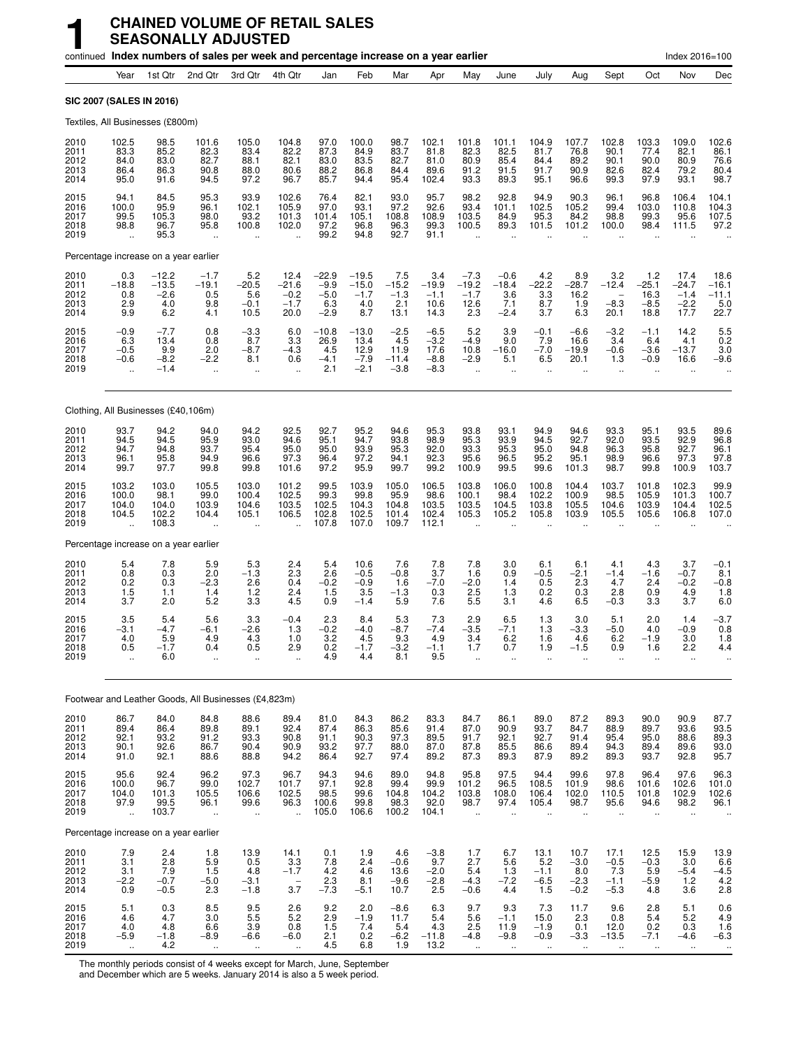# 1 CHAINED VOLUME OF RETAIL SALES SEASONALLY ADJUSTED

continued **Index numbers of sales per week and percentage increase on a year earlier** Index 2016=100

| | Year | 1st Qtr | 2nd Qtr | 3rd Qtr | 4th Qtr | Jan | Feb | Mar | Apr | May | June | July | Aug | Sept | Oct | Nov | Dec |
|---|---|---|---|---|---|---|---|---|---|---|---|---|---|---|---|---|---|
| **SIC 2007 (SALES IN 2016)** | | | | | | | | | | | | | | | | | |
| Textiles, All Businesses (£800m) | | | | | | | | | | | | | | | | | |
| 2010 | 102.5 | 98.5 | 101.6 | 105.0 | 104.8 | 97.0 | 100.0 | 98.7 | 102.1 | 101.8 | 101.1 | 104.9 | 107.7 | 102.8 | 103.3 | 109.0 | 102.6 |
| 2011 | 83.3 | 85.2 | 82.3 | 83.4 | 82.2 | 87.3 | 84.9 | 83.7 | 81.8 | 82.3 | 82.5 | 81.7 | 76.8 | 90.1 | 77.4 | 82.1 | 86.1 |
| 2012 | 84.0 | 83.0 | 82.7 | 88.1 | 82.1 | 83.0 | 83.5 | 82.7 | 81.0 | 80.9 | 85.4 | 84.4 | 89.2 | 90.1 | 90.0 | 80.9 | 76.6 |
| 2013 | 86.4 | 86.3 | 90.8 | 88.0 | 80.6 | 88.2 | 86.8 | 84.4 | 89.6 | 91.2 | 91.5 | 91.7 | 90.9 | 82.6 | 82.4 | 79.2 | 80.4 |
| 2014 | 95.0 | 91.6 | 94.5 | 97.2 | 96.7 | 85.7 | 94.4 | 95.4 | 102.4 | 93.3 | 89.3 | 95.1 | 96.6 | 99.3 | 97.9 | 93.1 | 98.7 |
| 2015 | 94.1 | 84.5 | 95.3 | 93.9 | 102.6 | 76.4 | 82.1 | 93.0 | 95.7 | 98.2 | 92.8 | 94.9 | 90.3 | 96.1 | 96.8 | 106.4 | 104.1 |
| 2016 | 100.0 | 95.9 | 96.1 | 102.1 | 105.9 | 97.0 | 93.1 | 97.2 | 92.6 | 93.4 | 101.1 | 102.5 | 105.2 | 99.4 | 103.0 | 110.8 | 104.3 |
| 2017 | 99.5 | 105.3 | 98.0 | 93.2 | 101.3 | 101.4 | 105.1 | 108.8 | 108.9 | 103.5 | 84.9 | 95.3 | 84.2 | 98.8 | 99.3 | 95.6 | 107.5 |
| 2018 | 98.8 | 96.7 | 95.8 | 100.8 | 102.0 | 97.2 | 96.8 | 96.3 | 99.3 | 100.5 | 89.3 | 101.5 | 101.2 | 100.0 | 98.4 | 111.5 | 97.2 |
| 2019 | .. | 95.3 | .. | .. | .. | 99.2 | 94.8 | 92.7 | 91.1 | .. | .. | .. | .. | .. | .. | .. | .. |
| Percentage increase on a year earlier | | | | | | | | | | | | | | | | | |
| 2010 | 0.3 | −12.2 | −1.7 | 5.2 | 12.4 | −22.9 | −19.5 | 7.5 | 3.4 | −7.3 | −0.6 | 4.2 | 8.9 | 3.2 | 1.2 | 17.4 | 18.6 |
| 2011 | −18.8 | −13.5 | −19.1 | −20.5 | −21.6 | −9.9 | −15.0 | −15.2 | −19.9 | −19.2 | −18.4 | −22.2 | −28.7 | −12.4 | −25.1 | −24.7 | −16.1 |
| 2012 | 0.8 | −2.6 | 0.5 | 5.6 | −0.2 | −5.0 | −1.7 | −1.3 | −1.1 | −1.7 | 3.6 | 3.3 | 16.2 | – | 16.3 | −1.4 | −11.1 |
| 2013 | 2.9 | 4.0 | 9.8 | −0.1 | −1.7 | 6.3 | 4.0 | 2.1 | 10.6 | 12.6 | 7.1 | 8.7 | 1.9 | −8.3 | −8.5 | −2.2 | 5.0 |
| 2014 | 9.9 | 6.2 | 4.1 | 10.5 | 20.0 | −2.9 | 8.7 | 13.1 | 14.3 | 2.3 | −2.4 | 3.7 | 6.3 | 20.1 | 18.8 | 17.7 | 22.7 |
| 2015 | −0.9 | −7.7 | 0.8 | −3.3 | 6.0 | −10.8 | −13.0 | −2.5 | −6.5 | 5.2 | 3.9 | −0.1 | −6.6 | −3.2 | −1.1 | 14.2 | 5.5 |
| 2016 | 6.3 | 13.4 | 0.8 | 8.7 | 3.3 | 26.9 | 13.4 | 4.5 | −3.2 | −4.9 | 9.0 | 7.9 | 16.6 | 3.4 | 6.4 | 4.1 | 0.2 |
| 2017 | −0.5 | 9.9 | 2.0 | −8.7 | −4.3 | 4.5 | 12.9 | 11.9 | 17.6 | 10.8 | −16.0 | −7.0 | −19.9 | −0.6 | −3.6 | −13.7 | 3.0 |
| 2018 | −0.6 | −8.2 | −2.2 | 8.1 | 0.6 | −4.1 | −7.9 | −11.4 | −8.8 | −2.9 | 5.1 | 6.5 | 20.1 | 1.3 | −0.9 | 16.6 | −9.6 |
| 2019 | .. | −1.4 | .. | .. | .. | 2.1 | −2.1 | −3.8 | −8.3 | .. | .. | .. | .. | .. | .. | .. | .. |
| Clothing, All Businesses (£40,106m) | | | | | | | | | | | | | | | | | |
| 2010 | 93.7 | 94.2 | 94.0 | 94.2 | 92.5 | 92.7 | 95.2 | 94.6 | 95.3 | 93.8 | 93.1 | 94.9 | 94.6 | 93.3 | 95.1 | 93.5 | 89.6 |
| 2011 | 94.5 | 94.5 | 95.9 | 93.0 | 94.6 | 95.1 | 94.7 | 93.8 | 98.9 | 95.3 | 93.9 | 94.5 | 92.7 | 92.0 | 93.5 | 92.9 | 96.8 |
| 2012 | 94.7 | 94.8 | 93.7 | 95.4 | 95.0 | 95.0 | 93.9 | 95.3 | 92.0 | 93.3 | 95.3 | 95.0 | 94.8 | 96.3 | 95.8 | 92.7 | 96.1 |
| 2013 | 96.1 | 95.8 | 94.9 | 96.6 | 97.3 | 96.4 | 97.2 | 94.1 | 92.3 | 95.6 | 96.5 | 95.2 | 95.1 | 98.9 | 96.6 | 97.3 | 97.8 |
| 2014 | 99.7 | 97.7 | 99.8 | 99.8 | 101.6 | 97.2 | 95.9 | 99.7 | 99.2 | 100.9 | 99.5 | 99.6 | 101.3 | 98.7 | 99.8 | 100.9 | 103.7 |
| 2015 | 103.2 | 103.0 | 105.5 | 103.0 | 101.2 | 99.5 | 103.9 | 105.0 | 106.5 | 103.8 | 106.0 | 100.8 | 104.4 | 103.7 | 101.8 | 102.3 | 99.9 |
| 2016 | 100.0 | 98.1 | 99.0 | 100.4 | 102.5 | 99.3 | 99.8 | 95.9 | 98.6 | 100.1 | 98.4 | 102.2 | 100.9 | 98.5 | 105.9 | 101.3 | 100.7 |
| 2017 | 104.0 | 104.0 | 103.9 | 104.6 | 103.5 | 102.5 | 104.3 | 104.8 | 103.5 | 103.5 | 104.5 | 103.8 | 105.5 | 104.6 | 103.9 | 104.4 | 102.5 |
| 2018 | 104.5 | 102.2 | 104.4 | 105.1 | 106.5 | 102.8 | 102.5 | 101.4 | 102.4 | 105.3 | 105.2 | 105.8 | 103.9 | 105.5 | 105.6 | 106.8 | 107.0 |
| 2019 | .. | 108.3 | .. | .. | .. | 107.8 | 107.0 | 109.7 | 112.1 | .. | .. | .. | .. | .. | .. | .. | .. |
| Percentage increase on a year earlier | | | | | | | | | | | | | | | | | |
| 2010 | 5.4 | 7.8 | 5.9 | 5.3 | 2.4 | 5.4 | 10.6 | 7.6 | 7.8 | 7.8 | 3.0 | 6.1 | 6.1 | 4.1 | 4.3 | 3.7 | −0.1 |
| 2011 | 0.8 | 0.3 | 2.0 | −1.3 | 2.3 | 2.6 | −0.5 | −0.8 | 3.7 | 1.6 | 0.9 | −0.5 | −2.1 | −1.4 | −1.6 | −0.7 | 8.1 |
| 2012 | 0.2 | 0.3 | −2.3 | 2.6 | 0.4 | −0.2 | −0.9 | 1.6 | −7.0 | −2.0 | 1.4 | 0.5 | 2.3 | 4.7 | 2.4 | −0.2 | −0.8 |
| 2013 | 1.5 | 1.1 | 1.4 | 1.2 | 2.4 | 1.5 | 3.5 | −1.3 | 0.3 | 2.5 | 1.3 | 0.2 | 0.3 | 2.8 | 0.9 | 4.9 | 1.8 |
| 2014 | 3.7 | 2.0 | 5.2 | 3.3 | 4.5 | 0.9 | −1.4 | 5.9 | 7.6 | 5.5 | 3.1 | 4.6 | 6.5 | −0.3 | 3.3 | 3.7 | 6.0 |
| 2015 | 3.5 | 5.4 | 5.6 | 3.3 | −0.4 | 2.3 | 8.4 | 5.3 | 7.3 | 2.9 | 6.5 | 1.3 | 3.0 | 5.1 | 2.0 | 1.4 | −3.7 |
| 2016 | −3.1 | −4.7 | −6.1 | −2.6 | 1.3 | −0.2 | −4.0 | −8.7 | −7.4 | −3.5 | −7.1 | 1.3 | −3.3 | −5.0 | 4.0 | −0.9 | 0.8 |
| 2017 | 4.0 | 5.9 | 4.9 | 4.3 | 1.0 | 3.2 | 4.5 | 9.3 | 4.9 | 3.4 | 6.2 | 1.6 | 4.6 | 6.2 | −1.9 | 3.0 | 1.8 |
| 2018 | 0.5 | −1.7 | 0.4 | 0.5 | 2.9 | 0.2 | −1.7 | −3.2 | −1.1 | 1.7 | 0.7 | 1.9 | −1.5 | 0.9 | 1.6 | 2.2 | 4.4 |
| 2019 | .. | 6.0 | .. | .. | .. | 4.9 | 4.4 | 8.1 | 9.5 | .. | .. | .. | .. | .. | .. | .. | .. |
| Footwear and Leather Goods, All Businesses (£4,823m) | | | | | | | | | | | | | | | | | |
| 2010 | 86.7 | 84.0 | 84.8 | 88.6 | 89.4 | 81.0 | 84.3 | 86.2 | 83.3 | 84.7 | 86.1 | 89.0 | 87.2 | 89.3 | 90.0 | 90.9 | 87.7 |
| 2011 | 89.4 | 86.4 | 89.8 | 89.1 | 92.4 | 87.4 | 86.3 | 85.6 | 91.4 | 87.0 | 90.9 | 93.7 | 84.7 | 88.9 | 89.7 | 93.6 | 93.5 |
| 2012 | 92.1 | 93.2 | 91.2 | 93.3 | 90.8 | 91.1 | 90.3 | 97.3 | 89.5 | 91.7 | 92.1 | 92.7 | 91.4 | 95.4 | 95.0 | 88.6 | 89.3 |
| 2013 | 90.1 | 92.6 | 86.7 | 90.4 | 90.9 | 93.2 | 97.7 | 88.0 | 87.0 | 87.8 | 85.5 | 86.6 | 89.4 | 94.3 | 89.4 | 89.6 | 93.0 |
| 2014 | 91.0 | 92.1 | 88.6 | 88.8 | 94.2 | 86.4 | 92.7 | 97.4 | 89.2 | 87.3 | 89.3 | 87.9 | 89.2 | 89.3 | 93.7 | 92.8 | 95.7 |
| 2015 | 95.6 | 92.4 | 96.2 | 97.3 | 96.7 | 94.3 | 94.6 | 89.0 | 94.8 | 95.8 | 97.5 | 94.4 | 99.6 | 97.8 | 96.4 | 97.6 | 96.3 |
| 2016 | 100.0 | 96.7 | 99.0 | 102.7 | 101.7 | 97.1 | 92.8 | 99.4 | 99.9 | 101.2 | 96.5 | 108.5 | 101.9 | 98.6 | 101.6 | 102.6 | 101.0 |
| 2017 | 104.0 | 101.3 | 105.5 | 106.6 | 102.5 | 98.5 | 99.6 | 104.8 | 104.2 | 103.8 | 108.0 | 106.4 | 102.0 | 110.5 | 101.8 | 102.9 | 102.6 |
| 2018 | 97.9 | 99.5 | 96.1 | 99.6 | 96.3 | 100.6 | 99.8 | 98.3 | 92.0 | 98.7 | 97.4 | 105.4 | 98.7 | 95.6 | 94.6 | 98.2 | 96.1 |
| 2019 | .. | 103.7 | .. | .. | .. | 105.0 | 106.6 | 100.2 | 104.1 | .. | .. | .. | .. | .. | .. | .. | .. |
| Percentage increase on a year earlier | | | | | | | | | | | | | | | | | |
| 2010 | 7.9 | 2.4 | 1.8 | 13.9 | 14.1 | 0.1 | 1.9 | 4.6 | −3.8 | 1.7 | 6.7 | 13.1 | 10.7 | 17.1 | 12.5 | 15.9 | 13.9 |
| 2011 | 3.1 | 2.8 | 5.9 | 0.5 | 3.3 | 7.8 | 2.4 | −0.6 | 9.7 | 2.7 | 5.6 | 5.2 | −3.0 | −0.5 | −0.3 | 3.0 | 6.6 |
| 2012 | 3.1 | 7.9 | 1.5 | 4.8 | −1.7 | 4.2 | 4.6 | 13.6 | −2.0 | 5.4 | 1.3 | −1.1 | 8.0 | 7.3 | 5.9 | −5.4 | −4.5 |
| 2013 | −2.2 | −0.7 | −5.0 | −3.1 | – | 2.3 | 8.1 | −9.6 | −2.8 | −4.3 | −7.2 | −6.5 | −2.3 | −1.1 | −5.9 | 1.2 | 4.2 |
| 2014 | 0.9 | −0.5 | 2.3 | −1.8 | 3.7 | −7.3 | −5.1 | 10.7 | 2.5 | −0.6 | 4.4 | 1.5 | −0.2 | −5.3 | 4.8 | 3.6 | 2.8 |
| 2015 | 5.1 | 0.3 | 8.5 | 9.5 | 2.6 | 9.2 | 2.0 | −8.6 | 6.3 | 9.7 | 9.3 | 7.3 | 11.7 | 9.6 | 2.8 | 5.1 | 0.6 |
| 2016 | 4.6 | 4.7 | 3.0 | 5.5 | 5.2 | 2.9 | −1.9 | 11.7 | 5.4 | 5.6 | −1.1 | 15.0 | 2.3 | 0.8 | 5.4 | 5.2 | 4.9 |
| 2017 | 4.0 | 4.8 | 6.6 | 3.9 | 0.8 | 1.5 | 7.4 | 5.4 | 4.3 | 2.5 | 11.9 | −1.9 | 0.1 | 12.0 | 0.2 | 0.3 | 1.6 |
| 2018 | −5.9 | −1.8 | −8.9 | −6.6 | −6.0 | 2.1 | 0.2 | −6.2 | −11.8 | −4.8 | −9.8 | −0.9 | −3.3 | −13.5 | −7.1 | −4.6 | −6.3 |
| 2019 | .. | 4.2 | .. | .. | .. | 4.5 | 6.8 | 1.9 | 13.2 | .. | .. | .. | .. | .. | .. | .. | .. |

The monthly periods consist of 4 weeks except for March, June, September and December which are 5 weeks. January 2014 is also a 5 week period.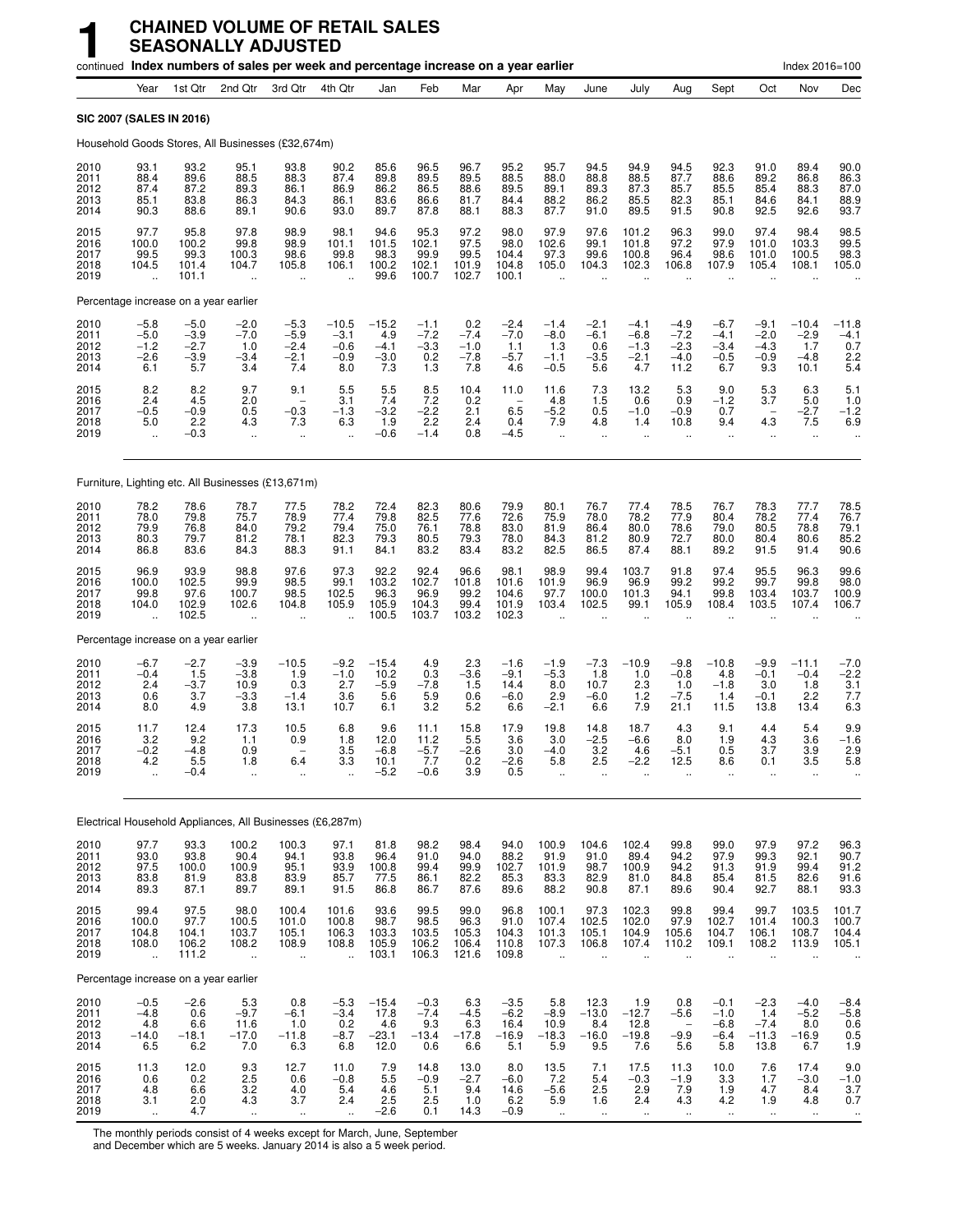# 1 CHAINED VOLUME OF RETAIL SALES SEASONALLY ADJUSTED

continued **Index numbers of sales per week and percentage increase on a year earlier** — Index 2016=100

| | Year | 1st Qtr | 2nd Qtr | 3rd Qtr | 4th Qtr | Jan | Feb | Mar | Apr | May | June | July | Aug | Sept | Oct | Nov | Dec |
|---|---|---|---|---|---|---|---|---|---|---|---|---|---|---|---|---|---|
| **SIC 2007 (SALES IN 2016)** | | | | | | | | | | | | | | | | | |
| Household Goods Stores, All Businesses (£32,674m) | | | | | | | | | | | | | | | | | |
| 2010 | 93.1 | 93.2 | 95.1 | 93.8 | 90.2 | 85.6 | 96.5 | 96.7 | 95.2 | 95.7 | 94.5 | 94.9 | 94.5 | 92.3 | 91.0 | 89.4 | 90.0 |
| 2011 | 88.4 | 89.6 | 88.5 | 88.3 | 87.4 | 89.8 | 89.5 | 89.5 | 88.5 | 88.0 | 88.8 | 88.5 | 87.7 | 88.6 | 89.2 | 86.8 | 86.3 |
| 2012 | 87.4 | 87.2 | 89.3 | 86.1 | 86.9 | 86.2 | 86.5 | 88.6 | 89.5 | 89.1 | 89.3 | 87.3 | 85.7 | 85.5 | 85.4 | 88.3 | 87.0 |
| 2013 | 85.1 | 83.8 | 86.3 | 84.3 | 86.1 | 83.6 | 86.6 | 81.7 | 84.4 | 88.2 | 86.2 | 85.5 | 82.3 | 85.1 | 84.6 | 84.1 | 88.9 |
| 2014 | 90.3 | 88.6 | 89.1 | 90.6 | 93.0 | 89.7 | 87.8 | 88.1 | 88.3 | 87.7 | 91.0 | 89.5 | 91.5 | 90.8 | 92.5 | 92.6 | 93.7 |
| 2015 | 97.7 | 95.8 | 97.8 | 98.9 | 98.1 | 94.6 | 95.3 | 97.2 | 98.0 | 97.9 | 97.6 | 101.2 | 96.3 | 99.0 | 97.4 | 98.4 | 98.5 |
| 2016 | 100.0 | 100.2 | 99.8 | 98.9 | 101.1 | 101.5 | 102.1 | 97.5 | 98.0 | 102.6 | 99.1 | 101.8 | 97.2 | 97.9 | 101.0 | 103.3 | 99.5 |
| 2017 | 99.5 | 99.3 | 100.3 | 98.6 | 99.8 | 98.3 | 99.9 | 99.5 | 104.4 | 97.3 | 99.6 | 100.8 | 96.4 | 98.6 | 101.0 | 100.5 | 98.3 |
| 2018 | 104.5 | 101.4 | 104.7 | 105.8 | 106.1 | 100.2 | 102.1 | 101.9 | 104.8 | 105.0 | 104.3 | 102.3 | 106.8 | 107.9 | 105.4 | 108.1 | 105.0 |
| 2019 | .. | 101.1 | .. | .. | .. | 99.6 | 100.7 | 102.7 | 100.1 | .. | .. | .. | .. | .. | .. | .. | .. |
| Percentage increase on a year earlier | | | | | | | | | | | | | | | | | |
| 2010 | −5.8 | −5.0 | −2.0 | −5.3 | −10.5 | −15.2 | −1.1 | 0.2 | −2.4 | −1.4 | −2.1 | −4.1 | −4.9 | −6.7 | −9.1 | −10.4 | −11.8 |
| 2011 | −5.0 | −3.9 | −7.0 | −5.9 | −3.1 | 4.9 | −7.2 | −7.4 | −7.0 | −8.0 | −6.1 | −6.8 | −7.2 | −4.1 | −2.0 | −2.9 | −4.1 |
| 2012 | −1.2 | −2.7 | 1.0 | −2.4 | −0.6 | −4.1 | −3.3 | −1.0 | 1.1 | 1.3 | 0.6 | −1.3 | −2.3 | −3.4 | −4.3 | 1.7 | 0.7 |
| 2013 | −2.6 | −3.9 | −3.4 | −2.1 | −0.9 | −3.0 | 0.2 | −7.8 | −5.7 | −1.1 | −3.5 | −2.1 | −4.0 | −0.5 | −0.9 | −4.8 | 2.2 |
| 2014 | 6.1 | 5.7 | 3.4 | 7.4 | 8.0 | 7.3 | 1.3 | 7.8 | 4.6 | −0.5 | 5.6 | 4.7 | 11.2 | 6.7 | 9.3 | 10.1 | 5.4 |
| 2015 | 8.2 | 8.2 | 9.7 | 9.1 | 5.5 | 5.5 | 8.5 | 10.4 | 11.0 | 11.6 | 7.3 | 13.2 | 5.3 | 9.0 | 5.3 | 6.3 | 5.1 |
| 2016 | 2.4 | 4.5 | 2.0 | – | 3.1 | 7.4 | 7.2 | 0.2 | – | 4.8 | 1.5 | 0.6 | 0.9 | −1.2 | 3.7 | 5.0 | 1.0 |
| 2017 | −0.5 | −0.9 | 0.5 | −0.3 | −1.3 | −3.2 | −2.2 | 2.1 | 6.5 | −5.2 | 0.5 | −1.0 | −0.9 | 0.7 | – | −2.7 | −1.2 |
| 2018 | 5.0 | 2.2 | 4.3 | 7.3 | 6.3 | 1.9 | 2.2 | 2.4 | 0.4 | 7.9 | 4.8 | 1.4 | 10.8 | 9.4 | 4.3 | 7.5 | 6.9 |
| 2019 | .. | −0.3 | .. | .. | .. | −0.6 | −1.4 | 0.8 | −4.5 | .. | .. | .. | .. | .. | .. | .. | .. |
| Furniture, Lighting etc. All Businesses (£13,671m) | | | | | | | | | | | | | | | | | |
| 2010 | 78.2 | 78.6 | 78.7 | 77.5 | 78.2 | 72.4 | 82.3 | 80.6 | 79.9 | 80.1 | 76.7 | 77.4 | 78.5 | 76.7 | 78.3 | 77.7 | 78.5 |
| 2011 | 78.0 | 79.8 | 75.7 | 78.9 | 77.4 | 79.8 | 82.5 | 77.6 | 72.6 | 75.9 | 78.0 | 78.2 | 77.9 | 80.4 | 78.2 | 77.4 | 76.7 |
| 2012 | 79.9 | 76.8 | 84.0 | 79.2 | 79.4 | 75.0 | 76.1 | 78.8 | 83.0 | 81.9 | 86.4 | 80.0 | 78.6 | 79.0 | 80.5 | 78.8 | 79.1 |
| 2013 | 80.3 | 79.7 | 81.2 | 78.1 | 82.3 | 79.3 | 80.5 | 79.3 | 78.0 | 84.3 | 81.2 | 80.9 | 72.7 | 80.0 | 80.4 | 80.6 | 85.2 |
| 2014 | 86.8 | 83.6 | 84.3 | 88.3 | 91.1 | 84.1 | 83.2 | 83.4 | 83.2 | 82.5 | 86.5 | 87.4 | 88.1 | 89.2 | 91.5 | 91.4 | 90.6 |
| 2015 | 96.9 | 93.9 | 98.8 | 97.6 | 97.3 | 92.2 | 92.4 | 96.6 | 98.1 | 98.9 | 99.4 | 103.7 | 91.8 | 97.4 | 95.5 | 96.3 | 99.6 |
| 2016 | 100.0 | 102.5 | 99.9 | 98.5 | 99.1 | 103.2 | 102.7 | 101.8 | 101.6 | 101.9 | 96.9 | 96.9 | 99.2 | 99.2 | 99.7 | 99.8 | 98.0 |
| 2017 | 99.8 | 97.6 | 100.7 | 98.5 | 102.5 | 96.3 | 96.9 | 99.2 | 104.6 | 97.7 | 100.0 | 101.3 | 94.1 | 99.8 | 103.4 | 103.7 | 100.9 |
| 2018 | 104.0 | 102.9 | 102.6 | 104.8 | 105.9 | 105.9 | 104.3 | 99.4 | 101.9 | 103.4 | 102.5 | 99.1 | 105.9 | 108.4 | 103.5 | 107.4 | 106.7 |
| 2019 | .. | 102.5 | .. | .. | .. | 100.5 | 103.7 | 103.2 | 102.3 | .. | .. | .. | .. | .. | .. | .. | .. |
| Percentage increase on a year earlier | | | | | | | | | | | | | | | | | |
| 2010 | −6.7 | −2.7 | −3.9 | −10.5 | −9.2 | −15.4 | 4.9 | 2.3 | −1.6 | −1.9 | −7.3 | −10.9 | −9.8 | −10.8 | −9.9 | −11.1 | −7.0 |
| 2011 | −0.4 | 1.5 | −3.8 | 1.9 | −1.0 | 10.2 | 0.3 | −3.6 | −9.1 | −5.3 | 1.8 | 1.0 | −0.8 | 4.8 | −0.1 | −0.4 | −2.2 |
| 2012 | 2.4 | −3.7 | 10.9 | 0.3 | 2.7 | −5.9 | −7.8 | 1.5 | 14.4 | 8.0 | 10.7 | 2.3 | 1.0 | −1.8 | 3.0 | 1.8 | 3.1 |
| 2013 | 0.6 | 3.7 | −3.3 | −1.4 | 3.6 | 5.6 | 5.9 | 0.6 | −6.0 | 2.9 | −6.0 | 1.2 | −7.5 | 1.4 | −0.1 | 2.2 | 7.7 |
| 2014 | 8.0 | 4.9 | 3.8 | 13.1 | 10.7 | 6.1 | 3.2 | 5.2 | 6.6 | −2.1 | 6.6 | 7.9 | 21.1 | 11.5 | 13.8 | 13.4 | 6.3 |
| 2015 | 11.7 | 12.4 | 17.3 | 10.5 | 6.8 | 9.6 | 11.1 | 15.8 | 17.9 | 19.8 | 14.8 | 18.7 | 4.3 | 9.1 | 4.4 | 5.4 | 9.9 |
| 2016 | 3.2 | 9.2 | 1.1 | 0.9 | 1.8 | 12.0 | 11.2 | 5.5 | 3.6 | 3.0 | −2.5 | −6.6 | 8.0 | 1.9 | 4.3 | 3.6 | −1.6 |
| 2017 | −0.2 | −4.8 | 0.9 | – | 3.5 | −6.8 | −5.7 | −2.6 | 3.0 | −4.0 | 3.2 | 4.6 | −5.1 | 0.5 | 3.7 | 3.9 | 2.9 |
| 2018 | 4.2 | 5.5 | 1.8 | 6.4 | 3.3 | 10.1 | 7.7 | 0.2 | −2.6 | 5.8 | 2.5 | −2.2 | 12.5 | 8.6 | 0.1 | 3.5 | 5.8 |
| 2019 | .. | −0.4 | .. | .. | .. | −5.2 | −0.6 | 3.9 | 0.5 | .. | .. | .. | .. | .. | .. | .. | .. |
| Electrical Household Appliances, All Businesses (£6,287m) | | | | | | | | | | | | | | | | | |
| 2010 | 97.7 | 93.3 | 100.2 | 100.3 | 97.1 | 81.8 | 98.2 | 98.4 | 94.0 | 100.9 | 104.6 | 102.4 | 99.8 | 99.0 | 97.9 | 97.2 | 96.3 |
| 2011 | 93.0 | 93.8 | 90.4 | 94.1 | 93.8 | 96.4 | 91.0 | 94.0 | 88.2 | 91.9 | 91.0 | 89.4 | 94.2 | 97.9 | 99.3 | 92.1 | 90.7 |
| 2012 | 97.5 | 100.0 | 100.9 | 95.1 | 93.9 | 100.8 | 99.4 | 99.9 | 102.7 | 101.9 | 98.7 | 100.9 | 94.2 | 91.3 | 91.9 | 99.4 | 91.2 |
| 2013 | 83.8 | 81.9 | 83.8 | 83.9 | 85.7 | 77.5 | 86.1 | 82.2 | 85.3 | 83.3 | 82.9 | 81.0 | 84.8 | 85.4 | 81.5 | 82.6 | 91.6 |
| 2014 | 89.3 | 87.1 | 89.7 | 89.1 | 91.5 | 86.8 | 86.7 | 87.6 | 89.6 | 88.2 | 90.8 | 87.1 | 89.6 | 90.4 | 92.7 | 88.1 | 93.3 |
| 2015 | 99.4 | 97.5 | 98.0 | 100.4 | 101.6 | 93.6 | 99.5 | 99.0 | 96.8 | 100.1 | 97.3 | 102.3 | 99.8 | 99.4 | 99.7 | 103.5 | 101.7 |
| 2016 | 100.0 | 97.7 | 100.5 | 101.0 | 100.8 | 98.7 | 98.5 | 96.3 | 91.0 | 107.4 | 102.5 | 102.0 | 97.9 | 102.7 | 101.4 | 100.3 | 100.7 |
| 2017 | 104.8 | 104.1 | 103.7 | 105.1 | 106.3 | 103.3 | 103.5 | 105.3 | 104.3 | 101.3 | 105.1 | 104.9 | 105.6 | 104.7 | 106.1 | 108.7 | 104.4 |
| 2018 | 108.0 | 106.2 | 108.2 | 108.9 | 108.8 | 105.9 | 106.2 | 106.4 | 110.8 | 107.3 | 106.8 | 107.4 | 110.2 | 109.1 | 108.2 | 113.9 | 105.1 |
| 2019 | .. | 111.2 | .. | .. | .. | 103.1 | 106.3 | 121.6 | 109.8 | .. | .. | .. | .. | .. | .. | .. | .. |
| Percentage increase on a year earlier | | | | | | | | | | | | | | | | | |
| 2010 | −0.5 | −2.6 | 5.3 | 0.8 | −5.3 | −15.4 | −0.3 | 6.3 | −3.5 | 5.8 | 12.3 | 1.9 | 0.8 | −0.1 | −2.3 | −4.0 | −8.4 |
| 2011 | −4.8 | 0.6 | −9.7 | −6.1 | −3.4 | 17.8 | −7.4 | −4.5 | −6.2 | −8.9 | −13.0 | −12.7 | −5.6 | −1.0 | 1.4 | −5.2 | −5.8 |
| 2012 | 4.8 | 6.6 | 11.6 | 1.0 | 0.2 | 4.6 | 9.3 | 6.3 | 16.4 | 10.9 | 8.4 | 12.8 | – | −6.8 | −7.4 | 8.0 | 0.6 |
| 2013 | −14.0 | −18.1 | −17.0 | −11.8 | −8.7 | −23.1 | −13.4 | −17.8 | −16.9 | −18.3 | −16.0 | −19.8 | −9.9 | −6.4 | −11.3 | −16.9 | 0.5 |
| 2014 | 6.5 | 6.2 | 7.0 | 6.3 | 6.8 | 12.0 | 0.6 | 6.6 | 5.1 | 5.9 | 9.5 | 7.6 | 5.6 | 5.8 | 13.8 | 6.7 | 1.9 |
| 2015 | 11.3 | 12.0 | 9.3 | 12.7 | 11.0 | 7.9 | 14.8 | 13.0 | 8.0 | 13.5 | 7.1 | 17.5 | 11.3 | 10.0 | 7.6 | 17.4 | 9.0 |
| 2016 | 0.6 | 0.2 | 2.5 | 0.6 | −0.8 | 5.5 | −0.9 | −2.7 | −6.0 | 7.2 | 5.4 | −0.3 | −1.9 | 3.3 | 1.7 | −3.0 | −1.0 |
| 2017 | 4.8 | 6.6 | 3.2 | 4.0 | 5.4 | 4.6 | 5.1 | 9.4 | 14.6 | −5.6 | 2.5 | 2.9 | 7.9 | 1.9 | 4.7 | 8.4 | 3.7 |
| 2018 | 3.1 | 2.0 | 4.3 | 3.7 | 2.4 | 2.5 | 2.5 | 1.0 | 6.2 | 5.9 | 1.6 | 2.4 | 4.3 | 4.2 | 1.9 | 4.8 | 0.7 |
| 2019 | .. | 4.7 | .. | .. | .. | −2.6 | 0.1 | 14.3 | −0.9 | .. | .. | .. | .. | .. | .. | .. | .. |

The monthly periods consist of 4 weeks except for March, June, September and December which are 5 weeks. January 2014 is also a 5 week period.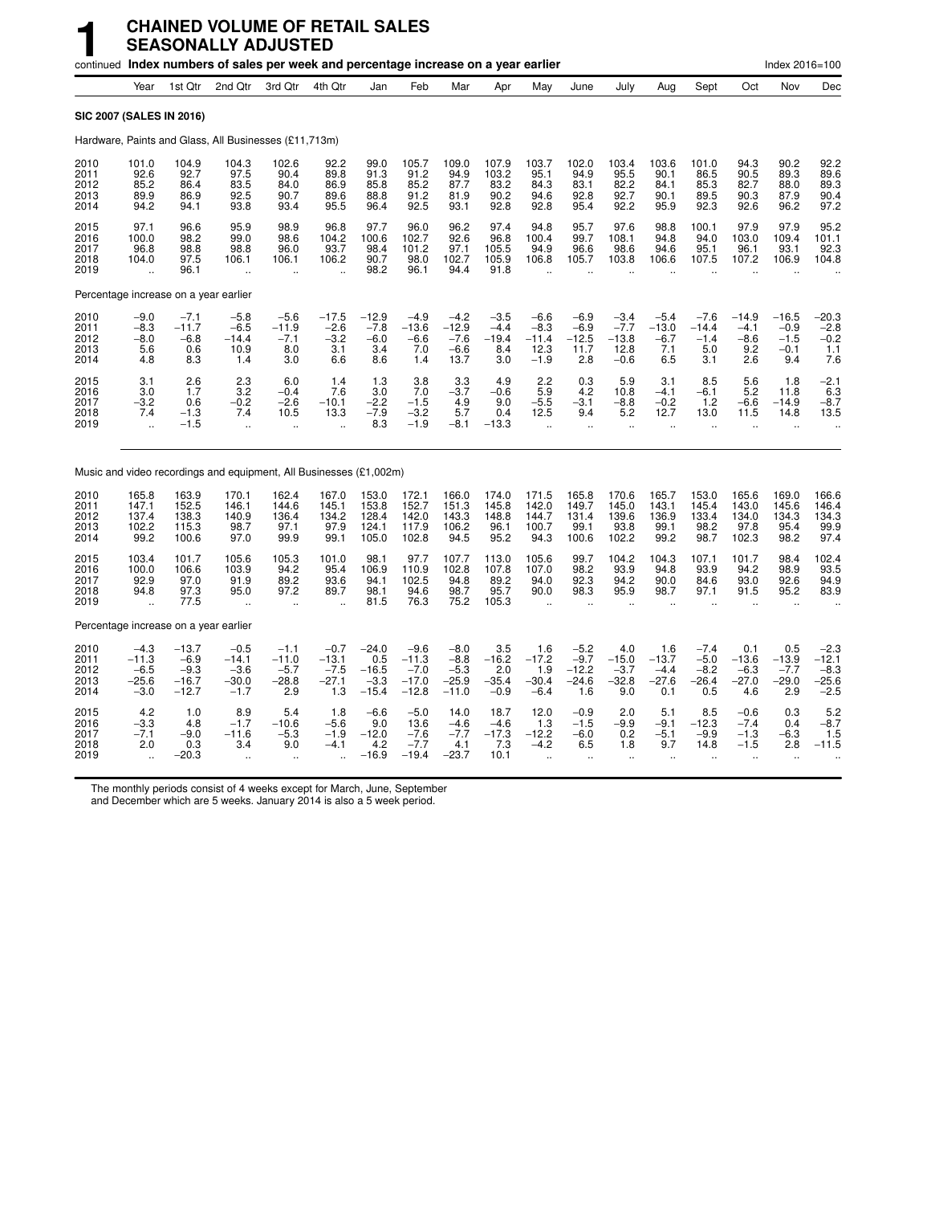# 1 CHAINED VOLUME OF RETAIL SALES SEASONALLY ADJUSTED

continued **Index numbers of sales per week and percentage increase on a year earlier** Index 2016=100

| | Year | 1st Qtr | 2nd Qtr | 3rd Qtr | 4th Qtr | Jan | Feb | Mar | Apr | May | June | July | Aug | Sept | Oct | Nov | Dec |
|---|---|---|---|---|---|---|---|---|---|---|---|---|---|---|---|---|---|
| **SIC 2007 (SALES IN 2016)** | | | | | | | | | | | | | | | | | |
| Hardware, Paints and Glass, All Businesses (£11,713m) | | | | | | | | | | | | | | | | | |
| 2010 | 101.0 | 104.9 | 104.3 | 102.6 | 92.2 | 99.0 | 105.7 | 109.0 | 107.9 | 103.7 | 102.0 | 103.4 | 103.6 | 101.0 | 94.3 | 90.2 | 92.2 |
| 2011 | 92.6 | 92.7 | 97.5 | 90.4 | 89.8 | 91.3 | 91.2 | 94.9 | 103.2 | 95.1 | 94.9 | 95.5 | 90.1 | 86.5 | 90.5 | 89.3 | 89.6 |
| 2012 | 85.2 | 86.4 | 83.5 | 84.0 | 86.9 | 85.8 | 85.2 | 87.7 | 83.2 | 84.3 | 83.1 | 82.2 | 84.1 | 85.3 | 82.7 | 88.0 | 89.3 |
| 2013 | 89.9 | 86.9 | 92.5 | 90.7 | 89.6 | 88.8 | 91.2 | 81.9 | 90.2 | 94.6 | 92.8 | 92.7 | 90.1 | 89.5 | 90.3 | 87.9 | 90.4 |
| 2014 | 94.2 | 94.1 | 93.8 | 93.4 | 95.5 | 96.4 | 92.5 | 93.1 | 92.8 | 92.8 | 95.4 | 92.2 | 95.9 | 92.3 | 92.6 | 96.2 | 97.2 |
| 2015 | 97.1 | 96.6 | 95.9 | 98.9 | 96.8 | 97.7 | 96.0 | 96.2 | 97.4 | 94.8 | 95.7 | 97.6 | 98.8 | 100.1 | 97.9 | 97.9 | 95.2 |
| 2016 | 100.0 | 98.2 | 99.0 | 98.6 | 104.2 | 100.6 | 102.7 | 92.6 | 96.8 | 100.4 | 99.7 | 108.1 | 94.8 | 94.0 | 103.0 | 109.4 | 101.1 |
| 2017 | 96.8 | 98.8 | 98.8 | 96.0 | 93.7 | 98.4 | 101.2 | 97.1 | 105.5 | 94.9 | 96.6 | 98.6 | 94.6 | 95.1 | 96.1 | 93.1 | 92.3 |
| 2018 | 104.0 | 97.5 | 106.1 | 106.1 | 106.2 | 90.7 | 98.0 | 102.7 | 105.9 | 106.8 | 105.7 | 103.8 | 106.6 | 107.5 | 107.2 | 106.9 | 104.8 |
| 2019 | .. | 96.1 | .. | .. | .. | 98.2 | 96.1 | 94.4 | 91.8 | .. | .. | .. | .. | .. | .. | .. | .. |
| Percentage increase on a year earlier | | | | | | | | | | | | | | | | | |
| 2010 | −9.0 | −7.1 | −5.8 | −5.6 | −17.5 | −12.9 | −4.9 | −4.2 | −3.5 | −6.6 | −6.9 | −3.4 | −5.4 | −7.6 | −14.9 | −16.5 | −20.3 |
| 2011 | −8.3 | −11.7 | −6.5 | −11.9 | −2.6 | −7.8 | −13.6 | −12.9 | −4.4 | −8.3 | −6.9 | −7.7 | −13.0 | −14.4 | −4.1 | −0.9 | −2.8 |
| 2012 | −8.0 | −6.8 | −14.4 | −7.1 | −3.2 | −6.0 | −6.6 | −7.6 | −19.4 | −11.4 | −12.5 | −13.8 | −6.7 | −1.4 | −8.6 | −1.5 | −0.2 |
| 2013 | 5.6 | 0.6 | 10.9 | 8.0 | 3.1 | 3.4 | 7.0 | −6.6 | 8.4 | 12.3 | 11.7 | 12.8 | 7.1 | 5.0 | 9.2 | −0.1 | 1.1 |
| 2014 | 4.8 | 8.3 | 1.4 | 3.0 | 6.6 | 8.6 | 1.4 | 13.7 | 3.0 | −1.9 | 2.8 | −0.6 | 6.5 | 3.1 | 2.6 | 9.4 | 7.6 |
| 2015 | 3.1 | 2.6 | 2.3 | 6.0 | 1.4 | 1.3 | 3.8 | 3.3 | 4.9 | 2.2 | 0.3 | 5.9 | 3.1 | 8.5 | 5.6 | 1.8 | −2.1 |
| 2016 | 3.0 | 1.7 | 3.2 | −0.4 | 7.6 | 3.0 | 7.0 | −3.7 | −0.6 | 5.9 | 4.2 | 10.8 | −4.1 | −6.1 | 5.2 | 11.8 | 6.3 |
| 2017 | −3.2 | 0.6 | −0.2 | −2.6 | −10.1 | −2.2 | −1.5 | 4.9 | 9.0 | −5.5 | −3.1 | −8.8 | −0.2 | 1.2 | −6.6 | −14.9 | −8.7 |
| 2018 | 7.4 | −1.3 | 7.4 | 10.5 | 13.3 | −7.9 | −3.2 | 5.7 | 0.4 | 12.5 | 9.4 | 5.2 | 12.7 | 13.0 | 11.5 | 14.8 | 13.5 |
| 2019 | .. | −1.5 | .. | .. | .. | 8.3 | −1.9 | −8.1 | −13.3 | .. | .. | .. | .. | .. | .. | .. | .. |
| Music and video recordings and equipment, All Businesses (£1,002m) | | | | | | | | | | | | | | | | | |
| 2010 | 165.8 | 163.9 | 170.1 | 162.4 | 167.0 | 153.0 | 172.1 | 166.0 | 174.0 | 171.5 | 165.8 | 170.6 | 165.7 | 153.0 | 165.6 | 169.0 | 166.6 |
| 2011 | 147.1 | 152.5 | 146.1 | 144.6 | 145.1 | 153.8 | 152.7 | 151.3 | 145.8 | 142.0 | 149.7 | 145.0 | 143.1 | 145.4 | 143.0 | 145.6 | 146.4 |
| 2012 | 137.4 | 138.3 | 140.9 | 136.4 | 134.2 | 128.4 | 142.0 | 143.3 | 148.8 | 144.7 | 131.4 | 139.6 | 136.9 | 133.4 | 134.0 | 134.3 | 134.3 |
| 2013 | 102.2 | 115.3 | 98.7 | 97.1 | 97.9 | 124.1 | 117.9 | 106.2 | 96.1 | 100.7 | 99.1 | 93.8 | 99.1 | 98.2 | 97.8 | 95.4 | 99.9 |
| 2014 | 99.2 | 100.6 | 97.0 | 99.9 | 99.1 | 105.0 | 102.8 | 94.5 | 95.2 | 94.3 | 100.6 | 102.2 | 99.2 | 98.7 | 102.3 | 98.2 | 97.4 |
| 2015 | 103.4 | 101.7 | 105.6 | 105.3 | 101.0 | 98.1 | 97.7 | 107.7 | 113.0 | 105.6 | 99.7 | 104.2 | 104.3 | 107.1 | 101.7 | 98.4 | 102.4 |
| 2016 | 100.0 | 106.6 | 103.9 | 94.2 | 95.4 | 106.9 | 110.9 | 102.8 | 107.8 | 107.0 | 98.2 | 93.9 | 94.8 | 93.9 | 94.2 | 98.9 | 93.5 |
| 2017 | 92.9 | 97.0 | 91.9 | 89.2 | 93.6 | 94.1 | 102.5 | 94.8 | 89.2 | 94.0 | 92.3 | 94.2 | 90.0 | 84.6 | 93.0 | 92.6 | 94.9 |
| 2018 | 94.8 | 97.3 | 95.0 | 97.2 | 89.7 | 98.1 | 94.6 | 98.7 | 95.7 | 90.0 | 98.3 | 95.9 | 98.7 | 97.1 | 91.5 | 95.2 | 83.9 |
| 2019 | .. | 77.5 | .. | .. | .. | 81.5 | 76.3 | 75.2 | 105.3 | .. | .. | .. | .. | .. | .. | .. | .. |
| Percentage increase on a year earlier | | | | | | | | | | | | | | | | | |
| 2010 | −4.3 | −13.7 | −0.5 | −1.1 | −0.7 | −24.0 | −9.6 | −8.0 | 3.5 | 1.6 | −5.2 | 4.0 | 1.6 | −7.4 | 0.1 | 0.5 | −2.3 |
| 2011 | −11.3 | −6.9 | −14.1 | −11.0 | −13.1 | 0.5 | −11.3 | −8.8 | −16.2 | −17.2 | −9.7 | −15.0 | −13.7 | −5.0 | −13.6 | −13.9 | −12.1 |
| 2012 | −6.5 | −9.3 | −3.6 | −5.7 | −7.5 | −16.5 | −7.0 | −5.3 | 2.0 | 1.9 | −12.2 | −3.7 | −4.4 | −8.2 | −6.3 | −7.7 | −8.3 |
| 2013 | −25.6 | −16.7 | −30.0 | −28.8 | −27.1 | −3.3 | −17.0 | −25.9 | −35.4 | −30.4 | −24.6 | −32.8 | −27.6 | −26.4 | −27.0 | −29.0 | −25.6 |
| 2014 | −3.0 | −12.7 | −1.7 | 2.9 | 1.3 | −15.4 | −12.8 | −11.0 | −0.9 | −6.4 | 1.6 | 9.0 | 0.1 | 0.5 | 4.6 | 2.9 | −2.5 |
| 2015 | 4.2 | 1.0 | 8.9 | 5.4 | 1.8 | −6.6 | −5.0 | 14.0 | 18.7 | 12.0 | −0.9 | 2.0 | 5.1 | 8.5 | −0.6 | 0.3 | 5.2 |
| 2016 | −3.3 | 4.8 | −1.7 | −10.6 | −5.6 | 9.0 | 13.6 | −4.6 | −4.6 | 1.3 | −1.5 | −9.9 | −9.1 | −12.3 | −7.4 | 0.4 | −8.7 |
| 2017 | −7.1 | −9.0 | −11.6 | −5.3 | −1.9 | −12.0 | −7.6 | −7.7 | −17.3 | −12.2 | −6.0 | 0.2 | −5.1 | −9.9 | −1.3 | −6.3 | 1.5 |
| 2018 | 2.0 | 0.3 | 3.4 | 9.0 | −4.1 | 4.2 | −7.7 | 4.1 | 7.3 | −4.2 | 6.5 | 1.8 | 9.7 | 14.8 | −1.5 | 2.8 | −11.5 |
| 2019 | .. | −20.3 | .. | .. | .. | −16.9 | −19.4 | −23.7 | 10.1 | .. | .. | .. | .. | .. | .. | .. | .. |

The monthly periods consist of 4 weeks except for March, June, September and December which are 5 weeks. January 2014 is also a 5 week period.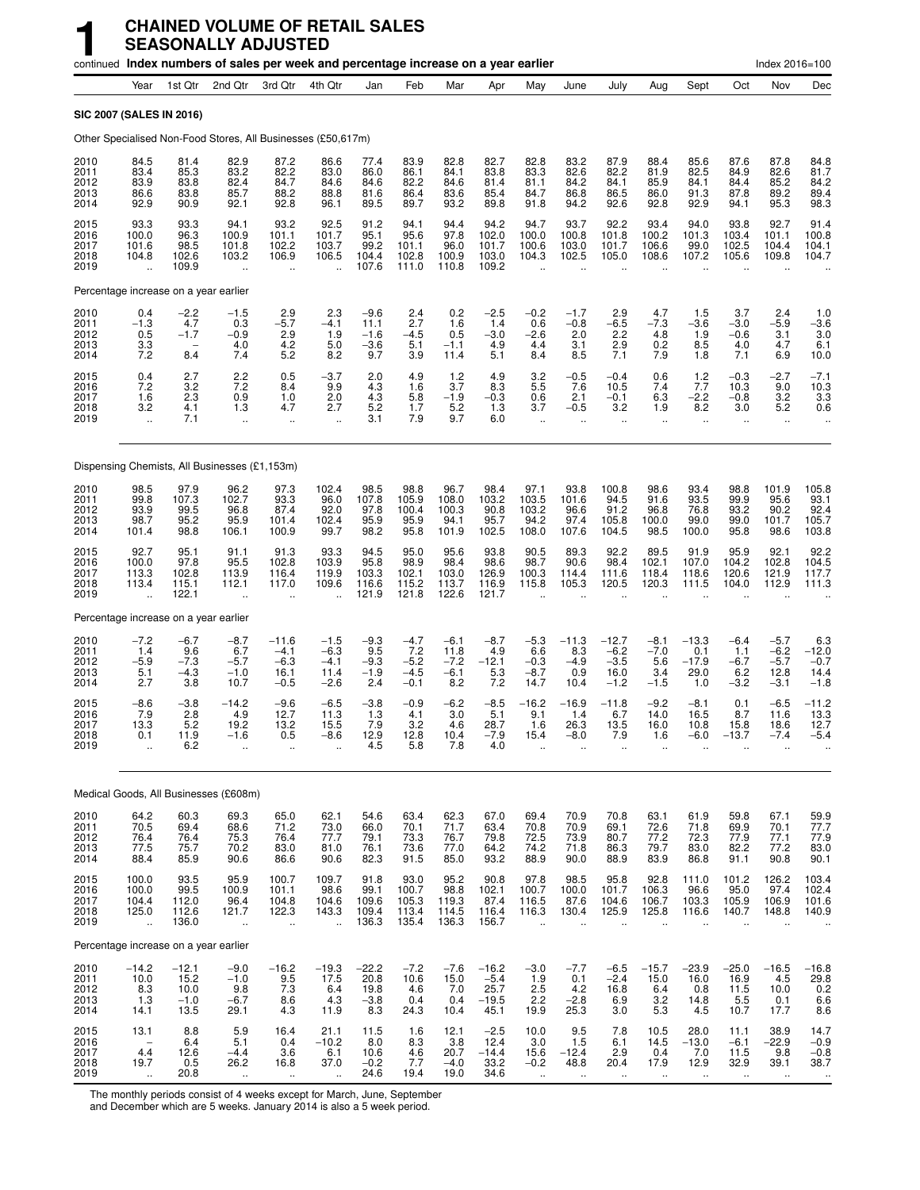# 1 CHAINED VOLUME OF RETAIL SALES SEASONALLY ADJUSTED

continued **Index numbers of sales per week and percentage increase on a year earlier** Index 2016=100

| | Year | 1st Qtr | 2nd Qtr | 3rd Qtr | 4th Qtr | Jan | Feb | Mar | Apr | May | June | July | Aug | Sept | Oct | Nov | Dec |
|---|---|---|---|---|---|---|---|---|---|---|---|---|---|---|---|---|---|
| **SIC 2007 (SALES IN 2016)** | | | | | | | | | | | | | | | | | |
| Other Specialised Non-Food Stores, All Businesses (£50,617m) | | | | | | | | | | | | | | | | | |
| 2010 | 84.5 | 81.4 | 82.9 | 87.2 | 86.6 | 77.4 | 83.9 | 82.8 | 82.7 | 82.8 | 83.2 | 87.9 | 88.4 | 85.6 | 87.6 | 87.8 | 84.8 |
| 2011 | 83.4 | 85.3 | 83.2 | 82.2 | 83.0 | 86.0 | 86.1 | 84.1 | 83.8 | 83.3 | 82.6 | 82.2 | 81.9 | 82.5 | 84.9 | 82.6 | 81.7 |
| 2012 | 83.9 | 83.8 | 82.4 | 84.7 | 84.6 | 84.6 | 82.2 | 84.6 | 81.4 | 81.1 | 84.2 | 84.1 | 85.9 | 84.1 | 84.4 | 85.2 | 84.2 |
| 2013 | 86.6 | 83.8 | 85.7 | 88.2 | 88.8 | 81.6 | 86.4 | 83.6 | 85.4 | 84.7 | 86.8 | 86.5 | 86.0 | 91.3 | 87.8 | 89.2 | 89.4 |
| 2014 | 92.9 | 90.9 | 92.1 | 92.8 | 96.1 | 89.5 | 89.7 | 93.2 | 89.8 | 91.8 | 94.2 | 92.6 | 92.8 | 92.9 | 94.1 | 95.3 | 98.3 |
| 2015 | 93.3 | 93.3 | 94.1 | 93.2 | 92.5 | 91.2 | 94.1 | 94.4 | 94.2 | 94.7 | 93.7 | 92.2 | 93.4 | 94.0 | 93.8 | 92.7 | 91.4 |
| 2016 | 100.0 | 96.3 | 100.9 | 101.1 | 101.7 | 95.1 | 95.6 | 97.8 | 102.0 | 100.0 | 100.8 | 101.8 | 100.2 | 101.3 | 103.4 | 101.1 | 100.8 |
| 2017 | 101.6 | 98.5 | 101.8 | 102.2 | 103.7 | 99.2 | 101.1 | 96.0 | 101.7 | 100.6 | 103.0 | 101.7 | 106.6 | 99.0 | 102.5 | 104.4 | 104.1 |
| 2018 | 104.8 | 102.6 | 103.2 | 106.9 | 106.5 | 104.4 | 102.8 | 100.9 | 103.0 | 104.3 | 102.5 | 105.0 | 108.6 | 107.2 | 105.6 | 109.8 | 104.7 |
| 2019 | .. | 109.9 | .. | .. | .. | 107.6 | 111.0 | 110.8 | 109.2 | .. | .. | .. | .. | .. | .. | .. | .. |
| Percentage increase on a year earlier | | | | | | | | | | | | | | | | | |
| 2010 | 0.4 | −2.2 | −1.5 | 2.9 | 2.3 | −9.6 | 2.4 | 0.2 | −2.5 | −0.2 | −1.7 | 2.9 | 4.7 | 1.5 | 3.7 | 2.4 | 1.0 |
| 2011 | −1.3 | 4.7 | 0.3 | −5.7 | −4.1 | 11.1 | 2.7 | 1.6 | 1.4 | 0.6 | −0.8 | −6.5 | −7.3 | −3.6 | −3.0 | −5.9 | −3.6 |
| 2012 | 0.5 | −1.7 | −0.9 | 2.9 | 1.9 | −1.6 | −4.5 | 0.5 | −3.0 | −2.6 | 2.0 | 2.2 | 4.8 | 1.9 | −0.6 | 3.1 | 3.0 |
| 2013 | 3.3 | – | 4.0 | 4.2 | 5.0 | −3.6 | 5.1 | −1.1 | 4.9 | 4.4 | 3.1 | 2.9 | 0.2 | 8.5 | 4.0 | 4.7 | 6.1 |
| 2014 | 7.2 | 8.4 | 7.4 | 5.2 | 8.2 | 9.7 | 3.9 | 11.4 | 5.1 | 8.4 | 8.5 | 7.1 | 7.9 | 1.8 | 7.1 | 6.9 | 10.0 |
| 2015 | 0.4 | 2.7 | 2.2 | 0.5 | −3.7 | 2.0 | 4.9 | 1.2 | 4.9 | 3.2 | −0.5 | −0.4 | 0.6 | 1.2 | −0.3 | −2.7 | −7.1 |
| 2016 | 7.2 | 3.2 | 7.2 | 8.4 | 9.9 | 4.3 | 1.6 | 3.7 | 8.3 | 5.5 | 7.6 | 10.5 | 7.4 | 7.7 | 10.3 | 9.0 | 10.3 |
| 2017 | 1.6 | 2.3 | 0.9 | 1.0 | 2.0 | 4.3 | 5.8 | −1.9 | −0.3 | 0.6 | 2.1 | −0.1 | 6.3 | −2.2 | −0.8 | 3.2 | 3.3 |
| 2018 | 3.2 | 4.1 | 1.3 | 4.7 | 2.7 | 5.2 | 1.7 | 5.2 | 1.3 | 3.7 | −0.5 | 3.2 | 1.9 | 8.2 | 3.0 | 5.2 | 0.6 |
| 2019 | .. | 7.1 | .. | .. | .. | 3.1 | 7.9 | 9.7 | 6.0 | .. | .. | .. | .. | .. | .. | .. | .. |
| Dispensing Chemists, All Businesses (£1,153m) | | | | | | | | | | | | | | | | | |
| 2010 | 98.5 | 97.9 | 96.2 | 97.3 | 102.4 | 98.5 | 98.8 | 96.7 | 98.4 | 97.1 | 93.8 | 100.8 | 98.6 | 93.4 | 98.8 | 101.9 | 105.8 |
| 2011 | 99.8 | 107.3 | 102.7 | 93.3 | 96.0 | 107.8 | 105.9 | 108.0 | 103.2 | 103.5 | 101.6 | 94.5 | 91.6 | 93.5 | 99.9 | 95.6 | 93.1 |
| 2012 | 93.9 | 99.5 | 96.8 | 87.4 | 92.0 | 97.8 | 100.4 | 100.3 | 90.8 | 103.2 | 96.6 | 91.2 | 96.8 | 76.8 | 93.2 | 90.2 | 92.4 |
| 2013 | 98.7 | 95.2 | 95.9 | 101.4 | 102.4 | 95.9 | 95.9 | 94.1 | 95.7 | 94.2 | 97.4 | 105.8 | 100.0 | 99.0 | 99.0 | 101.7 | 105.7 |
| 2014 | 101.4 | 98.8 | 106.1 | 100.9 | 99.7 | 98.2 | 95.8 | 101.9 | 102.5 | 108.0 | 107.6 | 104.5 | 98.5 | 100.0 | 95.8 | 98.6 | 103.8 |
| 2015 | 92.7 | 95.1 | 91.1 | 91.3 | 93.3 | 94.5 | 95.0 | 95.6 | 93.8 | 90.5 | 89.3 | 92.2 | 89.5 | 91.9 | 95.9 | 92.1 | 92.2 |
| 2016 | 100.0 | 97.8 | 95.5 | 102.8 | 103.9 | 95.8 | 98.9 | 98.4 | 98.6 | 98.7 | 90.6 | 98.4 | 102.1 | 107.0 | 104.2 | 102.8 | 104.5 |
| 2017 | 113.3 | 102.8 | 113.9 | 116.4 | 119.9 | 103.3 | 102.1 | 103.0 | 126.9 | 100.3 | 114.4 | 111.6 | 118.4 | 118.6 | 120.6 | 121.9 | 117.7 |
| 2018 | 113.4 | 115.1 | 112.1 | 117.0 | 109.6 | 116.6 | 115.2 | 113.7 | 116.9 | 115.8 | 105.3 | 120.5 | 120.3 | 111.5 | 104.0 | 112.9 | 111.3 |
| 2019 | .. | 122.1 | .. | .. | .. | 121.9 | 121.8 | 122.6 | 121.7 | .. | .. | .. | .. | .. | .. | .. | .. |
| Percentage increase on a year earlier | | | | | | | | | | | | | | | | | |
| 2010 | −7.2 | −6.7 | −8.7 | −11.6 | −1.5 | −9.3 | −4.7 | −6.1 | −8.7 | −5.3 | −11.3 | −12.7 | −8.1 | −13.3 | −6.4 | −5.7 | 6.3 |
| 2011 | 1.4 | 9.6 | 6.7 | −4.1 | −6.3 | 9.5 | 7.2 | 11.8 | 4.9 | 6.6 | 8.3 | −6.2 | −7.0 | 0.1 | 1.1 | −6.2 | −12.0 |
| 2012 | −5.9 | −7.3 | −5.7 | −6.3 | −4.1 | −9.3 | −5.2 | −7.2 | −12.1 | −0.3 | −4.9 | −3.5 | 5.6 | −17.9 | −6.7 | −5.7 | −0.7 |
| 2013 | 5.1 | −4.3 | −1.0 | 16.1 | 11.4 | −1.9 | −4.5 | −6.1 | 5.3 | −8.7 | 0.9 | 16.0 | 3.4 | 29.0 | 6.2 | 12.8 | 14.4 |
| 2014 | 2.7 | 3.8 | 10.7 | −0.5 | −2.6 | 2.4 | −0.1 | 8.2 | 7.2 | 14.7 | 10.4 | −1.2 | −1.5 | 1.0 | −3.2 | −3.1 | −1.8 |
| 2015 | −8.6 | −3.8 | −14.2 | −9.6 | −6.5 | −3.8 | −0.9 | −6.2 | −8.5 | −16.2 | −16.9 | −11.8 | −9.2 | −8.1 | 0.1 | −6.5 | −11.2 |
| 2016 | 7.9 | 2.8 | 4.9 | 12.7 | 11.3 | 1.3 | 4.1 | 3.0 | 5.1 | 9.1 | 1.4 | 6.7 | 14.0 | 16.5 | 8.7 | 11.6 | 13.3 |
| 2017 | 13.3 | 5.2 | 19.2 | 13.2 | 15.5 | 7.9 | 3.2 | 4.6 | 28.7 | 1.6 | 26.3 | 13.5 | 16.0 | 10.8 | 15.8 | 18.6 | 12.7 |
| 2018 | 0.1 | 11.9 | −1.6 | 0.5 | −8.6 | 12.9 | 12.8 | 10.4 | −7.9 | 15.4 | −8.0 | 7.9 | 1.6 | −6.0 | −13.7 | −7.4 | −5.4 |
| 2019 | .. | 6.2 | .. | .. | .. | 4.5 | 5.8 | 7.8 | 4.0 | .. | .. | .. | .. | .. | .. | .. | .. |
| Medical Goods, All Businesses (£608m) | | | | | | | | | | | | | | | | | |
| 2010 | 64.2 | 60.3 | 69.3 | 65.0 | 62.1 | 54.6 | 63.4 | 62.3 | 67.0 | 69.4 | 70.9 | 70.8 | 63.1 | 61.9 | 59.8 | 67.1 | 59.9 |
| 2011 | 70.5 | 69.4 | 68.6 | 71.2 | 73.0 | 66.0 | 70.1 | 71.7 | 63.4 | 70.8 | 70.9 | 69.1 | 72.6 | 71.8 | 69.9 | 70.1 | 77.7 |
| 2012 | 76.4 | 76.4 | 75.3 | 76.4 | 77.7 | 79.1 | 73.3 | 76.7 | 79.8 | 72.5 | 73.9 | 80.7 | 77.2 | 72.3 | 77.9 | 77.1 | 77.9 |
| 2013 | 77.5 | 75.7 | 70.2 | 83.0 | 81.0 | 76.1 | 73.6 | 77.0 | 64.2 | 74.2 | 71.8 | 86.3 | 79.7 | 83.0 | 82.2 | 77.2 | 83.0 |
| 2014 | 88.4 | 85.9 | 90.6 | 86.6 | 90.6 | 82.3 | 91.5 | 85.0 | 93.2 | 88.9 | 90.0 | 88.9 | 83.9 | 86.8 | 91.1 | 90.8 | 90.1 |
| 2015 | 100.0 | 93.5 | 95.9 | 100.7 | 109.7 | 91.8 | 93.0 | 95.2 | 90.8 | 97.8 | 98.5 | 95.8 | 92.8 | 111.0 | 101.2 | 126.2 | 103.4 |
| 2016 | 100.0 | 99.5 | 100.9 | 101.1 | 98.6 | 99.1 | 100.7 | 98.8 | 102.1 | 100.7 | 100.0 | 101.7 | 106.3 | 96.6 | 95.0 | 97.4 | 102.4 |
| 2017 | 104.4 | 112.0 | 96.4 | 104.8 | 104.6 | 109.6 | 105.3 | 119.3 | 87.4 | 116.5 | 87.6 | 104.6 | 106.7 | 103.3 | 105.9 | 106.9 | 101.6 |
| 2018 | 125.0 | 112.6 | 121.7 | 122.3 | 143.3 | 109.4 | 113.4 | 114.5 | 116.4 | 116.3 | 130.4 | 125.9 | 125.8 | 116.6 | 140.7 | 148.8 | 140.9 |
| 2019 | .. | 136.0 | .. | .. | .. | 136.3 | 135.4 | 136.3 | 156.7 | .. | .. | .. | .. | .. | .. | .. | .. |
| Percentage increase on a year earlier | | | | | | | | | | | | | | | | | |
| 2010 | −14.2 | −12.1 | −9.0 | −16.2 | −19.3 | −22.2 | −7.2 | −7.6 | −16.2 | −3.0 | −7.7 | −6.5 | −15.7 | −23.9 | −25.0 | −16.5 | −16.8 |
| 2011 | 10.0 | 15.2 | −1.0 | 9.5 | 17.5 | 20.8 | 10.6 | 15.0 | −5.4 | 1.9 | 0.1 | −2.4 | 15.0 | 16.0 | 16.9 | 4.5 | 29.8 |
| 2012 | 8.3 | 10.0 | 9.8 | 7.3 | 6.4 | 19.8 | 4.6 | 7.0 | 25.7 | 2.5 | 4.2 | 16.8 | 6.4 | 0.8 | 11.5 | 10.0 | 0.2 |
| 2013 | 1.3 | −1.0 | −6.7 | 8.6 | 4.3 | −3.8 | 0.4 | 0.4 | −19.5 | 2.2 | −2.8 | 6.9 | 3.2 | 14.8 | 5.5 | 0.1 | 6.6 |
| 2014 | 14.1 | 13.5 | 29.1 | 4.3 | 11.9 | 8.3 | 24.3 | 10.4 | 45.1 | 19.9 | 25.3 | 3.0 | 5.3 | 4.5 | 10.7 | 17.7 | 8.6 |
| 2015 | 13.1 | 8.8 | 5.9 | 16.4 | 21.1 | 11.5 | 1.6 | 12.1 | −2.5 | 10.0 | 9.5 | 7.8 | 10.5 | 28.0 | 11.1 | 38.9 | 14.7 |
| 2016 | – | 6.4 | 5.1 | 0.4 | −10.2 | 8.0 | 8.3 | 3.8 | 12.4 | 3.0 | 1.5 | 6.1 | 14.5 | −13.0 | −6.1 | −22.9 | −0.9 |
| 2017 | 4.4 | 12.6 | −4.4 | 3.6 | 6.1 | 10.6 | 4.6 | 20.7 | −14.4 | 15.6 | −12.4 | 2.9 | 0.4 | 7.0 | 11.5 | 9.8 | −0.8 |
| 2018 | 19.7 | 0.5 | 26.2 | 16.8 | 37.0 | −0.2 | 7.7 | −4.0 | 33.2 | −0.2 | 48.8 | 20.4 | 17.9 | 12.9 | 32.9 | 39.1 | 38.7 |
| 2019 | .. | 20.8 | .. | .. | .. | 24.6 | 19.4 | 19.0 | 34.6 | .. | .. | .. | .. | .. | .. | .. | .. |

The monthly periods consist of 4 weeks except for March, June, September and December which are 5 weeks. January 2014 is also a 5 week period.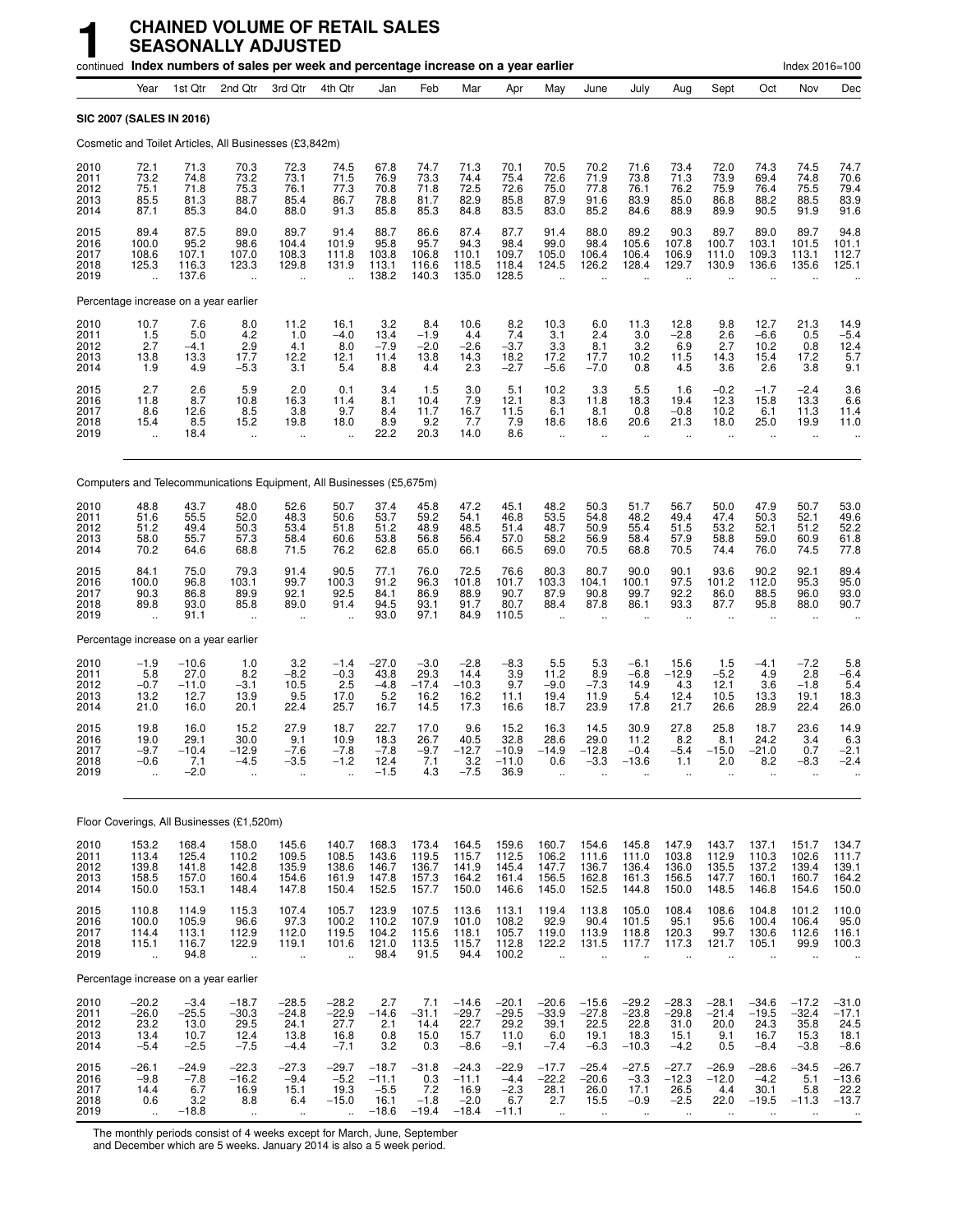# 1 CHAINED VOLUME OF RETAIL SALES SEASONALLY ADJUSTED

continued **Index numbers of sales per week and percentage increase on a year earlier** Index 2016=100

| | Year | 1st Qtr | 2nd Qtr | 3rd Qtr | 4th Qtr | Jan | Feb | Mar | Apr | May | June | July | Aug | Sept | Oct | Nov | Dec |
|---|---|---|---|---|---|---|---|---|---|---|---|---|---|---|---|---|---|
| **SIC 2007 (SALES IN 2016)** | | | | | | | | | | | | | | | | | |
| Cosmetic and Toilet Articles, All Businesses (£3,842m) | | | | | | | | | | | | | | | | | |
| 2010 | 72.1 | 71.3 | 70.3 | 72.3 | 74.5 | 67.8 | 74.7 | 71.3 | 70.1 | 70.5 | 70.2 | 71.6 | 73.4 | 72.0 | 74.3 | 74.5 | 74.7 |
| 2011 | 73.2 | 74.8 | 73.2 | 73.1 | 71.5 | 76.9 | 73.3 | 74.4 | 75.4 | 72.6 | 71.9 | 73.8 | 71.3 | 73.9 | 69.4 | 74.8 | 70.6 |
| 2012 | 75.1 | 71.8 | 75.3 | 76.1 | 77.3 | 70.8 | 71.8 | 72.5 | 72.6 | 75.0 | 77.8 | 76.1 | 76.2 | 75.9 | 76.4 | 75.5 | 79.4 |
| 2013 | 85.5 | 81.3 | 88.7 | 85.4 | 86.7 | 78.8 | 81.7 | 82.9 | 85.8 | 87.9 | 91.6 | 83.9 | 85.0 | 86.8 | 88.2 | 88.5 | 83.9 |
| 2014 | 87.1 | 85.3 | 84.0 | 88.0 | 91.3 | 85.8 | 85.3 | 84.8 | 83.5 | 83.0 | 85.2 | 84.6 | 88.9 | 89.9 | 90.5 | 91.9 | 91.6 |
| 2015 | 89.4 | 87.5 | 89.0 | 89.7 | 91.4 | 88.7 | 86.6 | 87.4 | 87.7 | 91.4 | 88.0 | 89.2 | 90.3 | 89.7 | 89.0 | 89.7 | 94.8 |
| 2016 | 100.0 | 95.2 | 98.6 | 104.4 | 101.9 | 95.8 | 95.7 | 94.3 | 98.4 | 99.0 | 98.4 | 105.6 | 107.8 | 100.7 | 103.1 | 101.5 | 101.1 |
| 2017 | 108.6 | 107.1 | 107.0 | 108.3 | 111.8 | 103.8 | 106.8 | 110.1 | 109.7 | 105.0 | 106.4 | 106.4 | 106.9 | 111.0 | 109.3 | 113.1 | 112.7 |
| 2018 | 125.3 | 116.3 | 123.3 | 129.8 | 131.9 | 113.1 | 116.6 | 118.5 | 118.4 | 124.5 | 126.2 | 128.4 | 129.7 | 130.9 | 136.6 | 135.6 | 125.1 |
| 2019 | .. | 137.6 | .. | .. | .. | 138.2 | 140.3 | 135.0 | 128.5 | .. | .. | .. | .. | .. | .. | .. | .. |
| Percentage increase on a year earlier | | | | | | | | | | | | | | | | | |
| 2010 | 10.7 | 7.6 | 8.0 | 11.2 | 16.1 | 3.2 | 8.4 | 10.6 | 8.2 | 10.3 | 6.0 | 11.3 | 12.8 | 9.8 | 12.7 | 21.3 | 14.9 |
| 2011 | 1.5 | 5.0 | 4.2 | 1.0 | −4.0 | 13.4 | −1.9 | 4.4 | 7.4 | 3.1 | 2.4 | 3.0 | −2.8 | 2.6 | −6.6 | 0.5 | −5.4 |
| 2012 | 2.7 | −4.1 | 2.9 | 4.1 | 8.0 | −7.9 | −2.0 | −2.6 | −3.7 | 3.3 | 8.1 | 3.2 | 6.9 | 2.7 | 10.2 | 0.8 | 12.4 |
| 2013 | 13.8 | 13.3 | 17.7 | 12.2 | 12.1 | 11.4 | 13.8 | 14.3 | 18.2 | 17.2 | 17.7 | 10.2 | 11.5 | 14.3 | 15.4 | 17.2 | 5.7 |
| 2014 | 1.9 | 4.9 | −5.3 | 3.1 | 5.4 | 8.8 | 4.4 | 2.3 | −2.7 | −5.6 | −7.0 | 0.8 | 4.5 | 3.6 | 2.6 | 3.8 | 9.1 |
| 2015 | 2.7 | 2.6 | 5.9 | 2.0 | 0.1 | 3.4 | 1.5 | 3.0 | 5.1 | 10.2 | 3.3 | 5.5 | 1.6 | −0.2 | −1.7 | −2.4 | 3.6 |
| 2016 | 11.8 | 8.7 | 10.8 | 16.3 | 11.4 | 8.1 | 10.4 | 7.9 | 12.1 | 8.3 | 11.8 | 18.3 | 19.4 | 12.3 | 15.8 | 13.3 | 6.6 |
| 2017 | 8.6 | 12.6 | 8.5 | 3.8 | 9.7 | 8.4 | 11.7 | 16.7 | 11.5 | 6.1 | 8.1 | 0.8 | −0.8 | 10.2 | 6.1 | 11.3 | 11.4 |
| 2018 | 15.4 | 8.5 | 15.2 | 19.8 | 18.0 | 8.9 | 9.2 | 7.7 | 7.9 | 18.6 | 18.6 | 20.6 | 21.3 | 18.0 | 25.0 | 19.9 | 11.0 |
| 2019 | .. | 18.4 | .. | .. | .. | 22.2 | 20.3 | 14.0 | 8.6 | .. | .. | .. | .. | .. | .. | .. | .. |
| Computers and Telecommunications Equipment, All Businesses (£5,675m) | | | | | | | | | | | | | | | | | |
| 2010 | 48.8 | 43.7 | 48.0 | 52.6 | 50.7 | 37.4 | 45.8 | 47.2 | 45.1 | 48.2 | 50.3 | 51.7 | 56.7 | 50.0 | 47.9 | 50.7 | 53.0 |
| 2011 | 51.6 | 55.5 | 52.0 | 48.3 | 50.6 | 53.7 | 59.2 | 54.1 | 46.8 | 53.5 | 54.8 | 48.2 | 49.4 | 47.4 | 52.1 | 52.1 | 49.6 |
| 2012 | 51.2 | 49.4 | 50.3 | 53.4 | 51.8 | 51.2 | 48.9 | 48.5 | 51.4 | 48.7 | 50.9 | 55.4 | 51.5 | 53.2 | 52.1 | 51.2 | 52.2 |
| 2013 | 58.0 | 55.7 | 57.3 | 58.4 | 60.6 | 53.8 | 56.8 | 56.4 | 57.0 | 58.2 | 56.9 | 58.4 | 57.9 | 58.8 | 59.0 | 60.9 | 61.8 |
| 2014 | 70.2 | 64.6 | 68.8 | 71.5 | 76.2 | 62.8 | 65.0 | 66.1 | 66.5 | 69.0 | 70.5 | 68.8 | 70.5 | 74.4 | 76.0 | 74.5 | 77.8 |
| 2015 | 84.1 | 75.0 | 79.3 | 91.4 | 90.5 | 77.1 | 76.0 | 72.5 | 76.6 | 80.3 | 80.7 | 90.0 | 90.1 | 93.6 | 90.2 | 92.1 | 89.4 |
| 2016 | 100.0 | 96.8 | 103.1 | 99.7 | 100.3 | 91.2 | 96.3 | 101.8 | 101.7 | 103.3 | 104.1 | 100.1 | 97.5 | 101.2 | 112.0 | 95.3 | 95.0 |
| 2017 | 90.3 | 86.8 | 89.9 | 92.1 | 92.5 | 84.1 | 86.9 | 88.9 | 90.7 | 87.9 | 90.8 | 99.7 | 92.2 | 86.0 | 88.5 | 96.0 | 93.0 |
| 2018 | 89.8 | 93.0 | 85.8 | 89.0 | 91.4 | 94.5 | 93.1 | 91.7 | 80.7 | 88.4 | 87.8 | 86.1 | 93.3 | 87.7 | 95.8 | 88.0 | 90.7 |
| 2019 | .. | 91.1 | .. | .. | .. | 93.0 | 97.1 | 84.9 | 110.5 | .. | .. | .. | .. | .. | .. | .. | .. |
| Percentage increase on a year earlier | | | | | | | | | | | | | | | | | |
| 2010 | −1.9 | −10.6 | 1.0 | 3.2 | −1.4 | −27.0 | −3.0 | −2.8 | −8.3 | 5.5 | 5.3 | −6.1 | 15.6 | 1.5 | −4.1 | −7.2 | 5.8 |
| 2011 | 5.8 | 27.0 | 8.2 | −8.2 | −0.3 | 43.8 | 29.3 | 14.4 | 3.9 | 11.2 | 8.9 | −6.8 | −12.9 | −5.2 | 4.9 | 2.8 | −6.4 |
| 2012 | −0.7 | −11.0 | −3.1 | 10.5 | 2.5 | −4.8 | −17.4 | −10.3 | 9.7 | −9.0 | −7.3 | 14.9 | 4.3 | 12.1 | 3.6 | −1.8 | 5.4 |
| 2013 | 13.2 | 12.7 | 13.9 | 9.5 | 17.0 | 5.2 | 16.2 | 16.2 | 11.1 | 19.4 | 11.9 | 5.4 | 12.4 | 10.5 | 13.3 | 19.1 | 18.3 |
| 2014 | 21.0 | 16.0 | 20.1 | 22.4 | 25.7 | 16.7 | 14.5 | 17.3 | 16.6 | 18.7 | 23.9 | 17.8 | 21.7 | 26.6 | 28.9 | 22.4 | 26.0 |
| 2015 | 19.8 | 16.0 | 15.2 | 27.9 | 18.7 | 22.7 | 17.0 | 9.6 | 15.2 | 16.3 | 14.5 | 30.9 | 27.8 | 25.8 | 18.7 | 23.6 | 14.9 |
| 2016 | 19.0 | 29.1 | 30.0 | 9.1 | 10.9 | 18.3 | 26.7 | 40.5 | 32.8 | 28.6 | 29.0 | 11.2 | 8.2 | 8.1 | 24.2 | 3.4 | 6.3 |
| 2017 | −9.7 | −10.4 | −12.9 | −7.6 | −7.8 | −7.8 | −9.7 | −12.7 | −10.9 | −14.9 | −12.8 | −0.4 | −5.4 | −15.0 | −21.0 | 0.7 | −2.1 |
| 2018 | −0.6 | 7.1 | −4.5 | −3.5 | −1.2 | 12.4 | 7.1 | 3.2 | −11.0 | 0.6 | −3.3 | −13.6 | 1.1 | 2.0 | 8.2 | −8.3 | −2.4 |
| 2019 | .. | −2.0 | .. | .. | .. | −1.5 | 4.3 | −7.5 | 36.9 | .. | .. | .. | .. | .. | .. | .. | .. |
| Floor Coverings, All Businesses (£1,520m) | | | | | | | | | | | | | | | | | |
| 2010 | 153.2 | 168.4 | 158.0 | 145.6 | 140.7 | 168.3 | 173.4 | 164.5 | 159.6 | 160.7 | 154.6 | 145.8 | 147.9 | 143.7 | 137.1 | 151.7 | 134.7 |
| 2011 | 113.4 | 125.4 | 110.2 | 109.5 | 108.5 | 143.6 | 119.5 | 115.7 | 112.5 | 106.2 | 111.6 | 111.0 | 103.8 | 112.9 | 110.3 | 102.6 | 111.7 |
| 2012 | 139.8 | 141.8 | 142.8 | 135.9 | 138.6 | 146.7 | 136.7 | 141.9 | 145.4 | 147.7 | 136.7 | 136.4 | 136.0 | 135.5 | 137.2 | 139.4 | 139.1 |
| 2013 | 158.5 | 157.0 | 160.4 | 154.6 | 161.9 | 147.8 | 157.3 | 164.2 | 161.4 | 156.5 | 162.8 | 161.3 | 156.5 | 147.7 | 160.1 | 160.7 | 164.2 |
| 2014 | 150.0 | 153.1 | 148.4 | 147.8 | 150.4 | 152.5 | 157.7 | 150.0 | 146.6 | 145.0 | 152.5 | 144.8 | 150.0 | 148.5 | 146.8 | 154.6 | 150.0 |
| 2015 | 110.8 | 114.9 | 115.3 | 107.4 | 105.7 | 123.9 | 107.5 | 113.6 | 113.1 | 119.4 | 113.8 | 105.0 | 108.4 | 108.6 | 104.8 | 101.2 | 110.0 |
| 2016 | 100.0 | 105.9 | 96.6 | 97.3 | 100.2 | 110.2 | 107.9 | 101.0 | 108.2 | 92.9 | 90.4 | 101.5 | 95.1 | 95.6 | 100.4 | 106.4 | 95.0 |
| 2017 | 114.4 | 113.1 | 112.9 | 112.0 | 119.5 | 104.2 | 115.6 | 118.1 | 105.7 | 119.0 | 113.9 | 118.8 | 120.3 | 99.7 | 130.6 | 112.6 | 116.1 |
| 2018 | 115.1 | 116.7 | 122.9 | 119.1 | 101.6 | 121.0 | 113.5 | 115.7 | 112.8 | 122.2 | 131.5 | 117.7 | 117.3 | 121.7 | 105.1 | 99.9 | 100.3 |
| 2019 | .. | 94.8 | .. | .. | .. | 98.4 | 91.5 | 94.4 | 100.2 | .. | .. | .. | .. | .. | .. | .. | .. |
| Percentage increase on a year earlier | | | | | | | | | | | | | | | | | |
| 2010 | −20.2 | −3.4 | −18.7 | −28.5 | −28.2 | 2.7 | 7.1 | −14.6 | −20.1 | −20.6 | −15.6 | −29.2 | −28.3 | −28.1 | −34.6 | −17.2 | −31.0 |
| 2011 | −26.0 | −25.5 | −30.3 | −24.8 | −22.9 | −14.6 | −31.1 | −29.7 | −29.5 | −33.9 | −27.8 | −23.8 | −29.8 | −21.4 | −19.5 | −32.4 | −17.1 |
| 2012 | 23.2 | 13.0 | 29.5 | 24.1 | 27.7 | 2.1 | 14.4 | 22.7 | 29.2 | 39.1 | 22.5 | 22.8 | 31.0 | 20.0 | 24.3 | 35.8 | 24.5 |
| 2013 | 13.4 | 10.7 | 12.4 | 13.8 | 16.8 | 0.8 | 15.0 | 15.7 | 11.0 | 6.0 | 19.1 | 18.3 | 15.1 | 9.1 | 16.7 | 15.3 | 18.1 |
| 2014 | −5.4 | −2.5 | −7.5 | −4.4 | −7.1 | 3.2 | 0.3 | −8.6 | −9.1 | −7.4 | −6.3 | −10.3 | −4.2 | 0.5 | −8.4 | −3.8 | −8.6 |
| 2015 | −26.1 | −24.9 | −22.3 | −27.3 | −29.7 | −18.7 | −31.8 | −24.3 | −22.9 | −17.7 | −25.4 | −27.5 | −27.7 | −26.9 | −28.6 | −34.5 | −26.7 |
| 2016 | −9.8 | −7.8 | −16.2 | −9.4 | −5.2 | −11.1 | 0.3 | −11.1 | −4.4 | −22.2 | −20.6 | −3.3 | −12.3 | −12.0 | −4.2 | 5.1 | −13.6 |
| 2017 | 14.4 | 6.7 | 16.9 | 15.1 | 19.3 | −5.5 | 7.2 | 16.9 | −2.3 | 28.1 | 26.0 | 17.1 | 26.5 | 4.4 | 30.1 | 5.8 | 22.2 |
| 2018 | 0.6 | 3.2 | 8.8 | 6.4 | −15.0 | 16.1 | −1.8 | −2.0 | 6.7 | 2.7 | 15.5 | −0.9 | −2.5 | 22.0 | −19.5 | −11.3 | −13.7 |
| 2019 | .. | −18.8 | .. | .. | .. | −18.6 | −19.4 | −18.4 | −11.1 | .. | .. | .. | .. | .. | .. | .. | .. |

The monthly periods consist of 4 weeks except for March, June, September and December which are 5 weeks. January 2014 is also a 5 week period.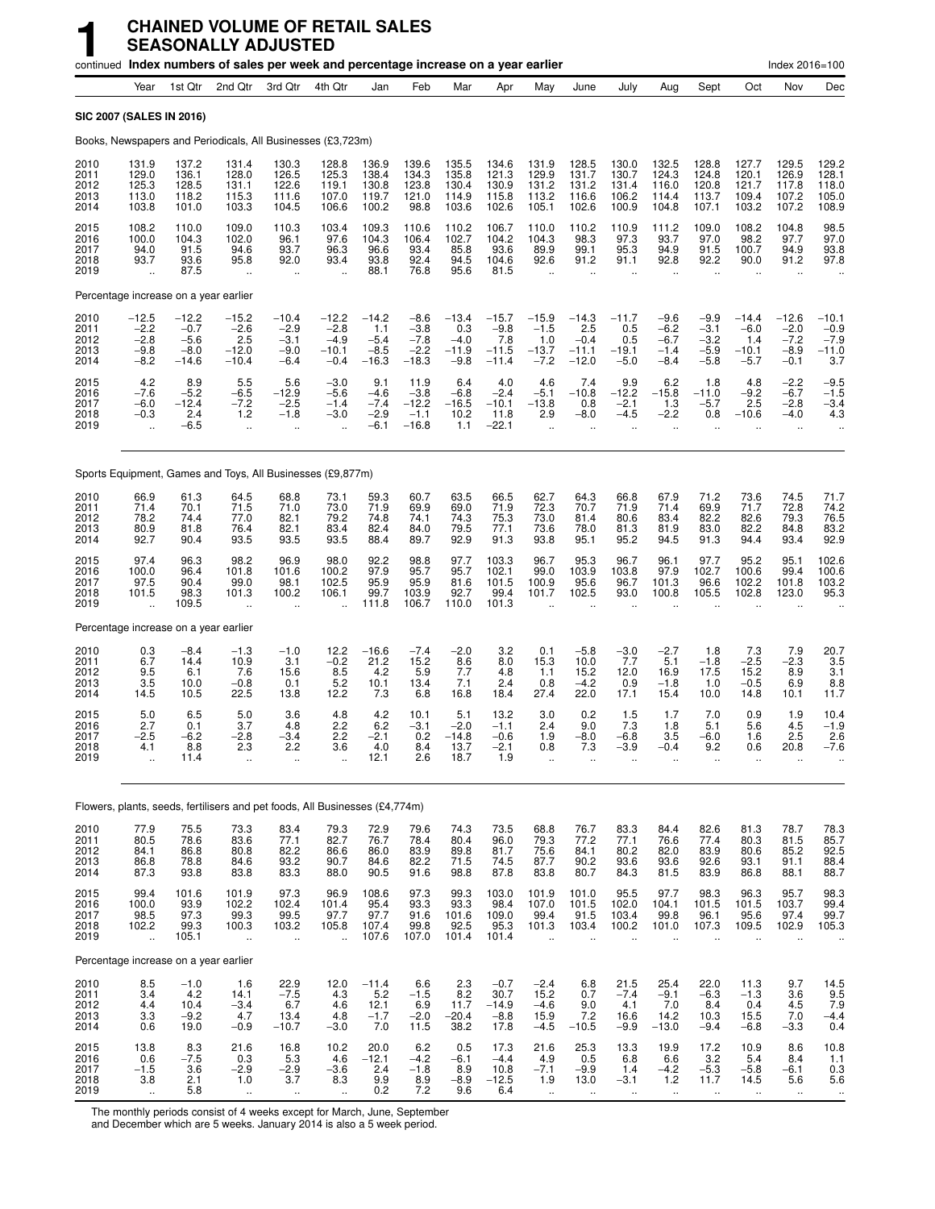# 1 CHAINED VOLUME OF RETAIL SALES SEASONALLY ADJUSTED

continued **Index numbers of sales per week and percentage increase on a year earlier** Index 2016=100

| | Year | 1st Qtr | 2nd Qtr | 3rd Qtr | 4th Qtr | Jan | Feb | Mar | Apr | May | June | July | Aug | Sept | Oct | Nov | Dec |
|---|---|---|---|---|---|---|---|---|---|---|---|---|---|---|---|---|---|
| **SIC 2007 (SALES IN 2016)** | | | | | | | | | | | | | | | | | |
| Books, Newspapers and Periodicals, All Businesses (£3,723m) | | | | | | | | | | | | | | | | | |
| 2010 | 131.9 | 137.2 | 131.4 | 130.3 | 128.8 | 136.9 | 139.6 | 135.5 | 134.6 | 131.9 | 128.5 | 130.0 | 132.5 | 128.8 | 127.7 | 129.5 | 129.2 |
| 2011 | 129.0 | 136.1 | 128.0 | 126.5 | 125.3 | 138.4 | 134.3 | 135.8 | 121.3 | 129.9 | 131.7 | 130.7 | 124.3 | 124.8 | 120.1 | 126.9 | 128.1 |
| 2012 | 125.3 | 128.5 | 131.1 | 122.6 | 119.1 | 130.8 | 123.8 | 130.4 | 130.9 | 131.2 | 131.2 | 131.4 | 116.0 | 120.8 | 121.7 | 117.8 | 118.0 |
| 2013 | 113.0 | 118.2 | 115.3 | 111.6 | 107.0 | 119.7 | 121.0 | 114.9 | 115.8 | 113.2 | 116.6 | 106.2 | 114.4 | 113.7 | 109.4 | 107.2 | 105.0 |
| 2014 | 103.8 | 101.0 | 103.3 | 104.5 | 106.6 | 100.2 | 98.8 | 103.6 | 102.6 | 105.1 | 102.6 | 100.9 | 104.8 | 107.1 | 103.2 | 107.2 | 108.9 |
| 2015 | 108.2 | 110.0 | 109.0 | 110.3 | 103.4 | 109.3 | 110.6 | 110.2 | 106.7 | 110.0 | 110.2 | 110.9 | 111.2 | 109.0 | 108.2 | 104.8 | 98.5 |
| 2016 | 100.0 | 104.3 | 102.0 | 96.1 | 97.6 | 104.3 | 106.4 | 102.7 | 104.2 | 104.3 | 98.3 | 97.3 | 93.7 | 97.0 | 98.2 | 97.7 | 97.0 |
| 2017 | 94.0 | 91.5 | 94.6 | 93.7 | 96.3 | 96.6 | 93.4 | 85.8 | 93.6 | 89.9 | 99.1 | 95.3 | 94.9 | 91.5 | 100.7 | 94.9 | 93.8 |
| 2018 | 93.7 | 93.6 | 95.8 | 92.0 | 93.4 | 93.8 | 92.4 | 94.5 | 104.6 | 92.6 | 91.2 | 91.1 | 92.8 | 92.2 | 90.0 | 91.2 | 97.8 |
| 2019 | .. | 87.5 | .. | .. | .. | 88.1 | 76.8 | 95.6 | 81.5 | .. | .. | .. | .. | .. | .. | .. | .. |
| Percentage increase on a year earlier | | | | | | | | | | | | | | | | | |
| 2010 | −12.5 | −12.2 | −15.2 | −10.4 | −12.2 | −14.2 | −8.6 | −13.4 | −15.7 | −15.9 | −14.3 | −11.7 | −9.6 | −9.9 | −14.4 | −12.6 | −10.1 |
| 2011 | −2.2 | −0.7 | −2.6 | −2.9 | −2.8 | 1.1 | −3.8 | 0.3 | −9.8 | −1.5 | 2.5 | 0.5 | −6.2 | −3.1 | −6.0 | −2.0 | −0.9 |
| 2012 | −2.8 | −5.6 | 2.5 | −3.1 | −4.9 | −5.4 | −7.8 | −4.0 | 7.8 | 1.0 | −0.4 | 0.5 | −6.7 | −3.2 | 1.4 | −7.2 | −7.9 |
| 2013 | −9.8 | −8.0 | −12.0 | −9.0 | −10.1 | −8.5 | −2.2 | −11.9 | −11.5 | −13.7 | −11.1 | −19.1 | −1.4 | −5.9 | −10.1 | −8.9 | −11.0 |
| 2014 | −8.2 | −14.6 | −10.4 | −6.4 | −0.4 | −16.3 | −18.3 | −9.8 | −11.4 | −7.2 | −12.0 | −5.0 | −8.4 | −5.8 | −5.7 | −0.1 | 3.7 |
| 2015 | 4.2 | 8.9 | 5.5 | 5.6 | −3.0 | 9.1 | 11.9 | 6.4 | 4.0 | 4.6 | 7.4 | 9.9 | 6.2 | 1.8 | 4.8 | −2.2 | −9.5 |
| 2016 | −7.6 | −5.2 | −6.5 | −12.9 | −5.6 | −4.6 | −3.8 | −6.8 | −2.4 | −5.1 | −10.8 | −12.2 | −15.8 | −11.0 | −9.2 | −6.7 | −1.5 |
| 2017 | −6.0 | −12.4 | −7.2 | −2.5 | −1.4 | −7.4 | −12.2 | −16.5 | −10.1 | −13.8 | 0.8 | −2.1 | 1.3 | −5.7 | 2.5 | −2.8 | −3.4 |
| 2018 | −0.3 | 2.4 | 1.2 | −1.8 | −3.0 | −2.9 | −1.1 | 10.2 | 11.8 | 2.9 | −8.0 | −4.5 | −2.2 | 0.8 | −10.6 | −4.0 | 4.3 |
| 2019 | .. | −6.5 | .. | .. | .. | −6.1 | −16.8 | 1.1 | −22.1 | .. | .. | .. | .. | .. | .. | .. | .. |
| Sports Equipment, Games and Toys, All Businesses (£9,877m) | | | | | | | | | | | | | | | | | |
| 2010 | 66.9 | 61.3 | 64.5 | 68.8 | 73.1 | 59.3 | 60.7 | 63.5 | 66.5 | 62.7 | 64.3 | 66.8 | 67.9 | 71.2 | 73.6 | 74.5 | 71.7 |
| 2011 | 71.4 | 70.1 | 71.5 | 71.0 | 73.0 | 71.9 | 69.9 | 69.0 | 71.9 | 72.3 | 70.7 | 71.9 | 71.4 | 69.9 | 71.7 | 72.8 | 74.2 |
| 2012 | 78.2 | 74.4 | 77.0 | 82.1 | 79.2 | 74.8 | 74.1 | 74.3 | 75.3 | 73.0 | 81.4 | 80.6 | 83.4 | 82.2 | 82.6 | 79.3 | 76.5 |
| 2013 | 80.9 | 81.8 | 76.4 | 82.1 | 83.4 | 82.4 | 84.0 | 79.5 | 77.1 | 73.6 | 78.0 | 81.3 | 81.9 | 83.0 | 82.2 | 84.8 | 83.2 |
| 2014 | 92.7 | 90.4 | 93.5 | 93.5 | 93.5 | 88.4 | 89.7 | 92.9 | 91.3 | 93.8 | 95.1 | 95.2 | 94.5 | 91.3 | 94.4 | 93.4 | 92.9 |
| 2015 | 97.4 | 96.3 | 98.2 | 96.9 | 98.0 | 92.2 | 98.8 | 97.7 | 103.3 | 96.7 | 95.3 | 96.7 | 96.1 | 97.7 | 95.2 | 95.1 | 102.6 |
| 2016 | 100.0 | 96.4 | 101.8 | 101.6 | 100.2 | 97.9 | 95.7 | 95.7 | 102.1 | 99.0 | 103.9 | 103.8 | 97.9 | 102.7 | 100.6 | 99.4 | 100.6 |
| 2017 | 97.5 | 90.4 | 99.0 | 98.1 | 102.5 | 95.9 | 95.9 | 81.6 | 101.5 | 100.9 | 95.6 | 96.7 | 101.3 | 96.6 | 102.2 | 101.8 | 103.2 |
| 2018 | 101.5 | 98.3 | 101.3 | 100.2 | 106.1 | 99.7 | 103.9 | 92.7 | 99.4 | 101.7 | 102.5 | 93.0 | 100.8 | 105.5 | 102.8 | 123.0 | 95.3 |
| 2019 | .. | 109.5 | .. | .. | .. | 111.8 | 106.7 | 110.0 | 101.3 | .. | .. | .. | .. | .. | .. | .. | .. |
| Percentage increase on a year earlier | | | | | | | | | | | | | | | | | |
| 2010 | 0.3 | −8.4 | −1.3 | −1.0 | 12.2 | −16.6 | −7.4 | −2.0 | 3.2 | 0.1 | −5.8 | −3.0 | −2.7 | 1.8 | 7.3 | 7.9 | 20.7 |
| 2011 | 6.7 | 14.4 | 10.9 | 3.1 | −0.2 | 21.2 | 15.2 | 8.6 | 8.0 | 15.3 | 10.0 | 7.7 | 5.1 | −1.8 | −2.5 | −2.3 | 3.5 |
| 2012 | 9.5 | 6.1 | 7.6 | 15.6 | 8.5 | 4.2 | 5.9 | 7.7 | 4.8 | 1.1 | 15.2 | 12.0 | 16.9 | 17.5 | 15.2 | 8.9 | 3.1 |
| 2013 | 3.5 | 10.0 | −0.8 | 0.1 | 5.2 | 10.1 | 13.4 | 7.1 | 2.4 | 0.8 | −4.2 | 0.9 | −1.8 | 1.0 | −0.5 | 6.9 | 8.8 |
| 2014 | 14.5 | 10.5 | 22.5 | 13.8 | 12.2 | 7.3 | 6.8 | 16.8 | 18.4 | 27.4 | 22.0 | 17.1 | 15.4 | 10.0 | 14.8 | 10.1 | 11.7 |
| 2015 | 5.0 | 6.5 | 5.0 | 3.6 | 4.8 | 4.2 | 10.1 | 5.1 | 13.2 | 3.0 | 0.2 | 1.5 | 1.7 | 7.0 | 0.9 | 1.9 | 10.4 |
| 2016 | 2.7 | 0.1 | 3.7 | 4.8 | 2.2 | 6.2 | −3.1 | −2.0 | −1.1 | 2.4 | 9.0 | 7.3 | 1.8 | 5.1 | 5.6 | 4.5 | −1.9 |
| 2017 | −2.5 | −6.2 | −2.8 | −3.4 | 2.2 | −2.1 | 0.2 | −14.8 | −0.6 | 1.9 | −8.0 | −6.8 | 3.5 | −6.0 | 1.6 | 2.5 | 2.6 |
| 2018 | 4.1 | 8.8 | 2.3 | 2.2 | 3.6 | 4.0 | 8.4 | 13.7 | −2.1 | 0.8 | 7.3 | −3.9 | −0.4 | 9.2 | 0.6 | 20.8 | −7.6 |
| 2019 | .. | 11.4 | .. | .. | .. | 12.1 | 2.6 | 18.7 | 1.9 | .. | .. | .. | .. | .. | .. | .. | .. |
| Flowers, plants, seeds, fertilisers and pet foods, All Businesses (£4,774m) | | | | | | | | | | | | | | | | | |
| 2010 | 77.9 | 75.5 | 73.3 | 83.4 | 79.3 | 72.9 | 79.6 | 74.3 | 73.5 | 68.8 | 76.7 | 83.3 | 84.4 | 82.6 | 81.3 | 78.7 | 78.3 |
| 2011 | 80.5 | 78.6 | 83.6 | 77.1 | 82.7 | 76.7 | 78.4 | 80.4 | 96.0 | 79.3 | 77.2 | 77.1 | 76.6 | 77.4 | 80.3 | 81.5 | 85.7 |
| 2012 | 84.1 | 86.8 | 80.8 | 82.2 | 86.6 | 86.0 | 83.9 | 89.8 | 81.7 | 75.6 | 84.1 | 80.2 | 82.0 | 83.9 | 80.6 | 85.2 | 92.5 |
| 2013 | 86.8 | 78.8 | 84.6 | 93.2 | 90.7 | 84.6 | 82.2 | 71.5 | 74.5 | 87.7 | 90.2 | 93.6 | 93.6 | 92.6 | 93.1 | 91.1 | 88.4 |
| 2014 | 87.3 | 93.8 | 83.8 | 83.3 | 88.0 | 90.5 | 91.6 | 98.8 | 87.8 | 83.8 | 80.7 | 84.3 | 81.5 | 83.9 | 86.8 | 88.1 | 88.7 |
| 2015 | 99.4 | 101.6 | 101.9 | 97.3 | 96.9 | 108.6 | 97.3 | 99.3 | 103.0 | 101.9 | 101.0 | 95.5 | 97.7 | 98.3 | 96.3 | 95.7 | 98.3 |
| 2016 | 100.0 | 93.9 | 102.2 | 102.4 | 101.4 | 95.4 | 93.3 | 93.3 | 98.4 | 107.0 | 101.5 | 102.0 | 104.1 | 101.5 | 101.5 | 103.7 | 99.4 |
| 2017 | 98.5 | 97.3 | 99.3 | 99.5 | 97.7 | 97.7 | 91.6 | 101.6 | 109.0 | 99.4 | 91.5 | 103.4 | 99.8 | 96.1 | 95.6 | 97.4 | 99.7 |
| 2018 | 102.2 | 99.3 | 100.3 | 103.2 | 105.8 | 107.4 | 99.8 | 92.5 | 95.3 | 101.3 | 103.4 | 100.2 | 101.0 | 107.3 | 109.5 | 102.9 | 105.3 |
| 2019 | .. | 105.1 | .. | .. | .. | 107.6 | 107.0 | 101.4 | 101.4 | .. | .. | .. | .. | .. | .. | .. | .. |
| Percentage increase on a year earlier | | | | | | | | | | | | | | | | | |
| 2010 | 8.5 | −1.0 | 1.6 | 22.9 | 12.0 | −11.4 | 6.6 | 2.3 | −0.7 | −2.4 | 6.8 | 21.5 | 25.4 | 22.0 | 11.3 | 9.7 | 14.5 |
| 2011 | 3.4 | 4.2 | 14.1 | −7.5 | 4.3 | 5.2 | −1.5 | 8.2 | 30.7 | 15.2 | 0.7 | −7.4 | −9.1 | −6.3 | −1.3 | 3.6 | 9.5 |
| 2012 | 4.4 | 10.4 | −3.4 | 6.7 | 4.6 | 12.1 | 6.9 | 11.7 | −14.9 | −4.6 | 9.0 | 4.1 | 7.0 | 8.4 | 0.4 | 4.5 | 7.9 |
| 2013 | 3.3 | −9.2 | 4.7 | 13.4 | 4.8 | −1.7 | −2.0 | −20.4 | −8.8 | 15.9 | 7.2 | 16.6 | 14.2 | 10.3 | 15.5 | 7.0 | −4.4 |
| 2014 | 0.6 | 19.0 | −0.9 | −10.7 | −3.0 | 7.0 | 11.5 | 38.2 | 17.8 | −4.5 | −10.5 | −9.9 | −13.0 | −9.4 | −6.8 | −3.3 | 0.4 |
| 2015 | 13.8 | 8.3 | 21.6 | 16.8 | 10.2 | 20.0 | 6.2 | 0.5 | 17.3 | 21.6 | 25.3 | 13.3 | 19.9 | 17.2 | 10.9 | 8.6 | 10.8 |
| 2016 | 0.6 | −7.5 | 0.3 | 5.3 | 4.6 | −12.1 | −4.2 | −6.1 | −4.4 | 4.9 | 0.5 | 6.8 | 6.6 | 3.2 | 5.4 | 8.4 | 1.1 |
| 2017 | −1.5 | 3.6 | −2.9 | −2.9 | −3.6 | 2.4 | −1.8 | 8.9 | 10.8 | −7.1 | −9.9 | 1.4 | −4.2 | −5.3 | −5.8 | −6.1 | 0.3 |
| 2018 | 3.8 | 2.1 | 1.0 | 3.7 | 8.3 | 9.9 | 8.9 | −8.9 | −12.5 | 1.9 | 13.0 | −3.1 | 1.2 | 11.7 | 14.5 | 5.6 | 5.6 |
| 2019 | .. | 5.8 | .. | .. | .. | 0.2 | 7.2 | 9.6 | 6.4 | .. | .. | .. | .. | .. | .. | .. | .. |

The monthly periods consist of 4 weeks except for March, June, September and December which are 5 weeks. January 2014 is also a 5 week period.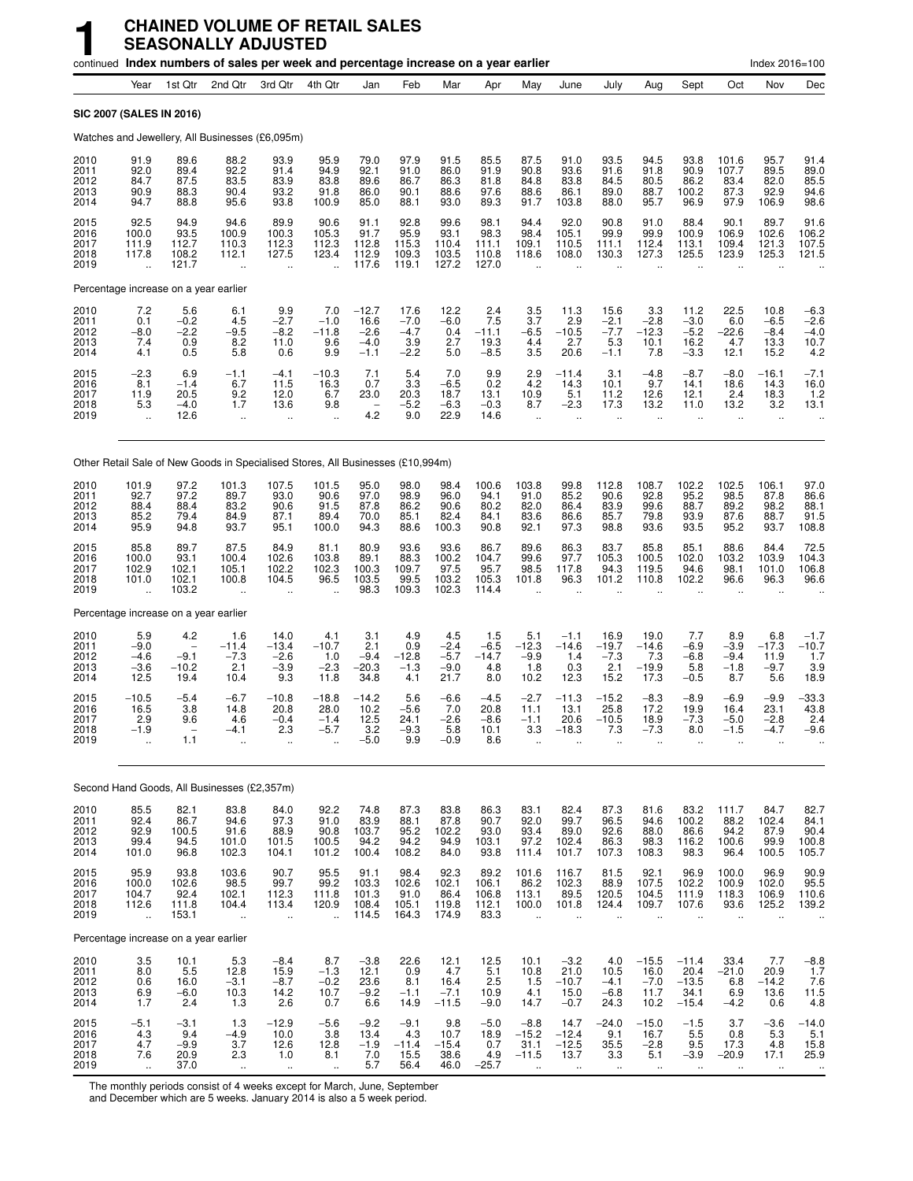# 1 CHAINED VOLUME OF RETAIL SALES SEASONALLY ADJUSTED

continued **Index numbers of sales per week and percentage increase on a year earlier** Index 2016=100

| | Year | 1st Qtr | 2nd Qtr | 3rd Qtr | 4th Qtr | Jan | Feb | Mar | Apr | May | June | July | Aug | Sept | Oct | Nov | Dec |
|---|---|---|---|---|---|---|---|---|---|---|---|---|---|---|---|---|---|
| **SIC 2007 (SALES IN 2016)** | | | | | | | | | | | | | | | | | |
| Watches and Jewellery, All Businesses (£6,095m) | | | | | | | | | | | | | | | | | |
| 2010 | 91.9 | 89.6 | 88.2 | 93.9 | 95.9 | 79.0 | 97.9 | 91.5 | 85.5 | 87.5 | 91.0 | 93.5 | 94.5 | 93.8 | 101.6 | 95.7 | 91.4 |
| 2011 | 92.0 | 89.4 | 92.2 | 91.4 | 94.9 | 92.1 | 91.0 | 86.0 | 91.9 | 90.8 | 93.6 | 91.6 | 91.8 | 90.9 | 107.7 | 89.5 | 89.0 |
| 2012 | 84.7 | 87.5 | 83.5 | 83.9 | 83.8 | 89.6 | 86.7 | 86.3 | 81.8 | 84.8 | 83.8 | 84.5 | 80.5 | 86.2 | 83.4 | 82.0 | 85.5 |
| 2013 | 90.9 | 88.3 | 90.4 | 93.2 | 91.8 | 86.0 | 90.1 | 88.6 | 97.6 | 88.6 | 86.1 | 89.0 | 88.7 | 100.2 | 87.3 | 92.9 | 94.6 |
| 2014 | 94.7 | 88.8 | 95.6 | 93.8 | 100.9 | 85.0 | 88.1 | 93.0 | 89.3 | 91.7 | 103.8 | 88.0 | 95.7 | 96.9 | 97.9 | 106.9 | 98.6 |
| 2015 | 92.5 | 94.9 | 94.6 | 89.9 | 90.6 | 91.1 | 92.8 | 99.6 | 98.1 | 94.4 | 92.0 | 90.8 | 91.0 | 88.4 | 90.1 | 89.7 | 91.6 |
| 2016 | 100.0 | 93.5 | 100.9 | 100.3 | 105.3 | 91.7 | 95.9 | 93.1 | 98.3 | 98.4 | 105.1 | 99.9 | 99.9 | 100.9 | 106.9 | 102.6 | 106.2 |
| 2017 | 111.9 | 112.7 | 110.3 | 112.3 | 112.3 | 112.8 | 115.3 | 110.4 | 111.1 | 109.1 | 110.5 | 111.1 | 112.4 | 113.1 | 109.4 | 121.3 | 107.5 |
| 2018 | 117.8 | 108.2 | 112.1 | 127.5 | 123.4 | 112.9 | 109.3 | 103.5 | 110.8 | 118.6 | 108.0 | 130.3 | 127.3 | 125.5 | 123.9 | 125.3 | 121.5 |
| 2019 | .. | 121.7 | .. | .. | .. | 117.6 | 119.1 | 127.2 | 127.0 | .. | .. | .. | .. | .. | .. | .. | .. |
| Percentage increase on a year earlier | | | | | | | | | | | | | | | | | |
| 2010 | 7.2 | 5.6 | 6.1 | 9.9 | 7.0 | −12.7 | 17.6 | 12.2 | 2.4 | 3.5 | 11.3 | 15.6 | 3.3 | 11.2 | 22.5 | 10.8 | −6.3 |
| 2011 | 0.1 | −0.2 | 4.5 | −2.7 | −1.0 | 16.6 | −7.0 | −6.0 | 7.5 | 3.7 | 2.9 | −2.1 | −2.8 | −3.0 | 6.0 | −6.5 | −2.6 |
| 2012 | −8.0 | −2.2 | −9.5 | −8.2 | −11.8 | −2.6 | −4.7 | 0.4 | −11.1 | −6.5 | −10.5 | −7.7 | −12.3 | −5.2 | −22.6 | −8.4 | −4.0 |
| 2013 | 7.4 | 0.9 | 8.2 | 11.0 | 9.6 | −4.0 | 3.9 | 2.7 | 19.3 | 4.4 | 2.7 | 5.3 | 10.1 | 16.2 | 4.7 | 13.3 | 10.7 |
| 2014 | 4.1 | 0.5 | 5.8 | 0.6 | 9.9 | −1.1 | −2.2 | 5.0 | −8.5 | 3.5 | 20.6 | −1.1 | 7.8 | −3.3 | 12.1 | 15.2 | 4.2 |
| 2015 | −2.3 | 6.9 | −1.1 | −4.1 | −10.3 | 7.1 | 5.4 | 7.0 | 9.9 | 2.9 | −11.4 | 3.1 | −4.8 | −8.7 | −8.0 | −16.1 | −7.1 |
| 2016 | 8.1 | −1.4 | 6.7 | 11.5 | 16.3 | 0.7 | 3.3 | −6.5 | 0.2 | 4.2 | 14.3 | 10.1 | 9.7 | 14.1 | 18.6 | 14.3 | 16.0 |
| 2017 | 11.9 | 20.5 | 9.2 | 12.0 | 6.7 | 23.0 | 20.3 | 18.7 | 13.1 | 10.9 | 5.1 | 11.2 | 12.6 | 12.1 | 2.4 | 18.3 | 1.2 |
| 2018 | 5.3 | −4.0 | 1.7 | 13.6 | 9.8 | – | −5.2 | −6.3 | −0.3 | 8.7 | −2.3 | 17.3 | 13.2 | 11.0 | 13.2 | 3.2 | 13.1 |
| 2019 | .. | 12.6 | .. | .. | .. | 4.2 | 9.0 | 22.9 | 14.6 | .. | .. | .. | .. | .. | .. | .. | .. |
| Other Retail Sale of New Goods in Specialised Stores, All Businesses (£10,994m) | | | | | | | | | | | | | | | | | |
| 2010 | 101.9 | 97.2 | 101.3 | 107.5 | 101.5 | 95.0 | 98.0 | 98.4 | 100.6 | 103.8 | 99.8 | 112.8 | 108.7 | 102.2 | 102.5 | 106.1 | 97.0 |
| 2011 | 92.7 | 97.2 | 89.7 | 93.0 | 90.6 | 97.0 | 98.9 | 96.0 | 94.1 | 91.0 | 85.2 | 90.6 | 92.8 | 95.2 | 98.5 | 87.8 | 86.6 |
| 2012 | 88.4 | 88.4 | 83.2 | 90.6 | 91.5 | 87.8 | 86.2 | 90.6 | 80.2 | 82.0 | 86.4 | 83.9 | 99.6 | 88.7 | 89.2 | 98.2 | 88.1 |
| 2013 | 85.2 | 79.4 | 84.9 | 87.1 | 89.4 | 70.0 | 85.1 | 82.4 | 84.1 | 83.6 | 86.6 | 85.7 | 79.8 | 93.9 | 87.6 | 88.7 | 91.5 |
| 2014 | 95.9 | 94.8 | 93.7 | 95.1 | 100.0 | 94.3 | 88.6 | 100.3 | 90.8 | 92.1 | 97.3 | 98.8 | 93.6 | 93.5 | 95.2 | 93.7 | 108.8 |
| 2015 | 85.8 | 89.7 | 87.5 | 84.9 | 81.1 | 80.9 | 93.6 | 93.6 | 86.7 | 89.6 | 86.3 | 83.7 | 85.8 | 85.1 | 88.6 | 84.4 | 72.5 |
| 2016 | 100.0 | 93.1 | 100.4 | 102.6 | 103.8 | 89.1 | 88.3 | 100.2 | 104.7 | 99.6 | 97.7 | 105.3 | 100.5 | 102.0 | 103.2 | 103.9 | 104.3 |
| 2017 | 102.9 | 102.1 | 105.1 | 102.2 | 102.3 | 100.3 | 109.7 | 97.5 | 95.7 | 98.5 | 117.8 | 94.3 | 119.5 | 94.6 | 98.1 | 101.0 | 106.8 |
| 2018 | 101.0 | 102.1 | 100.8 | 104.5 | 96.5 | 103.5 | 99.5 | 103.2 | 105.3 | 101.8 | 96.3 | 101.2 | 110.8 | 102.2 | 96.6 | 96.3 | 96.6 |
| 2019 | .. | 103.2 | .. | .. | .. | 98.3 | 109.3 | 102.3 | 114.4 | .. | .. | .. | .. | .. | .. | .. | .. |
| Percentage increase on a year earlier | | | | | | | | | | | | | | | | | |
| 2010 | 5.9 | 4.2 | 1.6 | 14.0 | 4.1 | 3.1 | 4.9 | 4.5 | 1.5 | 5.1 | −1.1 | 16.9 | 19.0 | 7.7 | 8.9 | 6.8 | −1.7 |
| 2011 | −9.0 | – | −11.4 | −13.4 | −10.7 | 2.1 | 0.9 | −2.4 | −6.5 | −12.3 | −14.6 | −19.7 | −14.6 | −6.9 | −3.9 | −17.3 | −10.7 |
| 2012 | −4.6 | −9.1 | −7.3 | −2.6 | 1.0 | −9.4 | −12.8 | −5.7 | −14.7 | −9.9 | 1.4 | −7.3 | 7.3 | −6.8 | −9.4 | 11.9 | 1.7 |
| 2013 | −3.6 | −10.2 | 2.1 | −3.9 | −2.3 | −20.3 | −1.3 | −9.0 | 4.8 | 1.8 | 0.3 | 2.1 | −19.9 | 5.8 | −1.8 | −9.7 | 3.9 |
| 2014 | 12.5 | 19.4 | 10.4 | 9.3 | 11.8 | 34.8 | 4.1 | 21.7 | 8.0 | 10.2 | 12.3 | 15.2 | 17.3 | −0.5 | 8.7 | 5.6 | 18.9 |
| 2015 | −10.5 | −5.4 | −6.7 | −10.8 | −18.8 | −14.2 | 5.6 | −6.6 | −4.5 | −2.7 | −11.3 | −15.2 | −8.3 | −8.9 | −6.9 | −9.9 | −33.3 |
| 2016 | 16.5 | 3.8 | 14.8 | 20.8 | 28.0 | 10.2 | −5.6 | 7.0 | 20.8 | 11.1 | 13.1 | 25.8 | 17.2 | 19.9 | 16.4 | 23.1 | 43.8 |
| 2017 | 2.9 | 9.6 | 4.6 | −0.4 | −1.4 | 12.5 | 24.1 | −2.6 | −8.6 | −1.1 | 20.6 | −10.5 | 18.9 | −7.3 | −5.0 | −2.8 | 2.4 |
| 2018 | −1.9 | – | −4.1 | 2.3 | −5.7 | 3.2 | −9.3 | 5.8 | 10.1 | 3.3 | −18.3 | 7.3 | −7.3 | 8.0 | −1.5 | −4.7 | −9.6 |
| 2019 | .. | 1.1 | .. | .. | .. | −5.0 | 9.9 | −0.9 | 8.6 | .. | .. | .. | .. | .. | .. | .. | .. |
| Second Hand Goods, All Businesses (£2,357m) | | | | | | | | | | | | | | | | | |
| 2010 | 85.5 | 82.1 | 83.8 | 84.0 | 92.2 | 74.8 | 87.3 | 83.8 | 86.3 | 83.1 | 82.4 | 87.3 | 81.6 | 83.2 | 111.7 | 84.7 | 82.7 |
| 2011 | 92.4 | 86.7 | 94.6 | 97.3 | 91.0 | 83.9 | 88.1 | 87.8 | 90.7 | 92.0 | 99.7 | 96.5 | 94.6 | 100.2 | 88.2 | 102.4 | 84.1 |
| 2012 | 92.9 | 100.5 | 91.6 | 88.9 | 90.8 | 103.7 | 95.2 | 102.2 | 93.0 | 93.4 | 89.0 | 92.6 | 88.0 | 86.6 | 94.2 | 87.9 | 90.4 |
| 2013 | 99.4 | 94.5 | 101.0 | 101.5 | 100.5 | 94.2 | 94.2 | 94.9 | 103.1 | 97.2 | 102.4 | 86.3 | 98.3 | 116.2 | 100.6 | 99.9 | 100.8 |
| 2014 | 101.0 | 96.8 | 102.3 | 104.1 | 101.2 | 100.4 | 108.2 | 84.0 | 93.8 | 111.4 | 101.7 | 107.3 | 108.3 | 98.3 | 96.4 | 100.5 | 105.7 |
| 2015 | 95.9 | 93.8 | 103.6 | 90.7 | 95.5 | 91.1 | 98.4 | 92.3 | 89.2 | 101.6 | 116.7 | 81.5 | 92.1 | 96.9 | 100.0 | 96.9 | 90.9 |
| 2016 | 100.0 | 102.6 | 98.5 | 99.7 | 99.2 | 103.3 | 102.6 | 102.1 | 106.1 | 86.2 | 102.3 | 88.9 | 107.5 | 102.2 | 100.9 | 102.0 | 95.5 |
| 2017 | 104.7 | 92.4 | 102.1 | 112.3 | 111.8 | 101.3 | 91.0 | 86.4 | 106.8 | 113.1 | 89.5 | 120.5 | 104.5 | 111.9 | 118.3 | 106.9 | 110.6 |
| 2018 | 112.6 | 111.8 | 104.4 | 113.4 | 120.9 | 108.4 | 105.1 | 119.8 | 112.1 | 100.0 | 101.8 | 124.4 | 109.7 | 107.6 | 93.6 | 125.2 | 139.2 |
| 2019 | .. | 153.1 | .. | .. | .. | 114.5 | 164.3 | 174.9 | 83.3 | .. | .. | .. | .. | .. | .. | .. | .. |
| Percentage increase on a year earlier | | | | | | | | | | | | | | | | | |
| 2010 | 3.5 | 10.1 | 5.3 | −8.4 | 8.7 | −3.8 | 22.6 | 12.1 | 12.5 | 10.1 | −3.2 | 4.0 | −15.5 | −11.4 | 33.4 | 7.7 | −8.8 |
| 2011 | 8.0 | 5.5 | 12.8 | 15.9 | −1.3 | 12.1 | 0.9 | 4.7 | 5.1 | 10.8 | 21.0 | 10.5 | 16.0 | 20.4 | −21.0 | 20.9 | 1.7 |
| 2012 | 0.6 | 16.0 | −3.1 | −8.7 | −0.2 | 23.6 | 8.1 | 16.4 | 2.5 | 1.5 | −10.7 | −4.1 | −7.0 | −13.5 | 6.8 | −14.2 | 7.6 |
| 2013 | 6.9 | −6.0 | 10.3 | 14.2 | 10.7 | −9.2 | −1.1 | −7.1 | 10.9 | 4.1 | 15.0 | −6.8 | 11.7 | 34.1 | 6.9 | 13.6 | 11.5 |
| 2014 | 1.7 | 2.4 | 1.3 | 2.6 | 0.7 | 6.6 | 14.9 | −11.5 | −9.0 | 14.7 | −0.7 | 24.3 | 10.2 | −15.4 | −4.2 | 0.6 | 4.8 |
| 2015 | −5.1 | −3.1 | 1.3 | −12.9 | −5.6 | −9.2 | −9.1 | 9.8 | −5.0 | −8.8 | 14.7 | −24.0 | −15.0 | −1.5 | 3.7 | −3.6 | −14.0 |
| 2016 | 4.3 | 9.4 | −4.9 | 10.0 | 3.8 | 13.4 | 4.3 | 10.7 | 18.9 | −15.2 | −12.4 | 9.1 | 16.7 | 5.5 | 0.8 | 5.3 | 5.1 |
| 2017 | 4.7 | −9.9 | 3.7 | 12.6 | 12.8 | −1.9 | −11.4 | −15.4 | 0.7 | 31.1 | −12.5 | 35.5 | −2.8 | 9.5 | 17.3 | 4.8 | 15.8 |
| 2018 | 7.6 | 20.9 | 2.3 | 1.0 | 8.1 | 7.0 | 15.5 | 38.6 | 4.9 | −11.5 | 13.7 | 3.3 | 5.1 | −3.9 | −20.9 | 17.1 | 25.9 |
| 2019 | .. | 37.0 | .. | .. | .. | 5.7 | 56.4 | 46.0 | −25.7 | .. | .. | .. | .. | .. | .. | .. | .. |

The monthly periods consist of 4 weeks except for March, June, September and December which are 5 weeks. January 2014 is also a 5 week period.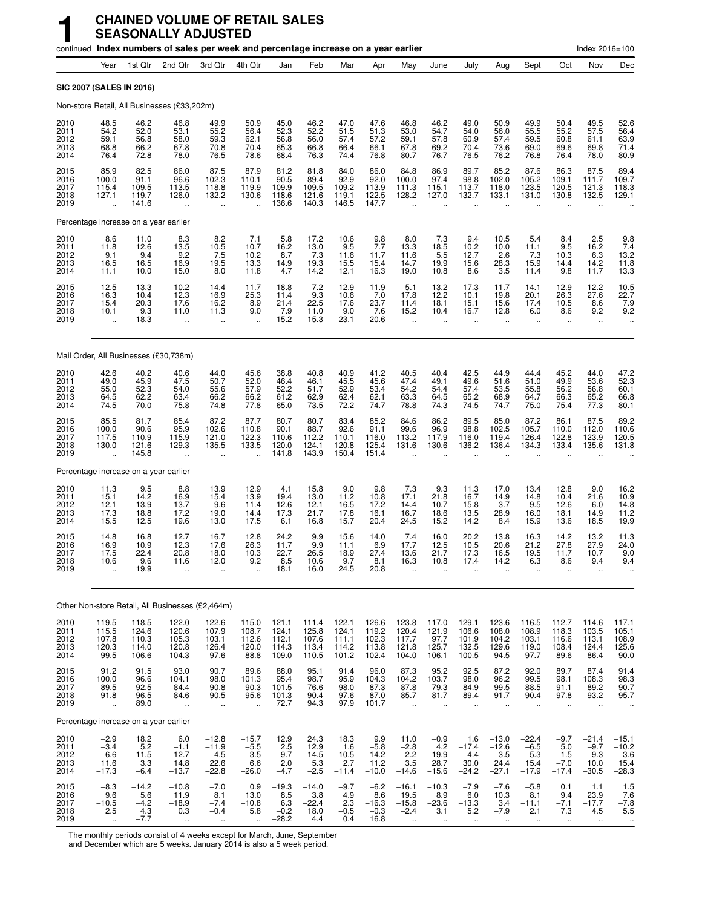# 1 CHAINED VOLUME OF RETAIL SALES SEASONALLY ADJUSTED

continued **Index numbers of sales per week and percentage increase on a year earlier** Index 2016=100

| | Year | 1st Qtr | 2nd Qtr | 3rd Qtr | 4th Qtr | Jan | Feb | Mar | Apr | May | June | July | Aug | Sept | Oct | Nov | Dec |
|---|---|---|---|---|---|---|---|---|---|---|---|---|---|---|---|---|---|
| **SIC 2007 (SALES IN 2016)** | | | | | | | | | | | | | | | | | |
| Non-store Retail, All Businesses (£33,202m) | | | | | | | | | | | | | | | | | |
| 2010 | 48.5 | 46.2 | 46.8 | 49.9 | 50.9 | 45.0 | 46.2 | 47.0 | 47.6 | 46.8 | 46.2 | 49.0 | 50.9 | 49.9 | 50.4 | 49.5 | 52.6 |
| 2011 | 54.2 | 52.0 | 53.1 | 55.2 | 56.4 | 52.3 | 52.2 | 51.5 | 51.3 | 53.0 | 54.7 | 54.0 | 56.0 | 55.5 | 55.2 | 57.5 | 56.4 |
| 2012 | 59.1 | 56.8 | 58.0 | 59.3 | 62.1 | 56.8 | 56.0 | 57.4 | 57.2 | 59.1 | 57.8 | 60.9 | 57.4 | 59.5 | 60.8 | 61.1 | 63.9 |
| 2013 | 68.8 | 66.2 | 67.8 | 70.8 | 70.4 | 65.3 | 66.8 | 66.4 | 66.1 | 67.8 | 69.2 | 70.4 | 73.6 | 69.0 | 69.6 | 69.8 | 71.4 |
| 2014 | 76.4 | 72.8 | 78.0 | 76.5 | 78.6 | 68.4 | 76.3 | 74.4 | 76.8 | 80.7 | 76.7 | 76.5 | 76.2 | 76.8 | 76.4 | 78.0 | 80.9 |
| 2015 | 85.9 | 82.5 | 86.0 | 87.5 | 87.9 | 81.2 | 81.8 | 84.0 | 86.0 | 84.8 | 86.9 | 89.7 | 85.2 | 87.6 | 86.3 | 87.5 | 89.4 |
| 2016 | 100.0 | 91.1 | 96.6 | 102.3 | 110.1 | 90.5 | 89.4 | 92.9 | 92.0 | 100.0 | 97.4 | 98.8 | 102.0 | 105.2 | 109.1 | 111.7 | 109.7 |
| 2017 | 115.4 | 109.5 | 113.5 | 118.8 | 119.9 | 109.9 | 109.5 | 109.2 | 113.9 | 111.3 | 115.1 | 113.7 | 118.0 | 123.5 | 120.5 | 121.3 | 118.3 |
| 2018 | 127.1 | 119.7 | 126.0 | 132.2 | 130.6 | 118.6 | 121.6 | 119.1 | 122.5 | 128.2 | 127.0 | 132.7 | 133.1 | 131.0 | 130.8 | 132.5 | 129.1 |
| 2019 | .. | 141.6 | .. | .. | .. | 136.6 | 140.3 | 146.5 | 147.7 | .. | .. | .. | .. | .. | .. | .. | .. |
| Percentage increase on a year earlier | | | | | | | | | | | | | | | | | |
| 2010 | 8.6 | 11.0 | 8.3 | 8.2 | 7.1 | 5.8 | 17.2 | 10.6 | 9.8 | 8.0 | 7.3 | 9.4 | 10.5 | 5.4 | 8.4 | 2.5 | 9.8 |
| 2011 | 11.8 | 12.6 | 13.5 | 10.5 | 10.7 | 16.2 | 13.0 | 9.5 | 7.7 | 13.3 | 18.5 | 10.2 | 10.0 | 11.1 | 9.5 | 16.2 | 7.4 |
| 2012 | 9.1 | 9.4 | 9.2 | 7.5 | 10.2 | 8.7 | 7.3 | 11.6 | 11.7 | 11.6 | 5.5 | 12.7 | 2.6 | 7.3 | 10.3 | 6.3 | 13.2 |
| 2013 | 16.5 | 16.5 | 16.9 | 19.5 | 13.3 | 14.9 | 19.3 | 15.5 | 15.4 | 14.7 | 19.9 | 15.6 | 28.3 | 15.9 | 14.4 | 14.2 | 11.8 |
| 2014 | 11.1 | 10.0 | 15.0 | 8.0 | 11.8 | 4.7 | 14.2 | 12.1 | 16.3 | 19.0 | 10.8 | 8.6 | 3.5 | 11.4 | 9.8 | 11.7 | 13.3 |
| 2015 | 12.5 | 13.3 | 10.2 | 14.4 | 11.7 | 18.8 | 7.2 | 12.9 | 11.9 | 5.1 | 13.2 | 17.3 | 11.7 | 14.1 | 12.9 | 12.2 | 10.5 |
| 2016 | 16.3 | 10.4 | 12.3 | 16.9 | 25.3 | 11.4 | 9.3 | 10.6 | 7.0 | 17.8 | 12.2 | 10.1 | 19.8 | 20.1 | 26.3 | 27.6 | 22.7 |
| 2017 | 15.4 | 20.3 | 17.6 | 16.2 | 8.9 | 21.4 | 22.5 | 17.6 | 23.7 | 11.4 | 18.1 | 15.1 | 15.6 | 17.4 | 10.5 | 8.6 | 7.9 |
| 2018 | 10.1 | 9.3 | 11.0 | 11.3 | 9.0 | 7.9 | 11.0 | 9.0 | 7.6 | 15.2 | 10.4 | 16.7 | 12.8 | 6.0 | 8.6 | 9.2 | 9.2 |
| 2019 | .. | 18.3 | .. | .. | .. | 15.2 | 15.3 | 23.1 | 20.6 | .. | .. | .. | .. | .. | .. | .. | .. |
| Mail Order, All Businesses (£30,738m) | | | | | | | | | | | | | | | | | |
| 2010 | 42.6 | 40.2 | 40.6 | 44.0 | 45.6 | 38.8 | 40.8 | 40.9 | 41.2 | 40.5 | 40.4 | 42.5 | 44.9 | 44.4 | 45.2 | 44.0 | 47.2 |
| 2011 | 49.0 | 45.9 | 47.5 | 50.7 | 52.0 | 46.4 | 46.1 | 45.5 | 45.6 | 47.4 | 49.1 | 49.6 | 51.6 | 51.0 | 49.9 | 53.6 | 52.3 |
| 2012 | 55.0 | 52.3 | 54.0 | 55.6 | 57.9 | 52.2 | 51.7 | 52.9 | 53.4 | 54.2 | 54.4 | 57.4 | 53.5 | 55.8 | 56.2 | 56.8 | 60.1 |
| 2013 | 64.5 | 62.2 | 63.4 | 66.2 | 66.2 | 61.2 | 62.9 | 62.4 | 62.1 | 63.3 | 64.5 | 65.2 | 68.9 | 64.7 | 66.3 | 65.2 | 66.8 |
| 2014 | 74.5 | 70.0 | 75.8 | 74.8 | 77.8 | 65.0 | 73.5 | 72.2 | 74.7 | 78.8 | 74.3 | 74.5 | 74.7 | 75.0 | 75.4 | 77.3 | 80.1 |
| 2015 | 85.5 | 81.7 | 85.4 | 87.2 | 87.7 | 80.7 | 80.7 | 83.4 | 85.2 | 84.6 | 86.2 | 89.5 | 85.0 | 87.2 | 86.1 | 87.5 | 89.2 |
| 2016 | 100.0 | 90.6 | 95.9 | 102.6 | 110.8 | 90.1 | 88.7 | 92.6 | 91.1 | 99.6 | 96.9 | 98.8 | 102.5 | 105.7 | 110.0 | 112.0 | 110.6 |
| 2017 | 117.5 | 110.9 | 115.9 | 121.0 | 122.3 | 110.6 | 112.2 | 110.1 | 116.0 | 113.2 | 117.9 | 116.0 | 119.4 | 126.4 | 122.8 | 123.9 | 120.5 |
| 2018 | 130.0 | 121.6 | 129.3 | 135.5 | 133.5 | 120.0 | 124.1 | 120.8 | 125.4 | 131.6 | 130.6 | 136.2 | 136.4 | 134.3 | 133.4 | 135.6 | 131.8 |
| 2019 | .. | 145.8 | .. | .. | .. | 141.8 | 143.9 | 150.4 | 151.4 | .. | .. | .. | .. | .. | .. | .. | .. |
| Percentage increase on a year earlier | | | | | | | | | | | | | | | | | |
| 2010 | 11.3 | 9.5 | 8.8 | 13.9 | 12.9 | 4.1 | 15.8 | 9.0 | 9.8 | 7.3 | 9.3 | 11.3 | 17.0 | 13.4 | 12.8 | 9.0 | 16.2 |
| 2011 | 15.1 | 14.2 | 16.9 | 15.4 | 13.9 | 19.4 | 13.0 | 11.2 | 10.8 | 17.1 | 21.8 | 16.7 | 14.9 | 14.8 | 10.4 | 21.6 | 10.9 |
| 2012 | 12.1 | 13.9 | 13.7 | 9.6 | 11.4 | 12.6 | 12.1 | 16.5 | 17.2 | 14.4 | 10.7 | 15.8 | 3.7 | 9.5 | 12.6 | 6.0 | 14.8 |
| 2013 | 17.3 | 18.8 | 17.2 | 19.0 | 14.4 | 17.3 | 21.7 | 17.8 | 16.1 | 16.7 | 18.6 | 13.5 | 28.9 | 16.0 | 18.1 | 14.9 | 11.2 |
| 2014 | 15.5 | 12.5 | 19.6 | 13.0 | 17.5 | 6.1 | 16.8 | 15.7 | 20.4 | 24.5 | 15.2 | 14.2 | 8.4 | 15.9 | 13.6 | 18.5 | 19.9 |
| 2015 | 14.8 | 16.8 | 12.7 | 16.7 | 12.8 | 24.2 | 9.9 | 15.6 | 14.0 | 7.4 | 16.0 | 20.2 | 13.8 | 16.3 | 14.2 | 13.2 | 11.3 |
| 2016 | 16.9 | 10.9 | 12.3 | 17.6 | 26.3 | 11.7 | 9.9 | 11.1 | 6.9 | 17.7 | 12.5 | 10.5 | 20.6 | 21.2 | 27.8 | 27.9 | 24.0 |
| 2017 | 17.5 | 22.4 | 20.8 | 18.0 | 10.3 | 22.7 | 26.5 | 18.9 | 27.4 | 13.6 | 21.7 | 17.3 | 16.5 | 19.5 | 11.7 | 10.7 | 9.0 |
| 2018 | 10.6 | 9.6 | 11.6 | 12.0 | 9.2 | 8.5 | 10.6 | 9.7 | 8.1 | 16.3 | 10.8 | 17.4 | 14.2 | 6.3 | 8.6 | 9.4 | 9.4 |
| 2019 | .. | 19.9 | .. | .. | .. | 18.1 | 16.0 | 24.5 | 20.8 | .. | .. | .. | .. | .. | .. | .. | .. |
| Other Non-store Retail, All Businesses (£2,464m) | | | | | | | | | | | | | | | | | |
| 2010 | 119.5 | 118.5 | 122.0 | 122.6 | 115.0 | 121.1 | 111.4 | 122.1 | 126.6 | 123.8 | 117.0 | 129.1 | 123.6 | 116.5 | 112.7 | 114.6 | 117.1 |
| 2011 | 115.5 | 124.6 | 120.6 | 107.9 | 108.7 | 124.1 | 125.8 | 124.1 | 119.2 | 120.4 | 121.9 | 106.6 | 108.0 | 108.9 | 118.3 | 103.5 | 105.1 |
| 2012 | 107.8 | 110.3 | 105.3 | 103.1 | 112.6 | 112.1 | 107.6 | 111.1 | 102.3 | 117.7 | 97.7 | 101.9 | 104.2 | 103.1 | 116.6 | 113.1 | 108.9 |
| 2013 | 120.3 | 114.0 | 120.8 | 126.4 | 120.0 | 114.3 | 113.4 | 114.2 | 113.8 | 121.8 | 125.7 | 132.5 | 129.6 | 119.0 | 108.4 | 124.4 | 125.6 |
| 2014 | 99.5 | 106.6 | 104.3 | 97.6 | 88.8 | 109.0 | 110.5 | 101.2 | 102.4 | 104.0 | 106.1 | 100.5 | 94.5 | 97.7 | 89.6 | 86.4 | 90.0 |
| 2015 | 91.2 | 91.5 | 93.0 | 90.7 | 89.6 | 88.0 | 95.1 | 91.4 | 96.0 | 87.3 | 95.2 | 92.5 | 87.2 | 92.0 | 89.7 | 87.4 | 91.4 |
| 2016 | 100.0 | 96.6 | 104.1 | 98.0 | 101.3 | 95.4 | 98.7 | 95.9 | 104.3 | 104.2 | 103.7 | 98.0 | 96.2 | 99.5 | 98.1 | 108.3 | 98.3 |
| 2017 | 89.5 | 92.5 | 84.4 | 90.8 | 90.3 | 101.5 | 76.6 | 98.0 | 87.3 | 87.8 | 79.3 | 84.9 | 99.5 | 88.5 | 91.1 | 89.2 | 90.7 |
| 2018 | 91.8 | 96.5 | 84.6 | 90.5 | 95.6 | 101.3 | 90.4 | 97.6 | 87.0 | 85.7 | 81.7 | 89.4 | 91.7 | 90.4 | 97.8 | 93.2 | 95.7 |
| 2019 | .. | 89.0 | .. | .. | .. | 72.7 | 94.3 | 97.9 | 101.7 | .. | .. | .. | .. | .. | .. | .. | .. |
| Percentage increase on a year earlier | | | | | | | | | | | | | | | | | |
| 2010 | −2.9 | 18.2 | 6.0 | −12.8 | −15.7 | 12.9 | 24.3 | 18.3 | 9.9 | 11.0 | −0.9 | 1.6 | −13.0 | −22.4 | −9.7 | −21.4 | −15.1 |
| 2011 | −3.4 | 5.2 | −1.1 | −11.9 | −5.5 | 2.5 | 12.9 | 1.6 | −5.8 | −2.8 | 4.2 | −17.4 | −12.6 | −6.5 | 5.0 | −9.7 | −10.2 |
| 2012 | −6.6 | −11.5 | −12.7 | −4.5 | 3.5 | −9.7 | −14.5 | −10.5 | −14.2 | −2.2 | −19.9 | −4.4 | −3.5 | −5.3 | −1.5 | 9.3 | 3.6 |
| 2013 | 11.6 | 3.3 | 14.8 | 22.6 | 6.6 | 2.0 | 5.3 | 2.7 | 11.2 | 3.5 | 28.7 | 30.0 | 24.4 | 15.4 | −7.0 | 10.0 | 15.4 |
| 2014 | −17.3 | −6.4 | −13.7 | −22.8 | −26.0 | −4.7 | −2.5 | −11.4 | −10.0 | −14.6 | −15.6 | −24.2 | −27.1 | −17.9 | −17.4 | −30.5 | −28.3 |
| 2015 | −8.3 | −14.2 | −10.8 | −7.0 | 0.9 | −19.3 | −14.0 | −9.7 | −6.2 | −16.1 | −10.3 | −7.9 | −7.6 | −5.8 | 0.1 | 1.1 | 1.5 |
| 2016 | 9.6 | 5.6 | 11.9 | 8.1 | 13.0 | 8.5 | 3.8 | 4.9 | 8.6 | 19.5 | 8.9 | 6.0 | 10.3 | 8.1 | 9.4 | 23.9 | 7.6 |
| 2017 | −10.5 | −4.2 | −18.9 | −7.4 | −10.8 | 6.3 | −22.4 | 2.3 | −16.3 | −15.8 | −23.6 | −13.3 | 3.4 | −11.1 | −7.1 | −17.7 | −7.8 |
| 2018 | 2.5 | 4.3 | 0.3 | −0.4 | 5.8 | −0.2 | 18.0 | −0.5 | −0.3 | −2.4 | 3.1 | 5.2 | −7.9 | 2.1 | 7.3 | 4.5 | 5.5 |
| 2019 | .. | −7.7 | .. | .. | .. | −28.2 | 4.4 | 0.4 | 16.8 | .. | .. | .. | .. | .. | .. | .. | .. |

The monthly periods consist of 4 weeks except for March, June, September and December which are 5 weeks. January 2014 is also a 5 week period.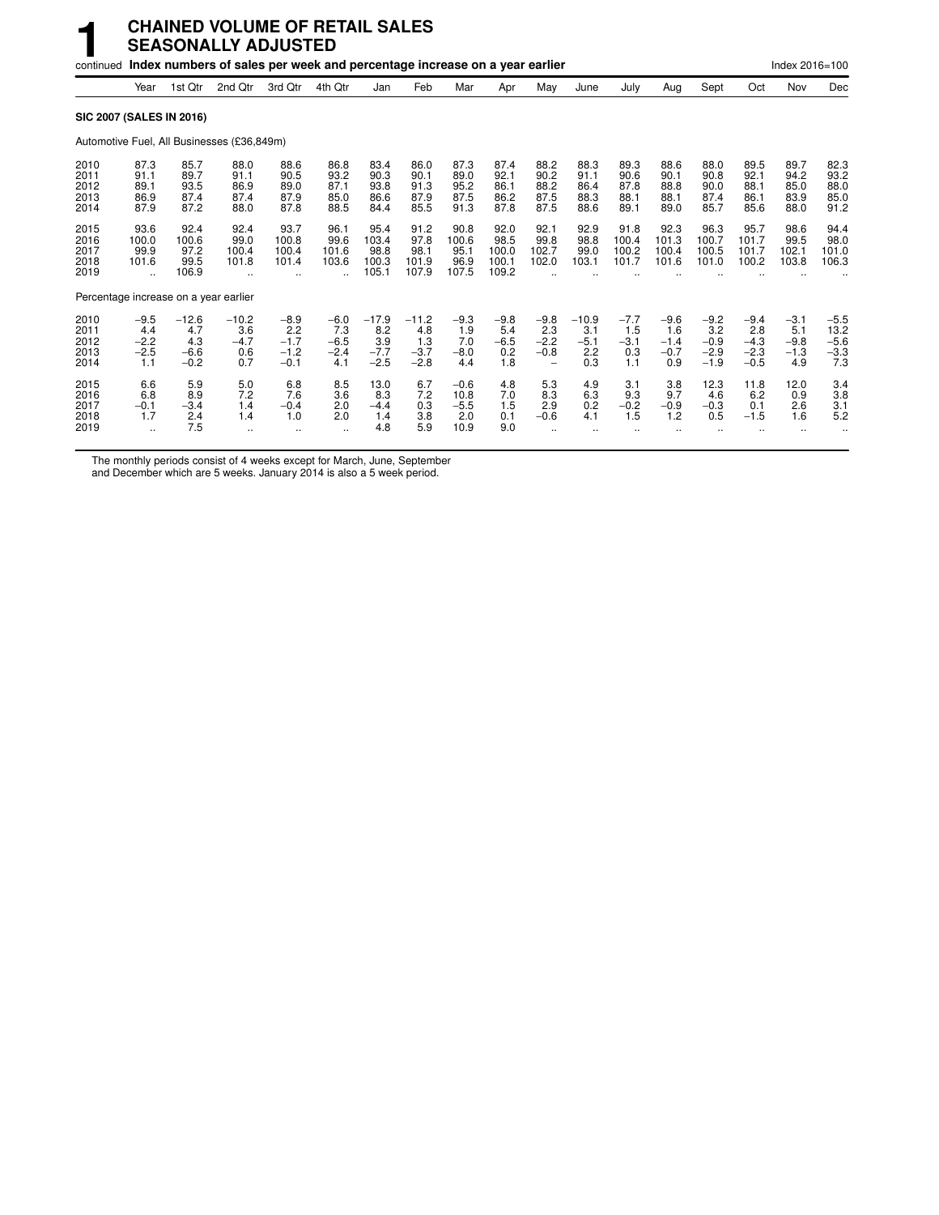# 1 CHAINED VOLUME OF RETAIL SALES SEASONALLY ADJUSTED

continued **Index numbers of sales per week and percentage increase on a year earlier**

Index 2016=100

| | Year | 1st Qtr | 2nd Qtr | 3rd Qtr | 4th Qtr | Jan | Feb | Mar | Apr | May | June | July | Aug | Sept | Oct | Nov | Dec |
|---|---|---|---|---|---|---|---|---|---|---|---|---|---|---|---|---|---|
| **SIC 2007 (SALES IN 2016)** | | | | | | | | | | | | | | | | | |
| Automotive Fuel, All Businesses (£36,849m) | | | | | | | | | | | | | | | | | |
| 2010 | 87.3 | 85.7 | 88.0 | 88.6 | 86.8 | 83.4 | 86.0 | 87.3 | 87.4 | 88.2 | 88.3 | 89.3 | 88.6 | 88.0 | 89.5 | 89.7 | 82.3 |
| 2011 | 91.1 | 89.7 | 91.1 | 90.5 | 93.2 | 90.3 | 90.1 | 89.0 | 92.1 | 90.2 | 91.1 | 90.6 | 90.1 | 90.8 | 92.1 | 94.2 | 93.2 |
| 2012 | 89.1 | 93.5 | 86.9 | 89.0 | 87.1 | 93.8 | 91.3 | 95.2 | 86.1 | 88.2 | 86.4 | 87.8 | 88.8 | 90.0 | 88.1 | 85.0 | 88.0 |
| 2013 | 86.9 | 87.4 | 87.4 | 87.9 | 85.0 | 86.6 | 87.9 | 87.5 | 86.2 | 87.5 | 88.3 | 88.1 | 88.1 | 87.4 | 86.1 | 83.9 | 85.0 |
| 2014 | 87.9 | 87.2 | 88.0 | 87.8 | 88.5 | 84.4 | 85.5 | 91.3 | 87.8 | 87.5 | 88.6 | 89.1 | 89.0 | 85.7 | 85.6 | 88.0 | 91.2 |
| 2015 | 93.6 | 92.4 | 92.4 | 93.7 | 96.1 | 95.4 | 91.2 | 90.8 | 92.0 | 92.1 | 92.9 | 91.8 | 92.3 | 96.3 | 95.7 | 98.6 | 94.4 |
| 2016 | 100.0 | 100.6 | 99.0 | 100.8 | 99.6 | 103.4 | 97.8 | 100.6 | 98.5 | 99.8 | 98.8 | 100.4 | 101.3 | 100.7 | 101.7 | 99.5 | 98.0 |
| 2017 | 99.9 | 97.2 | 100.4 | 100.4 | 101.6 | 98.8 | 98.1 | 95.1 | 100.0 | 102.7 | 99.0 | 100.2 | 100.4 | 100.5 | 101.7 | 102.1 | 101.0 |
| 2018 | 101.6 | 99.5 | 101.8 | 101.4 | 103.6 | 100.3 | 101.9 | 96.9 | 100.1 | 102.0 | 103.1 | 101.7 | 101.6 | 101.0 | 100.2 | 103.8 | 106.3 |
| 2019 | .. | 106.9 | .. | .. | .. | 105.1 | 107.9 | 107.5 | 109.2 | .. | .. | .. | .. | .. | .. | .. | .. |
| Percentage increase on a year earlier | | | | | | | | | | | | | | | | | |
| 2010 | −9.5 | −12.6 | −10.2 | −8.9 | −6.0 | −17.9 | −11.2 | −9.3 | −9.8 | −9.8 | −10.9 | −7.7 | −9.6 | −9.2 | −9.4 | −3.1 | −5.5 |
| 2011 | 4.4 | 4.7 | 3.6 | 2.2 | 7.3 | 8.2 | 4.8 | 1.9 | 5.4 | 2.3 | 3.1 | 1.5 | 1.6 | 3.2 | 2.8 | 5.1 | 13.2 |
| 2012 | −2.2 | 4.3 | −4.7 | −1.7 | −6.5 | 3.9 | 1.3 | 7.0 | −6.5 | −2.2 | −5.1 | −3.1 | −1.4 | −0.9 | −4.3 | −9.8 | −5.6 |
| 2013 | −2.5 | −6.6 | 0.6 | −1.2 | −2.4 | −7.7 | −3.7 | −8.0 | 0.2 | −0.8 | 2.2 | 0.3 | −0.7 | −2.9 | −2.3 | −1.3 | −3.3 |
| 2014 | 1.1 | −0.2 | 0.7 | −0.1 | 4.1 | −2.5 | −2.8 | 4.4 | 1.8 | – | 0.3 | 1.1 | 0.9 | −1.9 | −0.5 | 4.9 | 7.3 |
| 2015 | 6.6 | 5.9 | 5.0 | 6.8 | 8.5 | 13.0 | 6.7 | −0.6 | 4.8 | 5.3 | 4.9 | 3.1 | 3.8 | 12.3 | 11.8 | 12.0 | 3.4 |
| 2016 | 6.8 | 8.9 | 7.2 | 7.6 | 3.6 | 8.3 | 7.2 | 10.8 | 7.0 | 8.3 | 6.3 | 9.3 | 9.7 | 4.6 | 6.2 | 0.9 | 3.8 |
| 2017 | −0.1 | −3.4 | 1.4 | −0.4 | 2.0 | −4.4 | 0.3 | −5.5 | 1.5 | 2.9 | 0.2 | −0.2 | −0.9 | −0.3 | 0.1 | 2.6 | 3.1 |
| 2018 | 1.7 | 2.4 | 1.4 | 1.0 | 2.0 | 1.4 | 3.8 | 2.0 | 0.1 | −0.6 | 4.1 | 1.5 | 1.2 | 0.5 | −1.5 | 1.6 | 5.2 |
| 2019 | .. | 7.5 | .. | .. | .. | 4.8 | 5.9 | 10.9 | 9.0 | .. | .. | .. | .. | .. | .. | .. | .. |

The monthly periods consist of 4 weeks except for March, June, September and December which are 5 weeks. January 2014 is also a 5 week period.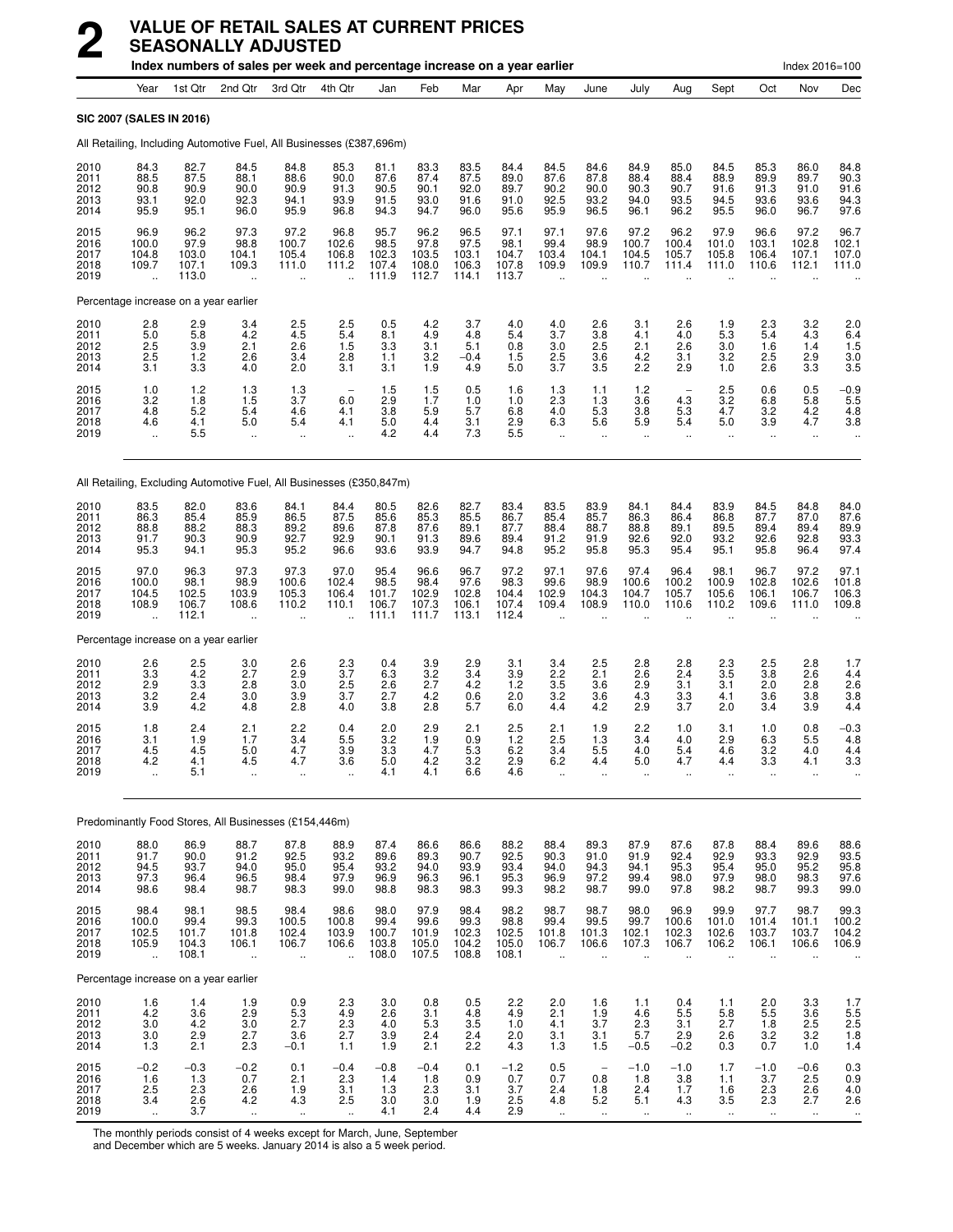# 2 VALUE OF RETAIL SALES AT CURRENT PRICES SEASONALLY ADJUSTED

**Index numbers of sales per week and percentage increase on a year earlier** — Index 2016=100

| | Year | 1st Qtr | 2nd Qtr | 3rd Qtr | 4th Qtr | Jan | Feb | Mar | Apr | May | June | July | Aug | Sept | Oct | Nov | Dec |
|---|---|---|---|---|---|---|---|---|---|---|---|---|---|---|---|---|---|
| **SIC 2007 (SALES IN 2016)** | | | | | | | | | | | | | | | | | |
| All Retailing, Including Automotive Fuel, All Businesses (£387,696m) | | | | | | | | | | | | | | | | | |
| 2010 | 84.3 | 82.7 | 84.5 | 84.8 | 85.3 | 81.1 | 83.3 | 83.5 | 84.4 | 84.5 | 84.6 | 84.9 | 85.0 | 84.5 | 85.3 | 86.0 | 84.8 |
| 2011 | 88.5 | 87.5 | 88.1 | 88.6 | 90.0 | 87.6 | 87.4 | 87.5 | 89.0 | 87.6 | 87.8 | 88.4 | 88.4 | 88.9 | 89.9 | 89.7 | 90.3 |
| 2012 | 90.8 | 90.9 | 90.0 | 90.9 | 91.3 | 90.5 | 90.1 | 92.0 | 89.7 | 90.2 | 90.0 | 90.3 | 90.7 | 91.6 | 91.3 | 91.0 | 91.6 |
| 2013 | 93.1 | 92.0 | 92.3 | 94.1 | 93.9 | 91.5 | 93.0 | 91.6 | 91.0 | 92.5 | 93.2 | 94.0 | 93.5 | 94.5 | 93.6 | 93.6 | 94.3 |
| 2014 | 95.9 | 95.1 | 96.0 | 95.9 | 96.8 | 94.3 | 94.7 | 96.0 | 95.6 | 95.9 | 96.5 | 96.1 | 96.2 | 95.5 | 96.0 | 96.7 | 97.6 |
| 2015 | 96.9 | 96.2 | 97.3 | 97.2 | 96.8 | 95.7 | 96.2 | 96.5 | 97.1 | 97.1 | 97.6 | 97.2 | 96.2 | 97.9 | 96.6 | 97.2 | 96.7 |
| 2016 | 100.0 | 97.9 | 98.8 | 100.7 | 102.6 | 98.5 | 97.8 | 97.5 | 98.1 | 99.4 | 98.9 | 100.7 | 100.4 | 101.0 | 103.1 | 102.8 | 102.1 |
| 2017 | 104.8 | 103.0 | 104.1 | 105.4 | 106.8 | 102.3 | 103.5 | 103.1 | 104.7 | 103.4 | 104.1 | 104.5 | 105.7 | 105.8 | 106.4 | 107.1 | 107.0 |
| 2018 | 109.7 | 107.1 | 109.3 | 111.0 | 111.2 | 107.4 | 108.0 | 106.3 | 107.8 | 109.9 | 109.9 | 110.7 | 111.4 | 111.0 | 110.6 | 112.1 | 111.0 |
| 2019 | .. | 113.0 | .. | .. | .. | 111.9 | 112.7 | 114.1 | 113.7 | .. | .. | .. | .. | .. | .. | .. | .. |
| Percentage increase on a year earlier | | | | | | | | | | | | | | | | | |
| 2010 | 2.8 | 2.9 | 3.4 | 2.5 | 2.5 | 0.5 | 4.2 | 3.7 | 4.0 | 4.0 | 2.6 | 3.1 | 2.6 | 1.9 | 2.3 | 3.2 | 2.0 |
| 2011 | 5.0 | 5.8 | 4.2 | 4.5 | 5.4 | 8.1 | 4.9 | 4.8 | 5.4 | 3.7 | 3.8 | 4.1 | 4.0 | 5.3 | 5.4 | 4.3 | 6.4 |
| 2012 | 2.5 | 3.9 | 2.1 | 2.6 | 1.5 | 3.3 | 3.1 | 5.1 | 0.8 | 3.0 | 2.5 | 2.1 | 2.6 | 3.0 | 1.6 | 1.4 | 1.5 |
| 2013 | 2.5 | 1.2 | 2.6 | 3.4 | 2.8 | 1.1 | 3.2 | −0.4 | 1.5 | 2.5 | 3.6 | 4.2 | 3.1 | 3.2 | 2.5 | 2.9 | 3.0 |
| 2014 | 3.1 | 3.3 | 4.0 | 2.0 | 3.1 | 3.1 | 1.9 | 4.9 | 5.0 | 3.7 | 3.5 | 2.2 | 2.9 | 1.0 | 2.6 | 3.3 | 3.5 |
| 2015 | 1.0 | 1.2 | 1.3 | 1.3 | − | 1.5 | 1.5 | 0.5 | 1.6 | 1.3 | 1.1 | 1.2 | − | 2.5 | 0.6 | 0.5 | −0.9 |
| 2016 | 3.2 | 1.8 | 1.5 | 3.7 | 6.0 | 2.9 | 1.7 | 1.0 | 1.0 | 2.3 | 1.3 | 3.6 | 4.3 | 3.2 | 6.8 | 5.8 | 5.5 |
| 2017 | 4.8 | 5.2 | 5.4 | 4.6 | 4.1 | 3.8 | 5.9 | 5.7 | 6.8 | 4.0 | 5.3 | 3.8 | 5.3 | 4.7 | 3.2 | 4.2 | 4.8 |
| 2018 | 4.6 | 4.1 | 5.0 | 5.4 | 4.1 | 5.0 | 4.4 | 3.1 | 2.9 | 6.3 | 5.6 | 5.9 | 5.4 | 5.0 | 3.9 | 4.7 | 3.8 |
| 2019 | .. | 5.5 | .. | .. | .. | 4.2 | 4.4 | 7.3 | 5.5 | .. | .. | .. | .. | .. | .. | .. | .. |
| All Retailing, Excluding Automotive Fuel, All Businesses (£350,847m) | | | | | | | | | | | | | | | | | |
| 2010 | 83.5 | 82.0 | 83.6 | 84.1 | 84.4 | 80.5 | 82.6 | 82.7 | 83.4 | 83.5 | 83.9 | 84.1 | 84.4 | 83.9 | 84.5 | 84.8 | 84.0 |
| 2011 | 86.3 | 85.4 | 85.9 | 86.5 | 87.5 | 85.6 | 85.3 | 85.5 | 86.7 | 85.4 | 85.7 | 86.3 | 86.4 | 86.8 | 87.7 | 87.0 | 87.6 |
| 2012 | 88.8 | 88.2 | 88.3 | 89.2 | 89.6 | 87.8 | 87.6 | 89.1 | 87.7 | 88.4 | 88.7 | 88.8 | 89.1 | 89.5 | 89.4 | 89.4 | 89.9 |
| 2013 | 91.7 | 90.3 | 90.9 | 92.7 | 92.9 | 90.1 | 91.3 | 89.6 | 89.4 | 91.2 | 91.9 | 92.6 | 92.0 | 93.2 | 92.6 | 92.8 | 93.3 |
| 2014 | 95.3 | 94.1 | 95.3 | 95.2 | 96.6 | 93.6 | 93.9 | 94.7 | 94.8 | 95.2 | 95.8 | 95.3 | 95.4 | 95.1 | 95.8 | 96.4 | 97.4 |
| 2015 | 97.0 | 96.3 | 97.3 | 97.3 | 97.0 | 95.4 | 96.6 | 96.7 | 97.2 | 97.1 | 97.6 | 97.4 | 96.4 | 98.1 | 96.7 | 97.2 | 97.1 |
| 2016 | 100.0 | 98.1 | 98.9 | 100.6 | 102.4 | 98.5 | 98.4 | 97.6 | 98.3 | 99.6 | 98.9 | 100.6 | 100.2 | 100.9 | 102.8 | 102.6 | 101.8 |
| 2017 | 104.5 | 102.5 | 103.9 | 105.3 | 106.4 | 101.7 | 102.9 | 102.8 | 104.4 | 102.9 | 104.3 | 104.7 | 105.7 | 105.6 | 106.1 | 106.7 | 106.3 |
| 2018 | 108.9 | 106.7 | 108.6 | 110.2 | 110.1 | 106.7 | 107.3 | 106.1 | 107.4 | 109.4 | 108.9 | 110.0 | 110.6 | 110.2 | 109.6 | 111.0 | 109.8 |
| 2019 | .. | 112.1 | .. | .. | .. | 111.1 | 111.7 | 113.1 | 112.4 | .. | .. | .. | .. | .. | .. | .. | .. |
| Percentage increase on a year earlier | | | | | | | | | | | | | | | | | |
| 2010 | 2.6 | 2.5 | 3.0 | 2.6 | 2.3 | 0.4 | 3.9 | 2.9 | 3.1 | 3.4 | 2.5 | 2.8 | 2.8 | 2.3 | 2.5 | 2.8 | 1.7 |
| 2011 | 3.3 | 4.2 | 2.7 | 2.9 | 3.7 | 6.3 | 3.2 | 3.4 | 3.9 | 2.2 | 2.1 | 2.6 | 2.4 | 3.5 | 3.8 | 2.6 | 4.4 |
| 2012 | 2.9 | 3.3 | 2.8 | 3.0 | 2.5 | 2.6 | 2.7 | 4.2 | 1.2 | 3.5 | 3.6 | 2.9 | 3.1 | 3.1 | 2.0 | 2.8 | 2.6 |
| 2013 | 3.2 | 2.4 | 3.0 | 3.9 | 3.7 | 2.7 | 4.2 | 0.6 | 2.0 | 3.2 | 3.6 | 4.3 | 3.3 | 4.1 | 3.6 | 3.8 | 3.8 |
| 2014 | 3.9 | 4.2 | 4.8 | 2.8 | 4.0 | 3.8 | 2.8 | 5.7 | 6.0 | 4.4 | 4.2 | 2.9 | 3.7 | 2.0 | 3.4 | 3.9 | 4.4 |
| 2015 | 1.8 | 2.4 | 2.1 | 2.2 | 0.4 | 2.0 | 2.9 | 2.1 | 2.5 | 2.1 | 1.9 | 2.2 | 1.0 | 3.1 | 1.0 | 0.8 | −0.3 |
| 2016 | 3.1 | 1.9 | 1.7 | 3.4 | 5.5 | 3.2 | 1.9 | 0.9 | 1.2 | 2.5 | 1.3 | 3.4 | 4.0 | 2.9 | 6.3 | 5.5 | 4.8 |
| 2017 | 4.5 | 4.5 | 5.0 | 4.7 | 3.9 | 3.3 | 4.7 | 5.3 | 6.2 | 3.4 | 5.5 | 4.0 | 5.4 | 4.6 | 3.2 | 4.0 | 4.4 |
| 2018 | 4.2 | 4.1 | 4.5 | 4.7 | 3.6 | 5.0 | 4.2 | 3.2 | 2.9 | 6.2 | 4.4 | 5.0 | 4.7 | 4.4 | 3.3 | 4.1 | 3.3 |
| 2019 | .. | 5.1 | .. | .. | .. | 4.1 | 4.1 | 6.6 | 4.6 | .. | .. | .. | .. | .. | .. | .. | .. |
| Predominantly Food Stores, All Businesses (£154,446m) | | | | | | | | | | | | | | | | | |
| 2010 | 88.0 | 86.9 | 88.7 | 87.8 | 88.9 | 87.4 | 86.6 | 86.6 | 88.2 | 88.4 | 89.3 | 87.9 | 87.6 | 87.8 | 88.4 | 89.6 | 88.6 |
| 2011 | 91.7 | 90.0 | 91.2 | 92.5 | 93.2 | 89.6 | 89.3 | 90.7 | 92.5 | 90.3 | 91.0 | 91.9 | 92.4 | 92.9 | 93.3 | 92.9 | 93.5 |
| 2012 | 94.5 | 93.7 | 94.0 | 95.0 | 95.4 | 93.2 | 94.0 | 93.9 | 93.4 | 94.0 | 94.3 | 94.1 | 95.3 | 95.4 | 95.0 | 95.2 | 95.8 |
| 2013 | 97.3 | 96.4 | 96.5 | 98.4 | 97.9 | 96.9 | 96.3 | 96.1 | 95.3 | 96.9 | 97.2 | 99.4 | 98.0 | 97.9 | 98.0 | 98.3 | 97.6 |
| 2014 | 98.6 | 98.4 | 98.7 | 98.3 | 99.0 | 98.8 | 98.3 | 98.3 | 99.3 | 98.2 | 98.7 | 99.0 | 97.8 | 98.2 | 98.7 | 99.3 | 99.0 |
| 2015 | 98.4 | 98.1 | 98.5 | 98.4 | 98.6 | 98.0 | 97.9 | 98.4 | 98.2 | 98.7 | 98.7 | 98.0 | 96.9 | 99.9 | 97.7 | 98.7 | 99.3 |
| 2016 | 100.0 | 99.4 | 99.3 | 100.5 | 100.8 | 99.4 | 99.6 | 99.3 | 98.8 | 99.4 | 99.5 | 99.7 | 100.6 | 101.0 | 101.4 | 101.1 | 100.2 |
| 2017 | 102.5 | 101.7 | 101.8 | 102.4 | 103.9 | 100.7 | 101.9 | 102.3 | 102.5 | 101.8 | 101.3 | 102.1 | 102.3 | 102.6 | 103.7 | 103.7 | 104.2 |
| 2018 | 105.9 | 104.3 | 106.1 | 106.7 | 106.6 | 103.8 | 105.0 | 104.2 | 105.0 | 106.7 | 106.6 | 107.3 | 106.7 | 106.2 | 106.1 | 106.6 | 106.9 |
| 2019 | .. | 108.1 | .. | .. | .. | 108.0 | 107.5 | 108.8 | 108.1 | .. | .. | .. | .. | .. | .. | .. | .. |
| Percentage increase on a year earlier | | | | | | | | | | | | | | | | | |
| 2010 | 1.6 | 1.4 | 1.9 | 0.9 | 2.3 | 3.0 | 0.8 | 0.5 | 2.2 | 2.0 | 1.6 | 1.1 | 0.4 | 1.1 | 2.0 | 3.3 | 1.7 |
| 2011 | 4.2 | 3.6 | 2.9 | 5.3 | 4.9 | 2.6 | 3.1 | 4.8 | 4.9 | 2.1 | 1.9 | 4.6 | 5.5 | 5.8 | 5.5 | 3.6 | 5.5 |
| 2012 | 3.0 | 4.2 | 3.0 | 2.7 | 2.3 | 4.0 | 5.3 | 3.5 | 1.0 | 4.1 | 3.7 | 2.3 | 3.1 | 2.7 | 1.8 | 2.5 | 2.5 |
| 2013 | 3.0 | 2.9 | 2.7 | 3.6 | 2.7 | 3.9 | 2.4 | 2.4 | 2.0 | 3.1 | 3.1 | 5.7 | 2.9 | 2.6 | 3.2 | 3.2 | 1.8 |
| 2014 | 1.3 | 2.1 | 2.3 | −0.1 | 1.1 | 1.9 | 2.1 | 2.2 | 4.3 | 1.3 | 1.5 | −0.5 | −0.2 | 0.3 | 0.7 | 1.0 | 1.4 |
| 2015 | −0.2 | −0.3 | −0.2 | 0.1 | −0.4 | −0.8 | −0.4 | 0.1 | −1.2 | 0.5 | − | −1.0 | −1.0 | 1.7 | −1.0 | −0.6 | 0.3 |
| 2016 | 1.6 | 1.3 | 0.7 | 2.1 | 2.3 | 1.4 | 1.8 | 0.9 | 0.7 | 0.7 | 0.8 | 1.8 | 3.8 | 1.1 | 3.7 | 2.5 | 0.9 |
| 2017 | 2.5 | 2.3 | 2.6 | 1.9 | 3.1 | 1.3 | 2.3 | 3.1 | 3.7 | 2.4 | 1.8 | 2.4 | 1.7 | 1.6 | 2.3 | 2.6 | 4.0 |
| 2018 | 3.4 | 2.6 | 4.2 | 4.3 | 2.5 | 3.0 | 3.0 | 1.9 | 2.5 | 4.8 | 5.2 | 5.1 | 4.3 | 3.5 | 2.3 | 2.7 | 2.6 |
| 2019 | .. | 3.7 | .. | .. | .. | 4.1 | 2.4 | 4.4 | 2.9 | .. | .. | .. | .. | .. | .. | .. | .. |

The monthly periods consist of 4 weeks except for March, June, September and December which are 5 weeks. January 2014 is also a 5 week period.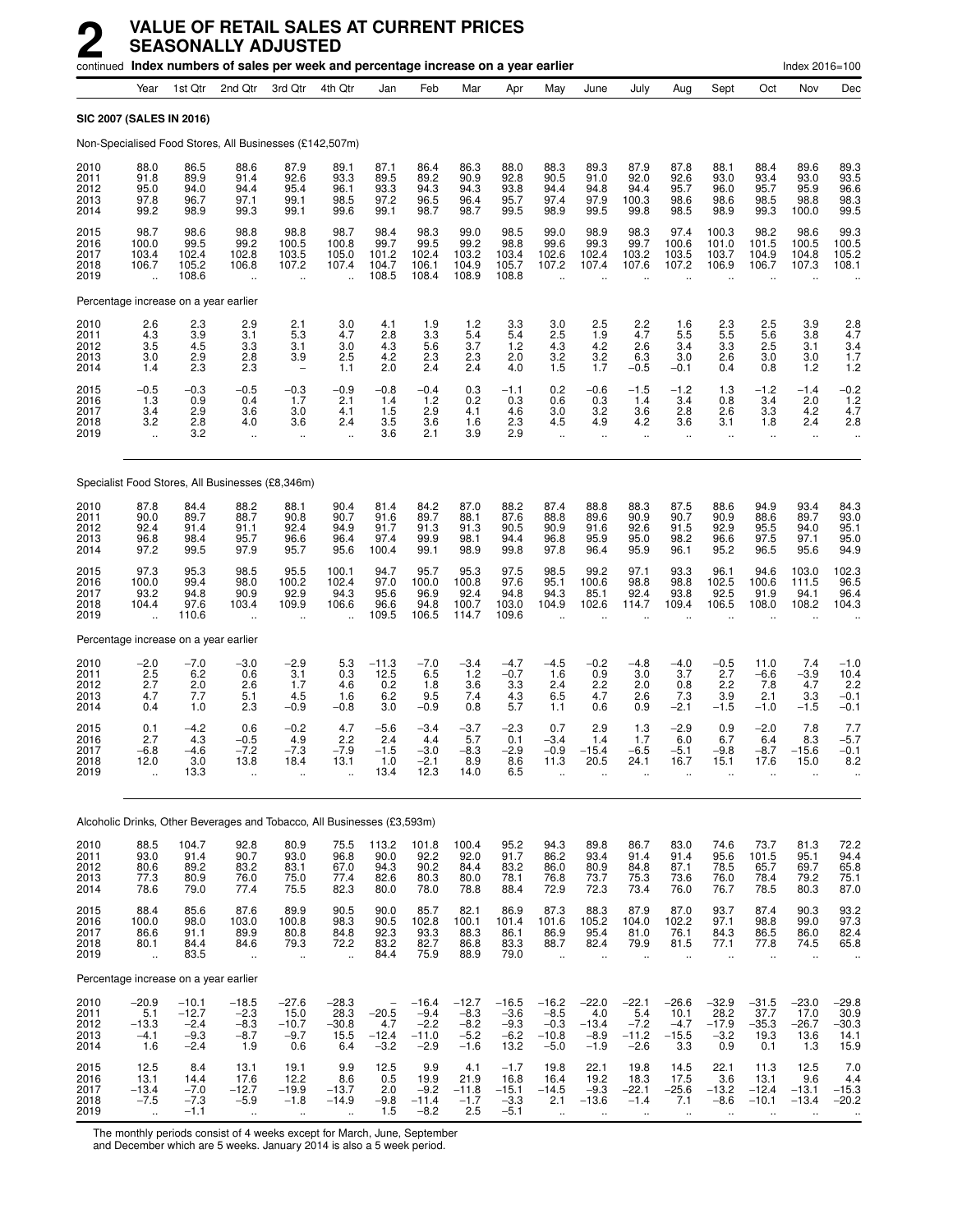# 2 VALUE OF RETAIL SALES AT CURRENT PRICES SEASONALLY ADJUSTED

continued **Index numbers of sales per week and percentage increase on a year earlier** Index 2016=100

| | Year | 1st Qtr | 2nd Qtr | 3rd Qtr | 4th Qtr | Jan | Feb | Mar | Apr | May | June | July | Aug | Sept | Oct | Nov | Dec |
|---|---|---|---|---|---|---|---|---|---|---|---|---|---|---|---|---|---|
| **SIC 2007 (SALES IN 2016)** | | | | | | | | | | | | | | | | | |
| Non-Specialised Food Stores, All Businesses (£142,507m) | | | | | | | | | | | | | | | | | |
| 2010 | 88.0 | 86.5 | 88.6 | 87.9 | 89.1 | 87.1 | 86.4 | 86.3 | 88.0 | 88.3 | 89.3 | 87.9 | 87.8 | 88.1 | 88.4 | 89.6 | 89.3 |
| 2011 | 91.8 | 89.9 | 91.4 | 92.6 | 93.3 | 89.5 | 89.2 | 90.9 | 92.8 | 90.5 | 91.0 | 92.0 | 92.6 | 93.0 | 93.4 | 93.0 | 93.5 |
| 2012 | 95.0 | 94.0 | 94.4 | 95.4 | 96.1 | 93.3 | 94.3 | 94.3 | 93.8 | 94.4 | 94.8 | 94.4 | 95.7 | 96.0 | 95.7 | 95.9 | 96.6 |
| 2013 | 97.8 | 96.7 | 97.1 | 99.1 | 98.5 | 97.2 | 96.5 | 96.4 | 95.7 | 97.4 | 97.9 | 100.3 | 98.6 | 98.6 | 98.5 | 98.8 | 98.3 |
| 2014 | 99.2 | 98.9 | 99.3 | 99.1 | 99.6 | 99.1 | 98.7 | 98.7 | 99.5 | 98.9 | 99.5 | 99.8 | 98.5 | 98.9 | 99.3 | 100.0 | 99.5 |
| 2015 | 98.7 | 98.6 | 98.8 | 98.8 | 98.7 | 98.4 | 98.3 | 99.0 | 98.5 | 99.0 | 98.9 | 98.3 | 97.4 | 100.3 | 98.2 | 98.6 | 99.3 |
| 2016 | 100.0 | 99.5 | 99.2 | 100.5 | 100.8 | 99.7 | 99.5 | 99.2 | 98.8 | 99.6 | 99.3 | 99.7 | 100.6 | 101.0 | 101.5 | 100.5 | 100.5 |
| 2017 | 103.4 | 102.4 | 102.8 | 103.5 | 105.0 | 101.2 | 102.4 | 103.2 | 103.4 | 102.6 | 102.4 | 103.2 | 103.5 | 103.7 | 104.9 | 104.8 | 105.2 |
| 2018 | 106.7 | 105.2 | 106.8 | 107.2 | 107.4 | 104.7 | 106.1 | 104.9 | 105.7 | 107.2 | 107.4 | 107.6 | 107.2 | 106.9 | 106.7 | 107.3 | 108.1 |
| 2019 | .. | 108.6 | .. | .. | .. | 108.5 | 108.4 | 108.9 | 108.8 | .. | .. | .. | .. | .. | .. | .. | .. |
| Percentage increase on a year earlier | | | | | | | | | | | | | | | | | |
| 2010 | 2.6 | 2.3 | 2.9 | 2.1 | 3.0 | 4.1 | 1.9 | 1.2 | 3.3 | 3.0 | 2.5 | 2.2 | 1.6 | 2.3 | 2.5 | 3.9 | 2.8 |
| 2011 | 4.3 | 3.9 | 3.1 | 5.3 | 4.7 | 2.8 | 3.3 | 5.4 | 5.4 | 2.5 | 1.9 | 4.7 | 5.5 | 5.5 | 5.6 | 3.8 | 4.7 |
| 2012 | 3.5 | 4.5 | 3.3 | 3.1 | 3.0 | 4.3 | 5.6 | 3.7 | 1.2 | 4.3 | 4.2 | 2.6 | 3.4 | 3.3 | 2.5 | 3.1 | 3.4 |
| 2013 | 3.0 | 2.9 | 2.8 | 3.9 | 2.5 | 4.2 | 2.3 | 2.3 | 2.0 | 3.2 | 3.2 | 6.3 | 3.0 | 2.6 | 3.0 | 3.0 | 1.7 |
| 2014 | 1.4 | 2.3 | 2.3 | – | 1.1 | 2.0 | 2.4 | 2.4 | 4.0 | 1.5 | 1.7 | −0.5 | −0.1 | 0.4 | 0.8 | 1.2 | 1.2 |
| 2015 | −0.5 | −0.3 | −0.5 | −0.3 | −0.9 | −0.8 | −0.4 | 0.3 | −1.1 | 0.2 | −0.6 | −1.5 | −1.2 | 1.3 | −1.2 | −1.4 | −0.2 |
| 2016 | 1.3 | 0.9 | 0.4 | 1.7 | 2.1 | 1.4 | 1.2 | 0.2 | 0.3 | 0.6 | 0.3 | 1.4 | 3.4 | 0.8 | 3.4 | 2.0 | 1.2 |
| 2017 | 3.4 | 2.9 | 3.6 | 3.0 | 4.1 | 1.5 | 2.9 | 4.1 | 4.6 | 3.0 | 3.2 | 3.6 | 2.8 | 2.6 | 3.3 | 4.2 | 4.7 |
| 2018 | 3.2 | 2.8 | 4.0 | 3.6 | 2.4 | 3.5 | 3.6 | 1.6 | 2.3 | 4.5 | 4.9 | 4.2 | 3.6 | 3.1 | 1.8 | 2.4 | 2.8 |
| 2019 | .. | 3.2 | .. | .. | .. | 3.6 | 2.1 | 3.9 | 2.9 | .. | .. | .. | .. | .. | .. | .. | .. |
| Specialist Food Stores, All Businesses (£8,346m) | | | | | | | | | | | | | | | | | |
| 2010 | 87.8 | 84.4 | 88.2 | 88.1 | 90.4 | 81.4 | 84.2 | 87.0 | 88.2 | 87.4 | 88.8 | 88.3 | 87.5 | 88.6 | 94.9 | 93.4 | 84.3 |
| 2011 | 90.0 | 89.7 | 88.7 | 90.8 | 90.7 | 91.6 | 89.7 | 88.1 | 87.6 | 88.8 | 89.6 | 90.9 | 90.7 | 90.9 | 88.6 | 89.7 | 93.0 |
| 2012 | 92.4 | 91.4 | 91.1 | 92.4 | 94.9 | 91.7 | 91.3 | 91.3 | 90.5 | 90.9 | 91.6 | 92.6 | 91.5 | 92.9 | 95.5 | 94.0 | 95.1 |
| 2013 | 96.8 | 98.4 | 95.7 | 96.6 | 96.4 | 97.4 | 99.9 | 98.1 | 94.4 | 96.8 | 95.9 | 95.0 | 98.2 | 96.6 | 97.5 | 97.1 | 95.0 |
| 2014 | 97.2 | 99.5 | 97.9 | 95.7 | 95.6 | 100.4 | 99.1 | 98.9 | 99.8 | 97.8 | 96.4 | 95.9 | 96.1 | 95.2 | 96.5 | 95.6 | 94.9 |
| 2015 | 97.3 | 95.3 | 98.5 | 95.5 | 100.1 | 94.7 | 95.7 | 95.3 | 97.5 | 98.5 | 99.2 | 97.1 | 93.3 | 96.1 | 94.6 | 103.0 | 102.3 |
| 2016 | 100.0 | 99.4 | 98.0 | 100.2 | 102.4 | 97.0 | 100.0 | 100.8 | 97.6 | 95.1 | 100.6 | 98.8 | 98.8 | 102.5 | 100.6 | 111.5 | 96.5 |
| 2017 | 93.2 | 94.8 | 90.9 | 92.9 | 94.3 | 95.6 | 96.9 | 92.4 | 94.8 | 94.3 | 85.1 | 92.4 | 93.8 | 92.5 | 91.9 | 94.1 | 96.4 |
| 2018 | 104.4 | 97.6 | 103.4 | 109.9 | 106.6 | 96.6 | 94.8 | 100.7 | 103.0 | 104.9 | 102.6 | 114.7 | 109.4 | 106.5 | 108.0 | 108.2 | 104.3 |
| 2019 | .. | 110.6 | .. | .. | .. | 109.5 | 106.5 | 114.7 | 109.6 | .. | .. | .. | .. | .. | .. | .. | .. |
| Percentage increase on a year earlier | | | | | | | | | | | | | | | | | |
| 2010 | −2.0 | −7.0 | −3.0 | −2.9 | 5.3 | −11.3 | −7.0 | −3.4 | −4.7 | −4.5 | −0.2 | −4.8 | −4.0 | −0.5 | 11.0 | 7.4 | −1.0 |
| 2011 | 2.5 | 6.2 | 0.6 | 3.1 | 0.3 | 12.5 | 6.5 | 1.2 | −0.7 | 1.6 | 0.9 | 3.0 | 3.7 | 2.7 | −6.6 | −3.9 | 10.4 |
| 2012 | 2.7 | 2.0 | 2.6 | 1.7 | 4.6 | 0.2 | 1.8 | 3.6 | 3.3 | 2.4 | 2.2 | 2.0 | 0.8 | 2.2 | 7.8 | 4.7 | 2.2 |
| 2013 | 4.7 | 7.7 | 5.1 | 4.5 | 1.6 | 6.2 | 9.5 | 7.4 | 4.3 | 6.5 | 4.7 | 2.6 | 7.3 | 3.9 | 2.1 | 3.3 | −0.1 |
| 2014 | 0.4 | 1.0 | 2.3 | −0.9 | −0.8 | 3.0 | −0.9 | 0.8 | 5.7 | 1.1 | 0.6 | 0.9 | −2.1 | −1.5 | −1.0 | −1.5 | −0.1 |
| 2015 | 0.1 | −4.2 | 0.6 | −0.2 | 4.7 | −5.6 | −3.4 | −3.7 | −2.3 | 0.7 | 2.9 | 1.3 | −2.9 | 0.9 | −2.0 | 7.8 | 7.7 |
| 2016 | 2.7 | 4.3 | −0.5 | 4.9 | 2.2 | 2.4 | 4.4 | 5.7 | 0.1 | −3.4 | 1.4 | 1.7 | 6.0 | 6.7 | 6.4 | 8.3 | −5.7 |
| 2017 | −6.8 | −4.6 | −7.2 | −7.3 | −7.9 | −1.5 | −3.0 | −8.3 | −2.9 | −0.9 | −15.4 | −6.5 | −5.1 | −9.8 | −8.7 | −15.6 | −0.1 |
| 2018 | 12.0 | 3.0 | 13.8 | 18.4 | 13.1 | 1.0 | −2.1 | 8.9 | 8.6 | 11.3 | 20.5 | 24.1 | 16.7 | 15.1 | 17.6 | 15.0 | 8.2 |
| 2019 | .. | 13.3 | .. | .. | .. | 13.4 | 12.3 | 14.0 | 6.5 | .. | .. | .. | .. | .. | .. | .. | .. |
| Alcoholic Drinks, Other Beverages and Tobacco, All Businesses (£3,593m) | | | | | | | | | | | | | | | | | |
| 2010 | 88.5 | 104.7 | 92.8 | 80.9 | 75.5 | 113.2 | 101.8 | 100.4 | 95.2 | 94.3 | 89.8 | 86.7 | 83.0 | 74.6 | 73.7 | 81.3 | 72.2 |
| 2011 | 93.0 | 91.4 | 90.7 | 93.0 | 96.8 | 90.0 | 92.2 | 92.0 | 91.7 | 86.2 | 93.4 | 91.4 | 91.4 | 95.6 | 101.5 | 95.1 | 94.4 |
| 2012 | 80.6 | 89.2 | 83.2 | 83.1 | 67.0 | 94.3 | 90.2 | 84.4 | 83.2 | 86.0 | 80.9 | 84.8 | 87.1 | 78.5 | 65.7 | 69.7 | 65.8 |
| 2013 | 77.3 | 80.9 | 76.0 | 75.0 | 77.4 | 82.6 | 80.3 | 80.0 | 78.1 | 76.8 | 73.7 | 75.3 | 73.6 | 76.0 | 78.4 | 79.2 | 75.1 |
| 2014 | 78.6 | 79.0 | 77.4 | 75.5 | 82.3 | 80.0 | 78.0 | 78.8 | 88.4 | 72.9 | 72.3 | 73.4 | 76.0 | 76.7 | 78.5 | 80.3 | 87.0 |
| 2015 | 88.4 | 85.6 | 87.6 | 89.9 | 90.5 | 90.0 | 85.7 | 82.1 | 86.9 | 87.3 | 88.3 | 87.9 | 87.0 | 93.7 | 87.4 | 90.3 | 93.2 |
| 2016 | 100.0 | 98.0 | 103.0 | 100.8 | 98.3 | 90.5 | 102.8 | 100.1 | 101.4 | 101.6 | 105.2 | 104.0 | 102.2 | 97.1 | 98.8 | 99.0 | 97.3 |
| 2017 | 86.6 | 91.1 | 89.9 | 80.8 | 84.8 | 92.3 | 93.3 | 88.3 | 86.1 | 86.9 | 95.4 | 81.0 | 76.1 | 84.3 | 86.5 | 86.0 | 82.4 |
| 2018 | 80.1 | 84.4 | 84.6 | 79.3 | 72.2 | 83.2 | 82.7 | 86.8 | 83.3 | 88.7 | 82.4 | 79.9 | 81.5 | 77.1 | 77.8 | 74.5 | 65.8 |
| 2019 | .. | 83.5 | .. | .. | .. | 84.4 | 75.9 | 88.9 | 79.0 | .. | .. | .. | .. | .. | .. | .. | .. |
| Percentage increase on a year earlier | | | | | | | | | | | | | | | | | |
| 2010 | −20.9 | −10.1 | −18.5 | −27.6 | −28.3 | – | −16.4 | −12.7 | −16.5 | −16.2 | −22.0 | −22.1 | −26.6 | −32.9 | −31.5 | −23.0 | −29.8 |
| 2011 | 5.1 | −12.7 | −2.3 | 15.0 | 28.3 | −20.5 | −9.4 | −8.3 | −3.6 | −8.5 | 4.0 | 5.4 | 10.1 | 28.2 | 37.7 | 17.0 | 30.9 |
| 2012 | −13.3 | −2.4 | −8.3 | −10.7 | −30.8 | 4.7 | −2.2 | −8.2 | −9.3 | −0.3 | −13.4 | −7.2 | −4.7 | −17.9 | −35.3 | −26.7 | −30.3 |
| 2013 | −4.1 | −9.3 | −8.7 | −9.7 | 15.5 | −12.4 | −11.0 | −5.2 | −6.2 | −10.8 | −8.9 | −11.2 | −15.5 | −3.2 | 19.3 | 13.6 | 14.1 |
| 2014 | 1.6 | −2.4 | 1.9 | 0.6 | 6.4 | −3.2 | −2.9 | −1.6 | 13.2 | −5.0 | −1.9 | −2.6 | 3.3 | 0.9 | 0.1 | 1.3 | 15.9 |
| 2015 | 12.5 | 8.4 | 13.1 | 19.1 | 9.9 | 12.5 | 9.9 | 4.1 | −1.7 | 19.8 | 22.1 | 19.8 | 14.5 | 22.1 | 11.3 | 12.5 | 7.0 |
| 2016 | 13.1 | 14.4 | 17.6 | 12.2 | 8.6 | 0.5 | 19.9 | 21.9 | 16.8 | 16.4 | 19.2 | 18.3 | 17.5 | 3.6 | 13.1 | 9.6 | 4.4 |
| 2017 | −13.4 | −7.0 | −12.7 | −19.9 | −13.7 | 2.0 | −9.2 | −11.8 | −15.1 | −14.5 | −9.3 | −22.1 | −25.6 | −13.2 | −12.4 | −13.1 | −15.3 |
| 2018 | −7.5 | −7.3 | −5.9 | −1.8 | −14.9 | −9.8 | −11.4 | −1.7 | −3.3 | 2.1 | −13.6 | −1.4 | 7.1 | −8.6 | −10.1 | −13.4 | −20.2 |
| 2019 | .. | −1.1 | .. | .. | .. | 1.5 | −8.2 | 2.5 | −5.1 | .. | .. | .. | .. | .. | .. | .. | .. |

The monthly periods consist of 4 weeks except for March, June, September and December which are 5 weeks. January 2014 is also a 5 week period.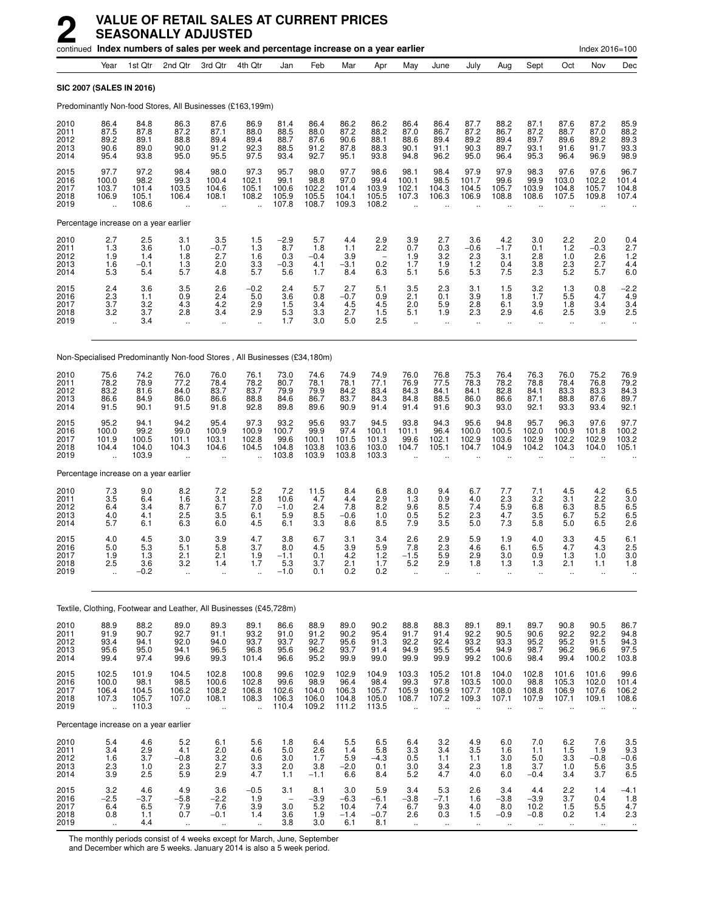# 2 VALUE OF RETAIL SALES AT CURRENT PRICES SEASONALLY ADJUSTED

continued **Index numbers of sales per week and percentage increase on a year earlier** Index 2016=100

| | Year | 1st Qtr | 2nd Qtr | 3rd Qtr | 4th Qtr | Jan | Feb | Mar | Apr | May | June | July | Aug | Sept | Oct | Nov | Dec |
|---|---|---|---|---|---|---|---|---|---|---|---|---|---|---|---|---|---|
| **SIC 2007 (SALES IN 2016)** | | | | | | | | | | | | | | | | | |
| Predominantly Non-food Stores, All Businesses (£163,199m) | | | | | | | | | | | | | | | | | |
| 2010 | 86.4 | 84.8 | 86.3 | 87.6 | 86.9 | 81.4 | 86.4 | 86.2 | 86.2 | 86.4 | 86.4 | 87.7 | 88.2 | 87.1 | 87.6 | 87.2 | 85.9 |
| 2011 | 87.5 | 87.8 | 87.2 | 87.1 | 88.0 | 88.5 | 88.0 | 87.2 | 88.2 | 87.0 | 86.7 | 87.2 | 86.7 | 87.2 | 88.7 | 87.0 | 88.2 |
| 2012 | 89.2 | 89.1 | 88.8 | 89.4 | 89.4 | 88.7 | 87.6 | 90.6 | 88.1 | 88.6 | 89.4 | 89.2 | 89.4 | 89.7 | 89.6 | 89.2 | 89.3 |
| 2013 | 90.6 | 89.0 | 90.0 | 91.2 | 92.3 | 88.5 | 91.2 | 87.8 | 88.3 | 90.1 | 91.1 | 90.3 | 89.7 | 93.1 | 91.6 | 91.7 | 93.3 |
| 2014 | 95.4 | 93.8 | 95.0 | 95.5 | 97.5 | 93.4 | 92.7 | 95.1 | 93.8 | 94.8 | 96.2 | 95.0 | 96.4 | 95.3 | 96.4 | 96.9 | 98.9 |
| 2015 | 97.7 | 97.2 | 98.4 | 98.0 | 97.3 | 95.7 | 98.0 | 97.7 | 98.6 | 98.1 | 98.4 | 97.9 | 97.9 | 98.3 | 97.6 | 97.6 | 96.7 |
| 2016 | 100.0 | 98.2 | 99.3 | 100.4 | 102.1 | 99.1 | 98.8 | 97.0 | 99.4 | 100.1 | 98.5 | 101.7 | 99.6 | 99.9 | 103.0 | 102.2 | 101.4 |
| 2017 | 103.7 | 101.4 | 103.5 | 104.6 | 105.1 | 100.6 | 102.2 | 101.4 | 103.9 | 102.1 | 104.3 | 104.5 | 105.7 | 103.9 | 104.8 | 105.7 | 104.8 |
| 2018 | 106.9 | 105.1 | 106.4 | 108.1 | 108.2 | 105.9 | 105.5 | 104.1 | 105.5 | 107.3 | 106.3 | 106.9 | 108.8 | 108.6 | 107.5 | 109.8 | 107.4 |
| 2019 | .. | 108.6 | .. | .. | .. | 107.8 | 108.7 | 109.3 | 108.2 | .. | .. | .. | .. | .. | .. | .. | .. |
| Percentage increase on a year earlier | | | | | | | | | | | | | | | | | |
| 2010 | 2.7 | 2.5 | 3.1 | 3.5 | 1.5 | −2.9 | 5.7 | 4.4 | 2.9 | 3.9 | 2.7 | 3.6 | 4.2 | 3.0 | 2.2 | 2.0 | 0.4 |
| 2011 | 1.3 | 3.6 | 1.0 | −0.7 | 1.3 | 8.7 | 1.8 | 1.1 | 2.2 | 0.7 | 0.3 | −0.6 | −1.7 | 0.1 | 1.2 | −0.3 | 2.7 |
| 2012 | 1.9 | 1.4 | 1.8 | 2.7 | 1.6 | 0.3 | −0.4 | 3.9 | − | 1.9 | 3.2 | 2.3 | 3.1 | 2.8 | 1.0 | 2.6 | 1.2 |
| 2013 | 1.6 | −0.1 | 1.3 | 2.0 | 3.3 | −0.3 | 4.1 | −3.1 | 0.2 | 1.7 | 1.9 | 1.2 | 0.4 | 3.8 | 2.3 | 2.7 | 4.4 |
| 2014 | 5.3 | 5.4 | 5.7 | 4.8 | 5.7 | 5.6 | 1.7 | 8.4 | 6.3 | 5.1 | 5.6 | 5.3 | 7.5 | 2.3 | 5.2 | 5.7 | 6.0 |
| 2015 | 2.4 | 3.6 | 3.5 | 2.6 | −0.2 | 2.4 | 5.7 | 2.7 | 5.1 | 3.5 | 2.3 | 3.1 | 1.5 | 3.2 | 1.3 | 0.8 | −2.2 |
| 2016 | 2.3 | 1.1 | 0.9 | 2.4 | 5.0 | 3.6 | 0.8 | −0.7 | 0.9 | 2.1 | 0.1 | 3.9 | 1.8 | 1.7 | 5.5 | 4.7 | 4.9 |
| 2017 | 3.7 | 3.2 | 4.3 | 4.2 | 2.9 | 1.5 | 3.4 | 4.5 | 4.5 | 2.0 | 5.9 | 2.8 | 6.1 | 3.9 | 1.8 | 3.4 | 3.4 |
| 2018 | 3.2 | 3.7 | 2.8 | 3.4 | 2.9 | 5.3 | 3.3 | 2.7 | 1.5 | 5.1 | 1.9 | 2.3 | 2.9 | 4.6 | 2.5 | 3.9 | 2.5 |
| 2019 | .. | 3.4 | .. | .. | .. | 1.7 | 3.0 | 5.0 | 2.5 | .. | .. | .. | .. | .. | .. | .. | .. |
| Non-Specialised Predominantly Non-food Stores , All Businesses (£34,180m) | | | | | | | | | | | | | | | | | |
| 2010 | 75.6 | 74.2 | 76.0 | 76.0 | 76.1 | 73.0 | 74.6 | 74.9 | 74.9 | 76.0 | 76.8 | 75.3 | 76.4 | 76.3 | 76.0 | 75.2 | 76.9 |
| 2011 | 78.2 | 78.9 | 77.2 | 78.4 | 78.2 | 80.7 | 78.1 | 78.1 | 77.1 | 76.9 | 77.5 | 78.3 | 78.2 | 78.8 | 78.4 | 76.8 | 79.2 |
| 2012 | 83.2 | 81.6 | 84.0 | 83.7 | 83.7 | 79.9 | 79.9 | 84.2 | 83.4 | 84.3 | 84.1 | 84.1 | 82.8 | 84.1 | 83.3 | 83.3 | 84.3 |
| 2013 | 86.6 | 84.9 | 86.0 | 86.6 | 88.8 | 84.6 | 86.7 | 83.7 | 84.3 | 84.8 | 88.5 | 86.0 | 86.6 | 87.1 | 88.8 | 87.6 | 89.7 |
| 2014 | 91.5 | 90.1 | 91.5 | 91.8 | 92.8 | 89.8 | 89.6 | 90.9 | 91.4 | 91.4 | 91.6 | 90.3 | 93.0 | 92.1 | 93.3 | 93.4 | 92.1 |
| 2015 | 95.2 | 94.1 | 94.2 | 95.4 | 97.3 | 93.2 | 95.6 | 93.7 | 94.5 | 93.8 | 94.3 | 95.6 | 94.8 | 95.7 | 96.3 | 97.6 | 97.7 |
| 2016 | 100.0 | 99.2 | 99.0 | 100.9 | 100.9 | 100.7 | 99.9 | 97.4 | 100.1 | 101.1 | 96.4 | 100.0 | 100.5 | 102.0 | 100.9 | 101.8 | 100.2 |
| 2017 | 101.9 | 100.5 | 101.1 | 103.1 | 102.8 | 99.6 | 100.1 | 101.5 | 101.3 | 99.6 | 102.1 | 102.9 | 103.6 | 102.9 | 102.2 | 102.9 | 103.2 |
| 2018 | 104.4 | 104.0 | 104.3 | 104.6 | 104.5 | 104.8 | 103.8 | 103.6 | 103.0 | 104.7 | 105.1 | 104.7 | 104.9 | 104.2 | 104.3 | 104.0 | 105.1 |
| 2019 | .. | 103.9 | .. | .. | .. | 103.8 | 103.9 | 103.8 | 103.3 | .. | .. | .. | .. | .. | .. | .. | .. |
| Percentage increase on a year earlier | | | | | | | | | | | | | | | | | |
| 2010 | 7.3 | 9.0 | 8.2 | 7.2 | 5.2 | 7.2 | 11.5 | 8.4 | 6.8 | 8.0 | 9.4 | 6.7 | 7.7 | 7.1 | 4.5 | 4.2 | 6.5 |
| 2011 | 3.5 | 6.4 | 1.6 | 3.1 | 2.8 | 10.6 | 4.7 | 4.4 | 2.9 | 1.3 | 0.9 | 4.0 | 2.3 | 3.2 | 3.1 | 2.2 | 3.0 |
| 2012 | 6.4 | 3.4 | 8.7 | 6.7 | 7.0 | −1.0 | 2.4 | 7.8 | 8.2 | 9.6 | 8.5 | 7.4 | 5.9 | 6.8 | 6.3 | 8.5 | 6.5 |
| 2013 | 4.0 | 4.1 | 2.5 | 3.5 | 6.1 | 5.9 | 8.5 | −0.6 | 1.0 | 0.5 | 5.2 | 2.3 | 4.7 | 3.5 | 6.7 | 5.2 | 6.5 |
| 2014 | 5.7 | 6.1 | 6.3 | 6.0 | 4.5 | 6.1 | 3.3 | 8.6 | 8.5 | 7.9 | 3.5 | 5.0 | 7.3 | 5.8 | 5.0 | 6.5 | 2.6 |
| 2015 | 4.0 | 4.5 | 3.0 | 3.9 | 4.7 | 3.8 | 6.7 | 3.1 | 3.4 | 2.6 | 2.9 | 5.9 | 1.9 | 4.0 | 3.3 | 4.5 | 6.1 |
| 2016 | 5.0 | 5.3 | 5.1 | 5.8 | 3.7 | 8.0 | 4.5 | 3.9 | 5.9 | 7.8 | 2.3 | 4.6 | 6.1 | 6.5 | 4.7 | 4.3 | 2.5 |
| 2017 | 1.9 | 1.3 | 2.1 | 2.1 | 1.9 | −1.1 | 0.1 | 4.2 | 1.2 | −1.5 | 5.9 | 2.9 | 3.0 | 0.9 | 1.3 | 1.0 | 3.0 |
| 2018 | 2.5 | 3.6 | 3.2 | 1.4 | 1.7 | 5.3 | 3.7 | 2.1 | 1.7 | 5.2 | 2.9 | 1.8 | 1.3 | 1.3 | 2.1 | 1.1 | 1.8 |
| 2019 | .. | −0.2 | .. | .. | .. | −1.0 | 0.1 | 0.2 | 0.2 | .. | .. | .. | .. | .. | .. | .. | .. |
| Textile, Clothing, Footwear and Leather, All Businesses (£45,728m) | | | | | | | | | | | | | | | | | |
| 2010 | 88.9 | 88.2 | 89.0 | 89.3 | 89.1 | 86.6 | 88.9 | 89.0 | 90.2 | 88.8 | 88.3 | 89.1 | 89.1 | 89.7 | 90.8 | 90.5 | 86.7 |
| 2011 | 91.9 | 90.7 | 92.7 | 91.1 | 93.2 | 91.0 | 91.2 | 90.2 | 95.4 | 91.7 | 91.4 | 92.2 | 90.5 | 90.6 | 92.2 | 92.2 | 94.8 |
| 2012 | 93.4 | 94.1 | 92.0 | 94.0 | 93.7 | 93.7 | 92.7 | 95.6 | 91.3 | 92.2 | 92.4 | 93.2 | 93.3 | 95.2 | 95.2 | 91.5 | 94.3 |
| 2013 | 95.6 | 95.0 | 94.1 | 96.5 | 96.8 | 95.6 | 96.2 | 93.7 | 91.4 | 94.9 | 95.5 | 95.4 | 94.9 | 98.7 | 96.2 | 96.6 | 97.5 |
| 2014 | 99.4 | 97.4 | 99.6 | 99.3 | 101.4 | 96.6 | 95.2 | 99.9 | 99.0 | 99.9 | 99.9 | 99.2 | 100.6 | 98.4 | 99.4 | 100.2 | 103.8 |
| 2015 | 102.5 | 101.9 | 104.5 | 102.8 | 100.8 | 99.6 | 102.9 | 102.9 | 104.9 | 103.3 | 105.2 | 101.8 | 104.0 | 102.8 | 101.6 | 101.6 | 99.6 |
| 2016 | 100.0 | 98.1 | 98.5 | 100.6 | 102.8 | 99.6 | 98.9 | 96.4 | 98.4 | 99.3 | 97.8 | 103.5 | 100.0 | 98.8 | 105.3 | 102.0 | 101.4 |
| 2017 | 106.4 | 104.5 | 106.2 | 108.2 | 106.8 | 102.6 | 104.0 | 106.3 | 105.7 | 105.9 | 106.9 | 107.7 | 108.0 | 108.8 | 106.9 | 107.6 | 106.2 |
| 2018 | 107.3 | 105.7 | 107.0 | 108.1 | 108.3 | 106.3 | 106.0 | 104.8 | 105.0 | 108.7 | 107.2 | 109.3 | 107.1 | 107.9 | 107.1 | 109.1 | 108.6 |
| 2019 | .. | 110.3 | .. | .. | .. | 110.4 | 109.2 | 111.2 | 113.5 | .. | .. | .. | .. | .. | .. | .. | .. |
| Percentage increase on a year earlier | | | | | | | | | | | | | | | | | |
| 2010 | 5.4 | 4.6 | 5.2 | 6.1 | 5.6 | 1.8 | 6.4 | 5.5 | 6.5 | 6.4 | 3.2 | 4.9 | 6.0 | 7.0 | 6.2 | 7.6 | 3.5 |
| 2011 | 3.4 | 2.9 | 4.1 | 2.0 | 4.6 | 5.0 | 2.6 | 1.4 | 5.8 | 3.3 | 3.4 | 3.5 | 1.6 | 1.1 | 1.5 | 1.9 | 9.3 |
| 2012 | 1.6 | 3.7 | −0.8 | 3.2 | 0.6 | 3.0 | 1.7 | 5.9 | −4.3 | 0.5 | 1.1 | 1.1 | 3.0 | 5.0 | 3.3 | −0.8 | −0.6 |
| 2013 | 2.3 | 1.0 | 2.3 | 2.7 | 3.3 | 2.0 | 3.8 | −2.0 | 0.1 | 3.0 | 3.4 | 2.3 | 1.8 | 3.7 | 1.0 | 5.6 | 3.5 |
| 2014 | 3.9 | 2.5 | 5.9 | 2.9 | 4.7 | 1.1 | −1.1 | 6.6 | 8.4 | 5.2 | 4.7 | 4.0 | 6.0 | −0.4 | 3.4 | 3.7 | 6.5 |
| 2015 | 3.2 | 4.6 | 4.9 | 3.6 | −0.5 | 3.1 | 8.1 | 3.0 | 5.9 | 3.4 | 5.3 | 2.6 | 3.4 | 4.4 | 2.2 | 1.4 | −4.1 |
| 2016 | −2.5 | −3.7 | −5.8 | −2.2 | 1.9 | − | −3.9 | −6.3 | −6.1 | −3.8 | −7.1 | 1.6 | −3.8 | −3.9 | 3.7 | 0.4 | 1.8 |
| 2017 | 6.4 | 6.5 | 7.9 | 7.6 | 3.9 | 3.0 | 5.2 | 10.4 | 7.4 | 6.7 | 9.3 | 4.0 | 8.0 | 10.2 | 1.5 | 5.5 | 4.7 |
| 2018 | 0.8 | 1.1 | 0.7 | −0.1 | 1.4 | 3.6 | 1.9 | −1.4 | −0.7 | 2.6 | 0.3 | 1.5 | −0.9 | −0.8 | 0.2 | 1.4 | 2.3 |
| 2019 | .. | 4.4 | .. | .. | .. | 3.8 | 3.0 | 6.1 | 8.1 | .. | .. | .. | .. | .. | .. | .. | .. |

The monthly periods consist of 4 weeks except for March, June, September and December which are 5 weeks. January 2014 is also a 5 week period.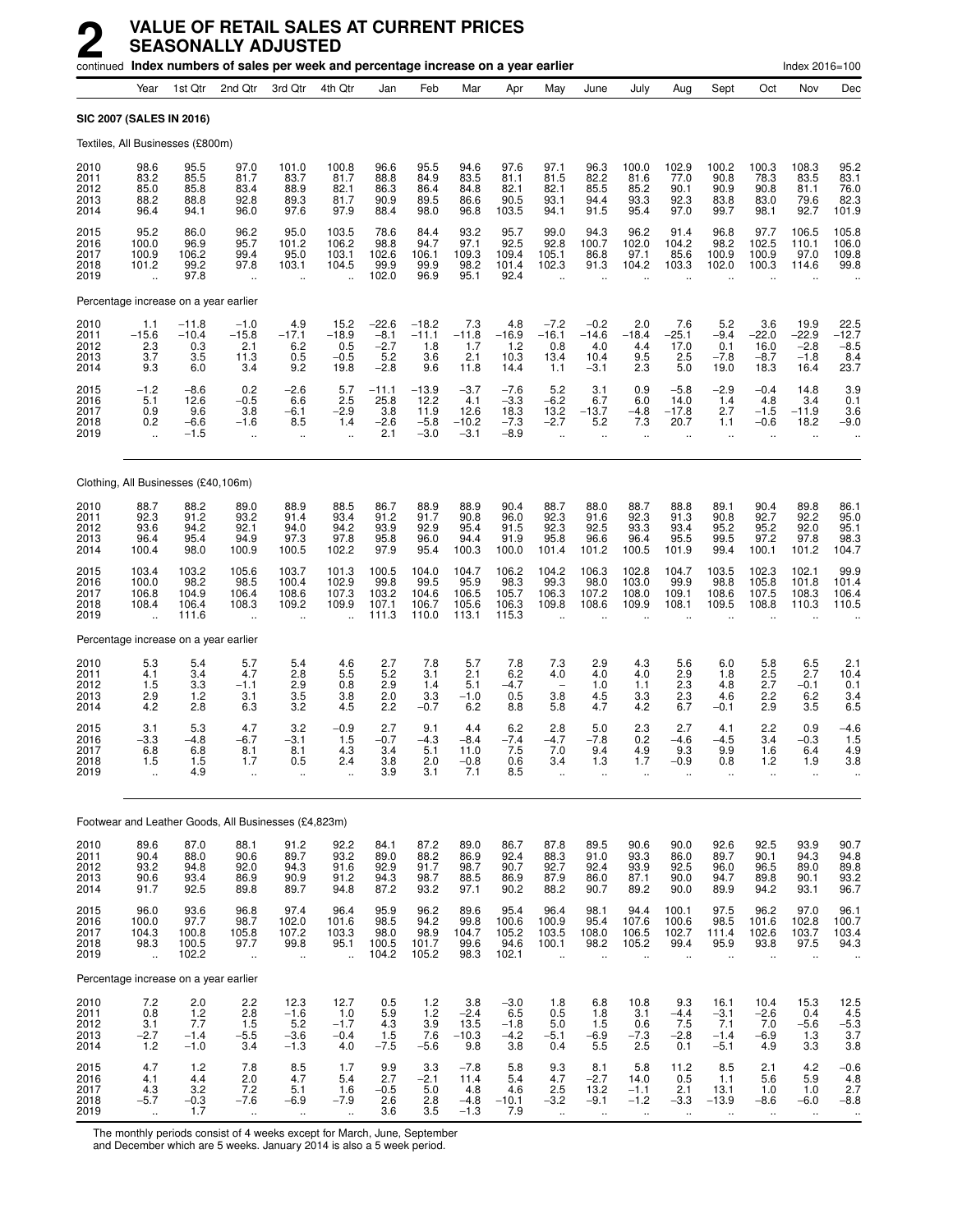# 2 VALUE OF RETAIL SALES AT CURRENT PRICES SEASONALLY ADJUSTED

continued **Index numbers of sales per week and percentage increase on a year earlier** Index 2016=100

| | Year | 1st Qtr | 2nd Qtr | 3rd Qtr | 4th Qtr | Jan | Feb | Mar | Apr | May | June | July | Aug | Sept | Oct | Nov | Dec |
|---|---|---|---|---|---|---|---|---|---|---|---|---|---|---|---|---|---|
| **SIC 2007 (SALES IN 2016)** | | | | | | | | | | | | | | | | | |
| Textiles, All Businesses (£800m) | | | | | | | | | | | | | | | | | |
| 2010 | 98.6 | 95.5 | 97.0 | 101.0 | 100.8 | 96.6 | 95.5 | 94.6 | 97.6 | 97.1 | 96.3 | 100.0 | 102.9 | 100.2 | 100.3 | 108.3 | 95.2 |
| 2011 | 83.2 | 85.5 | 81.7 | 83.7 | 81.7 | 88.8 | 84.9 | 83.5 | 81.1 | 81.5 | 82.2 | 81.6 | 77.0 | 90.8 | 78.3 | 83.5 | 83.1 |
| 2012 | 85.0 | 85.8 | 83.4 | 88.9 | 82.1 | 86.3 | 86.4 | 84.8 | 82.1 | 82.1 | 85.5 | 85.2 | 90.1 | 90.9 | 90.8 | 81.1 | 76.0 |
| 2013 | 88.2 | 88.8 | 92.8 | 89.3 | 81.7 | 90.9 | 89.5 | 86.6 | 90.5 | 93.1 | 94.4 | 93.3 | 92.3 | 83.8 | 83.0 | 79.6 | 82.3 |
| 2014 | 96.4 | 94.1 | 96.0 | 97.6 | 97.9 | 88.4 | 98.0 | 96.8 | 103.5 | 94.1 | 91.5 | 95.4 | 97.0 | 99.7 | 98.1 | 92.7 | 101.9 |
| 2015 | 95.2 | 86.0 | 96.2 | 95.0 | 103.5 | 78.6 | 84.4 | 93.2 | 95.7 | 99.0 | 94.3 | 96.2 | 91.4 | 96.8 | 97.7 | 106.5 | 105.8 |
| 2016 | 100.0 | 96.9 | 95.7 | 101.2 | 106.2 | 98.8 | 94.7 | 97.1 | 92.5 | 92.8 | 100.7 | 102.0 | 104.2 | 98.2 | 102.5 | 110.1 | 106.0 |
| 2017 | 100.9 | 106.2 | 99.4 | 95.0 | 103.1 | 102.6 | 106.1 | 109.3 | 109.4 | 105.1 | 86.8 | 97.1 | 85.6 | 100.9 | 100.9 | 97.0 | 109.8 |
| 2018 | 101.2 | 99.2 | 97.8 | 103.1 | 104.5 | 99.9 | 99.9 | 98.2 | 101.4 | 102.3 | 91.3 | 104.2 | 103.3 | 102.0 | 100.3 | 114.6 | 99.8 |
| 2019 | .. | 97.8 | .. | .. | .. | 102.0 | 96.9 | 95.1 | 92.4 | .. | .. | .. | .. | .. | .. | .. | .. |
| Percentage increase on a year earlier | | | | | | | | | | | | | | | | | |
| 2010 | 1.1 | −11.8 | −1.0 | 4.9 | 15.2 | −22.6 | −18.2 | 7.3 | 4.8 | −7.2 | −0.2 | 2.0 | 7.6 | 5.2 | 3.6 | 19.9 | 22.5 |
| 2011 | −15.6 | −10.4 | −15.8 | −17.1 | −18.9 | −8.1 | −11.1 | −11.8 | −16.9 | −16.1 | −14.6 | −18.4 | −25.1 | −9.4 | −22.0 | −22.9 | −12.7 |
| 2012 | 2.3 | 0.3 | 2.1 | 6.2 | 0.5 | −2.7 | 1.8 | 1.7 | 1.2 | 0.8 | 4.0 | 4.4 | 17.0 | 0.1 | 16.0 | −2.8 | −8.5 |
| 2013 | 3.7 | 3.5 | 11.3 | 0.5 | −0.5 | 5.2 | 3.6 | 2.1 | 10.3 | 13.4 | 10.4 | 9.5 | 2.5 | −7.8 | −8.7 | −1.8 | 8.4 |
| 2014 | 9.3 | 6.0 | 3.4 | 9.2 | 19.8 | −2.8 | 9.6 | 11.8 | 14.4 | 1.1 | −3.1 | 2.3 | 5.0 | 19.0 | 18.3 | 16.4 | 23.7 |
| 2015 | −1.2 | −8.6 | 0.2 | −2.6 | 5.7 | −11.1 | −13.9 | −3.7 | −7.6 | 5.2 | 3.1 | 0.9 | −5.8 | −2.9 | −0.4 | 14.8 | 3.9 |
| 2016 | 5.1 | 12.6 | −0.5 | 6.6 | 2.5 | 25.8 | 12.2 | 4.1 | −3.3 | −6.2 | 6.7 | 6.0 | 14.0 | 1.4 | 4.8 | 3.4 | 0.1 |
| 2017 | 0.9 | 9.6 | 3.8 | −6.1 | −2.9 | 3.8 | 11.9 | 12.6 | 18.3 | 13.2 | −13.7 | −4.8 | −17.8 | 2.7 | −1.5 | −11.9 | 3.6 |
| 2018 | 0.2 | −6.6 | −1.6 | 8.5 | 1.4 | −2.6 | −5.8 | −10.2 | −7.3 | −2.7 | 5.2 | 7.3 | 20.7 | 1.1 | −0.6 | 18.2 | −9.0 |
| 2019 | .. | −1.5 | .. | .. | .. | 2.1 | −3.0 | −3.1 | −8.9 | .. | .. | .. | .. | .. | .. | .. | .. |
| Clothing, All Businesses (£40,106m) | | | | | | | | | | | | | | | | | |
| 2010 | 88.7 | 88.2 | 89.0 | 88.9 | 88.5 | 86.7 | 88.9 | 88.9 | 90.4 | 88.7 | 88.0 | 88.7 | 88.8 | 89.1 | 90.4 | 89.8 | 86.1 |
| 2011 | 92.3 | 91.2 | 93.2 | 91.4 | 93.4 | 91.2 | 91.7 | 90.8 | 96.0 | 92.3 | 91.6 | 92.3 | 91.3 | 90.8 | 92.7 | 92.2 | 95.0 |
| 2012 | 93.6 | 94.2 | 92.1 | 94.0 | 94.2 | 93.9 | 92.9 | 95.4 | 91.5 | 92.3 | 92.5 | 93.3 | 93.4 | 95.2 | 95.2 | 92.0 | 95.1 |
| 2013 | 96.4 | 95.4 | 94.9 | 97.3 | 97.8 | 95.8 | 96.0 | 94.4 | 91.9 | 95.8 | 96.6 | 96.4 | 95.5 | 99.5 | 97.2 | 97.8 | 98.3 |
| 2014 | 100.4 | 98.0 | 100.9 | 100.5 | 102.2 | 97.9 | 95.4 | 100.3 | 100.0 | 101.4 | 101.2 | 100.5 | 101.9 | 99.4 | 100.1 | 101.2 | 104.7 |
| 2015 | 103.4 | 103.2 | 105.6 | 103.7 | 101.3 | 100.5 | 104.0 | 104.7 | 106.2 | 104.2 | 106.3 | 102.8 | 104.7 | 103.5 | 102.3 | 102.1 | 99.9 |
| 2016 | 100.0 | 98.2 | 98.5 | 100.4 | 102.9 | 99.8 | 99.5 | 95.9 | 98.3 | 99.3 | 98.0 | 103.0 | 99.9 | 98.8 | 105.8 | 101.8 | 101.4 |
| 2017 | 106.8 | 104.9 | 106.4 | 108.6 | 107.3 | 103.2 | 104.6 | 106.5 | 105.7 | 106.3 | 107.2 | 108.0 | 109.1 | 108.6 | 107.5 | 108.3 | 106.4 |
| 2018 | 108.4 | 106.4 | 108.3 | 109.2 | 109.9 | 107.1 | 106.7 | 105.6 | 106.3 | 109.8 | 108.6 | 109.9 | 108.1 | 109.5 | 108.8 | 110.3 | 110.5 |
| 2019 | .. | 111.6 | .. | .. | .. | 111.3 | 110.0 | 113.1 | 115.3 | .. | .. | .. | .. | .. | .. | .. | .. |
| Percentage increase on a year earlier | | | | | | | | | | | | | | | | | |
| 2010 | 5.3 | 5.4 | 5.7 | 5.4 | 4.6 | 2.7 | 7.8 | 5.7 | 7.8 | 7.3 | 2.9 | 4.3 | 5.6 | 6.0 | 5.8 | 6.5 | 2.1 |
| 2011 | 4.1 | 3.4 | 4.7 | 2.8 | 5.5 | 5.2 | 3.1 | 2.1 | 6.2 | 4.0 | 4.0 | 4.0 | 2.9 | 1.8 | 2.5 | 2.7 | 10.4 |
| 2012 | 1.5 | 3.3 | −1.1 | 2.9 | 0.8 | 2.9 | 1.4 | 5.1 | −4.7 | – | 1.0 | 1.1 | 2.3 | 4.8 | 2.7 | −0.1 | 0.1 |
| 2013 | 2.9 | 1.2 | 3.1 | 3.5 | 3.8 | 2.0 | 3.3 | −1.0 | 0.5 | 3.8 | 4.5 | 3.3 | 2.3 | 4.6 | 2.2 | 6.2 | 3.4 |
| 2014 | 4.2 | 2.8 | 6.3 | 3.2 | 4.5 | 2.2 | −0.7 | 6.2 | 8.8 | 5.8 | 4.7 | 4.2 | 6.7 | −0.1 | 2.9 | 3.5 | 6.5 |
| 2015 | 3.1 | 5.3 | 4.7 | 3.2 | −0.9 | 2.7 | 9.1 | 4.4 | 6.2 | 2.8 | 5.0 | 2.3 | 2.7 | 4.1 | 2.2 | 0.9 | −4.6 |
| 2016 | −3.3 | −4.8 | −6.7 | −3.1 | 1.5 | −0.7 | −4.3 | −8.4 | −7.4 | −4.7 | −7.8 | 0.2 | −4.6 | −4.5 | 3.4 | −0.3 | 1.5 |
| 2017 | 6.8 | 6.8 | 8.1 | 8.1 | 4.3 | 3.4 | 5.1 | 11.0 | 7.5 | 7.0 | 9.4 | 4.9 | 9.3 | 9.9 | 1.6 | 6.4 | 4.9 |
| 2018 | 1.5 | 1.5 | 1.7 | 0.5 | 2.4 | 3.8 | 2.0 | −0.8 | 0.6 | 3.4 | 1.3 | 1.7 | −0.9 | 0.8 | 1.2 | 1.9 | 3.8 |
| 2019 | .. | 4.9 | .. | .. | .. | 3.9 | 3.1 | 7.1 | 8.5 | .. | .. | .. | .. | .. | .. | .. | .. |
| Footwear and Leather Goods, All Businesses (£4,823m) | | | | | | | | | | | | | | | | | |
| 2010 | 89.6 | 87.0 | 88.1 | 91.2 | 92.2 | 84.1 | 87.2 | 89.0 | 86.7 | 87.8 | 89.5 | 90.6 | 90.0 | 92.6 | 92.5 | 93.9 | 90.7 |
| 2011 | 90.4 | 88.0 | 90.6 | 89.7 | 93.2 | 89.0 | 88.2 | 86.9 | 92.4 | 88.3 | 91.0 | 93.3 | 86.0 | 89.7 | 90.1 | 94.3 | 94.8 |
| 2012 | 93.2 | 94.8 | 92.0 | 94.3 | 91.6 | 92.9 | 91.7 | 98.7 | 90.7 | 92.7 | 92.4 | 93.9 | 92.5 | 96.0 | 96.5 | 89.0 | 89.8 |
| 2013 | 90.6 | 93.4 | 86.9 | 90.9 | 91.2 | 94.3 | 98.7 | 88.5 | 86.9 | 87.9 | 86.0 | 87.1 | 90.0 | 94.7 | 89.8 | 90.1 | 93.2 |
| 2014 | 91.7 | 92.5 | 89.8 | 89.7 | 94.8 | 87.2 | 93.2 | 97.1 | 90.2 | 88.2 | 90.7 | 89.2 | 90.0 | 89.9 | 94.2 | 93.1 | 96.7 |
| 2015 | 96.0 | 93.6 | 96.8 | 97.4 | 96.4 | 95.9 | 96.2 | 89.6 | 95.4 | 96.4 | 98.1 | 94.4 | 100.1 | 97.5 | 96.2 | 97.0 | 96.1 |
| 2016 | 100.0 | 97.7 | 98.7 | 102.0 | 101.6 | 98.5 | 94.2 | 99.8 | 100.6 | 100.9 | 95.4 | 107.6 | 100.6 | 98.5 | 101.6 | 102.8 | 100.7 |
| 2017 | 104.3 | 100.8 | 105.8 | 107.2 | 103.3 | 98.0 | 98.9 | 104.7 | 105.2 | 103.5 | 108.0 | 106.5 | 102.7 | 111.4 | 102.6 | 103.7 | 103.4 |
| 2018 | 98.3 | 100.5 | 97.7 | 99.8 | 95.1 | 100.5 | 101.7 | 99.6 | 94.6 | 100.1 | 98.2 | 105.2 | 99.4 | 95.9 | 93.8 | 97.5 | 94.3 |
| 2019 | .. | 102.2 | .. | .. | .. | 104.2 | 105.2 | 98.3 | 102.1 | .. | .. | .. | .. | .. | .. | .. | .. |
| Percentage increase on a year earlier | | | | | | | | | | | | | | | | | |
| 2010 | 7.2 | 2.0 | 2.2 | 12.3 | 12.7 | 0.5 | 1.2 | 3.8 | −3.0 | 1.8 | 6.8 | 10.8 | 9.3 | 16.1 | 10.4 | 15.3 | 12.5 |
| 2011 | 0.8 | 1.2 | 2.8 | −1.6 | 1.0 | 5.9 | 1.2 | −2.4 | 6.5 | 0.5 | 1.8 | 3.1 | −4.4 | −3.1 | −2.6 | 0.4 | 4.5 |
| 2012 | 3.1 | 7.7 | 1.5 | 5.2 | −1.7 | 4.3 | 3.9 | 13.5 | −1.8 | 5.0 | 1.5 | 0.6 | 7.5 | 7.1 | 7.0 | −5.6 | −5.3 |
| 2013 | −2.7 | −1.4 | −5.5 | −3.6 | −0.4 | 1.5 | 7.6 | −10.3 | −4.2 | −5.1 | −6.9 | −7.3 | −2.8 | −1.4 | −6.9 | 1.3 | 3.7 |
| 2014 | 1.2 | −1.0 | 3.4 | −1.3 | 4.0 | −7.5 | −5.6 | 9.8 | 3.8 | 0.4 | 5.5 | 2.5 | 0.1 | −5.1 | 4.9 | 3.3 | 3.8 |
| 2015 | 4.7 | 1.2 | 7.8 | 8.5 | 1.7 | 9.9 | 3.3 | −7.8 | 5.8 | 9.3 | 8.1 | 5.8 | 11.2 | 8.5 | 2.1 | 4.2 | −0.6 |
| 2016 | 4.1 | 4.4 | 2.0 | 4.7 | 5.4 | 2.7 | −2.1 | 11.4 | 5.4 | 4.7 | −2.7 | 14.0 | 0.5 | 1.1 | 5.6 | 5.9 | 4.8 |
| 2017 | 4.3 | 3.2 | 7.2 | 5.1 | 1.6 | −0.5 | 5.0 | 4.8 | 4.6 | 2.5 | 13.2 | −1.1 | 2.1 | 13.1 | 1.0 | 1.0 | 2.7 |
| 2018 | −5.7 | −0.3 | −7.6 | −6.9 | −7.9 | 2.6 | 2.8 | −4.8 | −10.1 | −3.2 | −9.1 | −1.2 | −3.3 | −13.9 | −8.6 | −6.0 | −8.8 |
| 2019 | .. | 1.7 | .. | .. | .. | 3.6 | 3.5 | −1.3 | 7.9 | .. | .. | .. | .. | .. | .. | .. | .. |

The monthly periods consist of 4 weeks except for March, June, September and December which are 5 weeks. January 2014 is also a 5 week period.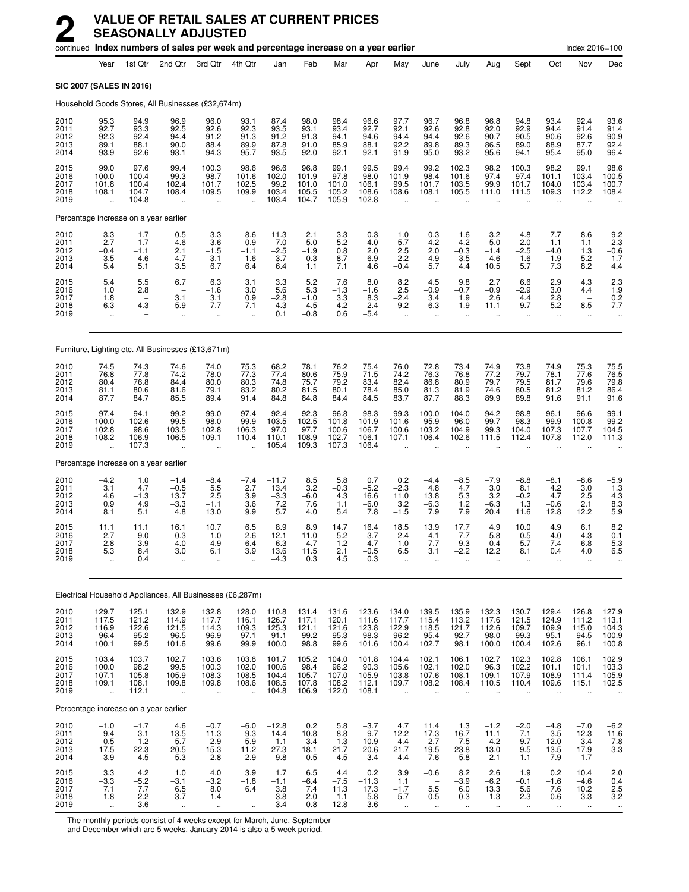# 2 VALUE OF RETAIL SALES AT CURRENT PRICES SEASONALLY ADJUSTED

continued **Index numbers of sales per week and percentage increase on a year earlier** Index 2016=100

| Year | Year | 1st Qtr | 2nd Qtr | 3rd Qtr | 4th Qtr | Jan | Feb | Mar | Apr | May | June | July | Aug | Sept | Oct | Nov | Dec |
|---|---|---|---|---|---|---|---|---|---|---|---|---|---|---|---|---|---|
| **SIC 2007 (SALES IN 2016)** | | | | | | | | | | | | | | | | | |
| Household Goods Stores, All Businesses (£32,674m) | | | | | | | | | | | | | | | | | |
| 2010 | 95.3 | 94.9 | 96.9 | 96.0 | 93.1 | 87.4 | 98.0 | 98.4 | 96.6 | 97.7 | 96.7 | 96.8 | 96.8 | 94.8 | 93.4 | 92.4 | 93.6 |
| 2011 | 92.7 | 93.3 | 92.5 | 92.6 | 92.3 | 93.5 | 93.1 | 93.4 | 92.7 | 92.1 | 92.6 | 92.8 | 92.0 | 92.9 | 94.4 | 91.4 | 91.4 |
| 2012 | 92.3 | 92.4 | 94.4 | 91.2 | 91.3 | 91.2 | 91.3 | 94.1 | 94.6 | 94.4 | 94.4 | 92.6 | 90.7 | 90.5 | 90.6 | 92.6 | 90.9 |
| 2013 | 89.1 | 88.1 | 90.0 | 88.4 | 89.9 | 87.8 | 91.0 | 85.9 | 88.1 | 92.2 | 89.8 | 89.3 | 86.5 | 89.0 | 88.9 | 87.7 | 92.4 |
| 2014 | 93.9 | 92.6 | 93.1 | 94.3 | 95.7 | 93.5 | 92.0 | 92.1 | 92.1 | 91.9 | 95.0 | 93.2 | 95.6 | 94.1 | 95.4 | 95.0 | 96.4 |
| 2015 | 99.0 | 97.6 | 99.4 | 100.3 | 98.6 | 96.6 | 96.8 | 99.1 | 99.5 | 99.4 | 99.2 | 102.3 | 98.2 | 100.3 | 98.2 | 99.1 | 98.6 |
| 2016 | 100.0 | 100.4 | 99.3 | 98.7 | 101.6 | 102.0 | 101.9 | 97.8 | 98.0 | 101.9 | 98.4 | 101.6 | 97.4 | 97.4 | 101.1 | 103.4 | 100.5 |
| 2017 | 101.8 | 100.4 | 102.4 | 101.7 | 102.5 | 99.2 | 101.0 | 101.0 | 106.1 | 99.5 | 101.7 | 103.5 | 99.9 | 101.7 | 104.0 | 103.4 | 100.7 |
| 2018 | 108.1 | 104.7 | 108.4 | 109.5 | 109.9 | 103.4 | 105.5 | 105.2 | 108.6 | 108.6 | 108.1 | 105.5 | 111.0 | 111.5 | 109.3 | 112.2 | 108.4 |
| 2019 | .. | 104.8 | .. | .. | .. | 103.4 | 104.7 | 105.9 | 102.8 | .. | .. | .. | .. | .. | .. | .. | .. |
| Percentage increase on a year earlier | | | | | | | | | | | | | | | | | |
| 2010 | −3.3 | −1.7 | 0.5 | −3.3 | −8.6 | −11.3 | 2.1 | 3.3 | 0.3 | 1.0 | 0.3 | −1.6 | −3.2 | −4.8 | −7.7 | −8.6 | −9.2 |
| 2011 | −2.7 | −1.7 | −4.6 | −3.6 | −0.9 | 7.0 | −5.0 | −5.2 | −4.0 | −5.7 | −4.2 | −4.2 | −5.0 | −2.0 | 1.1 | −1.1 | −2.3 |
| 2012 | −0.4 | −1.1 | 2.1 | −1.5 | −1.1 | −2.5 | −1.9 | 0.8 | 2.0 | 2.5 | 2.0 | −0.3 | −1.4 | −2.5 | −4.0 | 1.3 | −0.6 |
| 2013 | −3.5 | −4.6 | −4.7 | −3.1 | −1.6 | −3.7 | −0.3 | −8.7 | −6.9 | −2.2 | −4.9 | −3.5 | −4.6 | −1.6 | −1.9 | −5.2 | 1.7 |
| 2014 | 5.4 | 5.1 | 3.5 | 6.7 | 6.4 | 6.4 | 1.1 | 7.1 | 4.6 | −0.4 | 5.7 | 4.4 | 10.5 | 5.7 | 7.3 | 8.2 | 4.4 |
| 2015 | 5.4 | 5.5 | 6.7 | 6.3 | 3.1 | 3.3 | 5.2 | 7.6 | 8.0 | 8.2 | 4.5 | 9.8 | 2.7 | 6.6 | 2.9 | 4.3 | 2.3 |
| 2016 | 1.0 | 2.8 | – | −1.6 | 3.0 | 5.6 | 5.3 | −1.3 | −1.6 | 2.5 | −0.9 | −0.7 | −0.9 | −2.9 | 3.0 | 4.4 | 1.9 |
| 2017 | 1.8 | – | 3.1 | 3.1 | 0.9 | −2.8 | −1.0 | 3.3 | 8.3 | −2.4 | 3.4 | 1.9 | 2.6 | 4.4 | 2.8 | – | 0.2 |
| 2018 | 6.3 | 4.3 | 5.9 | 7.7 | 7.1 | 4.3 | 4.5 | 4.2 | 2.4 | 9.2 | 6.3 | 1.9 | 11.1 | 9.7 | 5.2 | 8.5 | 7.7 |
| 2019 | .. | – | .. | .. | .. | 0.1 | −0.8 | 0.6 | −5.4 | .. | .. | .. | .. | .. | .. | .. | .. |
| Furniture, Lighting etc. All Businesses (£13,671m) | | | | | | | | | | | | | | | | | |
| 2010 | 74.5 | 74.3 | 74.6 | 74.0 | 75.3 | 68.2 | 78.1 | 76.2 | 75.4 | 76.0 | 72.8 | 73.4 | 74.9 | 73.8 | 74.9 | 75.3 | 75.5 |
| 2011 | 76.8 | 77.8 | 74.2 | 78.0 | 77.3 | 77.4 | 80.6 | 75.9 | 71.5 | 74.2 | 76.3 | 76.8 | 77.2 | 79.7 | 78.1 | 77.6 | 76.5 |
| 2012 | 80.4 | 76.8 | 84.4 | 80.0 | 80.3 | 74.8 | 75.7 | 79.2 | 83.4 | 82.4 | 86.8 | 80.9 | 79.7 | 79.5 | 81.7 | 79.6 | 79.8 |
| 2013 | 81.1 | 80.6 | 81.6 | 79.1 | 83.2 | 80.2 | 81.5 | 80.1 | 78.4 | 85.0 | 81.3 | 81.9 | 74.6 | 80.5 | 81.2 | 81.2 | 86.4 |
| 2014 | 87.7 | 84.7 | 85.5 | 89.4 | 91.4 | 84.8 | 84.8 | 84.4 | 84.5 | 83.7 | 87.7 | 88.3 | 89.9 | 89.8 | 91.6 | 91.1 | 91.6 |
| 2015 | 97.4 | 94.1 | 99.2 | 99.0 | 97.4 | 92.4 | 92.3 | 96.8 | 98.3 | 99.3 | 100.0 | 104.0 | 94.2 | 98.8 | 96.1 | 96.6 | 99.1 |
| 2016 | 100.0 | 102.6 | 99.5 | 98.0 | 99.9 | 103.5 | 102.5 | 101.8 | 101.9 | 101.6 | 95.9 | 96.0 | 99.7 | 98.3 | 99.9 | 100.8 | 99.2 |
| 2017 | 102.8 | 98.6 | 103.5 | 102.8 | 106.3 | 97.0 | 97.7 | 100.6 | 106.7 | 100.6 | 103.2 | 104.9 | 99.3 | 104.0 | 107.3 | 107.7 | 104.5 |
| 2018 | 108.2 | 106.9 | 106.5 | 109.1 | 110.4 | 110.1 | 108.9 | 102.7 | 106.1 | 107.1 | 106.4 | 102.6 | 111.5 | 112.4 | 107.8 | 112.0 | 111.3 |
| 2019 | .. | 107.3 | .. | .. | .. | 105.4 | 109.3 | 107.3 | 106.4 | .. | .. | .. | .. | .. | .. | .. | .. |
| Percentage increase on a year earlier | | | | | | | | | | | | | | | | | |
| 2010 | −4.2 | 1.0 | −1.4 | −8.4 | −7.4 | −11.7 | 8.5 | 5.8 | 0.7 | 0.2 | −4.4 | −8.5 | −7.9 | −8.8 | −8.1 | −8.6 | −5.9 |
| 2011 | 3.1 | 4.7 | −0.5 | 5.5 | 2.7 | 13.4 | 3.2 | −0.3 | −5.2 | −2.3 | 4.8 | 4.7 | 3.0 | 8.1 | 4.2 | 3.0 | 1.3 |
| 2012 | 4.6 | −1.3 | 13.7 | 2.5 | 3.9 | −3.3 | −6.0 | 4.3 | 16.6 | 11.0 | 13.8 | 5.3 | 3.2 | −0.2 | 4.7 | 2.5 | 4.3 |
| 2013 | 0.9 | 4.9 | −3.3 | −1.1 | 3.6 | 7.2 | 7.6 | 1.1 | −6.0 | 3.2 | −6.3 | 1.2 | −6.3 | 1.3 | −0.6 | 2.1 | 8.3 |
| 2014 | 8.1 | 5.1 | 4.8 | 13.0 | 9.9 | 5.7 | 4.0 | 5.4 | 7.8 | −1.5 | 7.9 | 7.9 | 20.4 | 11.6 | 12.8 | 12.2 | 5.9 |
| 2015 | 11.1 | 11.1 | 16.1 | 10.7 | 6.5 | 8.9 | 8.9 | 14.7 | 16.4 | 18.5 | 13.9 | 17.7 | 4.9 | 10.0 | 4.9 | 6.1 | 8.2 |
| 2016 | 2.7 | 9.0 | 0.3 | −1.0 | 2.6 | 12.1 | 11.0 | 5.2 | 3.7 | 2.4 | −4.1 | −7.7 | 5.8 | −0.5 | 4.0 | 4.3 | 0.1 |
| 2017 | 2.8 | −3.9 | 4.0 | 4.9 | 6.4 | −6.3 | −4.7 | −1.2 | 4.7 | −1.0 | 7.7 | 9.3 | −0.4 | 5.7 | 7.4 | 6.8 | 5.3 |
| 2018 | 5.3 | 8.4 | 3.0 | 6.1 | 3.9 | 13.6 | 11.5 | 2.1 | −0.5 | 6.5 | 3.1 | −2.2 | 12.2 | 8.1 | 0.4 | 4.0 | 6.5 |
| 2019 | .. | 0.4 | .. | .. | .. | −4.3 | 0.3 | 4.5 | 0.3 | .. | .. | .. | .. | .. | .. | .. | .. |
| Electrical Household Appliances, All Businesses (£6,287m) | | | | | | | | | | | | | | | | | |
| 2010 | 129.7 | 125.1 | 132.9 | 132.8 | 128.0 | 110.8 | 131.4 | 131.6 | 123.6 | 134.0 | 139.5 | 135.9 | 132.3 | 130.7 | 129.4 | 126.8 | 127.9 |
| 2011 | 117.5 | 121.2 | 114.9 | 117.7 | 116.1 | 126.7 | 117.1 | 120.1 | 111.6 | 117.7 | 115.4 | 113.2 | 117.6 | 121.5 | 124.9 | 111.2 | 113.1 |
| 2012 | 116.9 | 122.6 | 121.5 | 114.3 | 109.3 | 125.3 | 121.1 | 121.6 | 123.8 | 122.9 | 118.5 | 121.7 | 112.6 | 109.7 | 109.9 | 115.0 | 104.3 |
| 2013 | 96.4 | 95.2 | 96.5 | 96.9 | 97.1 | 91.1 | 99.2 | 95.3 | 98.3 | 96.2 | 95.4 | 92.7 | 98.0 | 99.3 | 95.1 | 94.5 | 100.9 |
| 2014 | 100.1 | 99.5 | 101.6 | 99.6 | 99.9 | 100.0 | 98.8 | 99.6 | 101.6 | 100.4 | 102.7 | 98.1 | 100.0 | 100.4 | 102.6 | 96.1 | 100.8 |
| 2015 | 103.4 | 103.7 | 102.7 | 103.6 | 103.8 | 101.7 | 105.2 | 104.0 | 101.8 | 104.4 | 102.1 | 106.1 | 102.7 | 102.3 | 102.8 | 106.1 | 102.9 |
| 2016 | 100.0 | 98.2 | 99.5 | 100.3 | 102.0 | 100.6 | 98.4 | 96.2 | 90.3 | 105.6 | 102.1 | 102.0 | 96.3 | 102.2 | 101.1 | 101.1 | 103.3 |
| 2017 | 107.1 | 105.8 | 105.9 | 108.3 | 108.5 | 104.4 | 105.7 | 107.0 | 105.9 | 103.8 | 107.6 | 108.1 | 109.1 | 107.9 | 108.9 | 111.4 | 105.9 |
| 2018 | 109.1 | 108.1 | 109.8 | 109.8 | 108.6 | 108.5 | 107.8 | 108.2 | 112.1 | 109.7 | 108.2 | 108.4 | 110.5 | 110.4 | 109.6 | 115.1 | 102.5 |
| 2019 | .. | 112.1 | .. | .. | .. | 104.8 | 106.9 | 122.0 | 108.1 | .. | .. | .. | .. | .. | .. | .. | .. |
| Percentage increase on a year earlier | | | | | | | | | | | | | | | | | |
| 2010 | −1.0 | −1.7 | 4.6 | −0.7 | −6.0 | −12.8 | 0.2 | 5.8 | −3.7 | 4.7 | 11.4 | 1.3 | −1.2 | −2.0 | −4.8 | −7.0 | −6.2 |
| 2011 | −9.4 | −3.1 | −13.5 | −11.3 | −9.3 | 14.4 | −10.8 | −8.8 | −9.7 | −12.2 | −17.3 | −16.7 | −11.1 | −7.1 | −3.5 | −12.3 | −11.6 |
| 2012 | −0.5 | 1.2 | 5.7 | −2.9 | −5.9 | −1.1 | 3.4 | 1.3 | 10.9 | 4.4 | 2.7 | 7.5 | −4.2 | −9.7 | −12.0 | 3.4 | −7.8 |
| 2013 | −17.5 | −22.3 | −20.5 | −15.3 | −11.2 | −27.3 | −18.1 | −21.7 | −20.6 | −21.7 | −19.5 | −23.8 | −13.0 | −9.5 | −13.5 | −17.9 | −3.3 |
| 2014 | 3.9 | 4.5 | 5.3 | 2.8 | 2.9 | 9.8 | −0.5 | 4.5 | 3.4 | 4.4 | 7.6 | 5.8 | 2.1 | 1.1 | 7.9 | 1.7 | – |
| 2015 | 3.3 | 4.2 | 1.0 | 4.0 | 3.9 | 1.7 | 6.5 | 4.4 | 0.2 | 3.9 | −0.6 | 8.2 | 2.6 | 1.9 | 0.2 | 10.4 | 2.0 |
| 2016 | −3.3 | −5.2 | −3.1 | −3.2 | −1.8 | −1.1 | −6.4 | −7.5 | −11.3 | 1.1 | – | −3.9 | −6.2 | −0.1 | −1.6 | −4.6 | 0.4 |
| 2017 | 7.1 | 7.7 | 6.5 | 8.0 | 6.4 | 3.8 | 7.4 | 11.3 | 17.3 | −1.7 | 5.5 | 6.0 | 13.3 | 5.6 | 7.6 | 10.2 | 2.5 |
| 2018 | 1.8 | 2.2 | 3.7 | 1.4 | – | 3.8 | 2.0 | 1.1 | 5.8 | 5.7 | 0.5 | 0.3 | 1.3 | 2.3 | 0.6 | 3.3 | −3.2 |
| 2019 | .. | 3.6 | .. | .. | .. | −3.4 | −0.8 | 12.8 | −3.6 | .. | .. | .. | .. | .. | .. | .. | .. |

The monthly periods consist of 4 weeks except for March, June, September and December which are 5 weeks. January 2014 is also a 5 week period.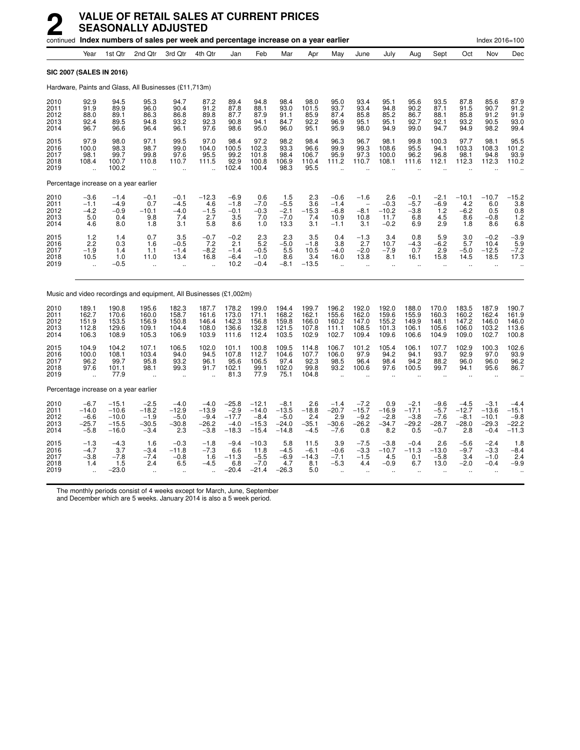# 2 VALUE OF RETAIL SALES AT CURRENT PRICES SEASONALLY ADJUSTED

continued **Index numbers of sales per week and percentage increase on a year earlier** Index 2016=100

| Year | | 1st Qtr | 2nd Qtr | 3rd Qtr | 4th Qtr | Jan | Feb | Mar | Apr | May | June | July | Aug | Sept | Oct | Nov | Dec |
|---|---|---|---|---|---|---|---|---|---|---|---|---|---|---|---|---|---|
| **SIC 2007 (SALES IN 2016)** | | | | | | | | | | | | | | | | | |
| Hardware, Paints and Glass, All Businesses (£11,713m) | | | | | | | | | | | | | | | | | |
| 2010 | 92.9 | 94.5 | 95.3 | 94.7 | 87.2 | 89.4 | 94.8 | 98.4 | 98.0 | 95.0 | 93.4 | 95.1 | 95.6 | 93.5 | 87.8 | 85.6 | 87.9 |
| 2011 | 91.9 | 89.9 | 96.0 | 90.4 | 91.2 | 87.8 | 88.1 | 93.0 | 101.5 | 93.7 | 93.4 | 94.8 | 90.2 | 87.1 | 91.5 | 90.7 | 91.2 |
| 2012 | 88.0 | 89.1 | 86.3 | 86.8 | 89.8 | 87.7 | 87.9 | 91.1 | 85.9 | 87.4 | 85.8 | 85.2 | 86.7 | 88.1 | 85.8 | 91.2 | 91.9 |
| 2013 | 92.4 | 89.5 | 94.8 | 93.2 | 92.3 | 90.8 | 94.1 | 84.7 | 92.2 | 96.9 | 95.1 | 95.1 | 92.7 | 92.1 | 93.2 | 90.5 | 93.0 |
| 2014 | 96.7 | 96.6 | 96.4 | 96.1 | 97.6 | 98.6 | 95.0 | 96.0 | 95.1 | 95.9 | 98.0 | 94.9 | 99.0 | 94.7 | 94.9 | 98.2 | 99.4 |
| 2015 | 97.9 | 98.0 | 97.1 | 99.5 | 97.0 | 98.4 | 97.2 | 98.2 | 98.4 | 96.3 | 96.7 | 98.1 | 99.8 | 100.3 | 97.7 | 98.1 | 95.5 |
| 2016 | 100.0 | 98.3 | 98.7 | 99.0 | 104.0 | 100.5 | 102.3 | 93.3 | 96.6 | 99.9 | 99.3 | 108.6 | 95.5 | 94.1 | 103.3 | 108.3 | 101.2 |
| 2017 | 98.1 | 99.7 | 99.8 | 97.6 | 95.5 | 99.2 | 101.8 | 98.4 | 106.7 | 95.9 | 97.3 | 100.0 | 96.2 | 96.8 | 98.1 | 94.8 | 93.9 |
| 2018 | 108.4 | 100.7 | 110.8 | 110.7 | 111.5 | 92.9 | 100.8 | 106.9 | 110.4 | 111.2 | 110.7 | 108.1 | 111.6 | 112.1 | 112.3 | 112.3 | 110.2 |
| 2019 | .. | 100.2 | .. | .. | .. | 102.4 | 100.4 | 98.3 | 95.5 | .. | .. | .. | .. | .. | .. | .. | .. |
| Percentage increase on a year earlier | | | | | | | | | | | | | | | | | |
| 2010 | −3.6 | −1.4 | −0.1 | −0.1 | −12.3 | −6.9 | 0.6 | 1.5 | 2.3 | −0.6 | −1.6 | 2.6 | −0.1 | −2.1 | −10.1 | −10.7 | −15.2 |
| 2011 | −1.1 | −4.9 | 0.7 | −4.5 | 4.6 | −1.8 | −7.0 | −5.5 | 3.6 | −1.4 | – | −0.3 | −5.7 | −6.9 | 4.2 | 6.0 | 3.8 |
| 2012 | −4.2 | −0.9 | −10.1 | −4.0 | −1.5 | −0.1 | −0.3 | −2.1 | −15.3 | −6.8 | −8.1 | −10.2 | −3.8 | 1.2 | −6.2 | 0.5 | 0.8 |
| 2013 | 5.0 | 0.4 | 9.8 | 7.4 | 2.7 | 3.5 | 7.0 | −7.0 | 7.4 | 10.9 | 10.8 | 11.7 | 6.8 | 4.5 | 8.6 | −0.8 | 1.2 |
| 2014 | 4.6 | 8.0 | 1.8 | 3.1 | 5.8 | 8.6 | 1.0 | 13.3 | 3.1 | −1.1 | 3.1 | −0.2 | 6.9 | 2.9 | 1.8 | 8.6 | 6.8 |
| 2015 | 1.2 | 1.4 | 0.7 | 3.5 | −0.7 | −0.2 | 2.3 | 2.3 | 3.5 | 0.4 | −1.3 | 3.4 | 0.8 | 5.9 | 3.0 | −0.2 | −3.9 |
| 2016 | 2.2 | 0.3 | 1.6 | −0.5 | 7.2 | 2.1 | 5.2 | −5.0 | −1.8 | 3.8 | 2.7 | 10.7 | −4.3 | −6.2 | 5.7 | 10.4 | 5.9 |
| 2017 | −1.9 | 1.4 | 1.1 | −1.4 | −8.2 | −1.4 | −0.5 | 5.5 | 10.5 | −4.0 | −2.0 | −7.9 | 0.7 | 2.9 | −5.0 | −12.5 | −7.2 |
| 2018 | 10.5 | 1.0 | 11.0 | 13.4 | 16.8 | −6.4 | −1.0 | 8.6 | 3.4 | 16.0 | 13.8 | 8.1 | 16.1 | 15.8 | 14.5 | 18.5 | 17.3 |
| 2019 | .. | −0.5 | .. | .. | .. | 10.2 | −0.4 | −8.1 | −13.5 | .. | .. | .. | .. | .. | .. | .. | .. |
| Music and video recordings and equipment, All Businesses (£1,002m) | | | | | | | | | | | | | | | | | |
| 2010 | 189.1 | 190.8 | 195.6 | 182.3 | 187.7 | 178.2 | 199.0 | 194.4 | 199.7 | 196.2 | 192.0 | 192.0 | 188.0 | 170.0 | 183.5 | 187.9 | 190.7 |
| 2011 | 162.7 | 170.6 | 160.0 | 158.7 | 161.6 | 173.0 | 171.1 | 168.2 | 162.1 | 155.6 | 162.0 | 159.6 | 155.9 | 160.3 | 160.2 | 162.4 | 161.9 |
| 2012 | 151.9 | 153.5 | 156.9 | 150.8 | 146.4 | 142.3 | 156.8 | 159.8 | 166.0 | 160.2 | 147.0 | 155.2 | 149.9 | 148.1 | 147.2 | 146.0 | 146.0 |
| 2013 | 112.8 | 129.6 | 109.1 | 104.4 | 108.0 | 136.6 | 132.8 | 121.5 | 107.8 | 111.1 | 108.5 | 101.3 | 106.1 | 105.6 | 106.0 | 103.2 | 113.6 |
| 2014 | 106.3 | 108.9 | 105.3 | 106.9 | 103.9 | 111.6 | 112.4 | 103.5 | 102.9 | 102.7 | 109.4 | 109.6 | 106.6 | 104.9 | 109.0 | 102.7 | 100.8 |
| 2015 | 104.9 | 104.2 | 107.1 | 106.5 | 102.0 | 101.1 | 100.8 | 109.5 | 114.8 | 106.7 | 101.2 | 105.4 | 106.1 | 107.7 | 102.9 | 100.3 | 102.6 |
| 2016 | 100.0 | 108.1 | 103.4 | 94.0 | 94.5 | 107.8 | 112.7 | 104.6 | 107.7 | 106.0 | 97.9 | 94.2 | 94.1 | 93.7 | 92.9 | 97.0 | 93.9 |
| 2017 | 96.2 | 99.7 | 95.8 | 93.2 | 96.1 | 95.6 | 106.5 | 97.4 | 92.3 | 98.5 | 96.4 | 98.4 | 94.2 | 88.2 | 96.0 | 96.0 | 96.2 |
| 2018 | 97.6 | 101.1 | 98.1 | 99.3 | 91.7 | 102.1 | 99.1 | 102.0 | 99.8 | 93.2 | 100.6 | 97.6 | 100.5 | 99.7 | 94.1 | 95.6 | 86.7 |
| 2019 | .. | 77.9 | .. | .. | .. | 81.3 | 77.9 | 75.1 | 104.8 | .. | .. | .. | .. | .. | .. | .. | .. |
| Percentage increase on a year earlier | | | | | | | | | | | | | | | | | |
| 2010 | −6.7 | −15.1 | −2.5 | −4.0 | −4.0 | −25.8 | −12.1 | −8.1 | 2.6 | −1.4 | −7.2 | 0.9 | −2.1 | −9.6 | −4.5 | −3.1 | −4.4 |
| 2011 | −14.0 | −10.6 | −18.2 | −12.9 | −13.9 | −2.9 | −14.0 | −13.5 | −18.8 | −20.7 | −15.7 | −16.9 | −17.1 | −5.7 | −12.7 | −13.6 | −15.1 |
| 2012 | −6.6 | −10.0 | −1.9 | −5.0 | −9.4 | −17.7 | −8.4 | −5.0 | 2.4 | 2.9 | −9.2 | −2.8 | −3.8 | −7.6 | −8.1 | −10.1 | −9.8 |
| 2013 | −25.7 | −15.5 | −30.5 | −30.8 | −26.2 | −4.0 | −15.3 | −24.0 | −35.1 | −30.6 | −26.2 | −34.7 | −29.2 | −28.7 | −28.0 | −29.3 | −22.2 |
| 2014 | −5.8 | −16.0 | −3.4 | 2.3 | −3.8 | −18.3 | −15.4 | −14.8 | −4.5 | −7.6 | 0.8 | 8.2 | 0.5 | −0.7 | 2.8 | −0.4 | −11.3 |
| 2015 | −1.3 | −4.3 | 1.6 | −0.3 | −1.8 | −9.4 | −10.3 | 5.8 | 11.5 | 3.9 | −7.5 | −3.8 | −0.4 | 2.6 | −5.6 | −2.4 | 1.8 |
| 2016 | −4.7 | 3.7 | −3.4 | −11.8 | −7.3 | 6.6 | 11.8 | −4.5 | −6.1 | −0.6 | −3.3 | −10.7 | −11.3 | −13.0 | −9.7 | −3.3 | −8.4 |
| 2017 | −3.8 | −7.8 | −7.4 | −0.8 | 1.6 | −11.3 | −5.5 | −6.9 | −14.3 | −7.1 | −1.5 | 4.5 | 0.1 | −5.8 | 3.4 | −1.0 | 2.4 |
| 2018 | 1.4 | 1.5 | 2.4 | 6.5 | −4.5 | 6.8 | −7.0 | 4.7 | 8.1 | −5.3 | 4.4 | −0.9 | 6.7 | 13.0 | −2.0 | −0.4 | −9.9 |
| 2019 | .. | −23.0 | .. | .. | .. | −20.4 | −21.4 | −26.3 | 5.0 | .. | .. | .. | .. | .. | .. | .. | .. |

The monthly periods consist of 4 weeks except for March, June, September and December which are 5 weeks. January 2014 is also a 5 week period.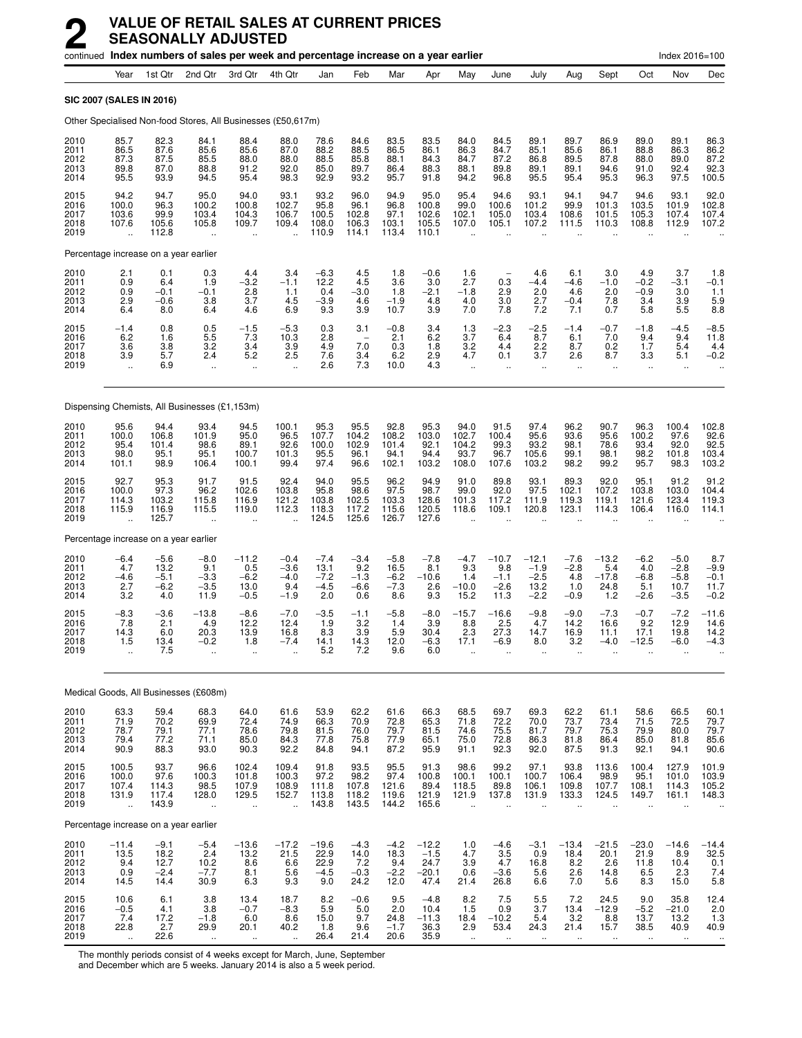# 2 VALUE OF RETAIL SALES AT CURRENT PRICES SEASONALLY ADJUSTED

continued **Index numbers of sales per week and percentage increase on a year earlier** Index 2016=100

| | Year | 1st Qtr | 2nd Qtr | 3rd Qtr | 4th Qtr | Jan | Feb | Mar | Apr | May | June | July | Aug | Sept | Oct | Nov | Dec |
|---|---|---|---|---|---|---|---|---|---|---|---|---|---|---|---|---|---|
| **SIC 2007 (SALES IN 2016)** | | | | | | | | | | | | | | | | | |
| Other Specialised Non-food Stores, All Businesses (£50,617m) | | | | | | | | | | | | | | | | | |
| 2010 | 85.7 | 82.3 | 84.1 | 88.4 | 88.0 | 78.6 | 84.6 | 83.5 | 83.5 | 84.0 | 84.5 | 89.1 | 89.7 | 86.9 | 89.0 | 89.1 | 86.3 |
| 2011 | 86.5 | 87.6 | 85.6 | 85.6 | 87.0 | 88.2 | 88.5 | 86.5 | 86.1 | 86.3 | 84.7 | 85.1 | 85.6 | 86.1 | 88.8 | 86.3 | 86.2 |
| 2012 | 87.3 | 87.5 | 85.5 | 88.0 | 88.0 | 88.5 | 85.8 | 88.1 | 84.3 | 84.7 | 87.2 | 86.8 | 89.5 | 87.8 | 88.0 | 89.0 | 87.2 |
| 2013 | 89.8 | 87.0 | 88.8 | 91.2 | 92.0 | 85.0 | 89.7 | 86.4 | 88.3 | 88.1 | 89.8 | 89.1 | 89.1 | 94.6 | 91.0 | 92.4 | 92.3 |
| 2014 | 95.5 | 93.9 | 94.5 | 95.4 | 98.3 | 92.9 | 93.2 | 95.7 | 91.8 | 94.2 | 96.8 | 95.5 | 95.4 | 95.3 | 96.3 | 97.5 | 100.5 |
| 2015 | 94.2 | 94.7 | 95.0 | 94.0 | 93.1 | 93.2 | 96.0 | 94.9 | 95.0 | 95.4 | 94.6 | 93.1 | 94.1 | 94.7 | 94.6 | 93.1 | 92.0 |
| 2016 | 100.0 | 96.3 | 100.2 | 100.8 | 102.7 | 95.8 | 96.1 | 96.8 | 100.8 | 99.0 | 100.6 | 101.2 | 99.9 | 101.3 | 103.5 | 101.9 | 102.8 |
| 2017 | 103.6 | 99.9 | 103.4 | 104.3 | 106.7 | 100.5 | 102.8 | 97.1 | 102.6 | 102.1 | 105.0 | 103.4 | 108.6 | 101.5 | 105.3 | 107.4 | 107.4 |
| 2018 | 107.6 | 105.6 | 105.8 | 109.7 | 109.4 | 108.0 | 106.3 | 103.1 | 105.5 | 107.0 | 105.1 | 107.2 | 111.5 | 110.3 | 108.8 | 112.9 | 107.2 |
| 2019 | .. | 112.8 | .. | .. | .. | 110.9 | 114.1 | 113.4 | 110.1 | .. | .. | .. | .. | .. | .. | .. | .. |
| Percentage increase on a year earlier | | | | | | | | | | | | | | | | | |
| 2010 | 2.1 | 0.1 | 0.3 | 4.4 | 3.4 | −6.3 | 4.5 | 1.8 | −0.6 | 1.6 | − | 4.6 | 6.1 | 3.0 | 4.9 | 3.7 | 1.8 |
| 2011 | 0.9 | 6.4 | 1.9 | −3.2 | −1.1 | 12.2 | 4.5 | 3.6 | 3.0 | 2.7 | 0.3 | −4.4 | −4.6 | −1.0 | −0.2 | −3.1 | −0.1 |
| 2012 | 0.9 | −0.1 | −0.1 | 2.8 | 1.1 | 0.4 | −3.0 | 1.8 | −2.1 | −1.8 | 2.9 | 2.0 | 4.6 | 2.0 | −0.9 | 3.0 | 1.1 |
| 2013 | 2.9 | −0.6 | 3.8 | 3.7 | 4.5 | −3.9 | 4.6 | −1.9 | 4.8 | 4.0 | 3.0 | 2.7 | −0.4 | 7.8 | 3.4 | 3.9 | 5.9 |
| 2014 | 6.4 | 8.0 | 6.4 | 4.6 | 6.9 | 9.3 | 3.9 | 10.7 | 3.9 | 7.0 | 7.8 | 7.2 | 7.1 | 0.7 | 5.8 | 5.5 | 8.8 |
| 2015 | −1.4 | 0.8 | 0.5 | −1.5 | −5.3 | 0.3 | 3.1 | −0.8 | 3.4 | 1.3 | −2.3 | −2.5 | −1.4 | −0.7 | −1.8 | −4.5 | −8.5 |
| 2016 | 6.2 | 1.6 | 5.5 | 7.3 | 10.3 | 2.8 | − | 2.1 | 6.2 | 3.7 | 6.4 | 8.7 | 6.1 | 7.0 | 9.4 | 9.4 | 11.8 |
| 2017 | 3.6 | 3.8 | 3.2 | 3.4 | 3.9 | 4.9 | 7.0 | 0.3 | 1.8 | 3.2 | 4.4 | 2.2 | 8.7 | 0.2 | 1.7 | 5.4 | 4.4 |
| 2018 | 3.9 | 5.7 | 2.4 | 5.2 | 2.5 | 7.6 | 3.4 | 6.2 | 2.9 | 4.7 | 0.1 | 3.7 | 2.6 | 8.7 | 3.3 | 5.1 | −0.2 |
| 2019 | .. | 6.9 | .. | .. | .. | 2.6 | 7.3 | 10.0 | 4.3 | .. | .. | .. | .. | .. | .. | .. | .. |
| Dispensing Chemists, All Businesses (£1,153m) | | | | | | | | | | | | | | | | | |
| 2010 | 95.6 | 94.4 | 93.4 | 94.5 | 100.1 | 95.3 | 95.5 | 92.8 | 95.3 | 94.0 | 91.5 | 97.4 | 96.2 | 90.7 | 96.3 | 100.4 | 102.8 |
| 2011 | 100.0 | 106.8 | 101.9 | 95.0 | 96.5 | 107.7 | 104.2 | 108.2 | 103.0 | 102.7 | 100.4 | 95.6 | 93.6 | 95.6 | 100.2 | 97.6 | 92.6 |
| 2012 | 95.4 | 101.4 | 98.6 | 89.1 | 92.6 | 100.0 | 102.9 | 101.4 | 92.1 | 104.2 | 99.3 | 93.2 | 98.1 | 78.6 | 93.4 | 92.0 | 92.5 |
| 2013 | 98.0 | 95.1 | 95.5 | 100.7 | 101.3 | 95.5 | 96.1 | 94.1 | 94.4 | 93.7 | 96.7 | 105.6 | 99.1 | 98.1 | 98.2 | 101.8 | 103.4 |
| 2014 | 101.1 | 98.9 | 106.4 | 100.1 | 99.4 | 97.4 | 96.6 | 102.1 | 103.2 | 108.0 | 107.6 | 103.2 | 98.2 | 99.2 | 95.7 | 98.3 | 103.2 |
| 2015 | 92.7 | 95.3 | 91.7 | 91.5 | 92.4 | 94.0 | 95.5 | 96.2 | 94.9 | 91.0 | 89.8 | 93.1 | 89.3 | 92.0 | 95.1 | 91.2 | 91.2 |
| 2016 | 100.0 | 97.3 | 96.2 | 102.6 | 103.8 | 95.8 | 98.6 | 97.5 | 98.7 | 99.0 | 92.0 | 97.5 | 102.1 | 107.2 | 103.8 | 103.0 | 104.4 |
| 2017 | 114.3 | 103.2 | 115.8 | 116.9 | 121.2 | 103.8 | 102.5 | 103.3 | 128.6 | 101.3 | 117.2 | 111.9 | 119.3 | 119.1 | 121.6 | 123.4 | 119.3 |
| 2018 | 115.9 | 116.9 | 115.5 | 119.0 | 112.3 | 118.3 | 117.2 | 115.6 | 120.5 | 118.6 | 109.1 | 120.8 | 123.1 | 114.3 | 106.4 | 116.0 | 114.1 |
| 2019 | .. | 125.7 | .. | .. | .. | 124.5 | 125.6 | 126.7 | 127.6 | .. | .. | .. | .. | .. | .. | .. | .. |
| Percentage increase on a year earlier | | | | | | | | | | | | | | | | | |
| 2010 | −6.4 | −5.6 | −8.0 | −11.2 | −0.4 | −7.4 | −3.4 | −5.8 | −7.8 | −4.7 | −10.7 | −12.1 | −7.6 | −13.2 | −6.2 | −5.0 | 8.7 |
| 2011 | 4.7 | 13.2 | 9.1 | 0.5 | −3.6 | 13.1 | 9.2 | 16.5 | 8.1 | 9.3 | 9.8 | −1.9 | −2.8 | 5.4 | 4.0 | −2.8 | −9.9 |
| 2012 | −4.6 | −5.1 | −3.3 | −6.2 | −4.0 | −7.2 | −1.3 | −6.2 | −10.6 | 1.4 | −1.1 | −2.5 | 4.8 | −17.8 | −6.8 | −5.8 | −0.1 |
| 2013 | 2.7 | −6.2 | −3.5 | 13.0 | 9.4 | −4.5 | −6.6 | −7.3 | 2.6 | −10.0 | −2.6 | 13.2 | 1.0 | 24.8 | 5.1 | 10.7 | 11.7 |
| 2014 | 3.2 | 4.0 | 11.9 | −0.5 | −1.9 | 2.0 | 0.6 | 8.6 | 9.3 | 15.2 | 11.3 | −2.2 | −0.9 | 1.2 | −2.6 | −3.5 | −0.2 |
| 2015 | −8.3 | −3.6 | −13.8 | −8.6 | −7.0 | −3.5 | −1.1 | −5.8 | −8.0 | −15.7 | −16.6 | −9.8 | −9.0 | −7.3 | −0.7 | −7.2 | −11.6 |
| 2016 | 7.8 | 2.1 | 4.9 | 12.2 | 12.4 | 1.9 | 3.2 | 1.4 | 3.9 | 8.8 | 2.5 | 4.7 | 14.2 | 16.6 | 9.2 | 12.9 | 14.6 |
| 2017 | 14.3 | 6.0 | 20.3 | 13.9 | 16.8 | 8.3 | 3.9 | 5.9 | 30.4 | 2.3 | 27.3 | 14.7 | 16.9 | 11.1 | 17.1 | 19.8 | 14.2 |
| 2018 | 1.5 | 13.4 | −0.2 | 1.8 | −7.4 | 14.1 | 14.3 | 12.0 | −6.3 | 17.1 | −6.9 | 8.0 | 3.2 | −4.0 | −12.5 | −6.0 | −4.3 |
| 2019 | .. | 7.5 | .. | .. | .. | 5.2 | 7.2 | 9.6 | 6.0 | .. | .. | .. | .. | .. | .. | .. | .. |
| Medical Goods, All Businesses (£608m) | | | | | | | | | | | | | | | | | |
| 2010 | 63.3 | 59.4 | 68.3 | 64.0 | 61.6 | 53.9 | 62.2 | 61.6 | 66.3 | 68.5 | 69.7 | 69.3 | 62.2 | 61.1 | 58.6 | 66.5 | 60.1 |
| 2011 | 71.9 | 70.2 | 69.9 | 72.4 | 74.9 | 66.3 | 70.9 | 72.8 | 65.3 | 71.8 | 72.2 | 70.0 | 73.7 | 73.4 | 71.5 | 72.5 | 79.7 |
| 2012 | 78.7 | 79.1 | 77.1 | 78.6 | 79.8 | 81.5 | 76.0 | 79.7 | 81.5 | 74.6 | 75.5 | 81.7 | 79.7 | 75.3 | 79.9 | 80.0 | 79.7 |
| 2013 | 79.4 | 77.2 | 71.1 | 85.0 | 84.3 | 77.8 | 75.8 | 77.9 | 65.1 | 75.0 | 72.8 | 86.3 | 81.8 | 86.4 | 85.0 | 81.8 | 85.6 |
| 2014 | 90.9 | 88.3 | 93.0 | 90.3 | 92.2 | 84.8 | 94.1 | 87.2 | 95.9 | 91.1 | 92.3 | 92.0 | 87.5 | 91.3 | 92.1 | 94.1 | 90.6 |
| 2015 | 100.5 | 93.7 | 96.6 | 102.4 | 109.4 | 91.8 | 93.5 | 95.5 | 91.3 | 98.6 | 99.2 | 97.1 | 93.8 | 113.6 | 100.4 | 127.9 | 101.9 |
| 2016 | 100.0 | 97.6 | 100.3 | 101.8 | 100.3 | 97.2 | 98.2 | 97.4 | 100.8 | 100.1 | 100.1 | 100.7 | 106.4 | 98.9 | 95.1 | 101.0 | 103.9 |
| 2017 | 107.4 | 114.3 | 98.5 | 107.9 | 108.9 | 111.8 | 107.8 | 121.6 | 89.4 | 118.5 | 89.8 | 106.1 | 109.8 | 107.7 | 108.1 | 114.3 | 105.2 |
| 2018 | 131.9 | 117.4 | 128.0 | 129.5 | 152.7 | 113.8 | 118.2 | 119.6 | 121.9 | 121.9 | 137.8 | 131.9 | 133.3 | 124.5 | 149.7 | 161.1 | 148.3 |
| 2019 | .. | 143.9 | .. | .. | .. | 143.8 | 143.5 | 144.2 | 165.6 | .. | .. | .. | .. | .. | .. | .. | .. |
| Percentage increase on a year earlier | | | | | | | | | | | | | | | | | |
| 2010 | −11.4 | −9.1 | −5.4 | −13.6 | −17.2 | −19.6 | −4.3 | −4.2 | −12.2 | 1.0 | −4.6 | −3.1 | −13.4 | −21.5 | −23.0 | −14.6 | −14.4 |
| 2011 | 13.5 | 18.2 | 2.4 | 13.2 | 21.5 | 22.9 | 14.0 | 18.3 | −1.5 | 4.7 | 3.5 | 0.9 | 18.4 | 20.1 | 21.9 | 8.9 | 32.5 |
| 2012 | 9.4 | 12.7 | 10.2 | 8.6 | 6.6 | 22.9 | 7.2 | 9.4 | 24.7 | 3.9 | 4.7 | 16.8 | 8.2 | 2.6 | 11.8 | 10.4 | 0.1 |
| 2013 | 0.9 | −2.4 | −7.7 | 8.1 | 5.6 | −4.5 | −0.3 | −2.2 | −20.1 | 0.6 | −3.6 | 5.6 | 2.6 | 14.8 | 6.5 | 2.3 | 7.4 |
| 2014 | 14.5 | 14.4 | 30.9 | 6.3 | 9.3 | 9.0 | 24.2 | 12.0 | 47.4 | 21.4 | 26.8 | 6.6 | 7.0 | 5.6 | 8.3 | 15.0 | 5.8 |
| 2015 | 10.6 | 6.1 | 3.8 | 13.4 | 18.7 | 8.2 | −0.6 | 9.5 | −4.8 | 8.2 | 7.5 | 5.5 | 7.2 | 24.5 | 9.0 | 35.8 | 12.4 |
| 2016 | −0.5 | 4.1 | 3.8 | −0.7 | −8.3 | 5.9 | 5.0 | 2.0 | 10.4 | 1.5 | 0.9 | 3.7 | 13.4 | −12.9 | −5.2 | −21.0 | 2.0 |
| 2017 | 7.4 | 17.2 | −1.8 | 6.0 | 8.6 | 15.0 | 9.7 | 24.8 | −11.3 | 18.4 | −10.2 | 5.4 | 3.2 | 8.8 | 13.7 | 13.2 | 1.3 |
| 2018 | 22.8 | 2.7 | 29.9 | 20.1 | 40.2 | 1.8 | 9.6 | −1.7 | 36.3 | 2.9 | 53.4 | 24.3 | 21.4 | 15.7 | 38.5 | 40.9 | 40.9 |
| 2019 | .. | 22.6 | .. | .. | .. | 26.4 | 21.4 | 20.6 | 35.9 | .. | .. | .. | .. | .. | .. | .. | .. |

The monthly periods consist of 4 weeks except for March, June, September and December which are 5 weeks. January 2014 is also a 5 week period.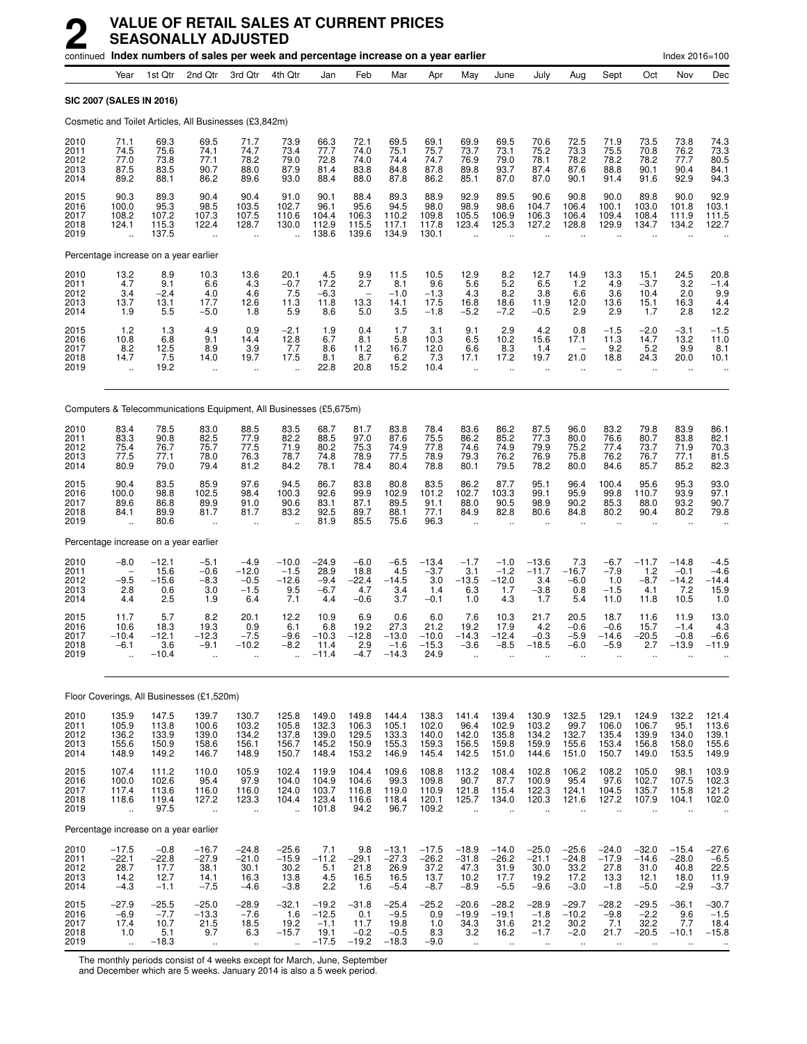# 2 VALUE OF RETAIL SALES AT CURRENT PRICES SEASONALLY ADJUSTED

continued **Index numbers of sales per week and percentage increase on a year earlier** Index 2016=100

| | Year | 1st Qtr | 2nd Qtr | 3rd Qtr | 4th Qtr | Jan | Feb | Mar | Apr | May | June | July | Aug | Sept | Oct | Nov | Dec |
|---|---|---|---|---|---|---|---|---|---|---|---|---|---|---|---|---|---|
| **SIC 2007 (SALES IN 2016)** | | | | | | | | | | | | | | | | | |
| Cosmetic and Toilet Articles, All Businesses (£3,842m) | | | | | | | | | | | | | | | | | |
| 2010 | 71.1 | 69.3 | 69.5 | 71.7 | 73.9 | 66.3 | 72.1 | 69.5 | 69.1 | 69.9 | 69.5 | 70.6 | 72.5 | 71.9 | 73.5 | 73.8 | 74.3 |
| 2011 | 74.5 | 75.6 | 74.1 | 74.7 | 73.4 | 77.7 | 74.0 | 75.1 | 75.7 | 73.7 | 73.1 | 75.2 | 73.3 | 75.5 | 70.8 | 76.2 | 73.3 |
| 2012 | 77.0 | 73.8 | 77.1 | 78.2 | 79.0 | 72.8 | 74.0 | 74.4 | 74.7 | 76.9 | 79.0 | 78.1 | 78.2 | 78.2 | 78.2 | 77.7 | 80.5 |
| 2013 | 87.5 | 83.5 | 90.7 | 88.0 | 87.9 | 81.4 | 83.8 | 84.8 | 87.8 | 89.8 | 93.7 | 87.4 | 87.6 | 88.8 | 90.1 | 90.4 | 84.1 |
| 2014 | 89.2 | 88.1 | 86.2 | 89.6 | 93.0 | 88.4 | 88.0 | 87.8 | 86.2 | 85.1 | 87.0 | 87.0 | 90.1 | 91.4 | 91.6 | 92.9 | 94.3 |
| 2015 | 90.3 | 89.3 | 90.4 | 90.4 | 91.0 | 90.1 | 88.4 | 89.3 | 88.9 | 92.9 | 89.5 | 90.6 | 90.8 | 90.0 | 89.8 | 90.0 | 92.9 |
| 2016 | 100.0 | 95.3 | 98.5 | 103.5 | 102.7 | 96.1 | 95.6 | 94.5 | 98.0 | 98.9 | 98.6 | 104.7 | 106.4 | 100.1 | 103.0 | 101.8 | 103.1 |
| 2017 | 108.2 | 107.2 | 107.3 | 107.5 | 110.6 | 104.4 | 106.3 | 110.2 | 109.8 | 105.5 | 106.9 | 106.3 | 106.4 | 109.4 | 108.4 | 111.9 | 111.5 |
| 2018 | 124.1 | 115.3 | 122.4 | 128.7 | 130.0 | 112.9 | 115.5 | 117.1 | 117.8 | 123.4 | 125.3 | 127.2 | 128.8 | 129.9 | 134.7 | 134.2 | 122.7 |
| 2019 | .. | 137.5 | .. | .. | .. | 138.6 | 139.6 | 134.9 | 130.1 | .. | .. | .. | .. | .. | .. | .. | .. |
| Percentage increase on a year earlier | | | | | | | | | | | | | | | | | |
| 2010 | 13.2 | 8.9 | 10.3 | 13.6 | 20.1 | 4.5 | 9.9 | 11.5 | 10.5 | 12.9 | 8.2 | 12.7 | 14.9 | 13.3 | 15.1 | 24.5 | 20.8 |
| 2011 | 4.7 | 9.1 | 6.6 | 4.3 | −0.7 | 17.2 | 2.7 | 8.1 | 9.6 | 5.6 | 5.2 | 6.5 | 1.2 | 4.9 | −3.7 | 3.2 | −1.4 |
| 2012 | 3.4 | −2.4 | 4.0 | 4.6 | 7.5 | −6.3 | – | −1.0 | −1.3 | 4.3 | 8.2 | 3.8 | 6.6 | 3.6 | 10.4 | 2.0 | 9.9 |
| 2013 | 13.7 | 13.1 | 17.7 | 12.6 | 11.3 | 11.8 | 13.3 | 14.1 | 17.5 | 16.8 | 18.6 | 11.9 | 12.0 | 13.6 | 15.1 | 16.3 | 4.4 |
| 2014 | 1.9 | 5.5 | −5.0 | 1.8 | 5.9 | 8.6 | 5.0 | 3.5 | −1.8 | −5.2 | −7.2 | −0.5 | 2.9 | 2.9 | 1.7 | 2.8 | 12.2 |
| 2015 | 1.2 | 1.3 | 4.9 | 0.9 | −2.1 | 1.9 | 0.4 | 1.7 | 3.1 | 9.1 | 2.9 | 4.2 | 0.8 | −1.5 | −2.0 | −3.1 | −1.5 |
| 2016 | 10.8 | 6.8 | 9.1 | 14.4 | 12.8 | 6.7 | 8.1 | 5.8 | 10.3 | 6.5 | 10.2 | 15.6 | 17.1 | 11.3 | 14.7 | 13.2 | 11.0 |
| 2017 | 8.2 | 12.5 | 8.9 | 3.9 | 7.7 | 8.6 | 11.2 | 16.7 | 12.0 | 6.6 | 8.3 | 1.4 | – | 9.2 | 5.2 | 9.9 | 8.1 |
| 2018 | 14.7 | 7.5 | 14.0 | 19.7 | 17.5 | 8.1 | 8.7 | 6.2 | 7.3 | 17.1 | 17.2 | 19.7 | 21.0 | 18.8 | 24.3 | 20.0 | 10.1 |
| 2019 | .. | 19.2 | .. | .. | .. | 22.8 | 20.8 | 15.2 | 10.4 | .. | .. | .. | .. | .. | .. | .. | .. |
| Computers & Telecommunications Equipment, All Businesses (£5,675m) | | | | | | | | | | | | | | | | | |
| 2010 | 83.4 | 78.5 | 83.0 | 88.5 | 83.5 | 68.7 | 81.7 | 83.8 | 78.4 | 83.6 | 86.2 | 87.5 | 96.0 | 83.2 | 79.8 | 83.9 | 86.1 |
| 2011 | 83.3 | 90.8 | 82.5 | 77.9 | 82.2 | 88.5 | 97.0 | 87.6 | 75.5 | 86.2 | 85.2 | 77.3 | 80.0 | 76.6 | 80.7 | 83.8 | 82.1 |
| 2012 | 75.4 | 76.7 | 75.7 | 77.5 | 71.9 | 80.2 | 75.3 | 74.9 | 77.8 | 74.6 | 74.9 | 79.9 | 75.2 | 77.4 | 73.7 | 71.9 | 70.3 |
| 2013 | 77.5 | 77.1 | 78.0 | 76.3 | 78.7 | 74.8 | 78.9 | 77.5 | 78.9 | 79.3 | 76.2 | 76.9 | 75.8 | 76.2 | 76.7 | 77.1 | 81.5 |
| 2014 | 80.9 | 79.0 | 79.4 | 81.2 | 84.2 | 78.1 | 78.4 | 80.4 | 78.8 | 80.1 | 79.5 | 78.2 | 80.0 | 84.6 | 85.7 | 85.2 | 82.3 |
| 2015 | 90.4 | 83.5 | 85.9 | 97.6 | 94.5 | 86.7 | 83.8 | 80.8 | 83.5 | 86.2 | 87.7 | 95.1 | 96.4 | 100.4 | 95.6 | 95.3 | 93.0 |
| 2016 | 100.0 | 98.8 | 102.5 | 98.4 | 100.3 | 92.6 | 99.9 | 102.9 | 101.2 | 102.7 | 103.3 | 99.1 | 95.9 | 99.8 | 110.7 | 93.9 | 97.1 |
| 2017 | 89.6 | 86.8 | 89.9 | 91.0 | 90.6 | 83.1 | 87.1 | 89.5 | 91.1 | 88.0 | 90.5 | 98.9 | 90.2 | 85.3 | 88.0 | 93.2 | 90.7 |
| 2018 | 84.1 | 89.9 | 81.7 | 81.7 | 83.2 | 92.5 | 89.7 | 88.1 | 77.1 | 84.9 | 82.8 | 80.6 | 84.8 | 80.2 | 90.4 | 80.2 | 79.8 |
| 2019 | .. | 80.6 | .. | .. | .. | 81.9 | 85.5 | 75.6 | 96.3 | .. | .. | .. | .. | .. | .. | .. | .. |
| Percentage increase on a year earlier | | | | | | | | | | | | | | | | | |
| 2010 | −8.0 | −12.1 | −5.1 | −4.9 | −10.0 | −24.9 | −6.0 | −6.5 | −13.4 | −1.7 | −1.0 | −13.6 | 7.3 | −6.7 | −11.7 | −14.8 | −4.5 |
| 2011 | – | 15.6 | −0.6 | −12.0 | −1.5 | 28.9 | 18.8 | 4.5 | −3.7 | 3.1 | −1.2 | −11.7 | −16.7 | −7.9 | 1.2 | −0.1 | −4.6 |
| 2012 | −9.5 | −15.6 | −8.3 | −0.5 | −12.6 | −9.4 | −22.4 | −14.5 | 3.0 | −13.5 | −12.0 | 3.4 | −6.0 | 1.0 | −8.7 | −14.2 | −14.4 |
| 2013 | 2.8 | 0.6 | 3.0 | −1.5 | 9.5 | −6.7 | 4.7 | 3.4 | 1.4 | 6.3 | 1.7 | −3.8 | 0.8 | −1.5 | 4.1 | 7.2 | 15.9 |
| 2014 | 4.4 | 2.5 | 1.9 | 6.4 | 7.1 | 4.4 | −0.6 | 3.7 | −0.1 | 1.0 | 4.3 | 1.7 | 5.4 | 11.0 | 11.8 | 10.5 | 1.0 |
| 2015 | 11.7 | 5.7 | 8.2 | 20.1 | 12.2 | 10.9 | 6.9 | 0.6 | 6.0 | 7.6 | 10.3 | 21.7 | 20.5 | 18.7 | 11.6 | 11.9 | 13.0 |
| 2016 | 10.6 | 18.3 | 19.3 | 0.9 | 6.1 | 6.8 | 19.2 | 27.3 | 21.2 | 19.2 | 17.9 | 4.2 | −0.6 | −0.6 | 15.7 | −1.4 | 4.3 |
| 2017 | −10.4 | −12.1 | −12.3 | −7.5 | −9.6 | −10.3 | −12.8 | −13.0 | −10.0 | −14.3 | −12.4 | −0.3 | −5.9 | −14.6 | −20.5 | −0.8 | −6.6 |
| 2018 | −6.1 | 3.6 | −9.1 | −10.2 | −8.2 | 11.4 | 2.9 | −1.6 | −15.3 | −3.6 | −8.5 | −18.5 | −6.0 | −5.9 | 2.7 | −13.9 | −11.9 |
| 2019 | .. | −10.4 | .. | .. | .. | −11.4 | −4.7 | −14.3 | 24.9 | .. | .. | .. | .. | .. | .. | .. | .. |
| Floor Coverings, All Businesses (£1,520m) | | | | | | | | | | | | | | | | | |
| 2010 | 135.9 | 147.5 | 139.7 | 130.7 | 125.8 | 149.0 | 149.8 | 144.4 | 138.3 | 141.4 | 139.4 | 130.9 | 132.5 | 129.1 | 124.9 | 132.2 | 121.4 |
| 2011 | 105.9 | 113.8 | 100.6 | 103.2 | 105.8 | 132.3 | 106.3 | 105.1 | 102.0 | 96.4 | 102.9 | 103.2 | 99.7 | 106.0 | 106.7 | 95.1 | 113.6 |
| 2012 | 136.2 | 133.9 | 139.0 | 134.2 | 137.8 | 139.0 | 129.5 | 133.3 | 140.0 | 142.0 | 135.8 | 134.2 | 132.7 | 135.4 | 139.9 | 134.0 | 139.1 |
| 2013 | 155.6 | 150.9 | 158.6 | 156.1 | 156.7 | 145.2 | 150.9 | 155.3 | 159.3 | 156.5 | 159.8 | 159.9 | 155.6 | 153.4 | 156.8 | 158.0 | 155.6 |
| 2014 | 148.9 | 149.2 | 146.7 | 148.9 | 150.7 | 148.4 | 153.2 | 146.9 | 145.4 | 142.5 | 151.0 | 144.6 | 151.0 | 150.7 | 149.0 | 153.5 | 149.9 |
| 2015 | 107.4 | 111.2 | 110.0 | 105.9 | 102.4 | 119.9 | 104.4 | 109.6 | 108.8 | 113.2 | 108.4 | 102.8 | 106.2 | 108.2 | 105.0 | 98.1 | 103.9 |
| 2016 | 100.0 | 102.6 | 95.4 | 97.9 | 104.0 | 104.9 | 104.6 | 99.3 | 109.8 | 90.7 | 87.7 | 100.9 | 95.4 | 97.6 | 102.7 | 107.5 | 102.3 |
| 2017 | 117.4 | 113.6 | 116.0 | 116.0 | 124.0 | 103.7 | 116.8 | 119.0 | 110.9 | 121.8 | 115.4 | 122.3 | 124.1 | 104.5 | 135.7 | 115.8 | 121.2 |
| 2018 | 118.6 | 119.4 | 127.2 | 123.3 | 104.4 | 123.4 | 116.6 | 118.4 | 120.1 | 125.7 | 134.0 | 120.3 | 121.6 | 127.2 | 107.9 | 104.1 | 102.0 |
| 2019 | .. | 97.5 | .. | .. | .. | 101.8 | 94.2 | 96.7 | 109.2 | .. | .. | .. | .. | .. | .. | .. | .. |
| Percentage increase on a year earlier | | | | | | | | | | | | | | | | | |
| 2010 | −17.5 | −0.8 | −16.7 | −24.8 | −25.6 | 7.1 | 9.8 | −13.1 | −17.5 | −18.9 | −14.0 | −25.0 | −25.6 | −24.0 | −32.0 | −15.4 | −27.6 |
| 2011 | −22.1 | −22.8 | −27.9 | −21.0 | −15.9 | −11.2 | −29.1 | −27.3 | −26.2 | −31.8 | −26.2 | −21.1 | −24.8 | −17.9 | −14.6 | −28.0 | −6.5 |
| 2012 | 28.7 | 17.7 | 38.1 | 30.1 | 30.2 | 5.1 | 21.8 | 26.9 | 37.2 | 47.3 | 31.9 | 30.0 | 33.2 | 27.8 | 31.0 | 40.8 | 22.5 |
| 2013 | 14.2 | 12.7 | 14.1 | 16.3 | 13.8 | 4.5 | 16.5 | 16.5 | 13.7 | 10.2 | 17.7 | 19.2 | 17.2 | 13.3 | 12.1 | 18.0 | 11.9 |
| 2014 | −4.3 | −1.1 | −7.5 | −4.6 | −3.8 | 2.2 | 1.6 | −5.4 | −8.7 | −8.9 | −5.5 | −9.6 | −3.0 | −1.8 | −5.0 | −2.9 | −3.7 |
| 2015 | −27.9 | −25.5 | −25.0 | −28.9 | −32.1 | −19.2 | −31.8 | −25.4 | −25.2 | −20.6 | −28.2 | −28.9 | −29.7 | −28.2 | −29.5 | −36.1 | −30.7 |
| 2016 | −6.9 | −7.7 | −13.3 | −7.6 | 1.6 | −12.5 | 0.1 | −9.5 | 0.9 | −19.9 | −19.1 | −1.8 | −10.2 | −9.8 | −2.2 | 9.6 | −1.5 |
| 2017 | 17.4 | 10.7 | 21.5 | 18.5 | 19.2 | −1.1 | 11.7 | 19.8 | 1.0 | 34.3 | 31.6 | 21.2 | 30.2 | 7.1 | 32.2 | 7.7 | 18.4 |
| 2018 | 1.0 | 5.1 | 9.7 | 6.3 | −15.7 | 19.1 | −0.2 | −0.5 | 8.3 | 3.2 | 16.2 | −1.7 | −2.0 | 21.7 | −20.5 | −10.1 | −15.8 |
| 2019 | .. | −18.3 | .. | .. | .. | −17.5 | −19.2 | −18.3 | −9.0 | .. | .. | .. | .. | .. | .. | .. | .. |

The monthly periods consist of 4 weeks except for March, June, September and December which are 5 weeks. January 2014 is also a 5 week period.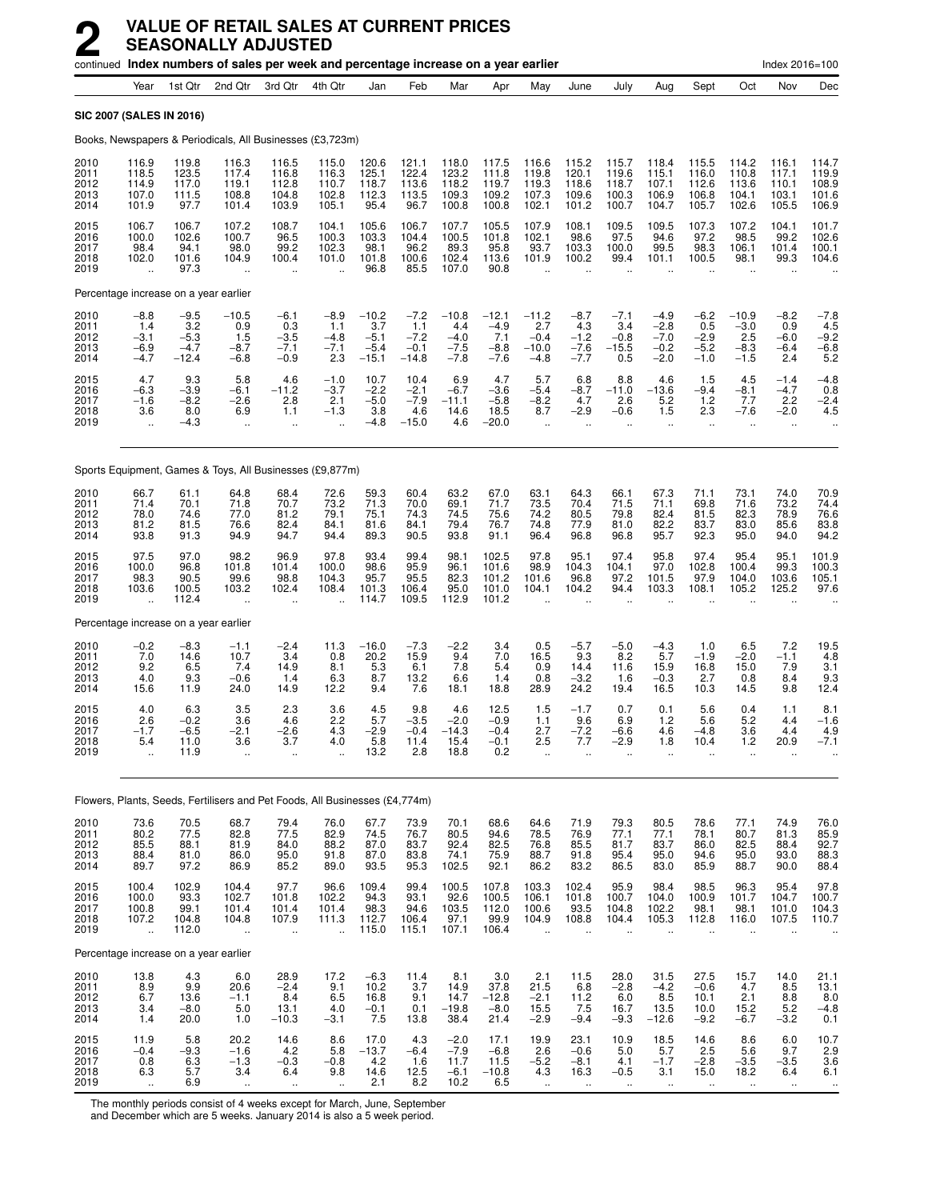# 2 VALUE OF RETAIL SALES AT CURRENT PRICES SEASONALLY ADJUSTED

continued **Index numbers of sales per week and percentage increase on a year earlier** Index 2016=100

| | Year | 1st Qtr | 2nd Qtr | 3rd Qtr | 4th Qtr | Jan | Feb | Mar | Apr | May | June | July | Aug | Sept | Oct | Nov | Dec |
|---|---|---|---|---|---|---|---|---|---|---|---|---|---|---|---|---|---|
| **SIC 2007 (SALES IN 2016)** | | | | | | | | | | | | | | | | | |
| Books, Newspapers & Periodicals, All Businesses (£3,723m) | | | | | | | | | | | | | | | | | |
| 2010 | 116.9 | 119.8 | 116.3 | 116.5 | 115.0 | 120.6 | 121.1 | 118.0 | 117.5 | 116.6 | 115.2 | 115.7 | 118.4 | 115.5 | 114.2 | 116.1 | 114.7 |
| 2011 | 118.5 | 123.5 | 117.4 | 116.8 | 116.3 | 125.1 | 122.4 | 123.2 | 111.8 | 119.8 | 120.1 | 119.6 | 115.1 | 116.0 | 110.8 | 117.1 | 119.9 |
| 2012 | 114.9 | 117.0 | 119.1 | 112.8 | 110.7 | 118.7 | 113.6 | 118.2 | 119.7 | 119.3 | 118.6 | 118.7 | 107.1 | 112.6 | 113.6 | 110.1 | 108.9 |
| 2013 | 107.0 | 111.5 | 108.8 | 104.8 | 102.8 | 112.3 | 113.5 | 109.3 | 109.2 | 107.3 | 109.6 | 100.3 | 106.9 | 106.8 | 104.1 | 103.1 | 101.6 |
| 2014 | 101.9 | 97.7 | 101.4 | 103.9 | 105.1 | 95.4 | 96.7 | 100.8 | 100.8 | 102.1 | 101.2 | 100.7 | 104.7 | 105.7 | 102.6 | 105.5 | 106.9 |
| 2015 | 106.7 | 106.7 | 107.2 | 108.7 | 104.1 | 105.6 | 106.7 | 107.7 | 105.5 | 107.9 | 108.1 | 109.5 | 109.5 | 107.3 | 107.2 | 104.1 | 101.7 |
| 2016 | 100.0 | 102.6 | 100.7 | 96.5 | 100.3 | 103.3 | 104.4 | 100.5 | 101.8 | 102.1 | 98.6 | 97.5 | 94.6 | 97.2 | 98.5 | 99.2 | 102.6 |
| 2017 | 98.4 | 94.1 | 98.0 | 99.2 | 102.3 | 98.1 | 96.2 | 89.3 | 95.8 | 93.7 | 103.3 | 100.0 | 99.5 | 98.3 | 106.1 | 101.4 | 100.1 |
| 2018 | 102.0 | 101.6 | 104.9 | 100.4 | 101.0 | 101.8 | 100.6 | 102.4 | 113.6 | 101.9 | 100.2 | 99.4 | 101.1 | 100.5 | 98.1 | 99.3 | 104.6 |
| 2019 | .. | 97.3 | .. | .. | .. | 96.8 | 85.5 | 107.0 | 90.8 | .. | .. | .. | .. | .. | .. | .. | .. |
| Percentage increase on a year earlier | | | | | | | | | | | | | | | | | |
| 2010 | −8.8 | −9.5 | −10.5 | −6.1 | −8.9 | −10.2 | −7.2 | −10.8 | −12.1 | −11.2 | −8.7 | −7.1 | −4.9 | −6.2 | −10.9 | −8.2 | −7.8 |
| 2011 | 1.4 | 3.2 | 0.9 | 0.3 | 1.1 | 3.7 | 1.1 | 4.4 | −4.9 | 2.7 | 4.3 | 3.4 | −2.8 | 0.5 | −3.0 | 0.9 | 4.5 |
| 2012 | −3.1 | −5.3 | 1.5 | −3.5 | −4.8 | −5.1 | −7.2 | −4.0 | 7.1 | −0.4 | −1.2 | −0.8 | −7.0 | −2.9 | 2.5 | −6.0 | −9.2 |
| 2013 | −6.9 | −4.7 | −8.7 | −7.1 | −7.1 | −5.4 | −0.1 | −7.5 | −8.8 | −10.0 | −7.6 | −15.5 | −0.2 | −5.2 | −8.3 | −6.4 | −6.8 |
| 2014 | −4.7 | −12.4 | −6.8 | −0.9 | 2.3 | −15.1 | −14.8 | −7.8 | −7.6 | −4.8 | −7.7 | 0.5 | −2.0 | −1.0 | −1.5 | 2.4 | 5.2 |
| 2015 | 4.7 | 9.3 | 5.8 | 4.6 | −1.0 | 10.7 | 10.4 | 6.9 | 4.7 | 5.7 | 6.8 | 8.8 | 4.6 | 1.5 | 4.5 | −1.4 | −4.8 |
| 2016 | −6.3 | −3.9 | −6.1 | −11.2 | −3.7 | −2.2 | −2.1 | −6.7 | −3.6 | −5.4 | −8.7 | −11.0 | −13.6 | −9.4 | −8.1 | −4.7 | 0.8 |
| 2017 | −1.6 | −8.2 | −2.6 | 2.8 | 2.1 | −5.0 | −7.9 | −11.1 | −5.8 | −8.2 | 4.7 | 2.6 | 5.2 | 1.2 | 7.7 | 2.2 | −2.4 |
| 2018 | 3.6 | 8.0 | 6.9 | 1.1 | −1.3 | 3.8 | 4.6 | 14.6 | 18.5 | 8.7 | −2.9 | −0.6 | 1.5 | 2.3 | −7.6 | −2.0 | 4.5 |
| 2019 | .. | −4.3 | .. | .. | .. | −4.8 | −15.0 | 4.6 | −20.0 | .. | .. | .. | .. | .. | .. | .. | .. |
| Sports Equipment, Games & Toys, All Businesses (£9,877m) | | | | | | | | | | | | | | | | | |
| 2010 | 66.7 | 61.1 | 64.8 | 68.4 | 72.6 | 59.3 | 60.4 | 63.2 | 67.0 | 63.1 | 64.3 | 66.1 | 67.3 | 71.1 | 73.1 | 74.0 | 70.9 |
| 2011 | 71.4 | 70.1 | 71.8 | 70.7 | 73.2 | 71.3 | 70.0 | 69.1 | 71.7 | 73.5 | 70.4 | 71.5 | 71.1 | 69.8 | 71.6 | 73.2 | 74.4 |
| 2012 | 78.0 | 74.6 | 77.0 | 81.2 | 79.1 | 75.1 | 74.3 | 74.5 | 75.6 | 74.2 | 80.5 | 79.8 | 82.4 | 81.5 | 82.3 | 78.9 | 76.6 |
| 2013 | 81.2 | 81.5 | 76.6 | 82.4 | 84.1 | 81.6 | 84.1 | 79.4 | 76.7 | 74.8 | 77.9 | 81.0 | 82.2 | 83.7 | 83.0 | 85.6 | 83.8 |
| 2014 | 93.8 | 91.3 | 94.9 | 94.7 | 94.4 | 89.3 | 90.5 | 93.8 | 91.1 | 96.4 | 96.8 | 96.8 | 95.7 | 92.3 | 95.0 | 94.0 | 94.2 |
| 2015 | 97.5 | 97.0 | 98.2 | 96.9 | 97.8 | 93.4 | 99.4 | 98.1 | 102.5 | 97.8 | 95.1 | 97.4 | 95.8 | 97.4 | 95.4 | 95.1 | 101.9 |
| 2016 | 100.0 | 96.8 | 101.8 | 101.4 | 100.0 | 98.6 | 95.9 | 96.1 | 101.6 | 98.9 | 104.3 | 104.1 | 97.0 | 102.8 | 100.4 | 99.3 | 100.3 |
| 2017 | 98.3 | 90.5 | 99.6 | 98.8 | 104.3 | 95.7 | 95.5 | 82.3 | 101.2 | 101.6 | 96.8 | 97.2 | 101.5 | 97.9 | 104.0 | 103.6 | 105.1 |
| 2018 | 103.6 | 100.5 | 103.2 | 102.4 | 108.4 | 101.3 | 106.4 | 95.0 | 101.0 | 104.1 | 104.2 | 94.4 | 103.3 | 108.1 | 105.2 | 125.2 | 97.6 |
| 2019 | .. | 112.4 | .. | .. | .. | 114.7 | 109.5 | 112.9 | 101.2 | .. | .. | .. | .. | .. | .. | .. | .. |
| Percentage increase on a year earlier | | | | | | | | | | | | | | | | | |
| 2010 | −0.2 | −8.3 | −1.1 | −2.4 | 11.3 | −16.0 | −7.3 | −2.2 | 3.4 | 0.5 | −5.7 | −5.0 | −4.3 | 1.0 | 6.5 | 7.2 | 19.5 |
| 2011 | 7.0 | 14.6 | 10.7 | 3.4 | 0.8 | 20.2 | 15.9 | 9.4 | 7.0 | 16.5 | 9.3 | 8.2 | 5.7 | −1.9 | −2.0 | −1.1 | 4.8 |
| 2012 | 9.2 | 6.5 | 7.4 | 14.9 | 8.1 | 5.3 | 6.1 | 7.8 | 5.4 | 0.9 | 14.4 | 11.6 | 15.9 | 16.8 | 15.0 | 7.9 | 3.1 |
| 2013 | 4.0 | 9.3 | −0.6 | 1.4 | 6.3 | 8.7 | 13.2 | 6.6 | 1.4 | 0.8 | −3.2 | 1.6 | −0.3 | 2.7 | 0.8 | 8.4 | 9.3 |
| 2014 | 15.6 | 11.9 | 24.0 | 14.9 | 12.2 | 9.4 | 7.6 | 18.1 | 18.8 | 28.9 | 24.2 | 19.4 | 16.5 | 10.3 | 14.5 | 9.8 | 12.4 |
| 2015 | 4.0 | 6.3 | 3.5 | 2.3 | 3.6 | 4.5 | 9.8 | 4.6 | 12.5 | 1.5 | −1.7 | 0.7 | 0.1 | 5.6 | 0.4 | 1.1 | 8.1 |
| 2016 | 2.6 | −0.2 | 3.6 | 4.6 | 2.2 | 5.7 | −3.5 | −2.0 | −0.9 | 1.1 | 9.6 | 6.9 | 1.2 | 5.6 | 5.2 | 4.4 | −1.6 |
| 2017 | −1.7 | −6.5 | −2.1 | −2.6 | 4.3 | −2.9 | −0.4 | −14.3 | −0.4 | 2.7 | −7.2 | −6.6 | 4.6 | −4.8 | 3.6 | 4.4 | 4.9 |
| 2018 | 5.4 | 11.0 | 3.6 | 3.7 | 4.0 | 5.8 | 11.4 | 15.4 | −0.1 | 2.5 | 7.7 | −2.9 | 1.8 | 10.4 | 1.2 | 20.9 | −7.1 |
| 2019 | .. | 11.9 | .. | .. | .. | 13.2 | 2.8 | 18.8 | 0.2 | .. | .. | .. | .. | .. | .. | .. | .. |
| Flowers, Plants, Seeds, Fertilisers and Pet Foods, All Businesses (£4,774m) | | | | | | | | | | | | | | | | | |
| 2010 | 73.6 | 70.5 | 68.7 | 79.4 | 76.0 | 67.7 | 73.9 | 70.1 | 68.6 | 64.6 | 71.9 | 79.3 | 80.5 | 78.6 | 77.1 | 74.9 | 76.0 |
| 2011 | 80.2 | 77.5 | 82.8 | 77.5 | 82.9 | 74.5 | 76.7 | 80.5 | 94.6 | 78.5 | 76.9 | 77.1 | 77.1 | 78.1 | 80.7 | 81.3 | 85.9 |
| 2012 | 85.5 | 88.1 | 81.9 | 84.0 | 88.2 | 87.0 | 83.7 | 92.4 | 82.5 | 76.8 | 85.5 | 81.7 | 83.7 | 86.0 | 82.5 | 88.4 | 92.7 |
| 2013 | 88.4 | 81.0 | 86.0 | 95.0 | 91.8 | 87.0 | 83.8 | 74.1 | 75.9 | 88.7 | 91.8 | 95.4 | 95.0 | 94.6 | 95.0 | 93.0 | 88.3 |
| 2014 | 89.7 | 97.2 | 86.9 | 85.2 | 89.0 | 93.5 | 95.3 | 102.5 | 92.1 | 86.2 | 83.2 | 86.5 | 83.0 | 85.9 | 88.7 | 90.0 | 88.4 |
| 2015 | 100.4 | 102.9 | 104.4 | 97.7 | 96.6 | 109.4 | 99.4 | 100.5 | 107.8 | 103.3 | 102.4 | 95.9 | 98.4 | 98.5 | 96.3 | 95.4 | 97.8 |
| 2016 | 100.0 | 93.3 | 102.7 | 101.8 | 102.2 | 94.3 | 93.1 | 92.6 | 100.5 | 106.1 | 101.8 | 100.7 | 104.0 | 100.9 | 101.7 | 104.7 | 100.7 |
| 2017 | 100.8 | 99.1 | 101.4 | 101.4 | 101.4 | 98.3 | 94.6 | 103.5 | 112.0 | 100.6 | 93.5 | 104.8 | 102.2 | 98.1 | 98.1 | 101.0 | 104.3 |
| 2018 | 107.2 | 104.8 | 104.8 | 107.9 | 111.3 | 112.7 | 106.4 | 97.1 | 99.9 | 104.9 | 108.8 | 104.4 | 105.3 | 112.8 | 116.0 | 107.5 | 110.7 |
| 2019 | .. | 112.0 | .. | .. | .. | 115.0 | 115.1 | 107.1 | 106.4 | .. | .. | .. | .. | .. | .. | .. | .. |
| Percentage increase on a year earlier | | | | | | | | | | | | | | | | | |
| 2010 | 13.8 | 4.3 | 6.0 | 28.9 | 17.2 | −6.3 | 11.4 | 8.1 | 3.0 | 2.1 | 11.5 | 28.0 | 31.5 | 27.5 | 15.7 | 14.0 | 21.1 |
| 2011 | 8.9 | 9.9 | 20.6 | −2.4 | 9.1 | 10.2 | 3.7 | 14.9 | 37.8 | 21.5 | 6.8 | −2.8 | −4.2 | −0.6 | 4.7 | 8.5 | 13.1 |
| 2012 | 6.7 | 13.6 | −1.1 | 8.4 | 6.5 | 16.8 | 9.1 | 14.7 | −12.8 | −2.1 | 11.2 | 6.0 | 8.5 | 10.1 | 2.1 | 8.8 | 8.0 |
| 2013 | 3.4 | −8.0 | 5.0 | 13.1 | 4.0 | −0.1 | 0.1 | −19.8 | −8.0 | 15.5 | 7.5 | 16.7 | 13.5 | 10.0 | 15.2 | 5.2 | −4.8 |
| 2014 | 1.4 | 20.0 | 1.0 | −10.3 | −3.1 | 7.5 | 13.8 | 38.4 | 21.4 | −2.9 | −9.4 | −9.3 | −12.6 | −9.2 | −6.7 | −3.2 | 0.1 |
| 2015 | 11.9 | 5.8 | 20.2 | 14.6 | 8.6 | 17.0 | 4.3 | −2.0 | 17.1 | 19.9 | 23.1 | 10.9 | 18.5 | 14.6 | 8.6 | 6.0 | 10.7 |
| 2016 | −0.4 | −9.3 | −1.6 | 4.2 | 5.8 | −13.7 | −6.4 | −7.9 | −6.8 | 2.6 | −0.6 | 5.0 | 5.7 | 2.5 | 5.6 | 9.7 | 2.9 |
| 2017 | 0.8 | 6.3 | −1.3 | −0.3 | −0.8 | 4.2 | 1.6 | 11.7 | 11.5 | −5.2 | −8.1 | 4.1 | −1.7 | −2.8 | −3.5 | −3.5 | 3.6 |
| 2018 | 6.3 | 5.7 | 3.4 | 6.4 | 9.8 | 14.6 | 12.5 | −6.1 | −10.8 | 4.3 | 16.3 | −0.5 | 3.1 | 15.0 | 18.2 | 6.4 | 6.1 |
| 2019 | .. | 6.9 | .. | .. | .. | 2.1 | 8.2 | 10.2 | 6.5 | .. | .. | .. | .. | .. | .. | .. | .. |

The monthly periods consist of 4 weeks except for March, June, September and December which are 5 weeks. January 2014 is also a 5 week period.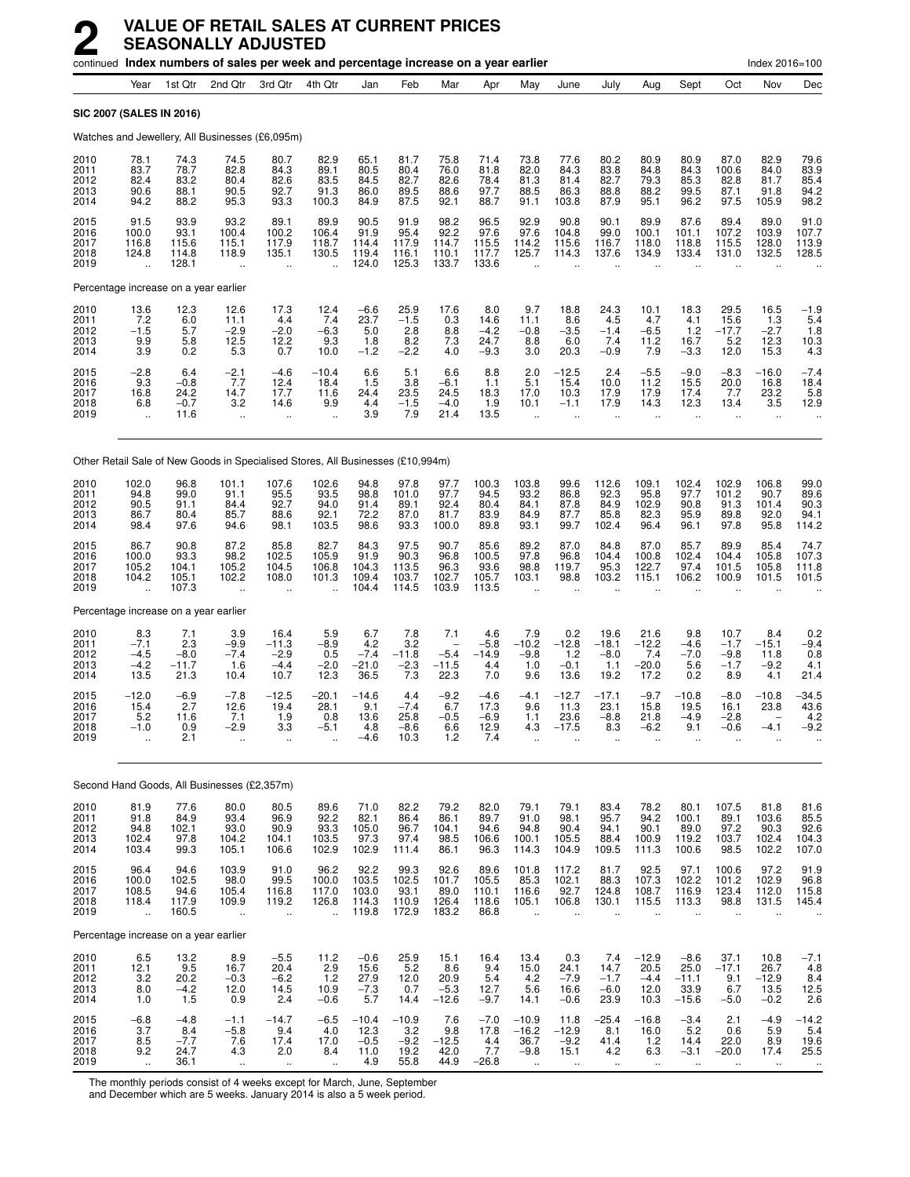# 2 VALUE OF RETAIL SALES AT CURRENT PRICES SEASONALLY ADJUSTED

continued **Index numbers of sales per week and percentage increase on a year earlier** Index 2016=100

| Year | Year | 1st Qtr | 2nd Qtr | 3rd Qtr | 4th Qtr | Jan | Feb | Mar | Apr | May | June | July | Aug | Sept | Oct | Nov | Dec |
|---|---|---|---|---|---|---|---|---|---|---|---|---|---|---|---|---|---|
| **SIC 2007 (SALES IN 2016)** | | | | | | | | | | | | | | | | | |
| Watches and Jewellery, All Businesses (£6,095m) | | | | | | | | | | | | | | | | | |
| 2010 | 78.1 | 74.3 | 74.5 | 80.7 | 82.9 | 65.1 | 81.7 | 75.8 | 71.4 | 73.8 | 77.6 | 80.2 | 80.9 | 80.9 | 87.0 | 82.9 | 79.6 |
| 2011 | 83.7 | 78.7 | 82.8 | 84.3 | 89.1 | 80.5 | 80.4 | 76.0 | 81.8 | 82.0 | 84.3 | 83.8 | 84.8 | 84.3 | 100.6 | 84.0 | 83.9 |
| 2012 | 82.4 | 83.2 | 80.4 | 82.6 | 83.5 | 84.5 | 82.7 | 82.6 | 78.4 | 81.3 | 81.4 | 82.7 | 79.3 | 85.3 | 82.8 | 81.7 | 85.4 |
| 2013 | 90.6 | 88.1 | 90.5 | 92.7 | 91.3 | 86.0 | 89.5 | 88.6 | 97.7 | 88.5 | 86.3 | 88.8 | 88.2 | 99.5 | 87.1 | 91.8 | 94.2 |
| 2014 | 94.2 | 88.2 | 95.3 | 93.3 | 100.3 | 84.9 | 87.5 | 92.1 | 88.7 | 91.1 | 103.8 | 87.9 | 95.1 | 96.2 | 97.5 | 105.9 | 98.2 |
| 2015 | 91.5 | 93.9 | 93.2 | 89.1 | 89.9 | 90.5 | 91.9 | 98.2 | 96.5 | 92.9 | 90.8 | 90.1 | 89.9 | 87.6 | 89.4 | 89.0 | 91.0 |
| 2016 | 100.0 | 93.1 | 100.4 | 100.2 | 106.4 | 91.9 | 95.4 | 92.2 | 97.6 | 97.6 | 104.8 | 99.0 | 100.1 | 101.1 | 107.2 | 103.9 | 107.7 |
| 2017 | 116.8 | 115.6 | 115.1 | 117.9 | 118.7 | 114.4 | 117.9 | 114.7 | 115.5 | 114.2 | 115.6 | 116.7 | 118.0 | 118.8 | 115.5 | 128.0 | 113.9 |
| 2018 | 124.8 | 114.8 | 118.9 | 135.1 | 130.5 | 119.4 | 116.1 | 110.1 | 117.7 | 125.7 | 114.3 | 137.6 | 134.9 | 133.4 | 131.0 | 132.5 | 128.5 |
| 2019 | .. | 128.1 | .. | .. | .. | 124.0 | 125.3 | 133.7 | 133.6 | .. | .. | .. | .. | .. | .. | .. | .. |
| Percentage increase on a year earlier | | | | | | | | | | | | | | | | | |
| 2010 | 13.6 | 12.3 | 12.6 | 17.3 | 12.4 | −6.6 | 25.9 | 17.6 | 8.0 | 9.7 | 18.8 | 24.3 | 10.1 | 18.3 | 29.5 | 16.5 | −1.9 |
| 2011 | 7.2 | 6.0 | 11.1 | 4.4 | 7.4 | 23.7 | −1.5 | 0.3 | 14.6 | 11.1 | 8.6 | 4.5 | 4.7 | 4.1 | 15.6 | 1.3 | 5.4 |
| 2012 | −1.5 | 5.7 | −2.9 | −2.0 | −6.3 | 5.0 | 2.8 | 8.8 | −4.2 | −0.8 | −3.5 | −1.4 | −6.5 | 1.2 | −17.7 | −2.7 | 1.8 |
| 2013 | 9.9 | 5.8 | 12.5 | 12.2 | 9.3 | 1.8 | 8.2 | 7.3 | 24.7 | 8.8 | 6.0 | 7.4 | 11.2 | 16.7 | 5.2 | 12.3 | 10.3 |
| 2014 | 3.9 | 0.2 | 5.3 | 0.7 | 10.0 | −1.2 | −2.2 | 4.0 | −9.3 | 3.0 | 20.3 | −0.9 | 7.9 | −3.3 | 12.0 | 15.3 | 4.3 |
| 2015 | −2.8 | 6.4 | −2.1 | −4.6 | −10.4 | 6.6 | 5.1 | 6.6 | 8.8 | 2.0 | −12.5 | 2.4 | −5.5 | −9.0 | −8.3 | −16.0 | −7.4 |
| 2016 | 9.3 | −0.8 | 7.7 | 12.4 | 18.4 | 1.5 | 3.8 | −6.1 | 1.1 | 5.1 | 15.4 | 10.0 | 11.2 | 15.5 | 20.0 | 16.8 | 18.4 |
| 2017 | 16.8 | 24.2 | 14.7 | 17.7 | 11.6 | 24.4 | 23.5 | 24.5 | 18.3 | 17.0 | 10.3 | 17.9 | 17.9 | 17.4 | 7.7 | 23.2 | 5.8 |
| 2018 | 6.8 | −0.7 | 3.2 | 14.6 | 9.9 | 4.4 | −1.5 | −4.0 | 1.9 | 10.1 | −1.1 | 17.9 | 14.3 | 12.3 | 13.4 | 3.5 | 12.9 |
| 2019 | .. | 11.6 | .. | .. | .. | 3.9 | 7.9 | 21.4 | 13.5 | .. | .. | .. | .. | .. | .. | .. | .. |
| Other Retail Sale of New Goods in Specialised Stores, All Businesses (£10,994m) | | | | | | | | | | | | | | | | | |
| 2010 | 102.0 | 96.8 | 101.1 | 107.6 | 102.6 | 94.8 | 97.8 | 97.7 | 100.3 | 103.8 | 99.6 | 112.6 | 109.1 | 102.4 | 102.9 | 106.8 | 99.0 |
| 2011 | 94.8 | 99.0 | 91.1 | 95.5 | 93.5 | 98.8 | 101.0 | 97.7 | 94.5 | 93.2 | 86.8 | 92.3 | 95.8 | 97.7 | 101.2 | 90.7 | 89.6 |
| 2012 | 90.5 | 91.1 | 84.4 | 92.7 | 94.0 | 91.4 | 89.1 | 92.4 | 80.4 | 84.1 | 87.8 | 84.9 | 102.9 | 90.8 | 91.3 | 101.4 | 90.3 |
| 2013 | 86.7 | 80.4 | 85.7 | 88.6 | 92.1 | 72.2 | 87.0 | 81.7 | 83.9 | 84.9 | 87.7 | 85.8 | 82.3 | 95.9 | 89.8 | 92.0 | 94.1 |
| 2014 | 98.4 | 97.6 | 94.6 | 98.1 | 103.5 | 98.6 | 93.3 | 100.0 | 89.8 | 93.1 | 99.7 | 102.4 | 96.4 | 96.1 | 97.8 | 95.8 | 114.2 |
| 2015 | 86.7 | 90.8 | 87.2 | 85.8 | 82.7 | 84.3 | 97.5 | 90.7 | 85.6 | 89.2 | 87.0 | 84.8 | 87.0 | 85.7 | 89.9 | 85.4 | 74.7 |
| 2016 | 100.0 | 93.3 | 98.2 | 102.5 | 105.9 | 91.9 | 90.3 | 96.8 | 100.5 | 97.8 | 96.8 | 104.4 | 100.8 | 102.4 | 104.4 | 105.8 | 107.3 |
| 2017 | 105.2 | 104.1 | 105.2 | 104.5 | 106.8 | 104.3 | 113.5 | 96.3 | 93.6 | 98.8 | 119.7 | 95.3 | 122.7 | 97.4 | 101.5 | 105.8 | 111.8 |
| 2018 | 104.2 | 105.1 | 102.2 | 108.0 | 101.3 | 109.4 | 103.7 | 102.7 | 105.7 | 103.1 | 98.8 | 103.2 | 115.1 | 106.2 | 100.9 | 101.5 | 101.5 |
| 2019 | .. | 107.3 | .. | .. | .. | 104.4 | 114.5 | 103.9 | 113.5 | .. | .. | .. | .. | .. | .. | .. | .. |
| Percentage increase on a year earlier | | | | | | | | | | | | | | | | | |
| 2010 | 8.3 | 7.1 | 3.9 | 16.4 | 5.9 | 6.7 | 7.8 | 7.1 | 4.6 | 7.9 | 0.2 | 19.6 | 21.6 | 9.8 | 10.7 | 8.4 | 0.2 |
| 2011 | −7.1 | 2.3 | −9.9 | −11.3 | −8.9 | 4.2 | 3.2 | – | −5.8 | −10.2 | −12.8 | −18.1 | −12.2 | −4.6 | −1.7 | −15.1 | −9.4 |
| 2012 | −4.5 | −8.0 | −7.4 | −2.9 | 0.5 | −7.4 | −11.8 | −5.4 | −14.9 | −9.8 | 1.2 | −8.0 | 7.4 | −7.0 | −9.8 | 11.8 | 0.8 |
| 2013 | −4.2 | −11.7 | 1.6 | −4.4 | −2.0 | −21.0 | −2.3 | −11.5 | 4.4 | 1.0 | −0.1 | 1.1 | −20.0 | 5.6 | −1.7 | −9.2 | 4.1 |
| 2014 | 13.5 | 21.3 | 10.4 | 10.7 | 12.3 | 36.5 | 7.3 | 22.3 | 7.0 | 9.6 | 13.6 | 19.2 | 17.2 | 0.2 | 8.9 | 4.1 | 21.4 |
| 2015 | −12.0 | −6.9 | −7.8 | −12.5 | −20.1 | −14.6 | 4.4 | −9.2 | −4.6 | −4.1 | −12.7 | −17.1 | −9.7 | −10.8 | −8.0 | −10.8 | −34.5 |
| 2016 | 15.4 | 2.7 | 12.6 | 19.4 | 28.1 | 9.1 | −7.4 | 6.7 | 17.3 | 9.6 | 11.3 | 23.1 | 15.8 | 19.5 | 16.1 | 23.8 | 43.6 |
| 2017 | 5.2 | 11.6 | 7.1 | 1.9 | 0.8 | 13.6 | 25.8 | −0.5 | −6.9 | 1.1 | 23.6 | −8.8 | 21.8 | −4.9 | −2.8 | – | 4.2 |
| 2018 | −1.0 | 0.9 | −2.9 | 3.3 | −5.1 | 4.8 | −8.6 | 6.6 | 12.9 | 4.3 | −17.5 | 8.3 | −6.2 | 9.1 | −0.6 | −4.1 | −9.2 |
| 2019 | .. | 2.1 | .. | .. | .. | −4.6 | 10.3 | 1.2 | 7.4 | .. | .. | .. | .. | .. | .. | .. | .. |
| Second Hand Goods, All Businesses (£2,357m) | | | | | | | | | | | | | | | | | |
| 2010 | 81.9 | 77.6 | 80.0 | 80.5 | 89.6 | 71.0 | 82.2 | 79.2 | 82.0 | 79.1 | 79.1 | 83.4 | 78.2 | 80.1 | 107.5 | 81.8 | 81.6 |
| 2011 | 91.8 | 84.9 | 93.4 | 96.9 | 92.2 | 82.1 | 86.4 | 86.1 | 89.7 | 91.0 | 98.1 | 95.7 | 94.2 | 100.1 | 89.1 | 103.6 | 85.5 |
| 2012 | 94.8 | 102.1 | 93.0 | 90.9 | 93.3 | 105.0 | 96.7 | 104.1 | 94.6 | 94.8 | 90.4 | 94.1 | 90.1 | 89.0 | 97.2 | 90.3 | 92.6 |
| 2013 | 102.4 | 97.8 | 104.2 | 104.1 | 103.5 | 97.3 | 97.4 | 98.5 | 106.6 | 100.1 | 105.5 | 88.4 | 100.9 | 119.2 | 103.7 | 102.4 | 104.3 |
| 2014 | 103.4 | 99.3 | 105.1 | 106.6 | 102.9 | 102.9 | 111.4 | 86.1 | 96.3 | 114.3 | 104.9 | 109.5 | 111.3 | 100.6 | 98.5 | 102.2 | 107.0 |
| 2015 | 96.4 | 94.6 | 103.9 | 91.0 | 96.2 | 92.2 | 99.3 | 92.6 | 89.6 | 101.8 | 117.2 | 81.7 | 92.5 | 97.1 | 100.6 | 97.2 | 91.9 |
| 2016 | 100.0 | 102.5 | 98.0 | 99.5 | 100.0 | 103.5 | 102.5 | 101.7 | 105.5 | 85.3 | 102.1 | 88.3 | 107.3 | 102.2 | 101.2 | 102.9 | 96.8 |
| 2017 | 108.5 | 94.6 | 105.4 | 116.8 | 117.0 | 103.0 | 93.1 | 89.0 | 110.1 | 116.6 | 92.7 | 124.8 | 108.7 | 116.9 | 123.4 | 112.0 | 115.8 |
| 2018 | 118.4 | 117.9 | 109.9 | 119.2 | 126.8 | 114.3 | 110.9 | 126.4 | 118.6 | 105.1 | 106.8 | 130.1 | 115.5 | 113.3 | 98.8 | 131.5 | 145.4 |
| 2019 | .. | 160.5 | .. | .. | .. | 119.8 | 172.9 | 183.2 | 86.8 | .. | .. | .. | .. | .. | .. | .. | .. |
| Percentage increase on a year earlier | | | | | | | | | | | | | | | | | |
| 2010 | 6.5 | 13.2 | 8.9 | −5.5 | 11.2 | −0.6 | 25.9 | 15.1 | 16.4 | 13.4 | 0.3 | 7.4 | −12.9 | −8.6 | 37.1 | 10.8 | −7.1 |
| 2011 | 12.1 | 9.5 | 16.7 | 20.4 | 2.9 | 15.6 | 5.2 | 8.6 | 9.4 | 15.0 | 24.1 | 14.7 | 20.5 | 25.0 | −17.1 | 26.7 | 4.8 |
| 2012 | 3.2 | 20.2 | −0.3 | −6.2 | 1.2 | 27.9 | 12.0 | 20.9 | 5.4 | 4.2 | −7.9 | −1.7 | −4.4 | −11.1 | 9.1 | −12.9 | 8.4 |
| 2013 | 8.0 | −4.2 | 12.0 | 14.5 | 10.9 | −7.3 | 0.7 | −5.3 | 12.7 | 5.6 | 16.6 | −6.0 | 12.0 | 33.9 | 6.7 | 13.5 | 12.5 |
| 2014 | 1.0 | 1.5 | 0.9 | 2.4 | −0.6 | 5.7 | 14.4 | −12.6 | −9.7 | 14.1 | −0.6 | 23.9 | 10.3 | −15.6 | −5.0 | −0.2 | 2.6 |
| 2015 | −6.8 | −4.8 | −1.1 | −14.7 | −6.5 | −10.4 | −10.9 | 7.6 | −7.0 | −10.9 | 11.8 | −25.4 | −16.8 | −3.4 | 2.1 | −4.9 | −14.2 |
| 2016 | 3.7 | 8.4 | −5.8 | 9.4 | 4.0 | 12.3 | 3.2 | 9.8 | 17.8 | −16.2 | −12.9 | 8.1 | 16.0 | 5.2 | 0.6 | 5.9 | 5.4 |
| 2017 | 8.5 | −7.7 | 7.6 | 17.4 | 17.0 | −0.5 | −9.2 | −12.5 | 4.4 | 36.7 | −9.2 | 41.4 | 1.2 | 14.4 | 22.0 | 8.9 | 19.6 |
| 2018 | 9.2 | 24.7 | 4.3 | 2.0 | 8.4 | 11.0 | 19.2 | 42.0 | 7.7 | −9.8 | 15.1 | 4.2 | 6.3 | −3.1 | −20.0 | 17.4 | 25.5 |
| 2019 | .. | 36.1 | .. | .. | .. | 4.9 | 55.8 | 44.9 | −26.8 | .. | .. | .. | .. | .. | .. | .. | .. |

The monthly periods consist of 4 weeks except for March, June, September and December which are 5 weeks. January 2014 is also a 5 week period.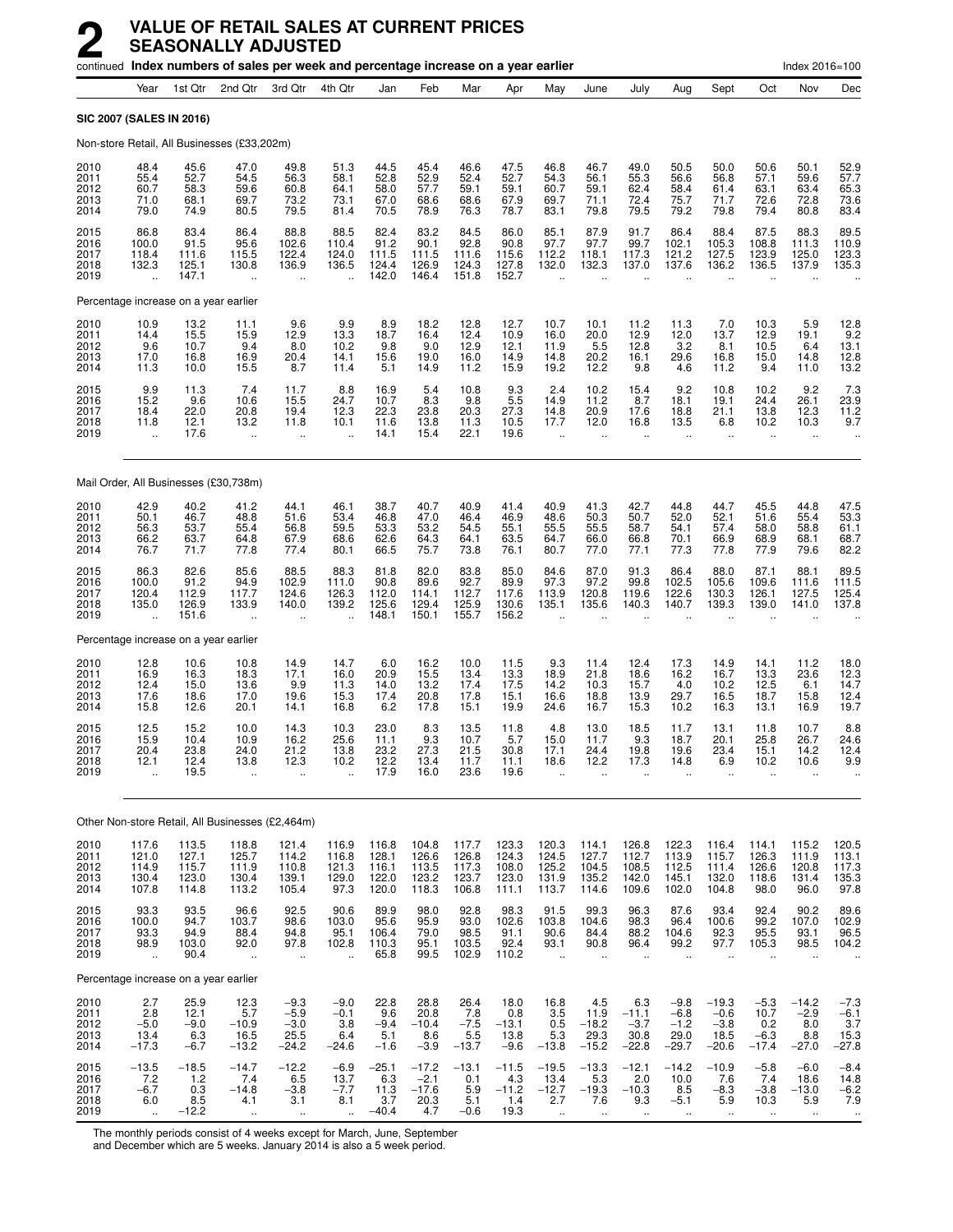# 2 VALUE OF RETAIL SALES AT CURRENT PRICES SEASONALLY ADJUSTED

continued **Index numbers of sales per week and percentage increase on a year earlier** Index 2016=100

| | Year | 1st Qtr | 2nd Qtr | 3rd Qtr | 4th Qtr | Jan | Feb | Mar | Apr | May | June | July | Aug | Sept | Oct | Nov | Dec |
|---|---|---|---|---|---|---|---|---|---|---|---|---|---|---|---|---|---|
| **SIC 2007 (SALES IN 2016)** | | | | | | | | | | | | | | | | | |
| Non-store Retail, All Businesses (£33,202m) | | | | | | | | | | | | | | | | | |
| 2010 | 48.4 | 45.6 | 47.0 | 49.8 | 51.3 | 44.5 | 45.4 | 46.6 | 47.5 | 46.8 | 46.7 | 49.0 | 50.5 | 50.0 | 50.6 | 50.1 | 52.9 |
| 2011 | 55.4 | 52.7 | 54.5 | 56.3 | 58.1 | 52.8 | 52.9 | 52.4 | 52.7 | 54.3 | 56.1 | 55.3 | 56.6 | 56.8 | 57.1 | 59.6 | 57.7 |
| 2012 | 60.7 | 58.3 | 59.6 | 60.8 | 64.1 | 58.0 | 57.7 | 59.1 | 59.1 | 60.7 | 59.1 | 62.4 | 58.4 | 61.4 | 63.1 | 63.4 | 65.3 |
| 2013 | 71.0 | 68.1 | 69.7 | 73.2 | 73.1 | 67.0 | 68.6 | 68.6 | 67.9 | 69.7 | 71.1 | 72.4 | 75.7 | 71.7 | 72.6 | 72.8 | 73.6 |
| 2014 | 79.0 | 74.9 | 80.5 | 79.5 | 81.4 | 70.5 | 78.9 | 76.3 | 78.7 | 83.1 | 79.8 | 79.5 | 79.2 | 79.8 | 79.4 | 80.8 | 83.4 |
| 2015 | 86.8 | 83.4 | 86.4 | 88.8 | 88.5 | 82.4 | 83.2 | 84.5 | 86.0 | 85.1 | 87.9 | 91.7 | 86.4 | 88.4 | 87.5 | 88.3 | 89.5 |
| 2016 | 100.0 | 91.5 | 95.6 | 102.6 | 110.4 | 91.2 | 90.1 | 92.8 | 90.8 | 97.7 | 97.7 | 99.7 | 102.1 | 105.3 | 108.8 | 111.3 | 110.9 |
| 2017 | 118.4 | 111.6 | 115.5 | 122.4 | 124.0 | 111.5 | 111.5 | 111.6 | 115.6 | 112.2 | 118.1 | 117.3 | 121.2 | 127.5 | 123.9 | 125.0 | 123.3 |
| 2018 | 132.3 | 125.1 | 130.8 | 136.9 | 136.5 | 124.4 | 126.9 | 124.3 | 127.8 | 132.0 | 132.3 | 137.0 | 137.6 | 136.2 | 136.5 | 137.9 | 135.3 |
| 2019 | .. | 147.1 | .. | .. | .. | 142.0 | 146.4 | 151.8 | 152.7 | .. | .. | .. | .. | .. | .. | .. | .. |
| Percentage increase on a year earlier | | | | | | | | | | | | | | | | | |
| 2010 | 10.9 | 13.2 | 11.1 | 9.6 | 9.9 | 8.9 | 18.2 | 12.8 | 12.7 | 10.7 | 10.1 | 11.2 | 11.3 | 7.0 | 10.3 | 5.9 | 12.8 |
| 2011 | 14.4 | 15.5 | 15.9 | 12.9 | 13.3 | 18.7 | 16.4 | 12.4 | 10.9 | 16.0 | 20.0 | 12.9 | 12.0 | 13.7 | 12.9 | 19.1 | 9.2 |
| 2012 | 9.6 | 10.7 | 9.4 | 8.0 | 10.2 | 9.8 | 9.0 | 12.9 | 12.1 | 11.9 | 5.5 | 12.8 | 3.2 | 8.1 | 10.5 | 6.4 | 13.1 |
| 2013 | 17.0 | 16.8 | 16.9 | 20.4 | 14.1 | 15.6 | 19.0 | 16.0 | 14.9 | 14.8 | 20.2 | 16.1 | 29.6 | 16.8 | 15.0 | 14.8 | 12.8 |
| 2014 | 11.3 | 10.0 | 15.5 | 8.7 | 11.4 | 5.1 | 14.9 | 11.2 | 15.9 | 19.2 | 12.2 | 9.8 | 4.6 | 11.2 | 9.4 | 11.0 | 13.2 |
| 2015 | 9.9 | 11.3 | 7.4 | 11.7 | 8.8 | 16.9 | 5.4 | 10.8 | 9.3 | 2.4 | 10.2 | 15.4 | 9.2 | 10.8 | 10.2 | 9.2 | 7.3 |
| 2016 | 15.2 | 9.6 | 10.6 | 15.5 | 24.7 | 10.7 | 8.3 | 9.8 | 5.5 | 14.9 | 11.2 | 8.7 | 18.1 | 19.1 | 24.4 | 26.1 | 23.9 |
| 2017 | 18.4 | 22.0 | 20.8 | 19.4 | 12.3 | 22.3 | 23.8 | 20.3 | 27.3 | 14.8 | 20.9 | 17.6 | 18.8 | 21.1 | 13.8 | 12.3 | 11.2 |
| 2018 | 11.8 | 12.1 | 13.2 | 11.8 | 10.1 | 11.6 | 13.8 | 11.3 | 10.5 | 17.7 | 12.0 | 16.8 | 13.5 | 6.8 | 10.2 | 10.3 | 9.7 |
| 2019 | .. | 17.6 | .. | .. | .. | 14.1 | 15.4 | 22.1 | 19.6 | .. | .. | .. | .. | .. | .. | .. | .. |
| Mail Order, All Businesses (£30,738m) | | | | | | | | | | | | | | | | | |
| 2010 | 42.9 | 40.2 | 41.2 | 44.1 | 46.1 | 38.7 | 40.7 | 40.9 | 41.4 | 40.9 | 41.3 | 42.7 | 44.8 | 44.7 | 45.5 | 44.8 | 47.5 |
| 2011 | 50.1 | 46.7 | 48.8 | 51.6 | 53.4 | 46.8 | 47.0 | 46.4 | 46.9 | 48.6 | 50.3 | 50.7 | 52.0 | 52.1 | 51.6 | 55.4 | 53.3 |
| 2012 | 56.3 | 53.7 | 55.4 | 56.8 | 59.5 | 53.3 | 53.2 | 54.5 | 55.1 | 55.5 | 55.5 | 58.7 | 54.1 | 57.4 | 58.0 | 58.8 | 61.1 |
| 2013 | 66.2 | 63.7 | 64.8 | 67.9 | 68.6 | 62.6 | 64.3 | 64.1 | 63.5 | 64.7 | 66.0 | 66.8 | 70.1 | 66.9 | 68.9 | 68.1 | 68.7 |
| 2014 | 76.7 | 71.7 | 77.8 | 77.4 | 80.1 | 66.5 | 75.7 | 73.8 | 76.1 | 80.7 | 77.0 | 77.1 | 77.3 | 77.8 | 77.9 | 79.6 | 82.2 |
| 2015 | 86.3 | 82.6 | 85.6 | 88.5 | 88.3 | 81.8 | 82.0 | 83.8 | 85.0 | 84.6 | 87.0 | 91.3 | 86.4 | 88.0 | 87.1 | 88.1 | 89.5 |
| 2016 | 100.0 | 91.2 | 94.9 | 102.9 | 111.0 | 90.8 | 89.6 | 92.7 | 89.9 | 97.3 | 97.2 | 99.8 | 102.5 | 105.6 | 109.6 | 111.6 | 111.5 |
| 2017 | 120.4 | 112.9 | 117.7 | 124.6 | 126.3 | 112.0 | 114.1 | 112.7 | 117.6 | 113.9 | 120.8 | 119.6 | 122.6 | 130.3 | 126.1 | 127.5 | 125.4 |
| 2018 | 135.0 | 126.9 | 133.9 | 140.0 | 139.2 | 125.6 | 129.4 | 125.9 | 130.6 | 135.1 | 135.6 | 140.3 | 140.7 | 139.3 | 139.0 | 141.0 | 137.8 |
| 2019 | .. | 151.6 | .. | .. | .. | 148.1 | 150.1 | 155.7 | 156.2 | .. | .. | .. | .. | .. | .. | .. | .. |
| Percentage increase on a year earlier | | | | | | | | | | | | | | | | | |
| 2010 | 12.8 | 10.6 | 10.8 | 14.9 | 14.7 | 6.0 | 16.2 | 10.0 | 11.5 | 9.3 | 11.4 | 12.4 | 17.3 | 14.9 | 14.1 | 11.2 | 18.0 |
| 2011 | 16.9 | 16.3 | 18.3 | 17.1 | 16.0 | 20.9 | 15.5 | 13.4 | 13.3 | 18.9 | 21.8 | 18.6 | 16.2 | 16.7 | 13.3 | 23.6 | 12.3 |
| 2012 | 12.4 | 15.0 | 13.6 | 9.9 | 11.3 | 14.0 | 13.2 | 17.4 | 17.5 | 14.2 | 10.3 | 15.7 | 4.0 | 10.2 | 12.5 | 6.1 | 14.7 |
| 2013 | 17.6 | 18.6 | 17.0 | 19.6 | 15.3 | 17.4 | 20.8 | 17.8 | 15.1 | 16.6 | 18.8 | 13.9 | 29.7 | 16.5 | 18.7 | 15.8 | 12.4 |
| 2014 | 15.8 | 12.6 | 20.1 | 14.1 | 16.8 | 6.2 | 17.8 | 15.1 | 19.9 | 24.6 | 16.7 | 15.3 | 10.2 | 16.3 | 13.1 | 16.9 | 19.7 |
| 2015 | 12.5 | 15.2 | 10.0 | 14.3 | 10.3 | 23.0 | 8.3 | 13.5 | 11.8 | 4.8 | 13.0 | 18.5 | 11.7 | 13.1 | 11.8 | 10.7 | 8.8 |
| 2016 | 15.9 | 10.4 | 10.9 | 16.2 | 25.6 | 11.1 | 9.3 | 10.7 | 5.7 | 15.0 | 11.7 | 9.3 | 18.7 | 20.1 | 25.8 | 26.7 | 24.6 |
| 2017 | 20.4 | 23.8 | 24.0 | 21.2 | 13.8 | 23.2 | 27.3 | 21.5 | 30.8 | 17.1 | 24.4 | 19.8 | 19.6 | 23.4 | 15.1 | 14.2 | 12.4 |
| 2018 | 12.1 | 12.4 | 13.8 | 12.3 | 10.2 | 12.2 | 13.4 | 11.7 | 11.1 | 18.6 | 12.2 | 17.3 | 14.8 | 6.9 | 10.2 | 10.6 | 9.9 |
| 2019 | .. | 19.5 | .. | .. | .. | 17.9 | 16.0 | 23.6 | 19.6 | .. | .. | .. | .. | .. | .. | .. | .. |
| Other Non-store Retail, All Businesses (£2,464m) | | | | | | | | | | | | | | | | | |
| 2010 | 117.6 | 113.5 | 118.8 | 121.4 | 116.9 | 116.8 | 104.8 | 117.7 | 123.3 | 120.3 | 114.1 | 126.8 | 122.3 | 116.4 | 114.1 | 115.2 | 120.5 |
| 2011 | 121.0 | 127.1 | 125.7 | 114.2 | 116.8 | 128.1 | 126.6 | 126.8 | 124.3 | 124.5 | 127.7 | 112.7 | 113.9 | 115.7 | 126.3 | 111.9 | 113.1 |
| 2012 | 114.9 | 115.7 | 111.9 | 110.8 | 121.3 | 116.1 | 113.5 | 117.3 | 108.0 | 125.2 | 104.5 | 108.5 | 112.5 | 111.4 | 126.6 | 120.8 | 117.3 |
| 2013 | 130.4 | 123.0 | 130.4 | 139.1 | 129.0 | 122.0 | 123.2 | 123.7 | 123.0 | 131.9 | 135.2 | 142.0 | 145.1 | 132.0 | 118.6 | 131.4 | 135.3 |
| 2014 | 107.8 | 114.8 | 113.2 | 105.4 | 97.3 | 120.0 | 118.3 | 106.8 | 111.1 | 113.7 | 114.6 | 109.6 | 102.0 | 104.8 | 98.0 | 96.0 | 97.8 |
| 2015 | 93.3 | 93.5 | 96.6 | 92.5 | 90.6 | 89.9 | 98.0 | 92.8 | 98.3 | 91.5 | 99.3 | 96.3 | 87.6 | 93.4 | 92.4 | 90.2 | 89.6 |
| 2016 | 100.0 | 94.7 | 103.7 | 98.6 | 103.0 | 95.6 | 95.9 | 93.0 | 102.6 | 103.8 | 104.6 | 98.3 | 96.4 | 100.6 | 99.2 | 107.0 | 102.9 |
| 2017 | 93.3 | 94.9 | 88.4 | 94.8 | 95.1 | 106.4 | 79.0 | 98.5 | 91.1 | 90.6 | 84.4 | 88.2 | 104.6 | 92.3 | 95.5 | 93.1 | 96.5 |
| 2018 | 98.9 | 103.0 | 92.0 | 97.8 | 102.8 | 110.3 | 95.1 | 103.5 | 92.4 | 93.1 | 90.8 | 96.4 | 99.2 | 97.7 | 105.3 | 98.5 | 104.2 |
| 2019 | .. | 90.4 | .. | .. | .. | 65.8 | 99.5 | 102.9 | 110.2 | .. | .. | .. | .. | .. | .. | .. | .. |
| Percentage increase on a year earlier | | | | | | | | | | | | | | | | | |
| 2010 | 2.7 | 25.9 | 12.3 | −9.3 | −9.0 | 22.8 | 28.8 | 26.4 | 18.0 | 16.8 | 4.5 | 6.3 | −9.8 | −19.3 | −5.3 | −14.2 | −7.3 |
| 2011 | 2.8 | 12.1 | 5.7 | −5.9 | −0.1 | 9.6 | 20.8 | 7.8 | 0.8 | 3.5 | 11.9 | −11.1 | −6.8 | −0.6 | 10.7 | −2.9 | −6.1 |
| 2012 | −5.0 | −9.0 | −10.9 | −3.0 | 3.8 | −9.4 | −10.4 | −7.5 | −13.1 | 0.5 | −18.2 | −3.7 | −1.2 | −3.8 | 0.2 | 8.0 | 3.7 |
| 2013 | 13.4 | 6.3 | 16.5 | 25.5 | 6.4 | 5.1 | 8.6 | 5.5 | 13.8 | 5.3 | 29.3 | 30.8 | 29.0 | 18.5 | −6.3 | 8.8 | 15.3 |
| 2014 | −17.3 | −6.7 | −13.2 | −24.2 | −24.6 | −1.6 | −3.9 | −13.7 | −9.6 | −13.8 | −15.2 | −22.8 | −29.7 | −20.6 | −17.4 | −27.0 | −27.8 |
| 2015 | −13.5 | −18.5 | −14.7 | −12.2 | −6.9 | −25.1 | −17.2 | −13.1 | −11.5 | −19.5 | −13.3 | −12.1 | −14.2 | −10.9 | −5.8 | −6.0 | −8.4 |
| 2016 | 7.2 | 1.2 | 7.4 | 6.5 | 13.7 | 6.3 | −2.1 | 0.1 | 4.3 | 13.4 | 5.3 | 2.0 | 10.0 | 7.6 | 7.4 | 18.6 | 14.8 |
| 2017 | −6.7 | 0.3 | −14.8 | −3.8 | −7.7 | 11.3 | −17.6 | 5.9 | −11.2 | −12.7 | −19.3 | −10.3 | 8.5 | −8.3 | −3.8 | −13.0 | −6.2 |
| 2018 | 6.0 | 8.5 | 4.1 | 3.1 | 8.1 | 3.7 | 20.3 | 5.1 | 1.4 | 2.7 | 7.6 | 9.3 | −5.1 | 5.9 | 10.3 | 5.9 | 7.9 |
| 2019 | .. | −12.2 | .. | .. | .. | −40.4 | 4.7 | −0.6 | 19.3 | .. | .. | .. | .. | .. | .. | .. | .. |

The monthly periods consist of 4 weeks except for March, June, September and December which are 5 weeks. January 2014 is also a 5 week period.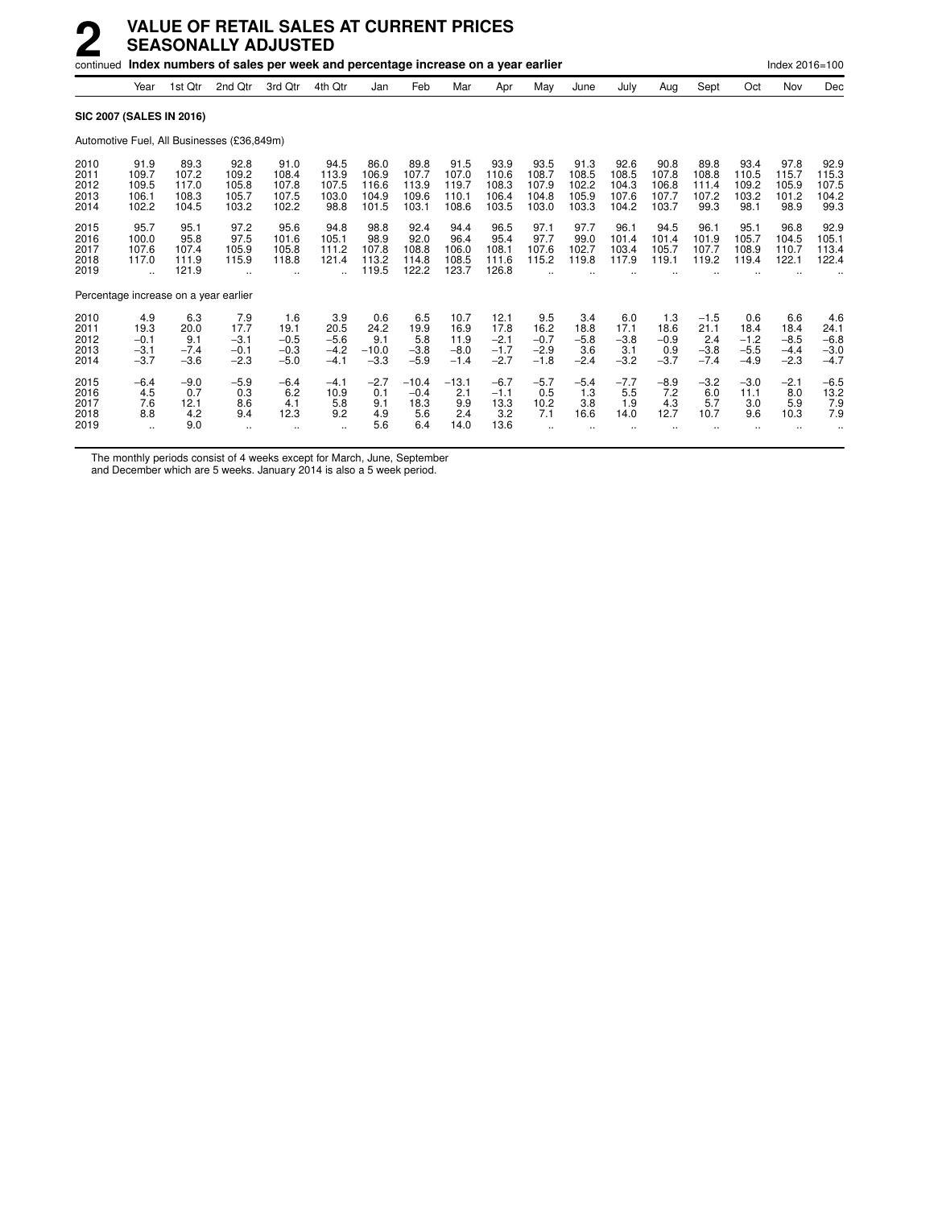# 2 VALUE OF RETAIL SALES AT CURRENT PRICES SEASONALLY ADJUSTED

continued **Index numbers of sales per week and percentage increase on a year earlier** Index 2016=100

| | Year | 1st Qtr | 2nd Qtr | 3rd Qtr | 4th Qtr | Jan | Feb | Mar | Apr | May | June | July | Aug | Sept | Oct | Nov | Dec |
|---|---|---|---|---|---|---|---|---|---|---|---|---|---|---|---|---|---|
| **SIC 2007 (SALES IN 2016)** | | | | | | | | | | | | | | | | | |
| Automotive Fuel, All Businesses (£36,849m) | | | | | | | | | | | | | | | | | |
| 2010 | 91.9 | 89.3 | 92.8 | 91.0 | 94.5 | 86.0 | 89.8 | 91.5 | 93.9 | 93.5 | 91.3 | 92.6 | 90.8 | 89.8 | 93.4 | 97.8 | 92.9 |
| 2011 | 109.7 | 107.2 | 109.2 | 108.4 | 113.9 | 106.9 | 107.7 | 107.0 | 110.6 | 108.7 | 108.5 | 108.5 | 107.8 | 108.8 | 110.5 | 115.7 | 115.3 |
| 2012 | 109.5 | 117.0 | 105.8 | 107.8 | 107.5 | 116.6 | 113.9 | 119.7 | 108.3 | 107.9 | 102.2 | 104.3 | 106.8 | 111.4 | 109.2 | 105.9 | 107.5 |
| 2013 | 106.1 | 108.3 | 105.7 | 107.5 | 103.0 | 104.9 | 109.6 | 110.1 | 106.4 | 104.8 | 105.9 | 107.6 | 107.7 | 107.2 | 103.2 | 101.2 | 104.2 |
| 2014 | 102.2 | 104.5 | 103.2 | 102.2 | 98.8 | 101.5 | 103.1 | 108.6 | 103.5 | 103.0 | 103.3 | 104.2 | 103.7 | 99.3 | 98.1 | 98.9 | 99.3 |
| 2015 | 95.7 | 95.1 | 97.2 | 95.6 | 94.8 | 98.8 | 92.4 | 94.4 | 96.5 | 97.1 | 97.7 | 96.1 | 94.5 | 96.1 | 95.1 | 96.8 | 92.9 |
| 2016 | 100.0 | 95.8 | 97.5 | 101.6 | 105.1 | 98.9 | 92.0 | 96.4 | 95.4 | 97.7 | 99.0 | 101.4 | 101.4 | 101.9 | 105.7 | 104.5 | 105.1 |
| 2017 | 107.6 | 107.4 | 105.9 | 105.8 | 111.2 | 107.8 | 108.8 | 106.0 | 108.1 | 107.6 | 102.7 | 103.4 | 105.7 | 107.7 | 108.9 | 110.7 | 113.4 |
| 2018 | 117.0 | 111.9 | 115.9 | 118.8 | 121.4 | 113.2 | 114.8 | 108.5 | 111.6 | 115.2 | 119.8 | 117.9 | 119.1 | 119.2 | 119.4 | 122.1 | 122.4 |
| 2019 | .. | 121.9 | .. | .. | .. | 119.5 | 122.2 | 123.7 | 126.8 | .. | .. | .. | .. | .. | .. | .. | .. |
| Percentage increase on a year earlier | | | | | | | | | | | | | | | | | |
| 2010 | 4.9 | 6.3 | 7.9 | 1.6 | 3.9 | 0.6 | 6.5 | 10.7 | 12.1 | 9.5 | 3.4 | 6.0 | 1.3 | −1.5 | 0.6 | 6.6 | 4.6 |
| 2011 | 19.3 | 20.0 | 17.7 | 19.1 | 20.5 | 24.2 | 19.9 | 16.9 | 17.8 | 16.2 | 18.8 | 17.1 | 18.6 | 21.1 | 18.4 | 18.4 | 24.1 |
| 2012 | −0.1 | 9.1 | −3.1 | −0.5 | −5.6 | 9.1 | 5.8 | 11.9 | −2.1 | −0.7 | −5.8 | −3.8 | −0.9 | 2.4 | −1.2 | −8.5 | −6.8 |
| 2013 | −3.1 | −7.4 | −0.1 | −0.3 | −4.2 | −10.0 | −3.8 | −8.0 | −1.7 | −2.9 | 3.6 | 3.1 | 0.9 | −3.8 | −5.5 | −4.4 | −3.0 |
| 2014 | −3.7 | −3.6 | −2.3 | −5.0 | −4.1 | −3.3 | −5.9 | −1.4 | −2.7 | −1.8 | −2.4 | −3.2 | −3.7 | −7.4 | −4.9 | −2.3 | −4.7 |
| 2015 | −6.4 | −9.0 | −5.9 | −6.4 | −4.1 | −2.7 | −10.4 | −13.1 | −6.7 | −5.7 | −5.4 | −7.7 | −8.9 | −3.2 | −3.0 | −2.1 | −6.5 |
| 2016 | 4.5 | 0.7 | 0.3 | 6.2 | 10.9 | 0.1 | −0.4 | 2.1 | −1.1 | 0.5 | 1.3 | 5.5 | 7.2 | 6.0 | 11.1 | 8.0 | 13.2 |
| 2017 | 7.6 | 12.1 | 8.6 | 4.1 | 5.8 | 9.1 | 18.3 | 9.9 | 13.3 | 10.2 | 3.8 | 1.9 | 4.3 | 5.7 | 3.0 | 5.9 | 7.9 |
| 2018 | 8.8 | 4.2 | 9.4 | 12.3 | 9.2 | 4.9 | 5.6 | 2.4 | 3.2 | 7.1 | 16.6 | 14.0 | 12.7 | 10.7 | 9.6 | 10.3 | 7.9 |
| 2019 | .. | 9.0 | .. | .. | .. | 5.6 | 6.4 | 14.0 | 13.6 | .. | .. | .. | .. | .. | .. | .. | .. |

The monthly periods consist of 4 weeks except for March, June, September and December which are 5 weeks. January 2014 is also a 5 week period.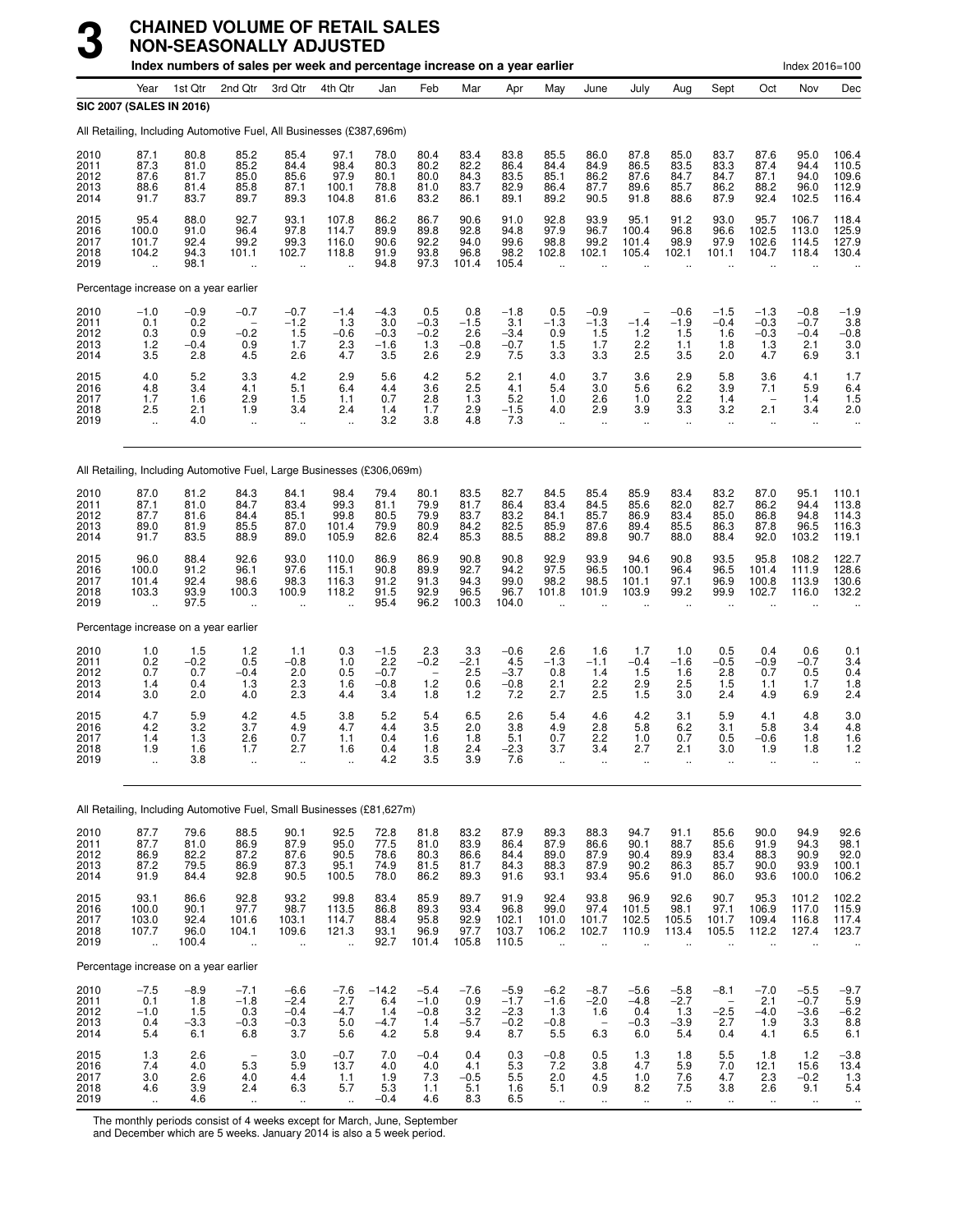# 3 CHAINED VOLUME OF RETAIL SALES NON-SEASONALLY ADJUSTED

**Index numbers of sales per week and percentage increase on a year earlier** — Index 2016=100

| | Year | 1st Qtr | 2nd Qtr | 3rd Qtr | 4th Qtr | Jan | Feb | Mar | Apr | May | June | July | Aug | Sept | Oct | Nov | Dec |
|---|---|---|---|---|---|---|---|---|---|---|---|---|---|---|---|---|---|
| **SIC 2007 (SALES IN 2016)** | | | | | | | | | | | | | | | | | |
| All Retailing, Including Automotive Fuel, All Businesses (£387,696m) | | | | | | | | | | | | | | | | | |
| 2010 | 87.1 | 80.8 | 85.2 | 85.4 | 97.1 | 78.0 | 80.4 | 83.4 | 83.8 | 85.5 | 86.0 | 87.8 | 85.0 | 83.7 | 87.6 | 95.0 | 106.4 |
| 2011 | 87.3 | 81.0 | 85.2 | 84.4 | 98.4 | 80.3 | 80.2 | 82.2 | 86.4 | 84.4 | 84.9 | 86.5 | 83.5 | 83.3 | 87.4 | 94.4 | 110.5 |
| 2012 | 87.6 | 81.7 | 85.0 | 85.6 | 97.9 | 80.1 | 80.0 | 84.3 | 83.5 | 85.1 | 86.2 | 87.6 | 84.7 | 84.7 | 87.1 | 94.0 | 109.6 |
| 2013 | 88.6 | 81.4 | 85.8 | 87.1 | 100.1 | 78.8 | 81.0 | 83.7 | 82.9 | 86.4 | 87.7 | 89.6 | 85.7 | 86.2 | 88.2 | 96.0 | 112.9 |
| 2014 | 91.7 | 83.7 | 89.7 | 89.3 | 104.8 | 81.6 | 83.2 | 86.1 | 89.1 | 89.2 | 90.5 | 91.8 | 88.6 | 87.9 | 92.4 | 102.5 | 116.4 |
| 2015 | 95.4 | 88.0 | 92.7 | 93.1 | 107.8 | 86.2 | 86.7 | 90.6 | 91.0 | 92.8 | 93.9 | 95.1 | 91.2 | 93.0 | 95.7 | 106.7 | 118.4 |
| 2016 | 100.0 | 91.0 | 96.4 | 97.8 | 114.7 | 89.9 | 89.8 | 92.8 | 94.8 | 97.9 | 96.7 | 100.4 | 96.8 | 96.6 | 102.5 | 113.0 | 125.9 |
| 2017 | 101.7 | 92.4 | 99.2 | 99.3 | 116.0 | 90.6 | 92.2 | 94.0 | 99.6 | 98.8 | 99.2 | 101.4 | 98.9 | 97.9 | 102.6 | 114.5 | 127.9 |
| 2018 | 104.2 | 94.3 | 101.1 | 102.7 | 118.8 | 91.9 | 93.8 | 96.8 | 98.2 | 102.8 | 102.1 | 105.4 | 102.1 | 101.1 | 104.7 | 118.4 | 130.4 |
| 2019 | .. | 98.1 | .. | .. | .. | 94.8 | 97.3 | 101.4 | 105.4 | .. | .. | .. | .. | .. | .. | .. | .. |
| Percentage increase on a year earlier | | | | | | | | | | | | | | | | | |
| 2010 | −1.0 | −0.9 | −0.7 | −0.7 | −1.4 | −4.3 | 0.5 | 0.8 | −1.8 | 0.5 | −0.9 | – | −0.6 | −1.5 | −1.3 | −0.8 | −1.9 |
| 2011 | 0.1 | 0.2 | – | −1.2 | 1.3 | 3.0 | −0.3 | −1.5 | 3.1 | −1.3 | −1.3 | −1.4 | −1.9 | −0.4 | −0.3 | −0.7 | 3.8 |
| 2012 | 0.3 | 0.9 | −0.2 | 1.5 | −0.6 | −0.3 | −0.2 | 2.6 | −3.4 | 0.9 | 1.5 | 1.2 | 1.5 | 1.6 | −0.3 | −0.4 | −0.8 |
| 2013 | 1.2 | −0.4 | 0.9 | 1.7 | 2.3 | −1.6 | 1.3 | −0.8 | −0.7 | 1.5 | 1.7 | 2.2 | 1.1 | 1.8 | 1.3 | 2.1 | 3.0 |
| 2014 | 3.5 | 2.8 | 4.5 | 2.6 | 4.7 | 3.5 | 2.6 | 2.9 | 7.5 | 3.3 | 3.3 | 2.5 | 3.5 | 2.0 | 4.7 | 6.9 | 3.1 |
| 2015 | 4.0 | 5.2 | 3.3 | 4.2 | 2.9 | 5.6 | 4.2 | 5.2 | 2.1 | 4.0 | 3.7 | 3.6 | 2.9 | 5.8 | 3.6 | 4.1 | 1.7 |
| 2016 | 4.8 | 3.4 | 4.1 | 5.1 | 6.4 | 4.4 | 3.6 | 2.5 | 4.1 | 5.4 | 3.0 | 5.6 | 6.2 | 3.9 | 7.1 | 5.9 | 6.4 |
| 2017 | 1.7 | 1.6 | 2.9 | 1.5 | 1.1 | 0.7 | 2.8 | 1.3 | 5.2 | 1.0 | 2.6 | 1.0 | 2.2 | 1.4 | – | 1.4 | 1.5 |
| 2018 | 2.5 | 2.1 | 1.9 | 3.4 | 2.4 | 1.4 | 1.7 | 2.9 | −1.5 | 4.0 | 2.9 | 3.9 | 3.3 | 3.2 | 2.1 | 3.4 | 2.0 |
| 2019 | .. | 4.0 | .. | .. | .. | 3.2 | 3.8 | 4.8 | 7.3 | .. | .. | .. | .. | .. | .. | .. | .. |
| All Retailing, Including Automotive Fuel, Large Businesses (£306,069m) | | | | | | | | | | | | | | | | | |
| 2010 | 87.0 | 81.2 | 84.3 | 84.1 | 98.4 | 79.4 | 80.1 | 83.5 | 82.7 | 84.5 | 85.4 | 85.9 | 83.4 | 83.2 | 87.0 | 95.1 | 110.1 |
| 2011 | 87.1 | 81.0 | 84.7 | 83.4 | 99.3 | 81.1 | 79.9 | 81.7 | 86.4 | 83.4 | 84.5 | 85.6 | 82.0 | 82.7 | 86.2 | 94.4 | 113.8 |
| 2012 | 87.7 | 81.6 | 84.4 | 85.1 | 99.8 | 80.5 | 79.9 | 83.7 | 83.2 | 84.1 | 85.7 | 86.9 | 83.4 | 85.0 | 86.8 | 94.8 | 114.3 |
| 2013 | 89.0 | 81.9 | 85.5 | 87.0 | 101.4 | 79.9 | 80.9 | 84.2 | 82.5 | 85.9 | 87.6 | 89.4 | 85.5 | 86.3 | 87.8 | 96.5 | 116.3 |
| 2014 | 91.7 | 83.5 | 88.9 | 89.0 | 105.9 | 82.6 | 82.4 | 85.3 | 88.5 | 88.2 | 89.8 | 90.7 | 88.0 | 88.4 | 92.0 | 103.2 | 119.1 |
| 2015 | 96.0 | 88.4 | 92.6 | 93.0 | 110.0 | 86.9 | 86.9 | 90.8 | 90.8 | 92.9 | 93.9 | 94.6 | 90.8 | 93.5 | 95.8 | 108.2 | 122.7 |
| 2016 | 100.0 | 91.2 | 96.1 | 97.6 | 115.1 | 90.8 | 89.9 | 92.7 | 94.2 | 97.5 | 96.5 | 100.1 | 96.4 | 96.5 | 101.4 | 111.9 | 128.6 |
| 2017 | 101.4 | 92.4 | 98.6 | 98.3 | 116.3 | 91.2 | 91.3 | 94.3 | 99.0 | 98.2 | 98.5 | 101.1 | 97.1 | 96.9 | 100.8 | 113.9 | 130.6 |
| 2018 | 103.3 | 93.9 | 100.3 | 100.9 | 118.2 | 91.5 | 92.9 | 96.5 | 96.7 | 101.8 | 101.9 | 103.9 | 99.2 | 99.9 | 102.7 | 116.0 | 132.2 |
| 2019 | .. | 97.5 | .. | .. | .. | 95.4 | 96.2 | 100.3 | 104.0 | .. | .. | .. | .. | .. | .. | .. | .. |
| Percentage increase on a year earlier | | | | | | | | | | | | | | | | | |
| 2010 | 1.0 | 1.5 | 1.2 | 1.1 | 0.3 | −1.5 | 2.3 | 3.3 | −0.6 | 2.6 | 1.6 | 1.7 | 1.0 | 0.5 | 0.4 | 0.6 | 0.1 |
| 2011 | 0.2 | −0.2 | 0.5 | −0.8 | 1.0 | 2.2 | −0.2 | −2.1 | 4.5 | −1.3 | −1.1 | −0.4 | −1.6 | −0.5 | −0.9 | −0.7 | 3.4 |
| 2012 | 0.7 | 0.7 | −0.4 | 2.0 | 0.5 | −0.7 | – | 2.5 | −3.7 | 0.8 | 1.4 | 1.5 | 1.6 | 2.8 | 0.7 | 0.5 | 0.4 |
| 2013 | 1.4 | 0.4 | 1.3 | 2.3 | 1.6 | −0.8 | 1.2 | 0.6 | −0.8 | 2.1 | 2.2 | 2.9 | 2.5 | 1.5 | 1.1 | 1.7 | 1.8 |
| 2014 | 3.0 | 2.0 | 4.0 | 2.3 | 4.4 | 3.4 | 1.8 | 1.2 | 7.2 | 2.7 | 2.5 | 1.5 | 3.0 | 2.4 | 4.9 | 6.9 | 2.4 |
| 2015 | 4.7 | 5.9 | 4.2 | 4.5 | 3.8 | 5.2 | 5.4 | 6.5 | 2.6 | 5.4 | 4.6 | 4.2 | 3.1 | 5.9 | 4.1 | 4.8 | 3.0 |
| 2016 | 4.2 | 3.2 | 3.7 | 4.9 | 4.7 | 4.4 | 3.5 | 2.0 | 3.8 | 4.9 | 2.8 | 5.8 | 6.2 | 3.1 | 5.8 | 3.4 | 4.8 |
| 2017 | 1.4 | 1.3 | 2.6 | 0.7 | 1.1 | 0.4 | 1.6 | 1.8 | 5.1 | 0.7 | 2.2 | 1.0 | 0.7 | 0.5 | −0.6 | 1.8 | 1.6 |
| 2018 | 1.9 | 1.6 | 1.7 | 2.7 | 1.6 | 0.4 | 1.8 | 2.4 | −2.3 | 3.7 | 3.4 | 2.7 | 2.1 | 3.0 | 1.9 | 1.8 | 1.2 |
| 2019 | .. | 3.8 | .. | .. | .. | 4.2 | 3.5 | 3.9 | 7.6 | .. | .. | .. | .. | .. | .. | .. | .. |
| All Retailing, Including Automotive Fuel, Small Businesses (£81,627m) | | | | | | | | | | | | | | | | | |
| 2010 | 87.7 | 79.6 | 88.5 | 90.1 | 92.5 | 72.8 | 81.8 | 83.2 | 87.9 | 89.3 | 88.3 | 94.7 | 91.1 | 85.6 | 90.0 | 94.9 | 92.6 |
| 2011 | 87.7 | 81.0 | 86.9 | 87.9 | 95.0 | 77.5 | 81.0 | 83.9 | 86.4 | 87.9 | 86.6 | 90.1 | 88.7 | 85.6 | 91.9 | 94.3 | 98.1 |
| 2012 | 86.9 | 82.2 | 87.2 | 87.6 | 90.5 | 78.6 | 80.3 | 86.6 | 84.4 | 89.0 | 87.9 | 90.4 | 89.9 | 83.4 | 88.3 | 90.9 | 92.0 |
| 2013 | 87.2 | 79.5 | 86.9 | 87.3 | 95.1 | 74.9 | 81.5 | 81.7 | 84.3 | 88.3 | 87.9 | 90.2 | 86.3 | 85.7 | 90.0 | 93.9 | 100.1 |
| 2014 | 91.9 | 84.4 | 92.8 | 90.5 | 100.5 | 78.0 | 86.2 | 89.3 | 91.6 | 93.1 | 93.4 | 95.6 | 91.0 | 86.0 | 93.6 | 100.0 | 106.2 |
| 2015 | 93.1 | 86.6 | 92.8 | 93.2 | 99.8 | 83.4 | 85.9 | 89.7 | 91.9 | 92.4 | 93.8 | 96.9 | 92.6 | 90.7 | 95.3 | 101.2 | 102.2 |
| 2016 | 100.0 | 90.1 | 97.7 | 98.7 | 113.5 | 86.8 | 89.3 | 93.4 | 96.8 | 99.0 | 97.4 | 101.5 | 98.1 | 97.1 | 106.9 | 117.0 | 115.9 |
| 2017 | 103.0 | 92.4 | 101.6 | 103.1 | 114.7 | 88.4 | 95.8 | 92.9 | 102.1 | 101.0 | 101.7 | 102.5 | 105.5 | 101.7 | 109.4 | 116.8 | 117.4 |
| 2018 | 107.7 | 96.0 | 104.1 | 109.6 | 121.3 | 93.1 | 96.9 | 97.7 | 103.7 | 106.2 | 102.7 | 110.9 | 113.4 | 105.5 | 112.2 | 127.4 | 123.7 |
| 2019 | .. | 100.4 | .. | .. | .. | 92.7 | 101.4 | 105.8 | 110.5 | .. | .. | .. | .. | .. | .. | .. | .. |
| Percentage increase on a year earlier | | | | | | | | | | | | | | | | | |
| 2010 | −7.5 | −8.9 | −7.1 | −6.6 | −7.6 | −14.2 | −5.4 | −7.6 | −5.9 | −6.2 | −8.7 | −5.6 | −5.8 | −8.1 | −7.0 | −5.5 | −9.7 |
| 2011 | 0.1 | 1.8 | −1.8 | −2.4 | 2.7 | 6.4 | −1.0 | 0.9 | −1.7 | −1.6 | −2.0 | −4.8 | −2.7 | – | 2.1 | −0.7 | 5.9 |
| 2012 | −1.0 | 1.5 | 0.3 | −0.4 | −4.7 | 1.4 | −0.8 | 3.2 | −2.3 | 1.3 | 1.6 | 0.4 | 1.3 | −2.5 | −4.0 | −3.6 | −6.2 |
| 2013 | 0.4 | −3.3 | −0.3 | −0.3 | 5.0 | −4.7 | 1.4 | −5.7 | −0.2 | −0.8 | – | −0.3 | −3.9 | 2.7 | 1.9 | 3.3 | 8.8 |
| 2014 | 5.4 | 6.1 | 6.8 | 3.7 | 5.6 | 4.2 | 5.8 | 9.4 | 8.7 | 5.5 | 6.3 | 6.0 | 5.4 | 0.4 | 4.1 | 6.5 | 6.1 |
| 2015 | 1.3 | 2.6 | – | 3.0 | −0.7 | 7.0 | −0.4 | 0.4 | 0.3 | −0.8 | 0.5 | 1.3 | 1.8 | 5.5 | 1.8 | 1.2 | −3.8 |
| 2016 | 7.4 | 4.0 | 5.3 | 5.9 | 13.7 | 4.0 | 4.0 | 4.1 | 5.3 | 7.2 | 3.8 | 4.7 | 5.9 | 7.0 | 12.1 | 15.6 | 13.4 |
| 2017 | 3.0 | 2.6 | 4.0 | 4.4 | 1.1 | 1.9 | 7.3 | −0.5 | 5.5 | 2.0 | 4.5 | 1.0 | 7.6 | 4.7 | 2.3 | −0.2 | 1.3 |
| 2018 | 4.6 | 3.9 | 2.4 | 6.3 | 5.7 | 5.3 | 1.1 | 5.1 | 1.6 | 5.1 | 0.9 | 8.2 | 7.5 | 3.8 | 2.6 | 9.1 | 5.4 |
| 2019 | .. | 4.6 | .. | .. | .. | −0.4 | 4.6 | 8.3 | 6.5 | .. | .. | .. | .. | .. | .. | .. | .. |

The monthly periods consist of 4 weeks except for March, June, September and December which are 5 weeks. January 2014 is also a 5 week period.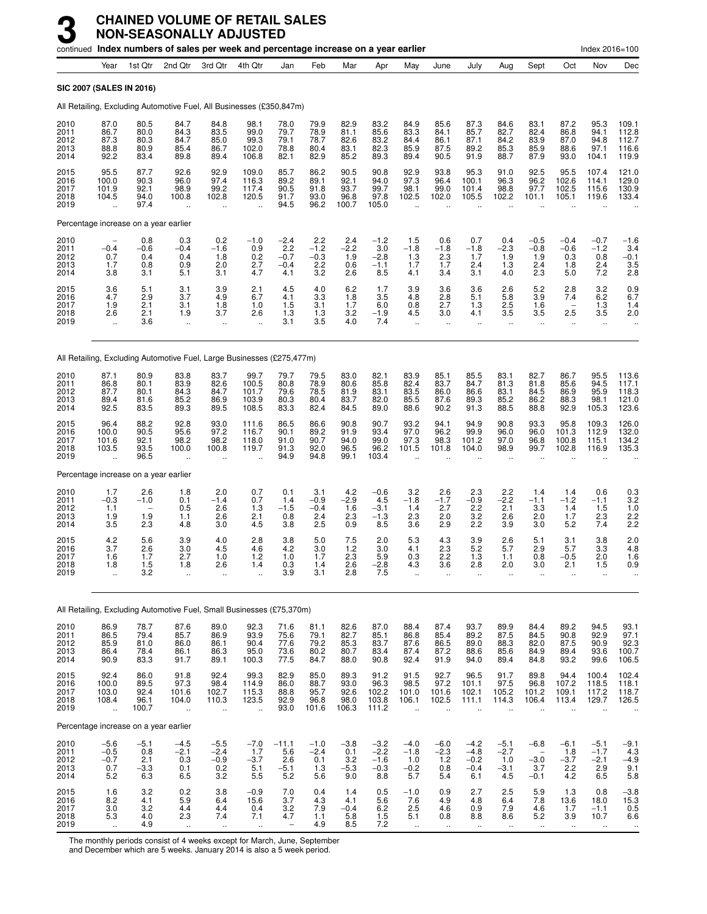# 3 CHAINED VOLUME OF RETAIL SALES NON-SEASONALLY ADJUSTED

continued **Index numbers of sales per week and percentage increase on a year earlier** Index 2016=100

| | Year | 1st Qtr | 2nd Qtr | 3rd Qtr | 4th Qtr | Jan | Feb | Mar | Apr | May | June | July | Aug | Sept | Oct | Nov | Dec |
|---|---|---|---|---|---|---|---|---|---|---|---|---|---|---|---|---|---|
| **SIC 2007 (SALES IN 2016)** | | | | | | | | | | | | | | | | | |
| All Retailing, Excluding Automotive Fuel, All Businesses (£350,847m) | | | | | | | | | | | | | | | | | |
| 2010 | 87.0 | 80.5 | 84.7 | 84.8 | 98.1 | 78.0 | 79.9 | 82.9 | 83.2 | 84.9 | 85.6 | 87.3 | 84.6 | 83.1 | 87.2 | 95.3 | 109.1 |
| 2011 | 86.7 | 80.0 | 84.3 | 83.5 | 99.0 | 79.7 | 78.9 | 81.1 | 85.6 | 83.3 | 84.1 | 85.7 | 82.7 | 82.4 | 86.8 | 94.1 | 112.8 |
| 2012 | 87.3 | 80.3 | 84.7 | 85.0 | 99.3 | 79.1 | 78.7 | 82.6 | 83.2 | 84.4 | 86.1 | 87.1 | 84.2 | 83.9 | 87.0 | 94.8 | 112.7 |
| 2013 | 88.8 | 80.9 | 85.4 | 86.7 | 102.0 | 78.8 | 80.4 | 83.1 | 82.3 | 85.9 | 87.5 | 89.2 | 85.3 | 85.9 | 88.6 | 97.1 | 116.6 |
| 2014 | 92.2 | 83.4 | 89.8 | 89.4 | 106.8 | 82.1 | 82.9 | 85.2 | 89.3 | 89.4 | 90.5 | 91.9 | 88.7 | 87.9 | 93.0 | 104.1 | 119.9 |
| 2015 | 95.5 | 87.7 | 92.6 | 92.9 | 109.0 | 85.7 | 86.2 | 90.5 | 90.8 | 92.9 | 93.8 | 95.3 | 91.0 | 92.5 | 95.5 | 107.4 | 121.0 |
| 2016 | 100.0 | 90.3 | 96.0 | 97.4 | 116.3 | 89.2 | 89.1 | 92.1 | 94.0 | 97.3 | 96.4 | 100.1 | 96.3 | 96.2 | 102.6 | 114.1 | 129.0 |
| 2017 | 101.9 | 92.1 | 98.9 | 99.2 | 117.4 | 90.5 | 91.8 | 93.7 | 99.7 | 98.1 | 99.0 | 101.4 | 98.8 | 97.7 | 102.5 | 115.6 | 130.9 |
| 2018 | 104.5 | 94.0 | 100.8 | 102.8 | 120.5 | 91.7 | 93.0 | 96.8 | 97.8 | 102.5 | 102.0 | 105.5 | 102.2 | 101.1 | 105.1 | 119.6 | 133.4 |
| 2019 | .. | 97.4 | .. | .. | .. | 94.5 | 96.2 | 100.7 | 105.0 | .. | .. | .. | .. | .. | .. | .. | .. |
| Percentage increase on a year earlier | | | | | | | | | | | | | | | | | |
| 2010 | – | 0.8 | 0.3 | 0.2 | −1.0 | −2.4 | 2.2 | 2.4 | −1.2 | 1.5 | 0.6 | 0.7 | 0.4 | −0.5 | −0.4 | −0.7 | −1.6 |
| 2011 | −0.4 | −0.6 | −0.4 | −1.6 | 0.9 | 2.2 | −1.2 | −2.2 | 3.0 | −1.8 | −1.8 | −1.8 | −2.3 | −0.8 | −0.6 | −1.2 | 3.4 |
| 2012 | 0.7 | 0.4 | 0.4 | 1.8 | 0.2 | −0.7 | −0.3 | 1.9 | −2.8 | 1.3 | 2.3 | 1.7 | 1.9 | 1.9 | 0.3 | 0.8 | −0.1 |
| 2013 | 1.7 | 0.8 | 0.9 | 2.0 | 2.7 | −0.4 | 2.2 | 0.6 | −1.1 | 1.7 | 1.7 | 2.4 | 1.3 | 2.4 | 1.8 | 2.4 | 3.5 |
| 2014 | 3.8 | 3.1 | 5.1 | 3.1 | 4.7 | 4.1 | 3.2 | 2.6 | 8.5 | 4.1 | 3.4 | 3.1 | 4.0 | 2.3 | 5.0 | 7.2 | 2.8 |
| 2015 | 3.6 | 5.1 | 3.1 | 3.9 | 2.1 | 4.5 | 4.0 | 6.2 | 1.7 | 3.9 | 3.6 | 3.6 | 2.6 | 5.2 | 2.8 | 3.2 | 0.9 |
| 2016 | 4.7 | 2.9 | 3.7 | 4.9 | 6.7 | 4.1 | 3.3 | 1.8 | 3.5 | 4.8 | 2.8 | 5.1 | 5.8 | 3.9 | 7.4 | 6.2 | 6.7 |
| 2017 | 1.9 | 2.1 | 3.1 | 1.8 | 1.0 | 1.5 | 3.1 | 1.7 | 6.0 | 0.8 | 2.7 | 1.3 | 2.5 | 1.6 | – | 1.3 | 1.4 |
| 2018 | 2.6 | 2.1 | 1.9 | 3.7 | 2.6 | 1.3 | 1.3 | 3.2 | −1.9 | 4.5 | 3.0 | 4.1 | 3.5 | 3.5 | 2.5 | 3.5 | 2.0 |
| 2019 | .. | 3.6 | .. | .. | .. | 3.1 | 3.5 | 4.0 | 7.4 | .. | .. | .. | .. | .. | .. | .. | .. |
| All Retailing, Excluding Automotive Fuel, Large Businesses (£275,477m) | | | | | | | | | | | | | | | | | |
| 2010 | 87.1 | 80.9 | 83.8 | 83.7 | 99.7 | 79.7 | 79.5 | 83.0 | 82.1 | 83.9 | 85.1 | 85.5 | 83.1 | 82.7 | 86.7 | 95.5 | 113.6 |
| 2011 | 86.8 | 80.1 | 83.9 | 82.6 | 100.5 | 80.8 | 78.9 | 80.6 | 85.8 | 82.4 | 83.7 | 84.7 | 81.3 | 81.8 | 85.6 | 94.5 | 117.1 |
| 2012 | 87.7 | 80.1 | 84.3 | 84.7 | 101.7 | 79.6 | 78.5 | 81.9 | 83.1 | 83.5 | 86.0 | 86.6 | 83.1 | 84.5 | 86.9 | 95.9 | 118.3 |
| 2013 | 89.4 | 81.6 | 85.2 | 86.9 | 103.9 | 80.3 | 80.4 | 83.7 | 82.0 | 85.5 | 87.6 | 89.3 | 85.2 | 86.2 | 88.3 | 98.1 | 121.0 |
| 2014 | 92.5 | 83.5 | 89.3 | 89.5 | 108.5 | 83.3 | 82.4 | 84.5 | 89.0 | 88.6 | 90.2 | 91.3 | 88.5 | 88.8 | 92.9 | 105.3 | 123.6 |
| 2015 | 96.4 | 88.2 | 92.8 | 93.0 | 111.6 | 86.5 | 86.6 | 90.8 | 90.7 | 93.2 | 94.1 | 94.9 | 90.8 | 93.3 | 95.8 | 109.3 | 126.0 |
| 2016 | 100.0 | 90.5 | 95.6 | 97.2 | 116.7 | 90.1 | 89.2 | 91.9 | 93.4 | 97.0 | 96.2 | 99.9 | 96.0 | 96.0 | 101.3 | 112.9 | 132.0 |
| 2017 | 101.6 | 92.1 | 98.2 | 98.2 | 118.0 | 91.0 | 90.7 | 94.0 | 99.0 | 97.3 | 98.3 | 101.2 | 97.0 | 96.8 | 100.8 | 115.1 | 134.2 |
| 2018 | 103.5 | 93.5 | 100.0 | 100.8 | 119.7 | 91.3 | 92.0 | 96.5 | 96.2 | 101.5 | 101.8 | 104.0 | 98.9 | 99.7 | 102.8 | 116.9 | 135.3 |
| 2019 | .. | 96.5 | .. | .. | .. | 94.9 | 94.8 | 99.1 | 103.4 | .. | .. | .. | .. | .. | .. | .. | .. |
| Percentage increase on a year earlier | | | | | | | | | | | | | | | | | |
| 2010 | 1.7 | 2.6 | 1.8 | 2.0 | 0.7 | 0.1 | 3.1 | 4.2 | −0.6 | 3.2 | 2.6 | 2.3 | 2.2 | 1.4 | 1.4 | 0.6 | 0.3 |
| 2011 | −0.3 | −1.0 | 0.1 | −1.4 | 0.7 | 1.4 | −0.9 | −2.9 | 4.5 | −1.8 | −1.7 | −0.9 | −2.2 | −1.1 | −1.2 | −1.1 | 3.2 |
| 2012 | 1.1 | – | 0.5 | 2.6 | 1.3 | −1.5 | −0.4 | 1.6 | −3.1 | 1.4 | 2.7 | 2.2 | 2.1 | 3.3 | 1.4 | 1.5 | 1.0 |
| 2013 | 1.9 | 1.9 | 1.1 | 2.6 | 2.1 | 0.8 | 2.4 | 2.3 | −1.3 | 2.3 | 2.0 | 3.2 | 2.6 | 2.0 | 1.7 | 2.3 | 2.2 |
| 2014 | 3.5 | 2.3 | 4.8 | 3.0 | 4.5 | 3.8 | 2.5 | 0.9 | 8.5 | 3.6 | 2.9 | 2.2 | 3.9 | 3.0 | 5.2 | 7.4 | 2.2 |
| 2015 | 4.2 | 5.6 | 3.9 | 4.0 | 2.8 | 3.8 | 5.0 | 7.5 | 2.0 | 5.3 | 4.3 | 3.9 | 2.6 | 5.1 | 3.1 | 3.8 | 2.0 |
| 2016 | 3.7 | 2.6 | 3.0 | 4.5 | 4.6 | 4.2 | 3.0 | 1.2 | 3.0 | 4.1 | 2.3 | 5.2 | 5.7 | 2.9 | 5.7 | 3.3 | 4.8 |
| 2017 | 1.6 | 1.7 | 2.7 | 1.0 | 1.2 | 1.0 | 1.7 | 2.3 | 5.9 | 0.3 | 2.2 | 1.3 | 1.1 | 0.8 | −0.5 | 2.0 | 1.6 |
| 2018 | 1.8 | 1.5 | 1.8 | 2.6 | 1.4 | 0.3 | 1.4 | 2.6 | −2.8 | 4.3 | 3.6 | 2.8 | 2.0 | 3.0 | 2.1 | 1.5 | 0.9 |
| 2019 | .. | 3.2 | .. | .. | .. | 3.9 | 3.1 | 2.8 | 7.5 | .. | .. | .. | .. | .. | .. | .. | .. |
| All Retailing, Excluding Automotive Fuel, Small Businesses (£75,370m) | | | | | | | | | | | | | | | | | |
| 2010 | 86.9 | 78.7 | 87.6 | 89.0 | 92.3 | 71.6 | 81.1 | 82.6 | 87.0 | 88.4 | 87.4 | 93.7 | 89.9 | 84.4 | 89.2 | 94.5 | 93.1 |
| 2011 | 86.5 | 79.4 | 85.7 | 86.9 | 93.9 | 75.6 | 79.1 | 82.7 | 85.1 | 86.8 | 85.4 | 89.2 | 87.5 | 84.5 | 90.8 | 92.9 | 97.1 |
| 2012 | 85.9 | 81.0 | 86.0 | 86.1 | 90.4 | 77.6 | 79.2 | 85.3 | 83.7 | 87.6 | 86.5 | 89.0 | 88.3 | 82.0 | 87.5 | 90.9 | 92.3 |
| 2013 | 86.4 | 78.4 | 86.1 | 86.3 | 95.0 | 73.6 | 80.2 | 80.7 | 83.4 | 87.4 | 87.2 | 88.6 | 85.6 | 84.9 | 89.4 | 93.6 | 100.7 |
| 2014 | 90.9 | 83.3 | 91.7 | 89.1 | 100.3 | 77.5 | 84.7 | 88.0 | 90.8 | 92.4 | 91.9 | 94.0 | 89.4 | 84.8 | 93.2 | 99.6 | 106.5 |
| 2015 | 92.4 | 86.0 | 91.8 | 92.4 | 99.3 | 82.9 | 85.0 | 89.3 | 91.2 | 91.5 | 92.7 | 96.5 | 91.7 | 89.8 | 94.4 | 100.4 | 102.4 |
| 2016 | 100.0 | 89.5 | 97.3 | 98.4 | 114.9 | 86.0 | 88.7 | 93.0 | 96.3 | 98.5 | 97.2 | 101.1 | 97.5 | 96.8 | 107.2 | 118.5 | 118.1 |
| 2017 | 103.0 | 92.4 | 101.6 | 102.7 | 115.3 | 88.8 | 95.7 | 92.6 | 102.2 | 101.0 | 101.6 | 102.1 | 105.2 | 101.2 | 109.1 | 117.2 | 118.7 |
| 2018 | 108.4 | 96.1 | 104.0 | 110.3 | 123.5 | 92.9 | 96.8 | 98.0 | 103.8 | 106.1 | 102.5 | 111.1 | 114.3 | 106.4 | 113.4 | 129.7 | 126.5 |
| 2019 | .. | 100.7 | .. | .. | .. | 93.0 | 101.6 | 106.3 | 111.2 | .. | .. | .. | .. | .. | .. | .. | .. |
| Percentage increase on a year earlier | | | | | | | | | | | | | | | | | |
| 2010 | −5.6 | −5.1 | −4.5 | −5.5 | −7.0 | −11.1 | −1.0 | −3.8 | −3.2 | −4.0 | −6.0 | −4.2 | −5.1 | −6.8 | −6.1 | −5.1 | −9.1 |
| 2011 | −0.5 | 0.8 | −2.1 | −2.4 | 1.7 | 5.6 | −2.4 | 0.1 | −2.2 | −1.8 | −2.3 | −4.8 | −2.7 | – | 1.8 | −1.7 | 4.3 |
| 2012 | −0.7 | 2.1 | 0.3 | −0.9 | −3.7 | 2.6 | 0.1 | 3.2 | −1.6 | 1.0 | 1.2 | −0.2 | 1.0 | −3.0 | −3.7 | −2.1 | −4.9 |
| 2013 | 0.7 | −3.3 | 0.1 | 0.2 | 5.1 | −5.1 | 1.3 | −5.3 | −0.3 | −0.2 | 0.8 | −0.4 | −3.1 | 3.7 | 2.2 | 2.9 | 9.1 |
| 2014 | 5.2 | 6.3 | 6.5 | 3.2 | 5.5 | 5.2 | 5.6 | 9.0 | 8.8 | 5.7 | 5.4 | 6.1 | 4.5 | −0.1 | 4.2 | 6.5 | 5.8 |
| 2015 | 1.6 | 3.2 | 0.2 | 3.8 | −0.9 | 7.0 | 0.4 | 1.4 | 0.5 | −1.0 | 0.9 | 2.7 | 2.5 | 5.9 | 1.3 | 0.8 | −3.8 |
| 2016 | 8.2 | 4.1 | 5.9 | 6.4 | 15.6 | 3.7 | 4.3 | 4.1 | 5.6 | 7.6 | 4.9 | 4.8 | 6.4 | 7.8 | 13.6 | 18.0 | 15.3 |
| 2017 | 3.0 | 3.2 | 4.4 | 4.4 | 0.4 | 3.2 | 7.9 | −0.4 | 6.2 | 2.5 | 4.6 | 0.9 | 7.9 | 4.6 | 1.7 | −1.1 | 0.5 |
| 2018 | 5.3 | 4.0 | 2.3 | 7.4 | 7.1 | 4.7 | 1.1 | 5.8 | 1.5 | 5.1 | 0.8 | 8.8 | 8.6 | 5.2 | 3.9 | 10.7 | 6.6 |
| 2019 | .. | 4.9 | .. | .. | .. | – | 4.9 | 8.5 | 7.2 | .. | .. | .. | .. | .. | .. | .. | .. |

The monthly periods consist of 4 weeks except for March, June, September and December which are 5 weeks. January 2014 is also a 5 week period.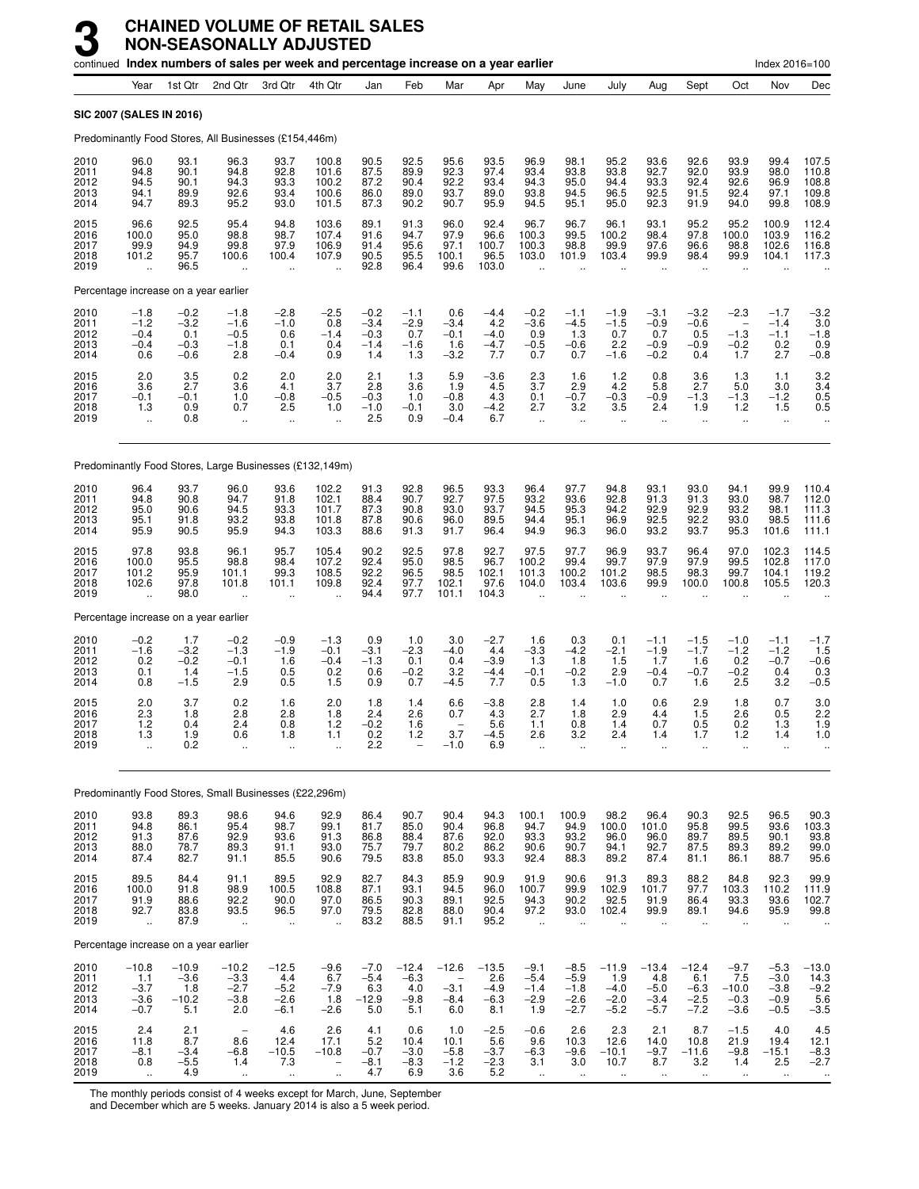# 3 CHAINED VOLUME OF RETAIL SALES NON-SEASONALLY ADJUSTED

continued **Index numbers of sales per week and percentage increase on a year earlier** Index 2016=100

| | Year | 1st Qtr | 2nd Qtr | 3rd Qtr | 4th Qtr | Jan | Feb | Mar | Apr | May | June | July | Aug | Sept | Oct | Nov | Dec |
|---|---|---|---|---|---|---|---|---|---|---|---|---|---|---|---|---|---|
| **SIC 2007 (SALES IN 2016)** | | | | | | | | | | | | | | | | | |
| Predominantly Food Stores, All Businesses (£154,446m) | | | | | | | | | | | | | | | | | |
| 2010 | 96.0 | 93.1 | 96.3 | 93.7 | 100.8 | 90.5 | 92.5 | 95.6 | 93.5 | 96.9 | 98.1 | 95.2 | 93.6 | 92.6 | 93.9 | 99.4 | 107.5 |
| 2011 | 94.8 | 90.1 | 94.8 | 92.8 | 101.6 | 87.5 | 89.9 | 92.3 | 97.4 | 93.4 | 93.8 | 93.8 | 92.7 | 92.0 | 93.9 | 98.0 | 110.8 |
| 2012 | 94.5 | 90.1 | 94.3 | 93.3 | 100.2 | 87.2 | 90.4 | 92.2 | 93.4 | 94.3 | 95.0 | 94.4 | 93.3 | 92.4 | 92.6 | 96.9 | 108.8 |
| 2013 | 94.1 | 89.9 | 92.6 | 93.4 | 100.6 | 86.0 | 89.0 | 93.7 | 89.0 | 93.8 | 94.5 | 96.5 | 92.5 | 91.5 | 92.4 | 97.1 | 109.8 |
| 2014 | 94.7 | 89.3 | 95.2 | 93.0 | 101.5 | 87.3 | 90.2 | 90.7 | 95.9 | 94.5 | 95.1 | 95.0 | 92.3 | 91.9 | 94.0 | 99.8 | 108.9 |
| 2015 | 96.6 | 92.5 | 95.4 | 94.8 | 103.6 | 89.1 | 91.3 | 96.0 | 92.4 | 96.7 | 96.7 | 96.1 | 93.1 | 95.2 | 95.2 | 100.9 | 112.4 |
| 2016 | 100.0 | 95.0 | 98.8 | 98.7 | 107.4 | 91.6 | 94.7 | 97.9 | 96.6 | 100.3 | 99.5 | 100.2 | 98.4 | 97.8 | 100.0 | 103.9 | 116.2 |
| 2017 | 99.9 | 94.9 | 99.8 | 97.9 | 106.9 | 91.4 | 95.6 | 97.1 | 100.7 | 100.3 | 98.8 | 99.9 | 97.6 | 96.6 | 98.8 | 102.6 | 116.8 |
| 2018 | 101.2 | 95.7 | 100.6 | 100.4 | 107.9 | 90.5 | 95.5 | 100.1 | 96.5 | 103.0 | 101.9 | 103.4 | 99.9 | 98.4 | 99.9 | 104.1 | 117.3 |
| 2019 | .. | 96.5 | .. | .. | .. | 92.8 | 96.4 | 99.6 | 103.0 | .. | .. | .. | .. | .. | .. | .. | .. |
| Percentage increase on a year earlier | | | | | | | | | | | | | | | | | |
| 2010 | −1.8 | −0.2 | −1.8 | −2.8 | −2.5 | −0.2 | −1.1 | 0.6 | −4.4 | −0.2 | −1.1 | −1.9 | −3.1 | −3.2 | −2.3 | −1.7 | −3.2 |
| 2011 | −1.2 | −3.2 | −1.6 | −1.0 | 0.8 | −3.4 | −2.9 | −3.4 | 4.2 | −3.6 | −4.5 | −1.5 | −0.9 | −0.6 | – | −1.4 | 3.0 |
| 2012 | −0.4 | 0.1 | −0.5 | 0.6 | −1.4 | −0.3 | 0.7 | −0.1 | −4.0 | 0.9 | 1.3 | 0.7 | 0.7 | 0.5 | −1.3 | −1.1 | −1.8 |
| 2013 | −0.4 | −0.3 | −1.8 | 0.1 | 0.4 | −1.4 | −1.6 | 1.6 | −4.7 | −0.5 | −0.6 | 2.2 | −0.9 | −0.9 | −0.2 | 0.2 | 0.9 |
| 2014 | 0.6 | −0.6 | 2.8 | −0.4 | 0.9 | 1.4 | 1.3 | −3.2 | 7.7 | 0.7 | 0.7 | −1.6 | −0.2 | 0.4 | 1.7 | 2.7 | −0.8 |
| 2015 | 2.0 | 3.5 | 0.2 | 2.0 | 2.0 | 2.1 | 1.3 | 5.9 | −3.6 | 2.3 | 1.6 | 1.2 | 0.8 | 3.6 | 1.3 | 1.1 | 3.2 |
| 2016 | 3.6 | 2.7 | 3.6 | 4.1 | 3.7 | 2.8 | 3.6 | 1.9 | 4.5 | 3.7 | 2.9 | 4.2 | 5.8 | 2.7 | 5.0 | 3.0 | 3.4 |
| 2017 | −0.1 | −0.1 | 1.0 | −0.8 | −0.5 | −0.3 | 1.0 | −0.8 | 4.3 | 0.1 | −0.7 | −0.3 | −0.9 | −1.3 | −1.3 | −1.2 | 0.5 |
| 2018 | 1.3 | 0.9 | 0.7 | 2.5 | 1.0 | −1.0 | −0.1 | 3.0 | −4.2 | 2.7 | 3.2 | 3.5 | 2.4 | 1.9 | 1.2 | 1.5 | 0.5 |
| 2019 | .. | 0.8 | .. | .. | .. | 2.5 | 0.9 | −0.4 | 6.7 | .. | .. | .. | .. | .. | .. | .. | .. |
| Predominantly Food Stores, Large Businesses (£132,149m) | | | | | | | | | | | | | | | | | |
| 2010 | 96.4 | 93.7 | 96.0 | 93.6 | 102.2 | 91.3 | 92.8 | 96.5 | 93.3 | 96.4 | 97.7 | 94.8 | 93.1 | 93.0 | 94.1 | 99.9 | 110.4 |
| 2011 | 94.8 | 90.8 | 94.7 | 91.8 | 102.1 | 88.4 | 90.7 | 92.7 | 97.5 | 93.2 | 93.6 | 92.8 | 91.3 | 91.3 | 93.0 | 98.7 | 112.0 |
| 2012 | 95.0 | 90.6 | 94.5 | 93.3 | 101.7 | 87.3 | 90.8 | 93.0 | 93.7 | 94.5 | 95.3 | 94.2 | 92.9 | 92.9 | 93.2 | 98.1 | 111.3 |
| 2013 | 95.1 | 91.8 | 93.2 | 93.8 | 101.8 | 87.8 | 90.6 | 96.0 | 89.5 | 94.4 | 95.1 | 96.9 | 92.5 | 92.2 | 93.0 | 98.5 | 111.6 |
| 2014 | 95.9 | 90.5 | 95.9 | 94.3 | 103.3 | 88.6 | 91.3 | 91.7 | 96.4 | 94.9 | 96.3 | 96.0 | 93.2 | 93.7 | 95.3 | 101.6 | 111.1 |
| 2015 | 97.8 | 93.8 | 96.1 | 95.7 | 105.4 | 90.2 | 92.5 | 97.8 | 92.7 | 97.5 | 97.7 | 96.9 | 93.7 | 96.4 | 97.0 | 102.3 | 114.5 |
| 2016 | 100.0 | 95.5 | 98.8 | 98.4 | 107.2 | 92.4 | 95.0 | 98.5 | 96.7 | 100.2 | 99.4 | 99.7 | 97.9 | 97.9 | 99.5 | 102.8 | 117.0 |
| 2017 | 101.2 | 95.9 | 101.1 | 99.3 | 108.5 | 92.2 | 96.5 | 98.5 | 102.1 | 101.3 | 100.2 | 101.2 | 98.5 | 98.3 | 99.7 | 104.1 | 119.2 |
| 2018 | 102.6 | 97.8 | 101.8 | 101.1 | 109.8 | 92.4 | 97.7 | 102.1 | 97.6 | 104.0 | 103.4 | 103.6 | 99.9 | 100.0 | 100.8 | 105.5 | 120.3 |
| 2019 | .. | 98.0 | .. | .. | .. | 94.4 | 97.7 | 101.1 | 104.3 | .. | .. | .. | .. | .. | .. | .. | .. |
| Percentage increase on a year earlier | | | | | | | | | | | | | | | | | |
| 2010 | −0.2 | 1.7 | −0.2 | −0.9 | −1.3 | 0.9 | 1.0 | 3.0 | −2.7 | 1.6 | 0.3 | 0.1 | −1.1 | −1.5 | −1.0 | −1.1 | −1.7 |
| 2011 | −1.6 | −3.2 | −1.3 | −1.9 | −0.1 | −3.1 | −2.3 | −4.0 | 4.4 | −3.3 | −4.2 | −2.1 | −1.9 | −1.7 | −1.2 | −1.2 | 1.5 |
| 2012 | 0.2 | −0.2 | −0.1 | 1.6 | −0.4 | −1.3 | 0.1 | 0.4 | −3.9 | 1.3 | 1.8 | 1.5 | 1.7 | 1.6 | 0.2 | −0.7 | −0.6 |
| 2013 | 0.1 | 1.4 | −1.5 | 0.5 | 0.2 | 0.6 | −0.2 | 3.2 | −4.4 | −0.1 | −0.2 | 2.9 | −0.4 | −0.7 | −0.2 | 0.4 | 0.3 |
| 2014 | 0.8 | −1.5 | 2.9 | 0.5 | 1.5 | 0.9 | 0.7 | −4.5 | 7.7 | 0.5 | 1.3 | −1.0 | 0.7 | 1.6 | 2.5 | 3.2 | −0.5 |
| 2015 | 2.0 | 3.7 | 0.2 | 1.6 | 2.0 | 1.8 | 1.4 | 6.6 | −3.8 | 2.8 | 1.4 | 1.0 | 0.6 | 2.9 | 1.8 | 0.7 | 3.0 |
| 2016 | 2.3 | 1.8 | 2.8 | 2.8 | 1.8 | 2.4 | 2.6 | 0.7 | 4.3 | 2.7 | 1.8 | 2.9 | 4.4 | 1.5 | 2.6 | 0.5 | 2.2 |
| 2017 | 1.2 | 0.4 | 2.4 | 0.8 | 1.2 | −0.2 | 1.6 | – | 5.6 | 1.1 | 0.8 | 1.4 | 0.7 | 0.5 | 0.2 | 1.3 | 1.9 |
| 2018 | 1.3 | 1.9 | 0.6 | 1.8 | 1.1 | 0.2 | 1.2 | 3.7 | −4.5 | 2.6 | 3.2 | 2.4 | 1.4 | 1.7 | 1.2 | 1.4 | 1.0 |
| 2019 | .. | 0.2 | .. | .. | .. | 2.2 | – | −1.0 | 6.9 | .. | .. | .. | .. | .. | .. | .. | .. |
| Predominantly Food Stores, Small Businesses (£22,296m) | | | | | | | | | | | | | | | | | |
| 2010 | 93.8 | 89.3 | 98.6 | 94.6 | 92.9 | 86.4 | 90.7 | 90.4 | 94.3 | 100.1 | 100.9 | 98.2 | 96.4 | 90.3 | 92.5 | 96.5 | 90.3 |
| 2011 | 94.8 | 86.1 | 95.4 | 98.7 | 99.1 | 81.7 | 85.0 | 90.4 | 96.8 | 94.7 | 94.9 | 100.0 | 101.0 | 95.8 | 99.5 | 93.6 | 103.3 |
| 2012 | 91.3 | 87.6 | 92.9 | 93.6 | 91.3 | 86.8 | 88.4 | 87.6 | 92.0 | 93.3 | 93.2 | 96.0 | 96.0 | 89.7 | 89.5 | 90.1 | 93.8 |
| 2013 | 88.0 | 78.7 | 89.3 | 91.1 | 93.0 | 75.7 | 79.7 | 80.2 | 86.2 | 90.6 | 90.7 | 94.1 | 92.7 | 87.5 | 89.3 | 89.2 | 99.0 |
| 2014 | 87.4 | 82.7 | 91.1 | 85.5 | 90.6 | 79.5 | 83.8 | 85.0 | 93.3 | 92.4 | 88.3 | 89.2 | 87.4 | 81.1 | 86.1 | 88.7 | 95.6 |
| 2015 | 89.5 | 84.4 | 91.1 | 89.5 | 92.9 | 82.7 | 84.3 | 85.9 | 90.9 | 91.9 | 90.6 | 91.3 | 89.3 | 88.2 | 84.8 | 92.3 | 99.9 |
| 2016 | 100.0 | 91.8 | 98.9 | 100.5 | 108.8 | 87.1 | 93.1 | 94.5 | 96.0 | 100.7 | 99.9 | 102.9 | 101.7 | 97.7 | 103.3 | 110.2 | 111.9 |
| 2017 | 91.9 | 88.6 | 92.2 | 90.0 | 97.0 | 86.5 | 90.3 | 89.1 | 92.5 | 94.3 | 90.2 | 92.5 | 91.9 | 86.4 | 93.3 | 93.6 | 102.7 |
| 2018 | 92.7 | 83.8 | 93.5 | 96.5 | 97.0 | 79.5 | 82.8 | 88.0 | 90.4 | 97.2 | 93.0 | 102.4 | 99.9 | 89.1 | 94.6 | 95.9 | 99.8 |
| 2019 | .. | 87.9 | .. | .. | .. | 83.2 | 88.5 | 91.1 | 95.2 | .. | .. | .. | .. | .. | .. | .. | .. |
| Percentage increase on a year earlier | | | | | | | | | | | | | | | | | |
| 2010 | −10.8 | −10.9 | −10.2 | −12.5 | −9.6 | −7.0 | −12.4 | −12.6 | −13.5 | −9.1 | −8.5 | −11.9 | −13.4 | −12.4 | −9.7 | −5.3 | −13.0 |
| 2011 | 1.1 | −3.6 | −3.3 | 4.4 | 6.7 | −5.4 | −6.3 | – | 2.6 | −5.4 | −5.9 | 1.9 | 4.8 | 6.1 | 7.5 | −3.0 | 14.3 |
| 2012 | −3.7 | 1.8 | −2.7 | −5.2 | −7.9 | 6.3 | 4.0 | −3.1 | −4.9 | −1.4 | −1.8 | −4.0 | −5.0 | −6.3 | −10.0 | −3.8 | −9.2 |
| 2013 | −3.6 | −10.2 | −3.8 | −2.6 | 1.8 | −12.9 | −9.8 | −8.4 | −6.3 | −2.9 | −2.6 | −2.0 | −3.4 | −2.5 | −0.3 | −0.9 | 5.6 |
| 2014 | −0.7 | 5.1 | 2.0 | −6.1 | −2.6 | 5.0 | 5.1 | 6.0 | 8.1 | 1.9 | −2.7 | −5.2 | −5.7 | −7.2 | −3.6 | −0.5 | −3.5 |
| 2015 | 2.4 | 2.1 | – | 4.6 | 2.6 | 4.1 | 0.6 | 1.0 | −2.5 | −0.6 | 2.6 | 2.3 | 2.1 | 8.7 | −1.5 | 4.0 | 4.5 |
| 2016 | 11.8 | 8.7 | 8.6 | 12.4 | 17.1 | 5.2 | 10.4 | 10.1 | 5.6 | 9.6 | 10.3 | 12.6 | 14.0 | 10.8 | 21.9 | 19.4 | 12.1 |
| 2017 | −8.1 | −3.4 | −6.8 | −10.5 | −10.8 | −0.7 | −3.0 | −5.8 | −3.7 | −6.3 | −9.6 | −10.1 | −9.7 | −11.6 | −9.8 | −15.1 | −8.3 |
| 2018 | 0.8 | −5.5 | 1.4 | 7.3 | – | −8.1 | −8.3 | −1.2 | −2.3 | 3.1 | 3.0 | 10.7 | 8.7 | 3.2 | 1.4 | 2.5 | −2.7 |
| 2019 | .. | 4.9 | .. | .. | .. | 4.7 | 6.9 | 3.6 | 5.2 | .. | .. | .. | .. | .. | .. | .. | .. |

The monthly periods consist of 4 weeks except for March, June, September and December which are 5 weeks. January 2014 is also a 5 week period.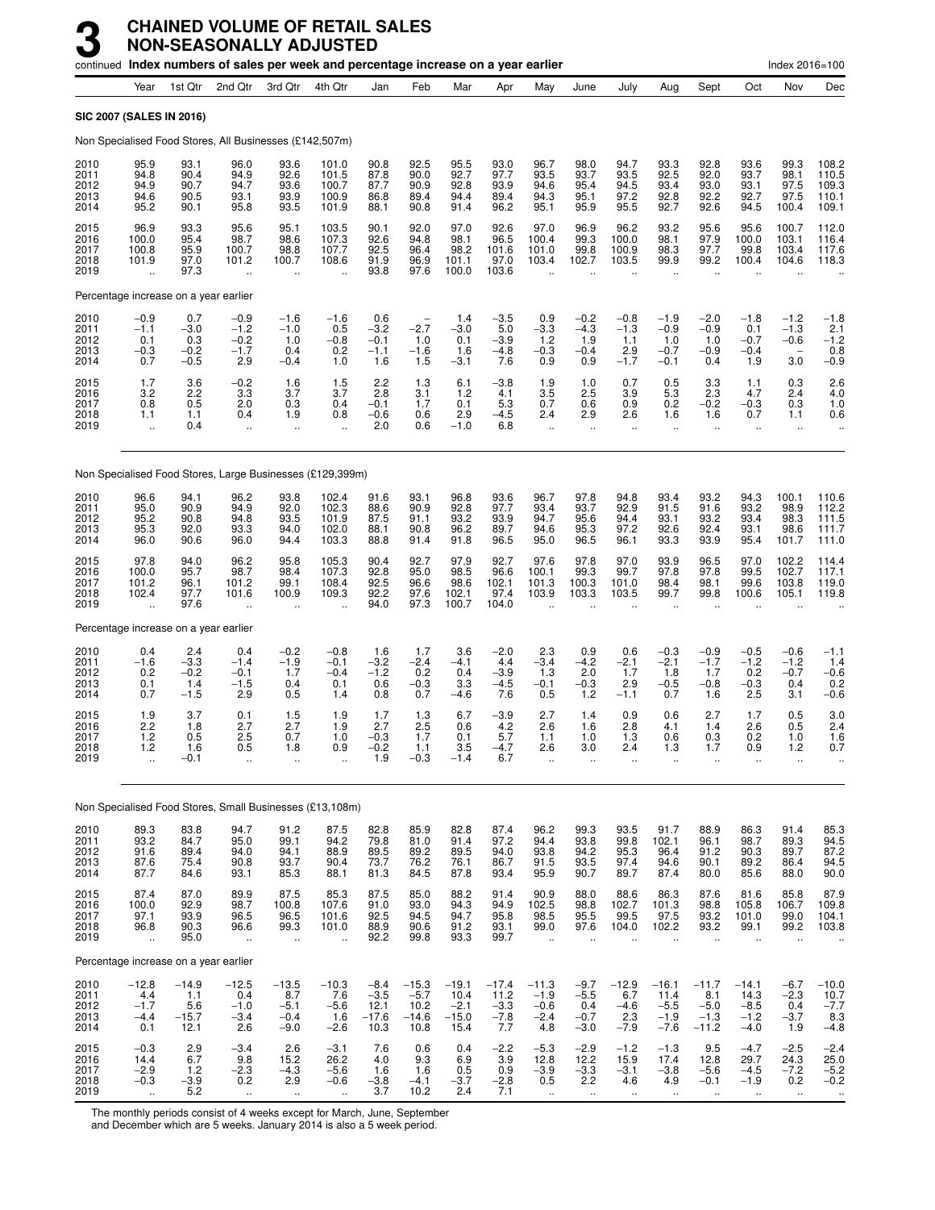# 3 CHAINED VOLUME OF RETAIL SALES NON-SEASONALLY ADJUSTED

continued **Index numbers of sales per week and percentage increase on a year earlier** Index 2016=100

| | Year | 1st Qtr | 2nd Qtr | 3rd Qtr | 4th Qtr | Jan | Feb | Mar | Apr | May | June | July | Aug | Sept | Oct | Nov | Dec |
|---|---|---|---|---|---|---|---|---|---|---|---|---|---|---|---|---|---|
| **SIC 2007 (SALES IN 2016)** | | | | | | | | | | | | | | | | | |
| Non Specialised Food Stores, All Businesses (£142,507m) | | | | | | | | | | | | | | | | | |
| 2010 | 95.9 | 93.1 | 96.0 | 93.6 | 101.0 | 90.8 | 92.5 | 95.5 | 93.0 | 96.7 | 98.0 | 94.7 | 93.3 | 92.8 | 93.6 | 99.3 | 108.2 |
| 2011 | 94.8 | 90.4 | 94.9 | 92.6 | 101.5 | 87.8 | 90.0 | 92.7 | 97.7 | 93.5 | 93.7 | 93.5 | 92.5 | 92.0 | 93.7 | 98.1 | 110.5 |
| 2012 | 94.9 | 90.7 | 94.7 | 93.6 | 100.7 | 87.7 | 90.9 | 92.8 | 93.9 | 94.6 | 95.4 | 94.5 | 93.4 | 93.0 | 93.1 | 97.5 | 109.3 |
| 2013 | 94.6 | 90.5 | 93.1 | 93.9 | 100.9 | 86.8 | 89.4 | 94.4 | 89.4 | 94.3 | 95.1 | 97.2 | 92.8 | 92.2 | 92.7 | 97.5 | 110.1 |
| 2014 | 95.2 | 90.1 | 95.8 | 93.5 | 101.9 | 88.1 | 90.8 | 91.4 | 96.2 | 95.1 | 95.9 | 95.5 | 92.7 | 92.6 | 94.5 | 100.4 | 109.1 |
| 2015 | 96.9 | 93.3 | 95.6 | 95.1 | 103.5 | 90.1 | 92.0 | 97.0 | 92.6 | 97.0 | 96.9 | 96.2 | 93.2 | 95.6 | 95.6 | 100.7 | 112.0 |
| 2016 | 100.0 | 95.4 | 98.7 | 98.6 | 107.3 | 92.6 | 94.8 | 98.1 | 96.5 | 100.4 | 99.3 | 100.0 | 98.1 | 97.9 | 100.0 | 103.1 | 116.4 |
| 2017 | 100.8 | 95.9 | 100.7 | 98.8 | 107.7 | 92.5 | 96.4 | 98.2 | 101.6 | 101.0 | 99.8 | 100.9 | 98.3 | 97.7 | 99.8 | 103.4 | 117.6 |
| 2018 | 101.9 | 97.0 | 101.2 | 100.7 | 108.6 | 91.9 | 96.9 | 101.1 | 97.0 | 103.4 | 102.7 | 103.5 | 99.9 | 99.2 | 100.4 | 104.6 | 118.3 |
| 2019 | .. | 97.3 | .. | .. | .. | 93.8 | 97.6 | 100.0 | 103.6 | .. | .. | .. | .. | .. | .. | .. | .. |
| Percentage increase on a year earlier | | | | | | | | | | | | | | | | | |
| 2010 | −0.9 | 0.7 | −0.9 | −1.6 | −1.6 | 0.6 | – | 1.4 | −3.5 | 0.9 | −0.2 | −0.8 | −1.9 | −2.0 | −1.8 | −1.2 | −1.8 |
| 2011 | −1.1 | −3.0 | −1.2 | −1.0 | 0.5 | −3.2 | −2.7 | −3.0 | 5.0 | −3.3 | −4.3 | −1.3 | −0.9 | −0.9 | 0.1 | −1.3 | 2.1 |
| 2012 | 0.1 | 0.3 | −0.2 | 1.0 | −0.8 | −0.1 | 1.0 | 0.1 | −3.9 | 1.2 | 1.9 | 1.1 | 1.0 | 1.0 | −0.7 | −0.6 | −1.2 |
| 2013 | −0.3 | −0.2 | −1.7 | 0.4 | 0.2 | −1.1 | −1.6 | 1.6 | −4.8 | −0.3 | −0.4 | 2.9 | −0.7 | −0.9 | −0.4 | – | 0.8 |
| 2014 | 0.7 | −0.5 | 2.9 | −0.4 | 1.0 | 1.6 | 1.5 | −3.1 | 7.6 | 0.9 | 0.9 | −1.7 | −0.1 | 0.4 | 1.9 | 3.0 | −0.9 |
| 2015 | 1.7 | 3.6 | −0.2 | 1.6 | 1.5 | 2.2 | 1.3 | 6.1 | −3.8 | 1.9 | 1.0 | 0.7 | 0.5 | 3.3 | 1.1 | 0.3 | 2.6 |
| 2016 | 3.2 | 2.2 | 3.3 | 3.7 | 3.7 | 2.8 | 3.1 | 1.2 | 4.1 | 3.5 | 2.5 | 3.9 | 5.3 | 2.3 | 4.7 | 2.4 | 4.0 |
| 2017 | 0.8 | 0.5 | 2.0 | 0.3 | 0.4 | −0.1 | 1.7 | 0.1 | 5.3 | 0.7 | 0.6 | 0.9 | 0.2 | −0.2 | −0.3 | 0.3 | 1.0 |
| 2018 | 1.1 | 1.1 | 0.4 | 1.9 | 0.8 | −0.6 | 0.6 | 2.9 | −4.5 | 2.4 | 2.9 | 2.6 | 1.6 | 1.6 | 0.7 | 1.1 | 0.6 |
| 2019 | .. | 0.4 | .. | .. | .. | 2.0 | 0.6 | −1.0 | 6.8 | .. | .. | .. | .. | .. | .. | .. | .. |
| Non Specialised Food Stores, Large Businesses (£129,399m) | | | | | | | | | | | | | | | | | |
| 2010 | 96.6 | 94.1 | 96.2 | 93.8 | 102.4 | 91.6 | 93.1 | 96.8 | 93.6 | 96.7 | 97.8 | 94.8 | 93.4 | 93.2 | 94.3 | 100.1 | 110.6 |
| 2011 | 95.0 | 90.9 | 94.9 | 92.0 | 102.3 | 88.6 | 90.9 | 92.8 | 97.7 | 93.4 | 93.7 | 92.9 | 91.5 | 91.6 | 93.2 | 98.9 | 112.2 |
| 2012 | 95.2 | 90.8 | 94.8 | 93.5 | 101.9 | 87.5 | 91.1 | 93.2 | 93.9 | 94.7 | 95.6 | 94.4 | 93.1 | 93.2 | 93.4 | 98.3 | 111.5 |
| 2013 | 95.3 | 92.0 | 93.3 | 94.0 | 102.0 | 88.1 | 90.8 | 96.2 | 89.7 | 94.6 | 95.3 | 97.2 | 92.6 | 92.4 | 93.1 | 98.6 | 111.7 |
| 2014 | 96.0 | 90.6 | 96.0 | 94.4 | 103.3 | 88.8 | 91.4 | 91.8 | 96.5 | 95.0 | 96.5 | 96.1 | 93.3 | 93.9 | 95.4 | 101.7 | 111.0 |
| 2015 | 97.8 | 94.0 | 96.2 | 95.8 | 105.3 | 90.4 | 92.7 | 97.9 | 92.7 | 97.6 | 97.8 | 97.0 | 93.9 | 96.5 | 97.0 | 102.2 | 114.4 |
| 2016 | 100.0 | 95.7 | 98.7 | 98.4 | 107.3 | 92.8 | 95.0 | 98.5 | 96.6 | 100.1 | 99.3 | 99.7 | 97.8 | 97.8 | 99.5 | 102.7 | 117.1 |
| 2017 | 101.2 | 96.1 | 101.2 | 99.1 | 108.4 | 92.5 | 96.6 | 98.6 | 102.1 | 101.3 | 100.3 | 101.0 | 98.4 | 98.1 | 99.6 | 103.8 | 119.0 |
| 2018 | 102.4 | 97.7 | 101.6 | 100.9 | 109.3 | 92.2 | 97.6 | 102.1 | 97.4 | 103.9 | 103.3 | 103.5 | 99.7 | 99.8 | 100.6 | 105.1 | 119.8 |
| 2019 | .. | 97.6 | .. | .. | .. | 94.0 | 97.3 | 100.7 | 104.0 | .. | .. | .. | .. | .. | .. | .. | .. |
| Percentage increase on a year earlier | | | | | | | | | | | | | | | | | |
| 2010 | 0.4 | 2.4 | 0.4 | −0.2 | −0.8 | 1.6 | 1.7 | 3.6 | −2.0 | 2.3 | 0.9 | 0.6 | −0.3 | −0.9 | −0.5 | −0.6 | −1.1 |
| 2011 | −1.6 | −3.3 | −1.4 | −1.9 | −0.1 | −3.2 | −2.4 | −4.1 | 4.4 | −3.4 | −4.2 | −2.1 | −2.1 | −1.7 | −1.2 | −1.2 | 1.4 |
| 2012 | 0.2 | −0.2 | −0.1 | 1.7 | −0.4 | −1.2 | 0.2 | 0.4 | −3.9 | 1.3 | 2.0 | 1.7 | 1.8 | 1.7 | 0.2 | −0.7 | −0.6 |
| 2013 | 0.1 | 1.4 | −1.5 | 0.4 | 0.1 | 0.6 | −0.3 | 3.3 | −4.5 | −0.1 | −0.3 | 2.9 | −0.5 | −0.8 | −0.3 | 0.4 | 0.2 |
| 2014 | 0.7 | −1.5 | 2.9 | 0.5 | 1.4 | 0.8 | 0.7 | −4.6 | 7.6 | 0.5 | 1.2 | −1.1 | 0.7 | 1.6 | 2.5 | 3.1 | −0.6 |
| 2015 | 1.9 | 3.7 | 0.1 | 1.5 | 1.9 | 1.7 | 1.3 | 6.7 | −3.9 | 2.7 | 1.4 | 0.9 | 0.6 | 2.7 | 1.7 | 0.5 | 3.0 |
| 2016 | 2.2 | 1.8 | 2.7 | 2.7 | 1.9 | 2.7 | 2.5 | 0.6 | 4.2 | 2.6 | 1.6 | 2.8 | 4.1 | 1.4 | 2.6 | 0.5 | 2.4 |
| 2017 | 1.2 | 0.5 | 2.5 | 0.7 | 1.0 | −0.3 | 1.7 | 0.1 | 5.7 | 1.1 | 1.0 | 1.3 | 0.6 | 0.3 | 0.2 | 1.0 | 1.6 |
| 2018 | 1.2 | 1.6 | 0.5 | 1.8 | 0.9 | −0.2 | 1.1 | 3.5 | −4.7 | 2.6 | 3.0 | 2.4 | 1.3 | 1.7 | 0.9 | 1.2 | 0.7 |
| 2019 | .. | −0.1 | .. | .. | .. | 1.9 | −0.3 | −1.4 | 6.7 | .. | .. | .. | .. | .. | .. | .. | .. |
| Non Specialised Food Stores, Small Businesses (£13,108m) | | | | | | | | | | | | | | | | | |
| 2010 | 89.3 | 83.8 | 94.7 | 91.2 | 87.5 | 82.8 | 85.9 | 82.8 | 87.4 | 96.2 | 99.3 | 93.5 | 91.7 | 88.9 | 86.3 | 91.4 | 85.3 |
| 2011 | 93.2 | 84.7 | 95.0 | 99.1 | 94.2 | 79.8 | 81.0 | 91.4 | 97.2 | 94.4 | 93.8 | 99.8 | 102.1 | 96.1 | 98.7 | 89.3 | 94.5 |
| 2012 | 91.6 | 89.4 | 94.0 | 94.1 | 88.9 | 89.5 | 89.2 | 89.5 | 94.0 | 93.8 | 94.2 | 95.3 | 96.4 | 91.2 | 90.3 | 89.7 | 87.2 |
| 2013 | 87.6 | 75.4 | 90.8 | 93.7 | 90.4 | 73.7 | 76.2 | 76.1 | 86.7 | 91.5 | 93.5 | 97.4 | 94.6 | 90.1 | 89.2 | 86.4 | 94.5 |
| 2014 | 87.7 | 84.6 | 93.1 | 85.3 | 88.1 | 81.3 | 84.5 | 87.8 | 93.4 | 95.9 | 90.7 | 89.7 | 87.4 | 80.0 | 85.6 | 88.0 | 90.0 |
| 2015 | 87.4 | 87.0 | 89.9 | 87.5 | 85.3 | 87.5 | 85.0 | 88.2 | 91.4 | 90.9 | 88.0 | 88.6 | 86.3 | 87.6 | 81.6 | 85.8 | 87.9 |
| 2016 | 100.0 | 92.9 | 98.7 | 100.8 | 107.6 | 91.0 | 93.0 | 94.3 | 94.9 | 102.5 | 98.8 | 102.7 | 101.3 | 98.8 | 105.8 | 106.7 | 109.8 |
| 2017 | 97.1 | 93.9 | 96.5 | 96.5 | 101.6 | 92.5 | 94.5 | 94.7 | 95.8 | 98.5 | 95.5 | 99.5 | 97.5 | 93.2 | 101.0 | 99.0 | 104.1 |
| 2018 | 96.8 | 90.3 | 96.6 | 99.3 | 101.0 | 88.9 | 90.6 | 91.2 | 93.1 | 99.0 | 97.6 | 104.0 | 102.2 | 93.2 | 99.1 | 99.2 | 103.8 |
| 2019 | .. | 95.0 | .. | .. | .. | 92.2 | 99.8 | 93.3 | 99.7 | .. | .. | .. | .. | .. | .. | .. | .. |
| Percentage increase on a year earlier | | | | | | | | | | | | | | | | | |
| 2010 | −12.8 | −14.9 | −12.5 | −13.5 | −10.3 | −8.4 | −15.3 | −19.1 | −17.4 | −11.3 | −9.7 | −12.9 | −16.1 | −11.7 | −14.1 | −6.7 | −10.0 |
| 2011 | 4.4 | 1.1 | 0.4 | 8.7 | 7.6 | −3.5 | −5.7 | 10.4 | 11.2 | −1.9 | −5.5 | 6.7 | 11.4 | 8.1 | 14.3 | −2.3 | 10.7 |
| 2012 | −1.7 | 5.6 | −1.0 | −5.1 | −5.6 | 12.1 | 10.2 | −2.1 | −3.3 | −0.6 | 0.4 | −4.6 | −5.5 | −5.0 | −8.5 | 0.4 | −7.7 |
| 2013 | −4.4 | −15.7 | −3.4 | −0.4 | 1.6 | −17.6 | −14.6 | −15.0 | −7.8 | −2.4 | −0.7 | 2.3 | −1.9 | −1.3 | −1.2 | −3.7 | 8.3 |
| 2014 | 0.1 | 12.1 | 2.6 | −9.0 | −2.6 | 10.3 | 10.8 | 15.4 | 7.7 | 4.8 | −3.0 | −7.9 | −7.6 | −11.2 | −4.0 | 1.9 | −4.8 |
| 2015 | −0.3 | 2.9 | −3.4 | 2.6 | −3.1 | 7.6 | 0.6 | 0.4 | −2.2 | −5.3 | −2.9 | −1.2 | −1.3 | 9.5 | −4.7 | −2.5 | −2.4 |
| 2016 | 14.4 | 6.7 | 9.8 | 15.2 | 26.2 | 4.0 | 9.3 | 6.9 | 3.9 | 12.8 | 12.2 | 15.9 | 17.4 | 12.8 | 29.7 | 24.3 | 25.0 |
| 2017 | −2.9 | 1.2 | −2.3 | −4.3 | −5.6 | 1.6 | 1.6 | 0.5 | 0.9 | −3.9 | −3.3 | −3.1 | −3.8 | −5.6 | −4.5 | −7.2 | −5.2 |
| 2018 | −0.3 | −3.9 | 0.2 | 2.9 | −0.6 | −3.8 | −4.1 | −3.7 | −2.8 | 0.5 | 2.2 | 4.6 | 4.9 | −0.1 | −1.9 | 0.2 | −0.2 |
| 2019 | .. | 5.2 | .. | .. | .. | 3.7 | 10.2 | 2.4 | 7.1 | .. | .. | .. | .. | .. | .. | .. | .. |

The monthly periods consist of 4 weeks except for March, June, September and December which are 5 weeks. January 2014 is also a 5 week period.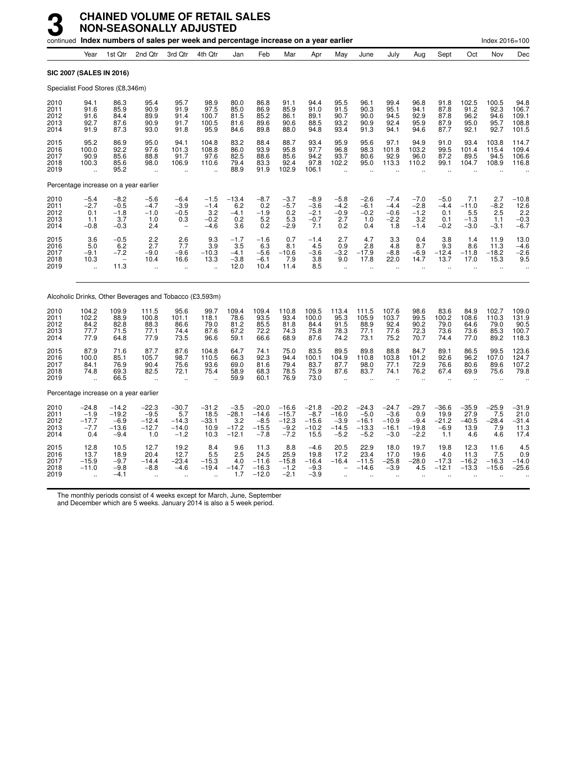# 3 CHAINED VOLUME OF RETAIL SALES NON-SEASONALLY ADJUSTED

continued **Index numbers of sales per week and percentage increase on a year earlier** Index 2016=100

| | Year | 1st Qtr | 2nd Qtr | 3rd Qtr | 4th Qtr | Jan | Feb | Mar | Apr | May | June | July | Aug | Sept | Oct | Nov | Dec |
|---|---|---|---|---|---|---|---|---|---|---|---|---|---|---|---|---|---|
| **SIC 2007 (SALES IN 2016)** | | | | | | | | | | | | | | | | | |
| Specialist Food Stores (£8,346m) | | | | | | | | | | | | | | | | | |
| 2010 | 94.1 | 86.3 | 95.4 | 95.7 | 98.9 | 80.0 | 86.8 | 91.1 | 94.4 | 95.5 | 96.1 | 99.4 | 96.8 | 91.8 | 102.5 | 100.5 | 94.8 |
| 2011 | 91.6 | 85.9 | 90.9 | 91.9 | 97.5 | 85.0 | 86.9 | 85.9 | 91.0 | 91.5 | 90.3 | 95.1 | 94.1 | 87.8 | 91.2 | 92.3 | 106.7 |
| 2012 | 91.6 | 84.4 | 89.9 | 91.4 | 100.7 | 81.5 | 85.2 | 86.1 | 89.1 | 90.7 | 90.0 | 94.5 | 92.9 | 87.8 | 96.2 | 94.6 | 109.1 |
| 2013 | 92.7 | 87.6 | 90.9 | 91.7 | 100.5 | 81.6 | 89.6 | 90.6 | 88.5 | 93.2 | 90.9 | 92.4 | 95.9 | 87.9 | 95.0 | 95.7 | 108.8 |
| 2014 | 91.9 | 87.3 | 93.0 | 91.8 | 95.9 | 84.6 | 89.8 | 88.0 | 94.8 | 93.4 | 91.3 | 94.1 | 94.6 | 87.7 | 92.1 | 92.7 | 101.5 |
| 2015 | 95.2 | 86.9 | 95.0 | 94.1 | 104.8 | 83.2 | 88.4 | 88.7 | 93.4 | 95.9 | 95.6 | 97.1 | 94.9 | 91.0 | 93.4 | 103.8 | 114.7 |
| 2016 | 100.0 | 92.2 | 97.6 | 101.3 | 108.8 | 86.0 | 93.9 | 95.8 | 97.7 | 96.8 | 98.3 | 101.8 | 103.2 | 99.5 | 101.4 | 115.4 | 109.4 |
| 2017 | 90.9 | 85.6 | 88.8 | 91.7 | 97.6 | 82.5 | 88.6 | 85.6 | 94.2 | 93.7 | 80.6 | 92.9 | 96.0 | 87.2 | 89.5 | 94.5 | 106.6 |
| 2018 | 100.3 | 85.6 | 98.0 | 106.9 | 110.6 | 79.4 | 83.3 | 92.4 | 97.8 | 102.2 | 95.0 | 113.3 | 110.2 | 99.1 | 104.7 | 108.9 | 116.8 |
| 2019 | .. | 95.2 | .. | .. | .. | 88.9 | 91.9 | 102.9 | 106.1 | .. | .. | .. | .. | .. | .. | .. | .. |
| Percentage increase on a year earlier | | | | | | | | | | | | | | | | | |
| 2010 | −5.4 | −8.2 | −5.6 | −6.4 | −1.5 | −13.4 | −8.7 | −3.7 | −8.9 | −5.8 | −2.6 | −7.4 | −7.0 | −5.0 | 7.1 | 2.7 | −10.8 |
| 2011 | −2.7 | −0.5 | −4.7 | −3.9 | −1.4 | 6.2 | 0.2 | −5.7 | −3.6 | −4.2 | −6.1 | −4.4 | −2.8 | −4.4 | −11.0 | −8.2 | 12.6 |
| 2012 | 0.1 | −1.8 | −1.0 | −0.5 | 3.2 | −4.1 | −1.9 | 0.2 | −2.1 | −0.9 | −0.2 | −0.6 | −1.2 | 0.1 | 5.5 | 2.5 | 2.2 |
| 2013 | 1.1 | 3.7 | 1.0 | 0.3 | −0.2 | 0.2 | 5.2 | 5.3 | −0.7 | 2.7 | 1.0 | −2.2 | 3.2 | 0.1 | −1.3 | 1.1 | −0.3 |
| 2014 | −0.8 | −0.3 | 2.4 | – | −4.6 | 3.6 | 0.2 | −2.9 | 7.1 | 0.2 | 0.4 | 1.8 | −1.4 | −0.2 | −3.0 | −3.1 | −6.7 |
| 2015 | 3.6 | −0.5 | 2.2 | 2.6 | 9.3 | −1.7 | −1.6 | 0.7 | −1.4 | 2.7 | 4.7 | 3.3 | 0.4 | 3.8 | 1.4 | 11.9 | 13.0 |
| 2016 | 5.0 | 6.2 | 2.7 | 7.7 | 3.9 | 3.5 | 6.3 | 8.1 | 4.5 | 0.9 | 2.8 | 4.8 | 8.7 | 9.3 | 8.6 | 11.3 | −4.6 |
| 2017 | −9.1 | −7.2 | −9.0 | −9.6 | −10.3 | −4.1 | −5.6 | −10.6 | −3.6 | −3.2 | −17.9 | −8.8 | −6.9 | −12.4 | −11.8 | −18.2 | −2.6 |
| 2018 | 10.3 | – | 10.4 | 16.6 | 13.3 | −3.8 | −6.1 | 7.9 | 3.8 | 9.0 | 17.8 | 22.0 | 14.7 | 13.7 | 17.0 | 15.3 | 9.5 |
| 2019 | .. | 11.3 | .. | .. | .. | 12.0 | 10.4 | 11.4 | 8.5 | .. | .. | .. | .. | .. | .. | .. | .. |
| Alcoholic Drinks, Other Beverages and Tobacco (£3,593m) | | | | | | | | | | | | | | | | | |
| 2010 | 104.2 | 109.9 | 111.5 | 95.6 | 99.7 | 109.4 | 109.4 | 110.8 | 109.5 | 113.4 | 111.5 | 107.6 | 98.6 | 83.6 | 84.9 | 102.7 | 109.0 |
| 2011 | 102.2 | 88.9 | 100.8 | 101.1 | 118.1 | 78.6 | 93.5 | 93.4 | 100.0 | 95.3 | 105.9 | 103.7 | 99.5 | 100.2 | 108.6 | 110.3 | 131.9 |
| 2012 | 84.2 | 82.8 | 88.3 | 86.6 | 79.0 | 81.2 | 85.5 | 81.8 | 84.4 | 91.5 | 88.9 | 92.4 | 90.2 | 79.0 | 64.6 | 79.0 | 90.5 |
| 2013 | 77.7 | 71.5 | 77.1 | 74.4 | 87.6 | 67.2 | 72.2 | 74.3 | 75.8 | 78.3 | 77.1 | 77.6 | 72.3 | 73.6 | 73.6 | 85.3 | 100.7 |
| 2014 | 77.9 | 64.8 | 77.9 | 73.5 | 96.6 | 59.1 | 66.6 | 68.9 | 87.6 | 74.2 | 73.1 | 75.2 | 70.7 | 74.4 | 77.0 | 89.2 | 118.3 |
| 2015 | 87.9 | 71.6 | 87.7 | 87.6 | 104.8 | 64.7 | 74.1 | 75.0 | 83.5 | 89.5 | 89.8 | 88.8 | 84.7 | 89.1 | 86.5 | 99.5 | 123.6 |
| 2016 | 100.0 | 85.1 | 105.7 | 98.7 | 110.5 | 66.3 | 92.3 | 94.4 | 100.1 | 104.9 | 110.8 | 103.8 | 101.2 | 92.6 | 96.2 | 107.0 | 124.7 |
| 2017 | 84.1 | 76.9 | 90.4 | 75.6 | 93.6 | 69.0 | 81.6 | 79.4 | 83.7 | 87.7 | 98.0 | 77.1 | 72.9 | 76.6 | 80.6 | 89.6 | 107.2 |
| 2018 | 74.8 | 69.3 | 82.5 | 72.1 | 75.4 | 58.9 | 68.3 | 78.5 | 75.9 | 87.6 | 83.7 | 74.1 | 76.2 | 67.4 | 69.9 | 75.6 | 79.8 |
| 2019 | .. | 66.5 | .. | .. | .. | 59.9 | 60.1 | 76.9 | 73.0 | .. | .. | .. | .. | .. | .. | .. | .. |
| Percentage increase on a year earlier | | | | | | | | | | | | | | | | | |
| 2010 | −24.8 | −14.2 | −22.3 | −30.7 | −31.2 | −3.5 | −20.0 | −16.6 | −21.8 | −20.2 | −24.3 | −24.7 | −29.7 | −36.6 | −35.9 | −25.9 | −31.9 |
| 2011 | −1.9 | −19.2 | −9.5 | 5.7 | 18.5 | −28.1 | −14.6 | −15.7 | −8.7 | −16.0 | −5.0 | −3.6 | 0.9 | 19.9 | 27.9 | 7.5 | 21.0 |
| 2012 | −17.7 | −6.9 | −12.4 | −14.3 | −33.1 | 3.2 | −8.5 | −12.3 | −15.6 | −3.9 | −16.1 | −10.9 | −9.4 | −21.2 | −40.5 | −28.4 | −31.4 |
| 2013 | −7.7 | −13.6 | −12.7 | −14.0 | 10.9 | −17.2 | −15.5 | −9.2 | −10.2 | −14.5 | −13.3 | −16.1 | −19.8 | −6.9 | 13.9 | 7.9 | 11.3 |
| 2014 | 0.4 | −9.4 | 1.0 | −1.2 | 10.3 | −12.1 | −7.8 | −7.2 | 15.5 | −5.2 | −5.2 | −3.0 | −2.2 | 1.1 | 4.6 | 4.6 | 17.4 |
| 2015 | 12.8 | 10.5 | 12.7 | 19.2 | 8.4 | 9.6 | 11.3 | 8.8 | −4.6 | 20.5 | 22.9 | 18.0 | 19.7 | 19.8 | 12.3 | 11.6 | 4.5 |
| 2016 | 13.7 | 18.9 | 20.4 | 12.7 | 5.5 | 2.5 | 24.5 | 25.9 | 19.8 | 17.2 | 23.4 | 17.0 | 19.6 | 4.0 | 11.3 | 7.5 | 0.9 |
| 2017 | −15.9 | −9.7 | −14.4 | −23.4 | −15.3 | 4.0 | −11.6 | −15.8 | −16.4 | −16.4 | −11.5 | −25.8 | −28.0 | −17.3 | −16.2 | −16.3 | −14.0 |
| 2018 | −11.0 | −9.8 | −8.8 | −4.6 | −19.4 | −14.7 | −16.3 | −1.2 | −9.3 | – | −14.6 | −3.9 | 4.5 | −12.1 | −13.3 | −15.6 | −25.6 |
| 2019 | .. | −4.1 | .. | .. | .. | 1.7 | −12.0 | −2.1 | −3.9 | .. | .. | .. | .. | .. | .. | .. | .. |

The monthly periods consist of 4 weeks except for March, June, September and December which are 5 weeks. January 2014 is also a 5 week period.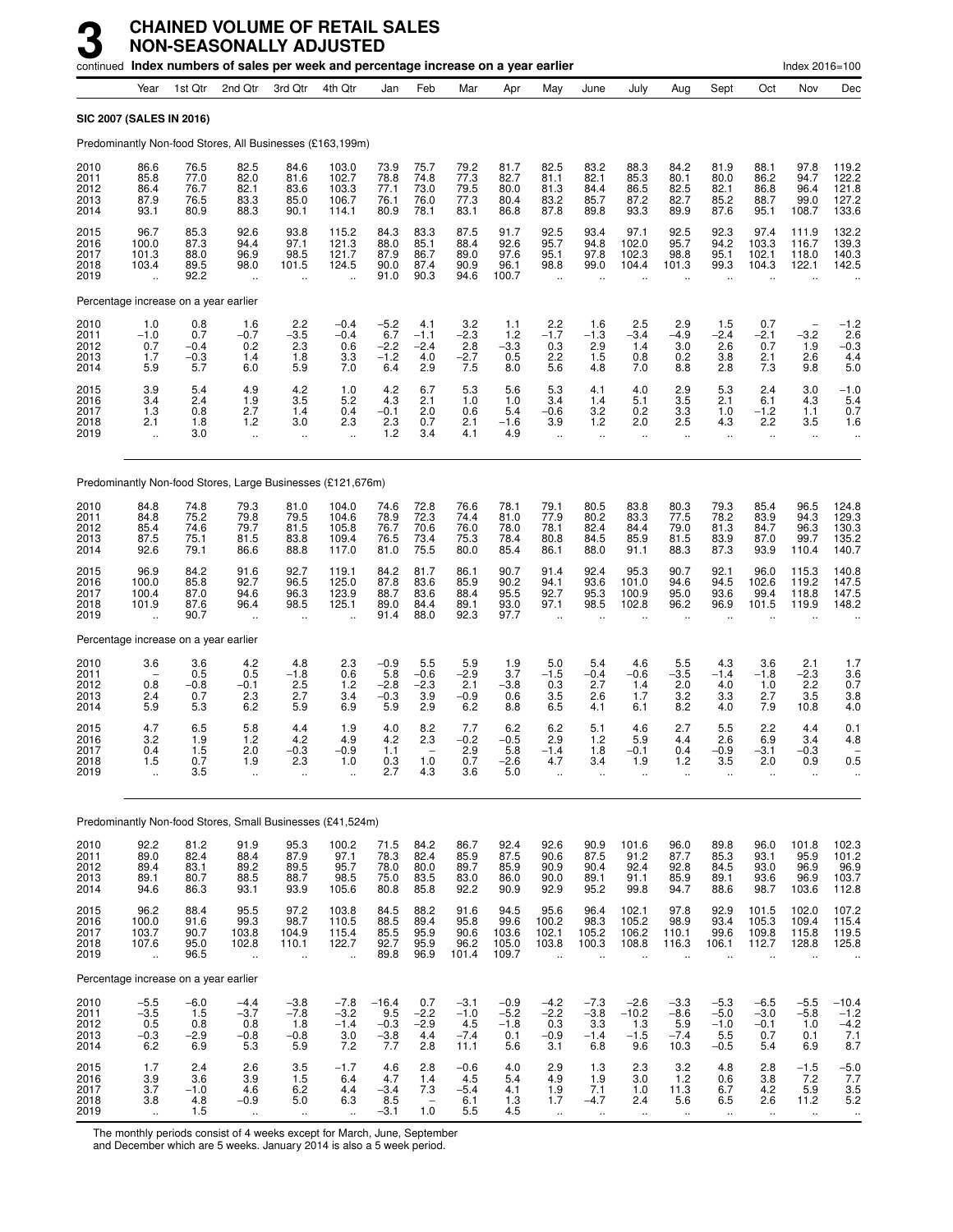# 3 CHAINED VOLUME OF RETAIL SALES NON-SEASONALLY ADJUSTED

continued **Index numbers of sales per week and percentage increase on a year earlier** Index 2016=100

**SIC 2007 (SALES IN 2016)**

Predominantly Non-food Stores, All Businesses (£163,199m)

| | Year | 1st Qtr | 2nd Qtr | 3rd Qtr | 4th Qtr | Jan | Feb | Mar | Apr | May | June | July | Aug | Sept | Oct | Nov | Dec |
|---|---|---|---|---|---|---|---|---|---|---|---|---|---|---|---|---|---|
| 2010 | 86.6 | 76.5 | 82.5 | 84.6 | 103.0 | 73.9 | 75.7 | 79.2 | 81.7 | 82.5 | 83.2 | 88.3 | 84.2 | 81.9 | 88.1 | 97.8 | 119.2 |
| 2011 | 85.8 | 77.0 | 82.0 | 81.6 | 102.7 | 78.8 | 74.8 | 77.3 | 82.7 | 81.1 | 82.1 | 85.3 | 80.1 | 80.0 | 86.2 | 94.7 | 122.2 |
| 2012 | 86.4 | 76.7 | 82.1 | 83.6 | 103.3 | 77.1 | 73.0 | 79.5 | 80.0 | 81.3 | 84.4 | 86.5 | 82.5 | 82.1 | 86.8 | 96.4 | 121.8 |
| 2013 | 87.9 | 76.5 | 83.3 | 85.0 | 106.7 | 76.1 | 76.0 | 77.3 | 80.4 | 83.2 | 85.7 | 87.2 | 82.7 | 85.2 | 88.7 | 99.0 | 127.2 |
| 2014 | 93.1 | 80.9 | 88.3 | 90.1 | 114.1 | 80.9 | 78.1 | 83.1 | 86.8 | 87.8 | 89.8 | 93.3 | 89.9 | 87.6 | 95.1 | 108.7 | 133.6 |
| 2015 | 96.7 | 85.3 | 92.6 | 93.8 | 115.2 | 84.3 | 83.3 | 87.5 | 91.7 | 92.5 | 93.4 | 97.1 | 92.5 | 92.3 | 97.4 | 111.9 | 132.2 |
| 2016 | 100.0 | 87.3 | 94.4 | 97.1 | 121.3 | 88.0 | 85.1 | 88.4 | 92.6 | 95.7 | 94.8 | 102.0 | 95.7 | 94.2 | 103.3 | 116.7 | 139.3 |
| 2017 | 101.3 | 88.0 | 96.9 | 98.5 | 121.7 | 87.9 | 86.7 | 89.0 | 97.6 | 95.1 | 97.8 | 102.3 | 98.8 | 95.1 | 102.1 | 118.0 | 140.3 |
| 2018 | 103.4 | 89.5 | 98.0 | 101.5 | 124.5 | 90.0 | 87.4 | 90.9 | 96.1 | 98.8 | 99.0 | 104.4 | 101.3 | 99.3 | 104.3 | 122.1 | 142.5 |
| 2019 | .. | 92.2 | .. | .. | .. | 91.0 | 90.3 | 94.6 | 100.7 | .. | .. | .. | .. | .. | .. | .. | .. |

Percentage increase on a year earlier

| | Year | 1st Qtr | 2nd Qtr | 3rd Qtr | 4th Qtr | Jan | Feb | Mar | Apr | May | June | July | Aug | Sept | Oct | Nov | Dec |
|---|---|---|---|---|---|---|---|---|---|---|---|---|---|---|---|---|---|
| 2010 | 1.0 | 0.8 | 1.6 | 2.2 | −0.4 | −5.2 | 4.1 | 3.2 | 1.1 | 2.2 | 1.6 | 2.5 | 2.9 | 1.5 | 0.7 | – | −1.2 |
| 2011 | −1.0 | 0.7 | −0.7 | −3.5 | −0.4 | 6.7 | −1.1 | −2.3 | 1.2 | −1.7 | −1.3 | −3.4 | −4.9 | −2.4 | −2.1 | −3.2 | 2.6 |
| 2012 | 0.7 | −0.4 | 0.2 | 2.3 | 0.6 | −2.2 | −2.4 | 2.8 | −3.3 | 0.3 | 2.9 | 1.4 | 3.0 | 2.6 | 0.7 | 1.9 | −0.3 |
| 2013 | 1.7 | −0.3 | 1.4 | 1.8 | 3.3 | −1.2 | 4.0 | −2.7 | 0.5 | 2.2 | 1.5 | 0.8 | 0.2 | 3.8 | 2.1 | 2.6 | 4.4 |
| 2014 | 5.9 | 5.7 | 6.0 | 5.9 | 7.0 | 6.4 | 2.9 | 7.5 | 8.0 | 5.6 | 4.8 | 7.0 | 8.8 | 2.8 | 7.3 | 9.8 | 5.0 |
| 2015 | 3.9 | 5.4 | 4.9 | 4.2 | 1.0 | 4.2 | 6.7 | 5.3 | 5.6 | 5.3 | 4.1 | 4.0 | 2.9 | 5.3 | 2.4 | 3.0 | −1.0 |
| 2016 | 3.4 | 2.4 | 1.9 | 3.5 | 5.2 | 4.3 | 2.1 | 1.0 | 1.0 | 3.4 | 1.4 | 5.1 | 3.5 | 2.1 | 6.1 | 4.3 | 5.4 |
| 2017 | 1.3 | 0.8 | 2.7 | 1.4 | 0.4 | −0.1 | 2.0 | 0.6 | 5.4 | −0.6 | 3.2 | 0.2 | 3.3 | 1.0 | −1.2 | 1.1 | 0.7 |
| 2018 | 2.1 | 1.8 | 1.2 | 3.0 | 2.3 | 2.3 | 0.7 | 2.1 | −1.6 | 3.9 | 1.2 | 2.0 | 2.5 | 4.3 | 2.2 | 3.5 | 1.6 |
| 2019 | .. | 3.0 | .. | .. | .. | 1.2 | 3.4 | 4.1 | 4.9 | .. | .. | .. | .. | .. | .. | .. | .. |

Predominantly Non-food Stores, Large Businesses (£121,676m)

| | Year | 1st Qtr | 2nd Qtr | 3rd Qtr | 4th Qtr | Jan | Feb | Mar | Apr | May | June | July | Aug | Sept | Oct | Nov | Dec |
|---|---|---|---|---|---|---|---|---|---|---|---|---|---|---|---|---|---|
| 2010 | 84.8 | 74.8 | 79.3 | 81.0 | 104.0 | 74.6 | 72.8 | 76.6 | 78.1 | 79.1 | 80.5 | 83.8 | 80.3 | 79.3 | 85.4 | 96.5 | 124.8 |
| 2011 | 84.8 | 75.2 | 79.8 | 79.5 | 104.6 | 78.9 | 72.3 | 74.4 | 81.0 | 77.9 | 80.2 | 83.3 | 77.5 | 78.2 | 83.9 | 94.3 | 129.3 |
| 2012 | 85.4 | 74.6 | 79.7 | 81.5 | 105.8 | 76.7 | 70.6 | 76.0 | 78.0 | 78.1 | 82.4 | 84.4 | 79.0 | 81.3 | 84.7 | 96.3 | 130.3 |
| 2013 | 87.5 | 75.1 | 81.5 | 83.8 | 109.4 | 76.5 | 73.4 | 75.3 | 78.4 | 80.8 | 84.5 | 85.9 | 81.5 | 83.9 | 87.0 | 99.7 | 135.2 |
| 2014 | 92.6 | 79.1 | 86.6 | 88.8 | 117.0 | 81.0 | 75.5 | 80.0 | 85.4 | 86.1 | 88.0 | 91.1 | 88.3 | 87.3 | 93.9 | 110.4 | 140.7 |
| 2015 | 96.9 | 84.2 | 91.6 | 92.7 | 119.1 | 84.2 | 81.7 | 86.1 | 90.7 | 91.4 | 92.4 | 95.3 | 90.7 | 92.1 | 96.0 | 115.3 | 140.8 |
| 2016 | 100.0 | 85.8 | 92.7 | 96.5 | 125.0 | 87.8 | 83.6 | 85.9 | 90.2 | 94.1 | 93.6 | 101.0 | 94.6 | 94.5 | 102.6 | 119.2 | 147.5 |
| 2017 | 100.4 | 87.0 | 94.6 | 96.3 | 123.9 | 88.7 | 83.6 | 88.4 | 95.5 | 92.7 | 95.3 | 100.9 | 95.0 | 93.6 | 99.4 | 118.8 | 147.5 |
| 2018 | 101.9 | 87.6 | 96.4 | 98.5 | 125.1 | 89.0 | 84.4 | 89.1 | 93.0 | 97.1 | 98.5 | 102.8 | 96.2 | 96.9 | 101.5 | 119.9 | 148.2 |
| 2019 | .. | 90.7 | .. | .. | .. | 91.4 | 88.0 | 92.3 | 97.7 | .. | .. | .. | .. | .. | .. | .. | .. |

Percentage increase on a year earlier

| | Year | 1st Qtr | 2nd Qtr | 3rd Qtr | 4th Qtr | Jan | Feb | Mar | Apr | May | June | July | Aug | Sept | Oct | Nov | Dec |
|---|---|---|---|---|---|---|---|---|---|---|---|---|---|---|---|---|---|
| 2010 | 3.6 | 3.6 | 4.2 | 4.8 | 2.3 | −0.9 | 5.5 | 5.9 | 1.9 | 5.0 | 5.4 | 4.6 | 5.5 | 4.3 | 3.6 | 2.1 | 1.7 |
| 2011 | – | 0.5 | 0.5 | −1.8 | 0.6 | 5.8 | −0.6 | −2.9 | 3.7 | −1.5 | −0.4 | −0.6 | −3.5 | −1.4 | −1.8 | −2.3 | 3.6 |
| 2012 | 0.8 | −0.8 | −0.1 | 2.5 | 1.2 | −2.8 | −2.3 | 2.1 | −3.8 | 0.3 | 2.7 | 1.4 | 2.0 | 4.0 | 1.0 | 2.2 | 0.7 |
| 2013 | 2.4 | 0.7 | 2.3 | 2.7 | 3.4 | −0.3 | 3.9 | −0.9 | 0.6 | 3.5 | 2.6 | 1.7 | 3.2 | 3.3 | 2.7 | 3.5 | 3.8 |
| 2014 | 5.9 | 5.3 | 6.2 | 5.9 | 6.9 | 5.9 | 2.9 | 6.2 | 8.8 | 6.5 | 4.1 | 6.1 | 8.2 | 4.0 | 7.9 | 10.8 | 4.0 |
| 2015 | 4.7 | 6.5 | 5.8 | 4.4 | 1.9 | 4.0 | 8.2 | 7.7 | 6.2 | 6.2 | 5.1 | 4.6 | 2.7 | 5.5 | 2.2 | 4.4 | 0.1 |
| 2016 | 3.2 | 1.9 | 1.2 | 4.2 | 4.9 | 4.2 | 2.3 | −0.2 | −0.5 | 2.9 | 1.2 | 5.9 | 4.4 | 2.6 | 6.9 | 3.4 | 4.8 |
| 2017 | 0.4 | 1.5 | 2.0 | −0.3 | −0.9 | 1.1 | – | 2.9 | 5.8 | −1.4 | 1.8 | −0.1 | 0.4 | −0.9 | −3.1 | −0.3 | – |
| 2018 | 1.5 | 0.7 | 1.9 | 2.3 | 1.0 | 0.3 | 1.0 | 0.7 | −2.6 | 4.7 | 3.4 | 1.9 | 1.2 | 3.5 | 2.0 | 0.9 | 0.5 |
| 2019 | .. | 3.5 | .. | .. | .. | 2.7 | 4.3 | 3.6 | 5.0 | .. | .. | .. | .. | .. | .. | .. | .. |

Predominantly Non-food Stores, Small Businesses (£41,524m)

| | Year | 1st Qtr | 2nd Qtr | 3rd Qtr | 4th Qtr | Jan | Feb | Mar | Apr | May | June | July | Aug | Sept | Oct | Nov | Dec |
|---|---|---|---|---|---|---|---|---|---|---|---|---|---|---|---|---|---|
| 2010 | 92.2 | 81.2 | 91.9 | 95.3 | 100.2 | 71.5 | 84.2 | 86.7 | 92.4 | 92.6 | 90.9 | 101.6 | 96.0 | 89.8 | 96.0 | 101.8 | 102.3 |
| 2011 | 89.0 | 82.4 | 88.4 | 87.9 | 97.1 | 78.3 | 82.4 | 85.9 | 87.5 | 90.6 | 87.5 | 91.2 | 87.7 | 85.3 | 93.1 | 95.9 | 101.2 |
| 2012 | 89.4 | 83.1 | 89.2 | 89.5 | 95.7 | 78.0 | 80.0 | 89.7 | 85.9 | 90.9 | 90.4 | 92.4 | 92.8 | 84.5 | 93.0 | 96.9 | 96.9 |
| 2013 | 89.1 | 80.7 | 88.5 | 88.7 | 98.5 | 75.0 | 83.5 | 83.0 | 86.0 | 90.0 | 89.1 | 91.1 | 85.9 | 89.1 | 93.6 | 96.9 | 103.7 |
| 2014 | 94.6 | 86.3 | 93.1 | 93.9 | 105.6 | 80.8 | 85.8 | 92.2 | 90.9 | 92.9 | 95.2 | 99.8 | 94.7 | 88.6 | 98.7 | 103.6 | 112.8 |
| 2015 | 96.2 | 88.4 | 95.5 | 97.2 | 103.8 | 84.5 | 88.2 | 91.6 | 94.5 | 95.6 | 96.4 | 102.1 | 97.8 | 92.9 | 101.5 | 102.0 | 107.2 |
| 2016 | 100.0 | 91.6 | 99.3 | 98.7 | 110.5 | 88.5 | 89.4 | 95.8 | 99.6 | 100.2 | 98.3 | 105.2 | 98.9 | 93.4 | 105.3 | 109.4 | 115.4 |
| 2017 | 103.7 | 90.7 | 103.8 | 104.9 | 115.4 | 85.5 | 95.9 | 90.6 | 103.6 | 102.1 | 105.2 | 106.2 | 110.1 | 99.6 | 109.8 | 115.8 | 119.5 |
| 2018 | 107.6 | 95.0 | 102.8 | 110.1 | 122.7 | 92.7 | 95.9 | 96.2 | 105.0 | 103.8 | 100.3 | 108.8 | 116.3 | 106.1 | 112.7 | 128.8 | 125.8 |
| 2019 | .. | 96.5 | .. | .. | .. | 89.8 | 96.9 | 101.4 | 109.7 | .. | .. | .. | .. | .. | .. | .. | .. |

Percentage increase on a year earlier

| | Year | 1st Qtr | 2nd Qtr | 3rd Qtr | 4th Qtr | Jan | Feb | Mar | Apr | May | June | July | Aug | Sept | Oct | Nov | Dec |
|---|---|---|---|---|---|---|---|---|---|---|---|---|---|---|---|---|---|
| 2010 | −5.5 | −6.0 | −4.4 | −3.8 | −7.8 | −16.4 | 0.7 | −3.1 | −0.9 | −4.2 | −7.3 | −2.6 | −3.3 | −5.3 | −6.5 | −5.5 | −10.4 |
| 2011 | −3.5 | 1.5 | −3.7 | −7.8 | −3.2 | 9.5 | −2.2 | −1.0 | −5.2 | −2.2 | −3.8 | −10.2 | −8.6 | −5.0 | −3.0 | −5.8 | −1.2 |
| 2012 | 0.5 | 0.8 | 0.8 | 1.8 | −1.4 | −0.3 | −2.9 | 4.5 | −1.8 | 0.3 | 3.3 | 1.3 | 5.9 | −1.0 | −0.1 | 1.0 | −4.2 |
| 2013 | −0.3 | −2.9 | −0.8 | −0.8 | 3.0 | −3.8 | 4.4 | −7.4 | 0.1 | −0.9 | −1.4 | −1.5 | −7.4 | 5.5 | 0.7 | 0.1 | 7.1 |
| 2014 | 6.2 | 6.9 | 5.3 | 5.9 | 7.2 | 7.7 | 2.8 | 11.1 | 5.6 | 3.1 | 6.8 | 9.6 | 10.3 | −0.5 | 5.4 | 6.9 | 8.7 |
| 2015 | 1.7 | 2.4 | 2.6 | 3.5 | −1.7 | 4.6 | 2.8 | −0.6 | 4.0 | 2.9 | 1.3 | 2.3 | 3.2 | 4.8 | 2.8 | −1.5 | −5.0 |
| 2016 | 3.9 | 3.6 | 3.9 | 1.5 | 6.4 | 4.7 | 1.4 | 4.5 | 5.4 | 4.9 | 1.9 | 3.0 | 1.2 | 0.6 | 3.8 | 7.2 | 7.7 |
| 2017 | 3.7 | −1.0 | 4.6 | 6.2 | 4.4 | −3.4 | 7.3 | −5.4 | 4.1 | 1.9 | 7.1 | 1.0 | 11.3 | 6.7 | 4.2 | 5.9 | 3.5 |
| 2018 | 3.8 | 4.8 | −0.9 | 5.0 | 6.3 | 8.5 | – | 6.1 | 1.3 | 1.7 | −4.7 | 2.4 | 5.6 | 6.5 | 2.6 | 11.2 | 5.2 |
| 2019 | .. | 1.5 | .. | .. | .. | −3.1 | 1.0 | 5.5 | 4.5 | .. | .. | .. | .. | .. | .. | .. | .. |

The monthly periods consist of 4 weeks except for March, June, September and December which are 5 weeks. January 2014 is also a 5 week period.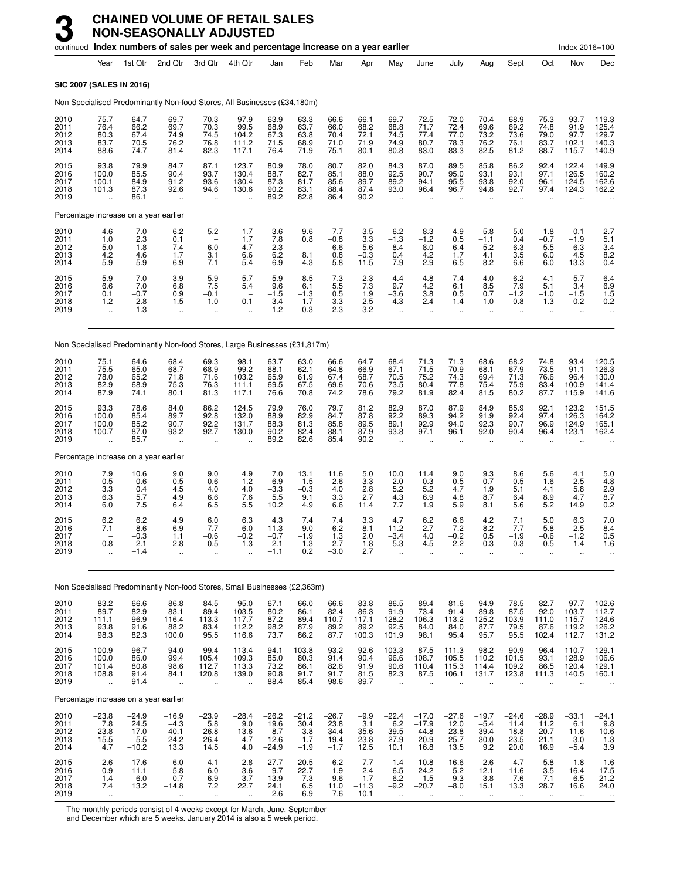# 3 CHAINED VOLUME OF RETAIL SALES NON-SEASONALLY ADJUSTED

continued **Index numbers of sales per week and percentage increase on a year earlier** Index 2016=100

| | Year | 1st Qtr | 2nd Qtr | 3rd Qtr | 4th Qtr | Jan | Feb | Mar | Apr | May | June | July | Aug | Sept | Oct | Nov | Dec |
|---|---|---|---|---|---|---|---|---|---|---|---|---|---|---|---|---|---|
| **SIC 2007 (SALES IN 2016)** | | | | | | | | | | | | | | | | | |
| Non Specialised Predominantly Non-food Stores, All Businesses (£34,180m) | | | | | | | | | | | | | | | | | |
| 2010 | 75.7 | 64.7 | 69.7 | 70.3 | 97.9 | 63.9 | 63.3 | 66.6 | 66.1 | 69.7 | 72.5 | 72.0 | 70.4 | 68.9 | 75.3 | 93.7 | 119.3 |
| 2011 | 76.4 | 66.2 | 69.7 | 70.3 | 99.5 | 68.9 | 63.7 | 66.0 | 68.2 | 68.8 | 71.7 | 72.4 | 69.6 | 69.2 | 74.8 | 91.9 | 125.4 |
| 2012 | 80.3 | 67.4 | 74.9 | 74.5 | 104.2 | 67.3 | 63.8 | 70.4 | 72.1 | 74.5 | 77.4 | 77.0 | 73.2 | 73.6 | 79.0 | 97.7 | 129.7 |
| 2013 | 83.7 | 70.5 | 76.2 | 76.8 | 111.2 | 71.5 | 68.9 | 71.0 | 71.9 | 74.9 | 80.7 | 78.3 | 76.2 | 76.1 | 83.7 | 102.1 | 140.3 |
| 2014 | 88.6 | 74.7 | 81.4 | 82.3 | 117.1 | 76.4 | 71.9 | 75.1 | 80.1 | 80.8 | 83.0 | 83.3 | 82.5 | 81.2 | 88.7 | 115.7 | 140.9 |
| 2015 | 93.8 | 79.9 | 84.7 | 87.1 | 123.7 | 80.9 | 78.0 | 80.7 | 82.0 | 84.3 | 87.0 | 89.5 | 85.8 | 86.2 | 92.4 | 122.4 | 149.9 |
| 2016 | 100.0 | 85.5 | 90.4 | 93.7 | 130.4 | 88.7 | 82.7 | 85.1 | 88.0 | 92.5 | 90.7 | 95.0 | 93.1 | 93.1 | 97.1 | 126.5 | 160.2 |
| 2017 | 100.1 | 84.9 | 91.2 | 93.6 | 130.4 | 87.3 | 81.7 | 85.6 | 89.7 | 89.2 | 94.1 | 95.5 | 93.8 | 92.0 | 96.1 | 124.5 | 162.6 |
| 2018 | 101.3 | 87.3 | 92.6 | 94.6 | 130.6 | 90.2 | 83.1 | 88.4 | 87.4 | 93.0 | 96.4 | 96.7 | 94.8 | 92.7 | 97.4 | 124.3 | 162.2 |
| 2019 | .. | 86.1 | .. | .. | .. | 89.2 | 82.8 | 86.4 | 90.2 | .. | .. | .. | .. | .. | .. | .. | .. |
| Percentage increase on a year earlier | | | | | | | | | | | | | | | | | |
| 2010 | 4.6 | 7.0 | 6.2 | 5.2 | 1.7 | 3.6 | 9.6 | 7.7 | 3.5 | 6.2 | 8.3 | 4.9 | 5.8 | 5.0 | 1.8 | 0.1 | 2.7 |
| 2011 | 1.0 | 2.3 | 0.1 | – | 1.7 | 7.8 | 0.8 | −0.8 | 3.3 | −1.3 | −1.2 | 0.5 | −1.1 | 0.4 | −0.7 | −1.9 | 5.1 |
| 2012 | 5.0 | 1.8 | 7.4 | 6.0 | 4.7 | −2.3 | – | 6.6 | 5.6 | 8.4 | 8.0 | 6.4 | 5.2 | 6.3 | 5.5 | 6.3 | 3.4 |
| 2013 | 4.2 | 4.6 | 1.7 | 3.1 | 6.6 | 6.2 | 8.1 | 0.8 | −0.3 | 0.4 | 4.2 | 1.7 | 4.1 | 3.5 | 6.0 | 4.5 | 8.2 |
| 2014 | 5.9 | 5.9 | 6.9 | 7.1 | 5.4 | 6.9 | 4.3 | 5.8 | 11.5 | 7.9 | 2.9 | 6.5 | 8.2 | 6.6 | 6.0 | 13.3 | 0.4 |
| 2015 | 5.9 | 7.0 | 3.9 | 5.9 | 5.7 | 5.9 | 8.5 | 7.3 | 2.3 | 4.4 | 4.8 | 7.4 | 4.0 | 6.2 | 4.1 | 5.7 | 6.4 |
| 2016 | 6.6 | 7.0 | 6.8 | 7.5 | 5.4 | 9.6 | 6.1 | 5.5 | 7.3 | 9.7 | 4.2 | 6.1 | 8.5 | 7.9 | 5.1 | 3.4 | 6.9 |
| 2017 | 0.1 | −0.7 | 0.9 | −0.1 | – | −1.5 | −1.3 | 0.5 | 1.9 | −3.6 | 3.8 | 0.5 | 0.7 | −1.2 | −1.0 | −1.5 | 1.5 |
| 2018 | 1.2 | 2.8 | 1.5 | 1.0 | 0.1 | 3.4 | 1.7 | 3.3 | −2.5 | 4.3 | 2.4 | 1.4 | 1.0 | 0.8 | 1.3 | −0.2 | −0.2 |
| 2019 | .. | −1.3 | .. | .. | .. | −1.2 | −0.3 | −2.3 | 3.2 | .. | .. | .. | .. | .. | .. | .. | .. |
| Non Specialised Predominantly Non-food Stores, Large Businesses (£31,817m) | | | | | | | | | | | | | | | | | |
| 2010 | 75.1 | 64.6 | 68.4 | 69.3 | 98.1 | 63.7 | 63.0 | 66.6 | 64.7 | 68.4 | 71.3 | 71.3 | 68.6 | 68.2 | 74.8 | 93.4 | 120.5 |
| 2011 | 75.5 | 65.0 | 68.7 | 68.9 | 99.2 | 68.1 | 62.1 | 64.8 | 66.9 | 67.1 | 71.5 | 70.9 | 68.1 | 67.9 | 73.5 | 91.1 | 126.3 |
| 2012 | 78.0 | 65.2 | 71.8 | 71.6 | 103.2 | 65.9 | 61.9 | 67.4 | 68.7 | 70.5 | 75.2 | 74.3 | 69.4 | 71.3 | 76.6 | 96.4 | 130.0 |
| 2013 | 82.9 | 68.9 | 75.3 | 76.3 | 111.1 | 69.5 | 67.5 | 69.6 | 70.6 | 73.5 | 80.4 | 77.8 | 75.4 | 75.9 | 83.4 | 100.9 | 141.4 |
| 2014 | 87.9 | 74.1 | 80.1 | 81.3 | 117.1 | 76.6 | 70.8 | 74.2 | 78.6 | 79.2 | 81.9 | 82.4 | 81.5 | 80.2 | 87.7 | 115.9 | 141.6 |
| 2015 | 93.3 | 78.6 | 84.0 | 86.2 | 124.5 | 79.9 | 76.0 | 79.7 | 81.2 | 82.9 | 87.0 | 87.9 | 84.9 | 85.9 | 92.1 | 123.2 | 151.5 |
| 2016 | 100.0 | 85.4 | 89.7 | 92.8 | 132.0 | 88.9 | 82.9 | 84.7 | 87.8 | 92.2 | 89.3 | 94.2 | 91.9 | 92.4 | 97.4 | 126.3 | 164.2 |
| 2017 | 100.0 | 85.2 | 90.7 | 92.2 | 131.7 | 88.3 | 81.3 | 85.8 | 89.5 | 89.1 | 92.9 | 94.0 | 92.3 | 90.7 | 96.9 | 124.9 | 165.1 |
| 2018 | 100.7 | 87.0 | 93.2 | 92.7 | 130.0 | 90.2 | 82.4 | 88.1 | 87.9 | 93.8 | 97.1 | 96.1 | 92.0 | 90.4 | 96.4 | 123.1 | 162.4 |
| 2019 | .. | 85.7 | .. | .. | .. | 89.2 | 82.6 | 85.4 | 90.2 | .. | .. | .. | .. | .. | .. | .. | .. |
| Percentage increase on a year earlier | | | | | | | | | | | | | | | | | |
| 2010 | 7.9 | 10.6 | 9.0 | 9.0 | 4.9 | 7.0 | 13.1 | 11.6 | 5.0 | 10.0 | 11.4 | 9.0 | 9.3 | 8.6 | 5.6 | 4.1 | 5.0 |
| 2011 | 0.5 | 0.6 | 0.5 | −0.6 | 1.2 | 6.9 | −1.5 | −2.6 | 3.3 | −2.0 | 0.3 | −0.5 | −0.7 | −0.5 | −1.6 | −2.5 | 4.8 |
| 2012 | 3.3 | 0.4 | 4.5 | 4.0 | 4.0 | −3.3 | −0.3 | 4.0 | 2.8 | 5.2 | 5.2 | 4.7 | 1.9 | 5.1 | 4.1 | 5.8 | 2.9 |
| 2013 | 6.3 | 5.7 | 4.9 | 6.6 | 7.6 | 5.5 | 9.1 | 3.3 | 2.7 | 4.3 | 6.9 | 4.8 | 8.7 | 6.4 | 8.9 | 4.7 | 8.7 |
| 2014 | 6.0 | 7.5 | 6.4 | 6.5 | 5.5 | 10.2 | 4.9 | 6.6 | 11.4 | 7.7 | 1.9 | 5.9 | 8.1 | 5.6 | 5.2 | 14.9 | 0.2 |
| 2015 | 6.2 | 6.2 | 4.9 | 6.0 | 6.3 | 4.3 | 7.4 | 7.4 | 3.3 | 4.7 | 6.2 | 6.6 | 4.2 | 7.1 | 5.0 | 6.3 | 7.0 |
| 2016 | 7.1 | 8.6 | 6.9 | 7.7 | 6.0 | 11.3 | 9.0 | 6.2 | 8.1 | 11.2 | 2.7 | 7.2 | 8.2 | 7.7 | 5.8 | 2.5 | 8.4 |
| 2017 | – | −0.3 | 1.1 | −0.6 | −0.2 | −0.7 | −1.9 | 1.3 | 2.0 | −3.4 | 4.0 | −0.2 | 0.5 | −1.9 | −0.6 | −1.2 | 0.5 |
| 2018 | 0.8 | 2.1 | 2.8 | 0.5 | −1.3 | 2.1 | 1.3 | 2.7 | −1.8 | 5.3 | 4.5 | 2.2 | −0.3 | −0.3 | −0.5 | −1.4 | −1.6 |
| 2019 | .. | −1.4 | .. | .. | .. | −1.1 | 0.2 | −3.0 | 2.7 | .. | .. | .. | .. | .. | .. | .. | .. |
| Non Specialised Predominantly Non-food Stores, Small Businesses (£2,363m) | | | | | | | | | | | | | | | | | |
| 2010 | 83.2 | 66.6 | 86.8 | 84.5 | 95.0 | 67.1 | 66.0 | 66.6 | 83.8 | 86.5 | 89.4 | 81.6 | 94.9 | 78.5 | 82.7 | 97.7 | 102.6 |
| 2011 | 89.7 | 82.9 | 83.1 | 89.4 | 103.5 | 80.2 | 86.1 | 82.4 | 86.3 | 91.9 | 73.4 | 91.4 | 89.8 | 87.5 | 92.0 | 103.7 | 112.7 |
| 2012 | 111.1 | 96.9 | 116.4 | 113.3 | 117.7 | 87.2 | 89.4 | 110.7 | 117.1 | 128.2 | 106.3 | 113.2 | 125.2 | 103.9 | 111.0 | 115.7 | 124.6 |
| 2013 | 93.8 | 91.6 | 88.2 | 83.4 | 112.2 | 98.2 | 87.9 | 89.2 | 89.2 | 92.5 | 84.0 | 84.0 | 87.7 | 79.5 | 87.6 | 119.2 | 126.2 |
| 2014 | 98.3 | 82.3 | 100.0 | 95.5 | 116.6 | 73.7 | 86.2 | 87.7 | 100.3 | 101.9 | 98.1 | 95.4 | 95.7 | 95.5 | 102.4 | 112.7 | 131.2 |
| 2015 | 100.9 | 96.7 | 94.0 | 99.4 | 113.4 | 94.1 | 103.8 | 93.2 | 92.6 | 103.3 | 87.5 | 111.3 | 98.2 | 90.9 | 96.4 | 110.7 | 129.1 |
| 2016 | 100.0 | 86.0 | 99.4 | 105.4 | 109.3 | 85.0 | 80.3 | 91.4 | 90.4 | 96.6 | 108.7 | 105.5 | 110.2 | 101.5 | 93.1 | 128.9 | 106.6 |
| 2017 | 101.4 | 80.8 | 98.6 | 112.7 | 113.3 | 73.2 | 86.1 | 82.6 | 91.9 | 90.6 | 110.4 | 115.3 | 114.4 | 109.2 | 86.5 | 120.4 | 129.1 |
| 2018 | 108.8 | 91.4 | 84.1 | 120.8 | 139.0 | 90.8 | 91.7 | 91.7 | 81.5 | 82.3 | 87.5 | 106.1 | 131.7 | 123.8 | 111.3 | 140.5 | 160.1 |
| 2019 | .. | 91.4 | .. | .. | .. | 88.4 | 85.4 | 98.6 | 89.7 | .. | .. | .. | .. | .. | .. | .. | .. |
| Percentage increase on a year earlier | | | | | | | | | | | | | | | | | |
| 2010 | −23.8 | −24.9 | −16.9 | −23.9 | −28.4 | −26.2 | −21.2 | −26.7 | −9.9 | −22.4 | −17.0 | −27.6 | −19.7 | −24.6 | −28.9 | −33.1 | −24.1 |
| 2011 | 7.8 | 24.5 | −4.3 | 5.8 | 9.0 | 19.6 | 30.4 | 23.8 | 3.1 | 6.2 | −17.9 | 12.0 | −5.4 | 11.4 | 11.2 | 6.1 | 9.8 |
| 2012 | 23.8 | 17.0 | 40.1 | 26.8 | 13.6 | 8.7 | 3.8 | 34.4 | 35.6 | 39.5 | 44.8 | 23.8 | 39.4 | 18.8 | 20.7 | 11.6 | 10.6 |
| 2013 | −15.5 | −5.5 | −24.2 | −26.4 | −4.7 | 12.6 | −1.7 | −19.4 | −23.8 | −27.9 | −20.9 | −25.7 | −30.0 | −23.5 | −21.1 | 3.0 | 1.3 |
| 2014 | 4.7 | −10.2 | 13.3 | 14.5 | 4.0 | −24.9 | −1.9 | −1.7 | 12.5 | 10.1 | 16.8 | 13.5 | 9.2 | 20.0 | 16.9 | −5.4 | 3.9 |
| 2015 | 2.6 | 17.6 | −6.0 | 4.1 | −2.8 | 27.7 | 20.5 | 6.2 | −7.7 | 1.4 | −10.8 | 16.6 | 2.6 | −4.7 | −5.8 | −1.8 | −1.6 |
| 2016 | −0.9 | −11.1 | 5.8 | 6.0 | −3.6 | −9.7 | −22.7 | −1.9 | −2.4 | −6.5 | 24.2 | −5.2 | 12.1 | 11.6 | −3.5 | 16.4 | −17.5 |
| 2017 | 1.4 | −6.0 | −0.7 | 6.9 | 3.7 | −13.9 | 7.3 | −9.6 | 1.7 | −6.2 | 1.5 | 9.3 | 3.8 | 7.6 | −7.1 | −6.5 | 21.2 |
| 2018 | 7.4 | 13.2 | −14.8 | 7.2 | 22.7 | 24.1 | 6.5 | 11.0 | −11.3 | −9.2 | −20.7 | −8.0 | 15.1 | 13.3 | 28.7 | 16.6 | 24.0 |
| 2019 | .. | – | .. | .. | .. | −2.6 | −6.9 | 7.6 | 10.1 | .. | .. | .. | .. | .. | .. | .. | .. |

The monthly periods consist of 4 weeks except for March, June, September and December which are 5 weeks. January 2014 is also a 5 week period.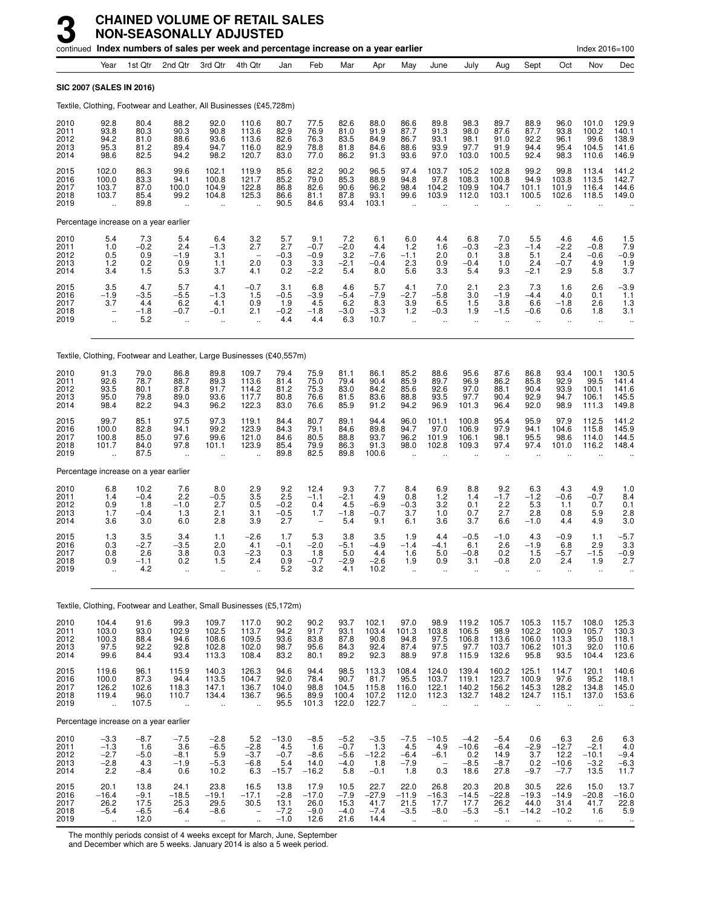# 3 CHAINED VOLUME OF RETAIL SALES NON-SEASONALLY ADJUSTED

continued **Index numbers of sales per week and percentage increase on a year earlier** Index 2016=100

| | Year | 1st Qtr | 2nd Qtr | 3rd Qtr | 4th Qtr | Jan | Feb | Mar | Apr | May | June | July | Aug | Sept | Oct | Nov | Dec |
|---|---|---|---|---|---|---|---|---|---|---|---|---|---|---|---|---|---|
| **SIC 2007 (SALES IN 2016)** | | | | | | | | | | | | | | | | | |
| Textile, Clothing, Footwear and Leather, All Businesses (£45,728m) | | | | | | | | | | | | | | | | | |
| 2010 | 92.8 | 80.4 | 88.2 | 92.0 | 110.6 | 80.7 | 77.5 | 82.6 | 88.0 | 86.6 | 89.8 | 98.3 | 89.7 | 88.9 | 96.0 | 101.0 | 129.9 |
| 2011 | 93.8 | 80.3 | 90.3 | 90.8 | 113.6 | 82.9 | 76.9 | 81.0 | 91.9 | 87.7 | 91.3 | 98.0 | 87.6 | 87.7 | 93.8 | 100.2 | 140.1 |
| 2012 | 94.2 | 81.0 | 88.6 | 93.6 | 113.6 | 82.6 | 76.3 | 83.5 | 84.9 | 86.7 | 93.1 | 98.1 | 91.0 | 92.2 | 96.1 | 99.6 | 138.9 |
| 2013 | 95.3 | 81.2 | 89.4 | 94.7 | 116.0 | 82.9 | 78.8 | 81.8 | 84.6 | 88.6 | 93.9 | 97.7 | 91.9 | 94.4 | 95.4 | 104.5 | 141.6 |
| 2014 | 98.6 | 82.5 | 94.2 | 98.2 | 120.7 | 83.0 | 77.0 | 86.2 | 91.3 | 93.6 | 97.0 | 103.0 | 100.5 | 92.4 | 98.3 | 110.6 | 146.9 |
| 2015 | 102.0 | 86.3 | 99.6 | 102.1 | 119.9 | 85.6 | 82.2 | 90.2 | 96.5 | 97.4 | 103.7 | 105.2 | 102.8 | 99.2 | 99.8 | 113.4 | 141.2 |
| 2016 | 100.0 | 83.3 | 94.1 | 100.8 | 121.7 | 85.2 | 79.0 | 85.3 | 88.9 | 94.8 | 97.8 | 108.3 | 100.8 | 94.9 | 103.8 | 113.5 | 142.7 |
| 2017 | 103.7 | 87.0 | 100.0 | 104.9 | 122.8 | 86.8 | 82.6 | 90.6 | 96.2 | 98.4 | 104.2 | 109.9 | 104.7 | 101.1 | 101.9 | 116.4 | 144.6 |
| 2018 | 103.7 | 85.4 | 99.2 | 104.8 | 125.3 | 86.6 | 81.1 | 87.8 | 93.1 | 99.6 | 103.9 | 112.0 | 103.1 | 100.5 | 102.6 | 118.5 | 149.0 |
| 2019 | .. | 89.8 | .. | .. | .. | 90.5 | 84.6 | 93.4 | 103.1 | .. | .. | .. | .. | .. | .. | .. | .. |
| Percentage increase on a year earlier | | | | | | | | | | | | | | | | | |
| 2010 | 5.4 | 7.3 | 5.4 | 6.4 | 3.2 | 5.7 | 9.1 | 7.2 | 6.1 | 6.0 | 4.4 | 6.8 | 7.0 | 5.5 | 4.6 | 4.6 | 1.5 |
| 2011 | 1.0 | −0.2 | 2.4 | −1.3 | 2.7 | 2.7 | −0.7 | −2.0 | 4.4 | 1.2 | 1.6 | −0.3 | −2.3 | −1.4 | −2.2 | −0.8 | 7.9 |
| 2012 | 0.5 | 0.9 | −1.9 | 3.1 | – | −0.3 | −0.9 | 3.2 | −7.6 | −1.1 | 2.0 | 0.1 | 3.8 | 5.1 | 2.4 | −0.6 | −0.9 |
| 2013 | 1.2 | 0.2 | 0.9 | 1.1 | 2.0 | 0.3 | 3.3 | −2.1 | −0.4 | 2.3 | 0.9 | −0.4 | 1.0 | 2.4 | −0.7 | 4.9 | 1.9 |
| 2014 | 3.4 | 1.5 | 5.3 | 3.7 | 4.1 | 0.2 | −2.2 | 5.4 | 8.0 | 5.6 | 3.3 | 5.4 | 9.3 | −2.1 | 2.9 | 5.8 | 3.7 |
| 2015 | 3.5 | 4.7 | 5.7 | 4.1 | −0.7 | 3.1 | 6.8 | 4.6 | 5.7 | 4.1 | 7.0 | 2.1 | 2.3 | 7.3 | 1.6 | 2.6 | −3.9 |
| 2016 | −1.9 | −3.5 | −5.5 | −1.3 | 1.5 | −0.5 | −3.9 | −5.4 | −7.9 | −2.7 | −5.8 | 3.0 | −1.9 | −4.4 | 4.0 | 0.1 | 1.1 |
| 2017 | 3.7 | 4.4 | 6.2 | 4.1 | 0.9 | 1.9 | 4.5 | 6.2 | 8.3 | 3.9 | 6.5 | 1.5 | 3.8 | 6.6 | −1.8 | 2.6 | 1.3 |
| 2018 | – | −1.8 | −0.7 | −0.1 | 2.1 | −0.2 | −1.8 | −3.0 | −3.3 | 1.2 | −0.3 | 1.9 | −1.5 | −0.6 | 0.6 | 1.8 | 3.1 |
| 2019 | .. | 5.2 | .. | .. | .. | 4.4 | 4.4 | 6.3 | 10.7 | .. | .. | .. | .. | .. | .. | .. | .. |
| Textile, Clothing, Footwear and Leather, Large Businesses (£40,557m) | | | | | | | | | | | | | | | | | |
| 2010 | 91.3 | 79.0 | 86.8 | 89.8 | 109.7 | 79.4 | 75.9 | 81.1 | 86.1 | 85.2 | 88.6 | 95.6 | 87.6 | 86.8 | 93.4 | 100.1 | 130.5 |
| 2011 | 92.6 | 78.7 | 88.7 | 89.3 | 113.6 | 81.4 | 75.0 | 79.4 | 90.4 | 85.9 | 89.7 | 96.9 | 86.2 | 85.8 | 92.9 | 99.5 | 141.4 |
| 2012 | 93.5 | 80.1 | 87.8 | 91.7 | 114.2 | 81.2 | 75.3 | 83.0 | 84.2 | 85.6 | 92.6 | 97.0 | 88.1 | 90.4 | 93.9 | 100.1 | 141.6 |
| 2013 | 95.0 | 79.8 | 89.0 | 93.6 | 117.7 | 80.8 | 76.6 | 81.5 | 83.6 | 88.8 | 93.5 | 97.7 | 90.4 | 92.9 | 94.7 | 106.1 | 145.5 |
| 2014 | 98.4 | 82.2 | 94.3 | 96.2 | 122.3 | 83.0 | 76.6 | 85.9 | 91.2 | 94.2 | 96.9 | 101.3 | 96.4 | 92.0 | 98.9 | 111.3 | 149.8 |
| 2015 | 99.7 | 85.1 | 97.5 | 97.3 | 119.1 | 84.4 | 80.7 | 89.1 | 94.4 | 96.0 | 101.1 | 100.8 | 95.4 | 95.9 | 97.9 | 112.5 | 141.2 |
| 2016 | 100.0 | 82.8 | 94.1 | 99.2 | 123.9 | 84.3 | 79.1 | 84.6 | 89.8 | 94.7 | 97.0 | 106.9 | 97.9 | 94.1 | 104.6 | 115.8 | 145.9 |
| 2017 | 100.8 | 85.0 | 97.6 | 99.6 | 121.0 | 84.6 | 80.5 | 88.8 | 93.7 | 96.2 | 101.9 | 106.1 | 98.1 | 95.5 | 98.6 | 114.0 | 144.5 |
| 2018 | 101.7 | 84.0 | 97.8 | 101.1 | 123.9 | 85.4 | 79.9 | 86.3 | 91.3 | 98.0 | 102.8 | 109.3 | 97.4 | 97.4 | 101.0 | 116.2 | 148.4 |
| 2019 | .. | 87.5 | .. | .. | .. | 89.8 | 82.5 | 89.8 | 100.6 | .. | .. | .. | .. | .. | .. | .. | .. |
| Percentage increase on a year earlier | | | | | | | | | | | | | | | | | |
| 2010 | 6.8 | 10.2 | 7.6 | 8.0 | 2.9 | 9.2 | 12.4 | 9.3 | 7.7 | 8.4 | 6.9 | 8.8 | 9.2 | 6.3 | 4.3 | 4.9 | 1.0 |
| 2011 | 1.4 | −0.4 | 2.2 | −0.5 | 3.5 | 2.5 | −1.1 | −2.1 | 4.9 | 0.8 | 1.2 | 1.4 | −1.7 | −1.2 | −0.6 | −0.7 | 8.4 |
| 2012 | 0.9 | 1.8 | −1.0 | 2.7 | 0.5 | −0.2 | 0.4 | 4.5 | −6.9 | −0.3 | 3.2 | 0.1 | 2.2 | 5.3 | 1.1 | 0.7 | 0.1 |
| 2013 | 1.7 | −0.4 | 1.3 | 2.1 | 3.1 | −0.5 | 1.7 | −1.8 | −0.7 | 3.7 | 1.0 | 0.7 | 2.7 | 2.8 | 0.8 | 5.9 | 2.8 |
| 2014 | 3.6 | 3.0 | 6.0 | 2.8 | 3.9 | 2.7 | – | 5.4 | 9.1 | 6.1 | 3.6 | 3.7 | 6.6 | −1.0 | 4.4 | 4.9 | 3.0 |
| 2015 | 1.3 | 3.5 | 3.4 | 1.1 | −2.6 | 1.7 | 5.3 | 3.8 | 3.5 | 1.9 | 4.4 | −0.5 | −1.0 | 4.3 | −0.9 | 1.1 | −5.7 |
| 2016 | 0.3 | −2.7 | −3.5 | 2.0 | 4.1 | −0.1 | −2.0 | −5.1 | −4.9 | −1.4 | −4.1 | 6.1 | 2.6 | −1.9 | 6.8 | 2.9 | 3.3 |
| 2017 | 0.8 | 2.6 | 3.8 | 0.3 | −2.3 | 0.3 | 1.8 | 5.0 | 4.4 | 1.6 | 5.0 | −0.8 | 0.2 | 1.5 | −5.7 | −1.5 | −0.9 |
| 2018 | 0.9 | −1.1 | 0.2 | 1.5 | 2.4 | 0.9 | −0.7 | −2.9 | −2.6 | 1.9 | 0.9 | 3.1 | −0.8 | 2.0 | 2.4 | 1.9 | 2.7 |
| 2019 | .. | 4.2 | .. | .. | .. | 5.2 | 3.2 | 4.1 | 10.2 | .. | .. | .. | .. | .. | .. | .. | .. |
| Textile, Clothing, Footwear and Leather, Small Businesses (£5,172m) | | | | | | | | | | | | | | | | | |
| 2010 | 104.4 | 91.6 | 99.3 | 109.7 | 117.0 | 90.2 | 90.2 | 93.7 | 102.1 | 97.0 | 98.9 | 119.2 | 105.7 | 105.3 | 115.7 | 108.0 | 125.3 |
| 2011 | 103.0 | 93.0 | 102.9 | 102.5 | 113.7 | 94.2 | 91.7 | 93.1 | 103.4 | 101.3 | 103.8 | 106.5 | 98.9 | 102.2 | 100.9 | 105.7 | 130.3 |
| 2012 | 100.3 | 88.4 | 94.6 | 108.6 | 109.5 | 93.6 | 83.8 | 87.8 | 90.8 | 94.8 | 97.5 | 106.8 | 113.6 | 106.0 | 113.3 | 95.0 | 118.1 |
| 2013 | 97.5 | 92.2 | 92.8 | 102.8 | 102.0 | 98.7 | 95.6 | 84.3 | 92.4 | 87.4 | 97.5 | 97.7 | 103.7 | 106.2 | 101.3 | 92.0 | 110.6 |
| 2014 | 99.6 | 84.4 | 93.4 | 113.3 | 108.4 | 83.2 | 80.1 | 89.2 | 92.3 | 88.9 | 97.8 | 115.9 | 132.6 | 95.8 | 93.5 | 104.4 | 123.6 |
| 2015 | 119.6 | 96.1 | 115.9 | 140.3 | 126.3 | 94.6 | 94.4 | 98.5 | 113.3 | 108.4 | 124.0 | 139.4 | 160.2 | 125.1 | 114.7 | 120.1 | 140.6 |
| 2016 | 100.0 | 87.3 | 94.4 | 113.5 | 104.7 | 92.0 | 78.4 | 90.7 | 81.7 | 95.5 | 103.7 | 119.1 | 123.7 | 100.9 | 97.6 | 95.2 | 118.1 |
| 2017 | 126.2 | 102.6 | 118.3 | 147.1 | 136.7 | 104.0 | 98.8 | 104.5 | 115.8 | 116.0 | 122.1 | 140.2 | 156.2 | 145.3 | 128.2 | 134.8 | 145.0 |
| 2018 | 119.4 | 96.0 | 110.7 | 134.4 | 136.7 | 96.5 | 89.9 | 100.4 | 107.2 | 112.0 | 112.3 | 132.7 | 148.2 | 124.7 | 115.1 | 137.0 | 153.6 |
| 2019 | .. | 107.5 | .. | .. | .. | 95.5 | 101.3 | 122.0 | 122.7 | .. | .. | .. | .. | .. | .. | .. | .. |
| Percentage increase on a year earlier | | | | | | | | | | | | | | | | | |
| 2010 | −3.3 | −8.7 | −7.5 | −2.8 | 5.2 | −13.0 | −8.5 | −5.2 | −3.5 | −7.5 | −10.5 | −4.2 | −5.4 | 0.6 | 6.3 | 2.6 | 6.3 |
| 2011 | −1.3 | 1.6 | 3.6 | −6.5 | −2.8 | 4.5 | 1.6 | −0.7 | 1.3 | 4.5 | 4.9 | −10.6 | −6.4 | −2.9 | −12.7 | −2.1 | 4.0 |
| 2012 | −2.7 | −5.0 | −8.1 | 5.9 | −3.7 | −0.7 | −8.6 | −5.6 | −12.2 | −6.4 | −6.1 | 0.2 | 14.9 | 3.7 | 12.2 | −10.1 | −9.4 |
| 2013 | −2.8 | 4.3 | −1.9 | −5.3 | −6.8 | 5.4 | 14.0 | −4.0 | 1.8 | −7.9 | – | −8.5 | −8.7 | 0.2 | −10.6 | −3.2 | −6.3 |
| 2014 | 2.2 | −8.4 | 0.6 | 10.2 | 6.3 | −15.7 | −16.2 | 5.8 | −0.1 | 1.8 | 0.3 | 18.6 | 27.8 | −9.7 | −7.7 | 13.5 | 11.7 |
| 2015 | 20.1 | 13.8 | 24.1 | 23.8 | 16.5 | 13.8 | 17.9 | 10.5 | 22.7 | 22.0 | 26.8 | 20.3 | 20.8 | 30.5 | 22.6 | 15.0 | 13.7 |
| 2016 | −16.4 | −9.1 | −18.5 | −19.1 | −17.1 | −2.8 | −17.0 | −7.9 | −27.9 | −11.9 | −16.3 | −14.5 | −22.8 | −19.3 | −14.9 | −20.8 | −16.0 |
| 2017 | 26.2 | 17.5 | 25.3 | 29.5 | 30.5 | 13.1 | 26.0 | 15.3 | 41.7 | 21.5 | 17.7 | 17.7 | 26.2 | 44.0 | 31.4 | 41.7 | 22.8 |
| 2018 | −5.4 | −6.5 | −6.4 | −8.6 | – | −7.2 | −9.0 | −4.0 | −7.4 | −3.5 | −8.0 | −5.3 | −5.1 | −14.2 | −10.2 | 1.6 | 5.9 |
| 2019 | .. | 12.0 | .. | .. | .. | −1.0 | 12.6 | 21.6 | 14.4 | .. | .. | .. | .. | .. | .. | .. | .. |

The monthly periods consist of 4 weeks except for March, June, September and December which are 5 weeks. January 2014 is also a 5 week period.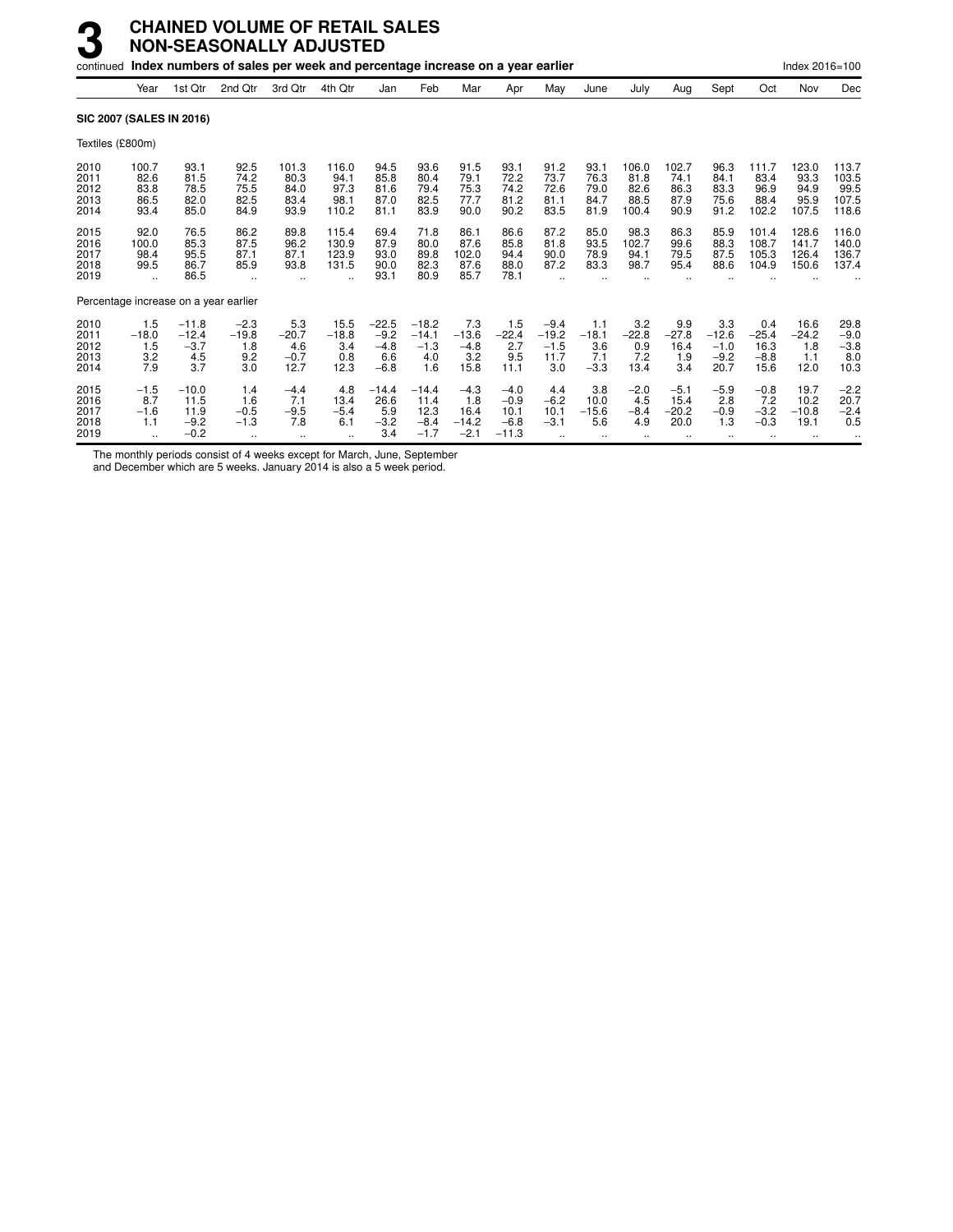# 3 CHAINED VOLUME OF RETAIL SALES NON-SEASONALLY ADJUSTED

continued **Index numbers of sales per week and percentage increase on a year earlier**

Index 2016=100

| | Year | 1st Qtr | 2nd Qtr | 3rd Qtr | 4th Qtr | Jan | Feb | Mar | Apr | May | June | July | Aug | Sept | Oct | Nov | Dec |
|---|---|---|---|---|---|---|---|---|---|---|---|---|---|---|---|---|---|
| **SIC 2007 (SALES IN 2016)** | | | | | | | | | | | | | | | | | |
| Textiles (£800m) | | | | | | | | | | | | | | | | | |
| 2010 | 100.7 | 93.1 | 92.5 | 101.3 | 116.0 | 94.5 | 93.6 | 91.5 | 93.1 | 91.2 | 93.1 | 106.0 | 102.7 | 96.3 | 111.7 | 123.0 | 113.7 |
| 2011 | 82.6 | 81.5 | 74.2 | 80.3 | 94.1 | 85.8 | 80.4 | 79.1 | 72.2 | 73.7 | 76.3 | 81.8 | 74.1 | 84.1 | 83.4 | 93.3 | 103.5 |
| 2012 | 83.8 | 78.5 | 75.5 | 84.0 | 97.3 | 81.6 | 79.4 | 75.3 | 74.2 | 72.6 | 79.0 | 82.6 | 86.3 | 83.3 | 96.9 | 94.9 | 99.5 |
| 2013 | 86.5 | 82.0 | 82.5 | 83.4 | 98.1 | 87.0 | 82.5 | 77.7 | 81.2 | 81.1 | 84.7 | 88.5 | 87.9 | 75.6 | 88.4 | 95.9 | 107.5 |
| 2014 | 93.4 | 85.0 | 84.9 | 93.9 | 110.2 | 81.1 | 83.9 | 90.0 | 90.2 | 83.5 | 81.9 | 100.4 | 90.9 | 91.2 | 102.2 | 107.5 | 118.6 |
| 2015 | 92.0 | 76.5 | 86.2 | 89.8 | 115.4 | 69.4 | 71.8 | 86.1 | 86.6 | 87.2 | 85.0 | 98.3 | 86.3 | 85.9 | 101.4 | 128.6 | 116.0 |
| 2016 | 100.0 | 85.3 | 87.5 | 96.2 | 130.9 | 87.9 | 80.0 | 87.6 | 85.8 | 81.8 | 93.5 | 102.7 | 99.6 | 88.3 | 108.7 | 141.7 | 140.0 |
| 2017 | 98.4 | 95.5 | 87.1 | 87.1 | 123.9 | 93.0 | 89.8 | 102.0 | 94.4 | 90.0 | 78.9 | 94.1 | 79.5 | 87.5 | 105.3 | 126.4 | 136.7 |
| 2018 | 99.5 | 86.7 | 85.9 | 93.8 | 131.5 | 90.0 | 82.3 | 87.6 | 88.0 | 87.2 | 83.3 | 98.7 | 95.4 | 88.6 | 104.9 | 150.6 | 137.4 |
| 2019 | .. | 86.5 | .. | .. | .. | 93.1 | 80.9 | 85.7 | 78.1 | .. | .. | .. | .. | .. | .. | .. | .. |
| Percentage increase on a year earlier | | | | | | | | | | | | | | | | | |
| 2010 | 1.5 | −11.8 | −2.3 | 5.3 | 15.5 | −22.5 | −18.2 | 7.3 | 1.5 | −9.4 | 1.1 | 3.2 | 9.9 | 3.3 | 0.4 | 16.6 | 29.8 |
| 2011 | −18.0 | −12.4 | −19.8 | −20.7 | −18.8 | −9.2 | −14.1 | −13.6 | −22.4 | −19.2 | −18.1 | −22.8 | −27.8 | −12.6 | −25.4 | −24.2 | −9.0 |
| 2012 | 1.5 | −3.7 | 1.8 | 4.6 | 3.4 | −4.8 | −1.3 | −4.8 | 2.7 | −1.5 | 3.6 | 0.9 | 16.4 | −1.0 | 16.3 | 1.8 | −3.8 |
| 2013 | 3.2 | 4.5 | 9.2 | −0.7 | 0.8 | 6.6 | 4.0 | 3.2 | 9.5 | 11.7 | 7.1 | 7.2 | 1.9 | −9.2 | −8.8 | 1.1 | 8.0 |
| 2014 | 7.9 | 3.7 | 3.0 | 12.7 | 12.3 | −6.8 | 1.6 | 15.8 | 11.1 | 3.0 | −3.3 | 13.4 | 3.4 | 20.7 | 15.6 | 12.0 | 10.3 |
| 2015 | −1.5 | −10.0 | 1.4 | −4.4 | 4.8 | −14.4 | −14.4 | −4.3 | −4.0 | 4.4 | 3.8 | −2.0 | −5.1 | −5.9 | −0.8 | 19.7 | −2.2 |
| 2016 | 8.7 | 11.5 | 1.6 | 7.1 | 13.4 | 26.6 | 11.4 | 1.8 | −0.9 | −6.2 | 10.0 | 4.5 | 15.4 | 2.8 | 7.2 | 10.2 | 20.7 |
| 2017 | −1.6 | 11.9 | −0.5 | −9.5 | −5.4 | 5.9 | 12.3 | 16.4 | 10.1 | 10.1 | −15.6 | −8.4 | −20.2 | −0.9 | −3.2 | −10.8 | −2.4 |
| 2018 | 1.1 | −9.2 | −1.3 | 7.8 | 6.1 | −3.2 | −8.4 | −14.2 | −6.8 | −3.1 | 5.6 | 4.9 | 20.0 | 1.3 | −0.3 | 19.1 | 0.5 |
| 2019 | .. | −0.2 | .. | .. | .. | 3.4 | −1.7 | −2.1 | −11.3 | .. | .. | .. | .. | .. | .. | .. | .. |

The monthly periods consist of 4 weeks except for March, June, September and December which are 5 weeks. January 2014 is also a 5 week period.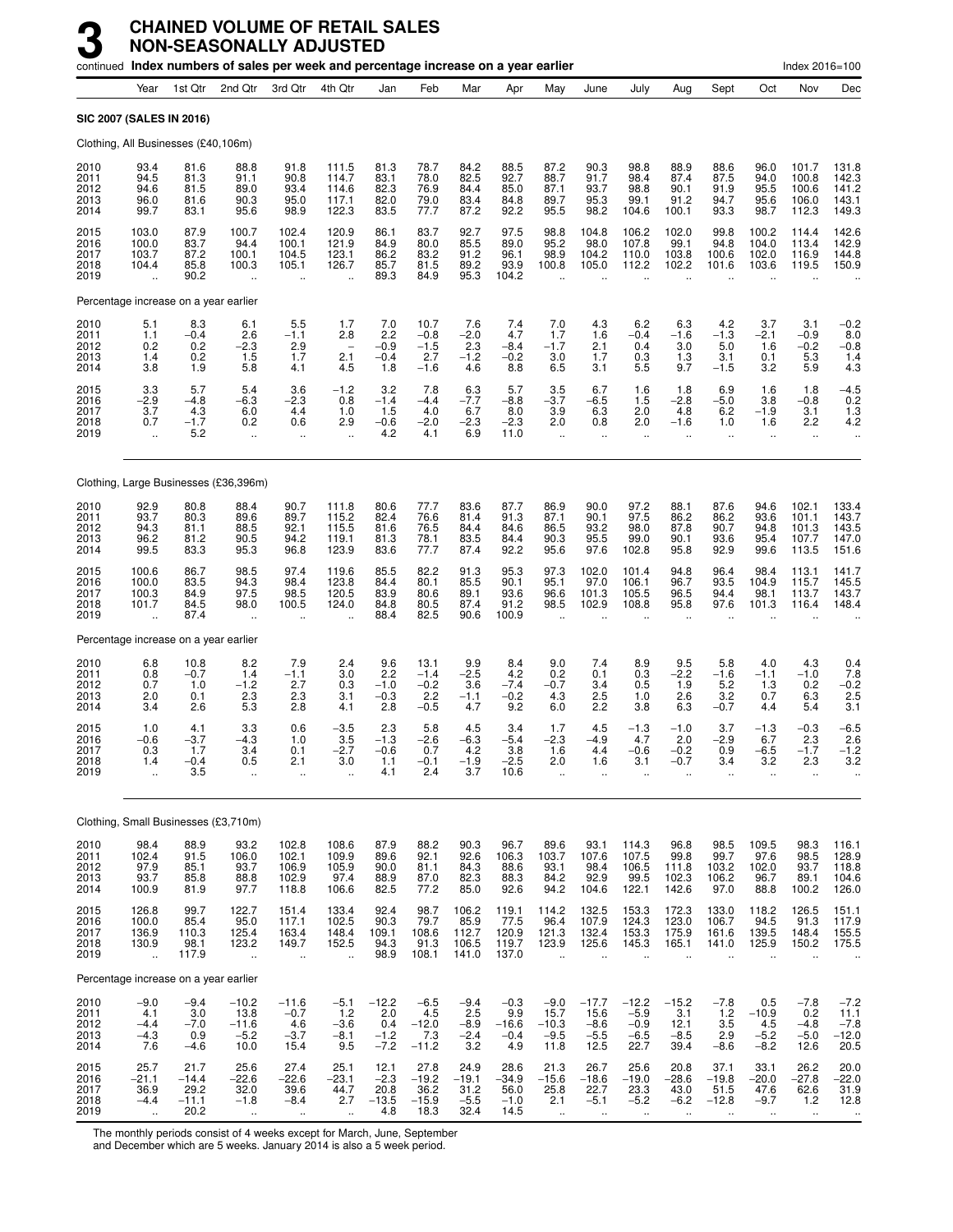# 3 CHAINED VOLUME OF RETAIL SALES NON-SEASONALLY ADJUSTED

continued **Index numbers of sales per week and percentage increase on a year earlier** Index 2016=100

| | Year | 1st Qtr | 2nd Qtr | 3rd Qtr | 4th Qtr | Jan | Feb | Mar | Apr | May | June | July | Aug | Sept | Oct | Nov | Dec |
|---|---|---|---|---|---|---|---|---|---|---|---|---|---|---|---|---|---|
| **SIC 2007 (SALES IN 2016)** | | | | | | | | | | | | | | | | | |
| Clothing, All Businesses (£40,106m) | | | | | | | | | | | | | | | | | |
| 2010 | 93.4 | 81.6 | 88.8 | 91.8 | 111.5 | 81.3 | 78.7 | 84.2 | 88.5 | 87.2 | 90.3 | 98.8 | 88.9 | 88.6 | 96.0 | 101.7 | 131.8 |
| 2011 | 94.5 | 81.3 | 91.1 | 90.8 | 114.7 | 83.1 | 78.0 | 82.5 | 92.7 | 88.7 | 91.7 | 98.4 | 87.4 | 87.5 | 94.0 | 100.8 | 142.3 |
| 2012 | 94.6 | 81.5 | 89.0 | 93.4 | 114.6 | 82.3 | 76.9 | 84.4 | 85.0 | 87.1 | 93.7 | 98.8 | 90.1 | 91.9 | 95.5 | 100.6 | 141.2 |
| 2013 | 96.0 | 81.6 | 90.3 | 95.0 | 117.1 | 82.0 | 79.0 | 83.4 | 84.8 | 89.7 | 95.3 | 99.1 | 91.2 | 94.7 | 95.6 | 106.0 | 143.1 |
| 2014 | 99.7 | 83.1 | 95.6 | 98.9 | 122.3 | 83.5 | 77.7 | 87.2 | 92.2 | 95.5 | 98.2 | 104.6 | 100.1 | 93.3 | 98.7 | 112.3 | 149.3 |
| 2015 | 103.0 | 87.9 | 100.7 | 102.4 | 120.9 | 86.1 | 83.7 | 92.7 | 97.5 | 98.8 | 104.8 | 106.2 | 102.0 | 99.8 | 100.2 | 114.4 | 142.6 |
| 2016 | 100.0 | 83.7 | 94.4 | 100.1 | 121.9 | 84.9 | 80.0 | 85.5 | 89.0 | 95.2 | 98.0 | 107.8 | 99.1 | 94.8 | 104.0 | 113.4 | 142.9 |
| 2017 | 103.7 | 87.2 | 100.1 | 104.5 | 123.1 | 86.2 | 83.2 | 91.2 | 96.1 | 98.9 | 104.2 | 110.0 | 103.8 | 100.6 | 102.0 | 116.9 | 144.8 |
| 2018 | 104.4 | 85.8 | 100.3 | 105.1 | 126.7 | 85.7 | 81.5 | 89.2 | 93.9 | 100.8 | 105.0 | 112.2 | 102.2 | 101.6 | 103.6 | 119.5 | 150.9 |
| 2019 | .. | 90.2 | .. | .. | .. | 89.3 | 84.9 | 95.3 | 104.2 | .. | .. | .. | .. | .. | .. | .. | .. |
| Percentage increase on a year earlier | | | | | | | | | | | | | | | | | |
| 2010 | 5.1 | 8.3 | 6.1 | 5.5 | 1.7 | 7.0 | 10.7 | 7.6 | 7.4 | 7.0 | 4.3 | 6.2 | 6.3 | 4.2 | 3.7 | 3.1 | −0.2 |
| 2011 | 1.1 | −0.4 | 2.6 | −1.1 | 2.8 | 2.2 | −0.8 | −2.0 | 4.7 | 1.7 | 1.6 | −0.4 | −1.6 | −1.3 | −2.1 | −0.9 | 8.0 |
| 2012 | 0.2 | 0.2 | −2.3 | 2.9 | – | −0.9 | −1.5 | 2.3 | −8.4 | −1.7 | 2.1 | 0.4 | 3.0 | 5.0 | 1.6 | −0.2 | −0.8 |
| 2013 | 1.4 | 0.2 | 1.5 | 1.7 | 2.1 | −0.4 | 2.7 | −1.2 | −0.2 | 3.0 | 1.7 | 0.3 | 1.3 | 3.1 | 0.1 | 5.3 | 1.4 |
| 2014 | 3.8 | 1.9 | 5.8 | 4.1 | 4.5 | 1.8 | −1.6 | 4.6 | 8.8 | 6.5 | 3.1 | 5.5 | 9.7 | −1.5 | 3.2 | 5.9 | 4.3 |
| 2015 | 3.3 | 5.7 | 5.4 | 3.6 | −1.2 | 3.2 | 7.8 | 6.3 | 5.7 | 3.5 | 6.7 | 1.6 | 1.8 | 6.9 | 1.6 | 1.8 | −4.5 |
| 2016 | −2.9 | −4.8 | −6.3 | −2.3 | 0.8 | −1.4 | −4.4 | −7.7 | −8.8 | −3.7 | −6.5 | 1.5 | −2.8 | −5.0 | 3.8 | −0.8 | 0.2 |
| 2017 | 3.7 | 4.3 | 6.0 | 4.4 | 1.0 | 1.5 | 4.0 | 6.7 | 8.0 | 3.9 | 6.3 | 2.0 | 4.8 | 6.2 | −1.9 | 3.1 | 1.3 |
| 2018 | 0.7 | −1.7 | 0.2 | 0.6 | 2.9 | −0.6 | −2.0 | −2.3 | −2.3 | 2.0 | 0.8 | 2.0 | −1.6 | 1.0 | 1.6 | 2.2 | 4.2 |
| 2019 | .. | 5.2 | .. | .. | .. | 4.2 | 4.1 | 6.9 | 11.0 | .. | .. | .. | .. | .. | .. | .. | .. |
| Clothing, Large Businesses (£36,396m) | | | | | | | | | | | | | | | | | |
| 2010 | 92.9 | 80.8 | 88.4 | 90.7 | 111.8 | 80.6 | 77.7 | 83.6 | 87.7 | 86.9 | 90.0 | 97.2 | 88.1 | 87.6 | 94.6 | 102.1 | 133.4 |
| 2011 | 93.7 | 80.3 | 89.6 | 89.7 | 115.2 | 82.4 | 76.6 | 81.4 | 91.3 | 87.1 | 90.1 | 97.5 | 86.2 | 86.2 | 93.6 | 101.1 | 143.7 |
| 2012 | 94.3 | 81.1 | 88.5 | 92.1 | 115.5 | 81.6 | 76.5 | 84.4 | 84.6 | 86.5 | 93.2 | 98.0 | 87.8 | 90.7 | 94.8 | 101.3 | 143.5 |
| 2013 | 96.2 | 81.2 | 90.5 | 94.2 | 119.1 | 81.3 | 78.1 | 83.5 | 84.4 | 90.3 | 95.5 | 99.0 | 90.1 | 93.6 | 95.4 | 107.7 | 147.0 |
| 2014 | 99.5 | 83.3 | 95.3 | 96.8 | 123.9 | 83.6 | 77.7 | 87.4 | 92.2 | 95.6 | 97.6 | 102.8 | 95.8 | 92.9 | 99.6 | 113.5 | 151.6 |
| 2015 | 100.6 | 86.7 | 98.5 | 97.4 | 119.6 | 85.5 | 82.2 | 91.3 | 95.3 | 97.3 | 102.0 | 101.4 | 94.8 | 96.4 | 98.4 | 113.1 | 141.7 |
| 2016 | 100.0 | 83.5 | 94.3 | 98.4 | 123.8 | 84.4 | 80.1 | 85.5 | 90.1 | 95.1 | 97.0 | 106.1 | 96.7 | 93.5 | 104.9 | 115.7 | 145.5 |
| 2017 | 100.3 | 84.9 | 97.5 | 98.5 | 120.5 | 83.9 | 80.6 | 89.1 | 93.6 | 96.6 | 101.3 | 105.5 | 96.5 | 94.4 | 98.1 | 113.7 | 143.7 |
| 2018 | 101.7 | 84.5 | 98.0 | 100.5 | 124.0 | 84.8 | 80.5 | 87.4 | 91.2 | 98.5 | 102.9 | 108.8 | 95.8 | 97.6 | 101.3 | 116.4 | 148.4 |
| 2019 | .. | 87.4 | .. | .. | .. | 88.4 | 82.5 | 90.6 | 100.9 | .. | .. | .. | .. | .. | .. | .. | .. |
| Percentage increase on a year earlier | | | | | | | | | | | | | | | | | |
| 2010 | 6.8 | 10.8 | 8.2 | 7.9 | 2.4 | 9.6 | 13.1 | 9.9 | 8.4 | 9.0 | 7.4 | 8.9 | 9.5 | 5.8 | 4.0 | 4.3 | 0.4 |
| 2011 | 0.8 | −0.7 | 1.4 | −1.1 | 3.0 | 2.2 | −1.4 | −2.5 | 4.2 | 0.2 | 0.1 | 0.3 | −2.2 | −1.6 | −1.1 | −1.0 | 7.8 |
| 2012 | 0.7 | 1.0 | −1.2 | 2.7 | 0.3 | −1.0 | −0.2 | 3.6 | −7.4 | −0.7 | 3.4 | 0.5 | 1.9 | 5.2 | 1.3 | 0.2 | −0.2 |
| 2013 | 2.0 | 0.1 | 2.3 | 2.3 | 3.1 | −0.3 | 2.2 | −1.1 | −0.2 | 4.3 | 2.5 | 1.0 | 2.6 | 3.2 | 0.7 | 6.3 | 2.5 |
| 2014 | 3.4 | 2.6 | 5.3 | 2.8 | 4.1 | 2.8 | −0.5 | 4.7 | 9.2 | 6.0 | 2.2 | 3.8 | 6.3 | −0.7 | 4.4 | 5.4 | 3.1 |
| 2015 | 1.0 | 4.1 | 3.3 | 0.6 | −3.5 | 2.3 | 5.8 | 4.5 | 3.4 | 1.7 | 4.5 | −1.3 | −1.0 | 3.7 | −1.3 | −0.3 | −6.5 |
| 2016 | −0.6 | −3.7 | −4.3 | 1.0 | 3.5 | −1.3 | −2.6 | −6.3 | −5.4 | −2.3 | −4.9 | 4.7 | 2.0 | −2.9 | 6.7 | 2.3 | 2.6 |
| 2017 | 0.3 | 1.7 | 3.4 | 0.1 | −2.7 | −0.6 | 0.7 | 4.2 | 3.8 | 1.6 | 4.4 | −0.6 | −0.2 | 0.9 | −6.5 | −1.7 | −1.2 |
| 2018 | 1.4 | −0.4 | 0.5 | 2.1 | 3.0 | 1.1 | −0.1 | −1.9 | −2.5 | 2.0 | 1.6 | 3.1 | −0.7 | 3.4 | 3.2 | 2.3 | 3.2 |
| 2019 | .. | 3.5 | .. | .. | .. | 4.1 | 2.4 | 3.7 | 10.6 | .. | .. | .. | .. | .. | .. | .. | .. |
| Clothing, Small Businesses (£3,710m) | | | | | | | | | | | | | | | | | |
| 2010 | 98.4 | 88.9 | 93.2 | 102.8 | 108.6 | 87.9 | 88.2 | 90.3 | 96.7 | 89.6 | 93.1 | 114.3 | 96.8 | 98.5 | 109.5 | 98.3 | 116.1 |
| 2011 | 102.4 | 91.5 | 106.0 | 102.1 | 109.9 | 89.6 | 92.1 | 92.6 | 106.3 | 103.7 | 107.6 | 107.5 | 99.8 | 99.7 | 97.6 | 98.5 | 128.9 |
| 2012 | 97.9 | 85.1 | 93.7 | 106.9 | 105.9 | 90.0 | 81.1 | 84.3 | 88.6 | 93.1 | 98.4 | 106.5 | 111.8 | 103.2 | 102.0 | 93.7 | 118.8 |
| 2013 | 93.7 | 85.8 | 88.8 | 102.9 | 97.4 | 88.9 | 87.0 | 82.3 | 88.3 | 84.2 | 92.9 | 99.5 | 102.3 | 106.2 | 96.7 | 89.1 | 104.6 |
| 2014 | 100.9 | 81.9 | 97.7 | 118.8 | 106.6 | 82.5 | 77.2 | 85.0 | 92.6 | 94.2 | 104.6 | 122.1 | 142.6 | 97.0 | 88.8 | 100.2 | 126.0 |
| 2015 | 126.8 | 99.7 | 122.7 | 151.4 | 133.4 | 92.4 | 98.7 | 106.2 | 119.1 | 114.2 | 132.5 | 153.3 | 172.3 | 133.0 | 118.2 | 126.5 | 151.1 |
| 2016 | 100.0 | 85.4 | 95.0 | 117.1 | 102.5 | 90.3 | 79.7 | 85.9 | 77.5 | 96.4 | 107.9 | 124.3 | 123.0 | 106.7 | 94.5 | 91.3 | 117.9 |
| 2017 | 136.9 | 110.3 | 125.4 | 163.4 | 148.4 | 109.1 | 108.6 | 112.7 | 120.9 | 121.3 | 132.4 | 153.3 | 175.9 | 161.6 | 139.5 | 148.4 | 155.5 |
| 2018 | 130.9 | 98.1 | 123.2 | 149.7 | 152.5 | 94.3 | 91.3 | 106.5 | 119.7 | 123.9 | 125.6 | 145.3 | 165.1 | 141.0 | 125.9 | 150.2 | 175.5 |
| 2019 | .. | 117.9 | .. | .. | .. | 98.9 | 108.1 | 141.0 | 137.0 | .. | .. | .. | .. | .. | .. | .. | .. |
| Percentage increase on a year earlier | | | | | | | | | | | | | | | | | |
| 2010 | −9.0 | −9.4 | −10.2 | −11.6 | −5.1 | −12.2 | −6.5 | −9.4 | −0.3 | −9.0 | −17.7 | −12.2 | −15.2 | −7.8 | 0.5 | −7.8 | −7.2 |
| 2011 | 4.1 | 3.0 | 13.8 | −0.7 | 1.2 | 2.0 | 4.5 | 2.5 | 9.9 | 15.7 | 15.6 | −5.9 | 3.1 | 1.2 | −10.9 | 0.2 | 11.1 |
| 2012 | −4.4 | −7.0 | −11.6 | 4.6 | −3.6 | 0.4 | −12.0 | −8.9 | −16.6 | −10.3 | −8.6 | −0.9 | 12.1 | 3.5 | 4.5 | −4.8 | −7.8 |
| 2013 | −4.3 | 0.9 | −5.2 | −3.7 | −8.1 | −1.2 | 7.3 | −2.4 | −0.4 | −9.5 | −5.5 | −6.5 | −8.5 | 2.9 | −5.2 | −5.0 | −12.0 |
| 2014 | 7.6 | −4.6 | 10.0 | 15.4 | 9.5 | −7.2 | −11.2 | 3.2 | 4.9 | 11.8 | 12.5 | 22.7 | 39.4 | −8.6 | −8.2 | 12.6 | 20.5 |
| 2015 | 25.7 | 21.7 | 25.6 | 27.4 | 25.1 | 12.1 | 27.8 | 24.9 | 28.6 | 21.3 | 26.7 | 25.6 | 20.8 | 37.1 | 33.1 | 26.2 | 20.0 |
| 2016 | −21.1 | −14.4 | −22.6 | −22.6 | −23.1 | −2.3 | −19.2 | −19.1 | −34.9 | −15.6 | −18.6 | −19.0 | −28.6 | −19.8 | −20.0 | −27.8 | −22.0 |
| 2017 | 36.9 | 29.2 | 32.0 | 39.6 | 44.7 | 20.8 | 36.2 | 31.2 | 56.0 | 25.8 | 22.7 | 23.3 | 43.0 | 51.5 | 47.6 | 62.6 | 31.9 |
| 2018 | −4.4 | −11.1 | −1.8 | −8.4 | 2.7 | −13.5 | −15.9 | −5.5 | −1.0 | 2.1 | −5.1 | −5.2 | −6.2 | −12.8 | −9.7 | 1.2 | 12.8 |
| 2019 | .. | 20.2 | .. | .. | .. | 4.8 | 18.3 | 32.4 | 14.5 | .. | .. | .. | .. | .. | .. | .. | .. |

The monthly periods consist of 4 weeks except for March, June, September and December which are 5 weeks. January 2014 is also a 5 week period.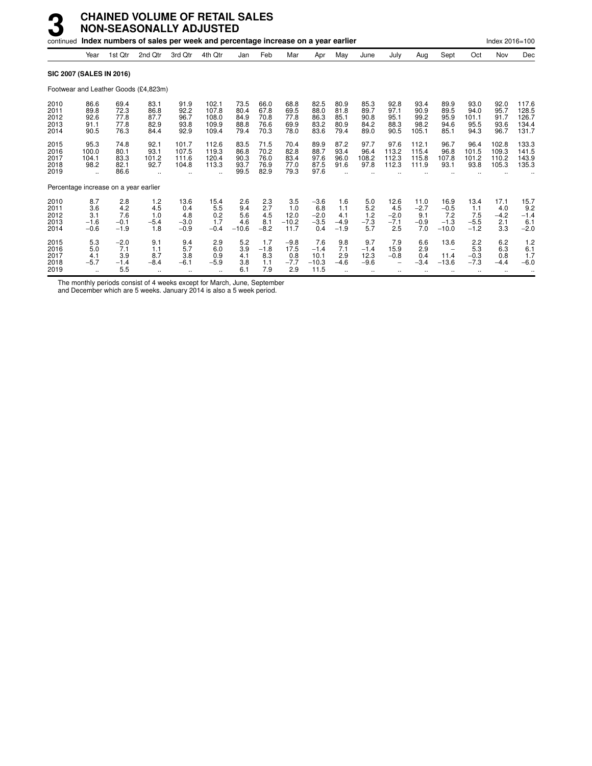# 3 CHAINED VOLUME OF RETAIL SALES NON-SEASONALLY ADJUSTED

continued **Index numbers of sales per week and percentage increase on a year earlier** Index 2016=100

| | Year | 1st Qtr | 2nd Qtr | 3rd Qtr | 4th Qtr | Jan | Feb | Mar | Apr | May | June | July | Aug | Sept | Oct | Nov | Dec |
|---|---|---|---|---|---|---|---|---|---|---|---|---|---|---|---|---|---|
| **SIC 2007 (SALES IN 2016)** | | | | | | | | | | | | | | | | | |
| Footwear and Leather Goods (£4,823m) | | | | | | | | | | | | | | | | | |
| 2010 | 86.6 | 69.4 | 83.1 | 91.9 | 102.1 | 73.5 | 66.0 | 68.8 | 82.5 | 80.9 | 85.3 | 92.8 | 93.4 | 89.9 | 93.0 | 92.0 | 117.6 |
| 2011 | 89.8 | 72.3 | 86.8 | 92.2 | 107.8 | 80.4 | 67.8 | 69.5 | 88.0 | 81.8 | 89.7 | 97.1 | 90.9 | 89.5 | 94.0 | 95.7 | 128.5 |
| 2012 | 92.6 | 77.8 | 87.7 | 96.7 | 108.0 | 84.9 | 70.8 | 77.8 | 86.3 | 85.1 | 90.8 | 95.1 | 99.2 | 95.9 | 101.1 | 91.7 | 126.7 |
| 2013 | 91.1 | 77.8 | 82.9 | 93.8 | 109.9 | 88.8 | 76.6 | 69.9 | 83.2 | 80.9 | 84.2 | 88.3 | 98.2 | 94.6 | 95.5 | 93.6 | 134.4 |
| 2014 | 90.5 | 76.3 | 84.4 | 92.9 | 109.4 | 79.4 | 70.3 | 78.0 | 83.6 | 79.4 | 89.0 | 90.5 | 105.1 | 85.1 | 94.3 | 96.7 | 131.7 |
| 2015 | 95.3 | 74.8 | 92.1 | 101.7 | 112.6 | 83.5 | 71.5 | 70.4 | 89.9 | 87.2 | 97.7 | 97.6 | 112.1 | 96.7 | 96.4 | 102.8 | 133.3 |
| 2016 | 100.0 | 80.1 | 93.1 | 107.5 | 119.3 | 86.8 | 70.2 | 82.8 | 88.7 | 93.4 | 96.4 | 113.2 | 115.4 | 96.8 | 101.5 | 109.3 | 141.5 |
| 2017 | 104.1 | 83.3 | 101.2 | 111.6 | 120.4 | 90.3 | 76.0 | 83.4 | 97.6 | 96.0 | 108.2 | 112.3 | 115.8 | 107.8 | 101.2 | 110.2 | 143.9 |
| 2018 | 98.2 | 82.1 | 92.7 | 104.8 | 113.3 | 93.7 | 76.9 | 77.0 | 87.5 | 91.6 | 97.8 | 112.3 | 111.9 | 93.1 | 93.8 | 105.3 | 135.3 |
| 2019 | .. | 86.6 | .. | .. | .. | 99.5 | 82.9 | 79.3 | 97.6 | .. | .. | .. | .. | .. | .. | .. | .. |
| Percentage increase on a year earlier | | | | | | | | | | | | | | | | | |
| 2010 | 8.7 | 2.8 | 1.2 | 13.6 | 15.4 | 2.6 | 2.3 | 3.5 | −3.6 | 1.6 | 5.0 | 12.6 | 11.0 | 16.9 | 13.4 | 17.1 | 15.7 |
| 2011 | 3.6 | 4.2 | 4.5 | 0.4 | 5.5 | 9.4 | 2.7 | 1.0 | 6.8 | 1.1 | 5.2 | 4.5 | −2.7 | −0.5 | 1.1 | 4.0 | 9.2 |
| 2012 | 3.1 | 7.6 | 1.0 | 4.8 | 0.2 | 5.6 | 4.5 | 12.0 | −2.0 | 4.1 | 1.2 | −2.0 | 9.1 | 7.2 | 7.5 | −4.2 | −1.4 |
| 2013 | −1.6 | −0.1 | −5.4 | −3.0 | 1.7 | 4.6 | 8.1 | −10.2 | −3.5 | −4.9 | −7.3 | −7.1 | −0.9 | −1.3 | −5.5 | 2.1 | 6.1 |
| 2014 | −0.6 | −1.9 | 1.8 | −0.9 | −0.4 | −10.6 | −8.2 | 11.7 | 0.4 | −1.9 | 5.7 | 2.5 | 7.0 | −10.0 | −1.2 | 3.3 | −2.0 |
| 2015 | 5.3 | −2.0 | 9.1 | 9.4 | 2.9 | 5.2 | 1.7 | −9.8 | 7.6 | 9.8 | 9.7 | 7.9 | 6.6 | 13.6 | 2.2 | 6.2 | 1.2 |
| 2016 | 5.0 | 7.1 | 1.1 | 5.7 | 6.0 | 3.9 | −1.8 | 17.5 | −1.4 | 7.1 | −1.4 | 15.9 | 2.9 | − | 5.3 | 6.3 | 6.1 |
| 2017 | 4.1 | 3.9 | 8.7 | 3.8 | 0.9 | 4.1 | 8.3 | 0.8 | 10.1 | 2.9 | 12.3 | −0.8 | 0.4 | 11.4 | −0.3 | 0.8 | 1.7 |
| 2018 | −5.7 | −1.4 | −8.4 | −6.1 | −5.9 | 3.8 | 1.1 | −7.7 | −10.3 | −4.6 | −9.6 | − | −3.4 | −13.6 | −7.3 | −4.4 | −6.0 |
| 2019 | .. | 5.5 | .. | .. | .. | 6.1 | 7.9 | 2.9 | 11.5 | .. | .. | .. | .. | .. | .. | .. | .. |

The monthly periods consist of 4 weeks except for March, June, September and December which are 5 weeks. January 2014 is also a 5 week period.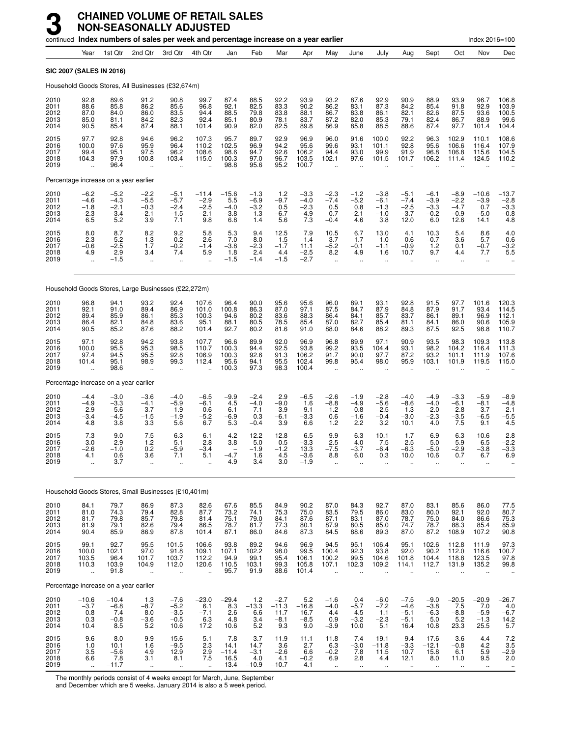# 3 CHAINED VOLUME OF RETAIL SALES NON-SEASONALLY ADJUSTED

continued **Index numbers of sales per week and percentage increase on a year earlier** — Index 2016=100

| | Year | 1st Qtr | 2nd Qtr | 3rd Qtr | 4th Qtr | Jan | Feb | Mar | Apr | May | June | July | Aug | Sept | Oct | Nov | Dec |
|---|---|---|---|---|---|---|---|---|---|---|---|---|---|---|---|---|---|
| **SIC 2007 (SALES IN 2016)** | | | | | | | | | | | | | | | | | |
| Household Goods Stores, All Businesses (£32,674m) | | | | | | | | | | | | | | | | | |
| 2010 | 92.8 | 89.6 | 91.2 | 90.8 | 99.7 | 87.4 | 88.5 | 92.2 | 93.9 | 93.2 | 87.6 | 92.9 | 90.9 | 88.9 | 93.9 | 96.7 | 106.8 |
| 2011 | 88.6 | 85.8 | 86.2 | 85.6 | 96.8 | 92.1 | 82.5 | 83.3 | 90.2 | 86.2 | 83.1 | 87.3 | 84.2 | 85.4 | 91.8 | 92.9 | 103.9 |
| 2012 | 87.0 | 84.0 | 86.0 | 83.5 | 94.4 | 88.5 | 79.8 | 83.8 | 88.1 | 86.7 | 83.8 | 86.1 | 82.1 | 82.6 | 87.5 | 93.6 | 100.5 |
| 2013 | 85.0 | 81.1 | 84.2 | 82.3 | 92.4 | 85.1 | 80.9 | 78.1 | 83.7 | 87.2 | 82.0 | 85.3 | 79.1 | 82.4 | 86.7 | 88.9 | 99.6 |
| 2014 | 90.5 | 85.4 | 87.4 | 88.1 | 101.4 | 90.9 | 82.0 | 82.5 | 89.8 | 86.9 | 85.8 | 88.5 | 88.6 | 87.4 | 97.7 | 101.4 | 104.4 |
| 2015 | 97.7 | 92.8 | 94.6 | 96.2 | 107.3 | 95.7 | 89.7 | 92.9 | 96.9 | 96.0 | 91.6 | 100.0 | 92.2 | 96.3 | 102.9 | 110.1 | 108.6 |
| 2016 | 100.0 | 97.6 | 95.9 | 96.4 | 110.2 | 102.5 | 96.9 | 94.2 | 95.6 | 99.6 | 93.1 | 101.1 | 92.8 | 95.6 | 106.6 | 116.4 | 107.9 |
| 2017 | 99.4 | 95.1 | 97.5 | 96.2 | 108.6 | 98.6 | 94.7 | 92.6 | 106.2 | 94.4 | 93.0 | 99.9 | 91.9 | 96.8 | 106.8 | 115.6 | 104.5 |
| 2018 | 104.3 | 97.9 | 100.8 | 103.4 | 115.0 | 100.3 | 97.0 | 96.7 | 103.5 | 102.1 | 97.6 | 101.5 | 101.7 | 106.2 | 111.4 | 124.5 | 110.2 |
| 2019 | .. | 96.4 | .. | .. | .. | 98.8 | 95.6 | 95.2 | 100.7 | .. | .. | .. | .. | .. | .. | .. | .. |
| Percentage increase on a year earlier | | | | | | | | | | | | | | | | | |
| 2010 | −6.2 | −5.2 | −2.2 | −5.1 | −11.4 | −15.6 | −1.3 | 1.2 | −3.3 | −2.3 | −1.2 | −3.8 | −5.1 | −6.1 | −8.9 | −10.6 | −13.7 |
| 2011 | −4.6 | −4.3 | −5.5 | −5.7 | −2.9 | 5.5 | −6.9 | −9.7 | −4.0 | −7.4 | −5.2 | −6.1 | −7.4 | −3.9 | −2.2 | −3.9 | −2.8 |
| 2012 | −1.8 | −2.1 | −0.3 | −2.4 | −2.5 | −4.0 | −3.2 | 0.5 | −2.3 | 0.5 | 0.8 | −1.3 | −2.5 | −3.3 | −4.7 | 0.7 | −3.3 |
| 2013 | −2.3 | −3.4 | −2.1 | −1.5 | −2.1 | −3.8 | 1.3 | −6.7 | −4.9 | 0.7 | −2.1 | −1.0 | −3.7 | −0.2 | −0.9 | −5.0 | −0.8 |
| 2014 | 6.5 | 5.2 | 3.9 | 7.1 | 9.8 | 6.8 | 1.4 | 5.6 | 7.3 | −0.4 | 4.6 | 3.8 | 12.0 | 6.0 | 12.6 | 14.1 | 4.8 |
| 2015 | 8.0 | 8.7 | 8.2 | 9.2 | 5.8 | 5.3 | 9.4 | 12.5 | 7.9 | 10.5 | 6.7 | 13.0 | 4.1 | 10.3 | 5.4 | 8.6 | 4.0 |
| 2016 | 2.3 | 5.2 | 1.3 | 0.2 | 2.6 | 7.0 | 8.0 | 1.5 | −1.4 | 3.7 | 1.7 | 1.0 | 0.6 | −0.7 | 3.6 | 5.7 | −0.6 |
| 2017 | −0.6 | −2.5 | 1.7 | −0.2 | −1.4 | −3.8 | −2.3 | −1.7 | 11.1 | −5.2 | −0.1 | −1.1 | −0.9 | 1.2 | 0.1 | −0.7 | −3.2 |
| 2018 | 4.9 | 2.9 | 3.4 | 7.4 | 5.9 | 1.8 | 2.4 | 4.4 | −2.5 | 8.2 | 4.9 | 1.6 | 10.7 | 9.7 | 4.4 | 7.7 | 5.5 |
| 2019 | .. | −1.5 | .. | .. | .. | −1.5 | −1.4 | −1.5 | −2.7 | .. | .. | .. | .. | .. | .. | .. | .. |
| Household Goods Stores, Large Businesses (£22,272m) | | | | | | | | | | | | | | | | | |
| 2010 | 96.8 | 94.1 | 93.2 | 92.4 | 107.6 | 96.4 | 90.0 | 95.6 | 95.6 | 96.0 | 89.1 | 93.1 | 92.8 | 91.5 | 97.7 | 101.6 | 120.3 |
| 2011 | 92.1 | 91.0 | 89.4 | 86.9 | 101.0 | 100.8 | 86.3 | 87.0 | 97.1 | 87.5 | 84.7 | 87.9 | 84.8 | 87.9 | 91.7 | 93.4 | 114.5 |
| 2012 | 89.4 | 85.9 | 86.1 | 85.3 | 100.3 | 94.6 | 80.2 | 83.6 | 88.3 | 86.4 | 84.1 | 85.7 | 83.7 | 86.1 | 89.1 | 96.9 | 112.1 |
| 2013 | 86.4 | 82.1 | 84.8 | 83.6 | 95.1 | 88.1 | 80.5 | 78.5 | 85.4 | 87.0 | 82.7 | 85.4 | 81.1 | 84.1 | 86.0 | 90.6 | 105.9 |
| 2014 | 90.5 | 85.2 | 87.6 | 88.2 | 101.4 | 92.7 | 80.2 | 81.6 | 91.0 | 88.0 | 84.6 | 88.2 | 89.3 | 87.5 | 92.5 | 98.8 | 110.7 |
| 2015 | 97.1 | 92.8 | 94.2 | 93.8 | 107.7 | 96.6 | 89.9 | 92.0 | 96.9 | 96.8 | 89.9 | 97.1 | 90.9 | 93.5 | 98.3 | 109.3 | 113.8 |
| 2016 | 100.0 | 95.5 | 95.3 | 98.5 | 110.7 | 100.3 | 94.4 | 92.5 | 93.8 | 99.2 | 93.5 | 104.4 | 93.1 | 98.2 | 104.2 | 116.4 | 111.3 |
| 2017 | 97.4 | 94.5 | 95.5 | 92.8 | 106.9 | 100.3 | 92.6 | 91.3 | 106.2 | 91.7 | 90.0 | 97.7 | 87.2 | 93.2 | 101.1 | 111.9 | 107.6 |
| 2018 | 101.4 | 95.1 | 98.9 | 99.3 | 112.4 | 95.6 | 94.1 | 95.5 | 102.4 | 99.8 | 95.4 | 98.0 | 95.9 | 103.1 | 101.9 | 119.5 | 115.0 |
| 2019 | .. | 98.6 | .. | .. | .. | 100.3 | 97.3 | 98.3 | 100.4 | .. | .. | .. | .. | .. | .. | .. | .. |
| Percentage increase on a year earlier | | | | | | | | | | | | | | | | | |
| 2010 | −4.4 | −3.0 | −3.6 | −4.0 | −6.5 | −9.9 | −2.4 | 2.9 | −6.5 | −2.6 | −1.9 | −2.8 | −4.0 | −4.9 | −3.3 | −5.9 | −8.9 |
| 2011 | −4.9 | −3.3 | −4.1 | −5.9 | −6.1 | 4.5 | −4.0 | −9.0 | 1.6 | −8.8 | −4.9 | −5.6 | −8.6 | −4.0 | −6.1 | −8.1 | −4.8 |
| 2012 | −2.9 | −5.6 | −3.7 | −1.9 | −0.6 | −6.1 | −7.1 | −3.9 | −9.1 | −1.2 | −0.8 | −2.5 | −1.3 | −2.0 | −2.8 | 3.7 | −2.1 |
| 2013 | −3.4 | −4.5 | −1.5 | −1.9 | −5.2 | −6.9 | 0.3 | −6.1 | −3.3 | 0.6 | −1.6 | −0.4 | −3.0 | −2.3 | −3.5 | −6.5 | −5.5 |
| 2014 | 4.8 | 3.8 | 3.3 | 5.6 | 6.7 | 5.3 | −0.4 | 3.9 | 6.6 | 1.2 | 2.2 | 3.2 | 10.1 | 4.0 | 7.5 | 9.1 | 4.5 |
| 2015 | 7.3 | 9.0 | 7.5 | 6.3 | 6.1 | 4.2 | 12.2 | 12.8 | 6.5 | 9.9 | 6.3 | 10.1 | 1.7 | 6.9 | 6.3 | 10.6 | 2.8 |
| 2016 | 3.0 | 2.9 | 1.2 | 5.1 | 2.8 | 3.8 | 5.0 | 0.5 | −3.3 | 2.5 | 4.0 | 7.5 | 2.5 | 5.0 | 5.9 | 6.5 | −2.2 |
| 2017 | −2.6 | −1.0 | 0.2 | −5.9 | −3.4 | – | −1.9 | −1.2 | 13.3 | −7.5 | −3.7 | −6.4 | −6.3 | −5.0 | −2.9 | −3.8 | −3.3 |
| 2018 | 4.1 | 0.6 | 3.6 | 7.1 | 5.1 | −4.7 | 1.6 | 4.5 | −3.6 | 8.8 | 6.0 | 0.3 | 10.0 | 10.6 | 0.7 | 6.7 | 6.9 |
| 2019 | .. | 3.7 | .. | .. | .. | 4.9 | 3.4 | 3.0 | −1.9 | .. | .. | .. | .. | .. | .. | .. | .. |
| Household Goods Stores, Small Businesses (£10,401m) | | | | | | | | | | | | | | | | | |
| 2010 | 84.1 | 79.7 | 86.9 | 87.3 | 82.6 | 67.6 | 85.5 | 84.9 | 90.2 | 87.0 | 84.3 | 92.7 | 87.0 | 83.1 | 85.6 | 86.0 | 77.5 |
| 2011 | 81.0 | 74.3 | 79.4 | 82.8 | 87.7 | 73.2 | 74.1 | 75.3 | 75.0 | 83.5 | 79.5 | 86.0 | 83.0 | 80.0 | 92.1 | 92.0 | 80.7 |
| 2012 | 81.7 | 79.8 | 85.7 | 79.8 | 81.4 | 75.1 | 79.0 | 84.1 | 87.6 | 87.1 | 83.1 | 87.0 | 78.7 | 75.0 | 84.0 | 86.6 | 75.3 |
| 2013 | 81.9 | 79.1 | 82.6 | 79.4 | 86.5 | 78.7 | 81.7 | 77.3 | 80.1 | 87.9 | 80.5 | 85.0 | 74.7 | 78.7 | 88.3 | 85.4 | 85.9 |
| 2014 | 90.4 | 85.9 | 86.9 | 87.8 | 101.4 | 87.1 | 86.0 | 84.6 | 87.3 | 84.5 | 88.6 | 89.3 | 87.0 | 87.2 | 108.9 | 107.2 | 90.8 |
| 2015 | 99.1 | 92.7 | 95.5 | 101.5 | 106.6 | 93.8 | 89.2 | 94.6 | 96.9 | 94.5 | 95.1 | 106.4 | 95.1 | 102.6 | 112.8 | 111.9 | 97.3 |
| 2016 | 100.0 | 102.1 | 97.0 | 91.8 | 109.1 | 107.1 | 102.2 | 98.0 | 99.5 | 100.4 | 92.3 | 93.8 | 92.0 | 90.2 | 112.0 | 116.6 | 100.7 |
| 2017 | 103.5 | 96.4 | 101.7 | 103.7 | 112.2 | 94.9 | 99.1 | 95.4 | 106.1 | 100.2 | 99.5 | 104.6 | 101.8 | 104.4 | 118.8 | 123.5 | 97.8 |
| 2018 | 110.3 | 103.9 | 104.9 | 112.0 | 120.6 | 110.5 | 103.1 | 99.3 | 105.8 | 107.1 | 102.3 | 109.2 | 114.1 | 112.7 | 131.9 | 135.2 | 99.8 |
| 2019 | .. | 91.8 | .. | .. | .. | 95.7 | 91.9 | 88.6 | 101.4 | .. | .. | .. | .. | .. | .. | .. | .. |
| Percentage increase on a year earlier | | | | | | | | | | | | | | | | | |
| 2010 | −10.6 | −10.4 | 1.3 | −7.6 | −23.0 | −29.4 | 1.2 | −2.7 | 5.2 | −1.6 | 0.4 | −6.0 | −7.5 | −9.0 | −20.5 | −20.9 | −26.7 |
| 2011 | −3.7 | −6.8 | −8.7 | −5.2 | 6.1 | 8.3 | −13.3 | −11.3 | −16.8 | −4.0 | −5.7 | −7.2 | −4.6 | −3.8 | 7.5 | 7.0 | 4.0 |
| 2012 | 0.8 | 7.4 | 8.0 | −3.5 | −7.1 | 2.6 | 6.6 | 11.7 | 16.7 | 4.4 | 4.5 | 1.1 | −5.1 | −6.3 | −8.8 | −5.9 | −6.7 |
| 2013 | 0.3 | −0.8 | −3.6 | −0.5 | 6.3 | 4.8 | 3.4 | −8.1 | −8.5 | 0.9 | −3.2 | −2.3 | −5.1 | 5.0 | 5.2 | −1.3 | 14.2 |
| 2014 | 10.4 | 8.5 | 5.2 | 10.6 | 17.2 | 10.6 | 5.2 | 9.3 | 9.0 | −3.9 | 10.0 | 5.1 | 16.4 | 10.8 | 23.3 | 25.5 | 5.7 |
| 2015 | 9.6 | 8.0 | 9.9 | 15.6 | 5.1 | 7.8 | 3.7 | 11.9 | 11.1 | 11.8 | 7.4 | 19.1 | 9.4 | 17.6 | 3.6 | 4.4 | 7.2 |
| 2016 | 1.0 | 10.1 | 1.6 | −9.5 | 2.3 | 14.1 | 14.7 | 3.6 | 2.7 | 6.3 | −3.0 | −11.8 | −3.3 | −12.1 | −0.8 | 4.2 | 3.5 |
| 2017 | 3.5 | −5.6 | 4.9 | 12.9 | 2.9 | −11.4 | −3.1 | −2.6 | 6.6 | −0.2 | 7.8 | 11.5 | 10.7 | 15.8 | 6.1 | 5.9 | −2.9 |
| 2018 | 6.6 | 7.8 | 3.1 | 8.1 | 7.5 | 16.5 | 4.0 | 4.1 | −0.2 | 6.9 | 2.8 | 4.4 | 12.1 | 8.0 | 11.0 | 9.5 | 2.0 |
| 2019 | .. | −11.7 | .. | .. | .. | −13.4 | −10.9 | −10.7 | −4.1 | .. | .. | .. | .. | .. | .. | .. | .. |

The monthly periods consist of 4 weeks except for March, June, September and December which are 5 weeks. January 2014 is also a 5 week period.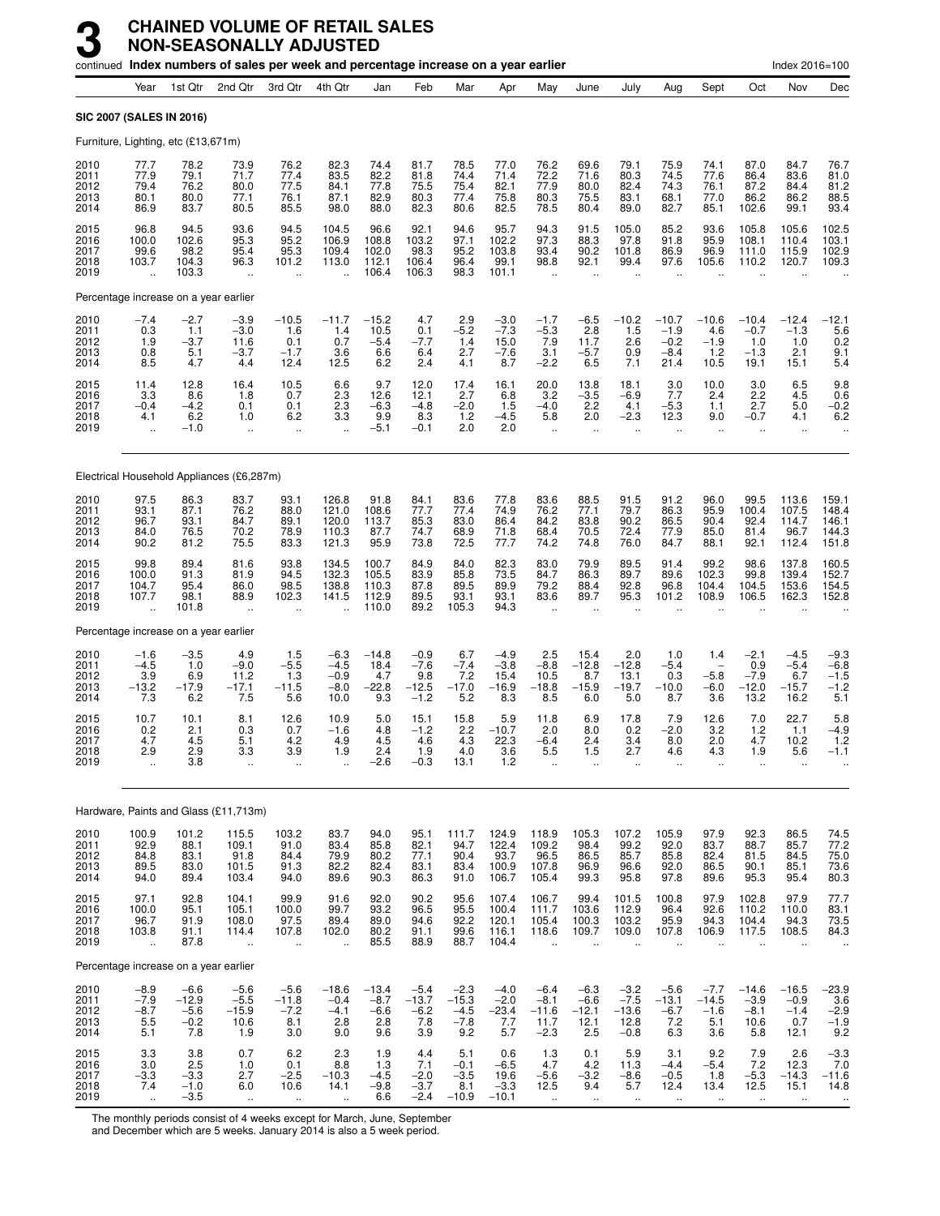# 3 CHAINED VOLUME OF RETAIL SALES NON-SEASONALLY ADJUSTED

continued **Index numbers of sales per week and percentage increase on a year earlier** Index 2016=100

| | Year | 1st Qtr | 2nd Qtr | 3rd Qtr | 4th Qtr | Jan | Feb | Mar | Apr | May | June | July | Aug | Sept | Oct | Nov | Dec |
|---|---|---|---|---|---|---|---|---|---|---|---|---|---|---|---|---|---|
| **SIC 2007 (SALES IN 2016)** | | | | | | | | | | | | | | | | | |
| Furniture, Lighting, etc (£13,671m) | | | | | | | | | | | | | | | | | |
| 2010 | 77.7 | 78.2 | 73.9 | 76.2 | 82.3 | 74.4 | 81.7 | 78.5 | 77.0 | 76.2 | 69.6 | 79.1 | 75.9 | 74.1 | 87.0 | 84.7 | 76.7 |
| 2011 | 77.9 | 79.1 | 71.7 | 77.4 | 83.5 | 82.2 | 81.8 | 74.4 | 71.4 | 72.2 | 71.6 | 80.3 | 74.5 | 77.6 | 86.4 | 83.6 | 81.0 |
| 2012 | 79.4 | 76.2 | 80.0 | 77.5 | 84.1 | 77.8 | 75.5 | 75.4 | 82.1 | 77.9 | 80.0 | 82.4 | 74.3 | 76.1 | 87.2 | 84.4 | 81.2 |
| 2013 | 80.1 | 80.0 | 77.1 | 76.1 | 87.1 | 82.9 | 80.3 | 77.4 | 75.8 | 80.3 | 75.5 | 83.1 | 68.1 | 77.0 | 86.2 | 86.2 | 88.5 |
| 2014 | 86.9 | 83.7 | 80.5 | 85.5 | 98.0 | 88.0 | 82.3 | 80.6 | 82.5 | 78.5 | 80.4 | 89.0 | 82.7 | 85.1 | 102.6 | 99.1 | 93.4 |
| 2015 | 96.8 | 94.5 | 93.6 | 94.5 | 104.5 | 96.6 | 92.1 | 94.6 | 95.7 | 94.3 | 91.5 | 105.0 | 85.2 | 93.6 | 105.8 | 105.6 | 102.5 |
| 2016 | 100.0 | 102.6 | 95.3 | 95.2 | 106.9 | 108.8 | 103.2 | 97.1 | 102.2 | 97.3 | 88.3 | 97.8 | 91.8 | 95.9 | 108.1 | 110.4 | 103.1 |
| 2017 | 99.6 | 98.2 | 95.4 | 95.3 | 109.4 | 102.0 | 98.3 | 95.2 | 103.8 | 93.4 | 90.2 | 101.8 | 86.9 | 96.9 | 111.0 | 115.9 | 102.9 |
| 2018 | 103.7 | 104.3 | 96.3 | 101.2 | 113.0 | 112.1 | 106.4 | 96.4 | 99.1 | 98.8 | 92.1 | 99.4 | 97.6 | 105.6 | 110.2 | 120.7 | 109.3 |
| 2019 | .. | 103.3 | .. | .. | .. | 106.4 | 106.3 | 98.3 | 101.1 | .. | .. | .. | .. | .. | .. | .. | .. |
| Percentage increase on a year earlier | | | | | | | | | | | | | | | | | |
| 2010 | −7.4 | −2.7 | −3.9 | −10.5 | −11.7 | −15.2 | 4.7 | 2.9 | −3.0 | −1.7 | −6.5 | −10.2 | −10.7 | −10.6 | −10.4 | −12.4 | −12.1 |
| 2011 | 0.3 | 1.1 | −3.0 | 1.6 | 1.4 | 10.5 | 0.1 | −5.2 | −7.3 | −5.3 | 2.8 | 1.5 | −1.9 | 4.6 | −0.7 | −1.3 | 5.6 |
| 2012 | 1.9 | −3.7 | 11.6 | 0.1 | 0.7 | −5.4 | −7.7 | 1.4 | 15.0 | 7.9 | 11.7 | 2.6 | −0.2 | −1.9 | 1.0 | 1.0 | 0.2 |
| 2013 | 0.8 | 5.1 | −3.7 | −1.7 | 3.6 | 6.6 | 6.4 | 2.7 | −7.6 | 3.1 | −5.7 | 0.9 | −8.4 | 1.2 | −1.3 | 2.1 | 9.1 |
| 2014 | 8.5 | 4.7 | 4.4 | 12.4 | 12.5 | 6.2 | 2.4 | 4.1 | 8.7 | −2.2 | 6.5 | 7.1 | 21.4 | 10.5 | 19.1 | 15.1 | 5.4 |
| 2015 | 11.4 | 12.8 | 16.4 | 10.5 | 6.6 | 9.7 | 12.0 | 17.4 | 16.1 | 20.0 | 13.8 | 18.1 | 3.0 | 10.0 | 3.0 | 6.5 | 9.8 |
| 2016 | 3.3 | 8.6 | 1.8 | 0.7 | 2.3 | 12.6 | 12.1 | 2.7 | 6.8 | 3.2 | −3.5 | −6.9 | 7.7 | 2.4 | 2.2 | 4.5 | 0.6 |
| 2017 | −0.4 | −4.2 | 0.1 | 0.1 | 2.3 | −6.3 | −4.8 | −2.0 | 1.5 | −4.0 | 2.2 | 4.1 | −5.3 | 1.1 | 2.7 | 5.0 | −0.2 |
| 2018 | 4.1 | 6.2 | 1.0 | 6.2 | 3.3 | 9.9 | 8.3 | 1.2 | −4.5 | 5.8 | 2.0 | −2.3 | 12.3 | 9.0 | −0.7 | 4.1 | 6.2 |
| 2019 | .. | −1.0 | .. | .. | .. | −5.1 | −0.1 | 2.0 | 2.0 | .. | .. | .. | .. | .. | .. | .. | .. |
| Electrical Household Appliances (£6,287m) | | | | | | | | | | | | | | | | | |
| 2010 | 97.5 | 86.3 | 83.7 | 93.1 | 126.8 | 91.8 | 84.1 | 83.6 | 77.8 | 83.6 | 88.5 | 91.5 | 91.2 | 96.0 | 99.5 | 113.6 | 159.1 |
| 2011 | 93.1 | 87.1 | 76.2 | 88.0 | 121.0 | 108.6 | 77.7 | 77.4 | 74.9 | 76.2 | 77.1 | 79.7 | 86.3 | 95.9 | 100.4 | 107.5 | 148.4 |
| 2012 | 96.7 | 93.1 | 84.7 | 89.1 | 120.0 | 113.7 | 85.3 | 83.0 | 86.4 | 84.2 | 83.8 | 90.2 | 86.5 | 90.4 | 92.4 | 114.7 | 146.1 |
| 2013 | 84.0 | 76.5 | 70.2 | 78.9 | 110.3 | 87.7 | 74.7 | 68.9 | 71.8 | 68.4 | 70.5 | 72.4 | 77.9 | 85.0 | 81.4 | 96.7 | 144.3 |
| 2014 | 90.2 | 81.2 | 75.5 | 83.3 | 121.3 | 95.9 | 73.8 | 72.5 | 77.7 | 74.2 | 74.8 | 76.0 | 84.7 | 88.1 | 92.1 | 112.4 | 151.8 |
| 2015 | 99.8 | 89.4 | 81.6 | 93.8 | 134.5 | 100.7 | 84.9 | 84.0 | 82.3 | 83.0 | 79.9 | 89.5 | 91.4 | 99.2 | 98.6 | 137.8 | 160.5 |
| 2016 | 100.0 | 91.3 | 81.9 | 94.5 | 132.3 | 105.5 | 83.9 | 85.8 | 73.5 | 84.7 | 86.3 | 89.7 | 89.6 | 102.3 | 99.8 | 139.4 | 152.7 |
| 2017 | 104.7 | 95.4 | 86.0 | 98.5 | 138.8 | 110.3 | 87.8 | 89.5 | 89.9 | 79.2 | 88.4 | 92.8 | 96.8 | 104.4 | 104.5 | 153.6 | 154.5 |
| 2018 | 107.7 | 98.1 | 88.9 | 102.3 | 141.5 | 112.9 | 89.5 | 93.1 | 93.1 | 83.6 | 89.7 | 95.3 | 101.2 | 108.9 | 106.5 | 162.3 | 152.8 |
| 2019 | .. | 101.8 | .. | .. | .. | 110.0 | 89.2 | 105.3 | 94.3 | .. | .. | .. | .. | .. | .. | .. | .. |
| Percentage increase on a year earlier | | | | | | | | | | | | | | | | | |
| 2010 | −1.6 | −3.5 | 4.9 | 1.5 | −6.3 | −14.8 | −0.9 | 6.7 | −4.9 | 2.5 | 15.4 | 2.0 | 1.0 | 1.4 | −2.1 | −4.5 | −9.3 |
| 2011 | −4.5 | 1.0 | −9.0 | −5.5 | −4.5 | 18.4 | −7.6 | −7.4 | −3.8 | −8.8 | −12.8 | −12.8 | −5.4 | – | 0.9 | −5.4 | −6.8 |
| 2012 | 3.9 | 6.9 | 11.2 | 1.3 | −0.9 | 4.7 | 9.8 | 7.2 | 15.4 | 10.5 | 8.7 | 13.1 | 0.3 | −5.8 | −7.9 | 6.7 | −1.5 |
| 2013 | −13.2 | −17.9 | −17.1 | −11.5 | −8.0 | −22.8 | −12.5 | −17.0 | −16.9 | −18.8 | −15.9 | −19.7 | −10.0 | −6.0 | −12.0 | −15.7 | −1.2 |
| 2014 | 7.3 | 6.2 | 7.5 | 5.6 | 10.0 | 9.3 | −1.2 | 5.2 | 8.3 | 8.5 | 6.0 | 5.0 | 8.7 | 3.6 | 13.2 | 16.2 | 5.1 |
| 2015 | 10.7 | 10.1 | 8.1 | 12.6 | 10.9 | 5.0 | 15.1 | 15.8 | 5.9 | 11.8 | 6.9 | 17.8 | 7.9 | 12.6 | 7.0 | 22.7 | 5.8 |
| 2016 | 0.2 | 2.1 | 0.3 | 0.7 | −1.6 | 4.8 | −1.2 | 2.2 | −10.7 | 2.0 | 8.0 | 0.2 | −2.0 | 3.2 | 1.2 | 1.1 | −4.9 |
| 2017 | 4.7 | 4.5 | 5.1 | 4.2 | 4.9 | 4.5 | 4.6 | 4.3 | 22.3 | −6.4 | 2.4 | 3.4 | 8.0 | 2.0 | 4.7 | 10.2 | 1.2 |
| 2018 | 2.9 | 2.9 | 3.3 | 3.9 | 1.9 | 2.4 | 1.9 | 4.0 | 3.6 | 5.5 | 1.5 | 2.7 | 4.6 | 4.3 | 1.9 | 5.6 | −1.1 |
| 2019 | .. | 3.8 | .. | .. | .. | −2.6 | −0.3 | 13.1 | 1.2 | .. | .. | .. | .. | .. | .. | .. | .. |
| Hardware, Paints and Glass (£11,713m) | | | | | | | | | | | | | | | | | |
| 2010 | 100.9 | 101.2 | 115.5 | 103.2 | 83.7 | 94.0 | 95.1 | 111.7 | 124.9 | 118.9 | 105.3 | 107.2 | 105.9 | 97.9 | 92.3 | 86.5 | 74.5 |
| 2011 | 92.9 | 88.1 | 109.1 | 91.0 | 83.4 | 85.8 | 82.1 | 94.7 | 122.4 | 109.2 | 98.4 | 99.2 | 92.0 | 83.7 | 88.7 | 85.7 | 77.2 |
| 2012 | 84.8 | 83.1 | 91.8 | 84.4 | 79.9 | 80.2 | 77.1 | 90.4 | 93.7 | 96.5 | 86.5 | 85.7 | 85.8 | 82.4 | 81.5 | 84.5 | 75.0 |
| 2013 | 89.5 | 83.0 | 101.5 | 91.3 | 82.2 | 82.4 | 83.1 | 83.4 | 100.9 | 107.8 | 96.9 | 96.6 | 92.0 | 86.5 | 90.1 | 85.1 | 73.6 |
| 2014 | 94.0 | 89.4 | 103.4 | 94.0 | 89.6 | 90.3 | 86.3 | 91.0 | 106.7 | 105.4 | 99.3 | 95.8 | 97.8 | 89.6 | 95.3 | 95.4 | 80.3 |
| 2015 | 97.1 | 92.8 | 104.1 | 99.9 | 91.6 | 92.0 | 90.2 | 95.6 | 107.4 | 106.7 | 99.4 | 101.5 | 100.8 | 97.9 | 102.8 | 97.9 | 77.7 |
| 2016 | 100.0 | 95.1 | 105.1 | 100.0 | 99.7 | 93.2 | 96.5 | 95.5 | 100.4 | 111.7 | 103.6 | 112.9 | 96.4 | 92.6 | 110.2 | 110.0 | 83.1 |
| 2017 | 96.7 | 91.9 | 108.0 | 97.5 | 89.4 | 89.0 | 94.6 | 92.2 | 120.1 | 105.4 | 100.3 | 103.2 | 95.9 | 94.3 | 104.4 | 94.3 | 73.5 |
| 2018 | 103.8 | 91.1 | 114.4 | 107.8 | 102.0 | 80.2 | 91.1 | 99.6 | 116.1 | 118.6 | 109.7 | 109.0 | 107.8 | 106.9 | 117.5 | 108.5 | 84.3 |
| 2019 | .. | 87.8 | .. | .. | .. | 85.5 | 88.9 | 88.7 | 104.4 | .. | .. | .. | .. | .. | .. | .. | .. |
| Percentage increase on a year earlier | | | | | | | | | | | | | | | | | |
| 2010 | −8.9 | −6.6 | −5.6 | −5.6 | −18.6 | −13.4 | −5.4 | −2.3 | −4.0 | −6.4 | −6.3 | −3.2 | −5.6 | −7.7 | −14.6 | −16.5 | −23.9 |
| 2011 | −7.9 | −12.9 | −5.5 | −11.8 | −0.4 | −8.7 | −13.7 | −15.3 | −2.0 | −8.1 | −6.6 | −7.5 | −13.1 | −14.5 | −3.9 | −0.9 | 3.6 |
| 2012 | −8.7 | −5.6 | −15.9 | −7.2 | −4.1 | −6.6 | −6.2 | −4.5 | −23.4 | −11.6 | −12.1 | −13.6 | −6.7 | −1.6 | −8.1 | −1.4 | −2.9 |
| 2013 | 5.5 | −0.2 | 10.6 | 8.1 | 2.8 | 2.8 | 7.8 | −7.8 | 7.7 | 11.7 | 12.1 | 12.8 | 7.2 | 5.1 | 10.6 | 0.7 | −1.9 |
| 2014 | 5.1 | 7.8 | 1.9 | 3.0 | 9.0 | 9.6 | 3.9 | 9.2 | 5.7 | −2.3 | 2.5 | −0.8 | 6.3 | 3.6 | 5.8 | 12.1 | 9.2 |
| 2015 | 3.3 | 3.8 | 0.7 | 6.2 | 2.3 | 1.9 | 4.4 | 5.1 | 0.6 | 1.3 | 0.1 | 5.9 | 3.1 | 9.2 | 7.9 | 2.6 | −3.3 |
| 2016 | 3.0 | 2.5 | 1.0 | 0.1 | 8.8 | 1.3 | 7.1 | −0.1 | −6.5 | 4.7 | 4.2 | 11.3 | −4.4 | −5.4 | 7.2 | 12.3 | 7.0 |
| 2017 | −3.3 | −3.3 | 2.7 | −2.5 | −10.3 | −4.5 | −2.0 | −3.5 | 19.6 | −5.6 | −3.2 | −8.6 | −0.5 | 1.8 | −5.3 | −14.3 | −11.6 |
| 2018 | 7.4 | −1.0 | 6.0 | 10.6 | 14.1 | −9.8 | −3.7 | 8.1 | −3.3 | 12.5 | 9.4 | 5.7 | 12.4 | 13.4 | 12.5 | 15.1 | 14.8 |
| 2019 | .. | −3.5 | .. | .. | .. | 6.6 | −2.4 | −10.9 | −10.1 | .. | .. | .. | .. | .. | .. | .. | .. |

The monthly periods consist of 4 weeks except for March, June, September and December which are 5 weeks. January 2014 is also a 5 week period.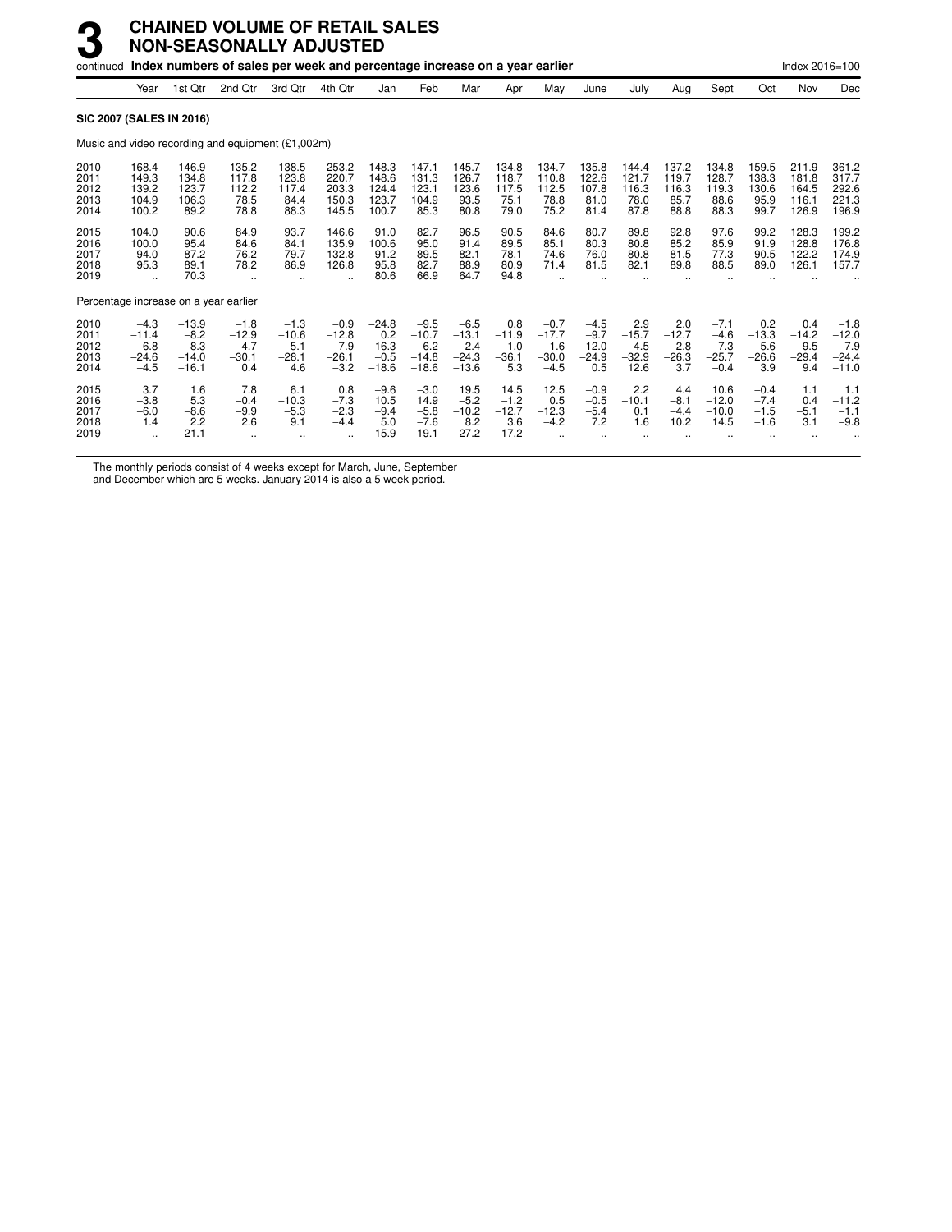# 3 CHAINED VOLUME OF RETAIL SALES NON-SEASONALLY ADJUSTED

continued **Index numbers of sales per week and percentage increase on a year earlier**

Index 2016=100

| | Year | 1st Qtr | 2nd Qtr | 3rd Qtr | 4th Qtr | Jan | Feb | Mar | Apr | May | June | July | Aug | Sept | Oct | Nov | Dec |
|---|---|---|---|---|---|---|---|---|---|---|---|---|---|---|---|---|---|
| **SIC 2007 (SALES IN 2016)** | | | | | | | | | | | | | | | | | |
| Music and video recording and equipment (£1,002m) | | | | | | | | | | | | | | | | | |
| 2010 | 168.4 | 146.9 | 135.2 | 138.5 | 253.2 | 148.3 | 147.1 | 145.7 | 134.8 | 134.7 | 135.8 | 144.4 | 137.2 | 134.8 | 159.5 | 211.9 | 361.2 |
| 2011 | 149.3 | 134.8 | 117.8 | 123.8 | 220.7 | 148.6 | 131.3 | 126.7 | 118.7 | 110.8 | 122.6 | 121.7 | 119.7 | 128.7 | 138.3 | 181.8 | 317.7 |
| 2012 | 139.2 | 123.7 | 112.2 | 117.4 | 203.3 | 124.4 | 123.1 | 123.6 | 117.5 | 112.5 | 107.8 | 116.3 | 116.3 | 119.3 | 130.6 | 164.5 | 292.6 |
| 2013 | 104.9 | 106.3 | 78.5 | 84.4 | 150.3 | 123.7 | 104.9 | 93.5 | 75.1 | 78.8 | 81.0 | 78.0 | 85.7 | 88.6 | 95.9 | 116.1 | 221.3 |
| 2014 | 100.2 | 89.2 | 78.8 | 88.3 | 145.5 | 100.7 | 85.3 | 80.8 | 79.0 | 75.2 | 81.4 | 87.8 | 88.8 | 88.3 | 99.7 | 126.9 | 196.9 |
| 2015 | 104.0 | 90.6 | 84.9 | 93.7 | 146.6 | 91.0 | 82.7 | 96.5 | 90.5 | 84.6 | 80.7 | 89.8 | 92.8 | 97.6 | 99.2 | 128.3 | 199.2 |
| 2016 | 100.0 | 95.4 | 84.6 | 84.1 | 135.9 | 100.6 | 95.0 | 91.4 | 89.5 | 85.1 | 80.3 | 80.8 | 85.2 | 85.9 | 91.9 | 128.8 | 176.8 |
| 2017 | 94.0 | 87.2 | 76.2 | 79.7 | 132.8 | 91.2 | 89.5 | 82.1 | 78.1 | 74.6 | 76.0 | 80.8 | 81.5 | 77.3 | 90.5 | 122.2 | 174.9 |
| 2018 | 95.3 | 89.1 | 78.2 | 86.9 | 126.8 | 95.8 | 82.7 | 88.9 | 80.9 | 71.4 | 81.5 | 82.1 | 89.8 | 88.5 | 89.0 | 126.1 | 157.7 |
| 2019 | .. | 70.3 | .. | .. | .. | 80.6 | 66.9 | 64.7 | 94.8 | .. | .. | .. | .. | .. | .. | .. | .. |
| Percentage increase on a year earlier | | | | | | | | | | | | | | | | | |
| 2010 | −4.3 | −13.9 | −1.8 | −1.3 | −0.9 | −24.8 | −9.5 | −6.5 | 0.8 | −0.7 | −4.5 | 2.9 | 2.0 | −7.1 | 0.2 | 0.4 | −1.8 |
| 2011 | −11.4 | −8.2 | −12.9 | −10.6 | −12.8 | 0.2 | −10.7 | −13.1 | −11.9 | −17.7 | −9.7 | −15.7 | −12.7 | −4.6 | −13.3 | −14.2 | −12.0 |
| 2012 | −6.8 | −8.3 | −4.7 | −5.1 | −7.9 | −16.3 | −6.2 | −2.4 | −1.0 | 1.6 | −12.0 | −4.5 | −2.8 | −7.3 | −5.6 | −9.5 | −7.9 |
| 2013 | −24.6 | −14.0 | −30.1 | −28.1 | −26.1 | −0.5 | −14.8 | −24.3 | −36.1 | −30.0 | −24.9 | −32.9 | −26.3 | −25.7 | −26.6 | −29.4 | −24.4 |
| 2014 | −4.5 | −16.1 | 0.4 | 4.6 | −3.2 | −18.6 | −18.6 | −13.6 | 5.3 | −4.5 | 0.5 | 12.6 | 3.7 | −0.4 | 3.9 | 9.4 | −11.0 |
| 2015 | 3.7 | 1.6 | 7.8 | 6.1 | 0.8 | −9.6 | −3.0 | 19.5 | 14.5 | 12.5 | −0.9 | 2.2 | 4.4 | 10.6 | −0.4 | 1.1 | 1.1 |
| 2016 | −3.8 | 5.3 | −0.4 | −10.3 | −7.3 | 10.5 | 14.9 | −5.2 | −1.2 | 0.5 | −0.5 | −10.1 | −8.1 | −12.0 | −7.4 | 0.4 | −11.2 |
| 2017 | −6.0 | −8.6 | −9.9 | −5.3 | −2.3 | −9.4 | −5.8 | −10.2 | −12.7 | −12.3 | −5.4 | 0.1 | −4.4 | −10.0 | −1.5 | −5.1 | −1.1 |
| 2018 | 1.4 | 2.2 | 2.6 | 9.1 | −4.4 | 5.0 | −7.6 | 8.2 | 3.6 | −4.2 | 7.2 | 1.6 | 10.2 | 14.5 | −1.6 | 3.1 | −9.8 |
| 2019 | .. | −21.1 | .. | .. | .. | −15.9 | −19.1 | −27.2 | 17.2 | .. | .. | .. | .. | .. | .. | .. | .. |

The monthly periods consist of 4 weeks except for March, June, September and December which are 5 weeks. January 2014 is also a 5 week period.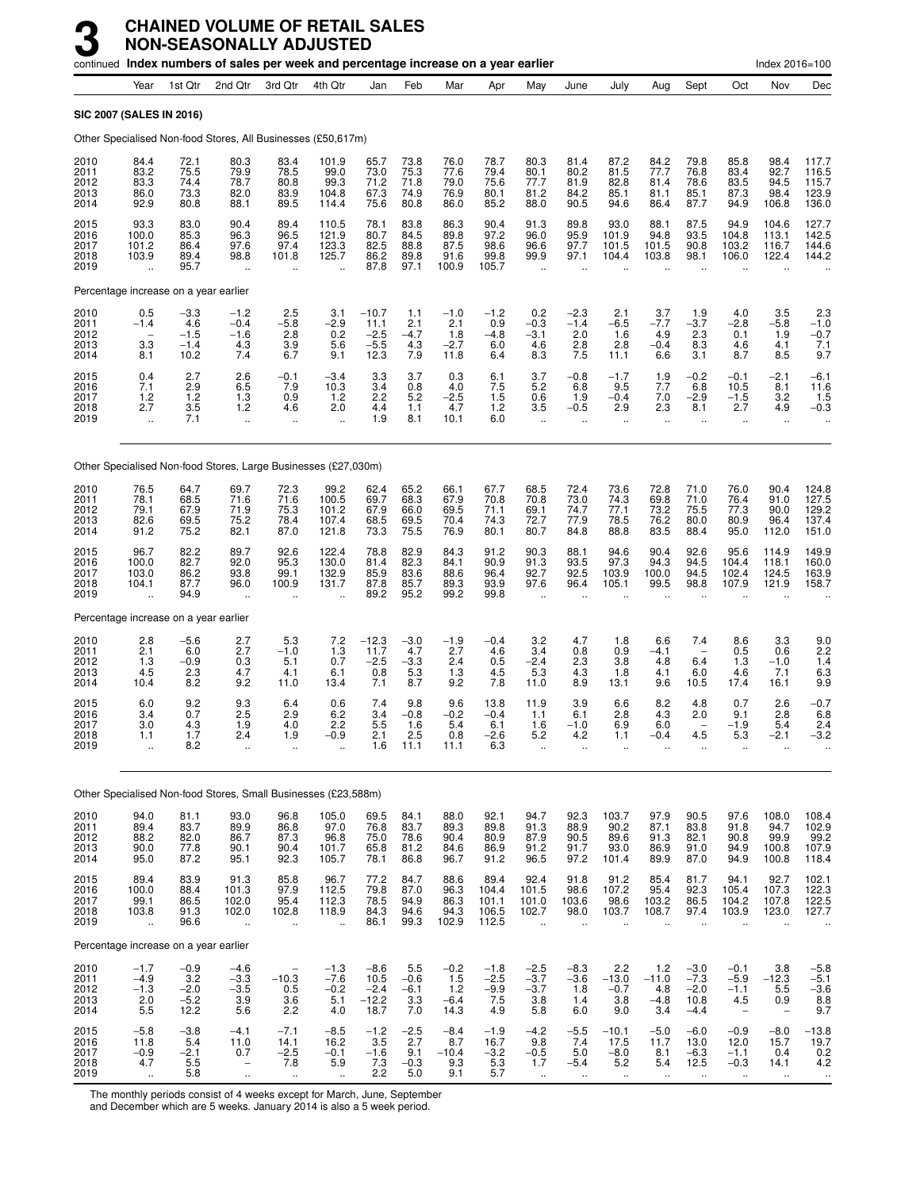# 3 CHAINED VOLUME OF RETAIL SALES NON-SEASONALLY ADJUSTED

continued **Index numbers of sales per week and percentage increase on a year earlier** Index 2016=100

| | Year | 1st Qtr | 2nd Qtr | 3rd Qtr | 4th Qtr | Jan | Feb | Mar | Apr | May | June | July | Aug | Sept | Oct | Nov | Dec |
|---|---|---|---|---|---|---|---|---|---|---|---|---|---|---|---|---|---|
| **SIC 2007 (SALES IN 2016)** | | | | | | | | | | | | | | | | | |
| Other Specialised Non-food Stores, All Businesses (£50,617m) | | | | | | | | | | | | | | | | | |
| 2010 | 84.4 | 72.1 | 80.3 | 83.4 | 101.9 | 65.7 | 73.8 | 76.0 | 78.7 | 80.3 | 81.4 | 87.2 | 84.2 | 79.8 | 85.8 | 98.4 | 117.7 |
| 2011 | 83.2 | 75.5 | 79.9 | 78.5 | 99.0 | 73.0 | 75.3 | 77.6 | 79.4 | 80.1 | 80.2 | 81.5 | 77.7 | 76.8 | 83.4 | 92.7 | 116.5 |
| 2012 | 83.3 | 74.4 | 78.7 | 80.8 | 99.3 | 71.2 | 71.8 | 79.0 | 75.6 | 77.7 | 81.9 | 82.8 | 81.4 | 78.6 | 83.5 | 94.5 | 115.7 |
| 2013 | 86.0 | 73.3 | 82.0 | 83.9 | 104.8 | 67.3 | 74.9 | 76.9 | 80.1 | 81.2 | 84.2 | 85.1 | 81.1 | 85.1 | 87.3 | 98.4 | 123.9 |
| 2014 | 92.9 | 80.8 | 88.1 | 89.5 | 114.4 | 75.6 | 80.8 | 86.0 | 85.2 | 88.0 | 90.5 | 94.6 | 86.4 | 87.7 | 94.9 | 106.8 | 136.0 |
| 2015 | 93.3 | 83.0 | 90.4 | 89.4 | 110.5 | 78.1 | 83.8 | 86.3 | 90.4 | 91.3 | 89.8 | 93.0 | 88.1 | 87.5 | 94.9 | 104.6 | 127.7 |
| 2016 | 100.0 | 85.3 | 96.3 | 96.5 | 121.9 | 80.7 | 84.5 | 89.8 | 97.2 | 96.0 | 95.9 | 101.9 | 94.8 | 93.5 | 104.8 | 113.1 | 142.5 |
| 2017 | 101.2 | 86.4 | 97.6 | 97.4 | 123.3 | 82.5 | 88.8 | 87.5 | 98.6 | 96.6 | 97.7 | 101.5 | 101.5 | 90.8 | 103.2 | 116.7 | 144.6 |
| 2018 | 103.9 | 89.4 | 98.8 | 101.8 | 125.7 | 86.2 | 89.8 | 91.6 | 99.8 | 99.9 | 97.1 | 104.4 | 103.8 | 98.1 | 106.0 | 122.4 | 144.2 |
| 2019 | .. | 95.7 | .. | .. | .. | 87.8 | 97.1 | 100.9 | 105.7 | .. | .. | .. | .. | .. | .. | .. | .. |
| Percentage increase on a year earlier | | | | | | | | | | | | | | | | | |
| 2010 | 0.5 | −3.3 | −1.2 | 2.5 | 3.1 | −10.7 | 1.1 | −1.0 | −1.2 | 0.2 | −2.3 | 2.1 | 3.7 | 1.9 | 4.0 | 3.5 | 2.3 |
| 2011 | −1.4 | 4.6 | −0.4 | −5.8 | −2.9 | 11.1 | 2.1 | 2.1 | 0.9 | −0.3 | −1.4 | −6.5 | −7.7 | −3.7 | −2.8 | −5.8 | −1.0 |
| 2012 | – | −1.5 | −1.6 | 2.8 | 0.2 | −2.5 | −4.7 | 1.8 | −4.8 | −3.1 | 2.0 | 1.6 | 4.9 | 2.3 | 0.1 | 1.9 | −0.7 |
| 2013 | 3.3 | −1.4 | 4.3 | 3.9 | 5.6 | −5.5 | 4.3 | −2.7 | 6.0 | 4.6 | 2.8 | 2.8 | −0.4 | 8.3 | 4.6 | 4.1 | 7.1 |
| 2014 | 8.1 | 10.2 | 7.4 | 6.7 | 9.1 | 12.3 | 7.9 | 11.8 | 6.4 | 8.3 | 7.5 | 11.1 | 6.6 | 3.1 | 8.7 | 8.5 | 9.7 |
| 2015 | 0.4 | 2.7 | 2.6 | −0.1 | −3.4 | 3.3 | 3.7 | 0.3 | 6.1 | 3.7 | −0.8 | −1.7 | 1.9 | −0.2 | −0.1 | −2.1 | −6.1 |
| 2016 | 7.1 | 2.9 | 6.5 | 7.9 | 10.3 | 3.4 | 0.8 | 4.0 | 7.5 | 5.2 | 6.8 | 9.5 | 7.7 | 6.8 | 10.5 | 8.1 | 11.6 |
| 2017 | 1.2 | 1.2 | 1.3 | 0.9 | 1.2 | 2.2 | 5.2 | −2.5 | 1.5 | 0.6 | 1.9 | −0.4 | 7.0 | −2.9 | −1.5 | 3.2 | 1.5 |
| 2018 | 2.7 | 3.5 | 1.2 | 4.6 | 2.0 | 4.4 | 1.1 | 4.7 | 1.2 | 3.5 | −0.5 | 2.9 | 2.3 | 8.1 | 2.7 | 4.9 | −0.3 |
| 2019 | .. | 7.1 | .. | .. | .. | 1.9 | 8.1 | 10.1 | 6.0 | .. | .. | .. | .. | .. | .. | .. | .. |
| Other Specialised Non-food Stores, Large Businesses (£27,030m) | | | | | | | | | | | | | | | | | |
| 2010 | 76.5 | 64.7 | 69.7 | 72.3 | 99.2 | 62.4 | 65.2 | 66.1 | 67.7 | 68.5 | 72.4 | 73.6 | 72.8 | 71.0 | 76.0 | 90.4 | 124.8 |
| 2011 | 78.1 | 68.5 | 71.6 | 71.6 | 100.5 | 69.7 | 68.3 | 67.9 | 70.8 | 70.8 | 73.0 | 74.3 | 69.8 | 71.0 | 76.4 | 91.0 | 127.5 |
| 2012 | 79.1 | 67.9 | 71.9 | 75.3 | 101.2 | 67.9 | 66.0 | 69.5 | 71.1 | 69.1 | 74.7 | 77.1 | 73.2 | 75.5 | 77.3 | 90.0 | 129.2 |
| 2013 | 82.6 | 69.5 | 75.2 | 78.4 | 107.4 | 68.5 | 69.5 | 70.4 | 74.3 | 72.7 | 77.9 | 78.5 | 76.2 | 80.0 | 80.9 | 96.4 | 137.4 |
| 2014 | 91.2 | 75.2 | 82.1 | 87.0 | 121.8 | 73.3 | 75.5 | 76.9 | 80.1 | 80.7 | 84.8 | 88.8 | 83.5 | 88.4 | 95.0 | 112.0 | 151.0 |
| 2015 | 96.7 | 82.2 | 89.7 | 92.6 | 122.4 | 78.8 | 82.9 | 84.3 | 91.2 | 90.3 | 88.1 | 94.6 | 90.4 | 92.6 | 95.6 | 114.9 | 149.9 |
| 2016 | 100.0 | 82.7 | 92.0 | 95.3 | 130.0 | 81.4 | 82.3 | 84.1 | 90.9 | 91.3 | 93.5 | 97.3 | 94.3 | 94.5 | 104.4 | 118.1 | 160.0 |
| 2017 | 103.0 | 86.2 | 93.8 | 99.1 | 132.9 | 85.9 | 83.6 | 88.6 | 96.4 | 92.7 | 92.5 | 103.9 | 100.0 | 94.5 | 102.4 | 124.5 | 163.9 |
| 2018 | 104.1 | 87.7 | 96.0 | 100.9 | 131.7 | 87.8 | 85.7 | 89.3 | 93.9 | 97.6 | 96.4 | 105.1 | 99.5 | 98.8 | 107.9 | 121.9 | 158.7 |
| 2019 | .. | 94.9 | .. | .. | .. | 89.2 | 95.2 | 99.2 | 99.8 | .. | .. | .. | .. | .. | .. | .. | .. |
| Percentage increase on a year earlier | | | | | | | | | | | | | | | | | |
| 2010 | 2.8 | −5.6 | 2.7 | 5.3 | 7.2 | −12.3 | −3.0 | −1.9 | −0.4 | 3.2 | 4.7 | 1.8 | 6.6 | 7.4 | 8.6 | 3.3 | 9.0 |
| 2011 | 2.1 | 6.0 | 2.7 | −1.0 | 1.3 | 11.7 | 4.7 | 2.7 | 4.6 | 3.4 | 0.8 | 0.9 | −4.1 | – | 0.5 | 0.6 | 2.2 |
| 2012 | 1.3 | −0.9 | 0.3 | 5.1 | 0.7 | −2.5 | −3.3 | 2.4 | 0.5 | −2.4 | 2.3 | 3.8 | 4.8 | 6.4 | 1.3 | −1.0 | 1.4 |
| 2013 | 4.5 | 2.3 | 4.7 | 4.1 | 6.1 | 0.8 | 5.3 | 1.3 | 4.5 | 5.3 | 4.3 | 1.8 | 4.1 | 6.0 | 4.6 | 7.1 | 6.3 |
| 2014 | 10.4 | 8.2 | 9.2 | 11.0 | 13.4 | 7.1 | 8.7 | 9.2 | 7.8 | 11.0 | 8.9 | 13.1 | 9.6 | 10.5 | 17.4 | 16.1 | 9.9 |
| 2015 | 6.0 | 9.2 | 9.3 | 6.4 | 0.6 | 7.4 | 9.8 | 9.6 | 13.8 | 11.9 | 3.9 | 6.6 | 8.2 | 4.8 | 0.7 | 2.6 | −0.7 |
| 2016 | 3.4 | 0.7 | 2.5 | 2.9 | 6.2 | 3.4 | −0.8 | −0.2 | −0.4 | 1.1 | 6.1 | 2.8 | 4.3 | 2.0 | 9.1 | 2.8 | 6.8 |
| 2017 | 3.0 | 4.3 | 1.9 | 4.0 | 2.2 | 5.5 | 1.6 | 5.4 | 6.1 | 1.6 | −1.0 | 6.9 | 6.0 | – | −1.9 | 5.4 | 2.4 |
| 2018 | 1.1 | 1.7 | 2.4 | 1.9 | −0.9 | 2.1 | 2.5 | 0.8 | −2.6 | 5.2 | 4.2 | 1.1 | −0.4 | 4.5 | 5.3 | −2.1 | −3.2 |
| 2019 | .. | 8.2 | .. | .. | .. | 1.6 | 11.1 | 11.1 | 6.3 | .. | .. | .. | .. | .. | .. | .. | .. |
| Other Specialised Non-food Stores, Small Businesses (£23,588m) | | | | | | | | | | | | | | | | | |
| 2010 | 94.0 | 81.1 | 93.0 | 96.8 | 105.0 | 69.5 | 84.1 | 88.0 | 92.1 | 94.7 | 92.3 | 103.7 | 97.9 | 90.5 | 97.6 | 108.0 | 108.4 |
| 2011 | 89.4 | 83.7 | 89.9 | 86.8 | 97.0 | 76.8 | 83.7 | 89.3 | 89.8 | 91.3 | 88.9 | 90.2 | 87.1 | 83.8 | 91.8 | 94.7 | 102.9 |
| 2012 | 88.2 | 82.0 | 86.7 | 87.3 | 96.8 | 75.0 | 78.6 | 90.4 | 80.9 | 87.9 | 90.5 | 89.6 | 91.3 | 82.1 | 90.8 | 99.9 | 99.2 |
| 2013 | 90.0 | 77.8 | 90.1 | 90.4 | 101.7 | 65.8 | 81.2 | 84.6 | 86.9 | 91.2 | 91.7 | 93.0 | 86.9 | 91.0 | 94.9 | 100.8 | 107.9 |
| 2014 | 95.0 | 87.2 | 95.1 | 92.3 | 105.7 | 78.1 | 86.8 | 96.7 | 91.2 | 96.5 | 97.2 | 101.4 | 89.9 | 87.0 | 94.9 | 100.8 | 118.4 |
| 2015 | 89.4 | 83.9 | 91.3 | 85.8 | 96.7 | 77.2 | 84.7 | 88.6 | 89.4 | 92.4 | 91.8 | 91.2 | 85.4 | 81.7 | 94.1 | 92.7 | 102.1 |
| 2016 | 100.0 | 88.4 | 101.3 | 97.9 | 112.5 | 79.8 | 87.0 | 96.3 | 104.4 | 101.5 | 98.6 | 107.2 | 95.4 | 92.3 | 105.4 | 107.3 | 122.3 |
| 2017 | 99.1 | 86.5 | 102.0 | 95.4 | 112.3 | 78.5 | 94.9 | 86.3 | 101.1 | 101.0 | 103.6 | 98.6 | 103.2 | 86.5 | 104.2 | 107.8 | 122.5 |
| 2018 | 103.8 | 91.3 | 102.0 | 102.8 | 118.9 | 84.3 | 94.6 | 94.3 | 106.5 | 102.7 | 98.0 | 103.7 | 108.7 | 97.4 | 103.9 | 123.0 | 127.7 |
| 2019 | .. | 96.6 | .. | .. | .. | 86.1 | 99.3 | 102.9 | 112.5 | .. | .. | .. | .. | .. | .. | .. | .. |
| Percentage increase on a year earlier | | | | | | | | | | | | | | | | | |
| 2010 | −1.7 | −0.9 | −4.6 | – | −1.3 | −8.6 | 5.5 | −0.2 | −1.8 | −2.5 | −8.3 | 2.2 | 1.2 | −3.0 | −0.1 | 3.8 | −5.8 |
| 2011 | −4.9 | 3.2 | −3.3 | −10.3 | −7.6 | 10.5 | −0.6 | 1.5 | −2.5 | −3.7 | −3.6 | −13.0 | −11.0 | −7.3 | −5.9 | −12.3 | −5.1 |
| 2012 | −1.3 | −2.0 | −3.5 | 0.5 | −0.2 | −2.4 | −6.1 | 1.2 | −9.9 | −3.7 | 1.8 | −0.7 | 4.8 | −2.0 | −1.1 | 5.5 | −3.6 |
| 2013 | 2.0 | −5.2 | 3.9 | 3.6 | 5.1 | −12.2 | 3.3 | −6.4 | 7.5 | 3.8 | 1.4 | 3.8 | −4.8 | 10.8 | 4.5 | 0.9 | 8.8 |
| 2014 | 5.5 | 12.2 | 5.6 | 2.2 | 4.0 | 18.7 | 7.0 | 14.3 | 4.9 | 5.8 | 6.0 | 9.0 | 3.4 | −4.4 | – | – | 9.7 |
| 2015 | −5.8 | −3.8 | −4.1 | −7.1 | −8.5 | −1.2 | −2.5 | −8.4 | −1.9 | −4.2 | −5.5 | −10.1 | −5.0 | −6.0 | −0.9 | −8.0 | −13.8 |
| 2016 | 11.8 | 5.4 | 11.0 | 14.1 | 16.2 | 3.5 | 2.7 | 8.7 | 16.7 | 9.8 | 7.4 | 17.5 | 11.7 | 13.0 | 12.0 | 15.7 | 19.7 |
| 2017 | −0.9 | −2.1 | 0.7 | −2.5 | −0.1 | −1.6 | 9.1 | −10.4 | −3.2 | −0.5 | 5.0 | −8.0 | 8.1 | −6.3 | −1.1 | 0.4 | 0.2 |
| 2018 | 4.7 | 5.5 | – | 7.8 | 5.9 | 7.3 | −0.3 | 9.3 | 5.3 | 1.7 | −5.4 | 5.2 | 5.4 | 12.5 | −0.3 | 14.1 | 4.2 |
| 2019 | .. | 5.8 | .. | .. | .. | 2.2 | 5.0 | 9.1 | 5.7 | .. | .. | .. | .. | .. | .. | .. | .. |

The monthly periods consist of 4 weeks except for March, June, September and December which are 5 weeks. January 2014 is also a 5 week period.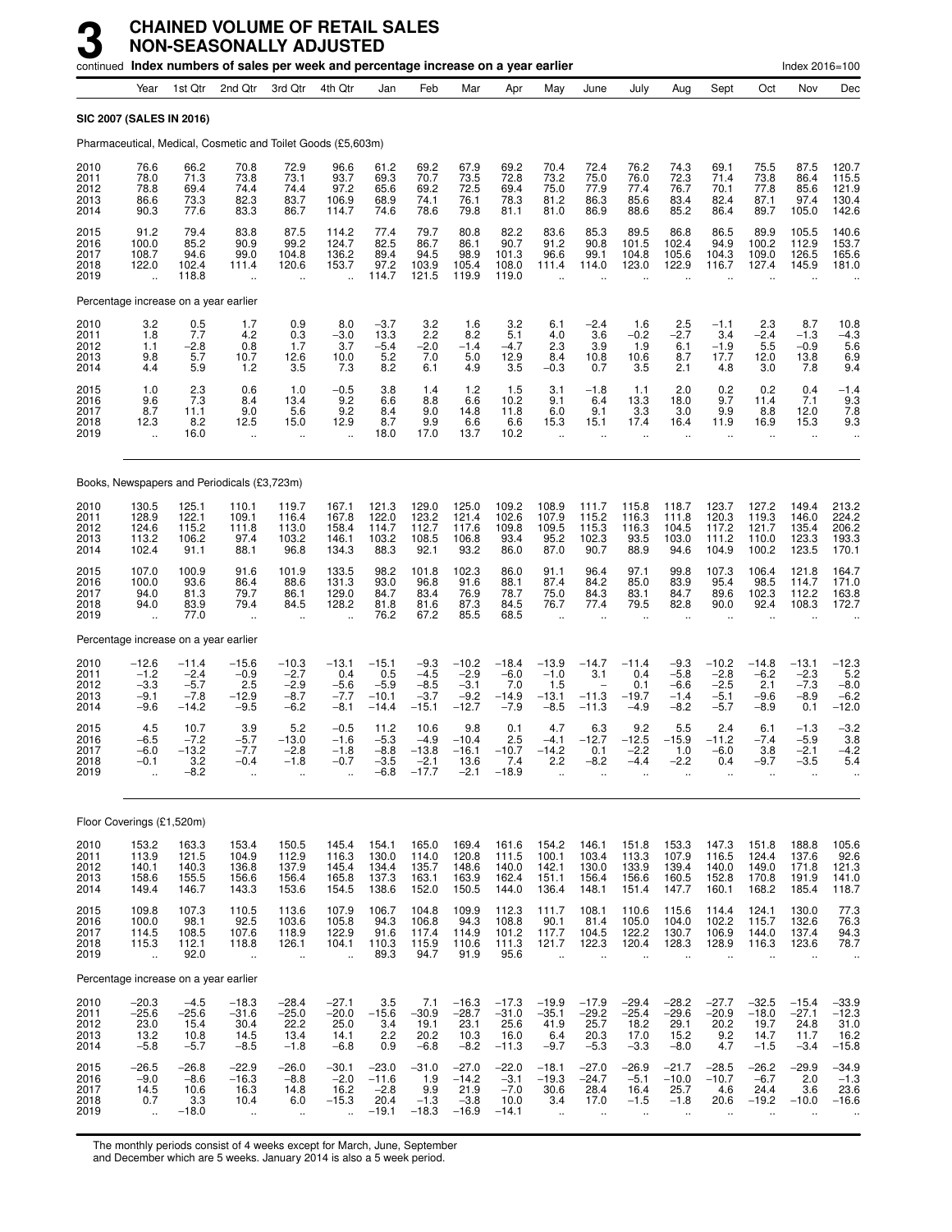# 3 CHAINED VOLUME OF RETAIL SALES NON-SEASONALLY ADJUSTED

continued **Index numbers of sales per week and percentage increase on a year earlier** Index 2016=100

| | Year | 1st Qtr | 2nd Qtr | 3rd Qtr | 4th Qtr | Jan | Feb | Mar | Apr | May | June | July | Aug | Sept | Oct | Nov | Dec |
|---|---|---|---|---|---|---|---|---|---|---|---|---|---|---|---|---|---|
| **SIC 2007 (SALES IN 2016)** | | | | | | | | | | | | | | | | | |
| Pharmaceutical, Medical, Cosmetic and Toilet Goods (£5,603m) | | | | | | | | | | | | | | | | | |
| 2010 | 76.6 | 66.2 | 70.8 | 72.9 | 96.6 | 61.2 | 69.2 | 67.9 | 69.2 | 70.4 | 72.4 | 76.2 | 74.3 | 69.1 | 75.5 | 87.5 | 120.7 |
| 2011 | 78.0 | 71.3 | 73.8 | 73.1 | 93.7 | 69.3 | 70.7 | 73.5 | 72.8 | 73.2 | 75.0 | 76.0 | 72.3 | 71.4 | 73.8 | 86.4 | 115.5 |
| 2012 | 78.8 | 69.4 | 74.4 | 74.4 | 97.2 | 65.6 | 69.2 | 72.5 | 69.4 | 75.0 | 77.9 | 77.4 | 76.7 | 70.1 | 77.8 | 85.6 | 121.9 |
| 2013 | 86.6 | 73.3 | 82.3 | 83.7 | 106.9 | 68.9 | 74.1 | 76.1 | 78.3 | 81.2 | 86.3 | 85.6 | 83.4 | 82.4 | 87.1 | 97.4 | 130.4 |
| 2014 | 90.3 | 77.6 | 83.3 | 86.7 | 114.7 | 74.6 | 78.6 | 79.8 | 81.1 | 81.0 | 86.9 | 88.6 | 85.2 | 86.4 | 89.7 | 105.0 | 142.6 |
| 2015 | 91.2 | 79.4 | 83.8 | 87.5 | 114.2 | 77.4 | 79.7 | 80.8 | 82.2 | 83.6 | 85.3 | 89.5 | 86.8 | 86.5 | 89.9 | 105.5 | 140.6 |
| 2016 | 100.0 | 85.2 | 90.9 | 99.2 | 124.7 | 82.5 | 86.7 | 86.1 | 90.7 | 91.2 | 90.8 | 101.5 | 102.4 | 94.9 | 100.2 | 112.9 | 153.7 |
| 2017 | 108.7 | 94.6 | 99.0 | 104.8 | 136.2 | 89.4 | 94.5 | 98.9 | 101.3 | 96.6 | 99.1 | 104.8 | 105.6 | 104.3 | 109.0 | 126.5 | 165.6 |
| 2018 | 122.0 | 102.4 | 111.4 | 120.6 | 153.7 | 97.2 | 103.9 | 105.4 | 108.0 | 111.4 | 114.0 | 123.0 | 122.9 | 116.7 | 127.4 | 145.9 | 181.0 |
| 2019 | .. | 118.8 | .. | .. | .. | 114.7 | 121.5 | 119.9 | 119.0 | .. | .. | .. | .. | .. | .. | .. | .. |
| Percentage increase on a year earlier | | | | | | | | | | | | | | | | | |
| 2010 | 3.2 | 0.5 | 1.7 | 0.9 | 8.0 | −3.7 | 3.2 | 1.6 | 3.2 | 6.1 | −2.4 | 1.6 | 2.5 | −1.1 | 2.3 | 8.7 | 10.8 |
| 2011 | 1.8 | 7.7 | 4.2 | 0.3 | −3.0 | 13.3 | 2.2 | 8.2 | 5.1 | 4.0 | 3.6 | −0.2 | −2.7 | 3.4 | −2.4 | −1.3 | −4.3 |
| 2012 | 1.1 | −2.8 | 0.8 | 1.7 | 3.7 | −5.4 | −2.0 | −1.4 | −4.7 | 2.3 | 3.9 | 1.9 | 6.1 | −1.9 | 5.5 | −0.9 | 5.6 |
| 2013 | 9.8 | 5.7 | 10.7 | 12.6 | 10.0 | 5.2 | 7.0 | 5.0 | 12.9 | 8.4 | 10.8 | 10.6 | 8.7 | 17.7 | 12.0 | 13.8 | 6.9 |
| 2014 | 4.4 | 5.9 | 1.2 | 3.5 | 7.3 | 8.2 | 6.1 | 4.9 | 3.5 | −0.3 | 0.7 | 3.5 | 2.1 | 4.8 | 3.0 | 7.8 | 9.4 |
| 2015 | 1.0 | 2.3 | 0.6 | 1.0 | −0.5 | 3.8 | 1.4 | 1.2 | 1.5 | 3.1 | −1.8 | 1.1 | 2.0 | 0.2 | 0.2 | 0.4 | −1.4 |
| 2016 | 9.6 | 7.3 | 8.4 | 13.4 | 9.2 | 6.6 | 8.8 | 6.6 | 10.2 | 9.1 | 6.4 | 13.3 | 18.0 | 9.7 | 11.4 | 7.1 | 9.3 |
| 2017 | 8.7 | 11.1 | 9.0 | 5.6 | 9.2 | 8.4 | 9.0 | 14.8 | 11.8 | 6.0 | 9.1 | 3.3 | 3.0 | 9.9 | 8.8 | 12.0 | 7.8 |
| 2018 | 12.3 | 8.2 | 12.5 | 15.0 | 12.9 | 8.7 | 9.9 | 6.6 | 6.6 | 15.3 | 15.1 | 17.4 | 16.4 | 11.9 | 16.9 | 15.3 | 9.3 |
| 2019 | .. | 16.0 | .. | .. | .. | 18.0 | 17.0 | 13.7 | 10.2 | .. | .. | .. | .. | .. | .. | .. | .. |
| Books, Newspapers and Periodicals (£3,723m) | | | | | | | | | | | | | | | | | |
| 2010 | 130.5 | 125.1 | 110.1 | 119.7 | 167.1 | 121.3 | 129.0 | 125.0 | 109.2 | 108.9 | 111.7 | 115.8 | 118.7 | 123.7 | 127.2 | 149.4 | 213.2 |
| 2011 | 128.9 | 122.1 | 109.1 | 116.4 | 167.8 | 122.0 | 123.2 | 121.4 | 102.6 | 107.9 | 115.2 | 116.3 | 111.8 | 120.3 | 119.3 | 146.0 | 224.2 |
| 2012 | 124.6 | 115.2 | 111.8 | 113.0 | 158.4 | 114.7 | 112.7 | 117.6 | 109.8 | 109.5 | 115.3 | 116.3 | 104.5 | 117.2 | 121.7 | 135.4 | 206.2 |
| 2013 | 113.2 | 106.2 | 97.4 | 103.2 | 146.1 | 103.2 | 108.5 | 106.8 | 93.4 | 95.2 | 102.3 | 93.5 | 103.0 | 111.2 | 110.0 | 123.3 | 193.3 |
| 2014 | 102.4 | 91.1 | 88.1 | 96.8 | 134.3 | 88.3 | 92.1 | 93.2 | 86.0 | 87.0 | 90.7 | 88.9 | 94.6 | 104.9 | 100.2 | 123.5 | 170.1 |
| 2015 | 107.0 | 100.9 | 91.6 | 101.9 | 133.5 | 98.2 | 101.8 | 102.3 | 86.0 | 91.1 | 96.4 | 97.1 | 99.8 | 107.3 | 106.4 | 121.8 | 164.7 |
| 2016 | 100.0 | 93.6 | 86.4 | 88.6 | 131.3 | 93.0 | 96.8 | 91.6 | 88.1 | 87.4 | 84.2 | 85.0 | 83.9 | 95.4 | 98.5 | 114.7 | 171.0 |
| 2017 | 94.0 | 81.3 | 79.7 | 86.1 | 129.0 | 84.7 | 83.4 | 76.9 | 78.7 | 75.0 | 84.3 | 83.1 | 84.7 | 89.6 | 102.3 | 112.2 | 163.8 |
| 2018 | 94.0 | 83.9 | 79.4 | 84.5 | 128.2 | 81.8 | 81.6 | 87.3 | 84.5 | 76.7 | 77.4 | 79.5 | 82.8 | 90.0 | 92.4 | 108.3 | 172.7 |
| 2019 | .. | 77.0 | .. | .. | .. | 76.2 | 67.2 | 85.5 | 68.5 | .. | .. | .. | .. | .. | .. | .. | .. |
| Percentage increase on a year earlier | | | | | | | | | | | | | | | | | |
| 2010 | −12.6 | −11.4 | −15.6 | −10.3 | −13.1 | −15.1 | −9.3 | −10.2 | −18.4 | −13.9 | −14.7 | −11.4 | −9.3 | −10.2 | −14.8 | −13.1 | −12.3 |
| 2011 | −1.2 | −2.4 | −0.9 | −2.7 | 0.4 | 0.5 | −4.5 | −2.9 | −6.0 | −1.0 | 3.1 | 0.4 | −5.8 | −2.8 | −6.2 | −2.3 | 5.2 |
| 2012 | −3.3 | −5.7 | 2.5 | −2.9 | −5.6 | −5.9 | −8.5 | −3.1 | 7.0 | 1.5 | – | 0.1 | −6.6 | −2.5 | 2.1 | −7.3 | −8.0 |
| 2013 | −9.1 | −7.8 | −12.9 | −8.7 | −7.7 | −10.1 | −3.7 | −9.2 | −14.9 | −13.1 | −11.3 | −19.7 | −1.4 | −5.1 | −9.6 | −8.9 | −6.2 |
| 2014 | −9.6 | −14.2 | −9.5 | −6.2 | −8.1 | −14.4 | −15.1 | −12.7 | −7.9 | −8.5 | −11.3 | −4.9 | −8.2 | −5.7 | −8.9 | 0.1 | −12.0 |
| 2015 | 4.5 | 10.7 | 3.9 | 5.2 | −0.5 | 11.2 | 10.6 | 9.8 | 0.1 | 4.7 | 6.3 | 9.2 | 5.5 | 2.4 | 6.1 | −1.3 | −3.2 |
| 2016 | −6.5 | −7.2 | −5.7 | −13.0 | −1.6 | −5.3 | −4.9 | −10.4 | 2.5 | −4.1 | −12.7 | −12.5 | −15.9 | −11.2 | −7.4 | −5.9 | 3.8 |
| 2017 | −6.0 | −13.2 | −7.7 | −2.8 | −1.8 | −8.8 | −13.8 | −16.1 | −10.7 | −14.2 | 0.1 | −2.2 | 1.0 | −6.0 | 3.8 | −2.1 | −4.2 |
| 2018 | −0.1 | 3.2 | −0.4 | −1.8 | −0.7 | −3.5 | −2.1 | 13.6 | 7.4 | 2.2 | −8.2 | −4.4 | −2.2 | 0.4 | −9.7 | −3.5 | 5.4 |
| 2019 | .. | −8.2 | .. | .. | .. | −6.8 | −17.7 | −2.1 | −18.9 | .. | .. | .. | .. | .. | .. | .. | .. |
| Floor Coverings (£1,520m) | | | | | | | | | | | | | | | | | |
| 2010 | 153.2 | 163.3 | 153.4 | 150.5 | 145.4 | 154.1 | 165.0 | 169.4 | 161.6 | 154.2 | 146.1 | 151.8 | 153.3 | 147.3 | 151.8 | 188.8 | 105.6 |
| 2011 | 113.9 | 121.5 | 104.9 | 112.9 | 116.3 | 130.0 | 114.0 | 120.8 | 111.5 | 100.1 | 103.4 | 113.3 | 107.9 | 116.5 | 124.4 | 137.6 | 92.6 |
| 2012 | 140.1 | 140.3 | 136.8 | 137.9 | 145.4 | 134.4 | 135.7 | 148.6 | 140.0 | 142.1 | 130.0 | 133.9 | 139.4 | 140.0 | 149.0 | 171.8 | 121.3 |
| 2013 | 158.6 | 155.5 | 156.6 | 156.4 | 165.8 | 137.3 | 163.1 | 163.9 | 162.4 | 151.1 | 156.4 | 156.6 | 160.5 | 152.8 | 170.8 | 191.9 | 141.0 |
| 2014 | 149.4 | 146.7 | 143.3 | 153.6 | 154.5 | 138.6 | 152.0 | 150.5 | 144.0 | 136.4 | 148.1 | 151.4 | 147.7 | 160.1 | 168.2 | 185.4 | 118.7 |
| 2015 | 109.8 | 107.3 | 110.5 | 113.6 | 107.9 | 106.7 | 104.8 | 109.9 | 112.3 | 111.7 | 108.1 | 110.6 | 115.6 | 114.4 | 124.1 | 130.0 | 77.3 |
| 2016 | 100.0 | 98.1 | 92.5 | 103.6 | 105.8 | 94.3 | 106.8 | 94.3 | 108.8 | 90.1 | 81.4 | 105.0 | 104.0 | 102.2 | 115.7 | 132.6 | 76.3 |
| 2017 | 114.5 | 108.5 | 107.6 | 118.9 | 122.9 | 91.6 | 117.4 | 114.9 | 101.2 | 117.7 | 104.5 | 122.2 | 130.7 | 106.9 | 144.0 | 137.4 | 94.3 |
| 2018 | 115.3 | 112.1 | 118.8 | 126.1 | 104.1 | 110.3 | 115.9 | 110.6 | 111.3 | 121.7 | 122.3 | 120.4 | 128.3 | 128.9 | 116.3 | 123.6 | 78.7 |
| 2019 | .. | 92.0 | .. | .. | .. | 89.3 | 94.7 | 91.9 | 95.6 | .. | .. | .. | .. | .. | .. | .. | .. |
| Percentage increase on a year earlier | | | | | | | | | | | | | | | | | |
| 2010 | −20.3 | −4.5 | −18.3 | −28.4 | −27.1 | 3.5 | 7.1 | −16.3 | −17.3 | −19.9 | −17.9 | −29.4 | −28.2 | −27.7 | −32.5 | −15.4 | −33.9 |
| 2011 | −25.6 | −25.6 | −31.6 | −25.0 | −20.0 | −15.6 | −30.9 | −28.7 | −31.0 | −35.1 | −29.2 | −25.4 | −29.6 | −20.9 | −18.0 | −27.1 | −12.3 |
| 2012 | 23.0 | 15.4 | 30.4 | 22.2 | 25.0 | 3.4 | 19.1 | 23.1 | 25.6 | 41.9 | 25.7 | 18.2 | 29.1 | 20.2 | 19.7 | 24.8 | 31.0 |
| 2013 | 13.2 | 10.8 | 14.5 | 13.4 | 14.1 | 2.2 | 20.2 | 10.3 | 16.0 | 6.4 | 20.3 | 17.0 | 15.2 | 9.2 | 14.7 | 11.7 | 16.2 |
| 2014 | −5.8 | −5.7 | −8.5 | −1.8 | −6.8 | 0.9 | −6.8 | −8.2 | −11.3 | −9.7 | −5.3 | −3.3 | −8.0 | 4.7 | −1.5 | −3.4 | −15.8 |
| 2015 | −26.5 | −26.8 | −22.9 | −26.0 | −30.1 | −23.0 | −31.0 | −27.0 | −22.0 | −18.1 | −27.0 | −26.9 | −21.7 | −28.5 | −26.2 | −29.9 | −34.9 |
| 2016 | −9.0 | −8.6 | −16.3 | −8.8 | −2.0 | −11.6 | 1.9 | −14.2 | −3.1 | −19.3 | −24.7 | −5.1 | −10.0 | −10.7 | −6.7 | 2.0 | −1.3 |
| 2017 | 14.5 | 10.6 | 16.3 | 14.8 | 16.2 | −2.8 | 9.9 | 21.9 | −7.0 | 30.6 | 28.4 | 16.4 | 25.7 | 4.6 | 24.4 | 3.6 | 23.6 |
| 2018 | 0.7 | 3.3 | 10.4 | 6.0 | −15.3 | 20.4 | −1.3 | −3.8 | 10.0 | 3.4 | 17.0 | −1.5 | −1.8 | 20.6 | −19.2 | −10.0 | −16.6 |
| 2019 | .. | −18.0 | .. | .. | .. | −19.1 | −18.3 | −16.9 | −14.1 | .. | .. | .. | .. | .. | .. | .. | .. |

The monthly periods consist of 4 weeks except for March, June, September and December which are 5 weeks. January 2014 is also a 5 week period.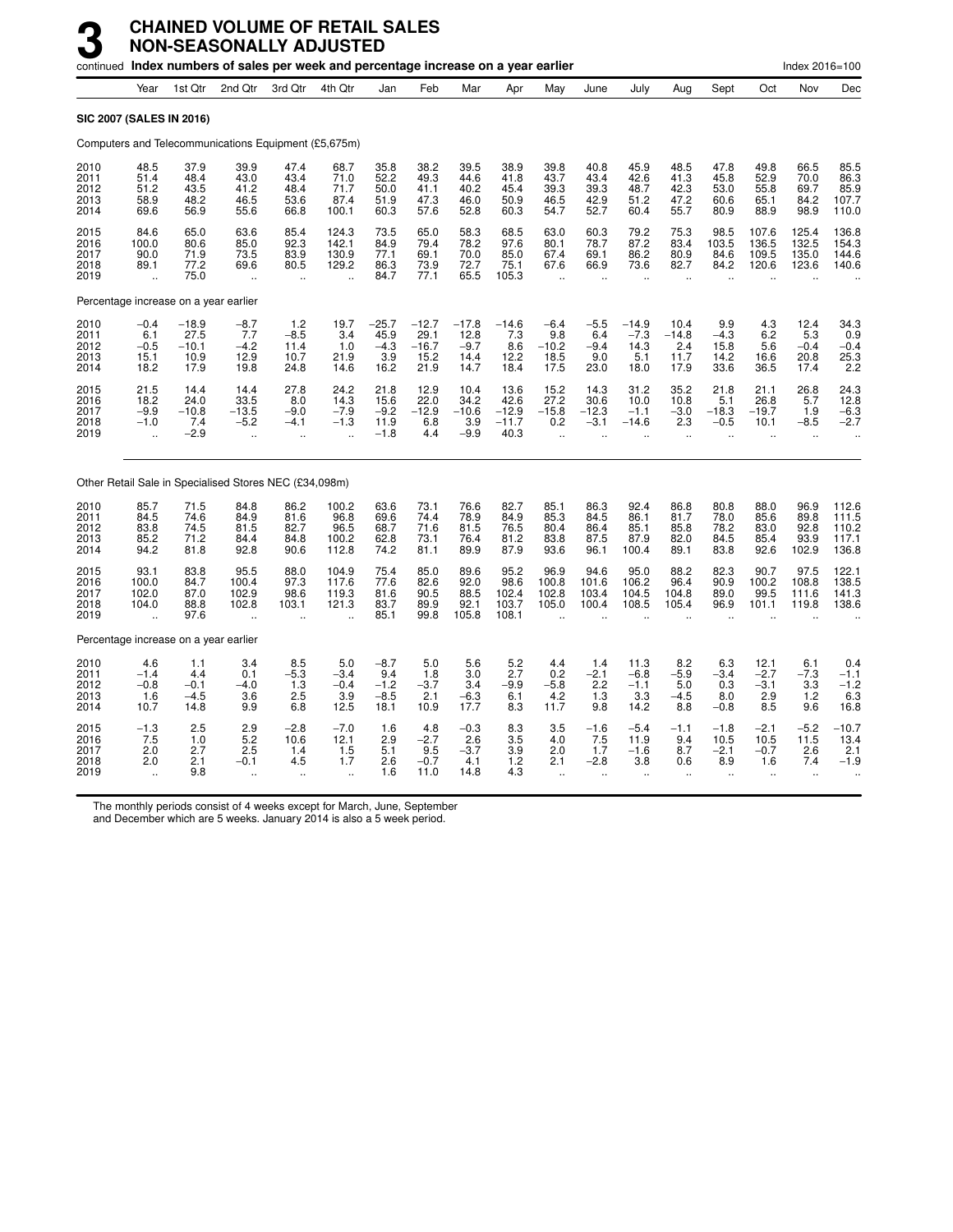# 3 CHAINED VOLUME OF RETAIL SALES NON-SEASONALLY ADJUSTED

continued **Index numbers of sales per week and percentage increase on a year earlier** Index 2016=100

| | Year | 1st Qtr | 2nd Qtr | 3rd Qtr | 4th Qtr | Jan | Feb | Mar | Apr | May | June | July | Aug | Sept | Oct | Nov | Dec |
|---|---|---|---|---|---|---|---|---|---|---|---|---|---|---|---|---|---|
| **SIC 2007 (SALES IN 2016)** | | | | | | | | | | | | | | | | | |
| Computers and Telecommunications Equipment (£5,675m) | | | | | | | | | | | | | | | | | |
| 2010 | 48.5 | 37.9 | 39.9 | 47.4 | 68.7 | 35.8 | 38.2 | 39.5 | 38.9 | 39.8 | 40.8 | 45.9 | 48.5 | 47.8 | 49.8 | 66.5 | 85.5 |
| 2011 | 51.4 | 48.4 | 43.0 | 43.4 | 71.0 | 52.2 | 49.3 | 44.6 | 41.8 | 43.7 | 43.4 | 42.6 | 41.3 | 45.8 | 52.9 | 70.0 | 86.3 |
| 2012 | 51.2 | 43.5 | 41.2 | 48.4 | 71.7 | 50.0 | 41.1 | 40.2 | 45.4 | 39.3 | 39.3 | 48.7 | 42.3 | 53.0 | 55.8 | 69.7 | 85.9 |
| 2013 | 58.9 | 48.2 | 46.5 | 53.6 | 87.4 | 51.9 | 47.3 | 46.0 | 50.9 | 46.5 | 42.9 | 51.2 | 47.2 | 60.6 | 65.1 | 84.2 | 107.7 |
| 2014 | 69.6 | 56.9 | 55.6 | 66.8 | 100.1 | 60.3 | 57.6 | 52.8 | 60.3 | 54.7 | 52.7 | 60.4 | 55.7 | 80.9 | 88.9 | 98.9 | 110.0 |
| 2015 | 84.6 | 65.0 | 63.6 | 85.4 | 124.3 | 73.5 | 65.0 | 58.3 | 68.5 | 63.0 | 60.3 | 79.2 | 75.3 | 98.5 | 107.6 | 125.4 | 136.8 |
| 2016 | 100.0 | 80.6 | 85.0 | 92.3 | 142.1 | 84.9 | 79.4 | 78.2 | 97.6 | 80.1 | 78.7 | 87.2 | 83.4 | 103.5 | 136.5 | 132.5 | 154.3 |
| 2017 | 90.0 | 71.9 | 73.5 | 83.9 | 130.9 | 77.1 | 69.1 | 70.0 | 85.0 | 67.4 | 69.1 | 86.2 | 80.9 | 84.6 | 109.5 | 135.0 | 144.6 |
| 2018 | 89.1 | 77.2 | 69.6 | 80.5 | 129.2 | 86.3 | 73.9 | 72.7 | 75.1 | 67.6 | 66.9 | 73.6 | 82.7 | 84.2 | 120.6 | 123.6 | 140.6 |
| 2019 | .. | 75.0 | .. | .. | .. | 84.7 | 77.1 | 65.5 | 105.3 | .. | .. | .. | .. | .. | .. | .. | .. |
| Percentage increase on a year earlier | | | | | | | | | | | | | | | | | |
| 2010 | −0.4 | −18.9 | −8.7 | 1.2 | 19.7 | −25.7 | −12.7 | −17.8 | −14.6 | −6.4 | −5.5 | −14.9 | 10.4 | 9.9 | 4.3 | 12.4 | 34.3 |
| 2011 | 6.1 | 27.5 | 7.7 | −8.5 | 3.4 | 45.9 | 29.1 | 12.8 | 7.3 | 9.8 | 6.4 | −7.3 | −14.8 | −4.3 | 6.2 | 5.3 | 0.9 |
| 2012 | −0.5 | −10.1 | −4.2 | 11.4 | 1.0 | −4.3 | −16.7 | −9.7 | 8.6 | −10.2 | −9.4 | 14.3 | 2.4 | 15.8 | 5.6 | −0.4 | −0.4 |
| 2013 | 15.1 | 10.9 | 12.9 | 10.7 | 21.9 | 3.9 | 15.2 | 14.4 | 12.2 | 18.5 | 9.0 | 5.1 | 11.7 | 14.2 | 16.6 | 20.8 | 25.3 |
| 2014 | 18.2 | 17.9 | 19.8 | 24.8 | 14.6 | 16.2 | 21.9 | 14.7 | 18.4 | 17.5 | 23.0 | 18.0 | 17.9 | 33.6 | 36.5 | 17.4 | 2.2 |
| 2015 | 21.5 | 14.4 | 14.4 | 27.8 | 24.2 | 21.8 | 12.9 | 10.4 | 13.6 | 15.2 | 14.3 | 31.2 | 35.2 | 21.8 | 21.1 | 26.8 | 24.3 |
| 2016 | 18.2 | 24.0 | 33.5 | 8.0 | 14.3 | 15.6 | 22.0 | 34.2 | 42.6 | 27.2 | 30.6 | 10.0 | 10.8 | 5.1 | 26.8 | 5.7 | 12.8 |
| 2017 | −9.9 | −10.8 | −13.5 | −9.0 | −7.9 | −9.2 | −12.9 | −10.6 | −12.9 | −15.8 | −12.3 | −1.1 | −3.0 | −18.3 | −19.7 | 1.9 | −6.3 |
| 2018 | −1.0 | 7.4 | −5.2 | −4.1 | −1.3 | 11.9 | 6.8 | 3.9 | −11.7 | 0.2 | −3.1 | −14.6 | 2.3 | −0.5 | 10.1 | −8.5 | −2.7 |
| 2019 | .. | −2.9 | .. | .. | .. | −1.8 | 4.4 | −9.9 | 40.3 | .. | .. | .. | .. | .. | .. | .. | .. |
| Other Retail Sale in Specialised Stores NEC (£34,098m) | | | | | | | | | | | | | | | | | |
| 2010 | 85.7 | 71.5 | 84.8 | 86.2 | 100.2 | 63.6 | 73.1 | 76.6 | 82.7 | 85.1 | 86.3 | 92.4 | 86.8 | 80.8 | 88.0 | 96.9 | 112.6 |
| 2011 | 84.5 | 74.6 | 84.9 | 81.6 | 96.8 | 69.6 | 74.4 | 78.9 | 84.9 | 85.3 | 84.5 | 86.1 | 81.7 | 78.0 | 85.6 | 89.8 | 111.5 |
| 2012 | 83.8 | 74.5 | 81.5 | 82.7 | 96.5 | 68.7 | 71.6 | 81.5 | 76.5 | 80.4 | 86.4 | 85.1 | 85.8 | 78.2 | 83.0 | 92.8 | 110.2 |
| 2013 | 85.2 | 71.2 | 84.4 | 84.8 | 100.2 | 62.8 | 73.1 | 76.4 | 81.2 | 83.8 | 87.5 | 87.9 | 82.0 | 84.5 | 85.4 | 93.9 | 117.1 |
| 2014 | 94.2 | 81.8 | 92.8 | 90.6 | 112.8 | 74.2 | 81.1 | 89.9 | 87.9 | 93.6 | 96.1 | 100.4 | 89.1 | 83.8 | 92.6 | 102.9 | 136.8 |
| 2015 | 93.1 | 83.8 | 95.5 | 88.0 | 104.9 | 75.4 | 85.0 | 89.6 | 95.2 | 96.9 | 94.6 | 95.0 | 88.2 | 82.3 | 90.7 | 97.5 | 122.1 |
| 2016 | 100.0 | 84.7 | 100.4 | 97.3 | 117.6 | 77.6 | 82.6 | 92.0 | 98.6 | 100.8 | 101.6 | 106.2 | 96.4 | 90.9 | 100.2 | 108.8 | 138.5 |
| 2017 | 102.0 | 87.0 | 102.9 | 98.6 | 119.3 | 81.6 | 90.5 | 88.5 | 102.4 | 102.8 | 103.4 | 104.5 | 104.8 | 89.0 | 99.5 | 111.6 | 141.3 |
| 2018 | 104.0 | 88.8 | 102.8 | 103.1 | 121.3 | 83.7 | 89.9 | 92.1 | 103.7 | 105.0 | 100.4 | 108.5 | 105.4 | 96.9 | 101.1 | 119.8 | 138.6 |
| 2019 | .. | 97.6 | .. | .. | .. | 85.1 | 99.8 | 105.8 | 108.1 | .. | .. | .. | .. | .. | .. | .. | .. |
| Percentage increase on a year earlier | | | | | | | | | | | | | | | | | |
| 2010 | 4.6 | 1.1 | 3.4 | 8.5 | 5.0 | −8.7 | 5.0 | 5.6 | 5.2 | 4.4 | 1.4 | 11.3 | 8.2 | 6.3 | 12.1 | 6.1 | 0.4 |
| 2011 | −1.4 | 4.4 | 0.1 | −5.3 | −3.4 | 9.4 | 1.8 | 3.0 | 2.7 | 0.2 | −2.1 | −6.8 | −5.9 | −3.4 | −2.7 | −7.3 | −1.1 |
| 2012 | −0.8 | −0.1 | −4.0 | 1.3 | −0.4 | −1.2 | −3.7 | 3.4 | −9.9 | −5.8 | 2.2 | −1.1 | 5.0 | 0.3 | −3.1 | 3.3 | −1.2 |
| 2013 | 1.6 | −4.5 | 3.6 | 2.5 | 3.9 | −8.5 | 2.1 | −6.3 | 6.1 | 4.2 | 1.3 | 3.3 | −4.5 | 8.0 | 2.9 | 1.2 | 6.3 |
| 2014 | 10.7 | 14.8 | 9.9 | 6.8 | 12.5 | 18.1 | 10.9 | 17.7 | 8.3 | 11.7 | 9.8 | 14.2 | 8.8 | −0.8 | 8.5 | 9.6 | 16.8 |
| 2015 | −1.3 | 2.5 | 2.9 | −2.8 | −7.0 | 1.6 | 4.8 | −0.3 | 8.3 | 3.5 | −1.6 | −5.4 | −1.1 | −1.8 | −2.1 | −5.2 | −10.7 |
| 2016 | 7.5 | 1.0 | 5.2 | 10.6 | 12.1 | 2.9 | −2.7 | 2.6 | 3.5 | 4.0 | 7.5 | 11.9 | 9.4 | 10.5 | 10.5 | 11.5 | 13.4 |
| 2017 | 2.0 | 2.7 | 2.5 | 1.4 | 1.5 | 5.1 | 9.5 | −3.7 | 3.9 | 2.0 | 1.7 | −1.6 | 8.7 | −2.1 | −0.7 | 2.6 | 2.1 |
| 2018 | 2.0 | 2.1 | −0.1 | 4.5 | 1.7 | 2.6 | −0.7 | 4.1 | 1.2 | 2.1 | −2.8 | 3.8 | 0.6 | 8.9 | 1.6 | 7.4 | −1.9 |
| 2019 | .. | 9.8 | .. | .. | .. | 1.6 | 11.0 | 14.8 | 4.3 | .. | .. | .. | .. | .. | .. | .. | .. |

The monthly periods consist of 4 weeks except for March, June, September and December which are 5 weeks. January 2014 is also a 5 week period.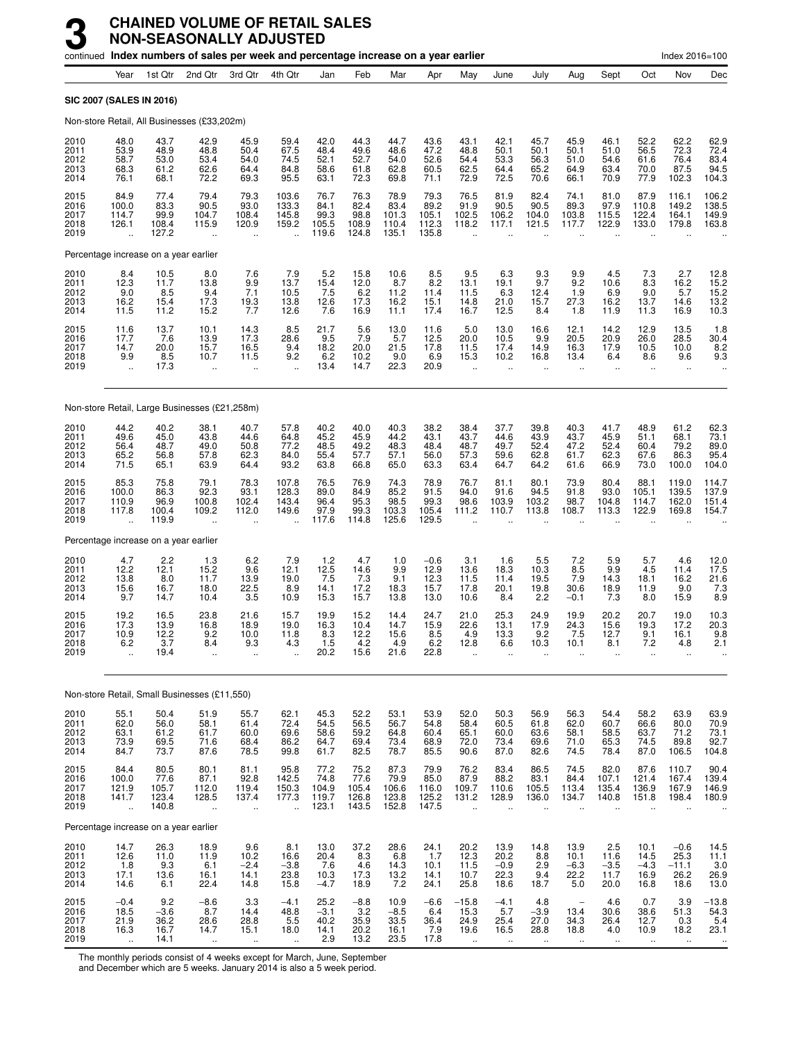# 3 CHAINED VOLUME OF RETAIL SALES NON-SEASONALLY ADJUSTED

continued **Index numbers of sales per week and percentage increase on a year earlier** Index 2016=100

| | Year | 1st Qtr | 2nd Qtr | 3rd Qtr | 4th Qtr | Jan | Feb | Mar | Apr | May | June | July | Aug | Sept | Oct | Nov | Dec |
|---|---|---|---|---|---|---|---|---|---|---|---|---|---|---|---|---|---|
| **SIC 2007 (SALES IN 2016)** | | | | | | | | | | | | | | | | | |
| Non-store Retail, All Businesses (£33,202m) | | | | | | | | | | | | | | | | | |
| 2010 | 48.0 | 43.7 | 42.9 | 45.9 | 59.4 | 42.0 | 44.3 | 44.7 | 43.6 | 43.1 | 42.1 | 45.7 | 45.9 | 46.1 | 52.2 | 62.2 | 62.9 |
| 2011 | 53.9 | 48.9 | 48.8 | 50.4 | 67.5 | 48.4 | 49.6 | 48.6 | 47.2 | 48.8 | 50.1 | 50.1 | 50.1 | 51.0 | 56.5 | 72.3 | 72.4 |
| 2012 | 58.7 | 53.0 | 53.4 | 54.0 | 74.5 | 52.1 | 52.7 | 54.0 | 52.6 | 54.4 | 53.3 | 56.3 | 51.0 | 54.6 | 61.6 | 76.4 | 83.4 |
| 2013 | 68.3 | 61.2 | 62.6 | 64.4 | 84.8 | 58.6 | 61.8 | 62.8 | 60.5 | 62.5 | 64.4 | 65.2 | 64.9 | 63.4 | 70.0 | 87.5 | 94.5 |
| 2014 | 76.1 | 68.1 | 72.2 | 69.3 | 95.5 | 63.1 | 72.3 | 69.8 | 71.1 | 72.9 | 72.5 | 70.6 | 66.1 | 70.9 | 77.9 | 102.3 | 104.3 |
| 2015 | 84.9 | 77.4 | 79.4 | 79.3 | 103.6 | 76.7 | 76.3 | 78.9 | 79.3 | 76.5 | 81.9 | 82.4 | 74.1 | 81.0 | 87.9 | 116.1 | 106.2 |
| 2016 | 100.0 | 83.3 | 90.5 | 93.0 | 133.3 | 84.1 | 82.4 | 83.4 | 89.2 | 91.9 | 90.5 | 90.5 | 89.3 | 97.9 | 110.8 | 149.2 | 138.5 |
| 2017 | 114.7 | 99.9 | 104.7 | 108.4 | 145.8 | 99.3 | 98.8 | 101.3 | 105.1 | 102.5 | 106.2 | 104.0 | 103.8 | 115.5 | 122.4 | 164.1 | 149.9 |
| 2018 | 126.1 | 108.4 | 115.9 | 120.9 | 159.2 | 105.5 | 108.9 | 110.4 | 112.3 | 118.2 | 117.1 | 121.5 | 117.7 | 122.9 | 133.0 | 179.8 | 163.8 |
| 2019 | .. | 127.2 | .. | .. | .. | 119.6 | 124.8 | 135.1 | 135.8 | .. | .. | .. | .. | .. | .. | .. | .. |
| Percentage increase on a year earlier | | | | | | | | | | | | | | | | | |
| 2010 | 8.4 | 10.5 | 8.0 | 7.6 | 7.9 | 5.2 | 15.8 | 10.6 | 8.5 | 9.5 | 6.3 | 9.3 | 9.9 | 4.5 | 7.3 | 2.7 | 12.8 |
| 2011 | 12.3 | 11.7 | 13.8 | 9.9 | 13.7 | 15.4 | 12.0 | 8.7 | 8.2 | 13.1 | 19.1 | 9.7 | 9.2 | 10.6 | 8.3 | 16.2 | 15.2 |
| 2012 | 9.0 | 8.5 | 9.4 | 7.1 | 10.5 | 7.5 | 6.2 | 11.2 | 11.4 | 11.5 | 6.3 | 12.4 | 1.9 | 6.9 | 9.0 | 5.7 | 15.2 |
| 2013 | 16.2 | 15.4 | 17.3 | 19.3 | 13.8 | 12.6 | 17.3 | 16.2 | 15.1 | 14.8 | 21.0 | 15.7 | 27.3 | 16.2 | 13.7 | 14.6 | 13.2 |
| 2014 | 11.5 | 11.2 | 15.2 | 7.7 | 12.6 | 7.6 | 16.9 | 11.1 | 17.4 | 16.7 | 12.5 | 8.4 | 1.8 | 11.9 | 11.3 | 16.9 | 10.3 |
| 2015 | 11.6 | 13.7 | 10.1 | 14.3 | 8.5 | 21.7 | 5.6 | 13.0 | 11.6 | 5.0 | 13.0 | 16.6 | 12.1 | 14.2 | 12.9 | 13.5 | 1.8 |
| 2016 | 17.7 | 7.6 | 13.9 | 17.3 | 28.6 | 9.5 | 7.9 | 5.7 | 12.5 | 20.0 | 10.5 | 9.9 | 20.5 | 20.9 | 26.0 | 28.5 | 30.4 |
| 2017 | 14.7 | 20.0 | 15.7 | 16.5 | 9.4 | 18.2 | 20.0 | 21.5 | 17.8 | 11.5 | 17.4 | 14.9 | 16.3 | 17.9 | 10.5 | 10.0 | 8.2 |
| 2018 | 9.9 | 8.5 | 10.7 | 11.5 | 9.2 | 6.2 | 10.2 | 9.0 | 6.9 | 15.3 | 10.2 | 16.8 | 13.4 | 6.4 | 8.6 | 9.6 | 9.3 |
| 2019 | .. | 17.3 | .. | .. | .. | 13.4 | 14.7 | 22.3 | 20.9 | .. | .. | .. | .. | .. | .. | .. | .. |
| Non-store Retail, Large Businesses (£21,258m) | | | | | | | | | | | | | | | | | |
| 2010 | 44.2 | 40.2 | 38.1 | 40.7 | 57.8 | 40.2 | 40.0 | 40.3 | 38.2 | 38.4 | 37.7 | 39.8 | 40.3 | 41.7 | 48.9 | 61.2 | 62.3 |
| 2011 | 49.6 | 45.0 | 43.8 | 44.6 | 64.8 | 45.2 | 45.9 | 44.2 | 43.1 | 43.7 | 44.6 | 43.9 | 43.7 | 45.9 | 51.1 | 68.1 | 73.1 |
| 2012 | 56.4 | 48.7 | 49.0 | 50.8 | 77.2 | 48.5 | 49.2 | 48.3 | 48.4 | 48.7 | 49.7 | 52.4 | 47.2 | 52.4 | 60.4 | 79.2 | 89.0 |
| 2013 | 65.2 | 56.8 | 57.8 | 62.3 | 84.0 | 55.4 | 57.7 | 57.1 | 56.0 | 57.3 | 59.6 | 62.8 | 61.7 | 62.3 | 67.6 | 86.3 | 95.4 |
| 2014 | 71.5 | 65.1 | 63.9 | 64.4 | 93.2 | 63.8 | 66.8 | 65.0 | 63.3 | 63.4 | 64.7 | 64.2 | 61.6 | 66.9 | 73.0 | 100.0 | 104.0 |
| 2015 | 85.3 | 75.8 | 79.1 | 78.3 | 107.8 | 76.5 | 76.9 | 74.3 | 78.9 | 76.7 | 81.1 | 80.1 | 73.9 | 80.4 | 88.1 | 119.0 | 114.7 |
| 2016 | 100.0 | 86.3 | 92.3 | 93.1 | 128.3 | 89.0 | 84.9 | 85.2 | 91.5 | 94.0 | 91.6 | 94.5 | 91.8 | 93.0 | 105.1 | 139.5 | 137.9 |
| 2017 | 110.9 | 96.9 | 100.8 | 102.4 | 143.4 | 96.4 | 95.3 | 98.5 | 99.3 | 98.6 | 103.9 | 103.2 | 98.7 | 104.8 | 114.7 | 162.0 | 151.4 |
| 2018 | 117.8 | 100.4 | 109.2 | 112.0 | 149.6 | 97.9 | 99.3 | 103.3 | 105.4 | 111.2 | 110.7 | 113.8 | 108.7 | 113.3 | 122.9 | 169.8 | 154.7 |
| 2019 | .. | 119.9 | .. | .. | .. | 117.6 | 114.8 | 125.6 | 129.5 | .. | .. | .. | .. | .. | .. | .. | .. |
| Percentage increase on a year earlier | | | | | | | | | | | | | | | | | |
| 2010 | 4.7 | 2.2 | 1.3 | 6.2 | 7.9 | 1.2 | 4.7 | 1.0 | −0.6 | 3.1 | 1.6 | 5.5 | 7.2 | 5.9 | 5.7 | 4.6 | 12.0 |
| 2011 | 12.2 | 12.1 | 15.2 | 9.6 | 12.1 | 12.5 | 14.6 | 9.9 | 12.9 | 13.6 | 18.3 | 10.3 | 8.5 | 9.9 | 4.5 | 11.4 | 17.5 |
| 2012 | 13.8 | 8.0 | 11.7 | 13.9 | 19.0 | 7.5 | 7.3 | 9.1 | 12.3 | 11.5 | 11.4 | 19.5 | 7.9 | 14.3 | 18.1 | 16.2 | 21.6 |
| 2013 | 15.6 | 16.7 | 18.0 | 22.5 | 8.9 | 14.1 | 17.2 | 18.3 | 15.7 | 17.8 | 20.1 | 19.8 | 30.6 | 18.9 | 11.9 | 9.0 | 7.3 |
| 2014 | 9.7 | 14.7 | 10.4 | 3.5 | 10.9 | 15.3 | 15.7 | 13.8 | 13.0 | 10.6 | 8.4 | 2.2 | −0.1 | 7.3 | 8.0 | 15.9 | 8.9 |
| 2015 | 19.2 | 16.5 | 23.8 | 21.6 | 15.7 | 19.9 | 15.2 | 14.4 | 24.7 | 21.0 | 25.3 | 24.9 | 19.9 | 20.2 | 20.7 | 19.0 | 10.3 |
| 2016 | 17.3 | 13.9 | 16.8 | 18.9 | 19.0 | 16.3 | 10.4 | 14.7 | 15.9 | 22.6 | 13.1 | 17.9 | 24.3 | 15.6 | 19.3 | 17.2 | 20.3 |
| 2017 | 10.9 | 12.2 | 9.2 | 10.0 | 11.8 | 8.3 | 12.2 | 15.6 | 8.5 | 4.9 | 13.3 | 9.2 | 7.5 | 12.7 | 9.1 | 16.1 | 9.8 |
| 2018 | 6.2 | 3.7 | 8.4 | 9.3 | 4.3 | 1.5 | 4.2 | 4.9 | 6.2 | 12.8 | 6.6 | 10.3 | 10.1 | 8.1 | 7.2 | 4.8 | 2.1 |
| 2019 | .. | 19.4 | .. | .. | .. | 20.2 | 15.6 | 21.6 | 22.8 | .. | .. | .. | .. | .. | .. | .. | .. |
| Non-store Retail, Small Businesses (£11,550) | | | | | | | | | | | | | | | | | |
| 2010 | 55.1 | 50.4 | 51.9 | 55.7 | 62.1 | 45.3 | 52.2 | 53.1 | 53.9 | 52.0 | 50.3 | 56.9 | 56.3 | 54.4 | 58.2 | 63.9 | 63.9 |
| 2011 | 62.0 | 56.0 | 58.1 | 61.4 | 72.4 | 54.5 | 56.5 | 56.7 | 54.8 | 58.4 | 60.5 | 61.8 | 62.0 | 60.7 | 66.6 | 80.0 | 70.9 |
| 2012 | 63.1 | 61.2 | 61.7 | 60.0 | 69.6 | 58.6 | 59.2 | 64.8 | 60.4 | 65.1 | 60.0 | 63.6 | 58.1 | 58.5 | 63.7 | 71.2 | 73.1 |
| 2013 | 73.9 | 69.5 | 71.6 | 68.4 | 86.2 | 64.7 | 69.4 | 73.4 | 68.9 | 72.0 | 73.4 | 69.6 | 71.0 | 65.3 | 74.5 | 89.8 | 92.7 |
| 2014 | 84.7 | 73.7 | 87.6 | 78.5 | 99.8 | 61.7 | 82.5 | 78.7 | 85.5 | 90.6 | 87.0 | 82.6 | 74.5 | 78.4 | 87.0 | 106.5 | 104.8 |
| 2015 | 84.4 | 80.5 | 80.1 | 81.1 | 95.8 | 77.2 | 75.2 | 87.3 | 79.9 | 76.2 | 83.4 | 86.5 | 74.5 | 82.0 | 87.6 | 110.7 | 90.4 |
| 2016 | 100.0 | 77.6 | 87.1 | 92.8 | 142.5 | 74.8 | 77.6 | 79.9 | 85.0 | 87.9 | 88.2 | 83.1 | 84.4 | 107.1 | 121.4 | 167.4 | 139.4 |
| 2017 | 121.9 | 105.7 | 112.0 | 119.4 | 150.3 | 104.9 | 105.4 | 106.6 | 116.0 | 109.7 | 110.6 | 105.5 | 113.4 | 135.4 | 136.9 | 167.9 | 146.9 |
| 2018 | 141.7 | 123.4 | 128.5 | 137.4 | 177.3 | 119.7 | 126.8 | 123.8 | 125.2 | 131.2 | 128.9 | 136.0 | 134.7 | 140.8 | 151.8 | 198.4 | 180.9 |
| 2019 | .. | 140.8 | .. | .. | .. | 123.1 | 143.5 | 152.8 | 147.5 | .. | .. | .. | .. | .. | .. | .. | .. |
| Percentage increase on a year earlier | | | | | | | | | | | | | | | | | |
| 2010 | 14.7 | 26.3 | 18.9 | 9.6 | 8.1 | 13.0 | 37.2 | 28.6 | 24.1 | 20.2 | 13.9 | 14.8 | 13.9 | 2.5 | 10.1 | −0.6 | 14.5 |
| 2011 | 12.6 | 11.0 | 11.9 | 10.2 | 16.6 | 20.4 | 8.3 | 6.8 | 1.7 | 12.3 | 20.2 | 8.8 | 10.1 | 11.6 | 14.5 | 25.3 | 11.1 |
| 2012 | 1.8 | 9.3 | 6.1 | −2.4 | −3.8 | 7.6 | 4.6 | 14.3 | 10.1 | 11.5 | −0.9 | 2.9 | −6.3 | −3.5 | −4.3 | −11.1 | 3.0 |
| 2013 | 17.1 | 13.6 | 16.1 | 14.1 | 23.8 | 10.3 | 17.3 | 13.2 | 14.1 | 10.7 | 22.3 | 9.4 | 22.2 | 11.7 | 16.9 | 26.2 | 26.9 |
| 2014 | 14.6 | 6.1 | 22.4 | 14.8 | 15.8 | −4.7 | 18.9 | 7.2 | 24.1 | 25.8 | 18.6 | 18.7 | 5.0 | 20.0 | 16.8 | 18.6 | 13.0 |
| 2015 | −0.4 | 9.2 | −8.6 | 3.3 | −4.1 | 25.2 | −8.8 | 10.9 | −6.6 | −15.8 | −4.1 | 4.8 | − | 4.6 | 0.7 | 3.9 | −13.8 |
| 2016 | 18.5 | −3.6 | 8.7 | 14.4 | 48.8 | −3.1 | 3.2 | −8.5 | 6.4 | 15.3 | 5.7 | −3.9 | 13.4 | 30.6 | 38.6 | 51.3 | 54.3 |
| 2017 | 21.9 | 36.2 | 28.6 | 28.8 | 5.5 | 40.2 | 35.9 | 33.5 | 36.4 | 24.9 | 25.4 | 27.0 | 34.3 | 26.4 | 12.7 | 0.3 | 5.4 |
| 2018 | 16.3 | 16.7 | 14.7 | 15.1 | 18.0 | 14.1 | 20.2 | 16.1 | 7.9 | 19.6 | 16.5 | 28.8 | 18.8 | 4.0 | 10.9 | 18.2 | 23.1 |
| 2019 | .. | 14.1 | .. | .. | .. | 2.9 | 13.2 | 23.5 | 17.8 | .. | .. | .. | .. | .. | .. | .. | .. |

The monthly periods consist of 4 weeks except for March, June, September and December which are 5 weeks. January 2014 is also a 5 week period.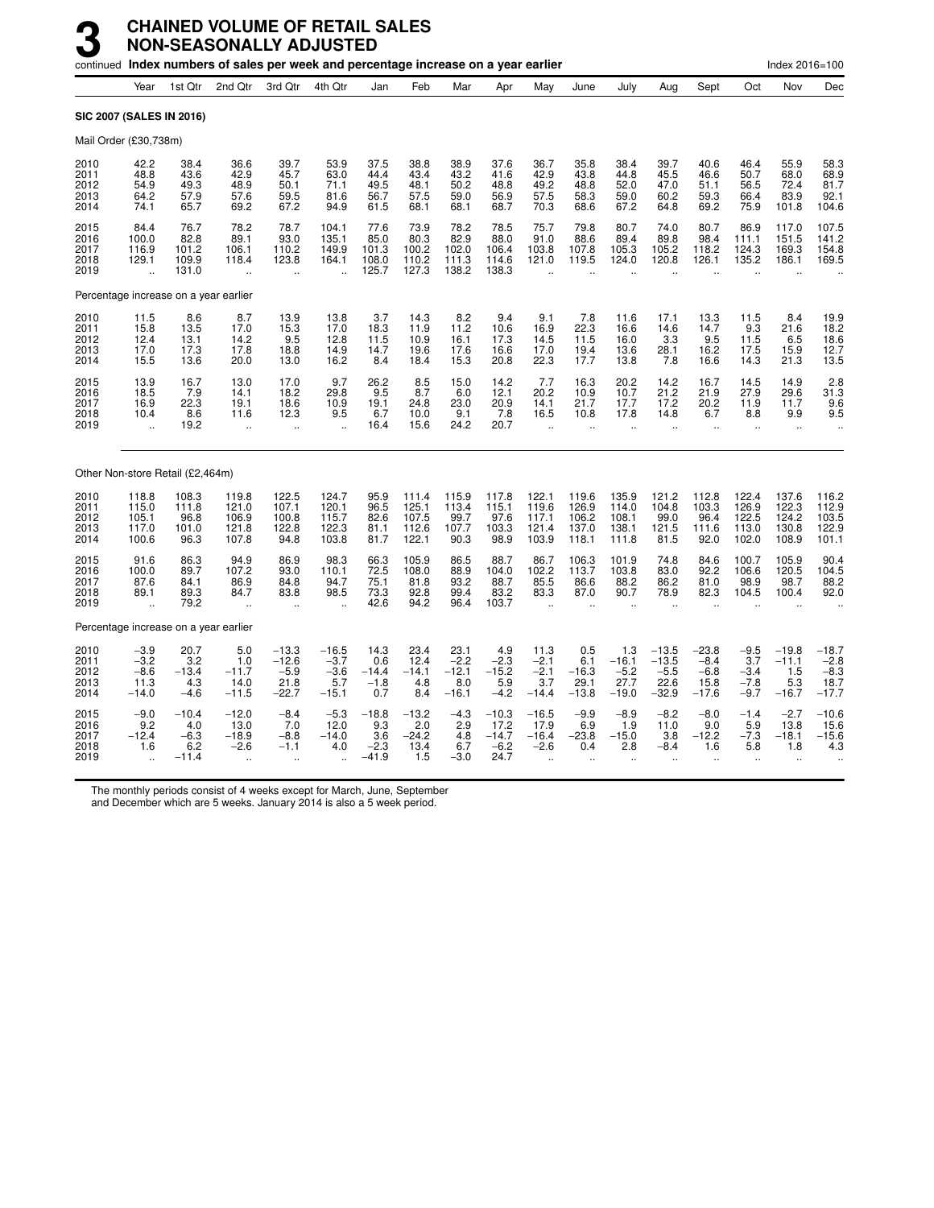# 3 CHAINED VOLUME OF RETAIL SALES NON-SEASONALLY ADJUSTED

continued **Index numbers of sales per week and percentage increase on a year earlier** Index 2016=100

| | Year | 1st Qtr | 2nd Qtr | 3rd Qtr | 4th Qtr | Jan | Feb | Mar | Apr | May | June | July | Aug | Sept | Oct | Nov | Dec |
|---|---|---|---|---|---|---|---|---|---|---|---|---|---|---|---|---|---|
| **SIC 2007 (SALES IN 2016)** | | | | | | | | | | | | | | | | | |
| Mail Order (£30,738m) | | | | | | | | | | | | | | | | | |
| 2010 | 42.2 | 38.4 | 36.6 | 39.7 | 53.9 | 37.5 | 38.8 | 38.9 | 37.6 | 36.7 | 35.8 | 38.4 | 39.7 | 40.6 | 46.4 | 55.9 | 58.3 |
| 2011 | 48.8 | 43.6 | 42.9 | 45.7 | 63.0 | 44.4 | 43.4 | 43.2 | 41.6 | 42.9 | 43.8 | 44.8 | 45.5 | 46.6 | 50.7 | 68.0 | 68.9 |
| 2012 | 54.9 | 49.3 | 48.9 | 50.1 | 71.1 | 49.5 | 48.1 | 50.2 | 48.8 | 49.2 | 48.8 | 52.0 | 47.0 | 51.1 | 56.5 | 72.4 | 81.7 |
| 2013 | 64.2 | 57.9 | 57.6 | 59.5 | 81.6 | 56.7 | 57.5 | 59.0 | 56.9 | 57.5 | 58.3 | 59.0 | 60.2 | 59.3 | 66.4 | 83.9 | 92.1 |
| 2014 | 74.1 | 65.7 | 69.2 | 67.2 | 94.9 | 61.5 | 68.1 | 68.1 | 68.7 | 70.3 | 68.6 | 67.2 | 64.8 | 69.2 | 75.9 | 101.8 | 104.6 |
| 2015 | 84.4 | 76.7 | 78.2 | 78.7 | 104.1 | 77.6 | 73.9 | 78.2 | 78.5 | 75.7 | 79.8 | 80.7 | 74.0 | 80.7 | 86.9 | 117.0 | 107.5 |
| 2016 | 100.0 | 82.8 | 89.1 | 93.0 | 135.1 | 85.0 | 80.3 | 82.9 | 88.0 | 91.0 | 88.6 | 89.4 | 89.8 | 98.4 | 111.1 | 151.5 | 141.2 |
| 2017 | 116.9 | 101.2 | 106.1 | 110.2 | 149.9 | 101.3 | 100.2 | 102.0 | 106.4 | 103.8 | 107.8 | 105.3 | 105.2 | 118.2 | 124.3 | 169.3 | 154.8 |
| 2018 | 129.1 | 109.9 | 118.4 | 123.8 | 164.1 | 108.0 | 110.2 | 111.3 | 114.6 | 121.0 | 119.5 | 124.0 | 120.8 | 126.1 | 135.2 | 186.1 | 169.5 |
| 2019 | .. | 131.0 | .. | .. | .. | 125.7 | 127.3 | 138.2 | 138.3 | .. | .. | .. | .. | .. | .. | .. | .. |
| Percentage increase on a year earlier | | | | | | | | | | | | | | | | | |
| 2010 | 11.5 | 8.6 | 8.7 | 13.9 | 13.8 | 3.7 | 14.3 | 8.2 | 9.4 | 9.1 | 7.8 | 11.6 | 17.1 | 13.3 | 11.5 | 8.4 | 19.9 |
| 2011 | 15.8 | 13.5 | 17.0 | 15.3 | 17.0 | 18.3 | 11.9 | 11.2 | 10.6 | 16.9 | 22.3 | 16.6 | 14.6 | 14.7 | 9.3 | 21.6 | 18.2 |
| 2012 | 12.4 | 13.1 | 14.2 | 9.5 | 12.8 | 11.5 | 10.9 | 16.1 | 17.3 | 14.5 | 11.5 | 16.0 | 3.3 | 9.5 | 11.5 | 6.5 | 18.6 |
| 2013 | 17.0 | 17.3 | 17.8 | 18.8 | 14.9 | 14.7 | 19.6 | 17.6 | 16.6 | 17.0 | 19.4 | 13.6 | 28.1 | 16.2 | 17.5 | 15.9 | 12.7 |
| 2014 | 15.5 | 13.6 | 20.0 | 13.0 | 16.2 | 8.4 | 18.4 | 15.3 | 20.8 | 22.3 | 17.7 | 13.8 | 7.8 | 16.6 | 14.3 | 21.3 | 13.5 |
| 2015 | 13.9 | 16.7 | 13.0 | 17.0 | 9.7 | 26.2 | 8.5 | 15.0 | 14.2 | 7.7 | 16.3 | 20.2 | 14.2 | 16.7 | 14.5 | 14.9 | 2.8 |
| 2016 | 18.5 | 7.9 | 14.1 | 18.2 | 29.8 | 9.5 | 8.7 | 6.0 | 12.1 | 20.2 | 10.9 | 10.7 | 21.2 | 21.9 | 27.9 | 29.6 | 31.3 |
| 2017 | 16.9 | 22.3 | 19.1 | 18.6 | 10.9 | 19.1 | 24.8 | 23.0 | 20.9 | 14.1 | 21.7 | 17.7 | 17.2 | 20.2 | 11.9 | 11.7 | 9.6 |
| 2018 | 10.4 | 8.6 | 11.6 | 12.3 | 9.5 | 6.7 | 10.0 | 9.1 | 7.8 | 16.5 | 10.8 | 17.8 | 14.8 | 6.7 | 8.8 | 9.9 | 9.5 |
| 2019 | .. | 19.2 | .. | .. | .. | 16.4 | 15.6 | 24.2 | 20.7 | .. | .. | .. | .. | .. | .. | .. | .. |
| Other Non-store Retail (£2,464m) | | | | | | | | | | | | | | | | | |
| 2010 | 118.8 | 108.3 | 119.8 | 122.5 | 124.7 | 95.9 | 111.4 | 115.9 | 117.8 | 122.1 | 119.6 | 135.9 | 121.2 | 112.8 | 122.4 | 137.6 | 116.2 |
| 2011 | 115.0 | 111.8 | 121.0 | 107.1 | 120.1 | 96.5 | 125.1 | 113.4 | 115.1 | 119.6 | 126.9 | 114.0 | 104.8 | 103.3 | 126.9 | 122.3 | 112.9 |
| 2012 | 105.1 | 96.8 | 106.9 | 100.8 | 115.7 | 82.6 | 107.5 | 99.7 | 97.6 | 117.1 | 106.2 | 108.1 | 99.0 | 96.4 | 122.5 | 124.2 | 103.5 |
| 2013 | 117.0 | 101.0 | 121.8 | 122.8 | 122.3 | 81.1 | 112.6 | 107.7 | 103.3 | 121.4 | 137.0 | 138.1 | 121.5 | 111.6 | 113.0 | 130.8 | 122.9 |
| 2014 | 100.6 | 96.3 | 107.8 | 94.8 | 103.8 | 81.7 | 122.1 | 90.3 | 98.9 | 103.9 | 118.1 | 111.8 | 81.5 | 92.0 | 102.0 | 108.9 | 101.1 |
| 2015 | 91.6 | 86.3 | 94.9 | 86.9 | 98.3 | 66.3 | 105.9 | 86.5 | 88.7 | 86.7 | 106.3 | 101.9 | 74.8 | 84.6 | 100.7 | 105.9 | 90.4 |
| 2016 | 100.0 | 89.7 | 107.2 | 93.0 | 110.1 | 72.5 | 108.0 | 88.9 | 104.0 | 102.2 | 113.7 | 103.8 | 83.0 | 92.2 | 106.6 | 120.5 | 104.5 |
| 2017 | 87.6 | 84.1 | 86.9 | 84.8 | 94.7 | 75.1 | 81.8 | 93.2 | 88.7 | 85.5 | 86.6 | 88.2 | 86.2 | 81.0 | 98.9 | 98.7 | 88.2 |
| 2018 | 89.1 | 89.3 | 84.7 | 83.8 | 98.5 | 73.3 | 92.8 | 99.4 | 83.2 | 83.3 | 87.0 | 90.7 | 78.9 | 82.3 | 104.5 | 100.4 | 92.0 |
| 2019 | .. | 79.2 | .. | .. | .. | 42.6 | 94.2 | 96.4 | 103.7 | .. | .. | .. | .. | .. | .. | .. | .. |
| Percentage increase on a year earlier | | | | | | | | | | | | | | | | | |
| 2010 | −3.9 | 20.7 | 5.0 | −13.3 | −16.5 | 14.3 | 23.4 | 23.1 | 4.9 | 11.3 | 0.5 | 1.3 | −13.5 | −23.8 | −9.5 | −19.8 | −18.7 |
| 2011 | −3.2 | 3.2 | 1.0 | −12.6 | −3.7 | 0.6 | 12.4 | −2.2 | −2.3 | −2.1 | 6.1 | −16.1 | −13.5 | −8.4 | 3.7 | −11.1 | −2.8 |
| 2012 | −8.6 | −13.4 | −11.7 | −5.9 | −3.6 | −14.4 | −14.1 | −12.1 | −15.2 | −2.1 | −16.3 | −5.2 | −5.5 | −6.8 | −3.4 | 1.5 | −8.3 |
| 2013 | 11.3 | 4.3 | 14.0 | 21.8 | 5.7 | −1.8 | 4.8 | 8.0 | 5.9 | 3.7 | 29.1 | 27.7 | 22.6 | 15.8 | −7.8 | 5.3 | 18.7 |
| 2014 | −14.0 | −4.6 | −11.5 | −22.7 | −15.1 | 0.7 | 8.4 | −16.1 | −4.2 | −14.4 | −13.8 | −19.0 | −32.9 | −17.6 | −9.7 | −16.7 | −17.7 |
| 2015 | −9.0 | −10.4 | −12.0 | −8.4 | −5.3 | −18.8 | −13.2 | −4.3 | −10.3 | −16.5 | −9.9 | −8.9 | −8.2 | −8.0 | −1.4 | −2.7 | −10.6 |
| 2016 | 9.2 | 4.0 | 13.0 | 7.0 | 12.0 | 9.3 | 2.0 | 2.9 | 17.2 | 17.9 | 6.9 | 1.9 | 11.0 | 9.0 | 5.9 | 13.8 | 15.6 |
| 2017 | −12.4 | −6.3 | −18.9 | −8.8 | −14.0 | 3.6 | −24.2 | 4.8 | −14.7 | −16.4 | −23.8 | −15.0 | 3.8 | −12.2 | −7.3 | −18.1 | −15.6 |
| 2018 | 1.6 | 6.2 | −2.6 | −1.1 | 4.0 | −2.3 | 13.4 | 6.7 | −6.2 | −2.6 | 0.4 | 2.8 | −8.4 | 1.6 | 5.8 | 1.8 | 4.3 |
| 2019 | .. | −11.4 | .. | .. | .. | −41.9 | 1.5 | −3.0 | 24.7 | .. | .. | .. | .. | .. | .. | .. | .. |

The monthly periods consist of 4 weeks except for March, June, September and December which are 5 weeks. January 2014 is also a 5 week period.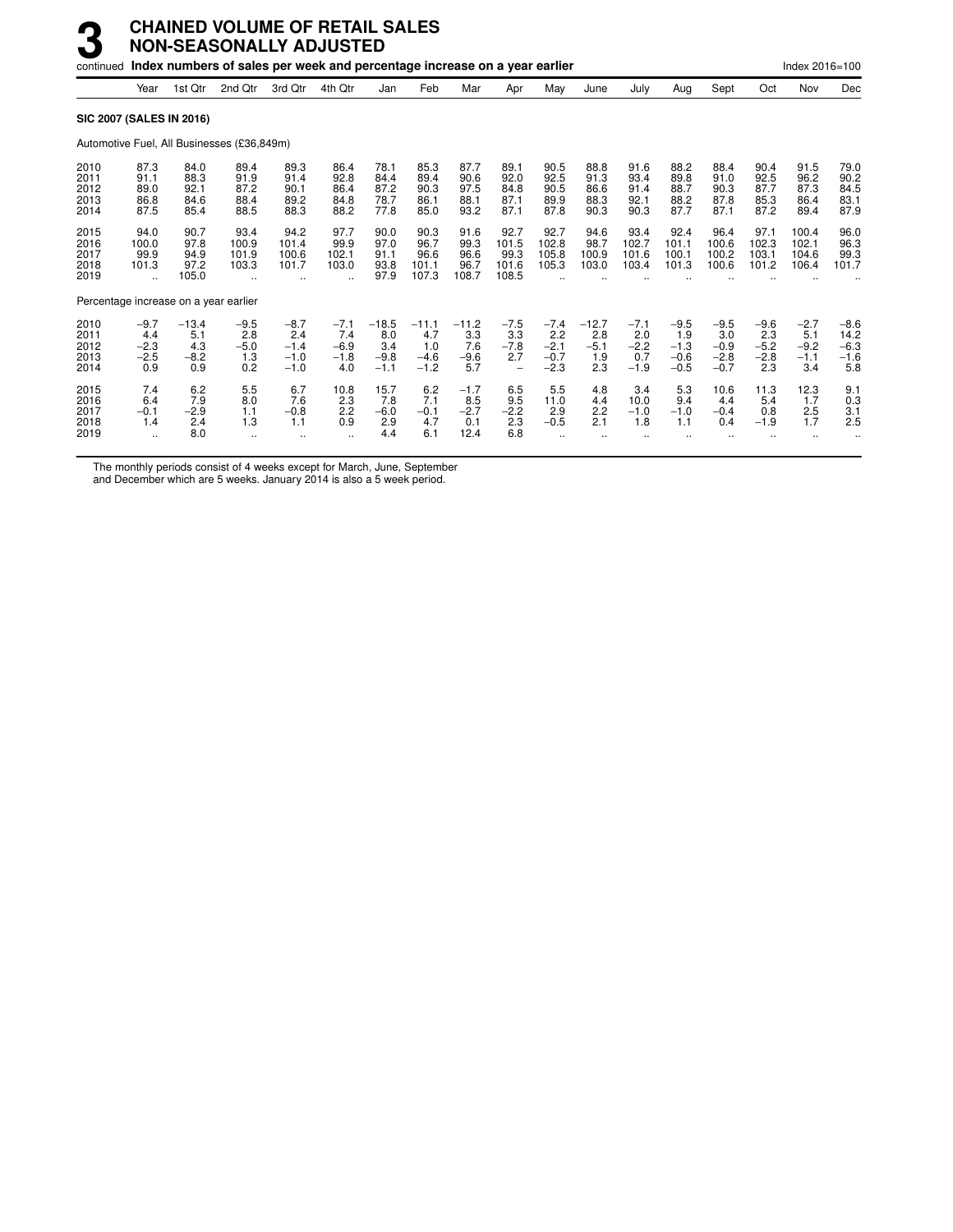# 3 CHAINED VOLUME OF RETAIL SALES NON-SEASONALLY ADJUSTED

continued **Index numbers of sales per week and percentage increase on a year earlier** Index 2016=100

| | Year | 1st Qtr | 2nd Qtr | 3rd Qtr | 4th Qtr | Jan | Feb | Mar | Apr | May | June | July | Aug | Sept | Oct | Nov | Dec |
|---|---|---|---|---|---|---|---|---|---|---|---|---|---|---|---|---|---|
| **SIC 2007 (SALES IN 2016)** | | | | | | | | | | | | | | | | | |
| Automotive Fuel, All Businesses (£36,849m) | | | | | | | | | | | | | | | | | |
| 2010 | 87.3 | 84.0 | 89.4 | 89.3 | 86.4 | 78.1 | 85.3 | 87.7 | 89.1 | 90.5 | 88.8 | 91.6 | 88.2 | 88.4 | 90.4 | 91.5 | 79.0 |
| 2011 | 91.1 | 88.3 | 91.9 | 91.4 | 92.8 | 84.4 | 89.4 | 90.6 | 92.0 | 92.5 | 91.3 | 93.4 | 89.8 | 91.0 | 92.5 | 96.2 | 90.2 |
| 2012 | 89.0 | 92.1 | 87.2 | 90.1 | 86.4 | 87.2 | 90.3 | 97.5 | 84.8 | 90.5 | 86.6 | 91.4 | 88.7 | 90.3 | 87.7 | 87.3 | 84.5 |
| 2013 | 86.8 | 84.6 | 88.4 | 89.2 | 84.8 | 78.7 | 86.1 | 88.1 | 87.1 | 89.9 | 88.3 | 92.1 | 88.2 | 87.8 | 85.3 | 86.4 | 83.1 |
| 2014 | 87.5 | 85.4 | 88.5 | 88.3 | 88.2 | 77.8 | 85.0 | 93.2 | 87.1 | 87.8 | 90.3 | 90.3 | 87.7 | 87.1 | 87.2 | 89.4 | 87.9 |
| 2015 | 94.0 | 90.7 | 93.4 | 94.2 | 97.7 | 90.0 | 90.3 | 91.6 | 92.7 | 92.7 | 94.6 | 93.4 | 92.4 | 96.4 | 97.1 | 100.4 | 96.0 |
| 2016 | 100.0 | 97.8 | 100.9 | 101.4 | 99.9 | 97.0 | 96.7 | 99.3 | 101.5 | 102.8 | 98.7 | 102.7 | 101.1 | 100.6 | 102.3 | 102.1 | 96.3 |
| 2017 | 99.9 | 94.9 | 101.9 | 100.6 | 102.1 | 91.1 | 96.6 | 96.6 | 99.3 | 105.8 | 100.9 | 101.6 | 100.1 | 100.2 | 103.1 | 104.6 | 99.3 |
| 2018 | 101.3 | 97.2 | 103.3 | 101.7 | 103.0 | 93.8 | 101.1 | 96.7 | 101.6 | 105.3 | 103.0 | 103.4 | 101.3 | 100.6 | 101.2 | 106.4 | 101.7 |
| 2019 | .. | 105.0 | .. | .. | .. | 97.9 | 107.3 | 108.7 | 108.5 | .. | .. | .. | .. | .. | .. | .. | .. |
| Percentage increase on a year earlier | | | | | | | | | | | | | | | | | |
| 2010 | −9.7 | −13.4 | −9.5 | −8.7 | −7.1 | −18.5 | −11.1 | −11.2 | −7.5 | −7.4 | −12.7 | −7.1 | −9.5 | −9.5 | −9.6 | −2.7 | −8.6 |
| 2011 | 4.4 | 5.1 | 2.8 | 2.4 | 7.4 | 8.0 | 4.7 | 3.3 | 3.3 | 2.2 | 2.8 | 2.0 | 1.9 | 3.0 | 2.3 | 5.1 | 14.2 |
| 2012 | −2.3 | 4.3 | −5.0 | −1.4 | −6.9 | 3.4 | 1.0 | 7.6 | −7.8 | −2.1 | −5.1 | −2.2 | −1.3 | −0.9 | −5.2 | −9.2 | −6.3 |
| 2013 | −2.5 | −8.2 | 1.3 | −1.0 | −1.8 | −9.8 | −4.6 | −9.6 | 2.7 | −0.7 | 1.9 | 0.7 | −0.6 | −2.8 | −2.8 | −1.1 | −1.6 |
| 2014 | 0.9 | 0.9 | 0.2 | −1.0 | 4.0 | −1.1 | −1.2 | 5.7 | – | −2.3 | 2.3 | −1.9 | −0.5 | −0.7 | 2.3 | 3.4 | 5.8 |
| 2015 | 7.4 | 6.2 | 5.5 | 6.7 | 10.8 | 15.7 | 6.2 | −1.7 | 6.5 | 5.5 | 4.8 | 3.4 | 5.3 | 10.6 | 11.3 | 12.3 | 9.1 |
| 2016 | 6.4 | 7.9 | 8.0 | 7.6 | 2.3 | 7.8 | 7.1 | 8.5 | 9.5 | 11.0 | 4.4 | 10.0 | 9.4 | 4.4 | 5.4 | 1.7 | 0.3 |
| 2017 | −0.1 | −2.9 | 1.1 | −0.8 | 2.2 | −6.0 | −0.1 | −2.7 | −2.2 | 2.9 | 2.2 | −1.0 | −1.0 | −0.4 | 0.8 | 2.5 | 3.1 |
| 2018 | 1.4 | 2.4 | 1.3 | 1.1 | 0.9 | 2.9 | 4.7 | 0.1 | 2.3 | −0.5 | 2.1 | 1.8 | 1.1 | 0.4 | −1.9 | 1.7 | 2.5 |
| 2019 | .. | 8.0 | .. | .. | .. | 4.4 | 6.1 | 12.4 | 6.8 | .. | .. | .. | .. | .. | .. | .. | .. |

The monthly periods consist of 4 weeks except for March, June, September and December which are 5 weeks. January 2014 is also a 5 week period.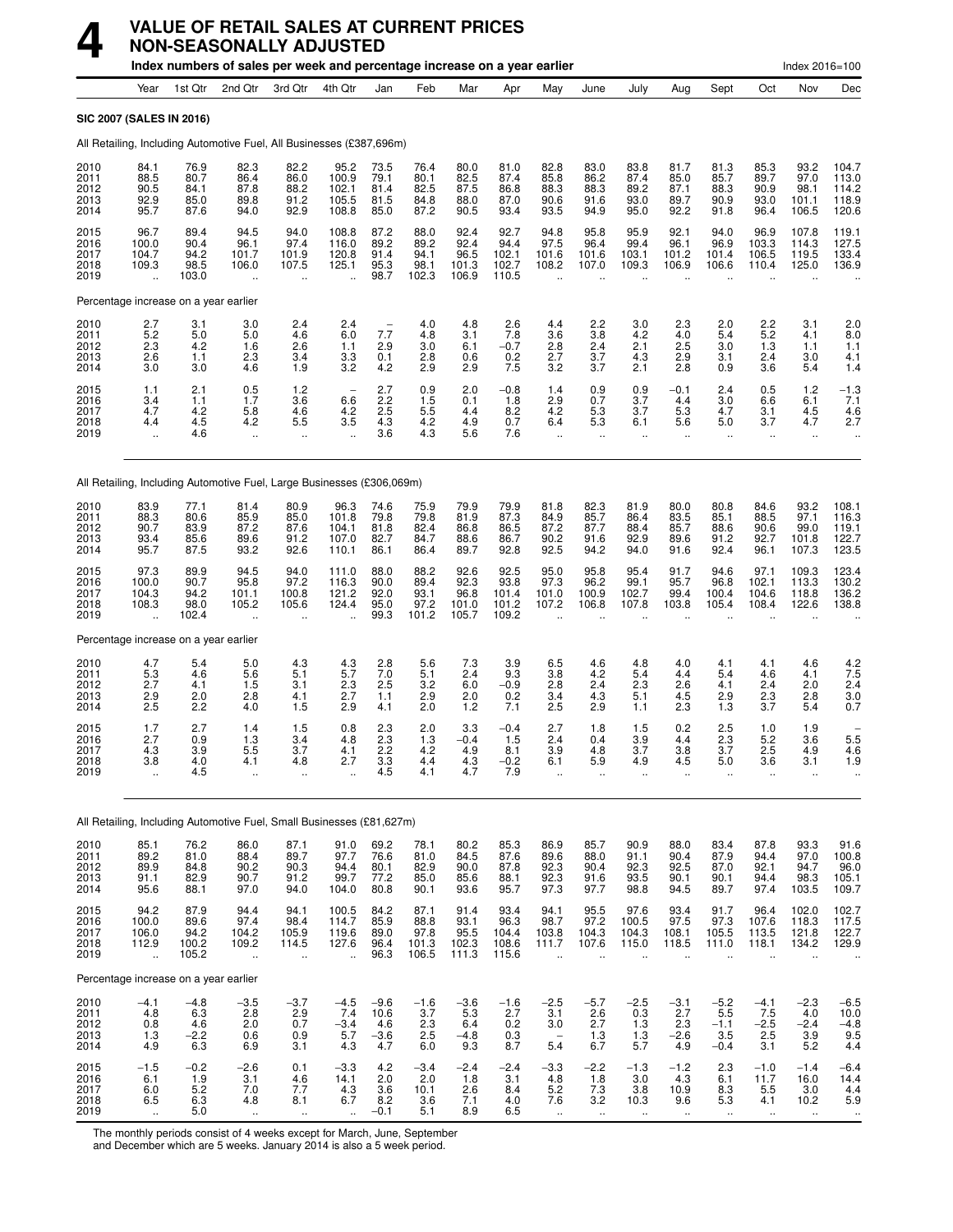# 4 VALUE OF RETAIL SALES AT CURRENT PRICES NON-SEASONALLY ADJUSTED

**Index numbers of sales per week and percentage increase on a year earlier** — Index 2016=100

| | Year | 1st Qtr | 2nd Qtr | 3rd Qtr | 4th Qtr | Jan | Feb | Mar | Apr | May | June | July | Aug | Sept | Oct | Nov | Dec |
|---|---|---|---|---|---|---|---|---|---|---|---|---|---|---|---|---|---|
| **SIC 2007 (SALES IN 2016)** | | | | | | | | | | | | | | | | | |
| All Retailing, Including Automotive Fuel, All Businesses (£387,696m) | | | | | | | | | | | | | | | | | |
| 2010 | 84.1 | 76.9 | 82.3 | 82.2 | 95.2 | 73.5 | 76.4 | 80.0 | 81.0 | 82.8 | 83.0 | 83.8 | 81.7 | 81.3 | 85.3 | 93.2 | 104.7 |
| 2011 | 88.5 | 80.7 | 86.4 | 86.0 | 100.9 | 79.1 | 80.1 | 82.5 | 87.4 | 85.8 | 86.2 | 87.4 | 85.0 | 85.7 | 89.7 | 97.0 | 113.0 |
| 2012 | 90.5 | 84.1 | 87.8 | 88.2 | 102.1 | 81.4 | 82.5 | 87.5 | 86.8 | 88.3 | 88.3 | 89.2 | 87.1 | 88.3 | 90.9 | 98.1 | 114.2 |
| 2013 | 92.9 | 85.0 | 89.8 | 91.2 | 105.5 | 81.5 | 84.8 | 88.0 | 87.0 | 90.6 | 91.6 | 93.0 | 89.7 | 90.9 | 93.0 | 101.1 | 118.9 |
| 2014 | 95.7 | 87.6 | 94.0 | 92.9 | 108.8 | 85.0 | 87.2 | 90.5 | 93.4 | 93.5 | 94.9 | 95.0 | 92.2 | 91.8 | 96.4 | 106.5 | 120.6 |
| 2015 | 96.7 | 89.4 | 94.5 | 94.0 | 108.8 | 87.2 | 88.0 | 92.4 | 92.7 | 94.8 | 95.8 | 95.9 | 92.1 | 94.0 | 96.9 | 107.8 | 119.1 |
| 2016 | 100.0 | 90.4 | 96.1 | 97.4 | 116.0 | 89.2 | 89.2 | 92.4 | 94.4 | 97.5 | 96.4 | 99.4 | 96.1 | 96.9 | 103.3 | 114.3 | 127.5 |
| 2017 | 104.7 | 94.2 | 101.7 | 101.9 | 120.8 | 91.4 | 94.1 | 96.5 | 102.1 | 101.6 | 101.6 | 103.1 | 101.2 | 101.4 | 106.5 | 119.5 | 133.4 |
| 2018 | 109.3 | 98.5 | 106.0 | 107.5 | 125.1 | 95.3 | 98.1 | 101.3 | 102.7 | 108.2 | 107.0 | 109.3 | 106.9 | 106.6 | 110.4 | 125.0 | 136.9 |
| 2019 | .. | 103.0 | .. | .. | .. | 98.7 | 102.3 | 106.9 | 110.5 | .. | .. | .. | .. | .. | .. | .. | .. |
| Percentage increase on a year earlier | | | | | | | | | | | | | | | | | |
| 2010 | 2.7 | 3.1 | 3.0 | 2.4 | 2.4 | – | 4.0 | 4.8 | 2.6 | 4.4 | 2.2 | 3.0 | 2.3 | 2.0 | 2.2 | 3.1 | 2.0 |
| 2011 | 5.2 | 5.0 | 5.0 | 4.6 | 6.0 | 7.7 | 4.8 | 3.1 | 7.8 | 3.6 | 3.8 | 4.2 | 4.0 | 5.4 | 5.2 | 4.1 | 8.0 |
| 2012 | 2.3 | 4.2 | 1.6 | 2.6 | 1.1 | 2.9 | 3.0 | 6.1 | −0.7 | 2.8 | 2.4 | 2.1 | 2.5 | 3.0 | 1.3 | 1.1 | 1.1 |
| 2013 | 2.6 | 1.1 | 2.3 | 3.4 | 3.3 | 0.1 | 2.8 | 0.6 | 0.2 | 2.7 | 3.7 | 4.3 | 2.9 | 3.1 | 2.4 | 3.0 | 4.1 |
| 2014 | 3.0 | 3.0 | 4.6 | 1.9 | 3.2 | 4.2 | 2.9 | 2.9 | 7.5 | 3.2 | 3.7 | 2.1 | 2.8 | 0.9 | 3.6 | 5.4 | 1.4 |
| 2015 | 1.1 | 2.1 | 0.5 | 1.2 | – | 2.7 | 0.9 | 2.0 | −0.8 | 1.4 | 0.9 | 0.9 | −0.1 | 2.4 | 0.5 | 1.2 | −1.3 |
| 2016 | 3.4 | 1.1 | 1.7 | 3.6 | 6.6 | 2.2 | 1.5 | 0.1 | 1.8 | 2.9 | 0.7 | 3.7 | 4.4 | 3.0 | 6.6 | 6.1 | 7.1 |
| 2017 | 4.7 | 4.2 | 5.8 | 4.6 | 4.2 | 2.5 | 5.5 | 4.4 | 8.2 | 4.2 | 5.3 | 3.7 | 5.3 | 4.7 | 3.1 | 4.5 | 4.6 |
| 2018 | 4.4 | 4.5 | 4.2 | 5.5 | 3.5 | 4.3 | 4.2 | 4.9 | 0.7 | 6.4 | 5.3 | 6.1 | 5.6 | 5.0 | 3.7 | 4.7 | 2.7 |
| 2019 | .. | 4.6 | .. | .. | .. | 3.6 | 4.3 | 5.6 | 7.6 | .. | .. | .. | .. | .. | .. | .. | .. |
| All Retailing, Including Automotive Fuel, Large Businesses (£306,069m) | | | | | | | | | | | | | | | | | |
| 2010 | 83.9 | 77.1 | 81.4 | 80.9 | 96.3 | 74.6 | 75.9 | 79.9 | 79.9 | 81.8 | 82.3 | 81.9 | 80.0 | 80.8 | 84.6 | 93.2 | 108.1 |
| 2011 | 88.3 | 80.6 | 85.9 | 85.0 | 101.8 | 79.8 | 79.8 | 81.9 | 87.3 | 84.9 | 85.7 | 86.4 | 83.5 | 85.1 | 88.5 | 97.1 | 116.3 |
| 2012 | 90.7 | 83.9 | 87.2 | 87.6 | 104.1 | 81.8 | 82.4 | 86.8 | 86.5 | 87.2 | 87.7 | 88.4 | 85.7 | 88.6 | 90.6 | 99.0 | 119.1 |
| 2013 | 93.4 | 85.6 | 89.6 | 91.2 | 107.0 | 82.7 | 84.7 | 88.6 | 86.7 | 90.2 | 91.6 | 92.9 | 89.6 | 91.2 | 92.7 | 101.8 | 122.7 |
| 2014 | 95.7 | 87.5 | 93.2 | 92.6 | 110.1 | 86.1 | 86.4 | 89.7 | 92.8 | 92.5 | 94.2 | 94.0 | 91.6 | 92.4 | 96.1 | 107.3 | 123.5 |
| 2015 | 97.3 | 89.9 | 94.5 | 94.0 | 111.0 | 88.0 | 88.2 | 92.6 | 92.5 | 95.0 | 95.8 | 95.4 | 91.7 | 94.6 | 97.1 | 109.3 | 123.4 |
| 2016 | 100.0 | 90.7 | 95.8 | 97.2 | 116.3 | 90.0 | 89.4 | 92.3 | 93.8 | 97.3 | 96.2 | 99.1 | 95.7 | 96.8 | 102.1 | 113.3 | 130.2 |
| 2017 | 104.3 | 94.2 | 101.1 | 100.8 | 121.2 | 92.0 | 93.1 | 96.8 | 101.4 | 101.0 | 100.9 | 102.7 | 99.4 | 100.4 | 104.6 | 118.8 | 136.2 |
| 2018 | 108.3 | 98.0 | 105.2 | 105.6 | 124.4 | 95.0 | 97.2 | 101.0 | 101.2 | 107.2 | 106.8 | 107.8 | 103.8 | 105.4 | 108.4 | 122.6 | 138.8 |
| 2019 | .. | 102.4 | .. | .. | .. | 99.3 | 101.2 | 105.7 | 109.2 | .. | .. | .. | .. | .. | .. | .. | .. |
| Percentage increase on a year earlier | | | | | | | | | | | | | | | | | |
| 2010 | 4.7 | 5.4 | 5.0 | 4.3 | 4.3 | 2.8 | 5.6 | 7.3 | 3.9 | 6.5 | 4.6 | 4.8 | 4.0 | 4.1 | 4.1 | 4.6 | 4.2 |
| 2011 | 5.3 | 4.6 | 5.6 | 5.1 | 5.7 | 7.0 | 5.1 | 2.4 | 9.3 | 3.8 | 4.2 | 5.4 | 4.4 | 5.4 | 4.6 | 4.1 | 7.5 |
| 2012 | 2.7 | 4.1 | 1.5 | 3.1 | 2.3 | 2.5 | 3.2 | 6.0 | −0.9 | 2.8 | 2.4 | 2.3 | 2.6 | 4.1 | 2.4 | 2.0 | 2.4 |
| 2013 | 2.9 | 2.0 | 2.8 | 4.1 | 2.7 | 1.1 | 2.9 | 2.0 | 0.2 | 3.4 | 4.3 | 5.1 | 4.5 | 2.9 | 2.3 | 2.8 | 3.0 |
| 2014 | 2.5 | 2.2 | 4.0 | 1.5 | 2.9 | 4.1 | 2.0 | 1.2 | 7.1 | 2.5 | 2.9 | 1.1 | 2.3 | 1.3 | 3.7 | 5.4 | 0.7 |
| 2015 | 1.7 | 2.7 | 1.4 | 1.5 | 0.8 | 2.3 | 2.0 | 3.3 | −0.4 | 2.7 | 1.8 | 1.5 | 0.2 | 2.5 | 1.0 | 1.9 | – |
| 2016 | 2.7 | 0.9 | 1.3 | 3.4 | 4.8 | 2.3 | 1.3 | −0.4 | 1.5 | 2.4 | 0.4 | 3.9 | 4.4 | 2.3 | 5.2 | 3.6 | 5.5 |
| 2017 | 4.3 | 3.9 | 5.5 | 3.7 | 4.1 | 2.2 | 4.2 | 4.9 | 8.1 | 3.9 | 4.8 | 3.7 | 3.8 | 3.7 | 2.5 | 4.9 | 4.6 |
| 2018 | 3.8 | 4.0 | 4.1 | 4.8 | 2.7 | 3.3 | 4.4 | 4.3 | −0.2 | 6.1 | 5.9 | 4.9 | 4.5 | 5.0 | 3.6 | 3.1 | 1.9 |
| 2019 | .. | 4.5 | .. | .. | .. | 4.5 | 4.1 | 4.7 | 7.9 | .. | .. | .. | .. | .. | .. | .. | .. |
| All Retailing, Including Automotive Fuel, Small Businesses (£81,627m) | | | | | | | | | | | | | | | | | |
| 2010 | 85.1 | 76.2 | 86.0 | 87.1 | 91.0 | 69.2 | 78.1 | 80.2 | 85.3 | 86.9 | 85.7 | 90.9 | 88.0 | 83.4 | 87.8 | 93.3 | 91.6 |
| 2011 | 89.2 | 81.0 | 88.4 | 89.7 | 97.7 | 76.6 | 81.0 | 84.5 | 87.6 | 89.6 | 88.0 | 91.1 | 90.4 | 87.9 | 94.4 | 97.0 | 100.8 |
| 2012 | 89.9 | 84.8 | 90.2 | 90.3 | 94.4 | 80.1 | 82.9 | 90.0 | 87.8 | 92.3 | 90.4 | 92.3 | 92.5 | 87.0 | 92.1 | 94.7 | 96.0 |
| 2013 | 91.1 | 82.9 | 90.7 | 91.2 | 99.7 | 77.2 | 85.0 | 85.6 | 88.1 | 92.3 | 91.6 | 93.5 | 90.1 | 90.1 | 94.4 | 98.3 | 105.1 |
| 2014 | 95.6 | 88.1 | 97.0 | 94.0 | 104.0 | 80.8 | 90.1 | 93.6 | 95.7 | 97.3 | 97.7 | 98.8 | 94.5 | 89.7 | 97.4 | 103.5 | 109.7 |
| 2015 | 94.2 | 87.9 | 94.4 | 94.1 | 100.5 | 84.2 | 87.1 | 91.4 | 93.4 | 94.1 | 95.5 | 97.6 | 93.4 | 91.7 | 96.4 | 102.0 | 102.7 |
| 2016 | 100.0 | 89.6 | 97.4 | 98.4 | 114.7 | 85.9 | 88.8 | 93.1 | 96.3 | 98.7 | 97.2 | 100.5 | 97.5 | 97.3 | 107.6 | 118.3 | 117.5 |
| 2017 | 106.0 | 94.2 | 104.2 | 105.9 | 119.6 | 89.0 | 97.8 | 95.5 | 104.4 | 103.8 | 104.3 | 104.3 | 108.1 | 105.5 | 113.5 | 121.8 | 122.7 |
| 2018 | 112.9 | 100.2 | 109.2 | 114.5 | 127.6 | 96.4 | 101.3 | 102.3 | 108.6 | 111.7 | 107.6 | 115.0 | 118.5 | 111.0 | 118.1 | 134.2 | 129.9 |
| 2019 | .. | 105.2 | .. | .. | .. | 96.3 | 106.5 | 111.3 | 115.6 | .. | .. | .. | .. | .. | .. | .. | .. |
| Percentage increase on a year earlier | | | | | | | | | | | | | | | | | |
| 2010 | −4.1 | −4.8 | −3.5 | −3.7 | −4.5 | −9.6 | −1.6 | −3.6 | −1.6 | −2.5 | −5.7 | −2.5 | −3.1 | −5.2 | −4.1 | −2.3 | −6.5 |
| 2011 | 4.8 | 6.3 | 2.8 | 2.9 | 7.4 | 10.6 | 3.7 | 5.3 | 2.7 | 3.1 | 2.6 | 0.3 | 2.7 | 5.5 | 7.5 | 4.0 | 10.0 |
| 2012 | 0.8 | 4.6 | 2.0 | 0.7 | −3.4 | 4.6 | 2.3 | 6.4 | 0.2 | 3.0 | 2.7 | 1.3 | 2.3 | −1.1 | −2.5 | −2.4 | −4.8 |
| 2013 | 1.3 | −2.2 | 0.6 | 0.9 | 5.7 | −3.6 | 2.5 | −4.8 | 0.3 | – | 1.3 | 1.3 | −2.6 | 3.5 | 2.5 | 3.9 | 9.5 |
| 2014 | 4.9 | 6.3 | 6.9 | 3.1 | 4.3 | 4.7 | 6.0 | 9.3 | 8.7 | 5.4 | 6.7 | 5.7 | 4.9 | −0.4 | 3.1 | 5.2 | 4.4 |
| 2015 | −1.5 | −0.2 | −2.6 | 0.1 | −3.3 | 4.2 | −3.4 | −2.4 | −2.4 | −3.3 | −2.2 | −1.3 | −1.2 | 2.3 | −1.0 | −1.4 | −6.4 |
| 2016 | 6.1 | 1.9 | 3.1 | 4.6 | 14.1 | 2.0 | 2.0 | 1.8 | 3.1 | 4.8 | 1.8 | 3.0 | 4.3 | 6.1 | 11.7 | 16.0 | 14.4 |
| 2017 | 6.0 | 5.2 | 7.0 | 7.7 | 4.3 | 3.6 | 10.1 | 2.6 | 8.4 | 5.2 | 7.3 | 3.8 | 10.9 | 8.3 | 5.5 | 3.0 | 4.4 |
| 2018 | 6.5 | 6.3 | 4.8 | 8.1 | 6.7 | 8.2 | 3.6 | 7.1 | 4.0 | 7.6 | 3.2 | 10.3 | 9.6 | 5.3 | 4.1 | 10.2 | 5.9 |
| 2019 | .. | 5.0 | .. | .. | .. | −0.1 | 5.1 | 8.9 | 6.5 | .. | .. | .. | .. | .. | .. | .. | .. |

The monthly periods consist of 4 weeks except for March, June, September and December which are 5 weeks. January 2014 is also a 5 week period.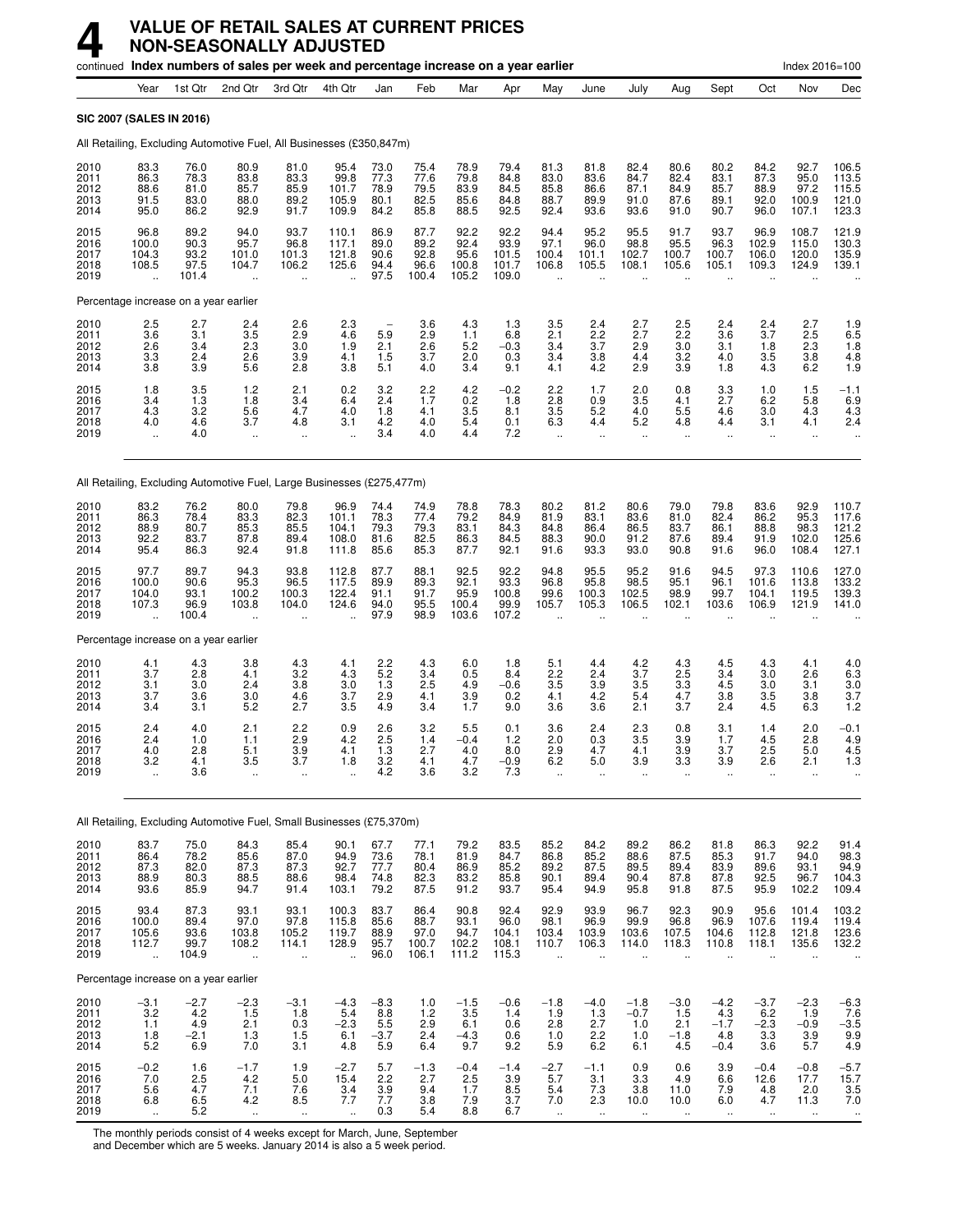# 4 VALUE OF RETAIL SALES AT CURRENT PRICES NON-SEASONALLY ADJUSTED

continued **Index numbers of sales per week and percentage increase on a year earlier** Index 2016=100

| | Year | 1st Qtr | 2nd Qtr | 3rd Qtr | 4th Qtr | Jan | Feb | Mar | Apr | May | June | July | Aug | Sept | Oct | Nov | Dec |
|---|---|---|---|---|---|---|---|---|---|---|---|---|---|---|---|---|---|
| **SIC 2007 (SALES IN 2016)** | | | | | | | | | | | | | | | | | |
| All Retailing, Excluding Automotive Fuel, All Businesses (£350,847m) | | | | | | | | | | | | | | | | | |
| 2010 | 83.3 | 76.0 | 80.9 | 81.0 | 95.4 | 73.0 | 75.4 | 78.9 | 79.4 | 81.3 | 81.8 | 82.4 | 80.6 | 80.2 | 84.2 | 92.7 | 106.5 |
| 2011 | 86.3 | 78.3 | 83.8 | 83.3 | 99.8 | 77.3 | 77.6 | 79.8 | 84.8 | 83.0 | 83.6 | 84.7 | 82.4 | 83.1 | 87.3 | 95.0 | 113.5 |
| 2012 | 88.6 | 81.0 | 85.7 | 85.9 | 101.7 | 78.9 | 79.5 | 83.9 | 84.5 | 85.8 | 86.6 | 87.1 | 84.9 | 85.7 | 88.9 | 97.2 | 115.5 |
| 2013 | 91.5 | 83.0 | 88.0 | 89.2 | 105.9 | 80.1 | 82.5 | 85.6 | 84.8 | 88.7 | 89.9 | 91.0 | 87.6 | 89.1 | 92.0 | 100.9 | 121.0 |
| 2014 | 95.0 | 86.2 | 92.9 | 91.7 | 109.9 | 84.2 | 85.8 | 88.5 | 92.5 | 92.4 | 93.6 | 93.6 | 91.0 | 90.7 | 96.0 | 107.1 | 123.3 |
| 2015 | 96.8 | 89.2 | 94.0 | 93.7 | 110.1 | 86.9 | 87.7 | 92.2 | 92.2 | 94.4 | 95.2 | 95.5 | 91.7 | 93.7 | 96.9 | 108.7 | 121.9 |
| 2016 | 100.0 | 90.3 | 95.7 | 96.8 | 117.1 | 89.0 | 89.2 | 92.4 | 93.9 | 97.1 | 96.0 | 98.8 | 95.5 | 96.3 | 102.9 | 115.0 | 130.3 |
| 2017 | 104.3 | 93.2 | 101.0 | 101.3 | 121.8 | 90.6 | 92.8 | 95.6 | 101.5 | 100.4 | 101.1 | 102.7 | 100.7 | 100.7 | 106.0 | 120.0 | 135.9 |
| 2018 | 108.5 | 97.5 | 104.7 | 106.2 | 125.6 | 94.4 | 96.6 | 100.8 | 101.7 | 106.8 | 105.5 | 108.1 | 105.6 | 105.1 | 109.3 | 124.9 | 139.1 |
| 2019 | .. | 101.4 | .. | .. | .. | 97.5 | 100.4 | 105.2 | 109.0 | .. | .. | .. | .. | .. | .. | .. | .. |
| Percentage increase on a year earlier | | | | | | | | | | | | | | | | | |
| 2010 | 2.5 | 2.7 | 2.4 | 2.6 | 2.3 | – | 3.6 | 4.3 | 1.3 | 3.5 | 2.4 | 2.7 | 2.5 | 2.4 | 2.4 | 2.7 | 1.9 |
| 2011 | 3.6 | 3.1 | 3.5 | 2.9 | 4.6 | 5.9 | 2.9 | 1.1 | 6.8 | 2.1 | 2.2 | 2.7 | 2.2 | 3.6 | 3.7 | 2.5 | 6.5 |
| 2012 | 2.6 | 3.4 | 2.3 | 3.0 | 1.9 | 2.1 | 2.6 | 5.2 | −0.3 | 3.4 | 3.7 | 2.9 | 3.0 | 3.1 | 1.8 | 2.3 | 1.8 |
| 2013 | 3.3 | 2.4 | 2.6 | 3.9 | 4.1 | 1.5 | 3.7 | 2.0 | 0.3 | 3.4 | 3.8 | 4.4 | 3.2 | 4.0 | 3.5 | 3.8 | 4.8 |
| 2014 | 3.8 | 3.9 | 5.6 | 2.8 | 3.8 | 5.1 | 4.0 | 3.4 | 9.1 | 4.1 | 4.2 | 2.9 | 3.9 | 1.8 | 4.3 | 6.2 | 1.9 |
| 2015 | 1.8 | 3.5 | 1.2 | 2.1 | 0.2 | 3.2 | 2.2 | 4.2 | −0.2 | 2.2 | 1.7 | 2.0 | 0.8 | 3.3 | 1.0 | 1.5 | −1.1 |
| 2016 | 3.4 | 1.3 | 1.8 | 3.4 | 6.4 | 2.4 | 1.7 | 0.2 | 1.8 | 2.8 | 0.9 | 3.5 | 4.1 | 2.7 | 6.2 | 5.8 | 6.9 |
| 2017 | 4.3 | 3.2 | 5.6 | 4.7 | 4.0 | 1.8 | 4.1 | 3.5 | 8.1 | 3.5 | 5.2 | 4.0 | 5.5 | 4.6 | 3.0 | 4.3 | 4.3 |
| 2018 | 4.0 | 4.6 | 3.7 | 4.8 | 3.1 | 4.2 | 4.0 | 5.4 | 0.1 | 6.3 | 4.4 | 5.2 | 4.8 | 4.4 | 3.1 | 4.1 | 2.4 |
| 2019 | .. | 4.0 | .. | .. | .. | 3.4 | 4.0 | 4.4 | 7.2 | .. | .. | .. | .. | .. | .. | .. | .. |
| All Retailing, Excluding Automotive Fuel, Large Businesses (£275,477m) | | | | | | | | | | | | | | | | | |
| 2010 | 83.2 | 76.2 | 80.0 | 79.8 | 96.9 | 74.4 | 74.9 | 78.8 | 78.3 | 80.2 | 81.2 | 80.6 | 79.0 | 79.8 | 83.6 | 92.9 | 110.7 |
| 2011 | 86.3 | 78.4 | 83.3 | 82.3 | 101.1 | 78.3 | 77.4 | 79.2 | 84.9 | 81.9 | 83.1 | 83.6 | 81.0 | 82.4 | 86.2 | 95.3 | 117.6 |
| 2012 | 88.9 | 80.7 | 85.3 | 85.5 | 104.1 | 79.3 | 79.3 | 83.1 | 84.3 | 84.8 | 86.4 | 86.5 | 83.7 | 86.1 | 88.8 | 98.3 | 121.2 |
| 2013 | 92.2 | 83.7 | 87.8 | 89.4 | 108.0 | 81.6 | 82.5 | 86.3 | 84.5 | 88.3 | 90.0 | 91.2 | 87.6 | 89.4 | 91.9 | 102.0 | 125.6 |
| 2014 | 95.4 | 86.3 | 92.4 | 91.8 | 111.8 | 85.6 | 85.3 | 87.7 | 92.1 | 91.6 | 93.3 | 93.0 | 90.8 | 91.6 | 96.0 | 108.4 | 127.1 |
| 2015 | 97.7 | 89.7 | 94.3 | 93.8 | 112.8 | 87.7 | 88.1 | 92.5 | 92.2 | 94.8 | 95.5 | 95.2 | 91.6 | 94.5 | 97.3 | 110.6 | 127.0 |
| 2016 | 100.0 | 90.6 | 95.3 | 96.5 | 117.5 | 89.9 | 89.3 | 92.1 | 93.3 | 96.8 | 95.8 | 98.5 | 95.1 | 96.1 | 101.6 | 113.8 | 133.2 |
| 2017 | 104.0 | 93.1 | 100.2 | 100.3 | 122.4 | 91.1 | 91.7 | 95.9 | 100.8 | 99.6 | 100.3 | 102.5 | 98.9 | 99.7 | 104.1 | 119.5 | 139.3 |
| 2018 | 107.3 | 96.9 | 103.8 | 104.0 | 124.6 | 94.0 | 95.5 | 100.4 | 99.9 | 105.7 | 105.3 | 106.5 | 102.1 | 103.6 | 106.9 | 121.9 | 141.0 |
| 2019 | .. | 100.4 | .. | .. | .. | 97.9 | 98.9 | 103.6 | 107.2 | .. | .. | .. | .. | .. | .. | .. | .. |
| Percentage increase on a year earlier | | | | | | | | | | | | | | | | | |
| 2010 | 4.1 | 4.3 | 3.8 | 4.3 | 4.1 | 2.2 | 4.3 | 6.0 | 1.8 | 5.1 | 4.4 | 4.2 | 4.3 | 4.5 | 4.3 | 4.1 | 4.0 |
| 2011 | 3.7 | 2.8 | 4.1 | 3.2 | 4.3 | 5.2 | 3.4 | 0.5 | 8.4 | 2.2 | 2.4 | 3.7 | 2.5 | 3.4 | 3.0 | 2.6 | 6.3 |
| 2012 | 3.1 | 3.0 | 2.4 | 3.8 | 3.0 | 1.3 | 2.5 | 4.9 | −0.6 | 3.5 | 3.9 | 3.5 | 3.3 | 4.5 | 3.0 | 3.1 | 3.0 |
| 2013 | 3.7 | 3.6 | 3.0 | 4.6 | 3.7 | 2.9 | 4.1 | 3.9 | 0.2 | 4.1 | 4.2 | 5.4 | 4.7 | 3.8 | 3.5 | 3.8 | 3.7 |
| 2014 | 3.4 | 3.1 | 5.2 | 2.7 | 3.5 | 4.9 | 3.4 | 1.7 | 9.0 | 3.6 | 3.6 | 2.1 | 3.7 | 2.4 | 4.5 | 6.3 | 1.2 |
| 2015 | 2.4 | 4.0 | 2.1 | 2.2 | 0.9 | 2.6 | 3.2 | 5.5 | 0.1 | 3.6 | 2.4 | 2.3 | 0.8 | 3.1 | 1.4 | 2.0 | −0.1 |
| 2016 | 2.4 | 1.0 | 1.1 | 2.9 | 4.2 | 2.5 | 1.4 | −0.4 | 1.2 | 2.0 | 0.3 | 3.5 | 3.9 | 1.7 | 4.5 | 2.8 | 4.9 |
| 2017 | 4.0 | 2.8 | 5.1 | 3.9 | 4.1 | 1.3 | 2.7 | 4.0 | 8.0 | 2.9 | 4.7 | 4.1 | 3.9 | 3.7 | 2.5 | 5.0 | 4.5 |
| 2018 | 3.2 | 4.1 | 3.5 | 3.7 | 1.8 | 3.2 | 4.1 | 4.7 | −0.9 | 6.2 | 5.0 | 3.9 | 3.3 | 3.9 | 2.6 | 2.1 | 1.3 |
| 2019 | .. | 3.6 | .. | .. | .. | 4.2 | 3.6 | 3.2 | 7.3 | .. | .. | .. | .. | .. | .. | .. | .. |
| All Retailing, Excluding Automotive Fuel, Small Businesses (£75,370m) | | | | | | | | | | | | | | | | | |
| 2010 | 83.7 | 75.0 | 84.3 | 85.4 | 90.1 | 67.7 | 77.1 | 79.2 | 83.5 | 85.2 | 84.2 | 89.2 | 86.2 | 81.8 | 86.3 | 92.2 | 91.4 |
| 2011 | 86.4 | 78.2 | 85.6 | 87.0 | 94.9 | 73.6 | 78.1 | 81.9 | 84.7 | 86.8 | 85.2 | 88.6 | 87.5 | 85.3 | 91.7 | 94.0 | 98.3 |
| 2012 | 87.3 | 82.0 | 87.3 | 87.3 | 92.7 | 77.7 | 80.4 | 86.9 | 85.2 | 89.2 | 87.5 | 89.5 | 89.4 | 83.9 | 89.6 | 93.1 | 94.9 |
| 2013 | 88.9 | 80.3 | 88.5 | 88.6 | 98.4 | 74.8 | 82.3 | 83.2 | 85.8 | 90.1 | 89.4 | 90.4 | 87.8 | 87.8 | 92.5 | 96.7 | 104.3 |
| 2014 | 93.6 | 85.9 | 94.7 | 91.4 | 103.1 | 79.2 | 87.5 | 91.2 | 93.7 | 95.4 | 94.9 | 95.8 | 91.8 | 87.5 | 95.9 | 102.2 | 109.4 |
| 2015 | 93.4 | 87.3 | 93.1 | 93.1 | 100.3 | 83.7 | 86.4 | 90.8 | 92.4 | 92.9 | 93.9 | 96.7 | 92.3 | 90.9 | 95.6 | 101.4 | 103.2 |
| 2016 | 100.0 | 89.4 | 97.0 | 97.8 | 115.8 | 85.6 | 88.7 | 93.1 | 96.0 | 98.1 | 96.9 | 99.9 | 96.8 | 96.9 | 107.6 | 119.4 | 119.4 |
| 2017 | 105.6 | 93.6 | 103.8 | 105.2 | 119.7 | 88.9 | 97.0 | 94.7 | 104.1 | 103.4 | 103.9 | 103.6 | 107.5 | 104.6 | 112.8 | 121.8 | 123.6 |
| 2018 | 112.7 | 99.7 | 108.2 | 114.1 | 128.9 | 95.7 | 100.7 | 102.2 | 108.1 | 110.7 | 106.3 | 114.0 | 118.3 | 110.8 | 118.1 | 135.6 | 132.2 |
| 2019 | .. | 104.9 | .. | .. | .. | 96.0 | 106.1 | 111.2 | 115.3 | .. | .. | .. | .. | .. | .. | .. | .. |
| Percentage increase on a year earlier | | | | | | | | | | | | | | | | | |
| 2010 | −3.1 | −2.7 | −2.3 | −3.1 | −4.3 | −8.3 | 1.0 | −1.5 | −0.6 | −1.8 | −4.0 | −1.8 | −3.0 | −4.2 | −3.7 | −2.3 | −6.3 |
| 2011 | 3.2 | 4.2 | 1.5 | 1.8 | 5.4 | 8.8 | 1.2 | 3.5 | 1.4 | 1.9 | 1.3 | −0.7 | 1.5 | 4.3 | 6.2 | 1.9 | 7.6 |
| 2012 | 1.1 | 4.9 | 2.1 | 0.3 | −2.3 | 5.5 | 2.9 | 6.1 | 0.6 | 2.8 | 2.7 | 1.0 | 2.1 | −1.7 | −2.3 | −0.9 | −3.5 |
| 2013 | 1.8 | −2.1 | 1.3 | 1.5 | 6.1 | −3.7 | 2.4 | −4.3 | 0.6 | 1.0 | 2.2 | 1.0 | −1.8 | 4.8 | 3.3 | 3.9 | 9.9 |
| 2014 | 5.2 | 6.9 | 7.0 | 3.1 | 4.8 | 5.9 | 6.4 | 9.7 | 9.2 | 5.9 | 6.2 | 6.1 | 4.5 | −0.4 | 3.6 | 5.7 | 4.9 |
| 2015 | −0.2 | 1.6 | −1.7 | 1.9 | −2.7 | 5.7 | −1.3 | −0.4 | −1.4 | −2.7 | −1.1 | 0.9 | 0.6 | 3.9 | −0.4 | −0.8 | −5.7 |
| 2016 | 7.0 | 2.5 | 4.2 | 5.0 | 15.4 | 2.2 | 2.7 | 2.5 | 3.9 | 5.7 | 3.1 | 3.3 | 4.9 | 6.6 | 12.6 | 17.7 | 15.7 |
| 2017 | 5.6 | 4.7 | 7.1 | 7.6 | 3.4 | 3.9 | 9.4 | 1.7 | 8.5 | 5.4 | 7.3 | 3.8 | 11.0 | 7.9 | 4.8 | 2.0 | 3.5 |
| 2018 | 6.8 | 6.5 | 4.2 | 8.5 | 7.7 | 7.7 | 3.8 | 7.9 | 3.7 | 7.0 | 2.3 | 10.0 | 10.0 | 6.0 | 4.7 | 11.3 | 7.0 |
| 2019 | .. | 5.2 | .. | .. | .. | 0.3 | 5.4 | 8.8 | 6.7 | .. | .. | .. | .. | .. | .. | .. | .. |

The monthly periods consist of 4 weeks except for March, June, September and December which are 5 weeks. January 2014 is also a 5 week period.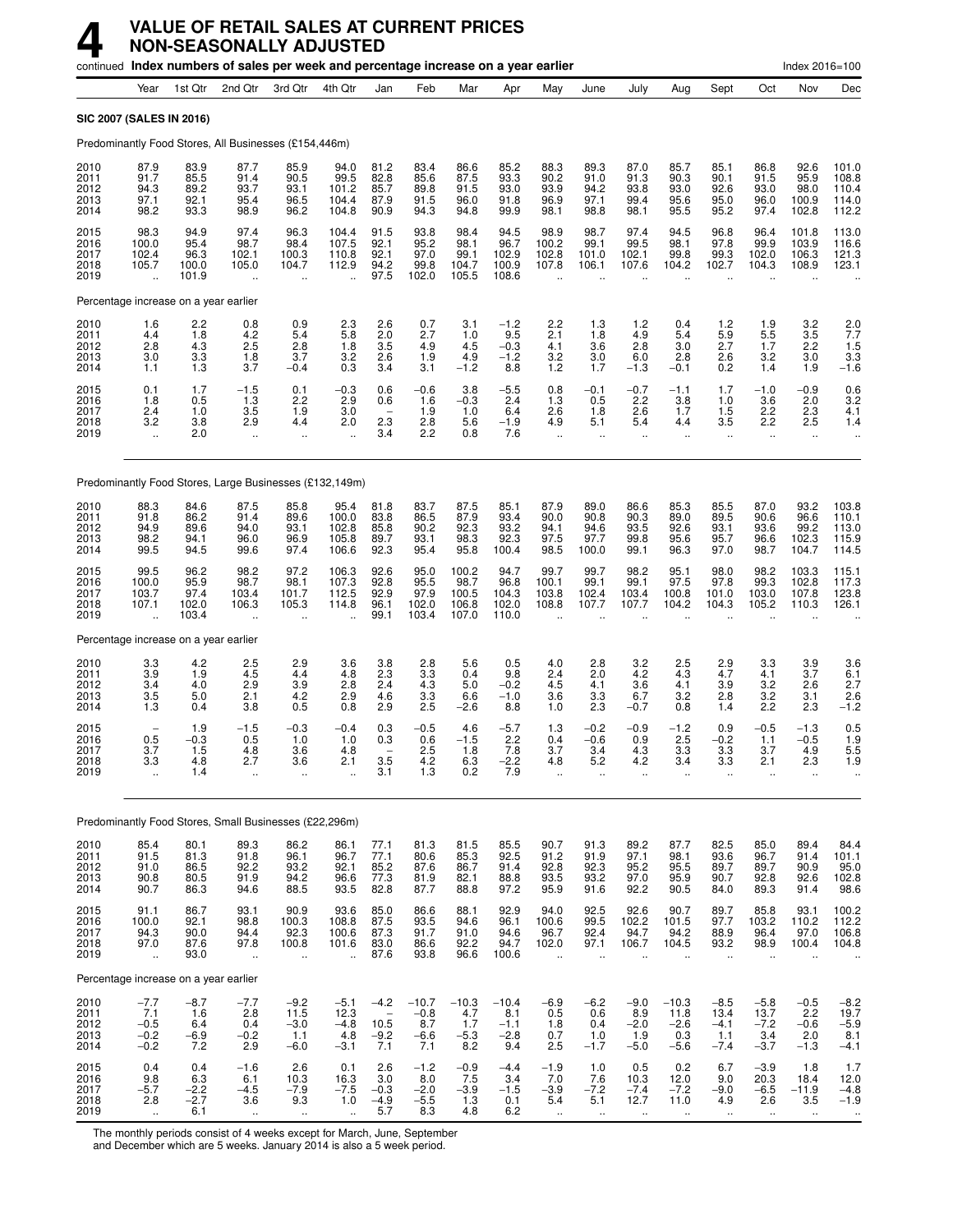# 4 VALUE OF RETAIL SALES AT CURRENT PRICES NON-SEASONALLY ADJUSTED

continued **Index numbers of sales per week and percentage increase on a year earlier** — Index 2016=100

| | Year | 1st Qtr | 2nd Qtr | 3rd Qtr | 4th Qtr | Jan | Feb | Mar | Apr | May | June | July | Aug | Sept | Oct | Nov | Dec |
|---|---|---|---|---|---|---|---|---|---|---|---|---|---|---|---|---|---|
| **SIC 2007 (SALES IN 2016)** | | | | | | | | | | | | | | | | | |
| Predominantly Food Stores, All Businesses (£154,446m) | | | | | | | | | | | | | | | | | |
| 2010 | 87.9 | 83.9 | 87.7 | 85.9 | 94.0 | 81.2 | 83.4 | 86.6 | 85.2 | 88.3 | 89.3 | 87.0 | 85.7 | 85.1 | 86.8 | 92.6 | 101.0 |
| 2011 | 91.7 | 85.5 | 91.4 | 90.5 | 99.5 | 82.8 | 85.6 | 87.5 | 93.3 | 90.2 | 91.0 | 91.3 | 90.3 | 90.1 | 91.5 | 95.9 | 108.8 |
| 2012 | 94.3 | 89.2 | 93.7 | 93.1 | 101.2 | 85.7 | 89.8 | 91.5 | 93.0 | 93.9 | 94.2 | 93.8 | 93.0 | 92.6 | 93.0 | 98.0 | 110.4 |
| 2013 | 97.1 | 92.1 | 95.4 | 96.5 | 104.4 | 87.9 | 91.5 | 96.0 | 91.8 | 96.9 | 97.1 | 99.4 | 95.6 | 95.0 | 96.0 | 100.9 | 114.0 |
| 2014 | 98.2 | 93.3 | 98.9 | 96.2 | 104.8 | 90.9 | 94.3 | 94.8 | 99.9 | 98.1 | 98.8 | 98.1 | 95.5 | 95.2 | 97.4 | 102.8 | 112.2 |
| 2015 | 98.3 | 94.9 | 97.4 | 96.3 | 104.4 | 91.5 | 93.8 | 98.4 | 94.5 | 98.9 | 98.7 | 97.4 | 94.5 | 96.8 | 96.4 | 101.8 | 113.0 |
| 2016 | 100.0 | 95.4 | 98.7 | 98.4 | 107.5 | 92.1 | 95.2 | 98.1 | 96.7 | 100.2 | 99.1 | 99.5 | 98.1 | 97.8 | 99.9 | 103.9 | 116.6 |
| 2017 | 102.4 | 96.3 | 102.1 | 100.3 | 110.8 | 92.1 | 97.0 | 99.1 | 102.9 | 102.8 | 101.0 | 102.1 | 99.8 | 99.3 | 102.0 | 106.3 | 121.3 |
| 2018 | 105.7 | 100.0 | 105.0 | 104.7 | 112.9 | 94.2 | 99.8 | 104.7 | 100.9 | 107.8 | 106.1 | 107.6 | 104.2 | 102.7 | 104.3 | 108.9 | 123.1 |
| 2019 | .. | 101.9 | .. | .. | .. | 97.5 | 102.0 | 105.5 | 108.6 | .. | .. | .. | .. | .. | .. | .. | .. |
| Percentage increase on a year earlier | | | | | | | | | | | | | | | | | |
| 2010 | 1.6 | 2.2 | 0.8 | 0.9 | 2.3 | 2.6 | 0.7 | 3.1 | −1.2 | 2.2 | 1.3 | 1.2 | 0.4 | 1.2 | 1.9 | 3.2 | 2.0 |
| 2011 | 4.4 | 1.8 | 4.2 | 5.4 | 5.8 | 2.0 | 2.7 | 1.0 | 9.5 | 2.1 | 1.8 | 4.9 | 5.4 | 5.9 | 5.5 | 3.5 | 7.7 |
| 2012 | 2.8 | 4.3 | 2.5 | 2.8 | 1.8 | 3.5 | 4.9 | 4.5 | −0.3 | 4.1 | 3.6 | 2.8 | 3.0 | 2.7 | 1.7 | 2.2 | 1.5 |
| 2013 | 3.0 | 3.3 | 1.8 | 3.7 | 3.2 | 2.6 | 1.9 | 4.9 | −1.2 | 3.2 | 3.0 | 6.0 | 2.8 | 2.6 | 3.2 | 3.0 | 3.3 |
| 2014 | 1.1 | 1.3 | 3.7 | −0.4 | 0.3 | 3.4 | 3.1 | −1.2 | 8.8 | 1.2 | 1.7 | −1.3 | −0.1 | 0.2 | 1.4 | 1.9 | −1.6 |
| 2015 | 0.1 | 1.7 | −1.5 | 0.1 | −0.3 | 0.6 | −0.6 | 3.8 | −5.5 | 0.8 | −0.1 | −0.7 | −1.1 | 1.7 | −1.0 | −0.9 | 0.6 |
| 2016 | 1.8 | 0.5 | 1.3 | 2.2 | 2.9 | 0.6 | 1.6 | −0.3 | 2.4 | 1.3 | 0.5 | 2.2 | 3.8 | 1.0 | 3.6 | 2.0 | 3.2 |
| 2017 | 2.4 | 1.0 | 3.5 | 1.9 | 3.0 | − | 1.9 | 1.0 | 6.4 | 2.6 | 1.8 | 2.6 | 1.7 | 1.5 | 2.2 | 2.3 | 4.1 |
| 2018 | 3.2 | 3.8 | 2.9 | 4.4 | 2.0 | 2.3 | 2.8 | 5.6 | −1.9 | 4.9 | 5.1 | 5.4 | 4.4 | 3.5 | 2.2 | 2.5 | 1.4 |
| 2019 | .. | 2.0 | .. | .. | .. | 3.4 | 2.2 | 0.8 | 7.6 | .. | .. | .. | .. | .. | .. | .. | .. |
| Predominantly Food Stores, Large Businesses (£132,149m) | | | | | | | | | | | | | | | | | |
| 2010 | 88.3 | 84.6 | 87.5 | 85.8 | 95.4 | 81.8 | 83.7 | 87.5 | 85.1 | 87.9 | 89.0 | 86.6 | 85.3 | 85.5 | 87.0 | 93.2 | 103.8 |
| 2011 | 91.8 | 86.2 | 91.4 | 89.6 | 100.0 | 83.8 | 86.5 | 87.9 | 93.4 | 90.0 | 90.8 | 90.3 | 89.0 | 89.5 | 90.6 | 96.6 | 110.1 |
| 2012 | 94.9 | 89.6 | 94.0 | 93.1 | 102.8 | 85.8 | 90.2 | 92.3 | 93.2 | 94.1 | 94.6 | 93.5 | 92.6 | 93.1 | 93.6 | 99.2 | 113.0 |
| 2013 | 98.2 | 94.1 | 96.0 | 96.9 | 105.8 | 89.7 | 93.1 | 98.3 | 92.3 | 97.5 | 97.7 | 99.8 | 95.6 | 95.7 | 96.6 | 102.3 | 115.9 |
| 2014 | 99.5 | 94.5 | 99.6 | 97.4 | 106.6 | 92.3 | 95.4 | 95.8 | 100.4 | 98.5 | 100.0 | 99.1 | 96.3 | 97.0 | 98.7 | 104.7 | 114.5 |
| 2015 | 99.5 | 96.2 | 98.2 | 97.2 | 106.3 | 92.6 | 95.0 | 100.2 | 94.7 | 99.7 | 99.7 | 98.2 | 95.1 | 98.0 | 98.2 | 103.3 | 115.1 |
| 2016 | 100.0 | 95.9 | 98.7 | 98.1 | 107.3 | 92.8 | 95.5 | 98.7 | 96.8 | 100.1 | 99.1 | 99.1 | 97.5 | 97.8 | 99.3 | 102.8 | 117.3 |
| 2017 | 103.7 | 97.4 | 103.4 | 101.7 | 112.5 | 92.9 | 97.9 | 100.5 | 104.3 | 103.8 | 102.4 | 103.4 | 100.8 | 101.0 | 103.0 | 107.8 | 123.8 |
| 2018 | 107.1 | 102.0 | 106.3 | 105.3 | 114.8 | 96.1 | 102.0 | 106.8 | 102.0 | 108.8 | 107.7 | 107.7 | 104.2 | 104.3 | 105.2 | 110.3 | 126.1 |
| 2019 | .. | 103.4 | .. | .. | .. | 99.1 | 103.4 | 107.0 | 110.0 | .. | .. | .. | .. | .. | .. | .. | .. |
| Percentage increase on a year earlier | | | | | | | | | | | | | | | | | |
| 2010 | 3.3 | 4.2 | 2.5 | 2.9 | 3.6 | 3.8 | 2.8 | 5.6 | 0.5 | 4.0 | 2.8 | 3.2 | 2.5 | 2.9 | 3.3 | 3.9 | 3.6 |
| 2011 | 3.9 | 1.9 | 4.5 | 4.4 | 4.8 | 2.3 | 3.3 | 0.4 | 9.8 | 2.4 | 2.0 | 4.2 | 4.3 | 4.7 | 4.1 | 3.7 | 6.1 |
| 2012 | 3.4 | 4.0 | 2.9 | 3.9 | 2.8 | 2.4 | 4.3 | 5.0 | −0.2 | 4.5 | 4.1 | 3.6 | 4.1 | 3.9 | 3.2 | 2.6 | 2.7 |
| 2013 | 3.5 | 5.0 | 2.1 | 4.2 | 2.9 | 4.6 | 3.3 | 6.6 | −1.0 | 3.6 | 3.3 | 6.7 | 3.2 | 2.8 | 3.2 | 3.1 | 2.6 |
| 2014 | 1.3 | 0.4 | 3.8 | 0.5 | 0.8 | 2.9 | 2.5 | −2.6 | 8.8 | 1.0 | 2.3 | −0.7 | 0.8 | 1.4 | 2.2 | 2.3 | −1.2 |
| 2015 | − | 1.9 | −1.5 | −0.3 | −0.4 | 0.3 | −0.5 | 4.6 | −5.7 | 1.3 | −0.2 | −0.9 | −1.2 | 0.9 | −0.5 | −1.3 | 0.5 |
| 2016 | 0.5 | −0.3 | 0.5 | 1.0 | 1.0 | 0.3 | 0.6 | −1.5 | 2.2 | 0.4 | −0.6 | 0.9 | 2.5 | −0.2 | 1.1 | −0.5 | 1.9 |
| 2017 | 3.7 | 1.5 | 4.8 | 3.6 | 4.8 | − | 2.5 | 1.8 | 7.8 | 3.7 | 3.4 | 4.3 | 3.3 | 3.3 | 3.7 | 4.9 | 5.5 |
| 2018 | 3.3 | 4.8 | 2.7 | 3.6 | 2.1 | 3.5 | 4.2 | 6.3 | −2.2 | 4.8 | 5.2 | 4.2 | 3.4 | 3.3 | 2.1 | 2.3 | 1.9 |
| 2019 | .. | 1.4 | .. | .. | .. | 3.1 | 1.3 | 0.2 | 7.9 | .. | .. | .. | .. | .. | .. | .. | .. |
| Predominantly Food Stores, Small Businesses (£22,296m) | | | | | | | | | | | | | | | | | |
| 2010 | 85.4 | 80.1 | 89.3 | 86.2 | 86.1 | 77.1 | 81.3 | 81.5 | 85.5 | 90.7 | 91.3 | 89.2 | 87.7 | 82.5 | 85.0 | 89.4 | 84.4 |
| 2011 | 91.5 | 81.3 | 91.8 | 96.1 | 96.7 | 77.1 | 80.6 | 85.3 | 92.5 | 91.2 | 91.9 | 97.1 | 98.1 | 93.6 | 96.7 | 91.4 | 101.1 |
| 2012 | 91.0 | 86.5 | 92.2 | 93.2 | 92.1 | 85.2 | 87.6 | 86.7 | 91.4 | 92.8 | 92.3 | 95.2 | 95.5 | 89.7 | 89.7 | 90.9 | 95.0 |
| 2013 | 90.8 | 80.5 | 91.9 | 94.2 | 96.6 | 77.3 | 81.9 | 82.1 | 88.8 | 93.5 | 93.2 | 97.0 | 95.9 | 90.7 | 92.8 | 92.6 | 102.8 |
| 2014 | 90.7 | 86.3 | 94.6 | 88.5 | 93.5 | 82.8 | 87.7 | 88.8 | 97.2 | 95.9 | 91.6 | 92.2 | 90.5 | 84.0 | 89.3 | 91.4 | 98.6 |
| 2015 | 91.1 | 86.7 | 93.1 | 90.9 | 93.6 | 85.0 | 86.6 | 88.1 | 92.9 | 94.0 | 92.5 | 92.6 | 90.7 | 89.7 | 85.8 | 93.1 | 100.2 |
| 2016 | 100.0 | 92.1 | 98.8 | 100.3 | 108.8 | 87.5 | 93.5 | 94.6 | 96.1 | 100.6 | 99.5 | 102.2 | 101.5 | 97.7 | 103.2 | 110.2 | 112.2 |
| 2017 | 94.3 | 90.0 | 94.4 | 92.3 | 100.6 | 87.3 | 91.7 | 91.0 | 94.6 | 96.7 | 92.4 | 94.7 | 94.2 | 88.9 | 96.4 | 97.0 | 106.8 |
| 2018 | 97.0 | 87.6 | 97.8 | 100.8 | 101.6 | 83.0 | 86.6 | 92.2 | 94.7 | 102.0 | 97.1 | 106.7 | 104.5 | 93.2 | 98.9 | 100.4 | 104.8 |
| 2019 | .. | 93.0 | .. | .. | .. | 87.6 | 93.8 | 96.6 | 100.6 | .. | .. | .. | .. | .. | .. | .. | .. |
| Percentage increase on a year earlier | | | | | | | | | | | | | | | | | |
| 2010 | −7.7 | −8.7 | −7.7 | −9.2 | −5.1 | −4.2 | −10.7 | −10.3 | −10.4 | −6.9 | −6.2 | −9.0 | −10.3 | −8.5 | −5.8 | −0.5 | −8.2 |
| 2011 | 7.1 | 1.6 | 2.8 | 11.5 | 12.3 | − | −0.8 | 4.7 | 8.1 | 0.5 | 0.6 | 8.9 | 11.8 | 13.4 | 13.7 | 2.2 | 19.7 |
| 2012 | −0.5 | 6.4 | 0.4 | −3.0 | −4.8 | 10.5 | 8.7 | 1.7 | −1.1 | 1.8 | 0.4 | −2.0 | −2.6 | −4.1 | −7.2 | −0.6 | −5.9 |
| 2013 | −0.2 | −6.9 | −0.2 | 1.1 | 4.8 | −9.2 | −6.6 | −5.3 | −2.8 | 0.7 | 1.0 | 1.9 | 0.3 | 1.1 | 3.4 | 2.0 | 8.1 |
| 2014 | −0.2 | 7.2 | 2.9 | −6.0 | −3.1 | 7.1 | 7.1 | 8.2 | 9.4 | 2.5 | −1.7 | −5.0 | −5.6 | −7.4 | −3.7 | −1.3 | −4.1 |
| 2015 | 0.4 | 0.4 | −1.6 | 2.6 | 0.1 | 2.6 | −1.2 | −0.9 | −4.4 | −1.9 | 1.0 | 0.5 | 0.2 | 6.7 | −3.9 | 1.8 | 1.7 |
| 2016 | 9.8 | 6.3 | 6.1 | 10.3 | 16.3 | 3.0 | 8.0 | 7.5 | 3.4 | 7.0 | 7.6 | 10.3 | 12.0 | 9.0 | 20.3 | 18.4 | 12.0 |
| 2017 | −5.7 | −2.2 | −4.5 | −7.9 | −7.5 | −0.3 | −2.0 | −3.9 | −1.5 | −3.9 | −7.2 | −7.4 | −7.2 | −9.0 | −6.5 | −11.9 | −4.8 |
| 2018 | 2.8 | −2.7 | 3.6 | 9.3 | 1.0 | −4.9 | −5.5 | 1.3 | 0.1 | 5.4 | 5.1 | 12.7 | 11.0 | 4.9 | 2.6 | 3.5 | −1.9 |
| 2019 | .. | 6.1 | .. | .. | .. | 5.7 | 8.3 | 4.8 | 6.2 | .. | .. | .. | .. | .. | .. | .. | .. |

The monthly periods consist of 4 weeks except for March, June, September and December which are 5 weeks. January 2014 is also a 5 week period.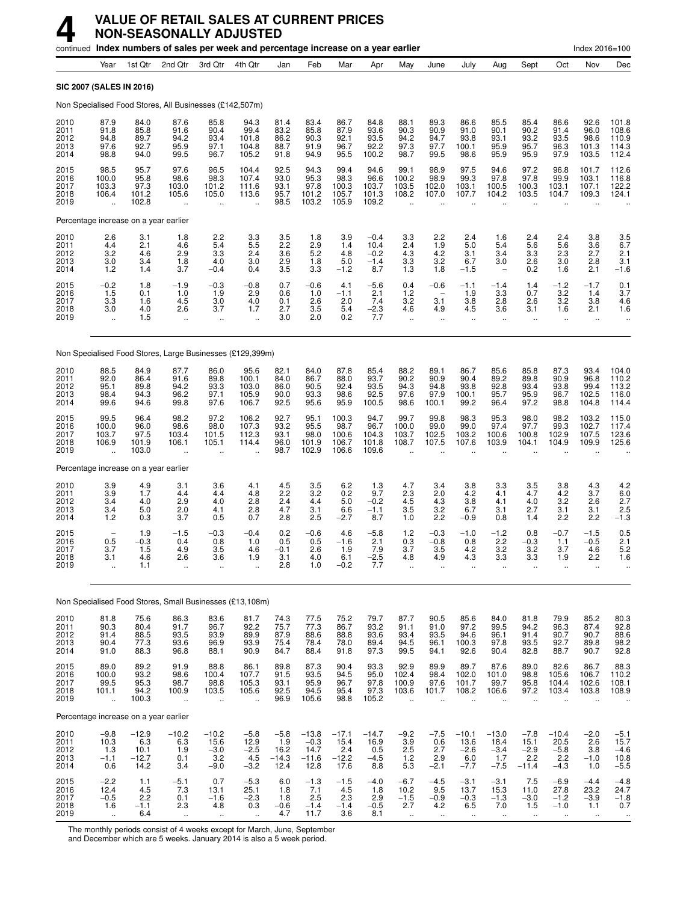# 4 VALUE OF RETAIL SALES AT CURRENT PRICES NON-SEASONALLY ADJUSTED

continued **Index numbers of sales per week and percentage increase on a year earlier** — Index 2016=100

| | Year | 1st Qtr | 2nd Qtr | 3rd Qtr | 4th Qtr | Jan | Feb | Mar | Apr | May | June | July | Aug | Sept | Oct | Nov | Dec |
|---|---|---|---|---|---|---|---|---|---|---|---|---|---|---|---|---|---|
| **SIC 2007 (SALES IN 2016)** | | | | | | | | | | | | | | | | | |
| Non Specialised Food Stores, All Businesses (£142,507m) | | | | | | | | | | | | | | | | | |
| 2010 | 87.9 | 84.0 | 87.6 | 85.8 | 94.3 | 81.4 | 83.4 | 86.7 | 84.8 | 88.1 | 89.3 | 86.6 | 85.5 | 85.4 | 86.6 | 92.6 | 101.8 |
| 2011 | 91.8 | 85.8 | 91.6 | 90.4 | 99.4 | 83.2 | 85.8 | 87.9 | 93.6 | 90.3 | 90.9 | 91.0 | 90.1 | 90.2 | 91.4 | 96.0 | 108.6 |
| 2012 | 94.8 | 89.7 | 94.2 | 93.4 | 101.8 | 86.2 | 90.3 | 92.1 | 93.5 | 94.2 | 94.7 | 93.8 | 93.1 | 93.2 | 93.5 | 98.6 | 110.9 |
| 2013 | 97.6 | 92.7 | 95.9 | 97.1 | 104.8 | 88.7 | 91.9 | 96.7 | 92.2 | 97.3 | 97.7 | 100.1 | 95.9 | 95.7 | 96.3 | 101.3 | 114.3 |
| 2014 | 98.8 | 94.0 | 99.5 | 96.7 | 105.2 | 91.8 | 94.9 | 95.5 | 100.2 | 98.7 | 99.5 | 98.6 | 95.9 | 95.9 | 97.9 | 103.5 | 112.4 |
| 2015 | 98.5 | 95.7 | 97.6 | 96.5 | 104.4 | 92.5 | 94.3 | 99.4 | 94.6 | 99.1 | 98.9 | 97.5 | 94.6 | 97.2 | 96.8 | 101.7 | 112.6 |
| 2016 | 100.0 | 95.8 | 98.6 | 98.3 | 107.4 | 93.0 | 95.3 | 98.3 | 96.6 | 100.2 | 98.9 | 99.3 | 97.8 | 97.8 | 99.9 | 103.1 | 116.8 |
| 2017 | 103.3 | 97.3 | 103.0 | 101.2 | 111.6 | 93.1 | 97.8 | 100.3 | 103.7 | 103.5 | 102.0 | 103.1 | 100.5 | 100.3 | 103.1 | 107.1 | 122.2 |
| 2018 | 106.4 | 101.2 | 105.6 | 105.0 | 113.6 | 95.7 | 101.2 | 105.7 | 101.3 | 108.2 | 107.0 | 107.7 | 104.2 | 103.5 | 104.7 | 109.3 | 124.1 |
| 2019 | .. | 102.8 | .. | .. | .. | 98.5 | 103.2 | 105.9 | 109.2 | .. | .. | .. | .. | .. | .. | .. | .. |
| Percentage increase on a year earlier | | | | | | | | | | | | | | | | | |
| 2010 | 2.6 | 3.1 | 1.8 | 2.2 | 3.3 | 3.5 | 1.8 | 3.9 | −0.4 | 3.3 | 2.2 | 2.4 | 1.6 | 2.4 | 2.4 | 3.8 | 3.5 |
| 2011 | 4.4 | 2.1 | 4.6 | 5.4 | 5.5 | 2.2 | 2.9 | 1.4 | 10.4 | 2.4 | 1.9 | 5.0 | 5.4 | 5.6 | 5.6 | 3.6 | 6.7 |
| 2012 | 3.2 | 4.6 | 2.9 | 3.3 | 2.4 | 3.6 | 5.2 | 4.8 | −0.2 | 4.3 | 4.2 | 3.1 | 3.4 | 3.3 | 2.3 | 2.7 | 2.1 |
| 2013 | 3.0 | 3.4 | 1.8 | 4.0 | 3.0 | 2.9 | 1.8 | 5.0 | −1.4 | 3.3 | 3.2 | 6.7 | 3.0 | 2.6 | 3.0 | 2.8 | 3.1 |
| 2014 | 1.2 | 1.4 | 3.7 | −0.4 | 0.4 | 3.5 | 3.3 | −1.2 | 8.7 | 1.3 | 1.8 | −1.5 | – | 0.2 | 1.6 | 2.1 | −1.6 |
| 2015 | −0.2 | 1.8 | −1.9 | −0.3 | −0.8 | 0.7 | −0.6 | 4.1 | −5.6 | 0.4 | −0.6 | −1.1 | −1.4 | 1.4 | −1.2 | −1.7 | 0.1 |
| 2016 | 1.5 | 0.1 | 1.0 | 1.9 | 2.9 | 0.6 | 1.0 | −1.1 | 2.1 | 1.2 | – | 1.9 | 3.3 | 0.7 | 3.2 | 1.4 | 3.7 |
| 2017 | 3.3 | 1.6 | 4.5 | 3.0 | 4.0 | 0.1 | 2.6 | 2.0 | 7.4 | 3.2 | 3.1 | 3.8 | 2.8 | 2.6 | 3.2 | 3.8 | 4.6 |
| 2018 | 3.0 | 4.0 | 2.6 | 3.7 | 1.7 | 2.7 | 3.5 | 5.4 | −2.3 | 4.6 | 4.9 | 4.5 | 3.6 | 3.1 | 1.6 | 2.1 | 1.6 |
| 2019 | .. | 1.5 | .. | .. | .. | 3.0 | 2.0 | 0.2 | 7.7 | .. | .. | .. | .. | .. | .. | .. | .. |
| Non Specialised Food Stores, Large Businesses (£129,399m) | | | | | | | | | | | | | | | | | |
| 2010 | 88.5 | 84.9 | 87.7 | 86.0 | 95.6 | 82.1 | 84.0 | 87.8 | 85.4 | 88.2 | 89.1 | 86.7 | 85.6 | 85.8 | 87.3 | 93.4 | 104.0 |
| 2011 | 92.0 | 86.4 | 91.6 | 89.8 | 100.1 | 84.0 | 86.7 | 88.0 | 93.7 | 90.2 | 90.9 | 90.4 | 89.2 | 89.8 | 90.9 | 96.8 | 110.2 |
| 2012 | 95.1 | 89.8 | 94.2 | 93.3 | 103.0 | 86.0 | 90.5 | 92.4 | 93.5 | 94.3 | 94.8 | 93.8 | 92.8 | 93.4 | 93.8 | 99.4 | 113.2 |
| 2013 | 98.4 | 94.3 | 96.2 | 97.1 | 105.9 | 90.0 | 93.3 | 98.6 | 92.5 | 97.6 | 97.9 | 100.1 | 95.7 | 95.9 | 96.7 | 102.5 | 116.0 |
| 2014 | 99.6 | 94.6 | 99.8 | 97.6 | 106.7 | 92.5 | 95.6 | 95.9 | 100.5 | 98.6 | 100.1 | 99.2 | 96.4 | 97.2 | 98.8 | 104.8 | 114.4 |
| 2015 | 99.5 | 96.4 | 98.2 | 97.2 | 106.2 | 92.7 | 95.1 | 100.3 | 94.7 | 99.7 | 99.8 | 98.3 | 95.3 | 98.0 | 98.2 | 103.2 | 115.0 |
| 2016 | 100.0 | 96.0 | 98.6 | 98.0 | 107.3 | 93.2 | 95.5 | 98.7 | 96.7 | 100.0 | 99.0 | 99.0 | 97.4 | 97.7 | 99.3 | 102.7 | 117.4 |
| 2017 | 103.7 | 97.5 | 103.4 | 101.5 | 112.3 | 93.1 | 98.0 | 100.6 | 104.3 | 103.7 | 102.5 | 103.2 | 100.6 | 100.8 | 102.9 | 107.5 | 123.6 |
| 2018 | 106.9 | 101.9 | 106.1 | 105.1 | 114.4 | 96.0 | 101.9 | 106.7 | 101.8 | 108.7 | 107.5 | 107.6 | 103.9 | 104.1 | 104.9 | 109.9 | 125.6 |
| 2019 | .. | 103.0 | .. | .. | .. | 98.7 | 102.9 | 106.6 | 109.6 | .. | .. | .. | .. | .. | .. | .. | .. |
| Percentage increase on a year earlier | | | | | | | | | | | | | | | | | |
| 2010 | 3.9 | 4.9 | 3.1 | 3.6 | 4.1 | 4.5 | 3.5 | 6.2 | 1.3 | 4.7 | 3.4 | 3.8 | 3.3 | 3.5 | 3.8 | 4.3 | 4.2 |
| 2011 | 3.9 | 1.7 | 4.4 | 4.4 | 4.8 | 2.2 | 3.2 | 0.2 | 9.7 | 2.3 | 2.0 | 4.2 | 4.1 | 4.7 | 4.2 | 3.7 | 6.0 |
| 2012 | 3.4 | 4.0 | 2.9 | 4.0 | 2.8 | 2.4 | 4.4 | 5.0 | −0.2 | 4.5 | 4.3 | 3.8 | 4.1 | 4.0 | 3.2 | 2.6 | 2.7 |
| 2013 | 3.4 | 5.0 | 2.0 | 4.1 | 2.8 | 4.7 | 3.1 | 6.6 | −1.1 | 3.5 | 3.2 | 6.7 | 3.1 | 2.7 | 3.1 | 3.1 | 2.5 |
| 2014 | 1.2 | 0.3 | 3.7 | 0.5 | 0.7 | 2.8 | 2.5 | −2.7 | 8.7 | 1.0 | 2.2 | −0.9 | 0.8 | 1.4 | 2.2 | 2.2 | −1.3 |
| 2015 | – | 1.9 | −1.5 | −0.3 | −0.4 | 0.2 | −0.6 | 4.6 | −5.8 | 1.2 | −0.3 | −1.0 | −1.2 | 0.8 | −0.7 | −1.5 | 0.5 |
| 2016 | 0.5 | −0.3 | 0.4 | 0.8 | 1.0 | 0.5 | 0.5 | −1.6 | 2.1 | 0.3 | −0.8 | 0.8 | 2.2 | −0.3 | 1.1 | −0.5 | 2.1 |
| 2017 | 3.7 | 1.5 | 4.9 | 3.5 | 4.6 | −0.1 | 2.6 | 1.9 | 7.9 | 3.7 | 3.5 | 4.2 | 3.2 | 3.2 | 3.7 | 4.6 | 5.2 |
| 2018 | 3.1 | 4.6 | 2.6 | 3.6 | 1.9 | 3.1 | 4.0 | 6.1 | −2.5 | 4.8 | 4.9 | 4.3 | 3.3 | 3.3 | 1.9 | 2.2 | 1.6 |
| 2019 | .. | 1.1 | .. | .. | .. | 2.8 | 1.0 | −0.2 | 7.7 | .. | .. | .. | .. | .. | .. | .. | .. |
| Non Specialised Food Stores, Small Businesses (£13,108m) | | | | | | | | | | | | | | | | | |
| 2010 | 81.8 | 75.6 | 86.3 | 83.6 | 81.7 | 74.3 | 77.5 | 75.2 | 79.7 | 87.7 | 90.5 | 85.6 | 84.0 | 81.8 | 79.9 | 85.2 | 80.3 |
| 2011 | 90.3 | 80.4 | 91.7 | 96.7 | 92.2 | 75.7 | 77.3 | 86.7 | 93.2 | 91.1 | 91.0 | 97.2 | 99.5 | 94.2 | 96.3 | 87.4 | 92.8 |
| 2012 | 91.4 | 88.5 | 93.5 | 93.9 | 89.9 | 87.9 | 88.6 | 88.8 | 93.6 | 93.4 | 93.5 | 94.6 | 96.1 | 91.4 | 90.7 | 90.7 | 88.6 |
| 2013 | 90.4 | 77.3 | 93.6 | 96.9 | 93.9 | 75.4 | 78.4 | 78.0 | 89.4 | 94.5 | 96.1 | 100.3 | 97.8 | 93.5 | 92.7 | 89.8 | 98.2 |
| 2014 | 91.0 | 88.3 | 96.8 | 88.1 | 90.9 | 84.7 | 88.4 | 91.8 | 97.3 | 99.5 | 94.1 | 92.6 | 90.4 | 82.8 | 88.7 | 90.7 | 92.8 |
| 2015 | 89.0 | 89.2 | 91.9 | 88.8 | 86.1 | 89.8 | 87.3 | 90.4 | 93.3 | 92.9 | 89.9 | 89.7 | 87.6 | 89.0 | 82.6 | 86.7 | 88.3 |
| 2016 | 100.0 | 93.2 | 98.6 | 100.4 | 107.7 | 91.5 | 93.5 | 94.5 | 95.0 | 102.4 | 98.4 | 102.0 | 101.0 | 98.8 | 105.6 | 106.7 | 110.2 |
| 2017 | 99.5 | 95.3 | 98.7 | 98.8 | 105.3 | 93.1 | 95.9 | 96.7 | 97.8 | 100.9 | 97.6 | 101.7 | 99.7 | 95.8 | 104.4 | 102.6 | 108.1 |
| 2018 | 101.1 | 94.2 | 100.9 | 103.5 | 105.6 | 92.5 | 94.5 | 95.4 | 97.3 | 103.6 | 101.7 | 108.2 | 106.6 | 97.2 | 103.4 | 103.8 | 108.9 |
| 2019 | .. | 100.3 | .. | .. | .. | 96.9 | 105.6 | 98.8 | 105.2 | .. | .. | .. | .. | .. | .. | .. | .. |
| Percentage increase on a year earlier | | | | | | | | | | | | | | | | | |
| 2010 | −9.8 | −12.9 | −10.2 | −10.2 | −5.8 | −5.8 | −13.8 | −17.1 | −14.7 | −9.2 | −7.5 | −10.1 | −13.0 | −7.8 | −10.4 | −2.0 | −5.1 |
| 2011 | 10.3 | 6.3 | 6.3 | 15.6 | 12.9 | 1.9 | −0.3 | 15.4 | 16.9 | 3.9 | 0.6 | 13.6 | 18.4 | 15.1 | 20.5 | 2.6 | 15.7 |
| 2012 | 1.3 | 10.1 | 1.9 | −3.0 | −2.5 | 16.2 | 14.7 | 2.4 | 0.5 | 2.5 | 2.7 | −2.6 | −3.4 | −2.9 | −5.8 | 3.8 | −4.6 |
| 2013 | −1.1 | −12.7 | 0.1 | 3.2 | 4.5 | −14.3 | −11.6 | −12.2 | −4.5 | 1.2 | 2.9 | 6.0 | 1.7 | 2.2 | 2.2 | −1.0 | 10.8 |
| 2014 | 0.6 | 14.2 | 3.4 | −9.0 | −3.2 | 12.4 | 12.8 | 17.6 | 8.8 | 5.3 | −2.1 | −7.7 | −7.5 | −11.4 | −4.3 | 1.0 | −5.5 |
| 2015 | −2.2 | 1.1 | −5.1 | 0.7 | −5.3 | 6.0 | −1.3 | −1.5 | −4.0 | −6.7 | −4.5 | −3.1 | −3.1 | 7.5 | −6.9 | −4.4 | −4.8 |
| 2016 | 12.4 | 4.5 | 7.3 | 13.1 | 25.1 | 1.8 | 7.1 | 4.5 | 1.8 | 10.2 | 9.5 | 13.7 | 15.3 | 11.0 | 27.8 | 23.2 | 24.7 |
| 2017 | −0.5 | 2.2 | 0.1 | −1.6 | −2.3 | 1.8 | 2.5 | 2.3 | 2.9 | −1.5 | −0.9 | −0.3 | −1.3 | −3.0 | −1.2 | −3.9 | −1.8 |
| 2018 | 1.6 | −1.1 | 2.3 | 4.8 | 0.3 | −0.6 | −1.4 | −1.4 | −0.5 | 2.7 | 4.2 | 6.5 | 7.0 | 1.5 | −1.0 | 1.1 | 0.7 |
| 2019 | .. | 6.4 | .. | .. | .. | 4.7 | 11.7 | 3.6 | 8.1 | .. | .. | .. | .. | .. | .. | .. | .. |

The monthly periods consist of 4 weeks except for March, June, September and December which are 5 weeks. January 2014 is also a 5 week period.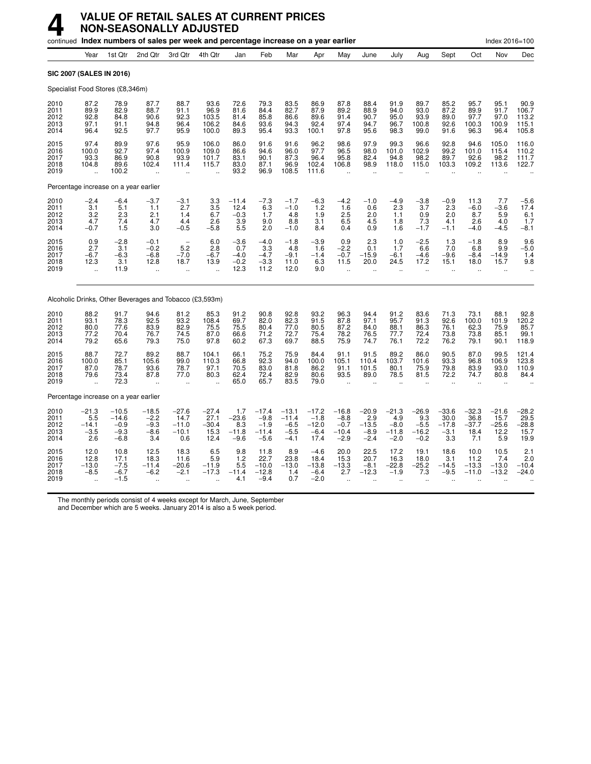# 4 VALUE OF RETAIL SALES AT CURRENT PRICES NON-SEASONALLY ADJUSTED

continued **Index numbers of sales per week and percentage increase on a year earlier** Index 2016=100

| | Year | 1st Qtr | 2nd Qtr | 3rd Qtr | 4th Qtr | Jan | Feb | Mar | Apr | May | June | July | Aug | Sept | Oct | Nov | Dec |
|---|---|---|---|---|---|---|---|---|---|---|---|---|---|---|---|---|---|
| **SIC 2007 (SALES IN 2016)** | | | | | | | | | | | | | | | | | |
| Specialist Food Stores (£8,346m) | | | | | | | | | | | | | | | | | |
| 2010 | 87.2 | 78.9 | 87.7 | 88.7 | 93.6 | 72.6 | 79.3 | 83.5 | 86.9 | 87.8 | 88.4 | 91.9 | 89.7 | 85.2 | 95.7 | 95.1 | 90.9 |
| 2011 | 89.9 | 82.9 | 88.7 | 91.1 | 96.9 | 81.6 | 84.4 | 82.7 | 87.9 | 89.2 | 88.9 | 94.0 | 93.0 | 87.2 | 89.9 | 91.7 | 106.7 |
| 2012 | 92.8 | 84.8 | 90.6 | 92.3 | 103.5 | 81.4 | 85.8 | 86.6 | 89.6 | 91.4 | 90.7 | 95.0 | 93.9 | 89.0 | 97.7 | 97.0 | 113.2 |
| 2013 | 97.1 | 91.1 | 94.8 | 96.4 | 106.2 | 84.6 | 93.6 | 94.3 | 92.4 | 97.4 | 94.7 | 96.7 | 100.8 | 92.6 | 100.3 | 100.9 | 115.1 |
| 2014 | 96.4 | 92.5 | 97.7 | 95.9 | 100.0 | 89.3 | 95.4 | 93.3 | 100.1 | 97.8 | 95.6 | 98.3 | 99.0 | 91.6 | 96.3 | 96.4 | 105.8 |
| 2015 | 97.4 | 89.9 | 97.6 | 95.9 | 106.0 | 86.0 | 91.6 | 91.6 | 96.2 | 98.6 | 97.9 | 99.3 | 96.6 | 92.8 | 94.6 | 105.0 | 116.0 |
| 2016 | 100.0 | 92.7 | 97.4 | 100.9 | 109.0 | 86.6 | 94.6 | 96.0 | 97.7 | 96.5 | 98.0 | 101.0 | 102.9 | 99.2 | 101.0 | 115.4 | 110.2 |
| 2017 | 93.3 | 86.9 | 90.8 | 93.9 | 101.7 | 83.1 | 90.1 | 87.3 | 96.4 | 95.8 | 82.4 | 94.8 | 98.2 | 89.7 | 92.6 | 98.2 | 111.7 |
| 2018 | 104.8 | 89.6 | 102.4 | 111.4 | 115.7 | 83.0 | 87.1 | 96.9 | 102.4 | 106.8 | 98.9 | 118.0 | 115.0 | 103.3 | 109.2 | 113.6 | 122.7 |
| 2019 | .. | 100.2 | .. | .. | .. | 93.2 | 96.9 | 108.5 | 111.6 | .. | .. | .. | .. | .. | .. | .. | .. |
| Percentage increase on a year earlier | | | | | | | | | | | | | | | | | |
| 2010 | −2.4 | −6.4 | −3.7 | −3.1 | 3.3 | −11.4 | −7.3 | −1.7 | −6.3 | −4.2 | −1.0 | −4.9 | −3.8 | −0.9 | 11.3 | 7.7 | −5.6 |
| 2011 | 3.1 | 5.1 | 1.1 | 2.7 | 3.5 | 12.4 | 6.3 | −1.0 | 1.2 | 1.6 | 0.6 | 2.3 | 3.7 | 2.3 | −6.0 | −3.6 | 17.4 |
| 2012 | 3.2 | 2.3 | 2.1 | 1.4 | 6.7 | −0.3 | 1.7 | 4.8 | 1.9 | 2.5 | 2.0 | 1.1 | 0.9 | 2.0 | 8.7 | 5.9 | 6.1 |
| 2013 | 4.7 | 7.4 | 4.7 | 4.4 | 2.6 | 3.9 | 9.0 | 8.8 | 3.1 | 6.5 | 4.5 | 1.8 | 7.3 | 4.1 | 2.6 | 4.0 | 1.7 |
| 2014 | −0.7 | 1.5 | 3.0 | −0.5 | −5.8 | 5.5 | 2.0 | −1.0 | 8.4 | 0.4 | 0.9 | 1.6 | −1.7 | −1.1 | −4.0 | −4.5 | −8.1 |
| 2015 | 0.9 | −2.8 | −0.1 | – | 6.0 | −3.6 | −4.0 | −1.8 | −3.9 | 0.9 | 2.3 | 1.0 | −2.5 | 1.3 | −1.8 | 8.9 | 9.6 |
| 2016 | 2.7 | 3.1 | −0.2 | 5.2 | 2.8 | 0.7 | 3.3 | 4.8 | 1.6 | −2.2 | 0.1 | 1.7 | 6.6 | 7.0 | 6.8 | 9.9 | −5.0 |
| 2017 | −6.7 | −6.3 | −6.8 | −7.0 | −6.7 | −4.0 | −4.7 | −9.1 | −1.4 | −0.7 | −15.9 | −6.1 | −4.6 | −9.6 | −8.4 | −14.9 | 1.4 |
| 2018 | 12.3 | 3.1 | 12.8 | 18.7 | 13.9 | −0.2 | −3.3 | 11.0 | 6.3 | 11.5 | 20.0 | 24.5 | 17.2 | 15.1 | 18.0 | 15.7 | 9.8 |
| 2019 | .. | 11.9 | .. | .. | .. | 12.3 | 11.2 | 12.0 | 9.0 | .. | .. | .. | .. | .. | .. | .. | .. |
| Alcoholic Drinks, Other Beverages and Tobacco (£3,593m) | | | | | | | | | | | | | | | | | |
| 2010 | 88.2 | 91.7 | 94.6 | 81.2 | 85.3 | 91.2 | 90.8 | 92.8 | 93.2 | 96.3 | 94.4 | 91.2 | 83.6 | 71.3 | 73.1 | 88.1 | 92.8 |
| 2011 | 93.1 | 78.3 | 92.5 | 93.2 | 108.4 | 69.7 | 82.0 | 82.3 | 91.5 | 87.8 | 97.1 | 95.7 | 91.3 | 92.6 | 100.0 | 101.9 | 120.2 |
| 2012 | 80.0 | 77.6 | 83.9 | 82.9 | 75.5 | 75.5 | 80.4 | 77.0 | 80.5 | 87.2 | 84.0 | 88.1 | 86.3 | 76.1 | 62.3 | 75.9 | 85.7 |
| 2013 | 77.2 | 70.4 | 76.7 | 74.5 | 87.0 | 66.6 | 71.2 | 72.7 | 75.4 | 78.2 | 76.5 | 77.7 | 72.4 | 73.8 | 73.8 | 85.1 | 99.1 |
| 2014 | 79.2 | 65.6 | 79.3 | 75.0 | 97.8 | 60.2 | 67.3 | 69.7 | 88.5 | 75.9 | 74.7 | 76.1 | 72.2 | 76.2 | 79.1 | 90.1 | 118.9 |
| 2015 | 88.7 | 72.7 | 89.2 | 88.7 | 104.1 | 66.1 | 75.2 | 75.9 | 84.4 | 91.1 | 91.5 | 89.2 | 86.0 | 90.5 | 87.0 | 99.5 | 121.4 |
| 2016 | 100.0 | 85.1 | 105.6 | 99.0 | 110.3 | 66.8 | 92.3 | 94.0 | 100.0 | 105.1 | 110.4 | 103.7 | 101.6 | 93.3 | 96.8 | 106.9 | 123.8 |
| 2017 | 87.0 | 78.7 | 93.6 | 78.7 | 97.1 | 70.5 | 83.0 | 81.8 | 86.2 | 91.1 | 101.5 | 80.1 | 75.9 | 79.8 | 83.9 | 93.0 | 110.9 |
| 2018 | 79.6 | 73.4 | 87.8 | 77.0 | 80.3 | 62.4 | 72.4 | 82.9 | 80.6 | 93.5 | 89.0 | 78.5 | 81.5 | 72.2 | 74.7 | 80.8 | 84.4 |
| 2019 | .. | 72.3 | .. | .. | .. | 65.0 | 65.7 | 83.5 | 79.0 | .. | .. | .. | .. | .. | .. | .. | .. |
| Percentage increase on a year earlier | | | | | | | | | | | | | | | | | |
| 2010 | −21.3 | −10.5 | −18.5 | −27.6 | −27.4 | 1.7 | −17.4 | −13.1 | −17.2 | −16.8 | −20.9 | −21.3 | −26.9 | −33.6 | −32.3 | −21.6 | −28.2 |
| 2011 | 5.5 | −14.6 | −2.2 | 14.7 | 27.1 | −23.6 | −9.8 | −11.4 | −1.8 | −8.8 | 2.9 | 4.9 | 9.3 | 30.0 | 36.8 | 15.7 | 29.5 |
| 2012 | −14.1 | −0.9 | −9.3 | −11.0 | −30.4 | 8.3 | −1.9 | −6.5 | −12.0 | −0.7 | −13.5 | −8.0 | −5.5 | −17.8 | −37.7 | −25.6 | −28.8 |
| 2013 | −3.5 | −9.3 | −8.6 | −10.1 | 15.3 | −11.8 | −11.4 | −5.5 | −6.4 | −10.4 | −8.9 | −11.8 | −16.2 | −3.1 | 18.4 | 12.2 | 15.7 |
| 2014 | 2.6 | −6.8 | 3.4 | 0.6 | 12.4 | −9.6 | −5.6 | −4.1 | 17.4 | −2.9 | −2.4 | −2.0 | −0.2 | 3.3 | 7.1 | 5.9 | 19.9 |
| 2015 | 12.0 | 10.8 | 12.5 | 18.3 | 6.5 | 9.8 | 11.8 | 8.9 | −4.6 | 20.0 | 22.5 | 17.2 | 19.1 | 18.6 | 10.0 | 10.5 | 2.1 |
| 2016 | 12.8 | 17.1 | 18.3 | 11.6 | 5.9 | 1.2 | 22.7 | 23.8 | 18.4 | 15.3 | 20.7 | 16.3 | 18.0 | 3.1 | 11.2 | 7.4 | 2.0 |
| 2017 | −13.0 | −7.5 | −11.4 | −20.6 | −11.9 | 5.5 | −10.0 | −13.0 | −13.8 | −13.3 | −8.1 | −22.8 | −25.2 | −14.5 | −13.3 | −13.0 | −10.4 |
| 2018 | −8.5 | −6.7 | −6.2 | −2.1 | −17.3 | −11.4 | −12.8 | 1.4 | −6.4 | 2.7 | −12.3 | −1.9 | 7.3 | −9.5 | −11.0 | −13.2 | −24.0 |
| 2019 | .. | −1.5 | .. | .. | .. | 4.1 | −9.4 | 0.7 | −2.0 | .. | .. | .. | .. | .. | .. | .. | .. |

The monthly periods consist of 4 weeks except for March, June, September and December which are 5 weeks. January 2014 is also a 5 week period.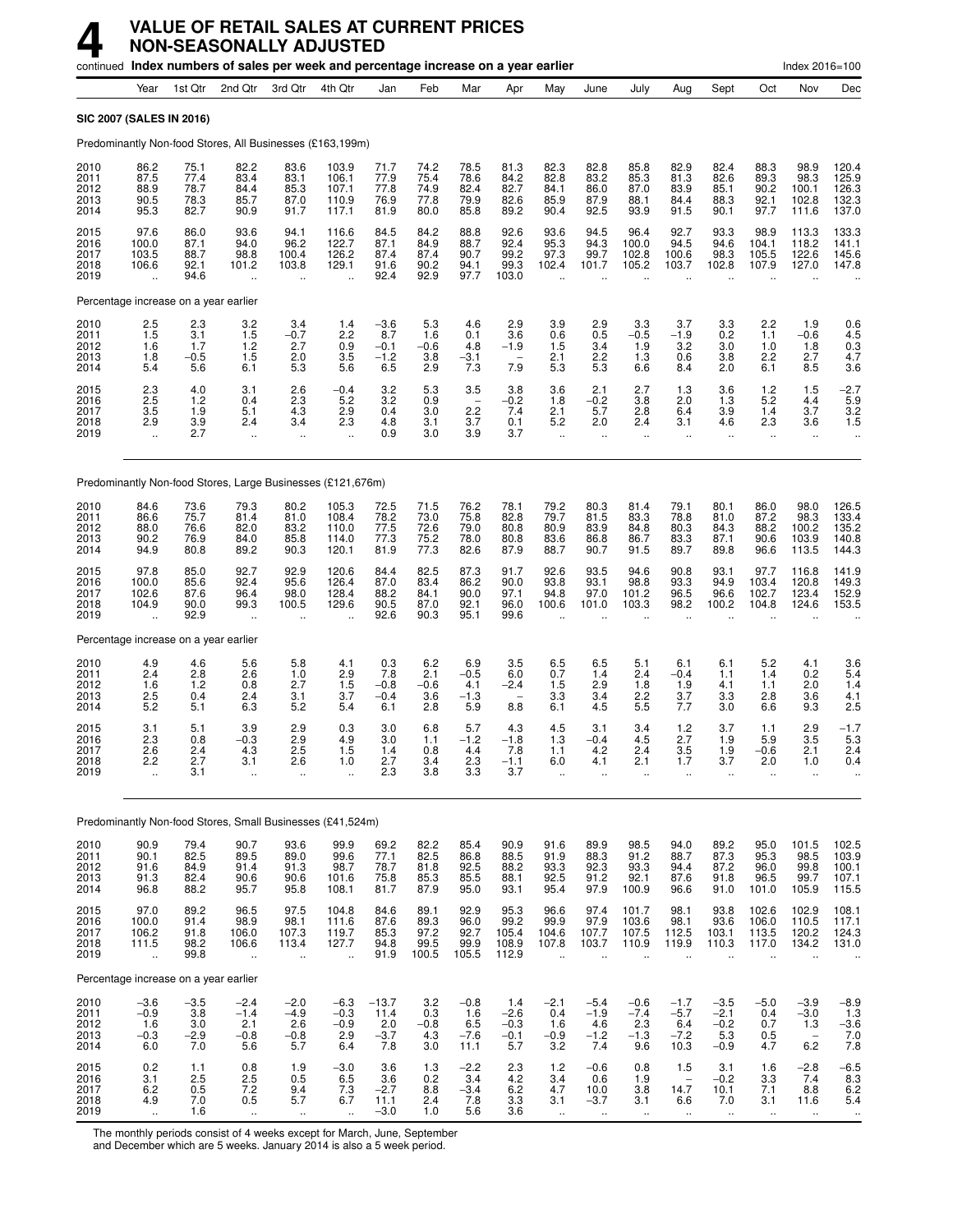# 4 VALUE OF RETAIL SALES AT CURRENT PRICES NON-SEASONALLY ADJUSTED

continued **Index numbers of sales per week and percentage increase on a year earlier** Index 2016=100

| | Year | 1st Qtr | 2nd Qtr | 3rd Qtr | 4th Qtr | Jan | Feb | Mar | Apr | May | June | July | Aug | Sept | Oct | Nov | Dec |
|---|---|---|---|---|---|---|---|---|---|---|---|---|---|---|---|---|---|
| **SIC 2007 (SALES IN 2016)** | | | | | | | | | | | | | | | | | |
| Predominantly Non-food Stores, All Businesses (£163,199m) | | | | | | | | | | | | | | | | | |
| 2010 | 86.2 | 75.1 | 82.2 | 83.6 | 103.9 | 71.7 | 74.2 | 78.5 | 81.3 | 82.3 | 82.8 | 85.8 | 82.9 | 82.4 | 88.3 | 98.9 | 120.4 |
| 2011 | 87.5 | 77.4 | 83.4 | 83.1 | 106.1 | 77.9 | 75.4 | 78.6 | 84.2 | 82.8 | 83.2 | 85.3 | 81.3 | 82.6 | 89.3 | 98.3 | 125.9 |
| 2012 | 88.9 | 78.7 | 84.4 | 85.3 | 107.1 | 77.8 | 74.9 | 82.4 | 82.7 | 84.1 | 86.0 | 87.0 | 83.9 | 85.1 | 90.2 | 100.1 | 126.3 |
| 2013 | 90.5 | 78.3 | 85.7 | 87.0 | 110.9 | 76.9 | 77.8 | 79.9 | 82.6 | 85.9 | 87.9 | 88.1 | 84.4 | 88.3 | 92.1 | 102.8 | 132.3 |
| 2014 | 95.3 | 82.7 | 90.9 | 91.7 | 117.1 | 81.9 | 80.0 | 85.8 | 89.2 | 90.4 | 92.5 | 93.9 | 91.5 | 90.1 | 97.7 | 111.6 | 137.0 |
| 2015 | 97.6 | 86.0 | 93.6 | 94.1 | 116.6 | 84.5 | 84.2 | 88.8 | 92.6 | 93.6 | 94.5 | 96.4 | 92.7 | 93.3 | 98.9 | 113.3 | 133.3 |
| 2016 | 100.0 | 87.1 | 94.0 | 96.2 | 122.7 | 87.1 | 84.9 | 88.7 | 92.4 | 95.3 | 94.3 | 100.0 | 94.5 | 94.6 | 104.1 | 118.2 | 141.1 |
| 2017 | 103.5 | 88.7 | 98.8 | 100.4 | 126.2 | 87.4 | 87.4 | 90.7 | 99.2 | 97.3 | 99.7 | 102.8 | 100.6 | 98.3 | 105.5 | 122.6 | 145.6 |
| 2018 | 106.6 | 92.1 | 101.2 | 103.8 | 129.1 | 91.6 | 90.2 | 94.1 | 99.3 | 102.4 | 101.7 | 105.2 | 103.7 | 102.8 | 107.9 | 127.0 | 147.8 |
| 2019 | .. | 94.6 | .. | .. | .. | 92.4 | 92.9 | 97.7 | 103.0 | .. | .. | .. | .. | .. | .. | .. | .. |
| Percentage increase on a year earlier | | | | | | | | | | | | | | | | | |
| 2010 | 2.5 | 2.3 | 3.2 | 3.4 | 1.4 | −3.6 | 5.3 | 4.6 | 2.9 | 3.9 | 2.9 | 3.3 | 3.7 | 3.3 | 2.2 | 1.9 | 0.6 |
| 2011 | 1.5 | 3.1 | 1.5 | −0.7 | 2.2 | 8.7 | 1.6 | 0.1 | 3.6 | 0.6 | 0.5 | −0.5 | −1.9 | 0.2 | 1.1 | −0.6 | 4.5 |
| 2012 | 1.6 | 1.7 | 1.2 | 2.7 | 0.9 | −0.1 | −0.6 | 4.8 | −1.9 | 1.5 | 3.4 | 1.9 | 3.2 | 3.0 | 1.0 | 1.8 | 0.3 |
| 2013 | 1.8 | −0.5 | 1.5 | 2.0 | 3.5 | −1.2 | 3.8 | −3.1 | – | 2.1 | 2.2 | 1.3 | 0.6 | 3.8 | 2.2 | 2.7 | 4.7 |
| 2014 | 5.4 | 5.6 | 6.1 | 5.3 | 5.6 | 6.5 | 2.9 | 7.3 | 7.9 | 5.3 | 5.3 | 6.6 | 8.4 | 2.0 | 6.1 | 8.5 | 3.6 |
| 2015 | 2.3 | 4.0 | 3.1 | 2.6 | −0.4 | 3.2 | 5.3 | 3.5 | 3.8 | 3.6 | 2.1 | 2.7 | 1.3 | 3.6 | 1.2 | 1.5 | −2.7 |
| 2016 | 2.5 | 1.2 | 0.4 | 2.3 | 5.2 | 3.2 | 0.9 | – | −0.2 | 1.8 | −0.2 | 3.8 | 2.0 | 1.3 | 5.2 | 4.4 | 5.9 |
| 2017 | 3.5 | 1.9 | 5.1 | 4.3 | 2.9 | 0.4 | 3.0 | 2.2 | 7.4 | 2.1 | 5.7 | 2.8 | 6.4 | 3.9 | 1.4 | 3.7 | 3.2 |
| 2018 | 2.9 | 3.9 | 2.4 | 3.4 | 2.3 | 4.8 | 3.1 | 3.7 | 0.1 | 5.2 | 2.0 | 2.4 | 3.1 | 4.6 | 2.3 | 3.6 | 1.5 |
| 2019 | .. | 2.7 | .. | .. | .. | 0.9 | 3.0 | 3.9 | 3.7 | .. | .. | .. | .. | .. | .. | .. | .. |
| Predominantly Non-food Stores, Large Businesses (£121,676m) | | | | | | | | | | | | | | | | | |
| 2010 | 84.6 | 73.6 | 79.3 | 80.2 | 105.3 | 72.5 | 71.5 | 76.2 | 78.1 | 79.2 | 80.3 | 81.4 | 79.1 | 80.1 | 86.0 | 98.0 | 126.5 |
| 2011 | 86.6 | 75.7 | 81.4 | 81.0 | 108.4 | 78.2 | 73.0 | 75.8 | 82.8 | 79.7 | 81.5 | 83.3 | 78.8 | 81.0 | 87.2 | 98.3 | 133.4 |
| 2012 | 88.0 | 76.6 | 82.0 | 83.2 | 110.0 | 77.5 | 72.6 | 79.0 | 80.8 | 80.9 | 83.9 | 84.8 | 80.3 | 84.3 | 88.2 | 100.2 | 135.2 |
| 2013 | 90.2 | 76.9 | 84.0 | 85.8 | 114.0 | 77.3 | 75.2 | 78.0 | 80.8 | 83.6 | 86.8 | 86.7 | 83.3 | 87.1 | 90.6 | 103.9 | 140.8 |
| 2014 | 94.9 | 80.8 | 89.2 | 90.3 | 120.1 | 81.9 | 77.3 | 82.6 | 87.9 | 88.7 | 90.7 | 91.5 | 89.7 | 89.8 | 96.6 | 113.5 | 144.3 |
| 2015 | 97.8 | 85.0 | 92.7 | 92.9 | 120.6 | 84.4 | 82.5 | 87.3 | 91.7 | 92.6 | 93.5 | 94.6 | 90.8 | 93.1 | 97.7 | 116.8 | 141.9 |
| 2016 | 100.0 | 85.6 | 92.4 | 95.6 | 126.4 | 87.0 | 83.4 | 86.2 | 90.0 | 93.8 | 93.1 | 98.8 | 93.3 | 94.9 | 103.4 | 120.8 | 149.3 |
| 2017 | 102.6 | 87.6 | 96.4 | 98.0 | 128.4 | 88.2 | 84.1 | 90.0 | 97.1 | 94.8 | 97.0 | 101.2 | 96.5 | 96.6 | 102.7 | 123.4 | 152.9 |
| 2018 | 104.9 | 90.0 | 99.3 | 100.5 | 129.6 | 90.5 | 87.0 | 92.1 | 96.0 | 100.6 | 101.0 | 103.3 | 98.2 | 100.2 | 104.8 | 124.6 | 153.5 |
| 2019 | .. | 92.9 | .. | .. | .. | 92.6 | 90.3 | 95.1 | 99.6 | .. | .. | .. | .. | .. | .. | .. | .. |
| Percentage increase on a year earlier | | | | | | | | | | | | | | | | | |
| 2010 | 4.9 | 4.6 | 5.6 | 5.8 | 4.1 | 0.3 | 6.2 | 6.9 | 3.5 | 6.5 | 6.5 | 5.1 | 6.1 | 6.1 | 5.2 | 4.1 | 3.6 |
| 2011 | 2.4 | 2.8 | 2.6 | 1.0 | 2.9 | 7.8 | 2.1 | −0.5 | 6.0 | 0.7 | 1.4 | 2.4 | −0.4 | 1.1 | 1.4 | 0.2 | 5.4 |
| 2012 | 1.6 | 1.2 | 0.8 | 2.7 | 1.5 | −0.8 | −0.6 | 4.1 | −2.4 | 1.5 | 2.9 | 1.8 | 1.9 | 4.1 | 1.1 | 2.0 | 1.4 |
| 2013 | 2.5 | 0.4 | 2.4 | 3.1 | 3.7 | −0.4 | 3.6 | −1.3 | – | 3.3 | 3.4 | 2.2 | 3.7 | 3.3 | 2.8 | 3.6 | 4.1 |
| 2014 | 5.2 | 5.1 | 6.3 | 5.2 | 5.4 | 6.1 | 2.8 | 5.9 | 8.8 | 6.1 | 4.5 | 5.5 | 7.7 | 3.0 | 6.6 | 9.3 | 2.5 |
| 2015 | 3.1 | 5.1 | 3.9 | 2.9 | 0.3 | 3.0 | 6.8 | 5.7 | 4.3 | 4.5 | 3.1 | 3.4 | 1.2 | 3.7 | 1.1 | 2.9 | −1.7 |
| 2016 | 2.3 | 0.8 | −0.3 | 2.9 | 4.9 | 3.0 | 1.1 | −1.2 | −1.8 | 1.3 | −0.4 | 4.5 | 2.7 | 1.9 | 5.9 | 3.5 | 5.3 |
| 2017 | 2.6 | 2.4 | 4.3 | 2.5 | 1.5 | 1.4 | 0.8 | 4.4 | 7.8 | 1.1 | 4.2 | 2.4 | 3.5 | 1.9 | −0.6 | 2.1 | 2.4 |
| 2018 | 2.2 | 2.7 | 3.1 | 2.6 | 1.0 | 2.7 | 3.4 | 2.3 | −1.1 | 6.0 | 4.1 | 2.1 | 1.7 | 3.7 | 2.0 | 1.0 | 0.4 |
| 2019 | .. | 3.1 | .. | .. | .. | 2.3 | 3.8 | 3.3 | 3.7 | .. | .. | .. | .. | .. | .. | .. | .. |
| Predominantly Non-food Stores, Small Businesses (£41,524m) | | | | | | | | | | | | | | | | | |
| 2010 | 90.9 | 79.4 | 90.7 | 93.6 | 99.9 | 69.2 | 82.2 | 85.4 | 90.9 | 91.6 | 89.9 | 98.5 | 94.0 | 89.2 | 95.0 | 101.5 | 102.5 |
| 2011 | 90.1 | 82.5 | 89.5 | 89.0 | 99.6 | 77.1 | 82.5 | 86.8 | 88.5 | 91.9 | 88.3 | 91.2 | 88.7 | 87.3 | 95.3 | 98.5 | 103.9 |
| 2012 | 91.6 | 84.9 | 91.4 | 91.3 | 98.7 | 78.7 | 81.8 | 92.5 | 88.2 | 93.3 | 92.3 | 93.3 | 94.4 | 87.2 | 96.0 | 99.8 | 100.1 |
| 2013 | 91.3 | 82.4 | 90.6 | 90.6 | 101.6 | 75.8 | 85.3 | 85.5 | 88.1 | 92.5 | 91.2 | 92.1 | 87.6 | 91.8 | 96.5 | 99.7 | 107.1 |
| 2014 | 96.8 | 88.2 | 95.7 | 95.8 | 108.1 | 81.7 | 87.9 | 95.0 | 93.1 | 95.4 | 97.9 | 100.9 | 96.6 | 91.0 | 101.0 | 105.9 | 115.5 |
| 2015 | 97.0 | 89.2 | 96.5 | 97.5 | 104.8 | 84.6 | 89.1 | 92.9 | 95.3 | 96.6 | 97.4 | 101.7 | 98.1 | 93.8 | 102.6 | 102.9 | 108.1 |
| 2016 | 100.0 | 91.4 | 98.9 | 98.1 | 111.6 | 87.6 | 89.3 | 96.0 | 99.2 | 99.9 | 97.9 | 103.6 | 98.1 | 93.6 | 106.0 | 110.5 | 117.1 |
| 2017 | 106.2 | 91.8 | 106.0 | 107.3 | 119.7 | 85.3 | 97.2 | 92.7 | 105.4 | 104.6 | 107.7 | 107.5 | 112.5 | 103.1 | 113.5 | 120.2 | 124.3 |
| 2018 | 111.5 | 98.2 | 106.6 | 113.4 | 127.7 | 94.8 | 99.5 | 99.9 | 108.9 | 107.8 | 103.7 | 110.9 | 119.9 | 110.3 | 117.0 | 134.2 | 131.0 |
| 2019 | .. | 99.8 | .. | .. | .. | 91.9 | 100.5 | 105.5 | 112.9 | .. | .. | .. | .. | .. | .. | .. | .. |
| Percentage increase on a year earlier | | | | | | | | | | | | | | | | | |
| 2010 | −3.6 | −3.5 | −2.4 | −2.0 | −6.3 | −13.7 | 3.2 | −0.8 | 1.4 | −2.1 | −5.4 | −0.6 | −1.7 | −3.5 | −5.0 | −3.9 | −8.9 |
| 2011 | −0.9 | 3.8 | −1.4 | −4.9 | −0.3 | 11.4 | 0.3 | 1.6 | −2.6 | 0.4 | −1.9 | −7.4 | −5.7 | −2.1 | 0.4 | −3.0 | 1.3 |
| 2012 | 1.6 | 3.0 | 2.1 | 2.6 | −0.9 | 2.0 | −0.8 | 6.5 | −0.3 | 1.6 | 4.6 | 2.3 | 6.4 | −0.2 | 0.7 | 1.3 | −3.6 |
| 2013 | −0.3 | −2.9 | −0.8 | −0.8 | 2.9 | −3.7 | 4.3 | −7.6 | −0.1 | −0.9 | −1.2 | −1.3 | −7.2 | 5.3 | 0.5 | – | 7.0 |
| 2014 | 6.0 | 7.0 | 5.6 | 5.7 | 6.4 | 7.8 | 3.0 | 11.1 | 5.7 | 3.2 | 7.4 | 9.6 | 10.3 | −0.9 | 4.7 | 6.2 | 7.8 |
| 2015 | 0.2 | 1.1 | 0.8 | 1.9 | −3.0 | 3.6 | 1.3 | −2.2 | 2.3 | 1.2 | −0.6 | 0.8 | 1.5 | 3.1 | 1.6 | −2.8 | −6.5 |
| 2016 | 3.1 | 2.5 | 2.5 | 0.5 | 6.5 | 3.6 | 0.2 | 3.4 | 4.2 | 3.4 | 0.6 | 1.9 | – | −0.2 | 3.3 | 7.4 | 8.3 |
| 2017 | 6.2 | 0.5 | 7.2 | 9.4 | 7.3 | −2.7 | 8.8 | −3.4 | 6.2 | 4.7 | 10.0 | 3.8 | 14.7 | 10.1 | 7.1 | 8.8 | 6.2 |
| 2018 | 4.9 | 7.0 | 0.5 | 5.7 | 6.7 | 11.1 | 2.4 | 7.8 | 3.3 | 3.1 | −3.7 | 3.1 | 6.6 | 7.0 | 3.1 | 11.6 | 5.4 |
| 2019 | .. | 1.6 | .. | .. | .. | −3.0 | 1.0 | 5.6 | 3.6 | .. | .. | .. | .. | .. | .. | .. | .. |

The monthly periods consist of 4 weeks except for March, June, September and December which are 5 weeks. January 2014 is also a 5 week period.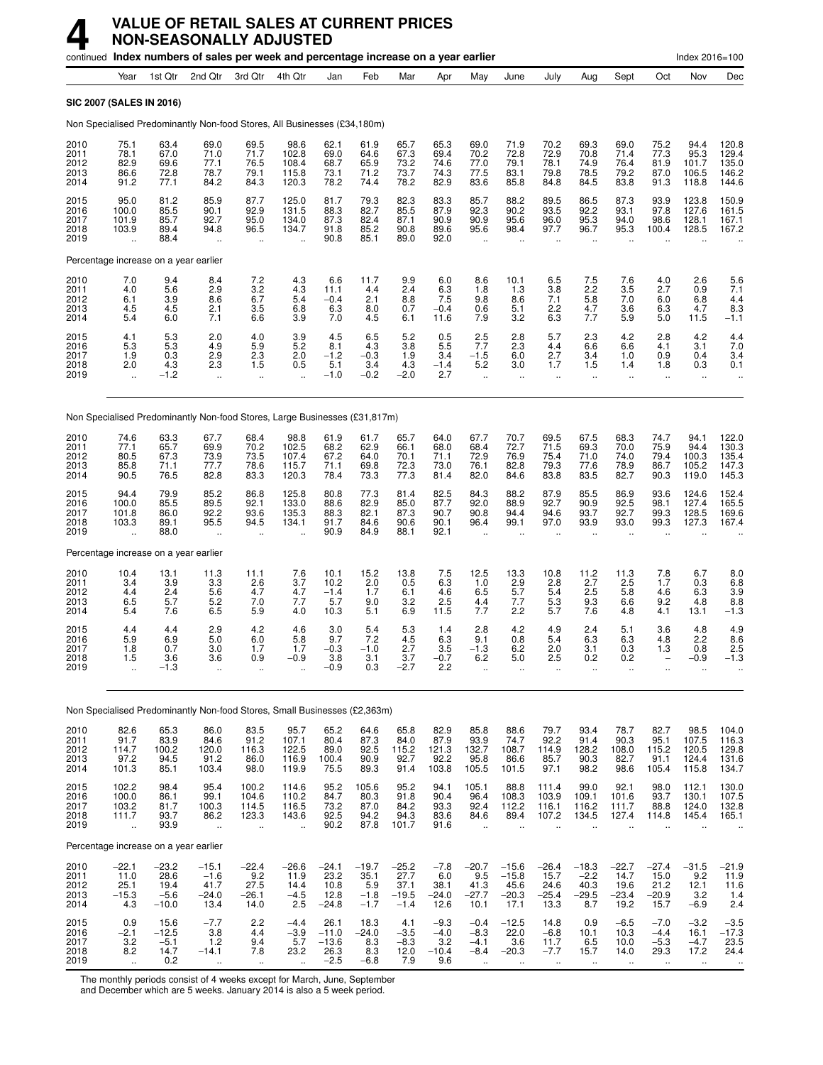# 4 VALUE OF RETAIL SALES AT CURRENT PRICES NON-SEASONALLY ADJUSTED

continued **Index numbers of sales per week and percentage increase on a year earlier** Index 2016=100

| | Year | 1st Qtr | 2nd Qtr | 3rd Qtr | 4th Qtr | Jan | Feb | Mar | Apr | May | June | July | Aug | Sept | Oct | Nov | Dec |
|---|---|---|---|---|---|---|---|---|---|---|---|---|---|---|---|---|---|
| **SIC 2007 (SALES IN 2016)** | | | | | | | | | | | | | | | | | |
| Non Specialised Predominantly Non-food Stores, All Businesses (£34,180m) | | | | | | | | | | | | | | | | | |
| 2010 | 75.1 | 63.4 | 69.0 | 69.5 | 98.6 | 62.1 | 61.9 | 65.7 | 65.3 | 69.0 | 71.9 | 70.2 | 69.3 | 69.0 | 75.2 | 94.4 | 120.8 |
| 2011 | 78.1 | 67.0 | 71.0 | 71.7 | 102.8 | 69.0 | 64.6 | 67.3 | 69.4 | 70.2 | 72.8 | 72.9 | 70.8 | 71.4 | 77.3 | 95.3 | 129.4 |
| 2012 | 82.9 | 69.6 | 77.1 | 76.5 | 108.4 | 68.7 | 65.9 | 73.2 | 74.6 | 77.0 | 79.1 | 78.1 | 74.9 | 76.4 | 81.9 | 101.7 | 135.0 |
| 2013 | 86.6 | 72.8 | 78.7 | 79.1 | 115.8 | 73.1 | 71.2 | 73.7 | 74.3 | 77.5 | 83.1 | 79.8 | 78.5 | 79.2 | 87.0 | 106.5 | 146.2 |
| 2014 | 91.2 | 77.1 | 84.2 | 84.3 | 120.3 | 78.2 | 74.4 | 78.2 | 82.9 | 83.6 | 85.8 | 84.8 | 84.5 | 83.8 | 91.3 | 118.8 | 144.6 |
| 2015 | 95.0 | 81.2 | 85.9 | 87.7 | 125.0 | 81.7 | 79.3 | 82.3 | 83.3 | 85.7 | 88.2 | 89.5 | 86.5 | 87.3 | 93.9 | 123.8 | 150.9 |
| 2016 | 100.0 | 85.5 | 90.1 | 92.9 | 131.5 | 88.3 | 82.7 | 85.5 | 87.9 | 92.3 | 90.2 | 93.5 | 92.2 | 93.1 | 97.8 | 127.6 | 161.5 |
| 2017 | 101.9 | 85.7 | 92.7 | 95.0 | 134.0 | 87.3 | 82.4 | 87.1 | 90.9 | 90.9 | 95.6 | 96.0 | 95.3 | 94.0 | 98.6 | 128.1 | 167.1 |
| 2018 | 103.9 | 89.4 | 94.8 | 96.5 | 134.7 | 91.8 | 85.2 | 90.8 | 89.6 | 95.6 | 98.4 | 97.7 | 96.7 | 95.3 | 100.4 | 128.5 | 167.2 |
| 2019 | .. | 88.4 | .. | .. | .. | 90.8 | 85.1 | 89.0 | 92.0 | .. | .. | .. | .. | .. | .. | .. | .. |
| Percentage increase on a year earlier | | | | | | | | | | | | | | | | | |
| 2010 | 7.0 | 9.4 | 8.4 | 7.2 | 4.3 | 6.6 | 11.7 | 9.9 | 6.0 | 8.6 | 10.1 | 6.5 | 7.5 | 7.6 | 4.0 | 2.6 | 5.6 |
| 2011 | 4.0 | 5.6 | 2.9 | 3.2 | 4.3 | 11.1 | 4.4 | 2.4 | 6.3 | 1.8 | 1.3 | 3.8 | 2.2 | 3.5 | 2.7 | 0.9 | 7.1 |
| 2012 | 6.1 | 3.9 | 8.6 | 6.7 | 5.4 | −0.4 | 2.1 | 8.8 | 7.5 | 9.8 | 8.6 | 7.1 | 5.8 | 7.0 | 6.0 | 6.8 | 4.4 |
| 2013 | 4.5 | 4.5 | 2.1 | 3.5 | 6.8 | 6.3 | 8.0 | 0.7 | −0.4 | 0.6 | 5.1 | 2.2 | 4.7 | 3.6 | 6.3 | 4.7 | 8.3 |
| 2014 | 5.4 | 6.0 | 7.1 | 6.6 | 3.9 | 7.0 | 4.5 | 6.1 | 11.6 | 7.9 | 3.2 | 6.3 | 7.7 | 5.9 | 5.0 | 11.5 | −1.1 |
| 2015 | 4.1 | 5.3 | 2.0 | 4.0 | 3.9 | 4.5 | 6.5 | 5.2 | 0.5 | 2.5 | 2.8 | 5.7 | 2.3 | 4.2 | 2.8 | 4.2 | 4.4 |
| 2016 | 5.3 | 5.3 | 4.9 | 5.9 | 5.2 | 8.1 | 4.3 | 3.8 | 5.5 | 7.7 | 2.3 | 4.4 | 6.6 | 6.6 | 4.1 | 3.1 | 7.0 |
| 2017 | 1.9 | 0.3 | 2.9 | 2.3 | 2.0 | −1.2 | −0.3 | 1.9 | 3.4 | −1.5 | 6.0 | 2.7 | 3.4 | 1.0 | 0.9 | 0.4 | 3.4 |
| 2018 | 2.0 | 4.3 | 2.3 | 1.5 | 0.5 | 5.1 | 3.4 | 4.3 | −1.4 | 5.2 | 3.0 | 1.7 | 1.5 | 1.4 | 1.8 | 0.3 | 0.1 |
| 2019 | .. | −1.2 | .. | .. | .. | −1.0 | −0.2 | −2.0 | 2.7 | .. | .. | .. | .. | .. | .. | .. | .. |
| Non Specialised Predominantly Non-food Stores, Large Businesses (£31,817m) | | | | | | | | | | | | | | | | | |
| 2010 | 74.6 | 63.3 | 67.7 | 68.4 | 98.8 | 61.9 | 61.7 | 65.7 | 64.0 | 67.7 | 70.7 | 69.5 | 67.5 | 68.3 | 74.7 | 94.1 | 122.0 |
| 2011 | 77.1 | 65.7 | 69.9 | 70.2 | 102.5 | 68.2 | 62.9 | 66.1 | 68.0 | 68.4 | 72.7 | 71.5 | 69.3 | 70.0 | 75.9 | 94.4 | 130.3 |
| 2012 | 80.5 | 67.3 | 73.9 | 73.5 | 107.4 | 67.2 | 64.0 | 70.1 | 71.1 | 72.9 | 76.9 | 75.4 | 71.0 | 74.0 | 79.4 | 100.3 | 135.4 |
| 2013 | 85.8 | 71.1 | 77.7 | 78.6 | 115.7 | 71.1 | 69.8 | 72.3 | 73.0 | 76.1 | 82.8 | 79.3 | 77.6 | 78.9 | 86.7 | 105.2 | 147.3 |
| 2014 | 90.5 | 76.5 | 82.8 | 83.3 | 120.3 | 78.4 | 73.3 | 77.3 | 81.4 | 82.0 | 84.6 | 83.8 | 83.5 | 82.7 | 90.3 | 119.0 | 145.3 |
| 2015 | 94.4 | 79.9 | 85.2 | 86.8 | 125.8 | 80.8 | 77.3 | 81.4 | 82.5 | 84.3 | 88.2 | 87.9 | 85.5 | 86.9 | 93.6 | 124.6 | 152.4 |
| 2016 | 100.0 | 85.5 | 89.5 | 92.1 | 133.0 | 88.6 | 82.9 | 85.0 | 87.7 | 92.0 | 88.9 | 92.7 | 90.9 | 92.5 | 98.1 | 127.4 | 165.5 |
| 2017 | 101.8 | 86.0 | 92.2 | 93.6 | 135.3 | 88.3 | 82.1 | 87.3 | 90.7 | 90.8 | 94.4 | 94.6 | 93.7 | 92.7 | 99.3 | 128.5 | 169.6 |
| 2018 | 103.3 | 89.1 | 95.5 | 94.5 | 134.1 | 91.7 | 84.6 | 90.6 | 90.1 | 96.4 | 99.1 | 97.0 | 93.9 | 93.0 | 99.3 | 127.3 | 167.4 |
| 2019 | .. | 88.0 | .. | .. | .. | 90.9 | 84.9 | 88.1 | 92.1 | .. | .. | .. | .. | .. | .. | .. | .. |
| Percentage increase on a year earlier | | | | | | | | | | | | | | | | | |
| 2010 | 10.4 | 13.1 | 11.3 | 11.1 | 7.6 | 10.1 | 15.2 | 13.8 | 7.5 | 12.5 | 13.3 | 10.8 | 11.2 | 11.3 | 7.8 | 6.7 | 8.0 |
| 2011 | 3.4 | 3.9 | 3.3 | 2.6 | 3.7 | 10.2 | 2.0 | 0.5 | 6.3 | 1.0 | 2.9 | 2.8 | 2.7 | 2.5 | 1.7 | 0.3 | 6.8 |
| 2012 | 4.4 | 2.4 | 5.6 | 4.7 | 4.7 | −1.4 | 1.7 | 6.1 | 4.6 | 6.5 | 5.7 | 5.4 | 2.5 | 5.8 | 4.6 | 6.3 | 3.9 |
| 2013 | 6.5 | 5.7 | 5.2 | 7.0 | 7.7 | 5.7 | 9.0 | 3.2 | 2.5 | 4.4 | 7.7 | 5.3 | 9.3 | 6.6 | 9.2 | 4.8 | 8.8 |
| 2014 | 5.4 | 7.6 | 6.5 | 5.9 | 4.0 | 10.3 | 5.1 | 6.9 | 11.5 | 7.7 | 2.2 | 5.7 | 7.6 | 4.8 | 4.1 | 13.1 | −1.3 |
| 2015 | 4.4 | 4.4 | 2.9 | 4.2 | 4.6 | 3.0 | 5.4 | 5.3 | 1.4 | 2.8 | 4.2 | 4.9 | 2.4 | 5.1 | 3.6 | 4.8 | 4.9 |
| 2016 | 5.9 | 6.9 | 5.0 | 6.0 | 5.8 | 9.7 | 7.2 | 4.5 | 6.3 | 9.1 | 0.8 | 5.4 | 6.3 | 6.3 | 4.8 | 2.2 | 8.6 |
| 2017 | 1.8 | 0.7 | 3.0 | 1.7 | 1.7 | −0.3 | −1.0 | 2.7 | 3.5 | −1.3 | 6.2 | 2.0 | 3.1 | 0.3 | 1.3 | 0.8 | 2.5 |
| 2018 | 1.5 | 3.6 | 3.6 | 0.9 | −0.9 | 3.8 | 3.1 | 3.7 | −0.7 | 6.2 | 5.0 | 2.5 | 0.2 | 0.2 | – | −0.9 | −1.3 |
| 2019 | .. | −1.3 | .. | .. | .. | −0.9 | 0.3 | −2.7 | 2.2 | .. | .. | .. | .. | .. | .. | .. | .. |
| Non Specialised Predominantly Non-food Stores, Small Businesses (£2,363m) | | | | | | | | | | | | | | | | | |
| 2010 | 82.6 | 65.3 | 86.0 | 83.5 | 95.7 | 65.2 | 64.6 | 65.8 | 82.9 | 85.8 | 88.6 | 79.7 | 93.4 | 78.7 | 82.7 | 98.5 | 104.0 |
| 2011 | 91.7 | 83.9 | 84.6 | 91.2 | 107.1 | 80.4 | 87.3 | 84.0 | 87.9 | 93.9 | 74.7 | 92.2 | 91.4 | 90.3 | 95.1 | 107.5 | 116.3 |
| 2012 | 114.7 | 100.2 | 120.0 | 116.3 | 122.5 | 89.0 | 92.5 | 115.2 | 121.3 | 132.7 | 108.7 | 114.9 | 128.2 | 108.0 | 115.2 | 120.5 | 129.8 |
| 2013 | 97.2 | 94.5 | 91.2 | 86.0 | 116.9 | 100.4 | 90.9 | 92.7 | 92.2 | 95.8 | 86.6 | 85.7 | 90.3 | 82.7 | 91.1 | 124.4 | 131.6 |
| 2014 | 101.3 | 85.1 | 103.4 | 98.0 | 119.9 | 75.5 | 89.3 | 91.4 | 103.8 | 105.5 | 101.5 | 97.1 | 98.2 | 98.6 | 105.4 | 115.8 | 134.7 |
| 2015 | 102.2 | 98.4 | 95.4 | 100.2 | 114.6 | 95.2 | 105.6 | 95.2 | 94.1 | 105.1 | 88.8 | 111.4 | 99.0 | 92.1 | 98.0 | 112.1 | 130.0 |
| 2016 | 100.0 | 86.1 | 99.1 | 104.6 | 110.2 | 84.7 | 80.3 | 91.8 | 90.4 | 96.4 | 108.3 | 103.9 | 109.1 | 101.6 | 93.7 | 130.1 | 107.5 |
| 2017 | 103.2 | 81.7 | 100.3 | 114.5 | 116.5 | 73.2 | 87.0 | 84.2 | 93.3 | 92.4 | 112.2 | 116.1 | 116.2 | 111.7 | 88.8 | 124.0 | 132.8 |
| 2018 | 111.7 | 93.7 | 86.2 | 123.3 | 143.6 | 92.5 | 94.2 | 94.3 | 83.6 | 84.6 | 89.4 | 107.2 | 134.5 | 127.4 | 114.8 | 145.4 | 165.1 |
| 2019 | .. | 93.9 | .. | .. | .. | 90.2 | 87.8 | 101.7 | 91.6 | .. | .. | .. | .. | .. | .. | .. | .. |
| Percentage increase on a year earlier | | | | | | | | | | | | | | | | | |
| 2010 | −22.1 | −23.2 | −15.1 | −22.4 | −26.6 | −24.1 | −19.7 | −25.2 | −7.8 | −20.7 | −15.6 | −26.4 | −18.3 | −22.7 | −27.4 | −31.5 | −21.9 |
| 2011 | 11.0 | 28.6 | −1.6 | 9.2 | 11.9 | 23.2 | 35.1 | 27.7 | 6.0 | 9.5 | −15.8 | 15.7 | −2.2 | 14.7 | 15.0 | 9.2 | 11.9 |
| 2012 | 25.1 | 19.4 | 41.7 | 27.5 | 14.4 | 10.8 | 5.9 | 37.1 | 38.1 | 41.3 | 45.6 | 24.6 | 40.3 | 19.6 | 21.2 | 12.1 | 11.6 |
| 2013 | −15.3 | −5.6 | −24.0 | −26.1 | −4.5 | 12.8 | −1.8 | −19.5 | −24.0 | −27.7 | −20.3 | −25.4 | −29.5 | −23.4 | −20.9 | 3.2 | 1.4 |
| 2014 | 4.3 | −10.0 | 13.4 | 14.0 | 2.5 | −24.8 | −1.7 | −1.4 | 12.6 | 10.1 | 17.1 | 13.3 | 8.7 | 19.2 | 15.7 | −6.9 | 2.4 |
| 2015 | 0.9 | 15.6 | −7.7 | 2.2 | −4.4 | 26.1 | 18.3 | 4.1 | −9.3 | −0.4 | −12.5 | 14.8 | 0.9 | −6.5 | −7.0 | −3.2 | −3.5 |
| 2016 | −2.1 | −12.5 | 3.8 | 4.4 | −3.9 | −11.0 | −24.0 | −3.5 | −4.0 | −8.3 | 22.0 | −6.8 | 10.1 | 10.3 | −4.4 | 16.1 | −17.3 |
| 2017 | 3.2 | −5.1 | 1.2 | 9.4 | 5.7 | −13.6 | 8.3 | −8.3 | 3.2 | −4.1 | 3.6 | 11.7 | 6.5 | 10.0 | −5.3 | −4.7 | 23.5 |
| 2018 | 8.2 | 14.7 | −14.1 | 7.8 | 23.2 | 26.3 | 8.3 | 12.0 | −10.4 | −8.4 | −20.3 | −7.7 | 15.7 | 14.0 | 29.3 | 17.2 | 24.4 |
| 2019 | .. | 0.2 | .. | .. | .. | −2.5 | −6.8 | 7.9 | 9.6 | .. | .. | .. | .. | .. | .. | .. | .. |

The monthly periods consist of 4 weeks except for March, June, September and December which are 5 weeks. January 2014 is also a 5 week period.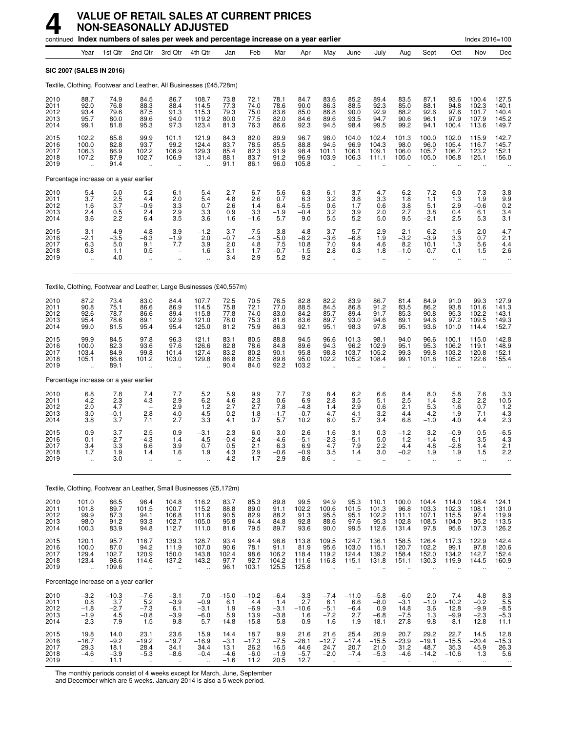# 4 VALUE OF RETAIL SALES AT CURRENT PRICES NON-SEASONALLY ADJUSTED

continued **Index numbers of sales per week and percentage increase on a year earlier** Index 2016=100

| | Year | 1st Qtr | 2nd Qtr | 3rd Qtr | 4th Qtr | Jan | Feb | Mar | Apr | May | June | July | Aug | Sept | Oct | Nov | Dec |
|---|---|---|---|---|---|---|---|---|---|---|---|---|---|---|---|---|---|
| **SIC 2007 (SALES IN 2016)** | | | | | | | | | | | | | | | | | |
| Textile, Clothing, Footwear and Leather, All Businesses (£45,728m) | | | | | | | | | | | | | | | | | |
| 2010 | 88.7 | 74.9 | 84.5 | 86.7 | 108.7 | 73.8 | 72.1 | 78.1 | 84.7 | 83.6 | 85.2 | 89.4 | 83.5 | 87.1 | 93.6 | 100.4 | 127.5 |
| 2011 | 92.0 | 76.8 | 88.3 | 88.4 | 114.5 | 77.3 | 74.0 | 78.6 | 90.0 | 86.3 | 88.5 | 92.3 | 85.0 | 88.1 | 94.8 | 102.3 | 140.1 |
| 2012 | 93.4 | 79.6 | 87.5 | 91.3 | 115.3 | 79.3 | 75.0 | 83.6 | 85.0 | 86.8 | 90.0 | 92.9 | 88.2 | 92.6 | 97.6 | 101.7 | 140.4 |
| 2013 | 95.7 | 80.0 | 89.6 | 94.0 | 119.2 | 80.0 | 77.5 | 82.0 | 84.6 | 89.6 | 93.5 | 94.7 | 90.6 | 96.1 | 97.9 | 107.9 | 145.2 |
| 2014 | 99.1 | 81.8 | 95.3 | 97.3 | 123.4 | 81.3 | 76.3 | 86.6 | 92.3 | 94.5 | 98.4 | 99.5 | 99.2 | 94.1 | 100.4 | 113.6 | 149.7 |
| 2015 | 102.2 | 85.8 | 99.9 | 101.1 | 121.9 | 84.3 | 82.0 | 89.9 | 96.7 | 98.0 | 104.0 | 102.4 | 101.3 | 100.0 | 102.0 | 115.9 | 142.7 |
| 2016 | 100.0 | 82.8 | 93.7 | 99.2 | 124.4 | 83.7 | 78.5 | 85.5 | 88.8 | 94.5 | 96.9 | 104.3 | 98.0 | 96.0 | 105.4 | 116.7 | 145.7 |
| 2017 | 106.3 | 86.9 | 102.2 | 106.9 | 129.3 | 85.4 | 82.3 | 91.9 | 98.4 | 101.1 | 106.1 | 109.1 | 106.0 | 105.7 | 106.7 | 123.2 | 152.1 |
| 2018 | 107.2 | 87.9 | 102.7 | 106.9 | 131.4 | 88.1 | 83.7 | 91.2 | 96.9 | 103.9 | 106.3 | 111.1 | 105.0 | 105.0 | 106.8 | 125.1 | 156.0 |
| 2019 | .. | 91.4 | .. | .. | .. | 91.1 | 86.1 | 96.0 | 105.8 | .. | .. | .. | .. | .. | .. | .. | .. |
| Percentage increase on a year earlier | | | | | | | | | | | | | | | | | |
| 2010 | 5.4 | 5.0 | 5.2 | 6.1 | 5.4 | 2.7 | 6.7 | 5.6 | 6.3 | 6.1 | 3.7 | 4.7 | 6.2 | 7.2 | 6.0 | 7.3 | 3.8 |
| 2011 | 3.7 | 2.5 | 4.4 | 2.0 | 5.4 | 4.8 | 2.6 | 0.7 | 6.3 | 3.2 | 3.8 | 3.3 | 1.8 | 1.1 | 1.3 | 1.9 | 9.9 |
| 2012 | 1.6 | 3.7 | −0.9 | 3.3 | 0.7 | 2.6 | 1.4 | 6.4 | −5.5 | 0.6 | 1.7 | 0.6 | 3.8 | 5.1 | 2.9 | −0.6 | 0.2 |
| 2013 | 2.4 | 0.5 | 2.4 | 2.9 | 3.3 | 0.9 | 3.3 | −1.9 | −0.4 | 3.2 | 3.9 | 2.0 | 2.7 | 3.8 | 0.4 | 6.1 | 3.4 |
| 2014 | 3.6 | 2.2 | 6.4 | 3.5 | 3.6 | 1.6 | −1.6 | 5.7 | 9.0 | 5.5 | 5.2 | 5.0 | 9.5 | −2.1 | 2.5 | 5.3 | 3.1 |
| 2015 | 3.1 | 4.9 | 4.8 | 3.9 | −1.2 | 3.7 | 7.5 | 3.8 | 4.8 | 3.7 | 5.7 | 2.9 | 2.1 | 6.2 | 1.6 | 2.0 | −4.7 |
| 2016 | −2.1 | −3.5 | −6.3 | −1.9 | 2.0 | −0.7 | −4.3 | −5.0 | −8.2 | −3.6 | −6.8 | 1.9 | −3.2 | −3.9 | 3.3 | 0.7 | 2.1 |
| 2017 | 6.3 | 5.0 | 9.1 | 7.7 | 3.9 | 2.0 | 4.8 | 7.5 | 10.8 | 7.0 | 9.4 | 4.6 | 8.2 | 10.1 | 1.3 | 5.6 | 4.4 |
| 2018 | 0.8 | 1.1 | 0.5 | – | 1.6 | 3.1 | 1.7 | −0.7 | −1.5 | 2.8 | 0.3 | 1.8 | −1.0 | −0.7 | 0.1 | 1.5 | 2.6 |
| 2019 | .. | 4.0 | .. | .. | .. | 3.4 | 2.9 | 5.2 | 9.2 | .. | .. | .. | .. | .. | .. | .. | .. |
| Textile, Clothing, Footwear and Leather, Large Businesses (£40,557m) | | | | | | | | | | | | | | | | | |
| 2010 | 87.2 | 73.4 | 83.0 | 84.4 | 107.7 | 72.5 | 70.5 | 76.5 | 82.8 | 82.2 | 83.9 | 86.7 | 81.4 | 84.9 | 91.0 | 99.3 | 127.9 |
| 2011 | 90.8 | 75.1 | 86.6 | 86.9 | 114.5 | 75.8 | 72.1 | 77.0 | 88.5 | 84.5 | 86.8 | 91.2 | 83.5 | 86.2 | 93.8 | 101.6 | 141.3 |
| 2012 | 92.6 | 78.7 | 86.6 | 89.4 | 115.8 | 77.8 | 74.0 | 83.0 | 84.2 | 85.7 | 89.4 | 91.7 | 85.3 | 90.8 | 95.3 | 102.2 | 143.1 |
| 2013 | 95.4 | 78.6 | 89.1 | 92.9 | 121.0 | 78.0 | 75.3 | 81.6 | 83.6 | 89.7 | 93.0 | 94.6 | 89.1 | 94.6 | 97.2 | 109.5 | 149.3 |
| 2014 | 99.0 | 81.5 | 95.4 | 95.4 | 125.0 | 81.2 | 75.9 | 86.3 | 92.1 | 95.1 | 98.3 | 97.8 | 95.1 | 93.6 | 101.0 | 114.4 | 152.7 |
| 2015 | 99.9 | 84.5 | 97.8 | 96.3 | 121.1 | 83.1 | 80.5 | 88.8 | 94.5 | 96.6 | 101.3 | 98.1 | 94.0 | 96.6 | 100.1 | 115.0 | 142.8 |
| 2016 | 100.0 | 82.3 | 93.6 | 97.6 | 126.6 | 82.8 | 78.6 | 84.8 | 89.6 | 94.3 | 96.2 | 102.9 | 95.1 | 95.3 | 106.2 | 119.1 | 148.9 |
| 2017 | 103.4 | 84.9 | 99.8 | 101.4 | 127.4 | 83.2 | 80.2 | 90.1 | 95.8 | 98.8 | 103.7 | 105.2 | 99.3 | 99.8 | 103.2 | 120.8 | 152.1 |
| 2018 | 105.1 | 86.6 | 101.2 | 103.0 | 129.8 | 86.8 | 82.5 | 89.6 | 95.0 | 102.2 | 105.2 | 108.4 | 99.1 | 101.8 | 105.2 | 122.6 | 155.4 |
| 2019 | .. | 89.1 | .. | .. | .. | 90.4 | 84.0 | 92.2 | 103.2 | .. | .. | .. | .. | .. | .. | .. | .. |
| Percentage increase on a year earlier | | | | | | | | | | | | | | | | | |
| 2010 | 6.8 | 7.8 | 7.4 | 7.7 | 5.2 | 5.9 | 9.9 | 7.7 | 7.9 | 8.4 | 6.2 | 6.6 | 8.4 | 8.0 | 5.8 | 7.6 | 3.3 |
| 2011 | 4.2 | 2.3 | 4.3 | 2.9 | 6.2 | 4.6 | 2.3 | 0.6 | 6.9 | 2.8 | 3.5 | 5.1 | 2.5 | 1.4 | 3.2 | 2.2 | 10.5 |
| 2012 | 2.0 | 4.7 | – | 2.9 | 1.2 | 2.7 | 2.7 | 7.8 | −4.8 | 1.4 | 2.9 | 0.6 | 2.1 | 5.3 | 1.6 | 0.7 | 1.2 |
| 2013 | 3.0 | −0.1 | 2.8 | 4.0 | 4.5 | 0.2 | 1.8 | −1.7 | −0.7 | 4.7 | 4.1 | 3.2 | 4.4 | 4.2 | 1.9 | 7.1 | 4.3 |
| 2014 | 3.8 | 3.7 | 7.1 | 2.7 | 3.3 | 4.1 | 0.7 | 5.7 | 10.2 | 6.0 | 5.7 | 3.4 | 6.8 | −1.0 | 4.0 | 4.4 | 2.3 |
| 2015 | 0.9 | 3.7 | 2.5 | 0.9 | −3.1 | 2.3 | 6.0 | 3.0 | 2.6 | 1.6 | 3.1 | 0.3 | −1.2 | 3.2 | −0.9 | 0.5 | −6.5 |
| 2016 | 0.1 | −2.7 | −4.3 | 1.4 | 4.5 | −0.4 | −2.4 | −4.6 | −5.1 | −2.3 | −5.1 | 5.0 | 1.2 | −1.4 | 6.1 | 3.5 | 4.3 |
| 2017 | 3.4 | 3.3 | 6.6 | 3.9 | 0.7 | 0.5 | 2.1 | 6.3 | 6.9 | 4.7 | 7.9 | 2.2 | 4.4 | 4.8 | −2.8 | 1.4 | 2.1 |
| 2018 | 1.7 | 1.9 | 1.4 | 1.6 | 1.9 | 4.3 | 2.9 | −0.6 | −0.9 | 3.5 | 1.4 | 3.0 | −0.2 | 1.9 | 1.9 | 1.5 | 2.2 |
| 2019 | .. | 3.0 | .. | .. | .. | 4.2 | 1.7 | 2.9 | 8.6 | .. | .. | .. | .. | .. | .. | .. | .. |
| Textile, Clothing, Footwear an Leather, Small Businesses (£5,172m) | | | | | | | | | | | | | | | | | |
| 2010 | 101.0 | 86.5 | 96.4 | 104.8 | 116.2 | 83.7 | 85.3 | 89.8 | 99.5 | 94.9 | 95.3 | 110.1 | 100.0 | 104.4 | 114.0 | 108.4 | 124.1 |
| 2011 | 101.8 | 89.7 | 101.5 | 100.7 | 115.2 | 88.8 | 89.0 | 91.1 | 102.2 | 100.6 | 101.5 | 101.3 | 96.8 | 103.3 | 102.3 | 108.1 | 131.0 |
| 2012 | 99.9 | 87.3 | 94.1 | 106.8 | 111.6 | 90.5 | 82.9 | 88.2 | 91.3 | 95.5 | 95.1 | 102.2 | 111.1 | 107.1 | 115.5 | 97.4 | 119.9 |
| 2013 | 98.0 | 91.2 | 93.3 | 102.7 | 105.0 | 95.8 | 94.4 | 84.8 | 92.8 | 88.6 | 97.6 | 95.3 | 102.8 | 108.5 | 104.0 | 95.2 | 113.5 |
| 2014 | 100.3 | 83.9 | 94.8 | 112.7 | 111.0 | 81.6 | 79.5 | 89.7 | 93.6 | 90.0 | 99.5 | 112.6 | 131.4 | 97.8 | 95.6 | 107.3 | 126.2 |
| 2015 | 120.1 | 95.7 | 116.7 | 139.3 | 128.7 | 93.4 | 94.4 | 98.6 | 113.8 | 109.5 | 124.7 | 136.1 | 158.5 | 126.4 | 117.3 | 122.9 | 142.4 |
| 2016 | 100.0 | 87.0 | 94.2 | 111.9 | 107.0 | 90.6 | 78.1 | 91.1 | 81.9 | 95.6 | 103.0 | 115.1 | 120.7 | 102.2 | 99.1 | 97.8 | 120.6 |
| 2017 | 129.4 | 102.7 | 120.9 | 150.0 | 143.8 | 102.4 | 98.6 | 106.2 | 118.4 | 119.2 | 124.4 | 139.2 | 158.4 | 152.0 | 134.2 | 142.7 | 152.4 |
| 2018 | 123.4 | 98.6 | 114.6 | 137.2 | 143.2 | 97.7 | 92.7 | 104.2 | 111.6 | 116.8 | 115.1 | 131.8 | 151.1 | 130.3 | 119.9 | 144.5 | 160.9 |
| 2019 | .. | 109.6 | .. | .. | .. | 96.1 | 103.1 | 125.5 | 125.8 | .. | .. | .. | .. | .. | .. | .. | .. |
| Percentage increase on a year earlier | | | | | | | | | | | | | | | | | |
| 2010 | −3.2 | −10.3 | −7.6 | −3.1 | 7.0 | −15.0 | −10.2 | −6.4 | −3.3 | −7.4 | −11.0 | −5.8 | −6.0 | 2.0 | 7.4 | 4.8 | 8.3 |
| 2011 | 0.8 | 3.7 | 5.2 | −3.9 | −0.9 | 6.1 | 4.4 | 1.4 | 2.7 | 6.1 | 6.6 | −8.0 | −3.1 | −1.0 | −10.2 | −0.2 | 5.5 |
| 2012 | −1.8 | −2.7 | −7.3 | 6.1 | −3.1 | 1.9 | −6.9 | −3.1 | −10.6 | −5.1 | −6.4 | 0.9 | 14.8 | 3.6 | 12.8 | −9.9 | −8.5 |
| 2013 | −1.9 | 4.5 | −0.8 | −3.9 | −6.0 | 5.9 | 13.9 | −3.8 | 1.6 | −7.2 | 2.7 | −6.8 | −7.5 | 1.3 | −9.9 | −2.3 | −5.3 |
| 2014 | 2.3 | −7.9 | 1.5 | 9.8 | 5.7 | −14.8 | −15.8 | 5.8 | 0.9 | 1.6 | 1.9 | 18.1 | 27.8 | −9.8 | −8.1 | 12.8 | 11.1 |
| 2015 | 19.8 | 14.0 | 23.1 | 23.6 | 15.9 | 14.4 | 18.7 | 9.9 | 21.6 | 21.6 | 25.4 | 20.9 | 20.7 | 29.2 | 22.7 | 14.5 | 12.8 |
| 2016 | −16.7 | −9.2 | −19.2 | −19.7 | −16.9 | −3.1 | −17.3 | −7.5 | −28.1 | −12.7 | −17.4 | −15.5 | −23.9 | −19.1 | −15.5 | −20.4 | −15.3 |
| 2017 | 29.3 | 18.1 | 28.4 | 34.1 | 34.4 | 13.1 | 26.2 | 16.5 | 44.6 | 24.7 | 20.7 | 21.0 | 31.2 | 48.7 | 35.3 | 45.9 | 26.3 |
| 2018 | −4.6 | −3.9 | −5.3 | −8.6 | −0.4 | −4.6 | −6.0 | −1.9 | −5.7 | −2.0 | −7.4 | −5.3 | −4.6 | −14.2 | −10.6 | 1.3 | 5.6 |
| 2019 | .. | 11.1 | .. | .. | .. | −1.6 | 11.2 | 20.5 | 12.7 | .. | .. | .. | .. | .. | .. | .. | .. |

The monthly periods consist of 4 weeks except for March, June, September and December which are 5 weeks. January 2014 is also a 5 week period.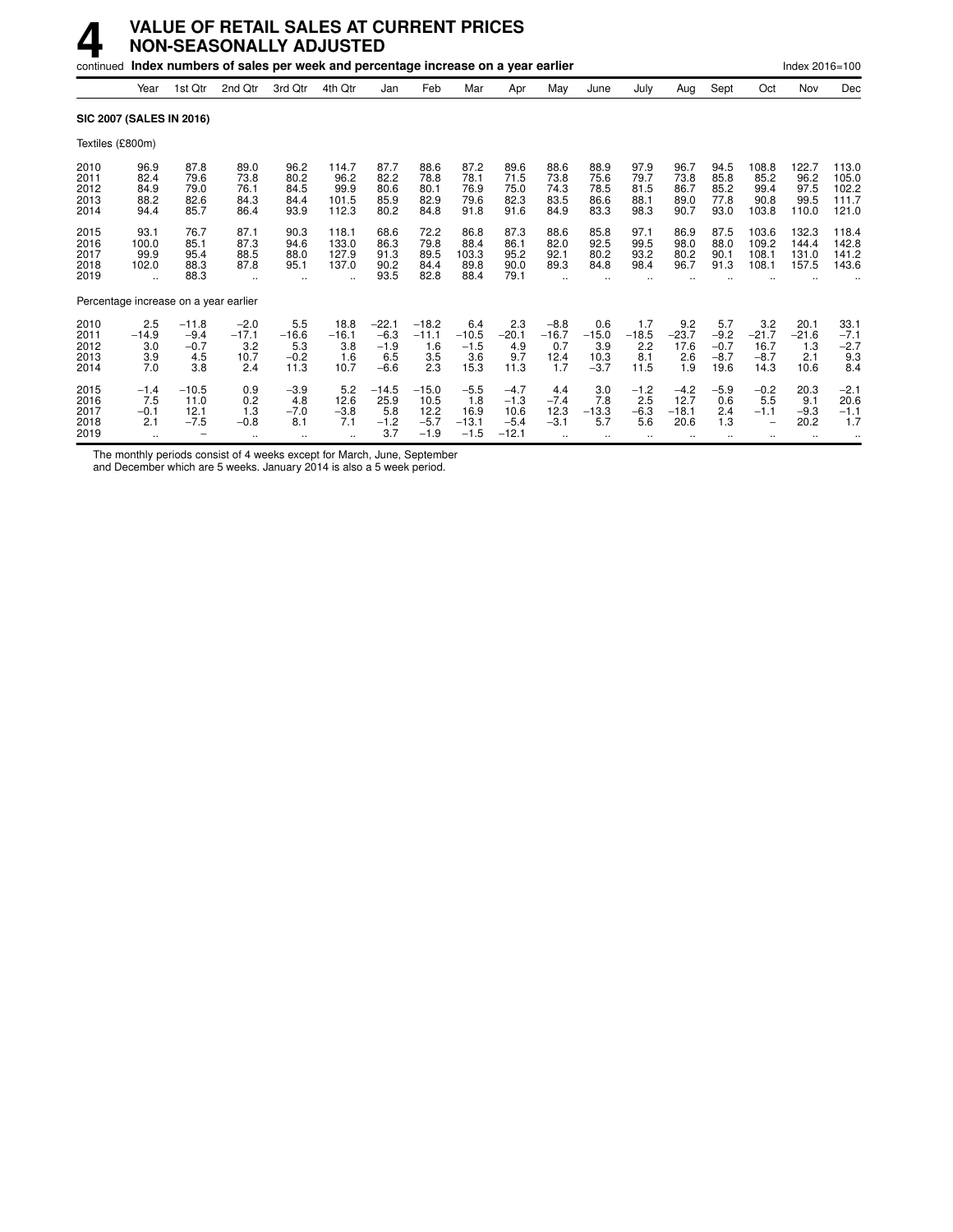# 4 VALUE OF RETAIL SALES AT CURRENT PRICES NON-SEASONALLY ADJUSTED

continued **Index numbers of sales per week and percentage increase on a year earlier** Index 2016=100

| | Year | 1st Qtr | 2nd Qtr | 3rd Qtr | 4th Qtr | Jan | Feb | Mar | Apr | May | June | July | Aug | Sept | Oct | Nov | Dec |
|---|---|---|---|---|---|---|---|---|---|---|---|---|---|---|---|---|---|
| **SIC 2007 (SALES IN 2016)** | | | | | | | | | | | | | | | | | |
| Textiles (£800m) | | | | | | | | | | | | | | | | | |
| 2010 | 96.9 | 87.8 | 89.0 | 96.2 | 114.7 | 87.7 | 88.6 | 87.2 | 89.6 | 88.6 | 88.9 | 97.9 | 96.7 | 94.5 | 108.8 | 122.7 | 113.0 |
| 2011 | 82.4 | 79.6 | 73.8 | 80.2 | 96.2 | 82.2 | 78.8 | 78.1 | 71.5 | 73.8 | 75.6 | 79.7 | 73.8 | 85.8 | 85.2 | 96.2 | 105.0 |
| 2012 | 84.9 | 79.0 | 76.1 | 84.5 | 99.9 | 80.6 | 80.1 | 76.9 | 75.0 | 74.3 | 78.5 | 81.5 | 86.7 | 85.2 | 99.4 | 97.5 | 102.2 |
| 2013 | 88.2 | 82.6 | 84.3 | 84.4 | 101.5 | 85.9 | 82.9 | 79.6 | 82.3 | 83.5 | 86.6 | 88.1 | 89.0 | 77.8 | 90.8 | 99.5 | 111.7 |
| 2014 | 94.4 | 85.7 | 86.4 | 93.9 | 112.3 | 80.2 | 84.8 | 91.8 | 91.6 | 84.9 | 83.3 | 98.3 | 90.7 | 93.0 | 103.8 | 110.0 | 121.0 |
| 2015 | 93.1 | 76.7 | 87.1 | 90.3 | 118.1 | 68.6 | 72.2 | 86.8 | 87.3 | 88.6 | 85.8 | 97.1 | 86.9 | 87.5 | 103.6 | 132.3 | 118.4 |
| 2016 | 100.0 | 85.1 | 87.3 | 94.6 | 133.0 | 86.3 | 79.8 | 88.4 | 86.1 | 82.0 | 92.5 | 99.5 | 98.0 | 88.0 | 109.2 | 144.4 | 142.8 |
| 2017 | 99.9 | 95.4 | 88.5 | 88.0 | 127.9 | 91.3 | 89.5 | 103.3 | 95.2 | 92.1 | 80.2 | 93.2 | 80.2 | 90.1 | 108.1 | 131.0 | 141.2 |
| 2018 | 102.0 | 88.3 | 87.8 | 95.1 | 137.0 | 90.2 | 84.4 | 89.8 | 90.0 | 89.3 | 84.8 | 98.4 | 96.7 | 91.3 | 108.1 | 157.5 | 143.6 |
| 2019 | .. | 88.3 | .. | .. | .. | 93.5 | 82.8 | 88.4 | 79.1 | .. | .. | .. | .. | .. | .. | .. | .. |
| Percentage increase on a year earlier | | | | | | | | | | | | | | | | | |
| 2010 | 2.5 | −11.8 | −2.0 | 5.5 | 18.8 | −22.1 | −18.2 | 6.4 | 2.3 | −8.8 | 0.6 | 1.7 | 9.2 | 5.7 | 3.2 | 20.1 | 33.1 |
| 2011 | −14.9 | −9.4 | −17.1 | −16.6 | −16.1 | −6.3 | −11.1 | −10.5 | −20.1 | −16.7 | −15.0 | −18.5 | −23.7 | −9.2 | −21.7 | −21.6 | −7.1 |
| 2012 | 3.0 | −0.7 | 3.2 | 5.3 | 3.8 | −1.9 | 1.6 | −1.5 | 4.9 | 0.7 | 3.9 | 2.2 | 17.6 | −0.7 | 16.7 | 1.3 | −2.7 |
| 2013 | 3.9 | 4.5 | 10.7 | −0.2 | 1.6 | 6.5 | 3.5 | 3.6 | 9.7 | 12.4 | 10.3 | 8.1 | 2.6 | −8.7 | −8.7 | 2.1 | 9.3 |
| 2014 | 7.0 | 3.8 | 2.4 | 11.3 | 10.7 | −6.6 | 2.3 | 15.3 | 11.3 | 1.7 | −3.7 | 11.5 | 1.9 | 19.6 | 14.3 | 10.6 | 8.4 |
| 2015 | −1.4 | −10.5 | 0.9 | −3.9 | 5.2 | −14.5 | −15.0 | −5.5 | −4.7 | 4.4 | 3.0 | −1.2 | −4.2 | −5.9 | −0.2 | 20.3 | −2.1 |
| 2016 | 7.5 | 11.0 | 0.2 | 4.8 | 12.6 | 25.9 | 10.5 | 1.8 | −1.3 | −7.4 | 7.8 | 2.5 | 12.7 | 0.6 | 5.5 | 9.1 | 20.6 |
| 2017 | −0.1 | 12.1 | 1.3 | −7.0 | −3.8 | 5.8 | 12.2 | 16.9 | 10.6 | 12.3 | −13.3 | −6.3 | −18.1 | 2.4 | −1.1 | −9.3 | −1.1 |
| 2018 | 2.1 | −7.5 | −0.8 | 8.1 | 7.1 | −1.2 | −5.7 | −13.1 | −5.4 | −3.1 | 5.7 | 5.6 | 20.6 | 1.3 | − | 20.2 | 1.7 |
| 2019 | .. | − | .. | .. | .. | 3.7 | −1.9 | −1.5 | −12.1 | .. | .. | .. | .. | .. | .. | .. | .. |

The monthly periods consist of 4 weeks except for March, June, September and December which are 5 weeks. January 2014 is also a 5 week period.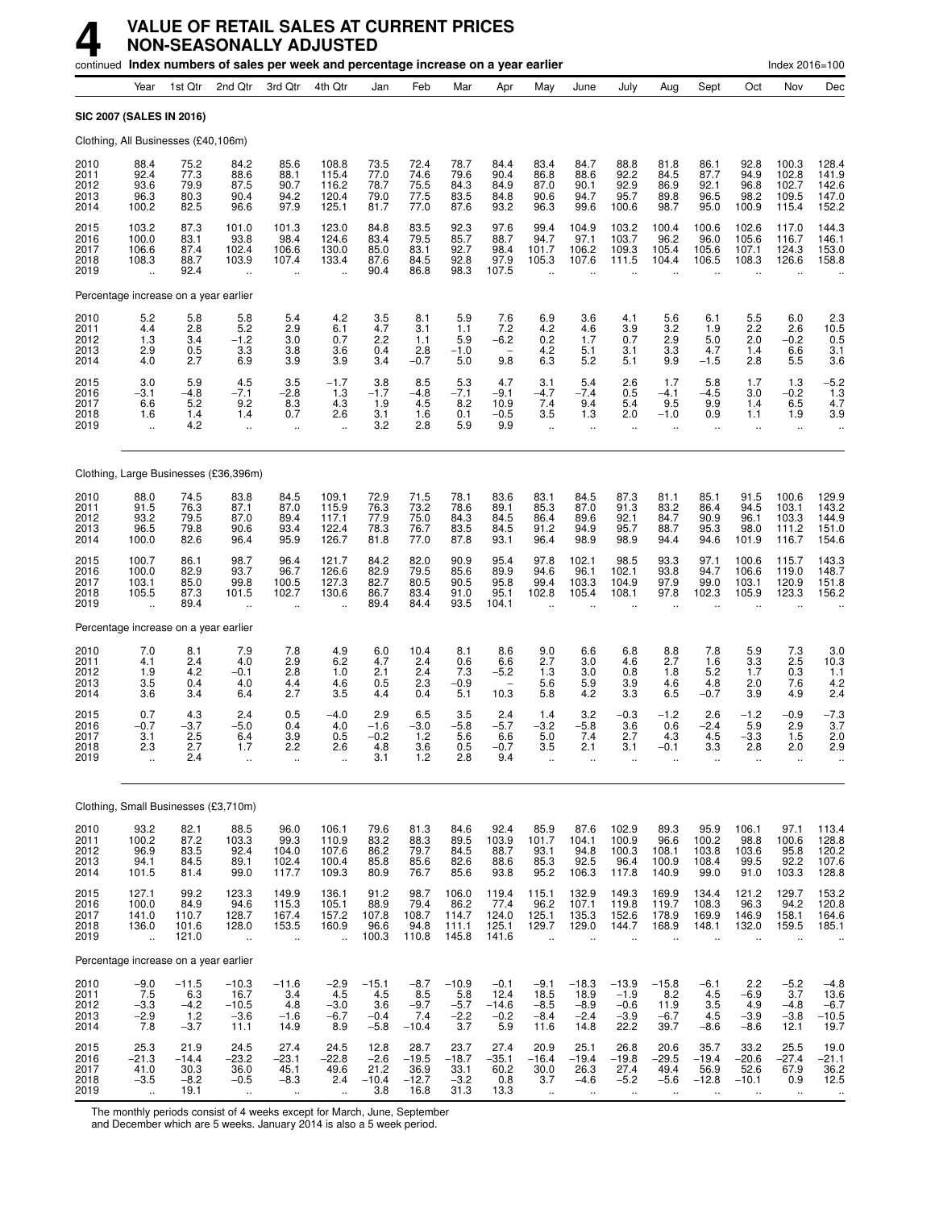# 4 VALUE OF RETAIL SALES AT CURRENT PRICES NON-SEASONALLY ADJUSTED

continued **Index numbers of sales per week and percentage increase on a year earlier** Index 2016=100

| | Year | 1st Qtr | 2nd Qtr | 3rd Qtr | 4th Qtr | Jan | Feb | Mar | Apr | May | June | July | Aug | Sept | Oct | Nov | Dec |
|---|---|---|---|---|---|---|---|---|---|---|---|---|---|---|---|---|---|
| **SIC 2007 (SALES IN 2016)** | | | | | | | | | | | | | | | | | |
| Clothing, All Businesses (£40,106m) | | | | | | | | | | | | | | | | | |
| 2010 | 88.4 | 75.2 | 84.2 | 85.6 | 108.8 | 73.5 | 72.4 | 78.7 | 84.4 | 83.4 | 84.7 | 88.8 | 81.8 | 86.1 | 92.8 | 100.3 | 128.4 |
| 2011 | 92.4 | 77.3 | 88.6 | 88.1 | 115.4 | 77.0 | 74.6 | 79.6 | 90.4 | 86.8 | 88.6 | 92.2 | 84.5 | 87.7 | 94.9 | 102.8 | 141.9 |
| 2012 | 93.6 | 79.9 | 87.5 | 90.7 | 116.2 | 78.7 | 75.5 | 84.3 | 84.9 | 87.0 | 90.1 | 92.9 | 86.9 | 92.1 | 96.8 | 102.7 | 142.6 |
| 2013 | 96.3 | 80.3 | 90.4 | 94.2 | 120.4 | 79.0 | 77.5 | 83.5 | 84.8 | 90.6 | 94.7 | 95.7 | 89.8 | 96.5 | 98.2 | 109.5 | 147.0 |
| 2014 | 100.2 | 82.5 | 96.6 | 97.9 | 125.1 | 81.7 | 77.0 | 87.6 | 93.2 | 96.3 | 99.6 | 100.6 | 98.7 | 95.0 | 100.9 | 115.4 | 152.2 |
| 2015 | 103.2 | 87.3 | 101.0 | 101.3 | 123.0 | 84.8 | 83.5 | 92.3 | 97.6 | 99.4 | 104.9 | 103.2 | 100.4 | 100.6 | 102.6 | 117.0 | 144.3 |
| 2016 | 100.0 | 83.1 | 93.8 | 98.4 | 124.6 | 83.4 | 79.5 | 85.7 | 88.7 | 94.7 | 97.1 | 103.7 | 96.2 | 96.0 | 105.6 | 116.7 | 146.1 |
| 2017 | 106.6 | 87.4 | 102.4 | 106.6 | 130.0 | 85.0 | 83.1 | 92.7 | 98.4 | 101.7 | 106.2 | 109.3 | 105.4 | 105.6 | 107.1 | 124.3 | 153.0 |
| 2018 | 108.3 | 88.7 | 103.9 | 107.4 | 133.4 | 87.6 | 84.5 | 92.8 | 97.9 | 105.3 | 107.6 | 111.5 | 104.4 | 106.5 | 108.3 | 126.6 | 158.8 |
| 2019 | .. | 92.4 | .. | .. | .. | 90.4 | 86.8 | 98.3 | 107.5 | .. | .. | .. | .. | .. | .. | .. | .. |
| Percentage increase on a year earlier | | | | | | | | | | | | | | | | | |
| 2010 | 5.2 | 5.8 | 5.8 | 5.4 | 4.2 | 3.5 | 8.1 | 5.9 | 7.6 | 6.9 | 3.6 | 4.1 | 5.6 | 6.1 | 5.5 | 6.0 | 2.3 |
| 2011 | 4.4 | 2.8 | 5.2 | 2.9 | 6.1 | 4.7 | 3.1 | 1.1 | 7.2 | 4.2 | 4.6 | 3.9 | 3.2 | 1.9 | 2.2 | 2.6 | 10.5 |
| 2012 | 1.3 | 3.4 | −1.2 | 3.0 | 0.7 | 2.2 | 1.1 | 5.9 | −6.2 | 0.2 | 1.7 | 0.7 | 2.9 | 5.0 | 2.0 | −0.2 | 0.5 |
| 2013 | 2.9 | 0.5 | 3.3 | 3.8 | 3.6 | 0.4 | 2.8 | −1.0 | − | 4.2 | 5.1 | 3.1 | 3.3 | 4.7 | 1.4 | 6.6 | 3.1 |
| 2014 | 4.0 | 2.7 | 6.9 | 3.9 | 3.9 | 3.4 | −0.7 | 5.0 | 9.8 | 6.3 | 5.2 | 5.1 | 9.9 | −1.5 | 2.8 | 5.5 | 3.6 |
| 2015 | 3.0 | 5.9 | 4.5 | 3.5 | −1.7 | 3.8 | 8.5 | 5.3 | 4.7 | 3.1 | 5.4 | 2.6 | 1.7 | 5.8 | 1.7 | 1.3 | −5.2 |
| 2016 | −3.1 | −4.8 | −7.1 | −2.8 | 1.3 | −1.7 | −4.8 | −7.1 | −9.1 | −4.7 | −7.4 | 0.5 | −4.1 | −4.5 | 3.0 | −0.2 | 1.3 |
| 2017 | 6.6 | 5.2 | 9.2 | 8.3 | 4.3 | 1.9 | 4.5 | 8.2 | 10.9 | 7.4 | 9.4 | 5.4 | 9.5 | 9.9 | 1.4 | 6.5 | 4.7 |
| 2018 | 1.6 | 1.4 | 1.4 | 0.7 | 2.6 | 3.1 | 1.6 | 0.1 | −0.5 | 3.5 | 1.3 | 2.0 | −1.0 | 0.9 | 1.1 | 1.9 | 3.9 |
| 2019 | .. | 4.2 | .. | .. | .. | 3.2 | 2.8 | 5.9 | 9.9 | .. | .. | .. | .. | .. | .. | .. | .. |
| Clothing, Large Businesses (£36,396m) | | | | | | | | | | | | | | | | | |
| 2010 | 88.0 | 74.5 | 83.8 | 84.5 | 109.1 | 72.9 | 71.5 | 78.1 | 83.6 | 83.1 | 84.5 | 87.3 | 81.1 | 85.1 | 91.5 | 100.6 | 129.9 |
| 2011 | 91.5 | 76.3 | 87.1 | 87.0 | 115.9 | 76.3 | 73.2 | 78.6 | 89.1 | 85.3 | 87.0 | 91.3 | 83.2 | 86.4 | 94.5 | 103.1 | 143.2 |
| 2012 | 93.2 | 79.5 | 87.0 | 89.4 | 117.1 | 77.9 | 75.0 | 84.3 | 84.5 | 86.4 | 89.6 | 92.1 | 84.7 | 90.9 | 96.1 | 103.3 | 144.9 |
| 2013 | 96.5 | 79.8 | 90.6 | 93.4 | 122.4 | 78.3 | 76.7 | 83.5 | 84.5 | 91.2 | 94.9 | 95.7 | 88.7 | 95.3 | 98.0 | 111.2 | 151.0 |
| 2014 | 100.0 | 82.6 | 96.4 | 95.9 | 126.7 | 81.8 | 77.0 | 87.8 | 93.1 | 96.4 | 98.9 | 98.9 | 94.4 | 94.6 | 101.9 | 116.7 | 154.6 |
| 2015 | 100.7 | 86.1 | 98.7 | 96.4 | 121.7 | 84.2 | 82.0 | 90.9 | 95.4 | 97.8 | 102.1 | 98.5 | 93.3 | 97.1 | 100.6 | 115.7 | 143.3 |
| 2016 | 100.0 | 82.9 | 93.7 | 96.7 | 126.6 | 82.9 | 79.5 | 85.6 | 89.9 | 94.6 | 96.1 | 102.1 | 93.8 | 94.7 | 106.6 | 119.0 | 148.7 |
| 2017 | 103.1 | 85.0 | 99.8 | 100.5 | 127.3 | 82.7 | 80.5 | 90.5 | 95.8 | 99.4 | 103.3 | 104.9 | 97.9 | 99.0 | 103.1 | 120.9 | 151.8 |
| 2018 | 105.5 | 87.3 | 101.5 | 102.7 | 130.6 | 86.7 | 83.4 | 91.0 | 95.1 | 102.8 | 105.4 | 108.1 | 97.8 | 102.3 | 105.9 | 123.3 | 156.2 |
| 2019 | .. | 89.4 | .. | .. | .. | 89.4 | 84.4 | 93.5 | 104.1 | .. | .. | .. | .. | .. | .. | .. | .. |
| Percentage increase on a year earlier | | | | | | | | | | | | | | | | | |
| 2010 | 7.0 | 8.1 | 7.9 | 7.8 | 4.9 | 6.0 | 10.4 | 8.1 | 8.6 | 9.0 | 6.6 | 6.8 | 8.8 | 7.8 | 5.9 | 7.3 | 3.0 |
| 2011 | 4.1 | 2.4 | 4.0 | 2.9 | 6.2 | 4.7 | 2.4 | 0.6 | 6.6 | 2.7 | 3.0 | 4.6 | 2.7 | 1.6 | 3.3 | 2.5 | 10.3 |
| 2012 | 1.9 | 4.2 | −0.1 | 2.8 | 1.0 | 2.1 | 2.4 | 7.3 | −5.2 | 1.3 | 3.0 | 0.8 | 1.8 | 5.2 | 1.7 | 0.3 | 1.1 |
| 2013 | 3.5 | 0.4 | 4.0 | 4.4 | 4.6 | 0.5 | 2.3 | −0.9 | − | 5.6 | 5.9 | 3.9 | 4.6 | 4.8 | 2.0 | 7.6 | 4.2 |
| 2014 | 3.6 | 3.4 | 6.4 | 2.7 | 3.5 | 4.4 | 0.4 | 5.1 | 10.3 | 5.8 | 4.2 | 3.3 | 6.5 | −0.7 | 3.9 | 4.9 | 2.4 |
| 2015 | 0.7 | 4.3 | 2.4 | 0.5 | −4.0 | 2.9 | 6.5 | 3.5 | 2.4 | 1.4 | 3.2 | −0.3 | −1.2 | 2.6 | −1.2 | −0.9 | −7.3 |
| 2016 | −0.7 | −3.7 | −5.0 | 0.4 | 4.0 | −1.6 | −3.0 | −5.8 | −5.7 | −3.2 | −5.8 | 3.6 | 0.6 | −2.4 | 5.9 | 2.9 | 3.7 |
| 2017 | 3.1 | 2.5 | 6.4 | 3.9 | 0.5 | −0.2 | 1.2 | 5.6 | 6.6 | 5.0 | 7.4 | 2.7 | 4.3 | 4.5 | −3.3 | 1.5 | 2.0 |
| 2018 | 2.3 | 2.7 | 1.7 | 2.2 | 2.6 | 4.8 | 3.6 | 0.5 | −0.7 | 3.5 | 2.1 | 3.1 | −0.1 | 3.3 | 2.8 | 2.0 | 2.9 |
| 2019 | .. | 2.4 | .. | .. | .. | 3.1 | 1.2 | 2.8 | 9.4 | .. | .. | .. | .. | .. | .. | .. | .. |
| Clothing, Small Businesses (£3,710m) | | | | | | | | | | | | | | | | | |
| 2010 | 93.2 | 82.1 | 88.5 | 96.0 | 106.1 | 79.6 | 81.3 | 84.6 | 92.4 | 85.9 | 87.6 | 102.9 | 89.3 | 95.9 | 106.1 | 97.1 | 113.4 |
| 2011 | 100.2 | 87.2 | 103.3 | 99.3 | 110.9 | 83.2 | 88.3 | 89.5 | 103.9 | 101.7 | 104.1 | 100.9 | 96.6 | 100.2 | 98.8 | 100.6 | 128.8 |
| 2012 | 96.9 | 83.5 | 92.4 | 104.0 | 107.6 | 86.2 | 79.7 | 84.5 | 88.7 | 93.1 | 94.8 | 100.3 | 108.1 | 103.8 | 103.6 | 95.8 | 120.2 |
| 2013 | 94.1 | 84.5 | 89.1 | 102.4 | 100.4 | 85.8 | 85.6 | 82.6 | 88.6 | 85.3 | 92.5 | 96.4 | 100.9 | 108.4 | 99.5 | 92.2 | 107.6 |
| 2014 | 101.5 | 81.4 | 99.0 | 117.7 | 109.3 | 80.9 | 76.7 | 85.6 | 93.8 | 95.2 | 106.3 | 117.8 | 140.9 | 99.0 | 91.0 | 103.3 | 128.8 |
| 2015 | 127.1 | 99.2 | 123.3 | 149.9 | 136.1 | 91.2 | 98.7 | 106.0 | 119.4 | 115.1 | 132.9 | 149.3 | 169.9 | 134.4 | 121.2 | 129.7 | 153.2 |
| 2016 | 100.0 | 84.9 | 94.6 | 115.3 | 105.1 | 88.9 | 79.4 | 86.2 | 77.4 | 96.2 | 107.1 | 119.8 | 119.7 | 108.3 | 96.3 | 94.2 | 120.8 |
| 2017 | 141.0 | 110.7 | 128.7 | 167.4 | 157.2 | 107.8 | 108.7 | 114.7 | 124.0 | 125.1 | 135.3 | 152.6 | 178.9 | 169.9 | 146.9 | 158.1 | 164.6 |
| 2018 | 136.0 | 101.6 | 128.0 | 153.5 | 160.9 | 96.6 | 94.8 | 111.1 | 125.1 | 129.7 | 129.0 | 144.7 | 168.9 | 148.1 | 132.0 | 159.5 | 185.1 |
| 2019 | .. | 121.0 | .. | .. | .. | 100.3 | 110.8 | 145.8 | 141.6 | .. | .. | .. | .. | .. | .. | .. | .. |
| Percentage increase on a year earlier | | | | | | | | | | | | | | | | | |
| 2010 | −9.0 | −11.5 | −10.3 | −11.6 | −2.9 | −15.1 | −8.7 | −10.9 | −0.1 | −9.1 | −18.3 | −13.9 | −15.8 | −6.1 | 2.2 | −5.2 | −4.8 |
| 2011 | 7.5 | 6.3 | 16.7 | 3.4 | 4.5 | 4.5 | 8.5 | 5.8 | 12.4 | 18.5 | 18.9 | −1.9 | 8.2 | 4.5 | −6.9 | 3.7 | 13.6 |
| 2012 | −3.3 | −4.2 | −10.5 | 4.8 | −3.0 | 3.6 | −9.7 | −5.7 | −14.6 | −8.5 | −8.9 | −0.6 | 11.9 | 3.5 | 4.9 | −4.8 | −6.7 |
| 2013 | −2.9 | 1.2 | −3.6 | −1.6 | −6.7 | −0.4 | 7.4 | −2.2 | −0.2 | −8.4 | −2.4 | −3.9 | −6.7 | 4.5 | −3.9 | −3.8 | −10.5 |
| 2014 | 7.8 | −3.7 | 11.1 | 14.9 | 8.9 | −5.8 | −10.4 | 3.7 | 5.9 | 11.6 | 14.8 | 22.2 | 39.7 | −8.6 | −8.6 | 12.1 | 19.7 |
| 2015 | 25.3 | 21.9 | 24.5 | 27.4 | 24.5 | 12.8 | 28.7 | 23.7 | 27.4 | 20.9 | 25.1 | 26.8 | 20.6 | 35.7 | 33.2 | 25.5 | 19.0 |
| 2016 | −21.3 | −14.4 | −23.2 | −23.1 | −22.8 | −2.6 | −19.5 | −18.7 | −35.1 | −16.4 | −19.4 | −19.8 | −29.5 | −19.4 | −20.6 | −27.4 | −21.1 |
| 2017 | 41.0 | 30.3 | 36.0 | 45.1 | 49.6 | 21.2 | 36.9 | 33.1 | 60.2 | 30.0 | 26.3 | 27.4 | 49.4 | 56.9 | 52.6 | 67.9 | 36.2 |
| 2018 | −3.5 | −8.2 | −0.5 | −8.3 | 2.4 | −10.4 | −12.7 | −3.2 | 0.8 | 3.7 | −4.6 | −5.2 | −5.6 | −12.8 | −10.1 | 0.9 | 12.5 |
| 2019 | .. | 19.1 | .. | .. | .. | 3.8 | 16.8 | 31.3 | 13.3 | .. | .. | .. | .. | .. | .. | .. | .. |

The monthly periods consist of 4 weeks except for March, June, September and December which are 5 weeks. January 2014 is also a 5 week period.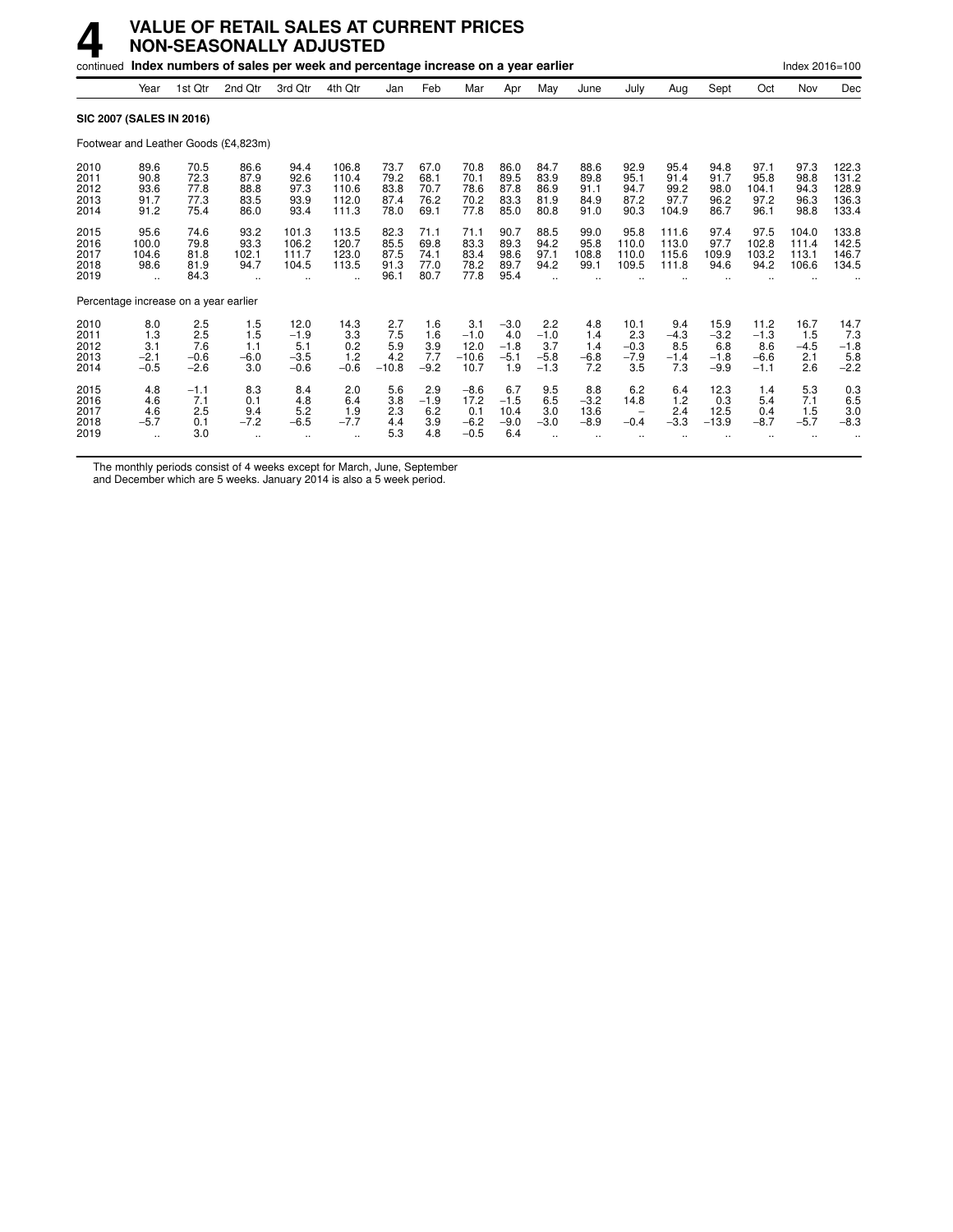# 4 VALUE OF RETAIL SALES AT CURRENT PRICES NON-SEASONALLY ADJUSTED

continued **Index numbers of sales per week and percentage increase on a year earlier** Index 2016=100

| | Year | 1st Qtr | 2nd Qtr | 3rd Qtr | 4th Qtr | Jan | Feb | Mar | Apr | May | June | July | Aug | Sept | Oct | Nov | Dec |
|---|---|---|---|---|---|---|---|---|---|---|---|---|---|---|---|---|---|
| **SIC 2007 (SALES IN 2016)** | | | | | | | | | | | | | | | | | |
| Footwear and Leather Goods (£4,823m) | | | | | | | | | | | | | | | | | |
| 2010 | 89.6 | 70.5 | 86.6 | 94.4 | 106.8 | 73.7 | 67.0 | 70.8 | 86.0 | 84.7 | 88.6 | 92.9 | 95.4 | 94.8 | 97.1 | 97.3 | 122.3 |
| 2011 | 90.8 | 72.3 | 87.9 | 92.6 | 110.4 | 79.2 | 68.1 | 70.1 | 89.5 | 83.9 | 89.8 | 95.1 | 91.4 | 91.7 | 95.8 | 98.8 | 131.2 |
| 2012 | 93.6 | 77.8 | 88.8 | 97.3 | 110.6 | 83.8 | 70.7 | 78.6 | 87.8 | 86.9 | 91.1 | 94.7 | 99.2 | 98.0 | 104.1 | 94.3 | 128.9 |
| 2013 | 91.7 | 77.3 | 83.5 | 93.9 | 112.0 | 87.4 | 76.2 | 70.2 | 83.3 | 81.9 | 84.9 | 87.2 | 97.7 | 96.2 | 97.2 | 96.3 | 136.3 |
| 2014 | 91.2 | 75.4 | 86.0 | 93.4 | 111.3 | 78.0 | 69.1 | 77.8 | 85.0 | 80.8 | 91.0 | 90.3 | 104.9 | 86.7 | 96.1 | 98.8 | 133.4 |
| 2015 | 95.6 | 74.6 | 93.2 | 101.3 | 113.5 | 82.3 | 71.1 | 71.1 | 90.7 | 88.5 | 99.0 | 95.8 | 111.6 | 97.4 | 97.5 | 104.0 | 133.8 |
| 2016 | 100.0 | 79.8 | 93.3 | 106.2 | 120.7 | 85.5 | 69.8 | 83.3 | 89.3 | 94.2 | 95.8 | 110.0 | 113.0 | 97.7 | 102.8 | 111.4 | 142.5 |
| 2017 | 104.6 | 81.8 | 102.1 | 111.7 | 123.0 | 87.5 | 74.1 | 83.4 | 98.6 | 97.1 | 108.8 | 110.0 | 115.6 | 109.9 | 103.2 | 113.1 | 146.7 |
| 2018 | 98.6 | 81.9 | 94.7 | 104.5 | 113.5 | 91.3 | 77.0 | 78.2 | 89.7 | 94.2 | 99.1 | 109.5 | 111.8 | 94.6 | 94.2 | 106.6 | 134.5 |
| 2019 | .. | 84.3 | .. | .. | .. | 96.1 | 80.7 | 77.8 | 95.4 | .. | .. | .. | .. | .. | .. | .. | .. |
| Percentage increase on a year earlier | | | | | | | | | | | | | | | | | |
| 2010 | 8.0 | 2.5 | 1.5 | 12.0 | 14.3 | 2.7 | 1.6 | 3.1 | −3.0 | 2.2 | 4.8 | 10.1 | 9.4 | 15.9 | 11.2 | 16.7 | 14.7 |
| 2011 | 1.3 | 2.5 | 1.5 | −1.9 | 3.3 | 7.5 | 1.6 | −1.0 | 4.0 | −1.0 | 1.4 | 2.3 | −4.3 | −3.2 | −1.3 | 1.5 | 7.3 |
| 2012 | 3.1 | 7.6 | 1.1 | 5.1 | 0.2 | 5.9 | 3.9 | 12.0 | −1.8 | 3.7 | 1.4 | −0.3 | 8.5 | 6.8 | 8.6 | −4.5 | −1.8 |
| 2013 | −2.1 | −0.6 | −6.0 | −3.5 | 1.2 | 4.2 | 7.7 | −10.6 | −5.1 | −5.8 | −6.8 | −7.9 | −1.4 | −1.8 | −6.6 | 2.1 | 5.8 |
| 2014 | −0.5 | −2.6 | 3.0 | −0.6 | −0.6 | −10.8 | −9.2 | 10.7 | 1.9 | −1.3 | 7.2 | 3.5 | 7.3 | −9.9 | −1.1 | 2.6 | −2.2 |
| 2015 | 4.8 | −1.1 | 8.3 | 8.4 | 2.0 | 5.6 | 2.9 | −8.6 | 6.7 | 9.5 | 8.8 | 6.2 | 6.4 | 12.3 | 1.4 | 5.3 | 0.3 |
| 2016 | 4.6 | 7.1 | 0.1 | 4.8 | 6.4 | 3.8 | −1.9 | 17.2 | −1.5 | 6.5 | −3.2 | 14.8 | 1.2 | 0.3 | 5.4 | 7.1 | 6.5 |
| 2017 | 4.6 | 2.5 | 9.4 | 5.2 | 1.9 | 2.3 | 6.2 | 0.1 | 10.4 | 3.0 | 13.6 | − | 2.4 | 12.5 | 0.4 | 1.5 | 3.0 |
| 2018 | −5.7 | 0.1 | −7.2 | −6.5 | −7.7 | 4.4 | 3.9 | −6.2 | −9.0 | −3.0 | −8.9 | −0.4 | −3.3 | −13.9 | −8.7 | −5.7 | −8.3 |
| 2019 | .. | 3.0 | .. | .. | .. | 5.3 | 4.8 | −0.5 | 6.4 | .. | .. | .. | .. | .. | .. | .. | .. |

The monthly periods consist of 4 weeks except for March, June, September and December which are 5 weeks. January 2014 is also a 5 week period.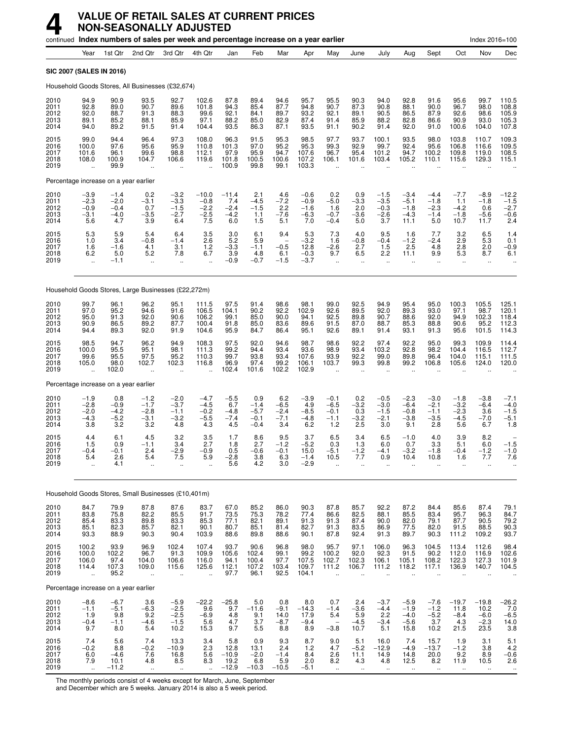# 4 VALUE OF RETAIL SALES AT CURRENT PRICES NON-SEASONALLY ADJUSTED

continued **Index numbers of sales per week and percentage increase on a year earlier** Index 2016=100

| | Year | 1st Qtr | 2nd Qtr | 3rd Qtr | 4th Qtr | Jan | Feb | Mar | Apr | May | June | July | Aug | Sept | Oct | Nov | Dec |
|---|---|---|---|---|---|---|---|---|---|---|---|---|---|---|---|---|---|
| **SIC 2007 (SALES IN 2016)** | | | | | | | | | | | | | | | | | |
| Household Goods Stores, All Businesses (£32,674) | | | | | | | | | | | | | | | | | |
| 2010 | 94.9 | 90.9 | 93.5 | 92.7 | 102.6 | 87.8 | 89.4 | 94.6 | 95.7 | 95.5 | 90.3 | 94.0 | 92.8 | 91.6 | 95.6 | 99.7 | 110.5 |
| 2011 | 92.8 | 89.0 | 90.7 | 89.6 | 101.8 | 94.3 | 85.4 | 87.7 | 94.8 | 90.7 | 87.3 | 90.8 | 88.1 | 90.0 | 96.7 | 98.0 | 108.8 |
| 2012 | 92.0 | 88.7 | 91.3 | 88.3 | 99.6 | 92.1 | 84.1 | 89.7 | 93.2 | 92.1 | 89.1 | 90.5 | 86.5 | 87.9 | 92.6 | 98.6 | 105.9 |
| 2013 | 89.1 | 85.2 | 88.1 | 85.9 | 97.1 | 88.2 | 85.0 | 82.9 | 87.4 | 91.4 | 85.9 | 88.2 | 82.8 | 86.6 | 90.9 | 93.0 | 105.3 |
| 2014 | 94.0 | 89.2 | 91.5 | 91.4 | 104.4 | 93.5 | 86.3 | 87.1 | 93.5 | 91.1 | 90.2 | 91.4 | 92.0 | 91.0 | 100.6 | 104.0 | 107.8 |
| 2015 | 99.0 | 94.4 | 96.4 | 97.3 | 108.0 | 96.3 | 91.5 | 95.3 | 98.5 | 97.7 | 93.7 | 100.1 | 93.5 | 98.0 | 103.8 | 110.7 | 109.3 |
| 2016 | 100.0 | 97.6 | 95.6 | 95.9 | 110.8 | 101.3 | 97.0 | 95.2 | 95.3 | 99.3 | 92.9 | 99.7 | 92.4 | 95.6 | 106.8 | 116.6 | 109.5 |
| 2017 | 101.6 | 96.1 | 99.6 | 98.8 | 112.1 | 97.9 | 95.9 | 94.7 | 107.6 | 96.7 | 95.4 | 101.2 | 94.7 | 100.2 | 109.8 | 119.0 | 108.5 |
| 2018 | 108.0 | 100.9 | 104.7 | 106.6 | 119.6 | 101.8 | 100.5 | 100.6 | 107.2 | 106.1 | 101.6 | 103.4 | 105.2 | 110.1 | 115.6 | 129.3 | 115.1 |
| 2019 | .. | 99.9 | .. | .. | .. | 100.9 | 99.8 | 99.1 | 103.3 | .. | .. | .. | .. | .. | .. | .. | .. |
| Percentage increase on a year earlier | | | | | | | | | | | | | | | | | |
| 2010 | −3.9 | −1.4 | 0.2 | −3.2 | −10.0 | −11.4 | 2.1 | 4.6 | −0.6 | 0.2 | 0.9 | −1.5 | −3.4 | −4.4 | −7.7 | −8.9 | −12.2 |
| 2011 | −2.3 | −2.0 | −3.1 | −3.3 | −0.8 | 7.4 | −4.5 | −7.2 | −0.9 | −5.0 | −3.3 | −3.5 | −5.1 | −1.8 | 1.1 | −1.8 | −1.5 |
| 2012 | −0.9 | −0.4 | 0.7 | −1.5 | −2.2 | −2.4 | −1.5 | 2.2 | −1.6 | 1.6 | 2.0 | −0.3 | −1.8 | −2.3 | −4.2 | 0.6 | −2.7 |
| 2013 | −3.1 | −4.0 | −3.5 | −2.7 | −2.5 | −4.2 | 1.1 | −7.6 | −6.3 | −0.7 | −3.6 | −2.6 | −4.3 | −1.4 | −1.8 | −5.6 | −0.6 |
| 2014 | 5.6 | 4.7 | 3.9 | 6.4 | 7.5 | 6.0 | 1.5 | 5.1 | 7.0 | −0.4 | 5.0 | 3.7 | 11.1 | 5.0 | 10.7 | 11.7 | 2.4 |
| 2015 | 5.3 | 5.9 | 5.4 | 6.4 | 3.5 | 3.0 | 6.1 | 9.4 | 5.3 | 7.3 | 4.0 | 9.5 | 1.6 | 7.7 | 3.2 | 6.5 | 1.4 |
| 2016 | 1.0 | 3.4 | −0.8 | −1.4 | 2.6 | 5.2 | 5.9 | – | −3.2 | 1.6 | −0.8 | −0.4 | −1.2 | −2.4 | 2.9 | 5.3 | 0.1 |
| 2017 | 1.6 | −1.6 | 4.1 | 3.1 | 1.2 | −3.3 | −1.1 | −0.5 | 12.8 | −2.6 | 2.7 | 1.5 | 2.5 | 4.8 | 2.8 | 2.0 | −0.9 |
| 2018 | 6.2 | 5.0 | 5.2 | 7.8 | 6.7 | 3.9 | 4.8 | 6.1 | −0.3 | 9.7 | 6.5 | 2.2 | 11.1 | 9.9 | 5.3 | 8.7 | 6.1 |
| 2019 | .. | −1.1 | .. | .. | .. | −0.9 | −0.7 | −1.5 | −3.7 | .. | .. | .. | .. | .. | .. | .. | .. |
| Household Goods Stores, Large Businesses (£22,272m) | | | | | | | | | | | | | | | | | |
| 2010 | 99.7 | 96.1 | 96.2 | 95.1 | 111.5 | 97.5 | 91.4 | 98.6 | 98.1 | 99.0 | 92.5 | 94.9 | 95.4 | 95.0 | 100.3 | 105.5 | 125.1 |
| 2011 | 97.0 | 95.2 | 94.6 | 91.6 | 106.5 | 104.1 | 90.2 | 92.2 | 102.9 | 92.6 | 89.5 | 92.0 | 89.3 | 93.0 | 97.1 | 98.7 | 120.1 |
| 2012 | 95.0 | 91.3 | 92.0 | 90.6 | 106.2 | 99.1 | 85.0 | 90.0 | 94.1 | 92.5 | 89.8 | 90.7 | 88.6 | 92.0 | 94.9 | 102.3 | 118.4 |
| 2013 | 90.9 | 86.5 | 89.2 | 87.7 | 100.4 | 91.8 | 85.0 | 83.6 | 89.6 | 91.5 | 87.0 | 88.7 | 85.3 | 88.8 | 90.6 | 95.2 | 112.3 |
| 2014 | 94.4 | 89.3 | 92.0 | 91.9 | 104.6 | 95.9 | 84.7 | 86.4 | 95.1 | 92.6 | 89.1 | 91.4 | 93.1 | 91.3 | 95.6 | 101.5 | 114.3 |
| 2015 | 98.5 | 94.7 | 96.2 | 94.9 | 108.3 | 97.5 | 92.0 | 94.6 | 98.7 | 98.6 | 92.2 | 97.4 | 92.2 | 95.0 | 99.3 | 109.9 | 114.4 |
| 2016 | 100.0 | 95.5 | 95.1 | 98.1 | 111.3 | 99.2 | 94.4 | 93.4 | 93.6 | 98.9 | 93.4 | 103.2 | 92.8 | 98.2 | 104.4 | 116.5 | 112.7 |
| 2017 | 99.6 | 95.5 | 97.5 | 95.2 | 110.3 | 99.7 | 93.8 | 93.4 | 107.6 | 93.9 | 92.2 | 99.0 | 89.8 | 96.4 | 104.0 | 115.1 | 111.5 |
| 2018 | 105.0 | 98.0 | 102.7 | 102.3 | 116.8 | 96.9 | 97.4 | 99.2 | 106.1 | 103.7 | 99.3 | 99.8 | 99.2 | 106.8 | 105.6 | 124.0 | 120.0 |
| 2019 | .. | 102.0 | .. | .. | .. | 102.4 | 101.6 | 102.2 | 102.9 | .. | .. | .. | .. | .. | .. | .. | .. |
| Percentage increase on a year earlier | | | | | | | | | | | | | | | | | |
| 2010 | −1.9 | 0.8 | −1.2 | −2.0 | −4.7 | −5.5 | 0.9 | 6.2 | −3.9 | −0.1 | 0.2 | −0.5 | −2.3 | −3.0 | −1.8 | −3.8 | −7.1 |
| 2011 | −2.8 | −0.9 | −1.7 | −3.7 | −4.5 | 6.7 | −1.4 | −6.5 | 4.9 | −6.5 | −3.2 | −3.0 | −6.4 | −2.1 | −3.2 | −6.4 | −4.0 |
| 2012 | −2.0 | −4.2 | −2.8 | −1.1 | −0.2 | −4.8 | −5.7 | −2.4 | −8.5 | −0.1 | 0.3 | −1.5 | −0.8 | −1.1 | −2.3 | 3.6 | −1.5 |
| 2013 | −4.3 | −5.2 | −3.1 | −3.2 | −5.5 | −7.4 | – | −7.1 | −4.8 | −1.1 | −3.2 | −2.1 | −3.8 | −3.5 | −4.5 | −7.0 | −5.1 |
| 2014 | 3.8 | 3.2 | 3.2 | 4.8 | 4.3 | 4.5 | −0.4 | 3.4 | 6.2 | 1.2 | 2.5 | 3.0 | 9.1 | 2.8 | 5.6 | 6.7 | 1.8 |
| 2015 | 4.4 | 6.1 | 4.5 | 3.2 | 3.5 | 1.7 | 8.6 | 9.5 | 3.7 | 6.5 | 3.4 | 6.5 | −1.0 | 4.0 | 3.9 | 8.2 | – |
| 2016 | 1.5 | 0.9 | −1.1 | 3.4 | 2.7 | 1.8 | 2.7 | −1.2 | −5.2 | 0.3 | 1.3 | 6.0 | 0.7 | 3.3 | 5.1 | 6.0 | −1.5 |
| 2017 | −0.4 | −0.1 | 2.4 | −2.9 | −0.9 | 0.5 | −0.6 | −0.1 | 15.0 | −5.1 | −1.2 | −4.1 | −3.2 | −1.8 | −0.4 | −1.2 | −1.0 |
| 2018 | 5.4 | 2.6 | 5.4 | 7.5 | 5.9 | −2.8 | 3.8 | 6.3 | −1.4 | 10.5 | 7.7 | 0.9 | 10.4 | 10.8 | 1.6 | 7.7 | 7.6 |
| 2019 | .. | 4.1 | .. | .. | .. | 5.6 | 4.2 | 3.0 | −2.9 | .. | .. | .. | .. | .. | .. | .. | .. |
| Household Goods Stores, Small Businesses (£10,401m) | | | | | | | | | | | | | | | | | |
| 2010 | 84.7 | 79.9 | 87.8 | 87.6 | 83.7 | 67.0 | 85.2 | 86.0 | 90.3 | 87.8 | 85.7 | 92.2 | 87.2 | 84.4 | 85.6 | 87.4 | 79.1 |
| 2011 | 83.8 | 75.8 | 82.2 | 85.5 | 91.7 | 73.5 | 75.3 | 78.2 | 77.4 | 86.6 | 82.5 | 88.1 | 85.5 | 83.4 | 95.7 | 96.3 | 84.7 |
| 2012 | 85.4 | 83.3 | 89.8 | 83.3 | 85.3 | 77.1 | 82.1 | 89.1 | 91.3 | 91.3 | 87.4 | 90.0 | 82.0 | 79.1 | 87.7 | 90.5 | 79.2 |
| 2013 | 85.1 | 82.3 | 85.7 | 82.1 | 90.1 | 80.7 | 85.1 | 81.4 | 82.7 | 91.3 | 83.5 | 86.9 | 77.5 | 82.0 | 91.5 | 88.5 | 90.3 |
| 2014 | 93.3 | 88.9 | 90.3 | 90.4 | 103.9 | 88.6 | 89.8 | 88.6 | 90.1 | 87.8 | 92.4 | 91.3 | 89.7 | 90.3 | 111.2 | 109.2 | 93.7 |
| 2015 | 100.2 | 93.9 | 96.9 | 102.4 | 107.4 | 93.7 | 90.6 | 96.8 | 98.0 | 95.7 | 97.1 | 106.0 | 96.3 | 104.5 | 113.4 | 112.6 | 98.4 |
| 2016 | 100.0 | 102.2 | 96.7 | 91.3 | 109.9 | 105.6 | 102.4 | 99.1 | 99.2 | 100.2 | 92.0 | 92.3 | 91.5 | 90.2 | 112.0 | 116.9 | 102.6 |
| 2017 | 106.0 | 97.4 | 104.0 | 106.6 | 116.0 | 94.1 | 100.4 | 97.7 | 107.5 | 102.7 | 102.3 | 106.1 | 105.1 | 108.2 | 122.3 | 127.3 | 101.9 |
| 2018 | 114.4 | 107.3 | 109.0 | 115.6 | 125.6 | 112.1 | 107.2 | 103.4 | 109.7 | 111.2 | 106.7 | 111.2 | 118.2 | 117.1 | 136.9 | 140.7 | 104.5 |
| 2019 | .. | 95.2 | .. | .. | .. | 97.7 | 96.1 | 92.5 | 104.1 | .. | .. | .. | .. | .. | .. | .. | .. |
| Percentage increase on a year earlier | | | | | | | | | | | | | | | | | |
| 2010 | −8.6 | −6.7 | 3.6 | −5.9 | −22.2 | −25.8 | 5.0 | 0.8 | 8.0 | 0.7 | 2.4 | −3.7 | −5.9 | −7.6 | −19.7 | −19.8 | −26.2 |
| 2011 | −1.1 | −5.1 | −6.3 | −2.5 | 9.6 | 9.7 | −11.6 | −9.1 | −14.3 | −1.4 | −3.6 | −4.4 | −1.9 | −1.2 | 11.8 | 10.2 | 7.0 |
| 2012 | 1.9 | 9.8 | 9.2 | −2.5 | −6.9 | 4.8 | 9.1 | 14.0 | 17.9 | 5.4 | 5.9 | 2.2 | −4.0 | −5.2 | −8.4 | −6.0 | −6.5 |
| 2013 | −0.4 | −1.1 | −4.6 | −1.5 | 5.6 | 4.7 | 3.7 | −8.7 | −9.4 | – | −4.5 | −3.4 | −5.6 | 3.7 | 4.3 | −2.3 | 14.0 |
| 2014 | 9.7 | 8.0 | 5.4 | 10.2 | 15.3 | 9.7 | 5.5 | 8.8 | 8.9 | −3.8 | 10.7 | 5.1 | 15.8 | 10.2 | 21.5 | 23.5 | 3.8 |
| 2015 | 7.4 | 5.6 | 7.4 | 13.3 | 3.4 | 5.8 | 0.9 | 9.3 | 8.7 | 9.0 | 5.1 | 16.0 | 7.4 | 15.7 | 1.9 | 3.1 | 5.1 |
| 2016 | −0.2 | 8.8 | −0.2 | −10.9 | 2.3 | 12.8 | 13.1 | 2.4 | 1.2 | 4.7 | −5.2 | −12.9 | −4.9 | −13.7 | −1.2 | 3.8 | 4.2 |
| 2017 | 6.0 | −4.6 | 7.6 | 16.8 | 5.6 | −10.9 | −2.0 | −1.4 | 8.4 | 2.6 | 11.1 | 14.9 | 14.8 | 20.0 | 9.2 | 8.9 | −0.6 |
| 2018 | 7.9 | 10.1 | 4.8 | 8.5 | 8.3 | 19.2 | 6.8 | 5.9 | 2.0 | 8.2 | 4.3 | 4.8 | 12.5 | 8.2 | 11.9 | 10.5 | 2.6 |
| 2019 | .. | −11.2 | .. | .. | .. | −12.9 | −10.3 | −10.5 | −5.1 | .. | .. | .. | .. | .. | .. | .. | .. |

The monthly periods consist of 4 weeks except for March, June, September and December which are 5 weeks. January 2014 is also a 5 week period.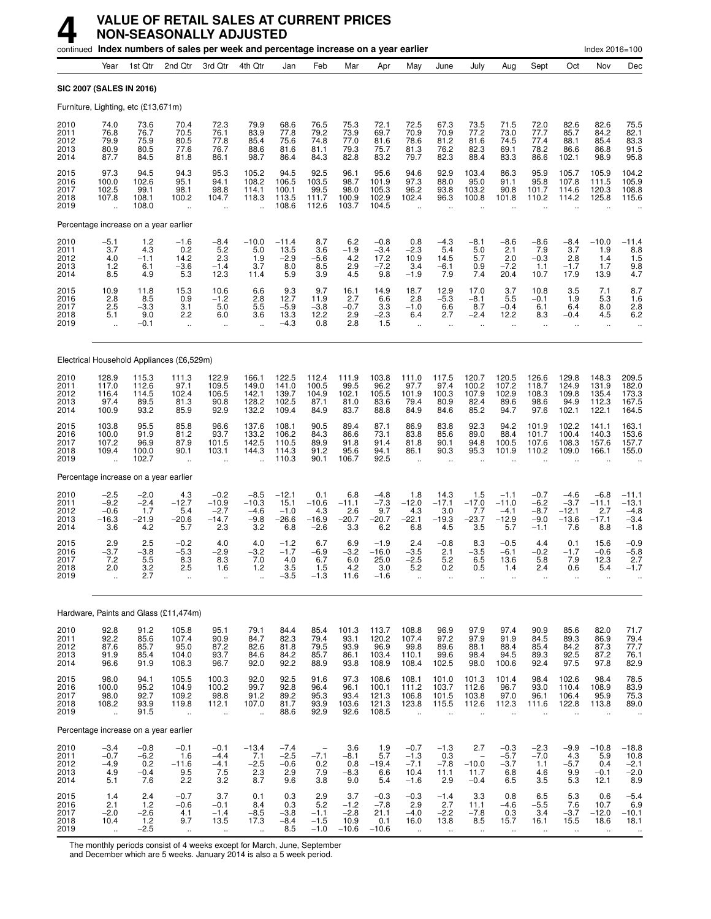# 4 VALUE OF RETAIL SALES AT CURRENT PRICES NON-SEASONALLY ADJUSTED

continued **Index numbers of sales per week and percentage increase on a year earlier** — Index 2016=100

| | Year | 1st Qtr | 2nd Qtr | 3rd Qtr | 4th Qtr | Jan | Feb | Mar | Apr | May | June | July | Aug | Sept | Oct | Nov | Dec |
|---|---|---|---|---|---|---|---|---|---|---|---|---|---|---|---|---|---|
| **SIC 2007 (SALES IN 2016)** | | | | | | | | | | | | | | | | | |
| Furniture, Lighting, etc (£13,671m) | | | | | | | | | | | | | | | | | |
| 2010 | 74.0 | 73.6 | 70.4 | 72.3 | 79.9 | 68.6 | 76.5 | 75.3 | 72.1 | 72.5 | 67.3 | 73.5 | 71.5 | 72.0 | 82.6 | 82.6 | 75.5 |
| 2011 | 76.8 | 76.7 | 70.5 | 76.1 | 83.9 | 77.8 | 79.2 | 73.9 | 69.7 | 70.9 | 70.9 | 77.2 | 73.0 | 77.7 | 85.7 | 84.2 | 82.1 |
| 2012 | 79.9 | 75.9 | 80.5 | 77.8 | 85.4 | 75.6 | 74.8 | 77.0 | 81.6 | 78.6 | 81.2 | 81.6 | 74.5 | 77.4 | 88.1 | 85.4 | 83.3 |
| 2013 | 80.9 | 80.5 | 77.6 | 76.7 | 88.6 | 81.6 | 81.1 | 79.3 | 75.7 | 81.3 | 76.2 | 82.3 | 69.1 | 78.2 | 86.6 | 86.8 | 91.5 |
| 2014 | 87.7 | 84.5 | 81.8 | 86.1 | 98.7 | 86.4 | 84.3 | 82.8 | 83.2 | 79.7 | 82.3 | 88.4 | 83.3 | 86.6 | 102.1 | 98.9 | 95.8 |
| 2015 | 97.3 | 94.5 | 94.3 | 95.3 | 105.2 | 94.5 | 92.5 | 96.1 | 95.6 | 94.6 | 92.9 | 103.4 | 86.3 | 95.9 | 105.7 | 105.9 | 104.2 |
| 2016 | 100.0 | 102.6 | 95.1 | 94.1 | 108.2 | 106.5 | 103.5 | 98.7 | 101.9 | 97.3 | 88.0 | 95.0 | 91.1 | 95.8 | 107.8 | 111.5 | 105.9 |
| 2017 | 102.5 | 99.1 | 98.1 | 98.8 | 114.1 | 100.1 | 99.5 | 98.0 | 105.3 | 96.2 | 93.8 | 103.2 | 90.8 | 101.7 | 114.6 | 120.3 | 108.8 |
| 2018 | 107.8 | 108.1 | 100.2 | 104.7 | 118.3 | 113.5 | 111.7 | 100.9 | 102.9 | 102.4 | 96.3 | 100.8 | 101.8 | 110.2 | 114.2 | 125.8 | 115.6 |
| 2019 | .. | 108.0 | .. | .. | .. | 108.6 | 112.6 | 103.7 | 104.5 | .. | .. | .. | .. | .. | .. | .. | .. |
| Percentage increase on a year earlier | | | | | | | | | | | | | | | | | |
| 2010 | −5.1 | 1.2 | −1.6 | −8.4 | −10.0 | −11.4 | 8.7 | 6.2 | −0.8 | 0.8 | −4.3 | −8.1 | −8.6 | −8.6 | −8.4 | −10.0 | −11.4 |
| 2011 | 3.7 | 4.3 | 0.2 | 5.2 | 5.0 | 13.5 | 3.6 | −1.9 | −3.4 | −2.3 | 5.4 | 5.0 | 2.1 | 7.9 | 3.7 | 1.9 | 8.8 |
| 2012 | 4.0 | −1.1 | 14.2 | 2.3 | 1.9 | −2.9 | −5.6 | 4.2 | 17.2 | 10.9 | 14.5 | 5.7 | 2.0 | −0.3 | 2.8 | 1.4 | 1.5 |
| 2013 | 1.2 | 6.1 | −3.6 | −1.4 | 3.7 | 8.0 | 8.5 | 2.9 | −7.2 | 3.4 | −6.1 | 0.9 | −7.2 | 1.1 | −1.7 | 1.7 | 9.8 |
| 2014 | 8.5 | 4.9 | 5.3 | 12.3 | 11.4 | 5.9 | 3.9 | 4.5 | 9.8 | −1.9 | 7.9 | 7.4 | 20.4 | 10.7 | 17.9 | 13.9 | 4.7 |
| 2015 | 10.9 | 11.8 | 15.3 | 10.6 | 6.6 | 9.3 | 9.7 | 16.1 | 14.9 | 18.7 | 12.9 | 17.0 | 3.7 | 10.8 | 3.5 | 7.1 | 8.7 |
| 2016 | 2.8 | 8.5 | 0.9 | −1.2 | 2.8 | 12.7 | 11.9 | 2.7 | 6.6 | 2.8 | −5.3 | −8.1 | 5.5 | −0.1 | 1.9 | 5.3 | 1.6 |
| 2017 | 2.5 | −3.3 | 3.1 | 5.0 | 5.5 | −5.9 | −3.8 | −0.7 | 3.3 | −1.0 | 6.6 | 8.7 | −0.4 | 6.1 | 6.4 | 8.0 | 2.8 |
| 2018 | 5.1 | 9.0 | 2.2 | 6.0 | 3.6 | 13.3 | 12.2 | 2.9 | −2.3 | 6.4 | 2.7 | −2.4 | 12.2 | 8.3 | −0.4 | 4.5 | 6.2 |
| 2019 | .. | −0.1 | .. | .. | .. | −4.3 | 0.8 | 2.8 | 1.5 | .. | .. | .. | .. | .. | .. | .. | .. |
| Electrical Household Appliances (£6,529m) | | | | | | | | | | | | | | | | | |
| 2010 | 128.9 | 115.3 | 111.3 | 122.9 | 166.1 | 122.5 | 112.4 | 111.9 | 103.8 | 111.0 | 117.5 | 120.7 | 120.5 | 126.6 | 129.8 | 148.3 | 209.5 |
| 2011 | 117.0 | 112.6 | 97.1 | 109.5 | 149.0 | 141.0 | 100.5 | 99.5 | 96.2 | 97.7 | 97.4 | 100.2 | 107.2 | 118.7 | 124.9 | 131.9 | 182.0 |
| 2012 | 116.4 | 114.5 | 102.4 | 106.5 | 142.1 | 139.7 | 104.9 | 102.1 | 105.5 | 101.9 | 100.3 | 107.9 | 102.9 | 108.3 | 109.8 | 135.4 | 173.3 |
| 2013 | 97.4 | 89.5 | 81.3 | 90.8 | 128.2 | 102.5 | 87.1 | 81.0 | 83.6 | 79.4 | 80.9 | 82.4 | 89.6 | 98.6 | 94.9 | 112.3 | 167.5 |
| 2014 | 100.9 | 93.2 | 85.9 | 92.9 | 132.2 | 109.4 | 84.9 | 83.7 | 88.8 | 84.9 | 84.6 | 85.2 | 94.7 | 97.6 | 102.1 | 122.1 | 164.5 |
| 2015 | 103.8 | 95.5 | 85.8 | 96.6 | 137.6 | 108.1 | 90.5 | 89.4 | 87.1 | 86.9 | 83.8 | 92.3 | 94.2 | 101.9 | 102.2 | 141.1 | 163.1 |
| 2016 | 100.0 | 91.9 | 81.2 | 93.7 | 133.2 | 106.2 | 84.3 | 86.6 | 73.1 | 83.8 | 85.6 | 89.0 | 88.4 | 101.7 | 100.4 | 140.3 | 153.6 |
| 2017 | 107.2 | 96.9 | 87.9 | 101.5 | 142.5 | 110.5 | 89.9 | 91.8 | 91.4 | 81.8 | 90.1 | 94.8 | 100.5 | 107.6 | 108.3 | 157.6 | 157.7 |
| 2018 | 109.4 | 100.0 | 90.1 | 103.1 | 144.3 | 114.3 | 91.2 | 95.6 | 94.1 | 86.1 | 90.3 | 95.3 | 101.9 | 110.2 | 109.0 | 166.1 | 155.0 |
| 2019 | .. | 102.7 | .. | .. | .. | 110.3 | 90.1 | 106.7 | 92.5 | .. | .. | .. | .. | .. | .. | .. | .. |
| Percentage increase on a year earlier | | | | | | | | | | | | | | | | | |
| 2010 | −2.5 | −2.0 | 4.3 | −0.2 | −8.5 | −12.1 | 0.1 | 6.8 | −4.8 | 1.8 | 14.3 | 1.5 | −1.1 | −0.7 | −4.6 | −6.8 | −11.1 |
| 2011 | −9.2 | −2.4 | −12.7 | −10.9 | −10.3 | 15.1 | −10.6 | −11.1 | −7.3 | −12.0 | −17.1 | −17.0 | −11.0 | −6.2 | −3.7 | −11.1 | −13.1 |
| 2012 | −0.6 | 1.7 | 5.4 | −2.7 | −4.6 | −1.0 | 4.3 | 2.6 | 9.7 | 4.3 | 3.0 | 7.7 | −4.1 | −8.7 | −12.1 | 2.7 | −4.8 |
| 2013 | −16.3 | −21.9 | −20.6 | −14.7 | −9.8 | −26.6 | −16.9 | −20.7 | −20.7 | −22.1 | −19.3 | −23.7 | −12.9 | −9.0 | −13.6 | −17.1 | −3.4 |
| 2014 | 3.6 | 4.2 | 5.7 | 2.3 | 3.2 | 6.8 | −2.6 | 3.3 | 6.2 | 6.8 | 4.5 | 3.5 | 5.7 | −1.1 | 7.6 | 8.8 | −1.8 |
| 2015 | 2.9 | 2.5 | −0.2 | 4.0 | 4.0 | −1.2 | 6.7 | 6.9 | −1.9 | 2.4 | −0.8 | 8.3 | −0.5 | 4.4 | 0.1 | 15.6 | −0.9 |
| 2016 | −3.7 | −3.8 | −5.3 | −2.9 | −3.2 | −1.7 | −6.9 | −3.2 | −16.0 | −3.5 | 2.1 | −3.5 | −6.1 | −0.2 | −1.7 | −0.6 | −5.8 |
| 2017 | 7.2 | 5.5 | 8.3 | 8.3 | 7.0 | 4.0 | 6.7 | 6.0 | 25.0 | −2.5 | 5.2 | 6.5 | 13.6 | 5.8 | 7.9 | 12.3 | 2.7 |
| 2018 | 2.0 | 3.2 | 2.5 | 1.6 | 1.2 | 3.5 | 1.5 | 4.2 | 3.0 | 5.2 | 0.2 | 0.5 | 1.4 | 2.4 | 0.6 | 5.4 | −1.7 |
| 2019 | .. | 2.7 | .. | .. | .. | −3.5 | −1.3 | 11.6 | −1.6 | .. | .. | .. | .. | .. | .. | .. | .. |
| Hardware, Paints and Glass (£11,474m) | | | | | | | | | | | | | | | | | |
| 2010 | 92.8 | 91.2 | 105.8 | 95.1 | 79.1 | 84.4 | 85.4 | 101.3 | 113.7 | 108.8 | 96.9 | 97.9 | 97.4 | 90.9 | 85.6 | 82.0 | 71.7 |
| 2011 | 92.2 | 85.6 | 107.4 | 90.9 | 84.7 | 82.3 | 79.4 | 93.1 | 120.2 | 107.4 | 97.2 | 97.9 | 91.9 | 84.5 | 89.3 | 86.9 | 79.4 |
| 2012 | 87.6 | 85.7 | 95.0 | 87.2 | 82.6 | 81.8 | 79.5 | 93.9 | 96.9 | 99.8 | 89.6 | 88.1 | 88.4 | 85.4 | 84.2 | 87.3 | 77.7 |
| 2013 | 91.9 | 85.4 | 104.0 | 93.7 | 84.6 | 84.2 | 85.7 | 86.1 | 103.4 | 110.1 | 99.6 | 98.4 | 94.5 | 89.3 | 92.5 | 87.2 | 76.1 |
| 2014 | 96.6 | 91.9 | 106.3 | 96.7 | 92.0 | 92.2 | 88.9 | 93.8 | 108.9 | 108.4 | 102.5 | 98.0 | 100.6 | 92.4 | 97.5 | 97.8 | 82.9 |
| 2015 | 98.0 | 94.1 | 105.5 | 100.3 | 92.0 | 92.5 | 91.6 | 97.3 | 108.6 | 108.1 | 101.0 | 101.3 | 101.4 | 98.4 | 102.6 | 98.4 | 78.5 |
| 2016 | 100.0 | 95.2 | 104.9 | 100.2 | 99.7 | 92.8 | 96.4 | 96.1 | 100.1 | 111.2 | 103.7 | 112.6 | 96.7 | 93.0 | 110.4 | 108.9 | 83.9 |
| 2017 | 98.0 | 92.7 | 109.2 | 98.8 | 91.2 | 89.2 | 95.3 | 93.4 | 121.3 | 106.8 | 101.5 | 103.8 | 97.0 | 96.1 | 106.4 | 95.9 | 75.3 |
| 2018 | 108.2 | 93.9 | 119.8 | 112.1 | 107.0 | 81.7 | 93.9 | 103.6 | 121.3 | 123.8 | 115.5 | 112.6 | 112.3 | 111.6 | 122.8 | 113.8 | 89.0 |
| 2019 | .. | 91.5 | .. | .. | .. | 88.6 | 92.9 | 92.6 | 108.5 | .. | .. | .. | .. | .. | .. | .. | .. |
| Percentage increase on a year earlier | | | | | | | | | | | | | | | | | |
| 2010 | −3.4 | −0.8 | −0.1 | −0.1 | −13.4 | −7.4 | – | 3.6 | 1.9 | −0.7 | −1.3 | 2.7 | −0.3 | −2.3 | −9.9 | −10.8 | −18.8 |
| 2011 | −0.7 | −6.2 | 1.6 | −4.4 | 7.1 | −2.5 | −7.1 | −8.1 | 5.7 | −1.3 | 0.3 | – | −5.7 | −7.0 | 4.3 | 5.9 | 10.8 |
| 2012 | −4.9 | 0.2 | −11.6 | −4.1 | −2.5 | −0.6 | 0.2 | 0.8 | −19.4 | −7.1 | −7.8 | −10.0 | −3.7 | 1.1 | −5.7 | 0.4 | −2.1 |
| 2013 | 4.9 | −0.4 | 9.5 | 7.5 | 2.3 | 2.9 | 7.9 | −8.3 | 6.6 | 10.4 | 11.1 | 11.7 | 6.8 | 4.6 | 9.9 | −0.1 | −2.0 |
| 2014 | 5.1 | 7.6 | 2.2 | 3.2 | 8.7 | 9.6 | 3.8 | 9.0 | 5.4 | −1.6 | 2.9 | −0.4 | 6.5 | 3.5 | 5.3 | 12.1 | 8.9 |
| 2015 | 1.4 | 2.4 | −0.7 | 3.7 | 0.1 | 0.3 | 2.9 | 3.7 | −0.3 | −0.3 | −1.4 | 3.3 | 0.8 | 6.5 | 5.3 | 0.6 | −5.4 |
| 2016 | 2.1 | 1.2 | −0.6 | −0.1 | 8.4 | 0.3 | 5.2 | −1.2 | −7.8 | 2.9 | 2.7 | 11.1 | −4.6 | −5.5 | 7.6 | 10.7 | 6.9 |
| 2017 | −2.0 | −2.6 | 4.1 | −1.4 | −8.5 | −3.8 | −1.1 | −2.8 | 21.1 | −4.0 | −2.2 | −7.8 | 0.3 | 3.4 | −3.7 | −12.0 | −10.1 |
| 2018 | 10.4 | 1.2 | 9.7 | 13.5 | 17.3 | −8.4 | −1.5 | 10.9 | 0.1 | 16.0 | 13.8 | 8.5 | 15.7 | 16.1 | 15.5 | 18.6 | 18.1 |
| 2019 | .. | −2.5 | .. | .. | .. | 8.5 | −1.0 | −10.6 | −10.6 | .. | .. | .. | .. | .. | .. | .. | .. |

The monthly periods consist of 4 weeks except for March, June, September and December which are 5 weeks. January 2014 is also a 5 week period.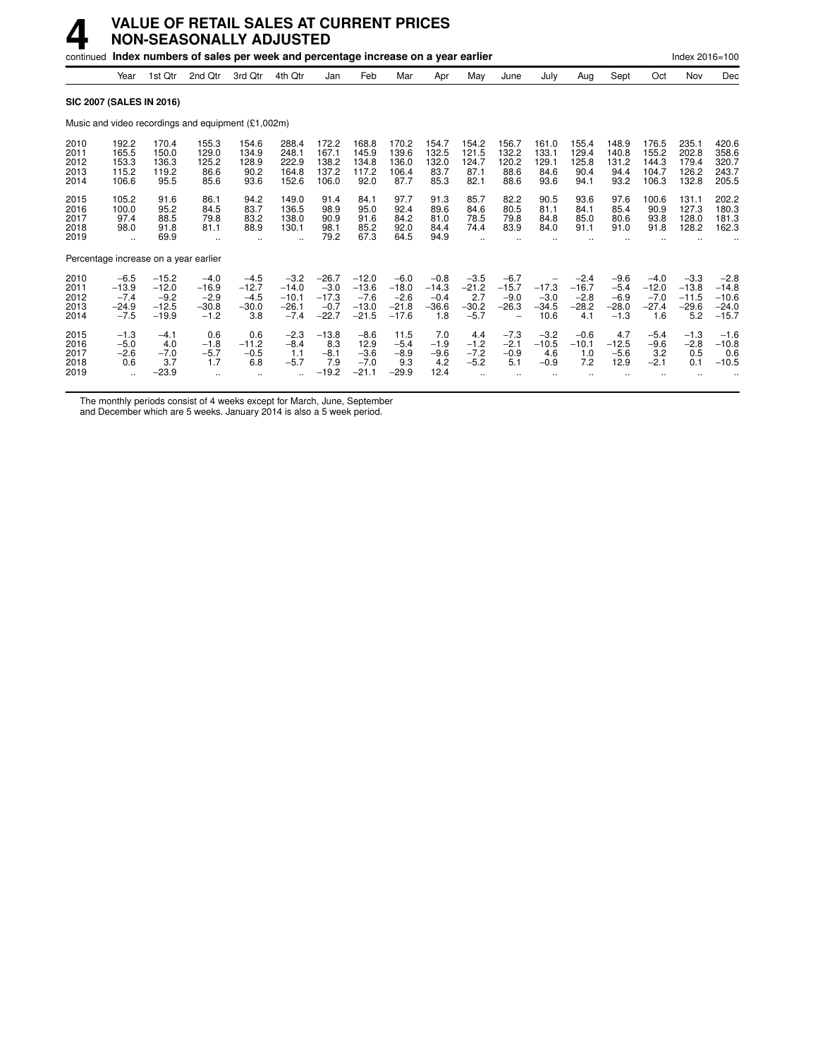# 4 VALUE OF RETAIL SALES AT CURRENT PRICES NON-SEASONALLY ADJUSTED

continued **Index numbers of sales per week and percentage increase on a year earlier**

Index 2016=100

| | Year | 1st Qtr | 2nd Qtr | 3rd Qtr | 4th Qtr | Jan | Feb | Mar | Apr | May | June | July | Aug | Sept | Oct | Nov | Dec |
|---|---|---|---|---|---|---|---|---|---|---|---|---|---|---|---|---|---|
| **SIC 2007 (SALES IN 2016)** | | | | | | | | | | | | | | | | | |
| Music and video recordings and equipment (£1,002m) | | | | | | | | | | | | | | | | | |
| 2010 | 192.2 | 170.4 | 155.3 | 154.6 | 288.4 | 172.2 | 168.8 | 170.2 | 154.7 | 154.2 | 156.7 | 161.0 | 155.4 | 148.9 | 176.5 | 235.1 | 420.6 |
| 2011 | 165.5 | 150.0 | 129.0 | 134.9 | 248.1 | 167.1 | 145.9 | 139.6 | 132.5 | 121.5 | 132.2 | 133.1 | 129.4 | 140.8 | 155.2 | 202.8 | 358.6 |
| 2012 | 153.3 | 136.3 | 125.2 | 128.9 | 222.9 | 138.2 | 134.8 | 136.0 | 132.0 | 124.7 | 120.2 | 129.1 | 125.8 | 131.2 | 144.3 | 179.4 | 320.7 |
| 2013 | 115.2 | 119.2 | 86.6 | 90.2 | 164.8 | 137.2 | 117.2 | 106.4 | 83.7 | 87.1 | 88.6 | 84.6 | 90.4 | 94.4 | 104.7 | 126.2 | 243.7 |
| 2014 | 106.6 | 95.5 | 85.6 | 93.6 | 152.6 | 106.0 | 92.0 | 87.7 | 85.3 | 82.1 | 88.6 | 93.6 | 94.1 | 93.2 | 106.3 | 132.8 | 205.5 |
| 2015 | 105.2 | 91.6 | 86.1 | 94.2 | 149.0 | 91.4 | 84.1 | 97.7 | 91.3 | 85.7 | 82.2 | 90.5 | 93.6 | 97.6 | 100.6 | 131.1 | 202.2 |
| 2016 | 100.0 | 95.2 | 84.5 | 83.7 | 136.5 | 98.9 | 95.0 | 92.4 | 89.6 | 84.6 | 80.5 | 81.1 | 84.1 | 85.4 | 90.9 | 127.3 | 180.3 |
| 2017 | 97.4 | 88.5 | 79.8 | 83.2 | 138.0 | 90.9 | 91.6 | 84.2 | 81.0 | 78.5 | 79.8 | 84.8 | 85.0 | 80.6 | 93.8 | 128.0 | 181.3 |
| 2018 | 98.0 | 91.8 | 81.1 | 88.9 | 130.1 | 98.1 | 85.2 | 92.0 | 84.4 | 74.4 | 83.9 | 84.0 | 91.1 | 91.0 | 91.8 | 128.2 | 162.3 |
| 2019 | .. | 69.9 | .. | .. | .. | 79.2 | 67.3 | 64.5 | 94.9 | .. | .. | .. | .. | .. | .. | .. | .. |
| Percentage increase on a year earlier | | | | | | | | | | | | | | | | | |
| 2010 | −6.5 | −15.2 | −4.0 | −4.5 | −3.2 | −26.7 | −12.0 | −6.0 | −0.8 | −3.5 | −6.7 | – | −2.4 | −9.6 | −4.0 | −3.3 | −2.8 |
| 2011 | −13.9 | −12.0 | −16.9 | −12.7 | −14.0 | −3.0 | −13.6 | −18.0 | −14.3 | −21.2 | −15.7 | −17.3 | −16.7 | −5.4 | −12.0 | −13.8 | −14.8 |
| 2012 | −7.4 | −9.2 | −2.9 | −4.5 | −10.1 | −17.3 | −7.6 | −2.6 | −0.4 | 2.7 | −9.0 | −3.0 | −2.8 | −6.9 | −7.0 | −11.5 | −10.6 |
| 2013 | −24.9 | −12.5 | −30.8 | −30.0 | −26.1 | −0.7 | −13.0 | −21.8 | −36.6 | −30.2 | −26.3 | −34.5 | −28.2 | −28.0 | −27.4 | −29.6 | −24.0 |
| 2014 | −7.5 | −19.9 | −1.2 | 3.8 | −7.4 | −22.7 | −21.5 | −17.6 | 1.8 | −5.7 | – | 10.6 | 4.1 | −1.3 | 1.6 | 5.2 | −15.7 |
| 2015 | −1.3 | −4.1 | 0.6 | 0.6 | −2.3 | −13.8 | −8.6 | 11.5 | 7.0 | 4.4 | −7.3 | −3.2 | −0.6 | 4.7 | −5.4 | −1.3 | −1.6 |
| 2016 | −5.0 | 4.0 | −1.8 | −11.2 | −8.4 | 8.3 | 12.9 | −5.4 | −1.9 | −1.2 | −2.1 | −10.5 | −10.1 | −12.5 | −9.6 | −2.8 | −10.8 |
| 2017 | −2.6 | −7.0 | −5.7 | −0.5 | 1.1 | −8.1 | −3.6 | −8.9 | −9.6 | −7.2 | −0.9 | 4.6 | 1.0 | −5.6 | 3.2 | 0.5 | 0.6 |
| 2018 | 0.6 | 3.7 | 1.7 | 6.8 | −5.7 | 7.9 | −7.0 | 9.3 | 4.2 | −5.2 | 5.1 | −0.9 | 7.2 | 12.9 | −2.1 | 0.1 | −10.5 |
| 2019 | .. | −23.9 | .. | .. | .. | −19.2 | −21.1 | −29.9 | 12.4 | .. | .. | .. | .. | .. | .. | .. | .. |

The monthly periods consist of 4 weeks except for March, June, September and December which are 5 weeks. January 2014 is also a 5 week period.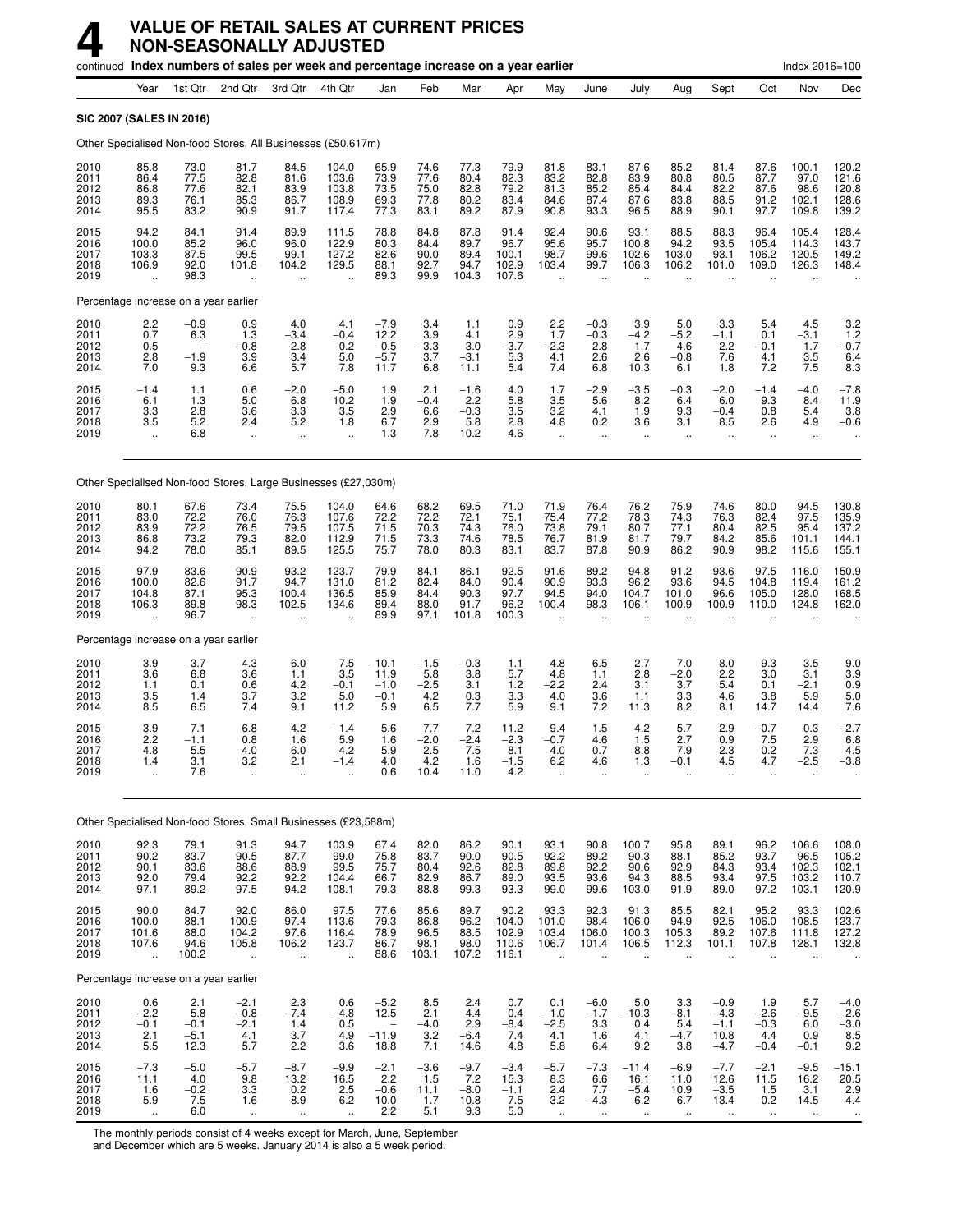# 4 VALUE OF RETAIL SALES AT CURRENT PRICES NON-SEASONALLY ADJUSTED

continued **Index numbers of sales per week and percentage increase on a year earlier** Index 2016=100

| | Year | 1st Qtr | 2nd Qtr | 3rd Qtr | 4th Qtr | Jan | Feb | Mar | Apr | May | June | July | Aug | Sept | Oct | Nov | Dec |
|---|---|---|---|---|---|---|---|---|---|---|---|---|---|---|---|---|---|
| **SIC 2007 (SALES IN 2016)** | | | | | | | | | | | | | | | | | |
| Other Specialised Non-food Stores, All Businesses (£50,617m) | | | | | | | | | | | | | | | | | |
| 2010 | 85.8 | 73.0 | 81.7 | 84.5 | 104.0 | 65.9 | 74.6 | 77.3 | 79.9 | 81.8 | 83.1 | 87.6 | 85.2 | 81.4 | 87.6 | 100.1 | 120.2 |
| 2011 | 86.4 | 77.5 | 82.8 | 81.6 | 103.6 | 73.9 | 77.6 | 80.4 | 82.3 | 83.2 | 82.8 | 83.9 | 80.8 | 80.5 | 87.7 | 97.0 | 121.6 |
| 2012 | 86.8 | 77.6 | 82.1 | 83.9 | 103.8 | 73.5 | 75.0 | 82.8 | 79.2 | 81.3 | 85.2 | 85.4 | 84.4 | 82.2 | 87.6 | 98.6 | 120.8 |
| 2013 | 89.3 | 76.1 | 85.3 | 86.7 | 108.9 | 69.3 | 77.8 | 80.2 | 83.4 | 84.6 | 87.4 | 87.6 | 83.8 | 88.5 | 91.2 | 102.1 | 128.6 |
| 2014 | 95.5 | 83.2 | 90.9 | 91.7 | 117.4 | 77.3 | 83.1 | 89.2 | 87.9 | 90.8 | 93.3 | 96.5 | 88.9 | 90.1 | 97.7 | 109.8 | 139.2 |
| 2015 | 94.2 | 84.1 | 91.4 | 89.9 | 111.5 | 78.8 | 84.8 | 87.8 | 91.4 | 92.4 | 90.6 | 93.1 | 88.5 | 88.3 | 96.4 | 105.4 | 128.4 |
| 2016 | 100.0 | 85.2 | 96.0 | 96.0 | 122.9 | 80.3 | 84.4 | 89.7 | 96.7 | 95.6 | 95.7 | 100.8 | 94.2 | 93.5 | 105.4 | 114.3 | 143.7 |
| 2017 | 103.3 | 87.5 | 99.5 | 99.1 | 127.2 | 82.6 | 90.0 | 89.4 | 100.1 | 98.7 | 99.6 | 102.6 | 103.0 | 93.1 | 106.2 | 120.5 | 149.2 |
| 2018 | 106.9 | 92.0 | 101.8 | 104.2 | 129.5 | 88.1 | 92.7 | 94.7 | 102.9 | 103.4 | 99.7 | 106.3 | 106.2 | 101.0 | 109.0 | 126.3 | 148.4 |
| 2019 | .. | 98.3 | .. | .. | .. | 89.3 | 99.9 | 104.3 | 107.6 | .. | .. | .. | .. | .. | .. | .. | .. |
| Percentage increase on a year earlier | | | | | | | | | | | | | | | | | |
| 2010 | 2.2 | −0.9 | 0.9 | 4.0 | 4.1 | −7.9 | 3.4 | 1.1 | 0.9 | 2.2 | −0.3 | 3.9 | 5.0 | 3.3 | 5.4 | 4.5 | 3.2 |
| 2011 | 0.7 | 6.3 | 1.3 | −3.4 | −0.4 | 12.2 | 3.9 | 4.1 | 2.9 | 1.7 | −0.3 | −4.2 | −5.2 | −1.1 | 0.1 | −3.1 | 1.2 |
| 2012 | 0.5 | – | −0.8 | 2.8 | 0.2 | −0.5 | −3.3 | 3.0 | −3.7 | −2.3 | 2.8 | 1.7 | 4.6 | 2.2 | −0.1 | 1.7 | −0.7 |
| 2013 | 2.8 | −1.9 | 3.9 | 3.4 | 5.0 | −5.7 | 3.7 | −3.1 | 5.3 | 4.1 | 2.6 | 2.6 | −0.8 | 7.6 | 4.1 | 3.5 | 6.4 |
| 2014 | 7.0 | 9.3 | 6.6 | 5.7 | 7.8 | 11.7 | 6.8 | 11.1 | 5.4 | 7.4 | 6.8 | 10.3 | 6.1 | 1.8 | 7.2 | 7.5 | 8.3 |
| 2015 | −1.4 | 1.1 | 0.6 | −2.0 | −5.0 | 1.9 | 2.1 | −1.6 | 4.0 | 1.7 | −2.9 | −3.5 | −0.3 | −2.0 | −1.4 | −4.0 | −7.8 |
| 2016 | 6.1 | 1.3 | 5.0 | 6.8 | 10.2 | 1.9 | −0.4 | 2.2 | 5.8 | 3.5 | 5.6 | 8.2 | 6.4 | 6.0 | 9.3 | 8.4 | 11.9 |
| 2017 | 3.3 | 2.8 | 3.6 | 3.3 | 3.5 | 2.9 | 6.6 | −0.3 | 3.5 | 3.2 | 4.1 | 1.9 | 9.3 | −0.4 | 0.8 | 5.4 | 3.8 |
| 2018 | 3.5 | 5.2 | 2.4 | 5.2 | 1.8 | 6.7 | 2.9 | 5.8 | 2.8 | 4.8 | 0.2 | 3.6 | 3.1 | 8.5 | 2.6 | 4.9 | −0.6 |
| 2019 | .. | 6.8 | .. | .. | .. | 1.3 | 7.8 | 10.2 | 4.6 | .. | .. | .. | .. | .. | .. | .. | .. |
| Other Specialised Non-food Stores, Large Businesses (£27,030m) | | | | | | | | | | | | | | | | | |
| 2010 | 80.1 | 67.6 | 73.4 | 75.5 | 104.0 | 64.6 | 68.2 | 69.5 | 71.0 | 71.9 | 76.4 | 76.2 | 75.9 | 74.6 | 80.0 | 94.5 | 130.8 |
| 2011 | 83.0 | 72.2 | 76.0 | 76.3 | 107.6 | 72.2 | 72.2 | 72.1 | 75.1 | 75.4 | 77.2 | 78.3 | 74.3 | 76.3 | 82.4 | 97.5 | 135.9 |
| 2012 | 83.9 | 72.2 | 76.5 | 79.5 | 107.5 | 71.5 | 70.3 | 74.3 | 76.0 | 73.8 | 79.1 | 80.7 | 77.1 | 80.4 | 82.5 | 95.4 | 137.2 |
| 2013 | 86.8 | 73.2 | 79.3 | 82.0 | 112.9 | 71.5 | 73.3 | 74.6 | 78.5 | 76.7 | 81.9 | 81.7 | 79.7 | 84.2 | 85.6 | 101.1 | 144.1 |
| 2014 | 94.2 | 78.0 | 85.1 | 89.5 | 125.5 | 75.7 | 78.0 | 80.3 | 83.1 | 83.7 | 87.8 | 90.9 | 86.2 | 90.9 | 98.2 | 115.6 | 155.1 |
| 2015 | 97.9 | 83.6 | 90.9 | 93.2 | 123.7 | 79.9 | 84.1 | 86.1 | 92.5 | 91.6 | 89.2 | 94.8 | 91.2 | 93.6 | 97.5 | 116.0 | 150.9 |
| 2016 | 100.0 | 82.6 | 91.7 | 94.7 | 131.0 | 81.2 | 82.4 | 84.0 | 90.4 | 90.9 | 93.3 | 96.2 | 93.6 | 94.5 | 104.8 | 119.4 | 161.2 |
| 2017 | 104.8 | 87.1 | 95.3 | 100.4 | 136.5 | 85.9 | 84.4 | 90.3 | 97.7 | 94.5 | 94.0 | 104.7 | 101.0 | 96.6 | 105.0 | 128.0 | 168.5 |
| 2018 | 106.3 | 89.8 | 98.3 | 102.5 | 134.6 | 89.4 | 88.0 | 91.7 | 96.2 | 100.4 | 98.3 | 106.1 | 100.9 | 100.9 | 110.0 | 124.8 | 162.0 |
| 2019 | .. | 96.7 | .. | .. | .. | 89.9 | 97.1 | 101.8 | 100.3 | .. | .. | .. | .. | .. | .. | .. | .. |
| Percentage increase on a year earlier | | | | | | | | | | | | | | | | | |
| 2010 | 3.9 | −3.7 | 4.3 | 6.0 | 7.5 | −10.1 | −1.5 | −0.3 | 1.1 | 4.8 | 6.5 | 2.7 | 7.0 | 8.0 | 9.3 | 3.5 | 9.0 |
| 2011 | 3.6 | 6.8 | 3.6 | 1.1 | 3.5 | 11.9 | 5.8 | 3.8 | 5.7 | 4.8 | 1.1 | 2.8 | −2.0 | 2.2 | 3.0 | 3.1 | 3.9 |
| 2012 | 1.1 | 0.1 | 0.6 | 4.2 | −0.1 | −1.0 | −2.5 | 3.1 | 1.2 | −2.2 | 2.4 | 3.1 | 3.7 | 5.4 | 0.1 | −2.1 | 0.9 |
| 2013 | 3.5 | 1.4 | 3.7 | 3.2 | 5.0 | −0.1 | 4.2 | 0.3 | 3.3 | 4.0 | 3.6 | 1.1 | 3.3 | 4.6 | 3.8 | 5.9 | 5.0 |
| 2014 | 8.5 | 6.5 | 7.4 | 9.1 | 11.2 | 5.9 | 6.5 | 7.7 | 5.9 | 9.1 | 7.2 | 11.3 | 8.2 | 8.1 | 14.7 | 14.4 | 7.6 |
| 2015 | 3.9 | 7.1 | 6.8 | 4.2 | −1.4 | 5.6 | 7.7 | 7.2 | 11.2 | 9.4 | 1.5 | 4.2 | 5.7 | 2.9 | −0.7 | 0.3 | −2.7 |
| 2016 | 2.2 | −1.1 | 0.8 | 1.6 | 5.9 | 1.6 | −2.0 | −2.4 | −2.3 | −0.7 | 4.6 | 1.5 | 2.7 | 0.9 | 7.5 | 2.9 | 6.8 |
| 2017 | 4.8 | 5.5 | 4.0 | 6.0 | 4.2 | 5.9 | 2.5 | 7.5 | 8.1 | 4.0 | 0.7 | 8.8 | 7.9 | 2.3 | 0.2 | 7.3 | 4.5 |
| 2018 | 1.4 | 3.1 | 3.2 | 2.1 | −1.4 | 4.0 | 4.2 | 1.6 | −1.5 | 6.2 | 4.6 | 1.3 | −0.1 | 4.5 | 4.7 | −2.5 | −3.8 |
| 2019 | .. | 7.6 | .. | .. | .. | 0.6 | 10.4 | 11.0 | 4.2 | .. | .. | .. | .. | .. | .. | .. | .. |
| Other Specialised Non-food Stores, Small Businesses (£23,588m) | | | | | | | | | | | | | | | | | |
| 2010 | 92.3 | 79.1 | 91.3 | 94.7 | 103.9 | 67.4 | 82.0 | 86.2 | 90.1 | 93.1 | 90.8 | 100.7 | 95.8 | 89.1 | 96.2 | 106.6 | 108.0 |
| 2011 | 90.2 | 83.7 | 90.5 | 87.7 | 99.0 | 75.8 | 83.7 | 90.0 | 90.5 | 92.2 | 89.2 | 90.3 | 88.1 | 85.2 | 93.7 | 96.5 | 105.2 |
| 2012 | 90.1 | 83.6 | 88.6 | 88.9 | 99.5 | 75.7 | 80.4 | 92.6 | 82.8 | 89.8 | 92.2 | 90.6 | 92.9 | 84.3 | 93.4 | 102.3 | 102.1 |
| 2013 | 92.0 | 79.4 | 92.2 | 92.2 | 104.4 | 66.7 | 82.9 | 86.7 | 89.0 | 93.5 | 93.6 | 94.3 | 88.5 | 93.4 | 97.5 | 103.2 | 110.7 |
| 2014 | 97.1 | 89.2 | 97.5 | 94.2 | 108.1 | 79.3 | 88.8 | 99.3 | 93.3 | 99.0 | 99.6 | 103.0 | 91.9 | 89.0 | 97.2 | 103.1 | 120.9 |
| 2015 | 90.0 | 84.7 | 92.0 | 86.0 | 97.5 | 77.6 | 85.6 | 89.7 | 90.2 | 93.3 | 92.3 | 91.3 | 85.5 | 82.1 | 95.2 | 93.3 | 102.6 |
| 2016 | 100.0 | 88.1 | 100.9 | 97.4 | 113.6 | 79.3 | 86.8 | 96.2 | 104.0 | 101.0 | 98.4 | 106.0 | 94.9 | 92.5 | 106.0 | 108.5 | 123.7 |
| 2017 | 101.6 | 88.0 | 104.2 | 97.6 | 116.4 | 78.9 | 96.5 | 88.5 | 102.9 | 103.4 | 106.0 | 100.3 | 105.3 | 89.2 | 107.6 | 111.8 | 127.2 |
| 2018 | 107.6 | 94.6 | 105.8 | 106.2 | 123.7 | 86.7 | 98.1 | 98.0 | 110.6 | 106.7 | 101.4 | 106.5 | 112.3 | 101.1 | 107.8 | 128.1 | 132.8 |
| 2019 | .. | 100.2 | .. | .. | .. | 88.6 | 103.1 | 107.2 | 116.1 | .. | .. | .. | .. | .. | .. | .. | .. |
| Percentage increase on a year earlier | | | | | | | | | | | | | | | | | |
| 2010 | 0.6 | 2.1 | −2.1 | 2.3 | 0.6 | −5.2 | 8.5 | 2.4 | 0.7 | 0.1 | −6.0 | 5.0 | 3.3 | −0.9 | 1.9 | 5.7 | −4.0 |
| 2011 | −2.2 | 5.8 | −0.8 | −7.4 | −4.8 | 12.5 | 2.1 | 4.4 | 0.4 | −1.0 | −1.7 | −10.3 | −8.1 | −4.3 | −2.6 | −9.5 | −2.6 |
| 2012 | −0.1 | −0.1 | −2.1 | 1.4 | 0.5 | – | −4.0 | 2.9 | −8.4 | −2.5 | 3.3 | 0.4 | 5.4 | −1.1 | −0.3 | 6.0 | −3.0 |
| 2013 | 2.1 | −5.1 | 4.1 | 3.7 | 4.9 | −11.9 | 3.2 | −6.4 | 7.4 | 4.1 | 1.6 | 4.1 | −4.7 | 10.8 | 4.4 | 0.9 | 8.5 |
| 2014 | 5.5 | 12.3 | 5.7 | 2.2 | 3.6 | 18.8 | 7.1 | 14.6 | 4.8 | 5.8 | 6.4 | 9.2 | 3.8 | −4.7 | −0.4 | −0.1 | 9.2 |
| 2015 | −7.3 | −5.0 | −5.7 | −8.7 | −9.9 | −2.1 | −3.6 | −9.7 | −3.4 | −5.7 | −7.3 | −11.4 | −6.9 | −7.7 | −2.1 | −9.5 | −15.1 |
| 2016 | 11.1 | 4.0 | 9.8 | 13.2 | 16.5 | 2.2 | 1.5 | 7.2 | 15.3 | 8.3 | 6.6 | 16.1 | 11.0 | 12.6 | 11.5 | 16.2 | 20.5 |
| 2017 | 1.6 | −0.2 | 3.3 | 0.2 | 2.5 | −0.6 | 11.1 | −8.0 | −1.1 | 2.4 | 7.7 | −5.4 | 10.9 | −3.5 | 1.5 | 3.1 | 2.9 |
| 2018 | 5.9 | 7.5 | 1.6 | 8.9 | 6.2 | 10.0 | 1.7 | 10.8 | 7.5 | 3.2 | −4.3 | 6.2 | 6.7 | 13.4 | 0.2 | 14.5 | 4.4 |
| 2019 | .. | 6.0 | .. | .. | .. | 2.2 | 5.1 | 9.3 | 5.0 | .. | .. | .. | .. | .. | .. | .. | .. |

The monthly periods consist of 4 weeks except for March, June, September and December which are 5 weeks. January 2014 is also a 5 week period.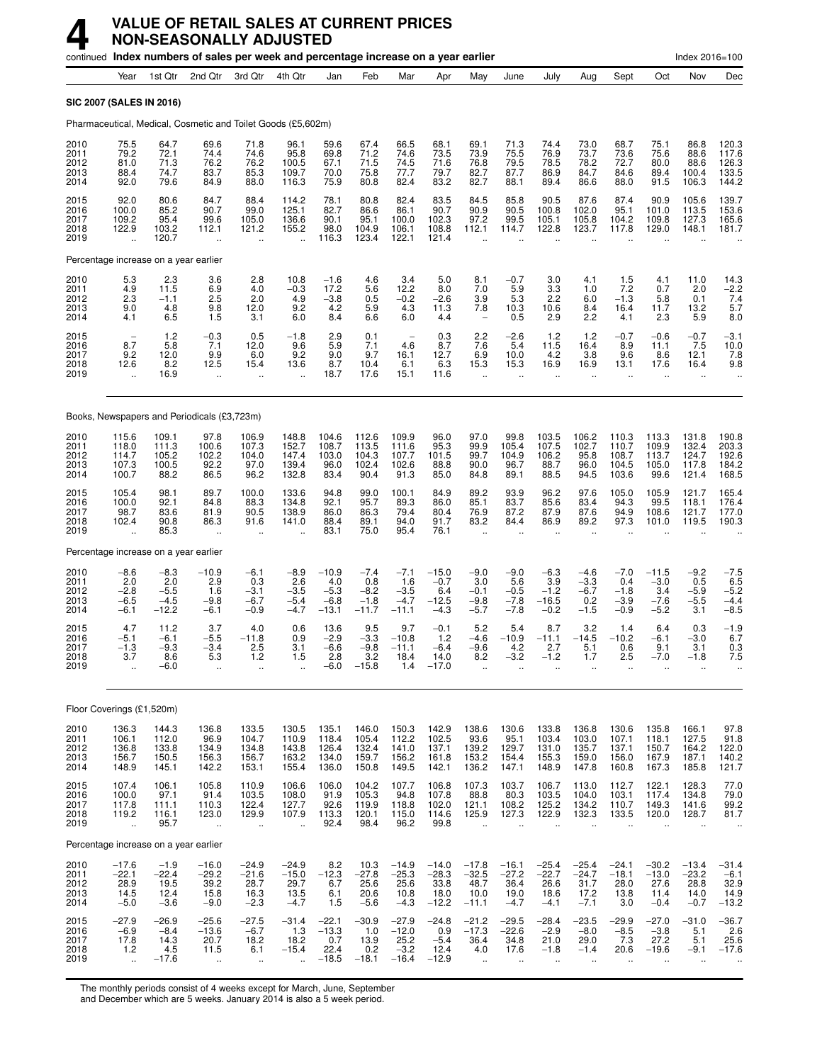# 4 VALUE OF RETAIL SALES AT CURRENT PRICES NON-SEASONALLY ADJUSTED

continued **Index numbers of sales per week and percentage increase on a year earlier** Index 2016=100

| | Year | 1st Qtr | 2nd Qtr | 3rd Qtr | 4th Qtr | Jan | Feb | Mar | Apr | May | June | July | Aug | Sept | Oct | Nov | Dec |
|---|---|---|---|---|---|---|---|---|---|---|---|---|---|---|---|---|---|
| **SIC 2007 (SALES IN 2016)** | | | | | | | | | | | | | | | | | |
| Pharmaceutical, Medical, Cosmetic and Toilet Goods (£5,602m) | | | | | | | | | | | | | | | | | |
| 2010 | 75.5 | 64.7 | 69.6 | 71.8 | 96.1 | 59.6 | 67.4 | 66.5 | 68.1 | 69.1 | 71.3 | 74.4 | 73.0 | 68.7 | 75.1 | 86.8 | 120.3 |
| 2011 | 79.2 | 72.1 | 74.4 | 74.6 | 95.8 | 69.8 | 71.2 | 74.6 | 73.5 | 73.9 | 75.5 | 76.9 | 73.7 | 73.6 | 75.6 | 88.6 | 117.6 |
| 2012 | 81.0 | 71.3 | 76.2 | 76.2 | 100.5 | 67.1 | 71.5 | 74.5 | 71.6 | 76.8 | 79.5 | 78.5 | 78.2 | 72.7 | 80.0 | 88.6 | 126.3 |
| 2013 | 88.4 | 74.7 | 83.7 | 85.3 | 109.7 | 70.0 | 75.8 | 77.7 | 79.7 | 82.7 | 87.7 | 86.9 | 84.7 | 84.6 | 89.4 | 100.4 | 133.5 |
| 2014 | 92.0 | 79.6 | 84.9 | 88.0 | 116.3 | 75.9 | 80.8 | 82.4 | 83.2 | 82.7 | 88.1 | 89.4 | 86.6 | 88.0 | 91.5 | 106.3 | 144.2 |
| 2015 | 92.0 | 80.6 | 84.7 | 88.4 | 114.2 | 78.1 | 80.8 | 82.4 | 83.5 | 84.5 | 85.8 | 90.5 | 87.6 | 87.4 | 90.9 | 105.6 | 139.7 |
| 2016 | 100.0 | 85.2 | 90.7 | 99.0 | 125.1 | 82.7 | 86.6 | 86.1 | 90.7 | 90.9 | 90.5 | 100.8 | 102.0 | 95.1 | 101.0 | 113.5 | 153.6 |
| 2017 | 109.2 | 95.4 | 99.6 | 105.0 | 136.6 | 90.1 | 95.1 | 100.0 | 102.3 | 97.2 | 99.5 | 105.1 | 105.8 | 104.2 | 109.8 | 127.3 | 165.6 |
| 2018 | 122.9 | 103.2 | 112.1 | 121.2 | 155.2 | 98.0 | 104.9 | 106.1 | 108.8 | 112.1 | 114.7 | 122.8 | 123.7 | 117.8 | 129.0 | 148.1 | 181.7 |
| 2019 | .. | 120.7 | .. | .. | .. | 116.3 | 123.4 | 122.1 | 121.4 | .. | .. | .. | .. | .. | .. | .. | .. |
| Percentage increase on a year earlier | | | | | | | | | | | | | | | | | |
| 2010 | 5.3 | 2.3 | 3.6 | 2.8 | 10.8 | −1.6 | 4.6 | 3.4 | 5.0 | 8.1 | −0.7 | 3.0 | 4.1 | 1.5 | 4.1 | 11.0 | 14.3 |
| 2011 | 4.9 | 11.5 | 6.9 | 4.0 | −0.3 | 17.2 | 5.6 | 12.2 | 8.0 | 7.0 | 5.9 | 3.3 | 1.0 | 7.2 | 0.7 | 2.0 | −2.2 |
| 2012 | 2.3 | −1.1 | 2.5 | 2.0 | 4.9 | −3.8 | 0.5 | −0.2 | −2.6 | 3.9 | 5.3 | 2.2 | 6.0 | −1.3 | 5.8 | 0.1 | 7.4 |
| 2013 | 9.0 | 4.8 | 9.8 | 12.0 | 9.2 | 4.2 | 5.9 | 4.3 | 11.3 | 7.8 | 10.3 | 10.6 | 8.4 | 16.4 | 11.7 | 13.2 | 5.7 |
| 2014 | 4.1 | 6.5 | 1.5 | 3.1 | 6.0 | 8.4 | 6.6 | 6.0 | 4.4 | – | 0.5 | 2.9 | 2.2 | 4.1 | 2.3 | 5.9 | 8.0 |
| 2015 | – | 1.2 | −0.3 | 0.5 | −1.8 | 2.9 | 0.1 | – | 0.3 | 2.2 | −2.6 | 1.2 | 1.2 | −0.7 | −0.6 | −0.7 | −3.1 |
| 2016 | 8.7 | 5.8 | 7.1 | 12.0 | 9.6 | 5.9 | 7.1 | 4.6 | 8.7 | 7.6 | 5.4 | 11.5 | 16.4 | 8.9 | 11.1 | 7.5 | 10.0 |
| 2017 | 9.2 | 12.0 | 9.9 | 6.0 | 9.2 | 9.0 | 9.7 | 16.1 | 12.7 | 6.9 | 10.0 | 4.2 | 3.8 | 9.6 | 8.6 | 12.1 | 7.8 |
| 2018 | 12.6 | 8.2 | 12.5 | 15.4 | 13.6 | 8.7 | 10.4 | 6.1 | 6.3 | 15.3 | 15.3 | 16.9 | 16.9 | 13.1 | 17.6 | 16.4 | 9.8 |
| 2019 | .. | 16.9 | .. | .. | .. | 18.7 | 17.6 | 15.1 | 11.6 | .. | .. | .. | .. | .. | .. | .. | .. |
| Books, Newspapers and Periodicals (£3,723m) | | | | | | | | | | | | | | | | | |
| 2010 | 115.6 | 109.1 | 97.8 | 106.9 | 148.8 | 104.6 | 112.6 | 109.9 | 96.0 | 97.0 | 99.8 | 103.5 | 106.2 | 110.3 | 113.3 | 131.8 | 190.8 |
| 2011 | 118.0 | 111.3 | 100.6 | 107.3 | 152.7 | 108.7 | 113.5 | 111.6 | 95.3 | 99.9 | 105.4 | 107.5 | 102.7 | 110.7 | 109.9 | 132.4 | 203.3 |
| 2012 | 114.7 | 105.2 | 102.2 | 104.0 | 147.4 | 103.0 | 104.3 | 107.7 | 101.5 | 99.7 | 104.9 | 106.2 | 95.8 | 108.7 | 113.7 | 124.7 | 192.6 |
| 2013 | 107.3 | 100.5 | 92.2 | 97.0 | 139.4 | 96.2 | 102.4 | 102.6 | 88.8 | 90.0 | 96.7 | 88.7 | 96.0 | 104.5 | 105.0 | 117.8 | 184.2 |
| 2014 | 100.7 | 88.2 | 86.5 | 96.2 | 132.8 | 83.4 | 90.4 | 91.3 | 85.0 | 84.8 | 89.1 | 88.5 | 94.5 | 103.6 | 99.6 | 121.4 | 168.5 |
| 2015 | 105.4 | 98.1 | 89.7 | 100.0 | 133.6 | 94.8 | 99.0 | 100.1 | 84.9 | 89.2 | 93.9 | 96.2 | 97.6 | 105.0 | 105.9 | 121.7 | 165.4 |
| 2016 | 100.0 | 92.1 | 84.8 | 88.3 | 134.8 | 92.1 | 95.7 | 89.3 | 86.0 | 85.1 | 83.7 | 85.6 | 83.4 | 94.3 | 99.5 | 118.1 | 176.4 |
| 2017 | 98.7 | 83.6 | 81.9 | 90.5 | 138.9 | 86.0 | 86.3 | 79.4 | 80.4 | 76.9 | 87.2 | 87.9 | 87.6 | 94.9 | 108.6 | 121.7 | 177.0 |
| 2018 | 102.4 | 90.8 | 86.3 | 91.6 | 141.0 | 88.4 | 89.1 | 94.0 | 91.7 | 83.2 | 84.4 | 86.9 | 89.2 | 97.3 | 101.0 | 119.5 | 190.3 |
| 2019 | .. | 85.3 | .. | .. | .. | 83.1 | 75.0 | 95.4 | 76.1 | .. | .. | .. | .. | .. | .. | .. | .. |
| Percentage increase on a year earlier | | | | | | | | | | | | | | | | | |
| 2010 | −8.6 | −8.3 | −10.9 | −6.1 | −8.9 | −10.9 | −7.4 | −7.1 | −15.0 | −9.0 | −9.0 | −6.3 | −4.6 | −7.0 | −11.5 | −9.2 | −7.5 |
| 2011 | 2.0 | 2.0 | 2.9 | 0.3 | 2.6 | 4.0 | 0.8 | 1.6 | −0.7 | 3.0 | 5.6 | 3.9 | −3.3 | 0.4 | −3.0 | 0.5 | 6.5 |
| 2012 | −2.8 | −5.5 | 1.6 | −3.1 | −3.5 | −5.3 | −8.2 | −3.5 | 6.4 | −0.1 | −0.5 | −1.2 | −6.7 | −1.8 | 3.4 | −5.9 | −5.2 |
| 2013 | −6.5 | −4.5 | −9.8 | −6.7 | −5.4 | −6.8 | −1.8 | −4.7 | −12.5 | −9.8 | −7.8 | −16.5 | 0.2 | −3.9 | −7.6 | −5.5 | −4.4 |
| 2014 | −6.1 | −12.2 | −6.1 | −0.9 | −4.7 | −13.1 | −11.7 | −11.1 | −4.3 | −5.7 | −7.8 | −0.2 | −1.5 | −0.9 | −5.2 | 3.1 | −8.5 |
| 2015 | 4.7 | 11.2 | 3.7 | 4.0 | 0.6 | 13.6 | 9.5 | 9.7 | −0.1 | 5.2 | 5.4 | 8.7 | 3.2 | 1.4 | 6.4 | 0.3 | −1.9 |
| 2016 | −5.1 | −6.1 | −5.5 | −11.8 | 0.9 | −2.9 | −3.3 | −10.8 | 1.2 | −4.6 | −10.9 | −11.1 | −14.5 | −10.2 | −6.1 | −3.0 | 6.7 |
| 2017 | −1.3 | −9.3 | −3.4 | 2.5 | 3.1 | −6.6 | −9.8 | −11.1 | −6.4 | −9.6 | 4.2 | 2.7 | 5.1 | 0.6 | 9.1 | 3.1 | 0.3 |
| 2018 | 3.7 | 8.6 | 5.3 | 1.2 | 1.5 | 2.8 | 3.2 | 18.4 | 14.0 | 8.2 | −3.2 | −1.2 | 1.7 | 2.5 | −7.0 | −1.8 | 7.5 |
| 2019 | .. | −6.0 | .. | .. | .. | −6.0 | −15.8 | 1.4 | −17.0 | .. | .. | .. | .. | .. | .. | .. | .. |
| Floor Coverings (£1,520m) | | | | | | | | | | | | | | | | | |
| 2010 | 136.3 | 144.3 | 136.8 | 133.5 | 130.5 | 135.1 | 146.0 | 150.3 | 142.9 | 138.6 | 130.6 | 133.8 | 136.8 | 130.6 | 135.8 | 166.1 | 97.8 |
| 2011 | 106.1 | 112.0 | 96.9 | 104.7 | 110.9 | 118.4 | 105.4 | 112.2 | 102.5 | 93.6 | 95.1 | 103.4 | 103.0 | 107.1 | 118.1 | 127.5 | 91.8 |
| 2012 | 136.8 | 133.8 | 134.9 | 134.8 | 143.8 | 126.4 | 132.4 | 141.0 | 137.1 | 139.2 | 129.7 | 131.0 | 135.7 | 137.1 | 150.7 | 164.2 | 122.0 |
| 2013 | 156.7 | 150.5 | 156.3 | 156.7 | 163.2 | 134.0 | 159.7 | 156.2 | 161.8 | 153.2 | 154.4 | 155.3 | 159.0 | 156.0 | 167.9 | 187.1 | 140.2 |
| 2014 | 148.9 | 145.1 | 142.2 | 153.1 | 155.4 | 136.0 | 150.8 | 149.5 | 142.1 | 136.2 | 147.1 | 148.9 | 147.8 | 160.8 | 167.3 | 185.8 | 121.7 |
| 2015 | 107.4 | 106.1 | 105.8 | 110.9 | 106.6 | 106.0 | 104.2 | 107.7 | 106.8 | 107.3 | 103.7 | 106.7 | 113.0 | 112.7 | 122.1 | 128.3 | 77.0 |
| 2016 | 100.0 | 97.1 | 91.4 | 103.5 | 108.0 | 91.9 | 105.3 | 94.8 | 107.8 | 88.8 | 80.3 | 103.5 | 104.0 | 103.1 | 117.4 | 134.8 | 79.0 |
| 2017 | 117.8 | 111.1 | 110.3 | 122.4 | 127.7 | 92.6 | 119.9 | 118.8 | 102.0 | 121.1 | 108.2 | 125.2 | 134.2 | 110.7 | 149.3 | 141.6 | 99.2 |
| 2018 | 119.2 | 116.1 | 123.0 | 129.9 | 107.9 | 113.3 | 120.1 | 115.0 | 114.6 | 125.9 | 127.3 | 122.9 | 132.3 | 133.5 | 120.0 | 128.7 | 81.7 |
| 2019 | .. | 95.7 | .. | .. | .. | 92.4 | 98.4 | 96.2 | 99.8 | .. | .. | .. | .. | .. | .. | .. | .. |
| Percentage increase on a year earlier | | | | | | | | | | | | | | | | | |
| 2010 | −17.6 | −1.9 | −16.0 | −24.9 | −24.9 | 8.2 | 10.3 | −14.9 | −14.0 | −17.8 | −16.1 | −25.4 | −25.4 | −24.1 | −30.2 | −13.4 | −31.4 |
| 2011 | −22.1 | −22.4 | −29.2 | −21.6 | −15.0 | −12.3 | −27.8 | −25.3 | −28.3 | −32.5 | −27.2 | −22.7 | −24.7 | −18.1 | −13.0 | −23.2 | −6.1 |
| 2012 | 28.9 | 19.5 | 39.2 | 28.7 | 29.7 | 6.7 | 25.6 | 25.6 | 33.8 | 48.7 | 36.4 | 26.6 | 31.7 | 28.0 | 27.6 | 28.8 | 32.9 |
| 2013 | 14.5 | 12.4 | 15.8 | 16.3 | 13.5 | 6.1 | 20.6 | 10.8 | 18.0 | 10.0 | 19.0 | 18.6 | 17.2 | 13.8 | 11.4 | 14.0 | 14.9 |
| 2014 | −5.0 | −3.6 | −9.0 | −2.3 | −4.7 | 1.5 | −5.6 | −4.3 | −12.2 | −11.1 | −4.7 | −4.1 | −7.1 | 3.0 | −0.4 | −0.7 | −13.2 |
| 2015 | −27.9 | −26.9 | −25.6 | −27.5 | −31.4 | −22.1 | −30.9 | −27.9 | −24.8 | −21.2 | −29.5 | −28.4 | −23.5 | −29.9 | −27.0 | −31.0 | −36.7 |
| 2016 | −6.9 | −8.4 | −13.6 | −6.7 | 1.3 | −13.3 | 1.0 | −12.0 | 0.9 | −17.3 | −22.6 | −2.9 | −8.0 | −8.5 | −3.8 | 5.1 | 2.6 |
| 2017 | 17.8 | 14.3 | 20.7 | 18.2 | 18.2 | 0.7 | 13.9 | 25.2 | −5.4 | 36.4 | 34.8 | 21.0 | 29.0 | 7.3 | 27.2 | 5.1 | 25.6 |
| 2018 | 1.2 | 4.5 | 11.5 | 6.1 | −15.4 | 22.4 | 0.2 | −3.2 | 12.4 | 4.0 | 17.6 | −1.8 | −1.4 | 20.6 | −19.6 | −9.1 | −17.6 |
| 2019 | .. | −17.6 | .. | .. | .. | −18.5 | −18.1 | −16.4 | −12.9 | .. | .. | .. | .. | .. | .. | .. | .. |

The monthly periods consist of 4 weeks except for March, June, September and December which are 5 weeks. January 2014 is also a 5 week period.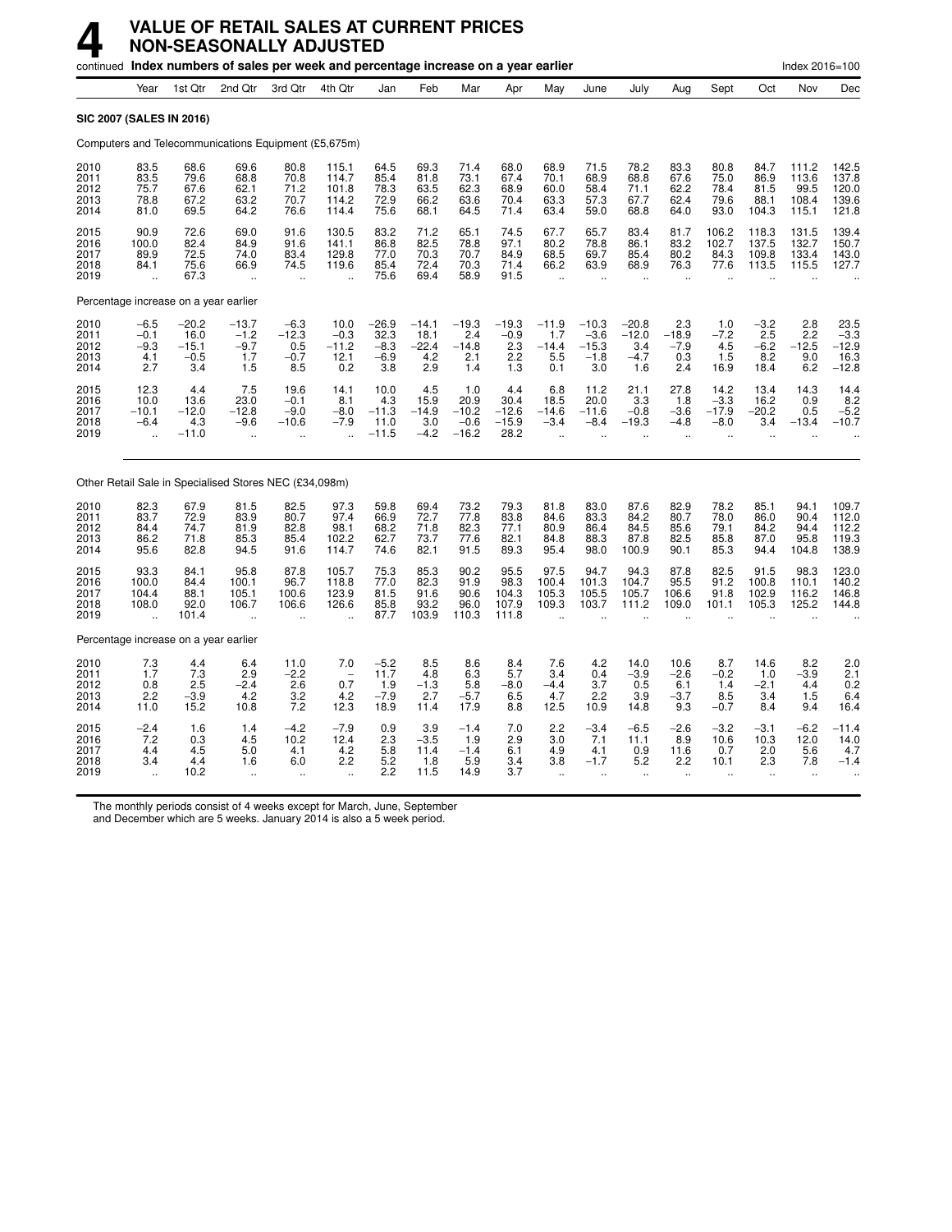# 4 VALUE OF RETAIL SALES AT CURRENT PRICES NON-SEASONALLY ADJUSTED

continued **Index numbers of sales per week and percentage increase on a year earlier** — Index 2016=100

| | Year | 1st Qtr | 2nd Qtr | 3rd Qtr | 4th Qtr | Jan | Feb | Mar | Apr | May | June | July | Aug | Sept | Oct | Nov | Dec |
|---|---|---|---|---|---|---|---|---|---|---|---|---|---|---|---|---|---|
| **SIC 2007 (SALES IN 2016)** | | | | | | | | | | | | | | | | | |
| Computers and Telecommunications Equipment (£5,675m) | | | | | | | | | | | | | | | | | |
| 2010 | 83.5 | 68.6 | 69.6 | 80.8 | 115.1 | 64.5 | 69.3 | 71.4 | 68.0 | 68.9 | 71.5 | 78.2 | 83.3 | 80.8 | 84.7 | 111.2 | 142.5 |
| 2011 | 83.5 | 79.6 | 68.8 | 70.8 | 114.7 | 85.4 | 81.8 | 73.1 | 67.4 | 70.1 | 68.9 | 68.8 | 67.6 | 75.0 | 86.9 | 113.6 | 137.8 |
| 2012 | 75.7 | 67.6 | 62.1 | 71.2 | 101.8 | 78.3 | 63.5 | 62.3 | 68.9 | 60.0 | 58.4 | 71.1 | 62.2 | 78.4 | 81.5 | 99.5 | 120.0 |
| 2013 | 78.8 | 67.2 | 63.2 | 70.7 | 114.2 | 72.9 | 66.2 | 63.6 | 70.4 | 63.3 | 57.3 | 67.7 | 62.4 | 79.6 | 88.1 | 108.4 | 139.6 |
| 2014 | 81.0 | 69.5 | 64.2 | 76.6 | 114.4 | 75.6 | 68.1 | 64.5 | 71.4 | 63.4 | 59.0 | 68.8 | 64.0 | 93.0 | 104.3 | 115.1 | 121.8 |
| 2015 | 90.9 | 72.6 | 69.0 | 91.6 | 130.5 | 83.2 | 71.2 | 65.1 | 74.5 | 67.7 | 65.7 | 83.4 | 81.7 | 106.2 | 118.3 | 131.5 | 139.4 |
| 2016 | 100.0 | 82.4 | 84.9 | 91.6 | 141.1 | 86.8 | 82.5 | 78.8 | 97.1 | 80.2 | 78.8 | 86.1 | 83.2 | 102.7 | 137.5 | 132.7 | 150.7 |
| 2017 | 89.9 | 72.5 | 74.0 | 83.4 | 129.8 | 77.0 | 70.3 | 70.7 | 84.9 | 68.5 | 69.7 | 85.4 | 80.2 | 84.3 | 109.8 | 133.4 | 143.0 |
| 2018 | 84.1 | 75.6 | 66.9 | 74.5 | 119.6 | 85.4 | 72.4 | 70.3 | 71.4 | 66.2 | 63.9 | 68.9 | 76.3 | 77.6 | 113.5 | 115.5 | 127.7 |
| 2019 | .. | 67.3 | .. | .. | .. | 75.6 | 69.4 | 58.9 | 91.5 | .. | .. | .. | .. | .. | .. | .. | .. |
| Percentage increase on a year earlier | | | | | | | | | | | | | | | | | |
| 2010 | −6.5 | −20.2 | −13.7 | −6.3 | 10.0 | −26.9 | −14.1 | −19.3 | −19.3 | −11.9 | −10.3 | −20.8 | 2.3 | 1.0 | −3.2 | 2.8 | 23.5 |
| 2011 | −0.1 | 16.0 | −1.2 | −12.3 | −0.3 | 32.3 | 18.1 | 2.4 | −0.9 | 1.7 | −3.6 | −12.0 | −18.9 | −7.2 | 2.5 | 2.2 | −3.3 |
| 2012 | −9.3 | −15.1 | −9.7 | 0.5 | −11.2 | −8.3 | −22.4 | −14.8 | 2.3 | −14.4 | −15.3 | 3.4 | −7.9 | 4.5 | −6.2 | −12.5 | −12.9 |
| 2013 | 4.1 | −0.5 | 1.7 | −0.7 | 12.1 | −6.9 | 4.2 | 2.1 | 2.2 | 5.5 | −1.8 | −4.7 | 0.3 | 1.5 | 8.2 | 9.0 | 16.3 |
| 2014 | 2.7 | 3.4 | 1.5 | 8.5 | 0.2 | 3.8 | 2.9 | 1.4 | 1.3 | 0.1 | 3.0 | 1.6 | 2.4 | 16.9 | 18.4 | 6.2 | −12.8 |
| 2015 | 12.3 | 4.4 | 7.5 | 19.6 | 14.1 | 10.0 | 4.5 | 1.0 | 4.4 | 6.8 | 11.2 | 21.1 | 27.8 | 14.2 | 13.4 | 14.3 | 14.4 |
| 2016 | 10.0 | 13.6 | 23.0 | −0.1 | 8.1 | 4.3 | 15.9 | 20.9 | 30.4 | 18.5 | 20.0 | 3.3 | 1.8 | −3.3 | 16.2 | 0.9 | 8.2 |
| 2017 | −10.1 | −12.0 | −12.8 | −9.0 | −8.0 | −11.3 | −14.9 | −10.2 | −12.6 | −14.6 | −11.6 | −0.8 | −3.6 | −17.9 | −20.2 | 0.5 | −5.2 |
| 2018 | −6.4 | 4.3 | −9.6 | −10.6 | −7.9 | 11.0 | 3.0 | −0.6 | −15.9 | −3.4 | −8.4 | −19.3 | −4.8 | −8.0 | 3.4 | −13.4 | −10.7 |
| 2019 | .. | −11.0 | .. | .. | .. | −11.5 | −4.2 | −16.2 | 28.2 | .. | .. | .. | .. | .. | .. | .. | .. |
| Other Retail Sale in Specialised Stores NEC (£34,098m) | | | | | | | | | | | | | | | | | |
| 2010 | 82.3 | 67.9 | 81.5 | 82.5 | 97.3 | 59.8 | 69.4 | 73.2 | 79.3 | 81.8 | 83.0 | 87.6 | 82.9 | 78.2 | 85.1 | 94.1 | 109.7 |
| 2011 | 83.7 | 72.9 | 83.9 | 80.7 | 97.4 | 66.9 | 72.7 | 77.8 | 83.8 | 84.6 | 83.3 | 84.2 | 80.7 | 78.0 | 86.0 | 90.4 | 112.0 |
| 2012 | 84.4 | 74.7 | 81.9 | 82.8 | 98.1 | 68.2 | 71.8 | 82.3 | 77.1 | 80.9 | 86.4 | 84.5 | 85.6 | 79.1 | 84.2 | 94.4 | 112.2 |
| 2013 | 86.2 | 71.8 | 85.3 | 85.4 | 102.2 | 62.7 | 73.7 | 77.6 | 82.1 | 84.8 | 88.3 | 87.8 | 82.5 | 85.8 | 87.0 | 95.8 | 119.3 |
| 2014 | 95.6 | 82.8 | 94.5 | 91.6 | 114.7 | 74.6 | 82.1 | 91.5 | 89.3 | 95.4 | 98.0 | 100.9 | 90.1 | 85.3 | 94.4 | 104.8 | 138.9 |
| 2015 | 93.3 | 84.1 | 95.8 | 87.8 | 105.7 | 75.3 | 85.3 | 90.2 | 95.5 | 97.5 | 94.7 | 94.3 | 87.8 | 82.5 | 91.5 | 98.3 | 123.0 |
| 2016 | 100.0 | 84.4 | 100.1 | 96.7 | 118.8 | 77.0 | 82.3 | 91.9 | 98.3 | 100.4 | 101.3 | 104.7 | 95.5 | 91.2 | 100.8 | 110.1 | 140.2 |
| 2017 | 104.4 | 88.1 | 105.1 | 100.6 | 123.9 | 81.5 | 91.6 | 90.6 | 104.3 | 105.3 | 105.5 | 105.7 | 106.6 | 91.8 | 102.9 | 116.2 | 146.8 |
| 2018 | 108.0 | 92.0 | 106.7 | 106.6 | 126.6 | 85.8 | 93.2 | 96.0 | 107.9 | 109.3 | 103.7 | 111.2 | 109.0 | 101.1 | 105.3 | 125.2 | 144.8 |
| 2019 | .. | 101.4 | .. | .. | .. | 87.7 | 103.9 | 110.3 | 111.8 | .. | .. | .. | .. | .. | .. | .. | .. |
| Percentage increase on a year earlier | | | | | | | | | | | | | | | | | |
| 2010 | 7.3 | 4.4 | 6.4 | 11.0 | 7.0 | −5.2 | 8.5 | 8.6 | 8.4 | 7.6 | 4.2 | 14.0 | 10.6 | 8.7 | 14.6 | 8.2 | 2.0 |
| 2011 | 1.7 | 7.3 | 2.9 | −2.2 | − | 11.7 | 4.8 | 6.3 | 5.7 | 3.4 | 0.4 | −3.9 | −2.6 | −0.2 | 1.0 | −3.9 | 2.1 |
| 2012 | 0.8 | 2.5 | −2.4 | 2.6 | 0.7 | 1.9 | −1.3 | 5.8 | −8.0 | −4.4 | 3.7 | 0.5 | 6.1 | 1.4 | −2.1 | 4.4 | 0.2 |
| 2013 | 2.2 | −3.9 | 4.2 | 3.2 | 4.2 | −7.9 | 2.7 | −5.7 | 6.5 | 4.7 | 2.2 | 3.9 | −3.7 | 8.5 | 3.4 | 1.5 | 6.4 |
| 2014 | 11.0 | 15.2 | 10.8 | 7.2 | 12.3 | 18.9 | 11.4 | 17.9 | 8.8 | 12.5 | 10.9 | 14.8 | 9.3 | −0.7 | 8.4 | 9.4 | 16.4 |
| 2015 | −2.4 | 1.6 | 1.4 | −4.2 | −7.9 | 0.9 | 3.9 | −1.4 | 7.0 | 2.2 | −3.4 | −6.5 | −2.6 | −3.2 | −3.1 | −6.2 | −11.4 |
| 2016 | 7.2 | 0.3 | 4.5 | 10.2 | 12.4 | 2.3 | −3.5 | 1.9 | 2.9 | 3.0 | 7.1 | 11.1 | 8.9 | 10.6 | 10.3 | 12.0 | 14.0 |
| 2017 | 4.4 | 4.5 | 5.0 | 4.1 | 4.2 | 5.8 | 11.4 | −1.4 | 6.1 | 4.9 | 4.1 | 0.9 | 11.6 | 0.7 | 2.0 | 5.6 | 4.7 |
| 2018 | 3.4 | 4.4 | 1.6 | 6.0 | 2.2 | 5.2 | 1.8 | 5.9 | 3.4 | 3.8 | −1.7 | 5.2 | 2.2 | 10.1 | 2.3 | 7.8 | −1.4 |
| 2019 | .. | 10.2 | .. | .. | .. | 2.2 | 11.5 | 14.9 | 3.7 | .. | .. | .. | .. | .. | .. | .. | .. |

The monthly periods consist of 4 weeks except for March, June, September and December which are 5 weeks. January 2014 is also a 5 week period.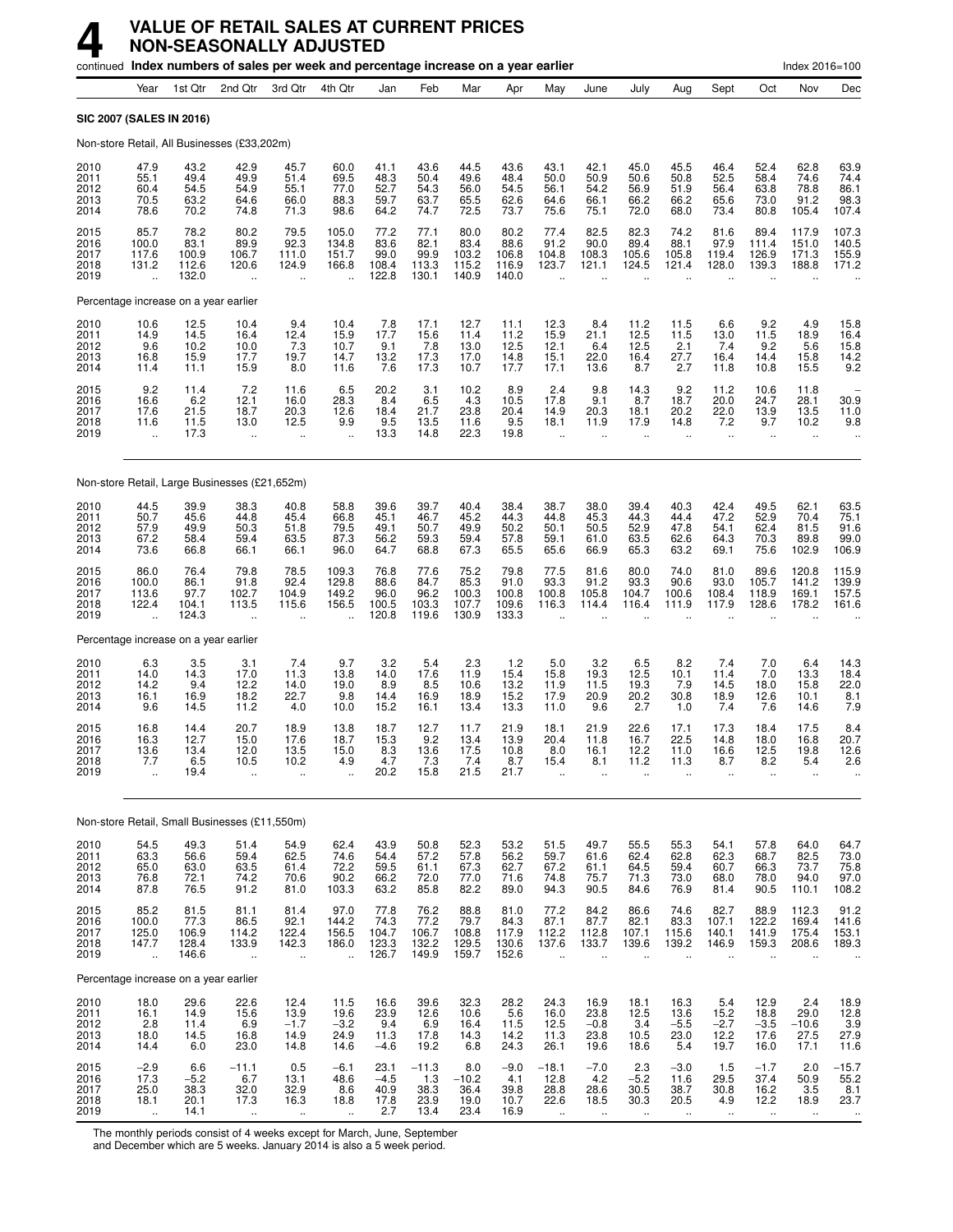# 4 VALUE OF RETAIL SALES AT CURRENT PRICES NON-SEASONALLY ADJUSTED

continued **Index numbers of sales per week and percentage increase on a year earlier** Index 2016=100

| | Year | 1st Qtr | 2nd Qtr | 3rd Qtr | 4th Qtr | Jan | Feb | Mar | Apr | May | June | July | Aug | Sept | Oct | Nov | Dec |
|---|---|---|---|---|---|---|---|---|---|---|---|---|---|---|---|---|---|
| **SIC 2007 (SALES IN 2016)** | | | | | | | | | | | | | | | | | |
| Non-store Retail, All Businesses (£33,202m) | | | | | | | | | | | | | | | | | |
| 2010 | 47.9 | 43.2 | 42.9 | 45.7 | 60.0 | 41.1 | 43.6 | 44.5 | 43.6 | 43.1 | 42.1 | 45.0 | 45.5 | 46.4 | 52.4 | 62.8 | 63.9 |
| 2011 | 55.1 | 49.4 | 49.9 | 51.4 | 69.5 | 48.3 | 50.4 | 49.6 | 48.4 | 50.0 | 50.9 | 50.6 | 50.8 | 52.5 | 58.4 | 74.6 | 74.4 |
| 2012 | 60.4 | 54.5 | 54.9 | 55.1 | 77.0 | 52.7 | 54.3 | 56.0 | 54.5 | 56.1 | 54.2 | 56.9 | 51.9 | 56.4 | 63.8 | 78.8 | 86.1 |
| 2013 | 70.5 | 63.2 | 64.6 | 66.0 | 88.3 | 59.7 | 63.7 | 65.5 | 62.6 | 64.6 | 66.1 | 66.2 | 66.2 | 65.6 | 73.0 | 91.2 | 98.3 |
| 2014 | 78.6 | 70.2 | 74.8 | 71.3 | 98.6 | 64.2 | 74.7 | 72.5 | 73.7 | 75.6 | 75.1 | 72.0 | 68.0 | 73.4 | 80.8 | 105.4 | 107.4 |
| 2015 | 85.7 | 78.2 | 80.2 | 79.5 | 105.0 | 77.2 | 77.1 | 80.0 | 80.2 | 77.4 | 82.5 | 82.3 | 74.2 | 81.6 | 89.4 | 117.9 | 107.3 |
| 2016 | 100.0 | 83.1 | 89.9 | 92.3 | 134.8 | 83.6 | 82.1 | 83.4 | 88.6 | 91.2 | 90.0 | 89.4 | 88.1 | 97.9 | 111.4 | 151.0 | 140.5 |
| 2017 | 117.6 | 100.9 | 106.7 | 111.0 | 151.7 | 99.0 | 99.9 | 103.2 | 106.8 | 104.8 | 108.3 | 105.6 | 105.8 | 119.4 | 126.9 | 171.3 | 155.9 |
| 2018 | 131.2 | 112.6 | 120.6 | 124.9 | 166.8 | 108.4 | 113.3 | 115.2 | 116.9 | 123.7 | 121.1 | 124.5 | 121.4 | 128.0 | 139.3 | 188.8 | 171.2 |
| 2019 | .. | 132.0 | .. | .. | .. | 122.8 | 130.1 | 140.9 | 140.0 | .. | .. | .. | .. | .. | .. | .. | .. |
| Percentage increase on a year earlier | | | | | | | | | | | | | | | | | |
| 2010 | 10.6 | 12.5 | 10.4 | 9.4 | 10.4 | 7.8 | 17.1 | 12.7 | 11.1 | 12.3 | 8.4 | 11.2 | 11.5 | 6.6 | 9.2 | 4.9 | 15.8 |
| 2011 | 14.9 | 14.5 | 16.4 | 12.4 | 15.9 | 17.7 | 15.6 | 11.4 | 11.2 | 15.9 | 21.1 | 12.5 | 11.5 | 13.0 | 11.5 | 18.9 | 16.4 |
| 2012 | 9.6 | 10.2 | 10.0 | 7.3 | 10.7 | 9.1 | 7.8 | 13.0 | 12.5 | 12.1 | 6.4 | 12.5 | 2.1 | 7.4 | 9.2 | 5.6 | 15.8 |
| 2013 | 16.8 | 15.9 | 17.7 | 19.7 | 14.7 | 13.2 | 17.3 | 17.0 | 14.8 | 15.1 | 22.0 | 16.4 | 27.7 | 16.4 | 14.4 | 15.8 | 14.2 |
| 2014 | 11.4 | 11.1 | 15.9 | 8.0 | 11.6 | 7.6 | 17.3 | 10.7 | 17.7 | 17.1 | 13.6 | 8.7 | 2.7 | 11.8 | 10.8 | 15.5 | 9.2 |
| 2015 | 9.2 | 11.4 | 7.2 | 11.6 | 6.5 | 20.2 | 3.1 | 10.2 | 8.9 | 2.4 | 9.8 | 14.3 | 9.2 | 11.2 | 10.6 | 11.8 | – |
| 2016 | 16.6 | 6.2 | 12.1 | 16.0 | 28.3 | 8.4 | 6.5 | 4.3 | 10.5 | 17.8 | 9.1 | 8.7 | 18.7 | 20.0 | 24.7 | 28.1 | 30.9 |
| 2017 | 17.6 | 21.5 | 18.7 | 20.3 | 12.6 | 18.4 | 21.7 | 23.8 | 20.4 | 14.9 | 20.3 | 18.1 | 20.2 | 22.0 | 13.9 | 13.5 | 11.0 |
| 2018 | 11.6 | 11.5 | 13.0 | 12.5 | 9.9 | 9.5 | 13.5 | 11.6 | 9.5 | 18.1 | 11.9 | 17.9 | 14.8 | 7.2 | 9.7 | 10.2 | 9.8 |
| 2019 | .. | 17.3 | .. | .. | .. | 13.3 | 14.8 | 22.3 | 19.8 | .. | .. | .. | .. | .. | .. | .. | .. |
| Non-store Retail, Large Businesses (£21,652m) | | | | | | | | | | | | | | | | | |
| 2010 | 44.5 | 39.9 | 38.3 | 40.8 | 58.8 | 39.6 | 39.7 | 40.4 | 38.4 | 38.7 | 38.0 | 39.4 | 40.3 | 42.4 | 49.5 | 62.1 | 63.5 |
| 2011 | 50.7 | 45.6 | 44.8 | 45.4 | 66.8 | 45.1 | 46.7 | 45.2 | 44.3 | 44.8 | 45.3 | 44.3 | 44.4 | 47.2 | 52.9 | 70.4 | 75.1 |
| 2012 | 57.9 | 49.9 | 50.3 | 51.8 | 79.5 | 49.1 | 50.7 | 49.9 | 50.2 | 50.1 | 50.5 | 52.9 | 47.8 | 54.1 | 62.4 | 81.5 | 91.6 |
| 2013 | 67.2 | 58.4 | 59.4 | 63.5 | 87.3 | 56.2 | 59.3 | 59.4 | 57.8 | 59.1 | 61.0 | 63.5 | 62.6 | 64.3 | 70.3 | 89.8 | 99.0 |
| 2014 | 73.6 | 66.8 | 66.1 | 66.1 | 96.0 | 64.7 | 68.8 | 67.3 | 65.5 | 65.6 | 66.9 | 65.3 | 63.2 | 69.1 | 75.6 | 102.9 | 106.9 |
| 2015 | 86.0 | 76.4 | 79.8 | 78.5 | 109.3 | 76.8 | 77.6 | 75.2 | 79.8 | 77.5 | 81.6 | 80.0 | 74.0 | 81.0 | 89.6 | 120.8 | 115.9 |
| 2016 | 100.0 | 86.1 | 91.8 | 92.4 | 129.8 | 88.6 | 84.7 | 85.3 | 91.0 | 93.3 | 91.2 | 93.3 | 90.6 | 93.0 | 105.7 | 141.2 | 139.9 |
| 2017 | 113.6 | 97.7 | 102.7 | 104.9 | 149.2 | 96.0 | 96.2 | 100.3 | 100.8 | 100.8 | 105.8 | 104.7 | 100.6 | 108.4 | 118.9 | 169.1 | 157.5 |
| 2018 | 122.4 | 104.1 | 113.5 | 115.6 | 156.5 | 100.5 | 103.3 | 107.7 | 109.6 | 116.3 | 114.4 | 116.4 | 111.9 | 117.9 | 128.6 | 178.2 | 161.6 |
| 2019 | .. | 124.3 | .. | .. | .. | 120.8 | 119.6 | 130.9 | 133.3 | .. | .. | .. | .. | .. | .. | .. | .. |
| Percentage increase on a year earlier | | | | | | | | | | | | | | | | | |
| 2010 | 6.3 | 3.5 | 3.1 | 7.4 | 9.7 | 3.2 | 5.4 | 2.3 | 1.2 | 5.0 | 3.2 | 6.5 | 8.2 | 7.4 | 7.0 | 6.4 | 14.3 |
| 2011 | 14.0 | 14.3 | 17.0 | 11.3 | 13.8 | 14.0 | 17.6 | 11.9 | 15.4 | 15.8 | 19.3 | 12.5 | 10.1 | 11.4 | 7.0 | 13.3 | 18.4 |
| 2012 | 14.2 | 9.4 | 12.2 | 14.0 | 19.0 | 8.9 | 8.5 | 10.6 | 13.2 | 11.9 | 11.5 | 19.3 | 7.9 | 14.5 | 18.0 | 15.8 | 22.0 |
| 2013 | 16.1 | 16.9 | 18.2 | 22.7 | 9.8 | 14.4 | 16.9 | 18.9 | 15.2 | 17.9 | 20.9 | 20.2 | 30.8 | 18.9 | 12.6 | 10.1 | 8.1 |
| 2014 | 9.6 | 14.5 | 11.2 | 4.0 | 10.0 | 15.2 | 16.1 | 13.4 | 13.3 | 11.0 | 9.6 | 2.7 | 1.0 | 7.4 | 7.6 | 14.6 | 7.9 |
| 2015 | 16.8 | 14.4 | 20.7 | 18.9 | 13.8 | 18.7 | 12.7 | 11.7 | 21.9 | 18.1 | 21.9 | 22.6 | 17.1 | 17.3 | 18.4 | 17.5 | 8.4 |
| 2016 | 16.3 | 12.7 | 15.0 | 17.6 | 18.7 | 15.3 | 9.2 | 13.4 | 13.9 | 20.4 | 11.8 | 16.7 | 22.5 | 14.8 | 18.0 | 16.8 | 20.7 |
| 2017 | 13.6 | 13.4 | 12.0 | 13.5 | 15.0 | 8.3 | 13.6 | 17.5 | 10.8 | 8.0 | 16.1 | 12.2 | 11.0 | 16.6 | 12.5 | 19.8 | 12.6 |
| 2018 | 7.7 | 6.5 | 10.5 | 10.2 | 4.9 | 4.7 | 7.3 | 7.4 | 8.7 | 15.4 | 8.1 | 11.2 | 11.3 | 8.7 | 8.2 | 5.4 | 2.6 |
| 2019 | .. | 19.4 | .. | .. | .. | 20.2 | 15.8 | 21.5 | 21.7 | .. | .. | .. | .. | .. | .. | .. | .. |
| Non-store Retail, Small Businesses (£11,550m) | | | | | | | | | | | | | | | | | |
| 2010 | 54.5 | 49.3 | 51.4 | 54.9 | 62.4 | 43.9 | 50.8 | 52.3 | 53.2 | 51.5 | 49.7 | 55.5 | 55.3 | 54.1 | 57.8 | 64.0 | 64.7 |
| 2011 | 63.3 | 56.6 | 59.4 | 62.5 | 74.6 | 54.4 | 57.2 | 57.8 | 56.2 | 59.7 | 61.6 | 62.4 | 62.8 | 62.3 | 68.7 | 82.5 | 73.0 |
| 2012 | 65.0 | 63.0 | 63.5 | 61.4 | 72.2 | 59.5 | 61.1 | 67.3 | 62.7 | 67.2 | 61.1 | 64.5 | 59.4 | 60.7 | 66.3 | 73.7 | 75.8 |
| 2013 | 76.8 | 72.1 | 74.2 | 70.6 | 90.2 | 66.2 | 72.0 | 77.0 | 71.6 | 74.8 | 75.7 | 71.3 | 73.0 | 68.0 | 78.0 | 94.0 | 97.0 |
| 2014 | 87.8 | 76.5 | 91.2 | 81.0 | 103.3 | 63.2 | 85.8 | 82.2 | 89.0 | 94.3 | 90.5 | 84.6 | 76.9 | 81.4 | 90.5 | 110.1 | 108.2 |
| 2015 | 85.2 | 81.5 | 81.1 | 81.4 | 97.0 | 77.8 | 76.2 | 88.8 | 81.0 | 77.2 | 84.2 | 86.6 | 74.6 | 82.7 | 88.9 | 112.3 | 91.2 |
| 2016 | 100.0 | 77.3 | 86.5 | 92.1 | 144.2 | 74.3 | 77.2 | 79.7 | 84.3 | 87.1 | 87.7 | 82.1 | 83.3 | 107.1 | 122.2 | 169.4 | 141.6 |
| 2017 | 125.0 | 106.9 | 114.2 | 122.4 | 156.5 | 104.7 | 106.7 | 108.8 | 117.9 | 112.2 | 112.8 | 107.1 | 115.6 | 140.1 | 141.9 | 175.4 | 153.1 |
| 2018 | 147.7 | 128.4 | 133.9 | 142.3 | 186.0 | 123.3 | 132.2 | 129.5 | 130.6 | 137.6 | 133.7 | 139.6 | 139.2 | 146.9 | 159.3 | 208.6 | 189.3 |
| 2019 | .. | 146.6 | .. | .. | .. | 126.7 | 149.9 | 159.7 | 152.6 | .. | .. | .. | .. | .. | .. | .. | .. |
| Percentage increase on a year earlier | | | | | | | | | | | | | | | | | |
| 2010 | 18.0 | 29.6 | 22.6 | 12.4 | 11.5 | 16.6 | 39.6 | 32.3 | 28.2 | 24.3 | 16.9 | 18.1 | 16.3 | 5.4 | 12.9 | 2.4 | 18.9 |
| 2011 | 16.1 | 14.9 | 15.6 | 13.9 | 19.6 | 23.9 | 12.6 | 10.6 | 5.6 | 16.0 | 23.8 | 12.5 | 13.6 | 15.2 | 18.8 | 29.0 | 12.8 |
| 2012 | 2.8 | 11.4 | 6.9 | −1.7 | −3.2 | 9.4 | 6.9 | 16.4 | 11.5 | 12.5 | −0.8 | 3.4 | −5.5 | −2.7 | −3.5 | −10.6 | 3.9 |
| 2013 | 18.0 | 14.5 | 16.8 | 14.9 | 24.9 | 11.3 | 17.8 | 14.3 | 14.2 | 11.3 | 23.8 | 10.5 | 23.0 | 12.2 | 17.6 | 27.5 | 27.9 |
| 2014 | 14.4 | 6.0 | 23.0 | 14.8 | 14.6 | −4.6 | 19.2 | 6.8 | 24.3 | 26.1 | 19.6 | 18.6 | 5.4 | 19.7 | 16.0 | 17.1 | 11.6 |
| 2015 | −2.9 | 6.6 | −11.1 | 0.5 | −6.1 | 23.1 | −11.3 | 8.0 | −9.0 | −18.1 | −7.0 | 2.3 | −3.0 | 1.5 | −1.7 | 2.0 | −15.7 |
| 2016 | 17.3 | −5.2 | 6.7 | 13.1 | 48.6 | −4.5 | 1.3 | −10.2 | 4.1 | 12.8 | 4.2 | −5.2 | 11.6 | 29.5 | 37.4 | 50.9 | 55.2 |
| 2017 | 25.0 | 38.3 | 32.0 | 32.9 | 8.6 | 40.9 | 38.3 | 36.4 | 39.8 | 28.8 | 28.6 | 30.5 | 38.7 | 30.8 | 16.2 | 3.5 | 8.1 |
| 2018 | 18.1 | 20.1 | 17.3 | 16.3 | 18.8 | 17.8 | 23.9 | 19.0 | 10.7 | 22.6 | 18.5 | 30.3 | 20.5 | 4.9 | 12.2 | 18.9 | 23.7 |
| 2019 | .. | 14.1 | .. | .. | .. | 2.7 | 13.4 | 23.4 | 16.9 | .. | .. | .. | .. | .. | .. | .. | .. |

The monthly periods consist of 4 weeks except for March, June, September and December which are 5 weeks. January 2014 is also a 5 week period.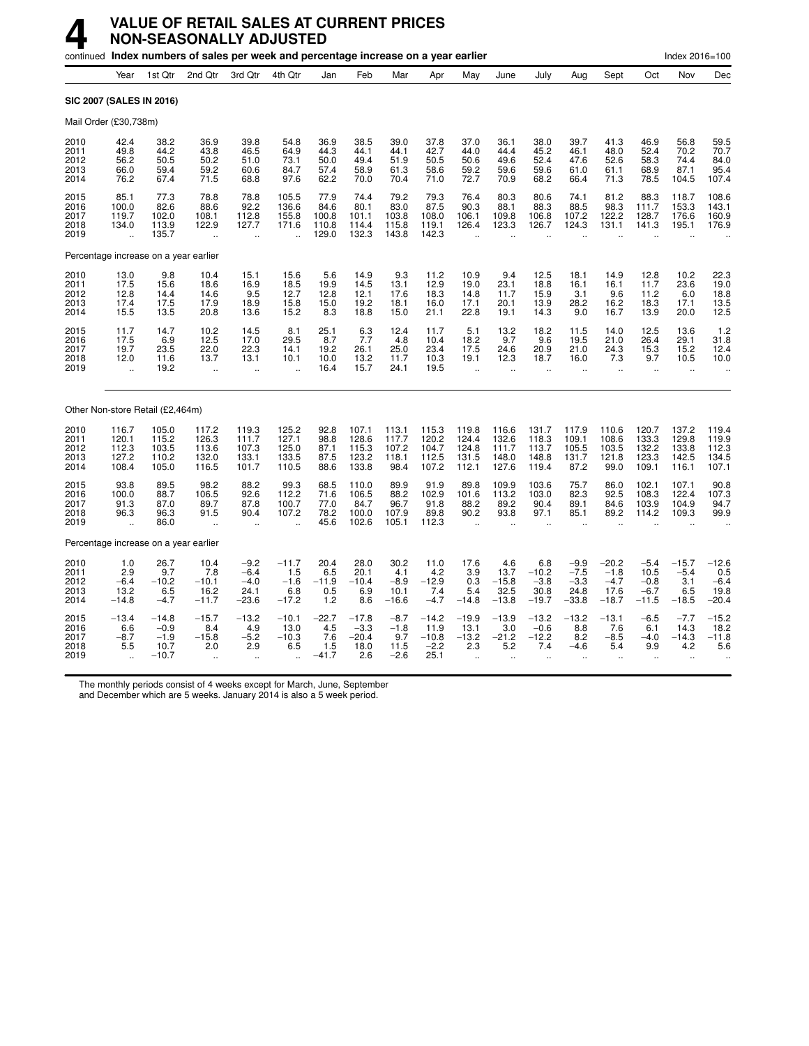# 4 VALUE OF RETAIL SALES AT CURRENT PRICES NON-SEASONALLY ADJUSTED

continued **Index numbers of sales per week and percentage increase on a year earlier** Index 2016=100

| | Year | 1st Qtr | 2nd Qtr | 3rd Qtr | 4th Qtr | Jan | Feb | Mar | Apr | May | June | July | Aug | Sept | Oct | Nov | Dec |
|---|---|---|---|---|---|---|---|---|---|---|---|---|---|---|---|---|---|
| **SIC 2007 (SALES IN 2016)** | | | | | | | | | | | | | | | | | |
| Mail Order (£30,738m) | | | | | | | | | | | | | | | | | |
| 2010 | 42.4 | 38.2 | 36.9 | 39.8 | 54.8 | 36.9 | 38.5 | 39.0 | 37.8 | 37.0 | 36.1 | 38.0 | 39.7 | 41.3 | 46.9 | 56.8 | 59.5 |
| 2011 | 49.8 | 44.2 | 43.8 | 46.5 | 64.9 | 44.3 | 44.1 | 44.1 | 42.7 | 44.0 | 44.4 | 45.2 | 46.1 | 48.0 | 52.4 | 70.2 | 70.7 |
| 2012 | 56.2 | 50.5 | 50.2 | 51.0 | 73.1 | 50.0 | 49.4 | 51.9 | 50.5 | 50.6 | 49.6 | 52.4 | 47.6 | 52.6 | 58.3 | 74.4 | 84.0 |
| 2013 | 66.0 | 59.4 | 59.2 | 60.6 | 84.7 | 57.4 | 58.9 | 61.3 | 58.6 | 59.2 | 59.6 | 59.6 | 61.0 | 61.1 | 68.9 | 87.1 | 95.4 |
| 2014 | 76.2 | 67.4 | 71.5 | 68.8 | 97.6 | 62.2 | 70.0 | 70.4 | 71.0 | 72.7 | 70.9 | 68.2 | 66.4 | 71.3 | 78.5 | 104.5 | 107.4 |
| 2015 | 85.1 | 77.3 | 78.8 | 78.8 | 105.5 | 77.9 | 74.4 | 79.2 | 79.3 | 76.4 | 80.3 | 80.6 | 74.1 | 81.2 | 88.3 | 118.7 | 108.6 |
| 2016 | 100.0 | 82.6 | 88.6 | 92.2 | 136.6 | 84.6 | 80.1 | 83.0 | 87.5 | 90.3 | 88.1 | 88.3 | 88.5 | 98.3 | 111.7 | 153.3 | 143.1 |
| 2017 | 119.7 | 102.0 | 108.1 | 112.8 | 155.8 | 100.8 | 101.1 | 103.8 | 108.0 | 106.1 | 109.8 | 106.8 | 107.2 | 122.2 | 128.7 | 176.6 | 160.9 |
| 2018 | 134.0 | 113.9 | 122.9 | 127.7 | 171.6 | 110.8 | 114.4 | 115.8 | 119.1 | 126.4 | 123.3 | 126.7 | 124.3 | 131.1 | 141.3 | 195.1 | 176.9 |
| 2019 | .. | 135.7 | .. | .. | .. | 129.0 | 132.3 | 143.8 | 142.3 | .. | .. | .. | .. | .. | .. | .. | .. |
| Percentage increase on a year earlier | | | | | | | | | | | | | | | | | |
| 2010 | 13.0 | 9.8 | 10.4 | 15.1 | 15.6 | 5.6 | 14.9 | 9.3 | 11.2 | 10.9 | 9.4 | 12.5 | 18.1 | 14.9 | 12.8 | 10.2 | 22.3 |
| 2011 | 17.5 | 15.6 | 18.6 | 16.9 | 18.5 | 19.9 | 14.5 | 13.1 | 12.9 | 19.0 | 23.1 | 18.8 | 16.1 | 16.1 | 11.7 | 23.6 | 19.0 |
| 2012 | 12.8 | 14.4 | 14.6 | 9.5 | 12.7 | 12.8 | 12.1 | 17.6 | 18.3 | 14.8 | 11.7 | 15.9 | 3.1 | 9.6 | 11.2 | 6.0 | 18.8 |
| 2013 | 17.4 | 17.5 | 17.9 | 18.9 | 15.8 | 15.0 | 19.2 | 18.1 | 16.0 | 17.1 | 20.1 | 13.9 | 28.2 | 16.2 | 18.3 | 17.1 | 13.5 |
| 2014 | 15.5 | 13.5 | 20.8 | 13.6 | 15.2 | 8.3 | 18.8 | 15.0 | 21.1 | 22.8 | 19.1 | 14.3 | 9.0 | 16.7 | 13.9 | 20.0 | 12.5 |
| 2015 | 11.7 | 14.7 | 10.2 | 14.5 | 8.1 | 25.1 | 6.3 | 12.4 | 11.7 | 5.1 | 13.2 | 18.2 | 11.5 | 14.0 | 12.5 | 13.6 | 1.2 |
| 2016 | 17.5 | 6.9 | 12.5 | 17.0 | 29.5 | 8.7 | 7.7 | 4.8 | 10.4 | 18.2 | 9.7 | 9.6 | 19.5 | 21.0 | 26.4 | 29.1 | 31.8 |
| 2017 | 19.7 | 23.5 | 22.0 | 22.3 | 14.1 | 19.2 | 26.1 | 25.0 | 23.4 | 17.5 | 24.6 | 20.9 | 21.0 | 24.3 | 15.3 | 15.2 | 12.4 |
| 2018 | 12.0 | 11.6 | 13.7 | 13.1 | 10.1 | 10.0 | 13.2 | 11.7 | 10.3 | 19.1 | 12.3 | 18.7 | 16.0 | 7.3 | 9.7 | 10.5 | 10.0 |
| 2019 | .. | 19.2 | .. | .. | .. | 16.4 | 15.7 | 24.1 | 19.5 | .. | .. | .. | .. | .. | .. | .. | .. |
| Other Non-store Retail (£2,464m) | | | | | | | | | | | | | | | | | |
| 2010 | 116.7 | 105.0 | 117.2 | 119.3 | 125.2 | 92.8 | 107.1 | 113.1 | 115.3 | 119.8 | 116.6 | 131.7 | 117.9 | 110.6 | 120.7 | 137.2 | 119.4 |
| 2011 | 120.1 | 115.2 | 126.3 | 111.7 | 127.1 | 98.8 | 128.6 | 117.7 | 120.2 | 124.4 | 132.6 | 118.3 | 109.1 | 108.6 | 133.3 | 129.8 | 119.9 |
| 2012 | 112.3 | 103.5 | 113.6 | 107.3 | 125.0 | 87.1 | 115.3 | 107.2 | 104.7 | 124.8 | 111.7 | 113.7 | 105.5 | 103.5 | 132.2 | 133.8 | 112.3 |
| 2013 | 127.2 | 110.2 | 132.0 | 133.1 | 133.5 | 87.5 | 123.2 | 118.1 | 112.5 | 131.5 | 148.0 | 148.8 | 131.7 | 121.8 | 123.3 | 142.5 | 134.5 |
| 2014 | 108.4 | 105.0 | 116.5 | 101.7 | 110.5 | 88.6 | 133.8 | 98.4 | 107.2 | 112.1 | 127.6 | 119.4 | 87.2 | 99.0 | 109.1 | 116.1 | 107.1 |
| 2015 | 93.8 | 89.5 | 98.2 | 88.2 | 99.3 | 68.5 | 110.0 | 89.9 | 91.9 | 89.8 | 109.9 | 103.6 | 75.7 | 86.0 | 102.1 | 107.1 | 90.8 |
| 2016 | 100.0 | 88.7 | 106.5 | 92.6 | 112.2 | 71.6 | 106.5 | 88.2 | 102.9 | 101.6 | 113.2 | 103.0 | 82.3 | 92.5 | 108.3 | 122.4 | 107.3 |
| 2017 | 91.3 | 87.0 | 89.7 | 87.8 | 100.7 | 77.0 | 84.7 | 96.7 | 91.8 | 88.2 | 89.2 | 90.4 | 89.1 | 84.6 | 103.9 | 104.9 | 94.7 |
| 2018 | 96.3 | 96.3 | 91.5 | 90.4 | 107.2 | 78.2 | 100.0 | 107.9 | 89.8 | 90.2 | 93.8 | 97.1 | 85.1 | 89.2 | 114.2 | 109.3 | 99.9 |
| 2019 | .. | 86.0 | .. | .. | .. | 45.6 | 102.6 | 105.1 | 112.3 | .. | .. | .. | .. | .. | .. | .. | .. |
| Percentage increase on a year earlier | | | | | | | | | | | | | | | | | |
| 2010 | 1.0 | 26.7 | 10.4 | −9.2 | −11.7 | 20.4 | 28.0 | 30.2 | 11.0 | 17.6 | 4.6 | 6.8 | −9.9 | −20.2 | −5.4 | −15.7 | −12.6 |
| 2011 | 2.9 | 9.7 | 7.8 | −6.4 | 1.5 | 6.5 | 20.1 | 4.1 | 4.2 | 3.9 | 13.7 | −10.2 | −7.5 | −1.8 | 10.5 | −5.4 | 0.5 |
| 2012 | −6.4 | −10.2 | −10.1 | −4.0 | −1.6 | −11.9 | −10.4 | −8.9 | −12.9 | 0.3 | −15.8 | −3.8 | −3.3 | −4.7 | −0.8 | 3.1 | −6.4 |
| 2013 | 13.2 | 6.5 | 16.2 | 24.1 | 6.8 | 0.5 | 6.9 | 10.1 | 7.4 | 5.4 | 32.5 | 30.8 | 24.8 | 17.6 | −6.7 | 6.5 | 19.8 |
| 2014 | −14.8 | −4.7 | −11.7 | −23.6 | −17.2 | 1.2 | 8.6 | −16.6 | −4.7 | −14.8 | −13.8 | −19.7 | −33.8 | −18.7 | −11.5 | −18.5 | −20.4 |
| 2015 | −13.4 | −14.8 | −15.7 | −13.2 | −10.1 | −22.7 | −17.8 | −8.7 | −14.2 | −19.9 | −13.9 | −13.2 | −13.2 | −13.1 | −6.5 | −7.7 | −15.2 |
| 2016 | 6.6 | −0.9 | 8.4 | 4.9 | 13.0 | 4.5 | −3.3 | −1.8 | 11.9 | 13.1 | 3.0 | −0.6 | 8.8 | 7.6 | 6.1 | 14.3 | 18.2 |
| 2017 | −8.7 | −1.9 | −15.8 | −5.2 | −10.3 | 7.6 | −20.4 | 9.7 | −10.8 | −13.2 | −21.2 | −12.2 | 8.2 | −8.5 | −4.0 | −14.3 | −11.8 |
| 2018 | 5.5 | 10.7 | 2.0 | 2.9 | 6.5 | 1.5 | 18.0 | 11.5 | −2.2 | 2.3 | 5.2 | 7.4 | −4.6 | 5.4 | 9.9 | 4.2 | 5.6 |
| 2019 | .. | −10.7 | .. | .. | .. | −41.7 | 2.6 | −2.6 | 25.1 | .. | .. | .. | .. | .. | .. | .. | .. |

The monthly periods consist of 4 weeks except for March, June, September and December which are 5 weeks. January 2014 is also a 5 week period.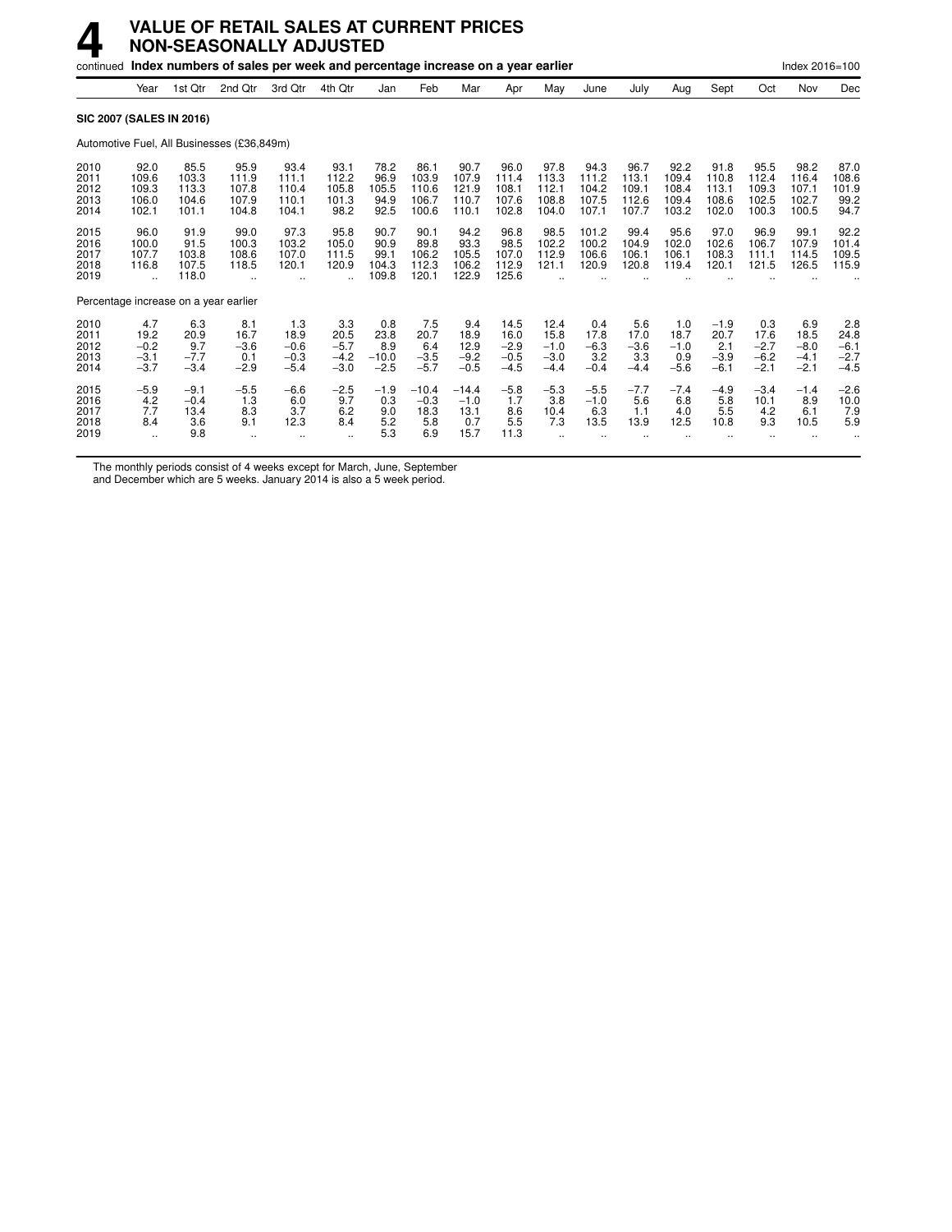# 4 VALUE OF RETAIL SALES AT CURRENT PRICES NON-SEASONALLY ADJUSTED

continued **Index numbers of sales per week and percentage increase on a year earlier** Index 2016=100

| | Year | 1st Qtr | 2nd Qtr | 3rd Qtr | 4th Qtr | Jan | Feb | Mar | Apr | May | June | July | Aug | Sept | Oct | Nov | Dec |
|---|---|---|---|---|---|---|---|---|---|---|---|---|---|---|---|---|---|
| **SIC 2007 (SALES IN 2016)** | | | | | | | | | | | | | | | | | |
| Automotive Fuel, All Businesses (£36,849m) | | | | | | | | | | | | | | | | | |
| 2010 | 92.0 | 85.5 | 95.9 | 93.4 | 93.1 | 78.2 | 86.1 | 90.7 | 96.0 | 97.8 | 94.3 | 96.7 | 92.2 | 91.8 | 95.5 | 98.2 | 87.0 |
| 2011 | 109.6 | 103.3 | 111.9 | 111.1 | 112.2 | 96.9 | 103.9 | 107.9 | 111.4 | 113.3 | 111.2 | 113.1 | 109.4 | 110.8 | 112.4 | 116.4 | 108.6 |
| 2012 | 109.3 | 113.3 | 107.8 | 110.4 | 105.8 | 105.5 | 110.6 | 121.9 | 108.1 | 112.1 | 104.2 | 109.1 | 108.4 | 113.1 | 109.3 | 107.1 | 101.9 |
| 2013 | 106.0 | 104.6 | 107.9 | 110.1 | 101.3 | 94.9 | 106.7 | 110.7 | 107.6 | 108.8 | 107.5 | 112.6 | 109.4 | 108.6 | 102.5 | 102.7 | 99.2 |
| 2014 | 102.1 | 101.1 | 104.8 | 104.1 | 98.2 | 92.5 | 100.6 | 110.1 | 102.8 | 104.0 | 107.1 | 107.7 | 103.2 | 102.0 | 100.3 | 100.5 | 94.7 |
| 2015 | 96.0 | 91.9 | 99.0 | 97.3 | 95.8 | 90.7 | 90.1 | 94.2 | 96.8 | 98.5 | 101.2 | 99.4 | 95.6 | 97.0 | 96.9 | 99.1 | 92.2 |
| 2016 | 100.0 | 91.5 | 100.3 | 103.2 | 105.0 | 90.9 | 89.8 | 93.3 | 98.5 | 102.2 | 100.2 | 104.9 | 102.0 | 102.6 | 106.7 | 107.9 | 101.4 |
| 2017 | 107.7 | 103.8 | 108.6 | 107.0 | 111.5 | 99.1 | 106.2 | 105.5 | 107.0 | 112.9 | 106.6 | 106.1 | 106.1 | 108.3 | 111.1 | 114.5 | 109.5 |
| 2018 | 116.8 | 107.5 | 118.5 | 120.1 | 120.9 | 104.3 | 112.3 | 106.2 | 112.9 | 121.1 | 120.9 | 120.8 | 119.4 | 120.1 | 121.5 | 126.5 | 115.9 |
| 2019 | .. | 118.0 | .. | .. | .. | 109.8 | 120.1 | 122.9 | 125.6 | .. | .. | .. | .. | .. | .. | .. | .. |
| Percentage increase on a year earlier | | | | | | | | | | | | | | | | | |
| 2010 | 4.7 | 6.3 | 8.1 | 1.3 | 3.3 | 0.8 | 7.5 | 9.4 | 14.5 | 12.4 | 0.4 | 5.6 | 1.0 | −1.9 | 0.3 | 6.9 | 2.8 |
| 2011 | 19.2 | 20.9 | 16.7 | 18.9 | 20.5 | 23.8 | 20.7 | 18.9 | 16.0 | 15.8 | 17.8 | 17.0 | 18.7 | 20.7 | 17.6 | 18.5 | 24.8 |
| 2012 | −0.2 | 9.7 | −3.6 | −0.6 | −5.7 | 8.9 | 6.4 | 12.9 | −2.9 | −1.0 | −6.3 | −3.6 | −1.0 | 2.1 | −2.7 | −8.0 | −6.1 |
| 2013 | −3.1 | −7.7 | 0.1 | −0.3 | −4.2 | −10.0 | −3.5 | −9.2 | −0.5 | −3.0 | 3.2 | 3.3 | 0.9 | −3.9 | −6.2 | −4.1 | −2.7 |
| 2014 | −3.7 | −3.4 | −2.9 | −5.4 | −3.0 | −2.5 | −5.7 | −0.5 | −4.5 | −4.4 | −0.4 | −4.4 | −5.6 | −6.1 | −2.1 | −2.1 | −4.5 |
| 2015 | −5.9 | −9.1 | −5.5 | −6.6 | −2.5 | −1.9 | −10.4 | −14.4 | −5.8 | −5.3 | −5.5 | −7.7 | −7.4 | −4.9 | −3.4 | −1.4 | −2.6 |
| 2016 | 4.2 | −0.4 | 1.3 | 6.0 | 9.7 | 0.3 | −0.3 | −1.0 | 1.7 | 3.8 | −1.0 | 5.6 | 6.8 | 5.8 | 10.1 | 8.9 | 10.0 |
| 2017 | 7.7 | 13.4 | 8.3 | 3.7 | 6.2 | 9.0 | 18.3 | 13.1 | 8.6 | 10.4 | 6.3 | 1.1 | 4.0 | 5.5 | 4.2 | 6.1 | 7.9 |
| 2018 | 8.4 | 3.6 | 9.1 | 12.3 | 8.4 | 5.2 | 5.8 | 0.7 | 5.5 | 7.3 | 13.5 | 13.9 | 12.5 | 10.8 | 9.3 | 10.5 | 5.9 |
| 2019 | .. | 9.8 | .. | .. | .. | 5.3 | 6.9 | 15.7 | 11.3 | .. | .. | .. | .. | .. | .. | .. | .. |

The monthly periods consist of 4 weeks except for March, June, September and December which are 5 weeks. January 2014 is also a 5 week period.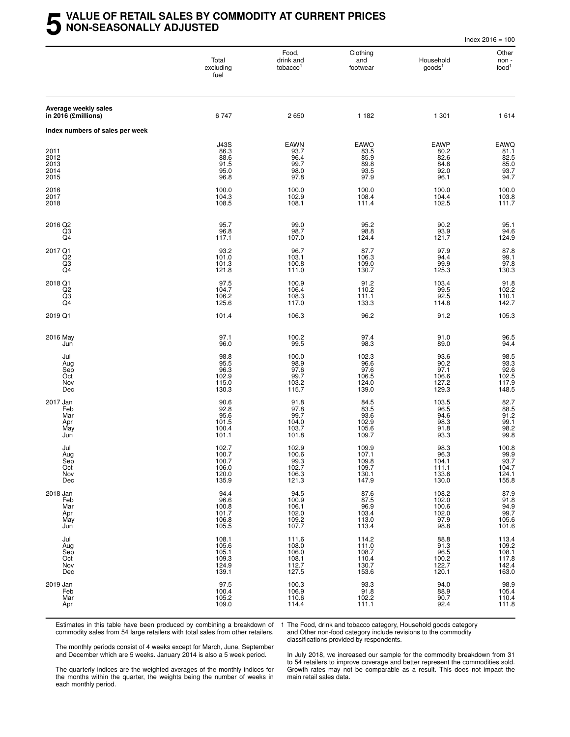# 5 VALUE OF RETAIL SALES BY COMMODITY AT CURRENT PRICES NON-SEASONALLY ADJUSTED

Index 2016 = 100

| | Total excluding fuel | Food, drink and tobacco[1] | Clothing and footwear | Household goods[1] | Other non - food[1] |
|---|---|---|---|---|---|
| **Average weekly sales in 2016 (£millions)** | 6 747 | 2 650 | 1 182 | 1 301 | 1 614 |
| **Index numbers of sales per week** | | | | | |
| | J43S | EAWN | EAWO | EAWP | EAWQ |
| 2011 | 86.3 | 93.7 | 83.5 | 80.2 | 81.1 |
| 2012 | 88.6 | 96.4 | 85.9 | 82.6 | 82.5 |
| 2013 | 91.5 | 99.7 | 89.8 | 84.6 | 85.0 |
| 2014 | 95.0 | 98.0 | 93.5 | 92.0 | 93.7 |
| 2015 | 96.8 | 97.8 | 97.9 | 96.1 | 94.7 |
| 2016 | 100.0 | 100.0 | 100.0 | 100.0 | 100.0 |
| 2017 | 104.3 | 102.9 | 108.4 | 104.4 | 103.8 |
| 2018 | 108.5 | 108.1 | 111.4 | 102.5 | 111.7 |
| 2016 Q2 | 95.7 | 99.0 | 95.2 | 90.2 | 95.1 |
| Q3 | 96.8 | 98.7 | 98.8 | 93.9 | 94.6 |
| Q4 | 117.1 | 107.0 | 124.4 | 121.7 | 124.9 |
| 2017 Q1 | 93.2 | 96.7 | 87.7 | 97.9 | 87.8 |
| Q2 | 101.0 | 103.1 | 106.3 | 94.4 | 99.1 |
| Q3 | 101.3 | 100.8 | 109.0 | 99.9 | 97.8 |
| Q4 | 121.8 | 111.0 | 130.7 | 125.3 | 130.3 |
| 2018 Q1 | 97.5 | 100.9 | 91.2 | 103.4 | 91.8 |
| Q2 | 104.7 | 106.4 | 110.2 | 99.5 | 102.2 |
| Q3 | 106.2 | 108.3 | 111.1 | 92.5 | 110.1 |
| Q4 | 125.6 | 117.0 | 133.3 | 114.8 | 142.7 |
| 2019 Q1 | 101.4 | 106.3 | 96.2 | 91.2 | 105.3 |
| 2016 May | 97.1 | 100.2 | 97.4 | 91.0 | 96.5 |
| Jun | 96.0 | 99.5 | 98.3 | 89.0 | 94.4 |
| Jul | 98.8 | 100.0 | 102.3 | 93.6 | 98.5 |
| Aug | 95.5 | 98.9 | 96.6 | 90.2 | 93.3 |
| Sep | 96.3 | 97.6 | 97.6 | 97.1 | 92.6 |
| Oct | 102.9 | 99.7 | 106.5 | 106.6 | 102.5 |
| Nov | 115.0 | 103.2 | 124.0 | 127.2 | 117.9 |
| Dec | 130.3 | 115.7 | 139.0 | 129.3 | 148.5 |
| 2017 Jan | 90.6 | 91.8 | 84.5 | 103.5 | 82.7 |
| Feb | 92.8 | 97.8 | 83.5 | 96.5 | 88.5 |
| Mar | 95.6 | 99.7 | 93.6 | 94.6 | 91.2 |
| Apr | 101.5 | 104.0 | 102.9 | 98.3 | 99.1 |
| May | 100.4 | 103.7 | 105.6 | 91.8 | 98.2 |
| Jun | 101.1 | 101.8 | 109.7 | 93.3 | 99.8 |
| Jul | 102.7 | 102.9 | 109.9 | 98.3 | 100.8 |
| Aug | 100.7 | 100.6 | 107.1 | 96.3 | 99.9 |
| Sep | 100.7 | 99.3 | 109.8 | 104.1 | 93.7 |
| Oct | 106.0 | 102.7 | 109.7 | 111.1 | 104.7 |
| Nov | 120.0 | 106.3 | 130.1 | 133.6 | 124.1 |
| Dec | 135.9 | 121.3 | 147.9 | 130.0 | 155.8 |
| 2018 Jan | 94.4 | 94.5 | 87.6 | 108.2 | 87.9 |
| Feb | 96.6 | 100.9 | 87.5 | 102.0 | 91.8 |
| Mar | 100.8 | 106.1 | 96.9 | 100.6 | 94.9 |
| Apr | 101.7 | 102.0 | 103.4 | 102.0 | 99.7 |
| May | 106.8 | 109.2 | 113.0 | 97.9 | 105.6 |
| Jun | 105.5 | 107.7 | 113.4 | 98.8 | 101.6 |
| Jul | 108.1 | 111.6 | 114.2 | 88.8 | 113.4 |
| Aug | 105.6 | 108.0 | 111.0 | 91.3 | 109.2 |
| Sep | 105.1 | 106.0 | 108.7 | 96.5 | 108.1 |
| Oct | 109.3 | 108.1 | 110.4 | 100.2 | 117.8 |
| Nov | 124.9 | 112.7 | 130.7 | 122.7 | 142.4 |
| Dec | 139.1 | 127.5 | 153.6 | 120.1 | 163.0 |
| 2019 Jan | 97.5 | 100.3 | 93.3 | 94.0 | 98.9 |
| Feb | 100.4 | 106.9 | 91.8 | 88.9 | 105.4 |
| Mar | 105.2 | 110.6 | 102.2 | 90.7 | 110.4 |
| Apr | 109.0 | 114.4 | 111.1 | 92.4 | 111.8 |

Estimates in this table have been produced by combining a breakdown of commodity sales from 54 large retailers with total sales from other retailers.

The monthly periods consist of 4 weeks except for March, June, September and December which are 5 weeks. January 2014 is also a 5 week period.

The quarterly indices are the weighted averages of the monthly indices for the months within the quarter, the weights being the number of weeks in each monthly period.

1 The Food, drink and tobacco category, Household goods category and Other non-food category include revisions to the commodity classifications provided by respondents.

In July 2018, we increased our sample for the commodity breakdown from 31 to 54 retailers to improve coverage and better represent the commodities sold. Growth rates may not be comparable as a result. This does not impact the main retail sales data.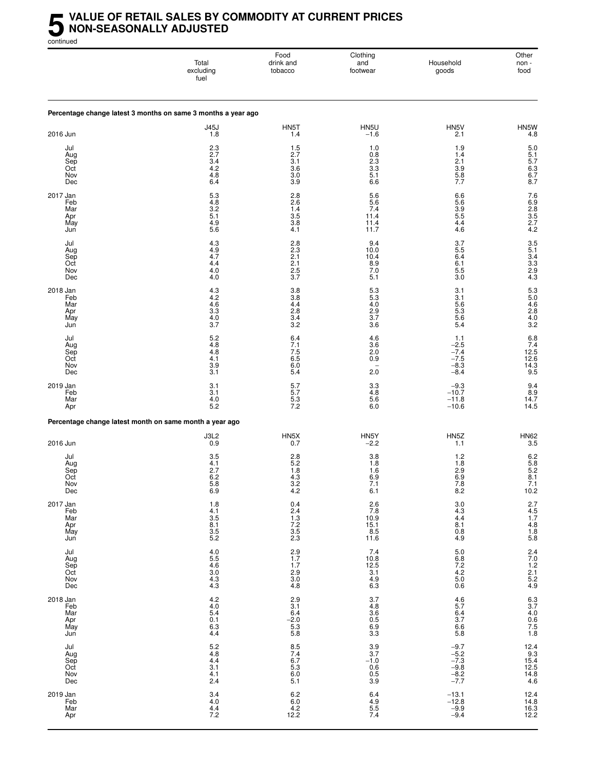# 5 VALUE OF RETAIL SALES BY COMMODITY AT CURRENT PRICES NON-SEASONALLY ADJUSTED

continued

| | Total excluding fuel | Food drink and tobacco | Clothing and footwear | Household goods | Other non - food |
|---|---|---|---|---|---|
| **Percentage change latest 3 months on same 3 months a year ago** | | | | | |
| | J45J | HN5T | HN5U | HN5V | HN5W |
| 2016 Jun | 1.8 | 1.4 | −1.6 | 2.1 | 4.8 |
| Jul | 2.3 | 1.5 | 1.0 | 1.9 | 5.0 |
| Aug | 2.7 | 2.7 | 0.8 | 1.4 | 5.1 |
| Sep | 3.4 | 3.1 | 2.3 | 2.1 | 5.7 |
| Oct | 4.2 | 3.6 | 3.3 | 3.9 | 6.3 |
| Nov | 4.8 | 3.0 | 5.1 | 5.8 | 6.7 |
| Dec | 6.4 | 3.9 | 6.6 | 7.7 | 8.7 |
| 2017 Jan | 5.3 | 2.8 | 5.6 | 6.6 | 7.6 |
| Feb | 4.8 | 2.6 | 5.6 | 5.6 | 6.9 |
| Mar | 3.2 | 1.4 | 7.4 | 3.9 | 2.8 |
| Apr | 5.1 | 3.5 | 11.4 | 5.5 | 3.5 |
| May | 4.9 | 3.8 | 11.4 | 4.4 | 2.7 |
| Jun | 5.6 | 4.1 | 11.7 | 4.6 | 4.2 |
| Jul | 4.3 | 2.8 | 9.4 | 3.7 | 3.5 |
| Aug | 4.9 | 2.3 | 10.0 | 5.5 | 5.1 |
| Sep | 4.7 | 2.1 | 10.4 | 6.4 | 3.4 |
| Oct | 4.4 | 2.1 | 8.9 | 6.1 | 3.3 |
| Nov | 4.0 | 2.5 | 7.0 | 5.5 | 2.9 |
| Dec | 4.0 | 3.7 | 5.1 | 3.0 | 4.3 |
| 2018 Jan | 4.3 | 3.8 | 5.3 | 3.1 | 5.3 |
| Feb | 4.2 | 3.8 | 5.3 | 3.1 | 5.0 |
| Mar | 4.6 | 4.4 | 4.0 | 5.6 | 4.6 |
| Apr | 3.3 | 2.8 | 2.9 | 5.3 | 2.8 |
| May | 4.0 | 3.4 | 3.7 | 5.6 | 4.0 |
| Jun | 3.7 | 3.2 | 3.6 | 5.4 | 3.2 |
| Jul | 5.2 | 6.4 | 4.6 | 1.1 | 6.8 |
| Aug | 4.8 | 7.1 | 3.6 | −2.5 | 7.4 |
| Sep | 4.8 | 7.5 | 2.0 | −7.4 | 12.5 |
| Oct | 4.1 | 6.5 | 0.9 | −7.5 | 12.6 |
| Nov | 3.9 | 6.0 | – | −8.3 | 14.3 |
| Dec | 3.1 | 5.4 | 2.0 | −8.4 | 9.5 |
| 2019 Jan | 3.1 | 5.7 | 3.3 | −9.3 | 9.4 |
| Feb | 3.1 | 5.7 | 4.8 | −10.7 | 8.9 |
| Mar | 4.0 | 5.3 | 5.6 | −11.8 | 14.7 |
| Apr | 5.2 | 7.2 | 6.0 | −10.6 | 14.5 |
| **Percentage change latest month on same month a year ago** | | | | | |
| | J3L2 | HN5X | HN5Y | HN5Z | HN62 |
| 2016 Jun | 0.9 | 0.7 | −2.2 | 1.1 | 3.5 |
| Jul | 3.5 | 2.8 | 3.8 | 1.2 | 6.2 |
| Aug | 4.1 | 5.2 | 1.8 | 1.8 | 5.8 |
| Sep | 2.7 | 1.8 | 1.6 | 2.9 | 5.2 |
| Oct | 6.2 | 4.3 | 6.9 | 6.9 | 8.1 |
| Nov | 5.8 | 3.2 | 7.1 | 7.8 | 7.1 |
| Dec | 6.9 | 4.2 | 6.1 | 8.2 | 10.2 |
| 2017 Jan | 1.8 | 0.4 | 2.6 | 3.0 | 2.7 |
| Feb | 4.1 | 2.4 | 7.8 | 4.3 | 4.5 |
| Mar | 3.5 | 1.3 | 10.9 | 4.4 | 1.7 |
| Apr | 8.1 | 7.2 | 15.1 | 8.1 | 4.8 |
| May | 3.5 | 3.5 | 8.5 | 0.8 | 1.8 |
| Jun | 5.2 | 2.3 | 11.6 | 4.9 | 5.8 |
| Jul | 4.0 | 2.9 | 7.4 | 5.0 | 2.4 |
| Aug | 5.5 | 1.7 | 10.8 | 6.8 | 7.0 |
| Sep | 4.6 | 1.7 | 12.5 | 7.2 | 1.2 |
| Oct | 3.0 | 2.9 | 3.1 | 4.2 | 2.1 |
| Nov | 4.3 | 3.0 | 4.9 | 5.0 | 5.2 |
| Dec | 4.3 | 4.8 | 6.3 | 0.6 | 4.9 |
| 2018 Jan | 4.2 | 2.9 | 3.7 | 4.6 | 6.3 |
| Feb | 4.0 | 3.1 | 4.8 | 5.7 | 3.7 |
| Mar | 5.4 | 6.4 | 3.6 | 6.4 | 4.0 |
| Apr | 0.1 | −2.0 | 0.5 | 3.7 | 0.6 |
| May | 6.3 | 5.3 | 6.9 | 6.6 | 7.5 |
| Jun | 4.4 | 5.8 | 3.3 | 5.8 | 1.8 |
| Jul | 5.2 | 8.5 | 3.9 | −9.7 | 12.4 |
| Aug | 4.8 | 7.4 | 3.7 | −5.2 | 9.3 |
| Sep | 4.4 | 6.7 | −1.0 | −7.3 | 15.4 |
| Oct | 3.1 | 5.3 | 0.6 | −9.8 | 12.5 |
| Nov | 4.1 | 6.0 | 0.5 | −8.2 | 14.8 |
| Dec | 2.4 | 5.1 | 3.9 | −7.7 | 4.6 |
| 2019 Jan | 3.4 | 6.2 | 6.4 | −13.1 | 12.4 |
| Feb | 4.0 | 6.0 | 4.9 | −12.8 | 14.8 |
| Mar | 4.4 | 4.2 | 5.5 | −9.9 | 16.3 |
| Apr | 7.2 | 12.2 | 7.4 | −9.4 | 12.2 |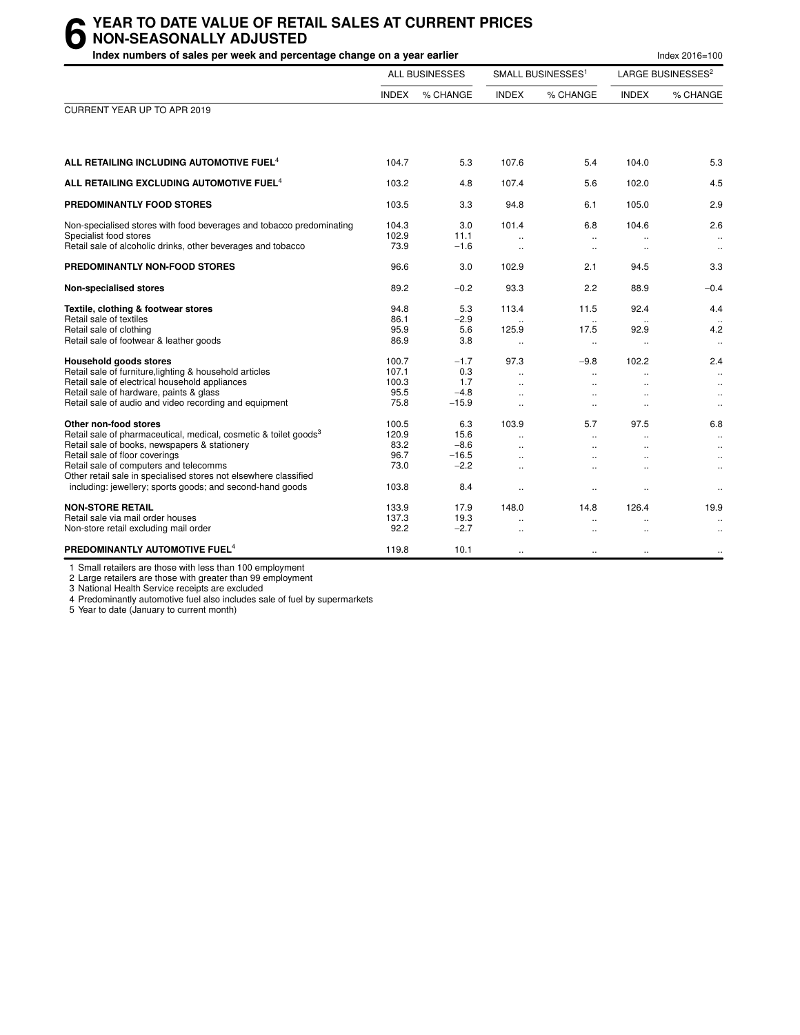# 6 YEAR TO DATE VALUE OF RETAIL SALES AT CURRENT PRICES NON-SEASONALLY ADJUSTED

**Index numbers of sales per week and percentage change on a year earlier**

Index 2016=100

| | ALL BUSINESSES | | SMALL BUSINESSES[1] | | LARGE BUSINESSES[2] | |
|---|---|---|---|---|---|---|
| | INDEX | % CHANGE | INDEX | % CHANGE | INDEX | % CHANGE |
| CURRENT YEAR UP TO APR 2019 | | | | | | |
| **ALL RETAILING INCLUDING AUTOMOTIVE FUEL[4]** | 104.7 | 5.3 | 107.6 | 5.4 | 104.0 | 5.3 |
| **ALL RETAILING EXCLUDING AUTOMOTIVE FUEL[4]** | 103.2 | 4.8 | 107.4 | 5.6 | 102.0 | 4.5 |
| **PREDOMINANTLY FOOD STORES** | 103.5 | 3.3 | 94.8 | 6.1 | 105.0 | 2.9 |
| Non-specialised stores with food beverages and tobacco predominating | 104.3 | 3.0 | 101.4 | 6.8 | 104.6 | 2.6 |
| Specialist food stores | 102.9 | 11.1 | .. | .. | .. | .. |
| Retail sale of alcoholic drinks, other beverages and tobacco | 73.9 | −1.6 | .. | .. | .. | .. |
| **PREDOMINANTLY NON-FOOD STORES** | 96.6 | 3.0 | 102.9 | 2.1 | 94.5 | 3.3 |
| **Non-specialised stores** | 89.2 | −0.2 | 93.3 | 2.2 | 88.9 | −0.4 |
| **Textile, clothing & footwear stores** | 94.8 | 5.3 | 113.4 | 11.5 | 92.4 | 4.4 |
| Retail sale of textiles | 86.1 | −2.9 | .. | .. | .. | .. |
| Retail sale of clothing | 95.9 | 5.6 | 125.9 | 17.5 | 92.9 | 4.2 |
| Retail sale of footwear & leather goods | 86.9 | 3.8 | .. | .. | .. | .. |
| **Household goods stores** | 100.7 | −1.7 | 97.3 | −9.8 | 102.2 | 2.4 |
| Retail sale of furniture,lighting & household articles | 107.1 | 0.3 | .. | .. | .. | .. |
| Retail sale of electrical household appliances | 100.3 | 1.7 | .. | .. | .. | .. |
| Retail sale of hardware, paints & glass | 95.5 | −4.8 | .. | .. | .. | .. |
| Retail sale of audio and video recording and equipment | 75.8 | −15.9 | .. | .. | .. | .. |
| **Other non-food stores** | 100.5 | 6.3 | 103.9 | 5.7 | 97.5 | 6.8 |
| Retail sale of pharmaceutical, medical, cosmetic & toilet goods[3] | 120.9 | 15.6 | .. | .. | .. | .. |
| Retail sale of books, newspapers & stationery | 83.2 | −8.6 | .. | .. | .. | .. |
| Retail sale of floor coverings | 96.7 | −16.5 | .. | .. | .. | .. |
| Retail sale of computers and telecomms | 73.0 | −2.2 | .. | .. | .. | .. |
| Other retail sale in specialised stores not elsewhere classified including: jewellery; sports goods; and second-hand goods | 103.8 | 8.4 | .. | .. | .. | .. |
| **NON-STORE RETAIL** | 133.9 | 17.9 | 148.0 | 14.8 | 126.4 | 19.9 |
| Retail sale via mail order houses | 137.3 | 19.3 | .. | .. | .. | .. |
| Non-store retail excluding mail order | 92.2 | −2.7 | .. | .. | .. | .. |
| **PREDOMINANTLY AUTOMOTIVE FUEL[4]** | 119.8 | 10.1 | .. | .. | .. | .. |

1 Small retailers are those with less than 100 employment
2 Large retailers are those with greater than 99 employment
3 National Health Service receipts are excluded
4 Predominantly automotive fuel also includes sale of fuel by supermarkets
5 Year to date (January to current month)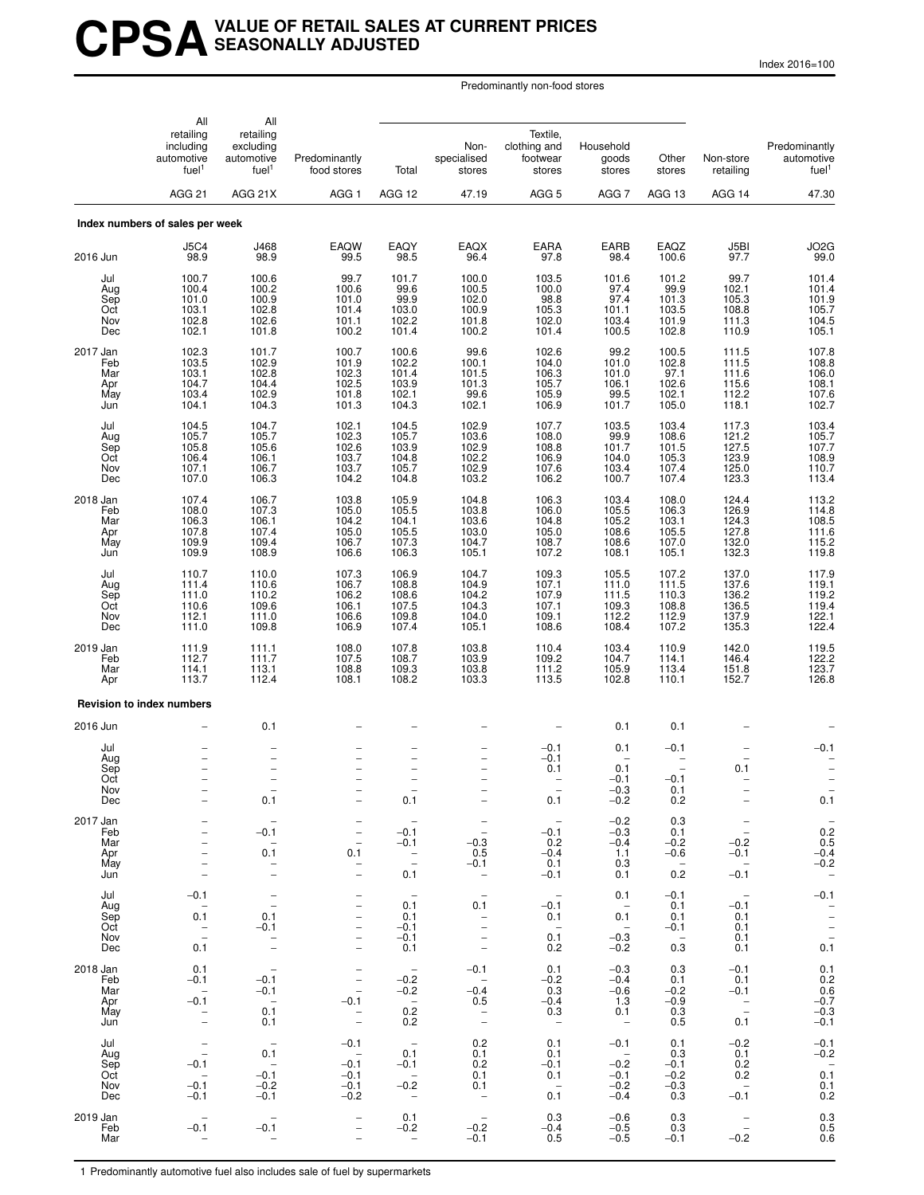# CPSA VALUE OF RETAIL SALES AT CURRENT PRICES SEASONALLY ADJUSTED

Index 2016=100

| | All retailing including automotive fuel[1] | All retailing excluding automotive fuel[1] | Predominantly food stores | Predominantly non-food stores: Total | Predominantly non-food stores: Non-specialised stores | Predominantly non-food stores: Textile, clothing and footwear stores | Predominantly non-food stores: Household goods stores | Predominantly non-food stores: Other stores | Non-store retailing | Predominantly automotive fuel[1] |
|---|---|---|---|---|---|---|---|---|---|---|
| | AGG 21 | AGG 21X | AGG 1 | AGG 12 | 47.19 | AGG 5 | AGG 7 | AGG 13 | AGG 14 | 47.30 |
| **Index numbers of sales per week** | | | | | | | | | | |
| | J5C4 | J468 | EAQW | EAQY | EAQX | EARA | EARB | EAQZ | J5BI | JO2G |
| 2016 Jun | 98.9 | 98.9 | 99.5 | 98.5 | 96.4 | 97.8 | 98.4 | 100.6 | 97.7 | 99.0 |
| Jul | 100.7 | 100.6 | 99.7 | 101.7 | 100.0 | 103.5 | 101.6 | 101.2 | 99.7 | 101.4 |
| Aug | 100.4 | 100.2 | 100.6 | 99.6 | 100.5 | 100.0 | 97.4 | 99.9 | 102.1 | 101.4 |
| Sep | 101.0 | 100.9 | 101.0 | 99.9 | 102.0 | 98.8 | 97.4 | 101.3 | 105.3 | 101.9 |
| Oct | 103.1 | 102.8 | 101.4 | 103.0 | 100.9 | 105.3 | 101.1 | 103.5 | 108.8 | 105.7 |
| Nov | 102.8 | 102.6 | 101.1 | 102.2 | 101.8 | 102.0 | 103.4 | 101.9 | 111.3 | 104.5 |
| Dec | 102.1 | 101.8 | 100.2 | 101.4 | 100.2 | 101.4 | 100.5 | 102.8 | 110.9 | 105.1 |
| 2017 Jan | 102.3 | 101.7 | 100.7 | 100.6 | 99.6 | 102.6 | 99.2 | 100.5 | 111.5 | 107.8 |
| Feb | 103.5 | 102.9 | 101.9 | 102.2 | 100.1 | 104.0 | 101.0 | 102.8 | 111.5 | 108.8 |
| Mar | 103.1 | 102.8 | 102.3 | 101.4 | 101.5 | 106.3 | 101.0 | 97.1 | 111.6 | 106.0 |
| Apr | 104.7 | 104.4 | 102.5 | 103.9 | 101.3 | 105.7 | 106.1 | 102.6 | 115.6 | 108.1 |
| May | 103.4 | 102.9 | 101.8 | 102.1 | 99.6 | 105.9 | 99.5 | 102.1 | 112.2 | 107.6 |
| Jun | 104.1 | 104.3 | 101.3 | 104.3 | 102.1 | 106.9 | 101.7 | 105.0 | 118.1 | 102.7 |
| Jul | 104.5 | 104.7 | 102.1 | 104.5 | 102.9 | 107.7 | 103.5 | 103.4 | 117.3 | 103.4 |
| Aug | 105.7 | 105.7 | 102.3 | 105.7 | 103.6 | 108.0 | 99.9 | 108.6 | 121.2 | 105.7 |
| Sep | 105.8 | 105.6 | 102.6 | 103.9 | 102.9 | 108.8 | 101.7 | 101.5 | 127.5 | 107.7 |
| Oct | 106.4 | 106.1 | 103.7 | 104.8 | 102.2 | 106.9 | 104.0 | 105.3 | 123.9 | 108.9 |
| Nov | 107.1 | 106.7 | 103.7 | 105.7 | 102.9 | 107.6 | 103.4 | 107.4 | 125.0 | 110.7 |
| Dec | 107.0 | 106.3 | 104.2 | 104.8 | 103.2 | 106.2 | 100.7 | 107.4 | 123.3 | 113.4 |
| 2018 Jan | 107.4 | 106.7 | 103.8 | 105.9 | 104.8 | 106.3 | 103.4 | 108.0 | 124.4 | 113.2 |
| Feb | 108.0 | 107.3 | 105.0 | 105.5 | 103.8 | 106.0 | 105.5 | 106.3 | 126.9 | 114.8 |
| Mar | 106.3 | 106.1 | 104.2 | 104.1 | 103.6 | 104.8 | 105.2 | 103.1 | 124.3 | 108.5 |
| Apr | 107.8 | 107.4 | 105.0 | 105.5 | 103.0 | 105.0 | 108.6 | 105.5 | 127.8 | 111.6 |
| May | 109.9 | 109.4 | 106.7 | 107.3 | 104.7 | 108.7 | 108.6 | 107.0 | 132.0 | 115.2 |
| Jun | 109.9 | 108.9 | 106.6 | 106.3 | 105.1 | 107.2 | 108.1 | 105.1 | 132.3 | 119.8 |
| Jul | 110.7 | 110.0 | 107.3 | 106.9 | 104.7 | 109.3 | 105.5 | 107.2 | 137.0 | 117.9 |
| Aug | 111.4 | 110.6 | 106.7 | 108.8 | 104.9 | 107.1 | 111.0 | 111.5 | 137.6 | 119.1 |
| Sep | 111.0 | 110.2 | 106.2 | 108.6 | 104.2 | 107.9 | 111.5 | 110.3 | 136.2 | 119.2 |
| Oct | 110.6 | 109.6 | 106.1 | 107.5 | 104.3 | 107.1 | 109.3 | 108.8 | 136.5 | 119.4 |
| Nov | 112.1 | 111.0 | 106.6 | 109.8 | 104.0 | 109.1 | 112.2 | 112.9 | 137.9 | 122.1 |
| Dec | 111.0 | 109.8 | 106.9 | 107.4 | 105.1 | 108.6 | 108.4 | 107.2 | 135.3 | 122.4 |
| 2019 Jan | 111.9 | 111.1 | 108.0 | 107.8 | 103.8 | 110.4 | 103.4 | 110.9 | 142.0 | 119.5 |
| Feb | 112.7 | 111.7 | 107.5 | 108.7 | 103.9 | 109.2 | 104.7 | 114.1 | 146.4 | 122.2 |
| Mar | 114.1 | 113.1 | 108.8 | 109.3 | 103.8 | 111.2 | 105.9 | 113.4 | 151.8 | 123.7 |
| Apr | 113.7 | 112.4 | 108.1 | 108.2 | 103.3 | 113.5 | 102.8 | 110.1 | 152.7 | 126.8 |
| **Revision to index numbers** | | | | | | | | | | |
| 2016 Jun | – | 0.1 | – | – | – | – | 0.1 | 0.1 | – | – |
| Jul | – | – | – | – | – | –0.1 | 0.1 | –0.1 | – | –0.1 |
| Aug | – | – | – | – | – | –0.1 | – | – | – | – |
| Sep | – | – | – | – | – | 0.1 | 0.1 | – | 0.1 | – |
| Oct | – | – | – | – | – | – | –0.1 | –0.1 | – | – |
| Nov | – | – | – | – | – | – | –0.3 | 0.1 | – | – |
| Dec | – | 0.1 | – | 0.1 | – | 0.1 | –0.2 | 0.2 | – | 0.1 |
| 2017 Jan | – | – | – | – | – | – | –0.2 | 0.3 | – | – |
| Feb | – | –0.1 | – | –0.1 | – | –0.1 | –0.3 | 0.1 | – | 0.2 |
| Mar | – | – | – | –0.1 | –0.3 | 0.2 | –0.4 | –0.2 | –0.2 | 0.5 |
| Apr | – | 0.1 | 0.1 | – | 0.5 | –0.4 | 1.1 | –0.6 | –0.1 | –0.4 |
| May | – | – | – | – | –0.1 | 0.1 | 0.3 | – | – | –0.2 |
| Jun | – | – | – | 0.1 | – | –0.1 | 0.1 | 0.2 | –0.1 | – |
| Jul | –0.1 | – | – | – | – | – | 0.1 | –0.1 | – | –0.1 |
| Aug | – | – | – | 0.1 | 0.1 | –0.1 | – | 0.1 | –0.1 | – |
| Sep | 0.1 | 0.1 | – | 0.1 | – | 0.1 | 0.1 | 0.1 | 0.1 | – |
| Oct | – | –0.1 | – | –0.1 | – | – | – | –0.1 | 0.1 | – |
| Nov | – | – | – | –0.1 | – | 0.1 | –0.3 | – | 0.1 | – |
| Dec | 0.1 | – | – | 0.1 | – | 0.2 | –0.2 | 0.3 | 0.1 | 0.1 |
| 2018 Jan | 0.1 | – | – | – | –0.1 | 0.1 | –0.3 | 0.3 | –0.1 | 0.1 |
| Feb | –0.1 | –0.1 | – | –0.2 | – | –0.2 | –0.4 | 0.1 | 0.1 | 0.2 |
| Mar | – | –0.1 | – | –0.2 | –0.4 | 0.3 | –0.6 | –0.2 | –0.1 | 0.6 |
| Apr | –0.1 | – | –0.1 | – | 0.5 | –0.4 | 1.3 | –0.9 | – | –0.7 |
| May | – | 0.1 | – | 0.2 | – | 0.3 | 0.1 | 0.3 | – | –0.3 |
| Jun | – | 0.1 | – | 0.2 | – | – | – | 0.5 | 0.1 | –0.1 |
| Jul | – | – | –0.1 | – | 0.2 | 0.1 | –0.1 | 0.1 | –0.2 | –0.1 |
| Aug | – | 0.1 | – | 0.1 | 0.1 | 0.1 | – | 0.3 | 0.1 | –0.2 |
| Sep | –0.1 | – | –0.1 | –0.1 | 0.2 | –0.1 | –0.2 | –0.1 | 0.2 | – |
| Oct | – | –0.1 | –0.1 | – | 0.1 | 0.1 | –0.1 | –0.2 | 0.2 | 0.1 |
| Nov | –0.1 | –0.2 | –0.1 | –0.2 | 0.1 | – | –0.2 | –0.3 | – | 0.1 |
| Dec | –0.1 | –0.1 | –0.2 | – | – | 0.1 | –0.4 | 0.3 | –0.1 | 0.2 |
| 2019 Jan | – | – | – | 0.1 | – | 0.3 | –0.6 | 0.3 | – | 0.3 |
| Feb | –0.1 | –0.1 | – | –0.2 | –0.2 | –0.4 | –0.5 | 0.3 | – | 0.5 |
| Mar | – | – | – | – | –0.1 | 0.5 | –0.5 | –0.1 | –0.2 | 0.6 |

1 Predominantly automotive fuel also includes sale of fuel by supermarkets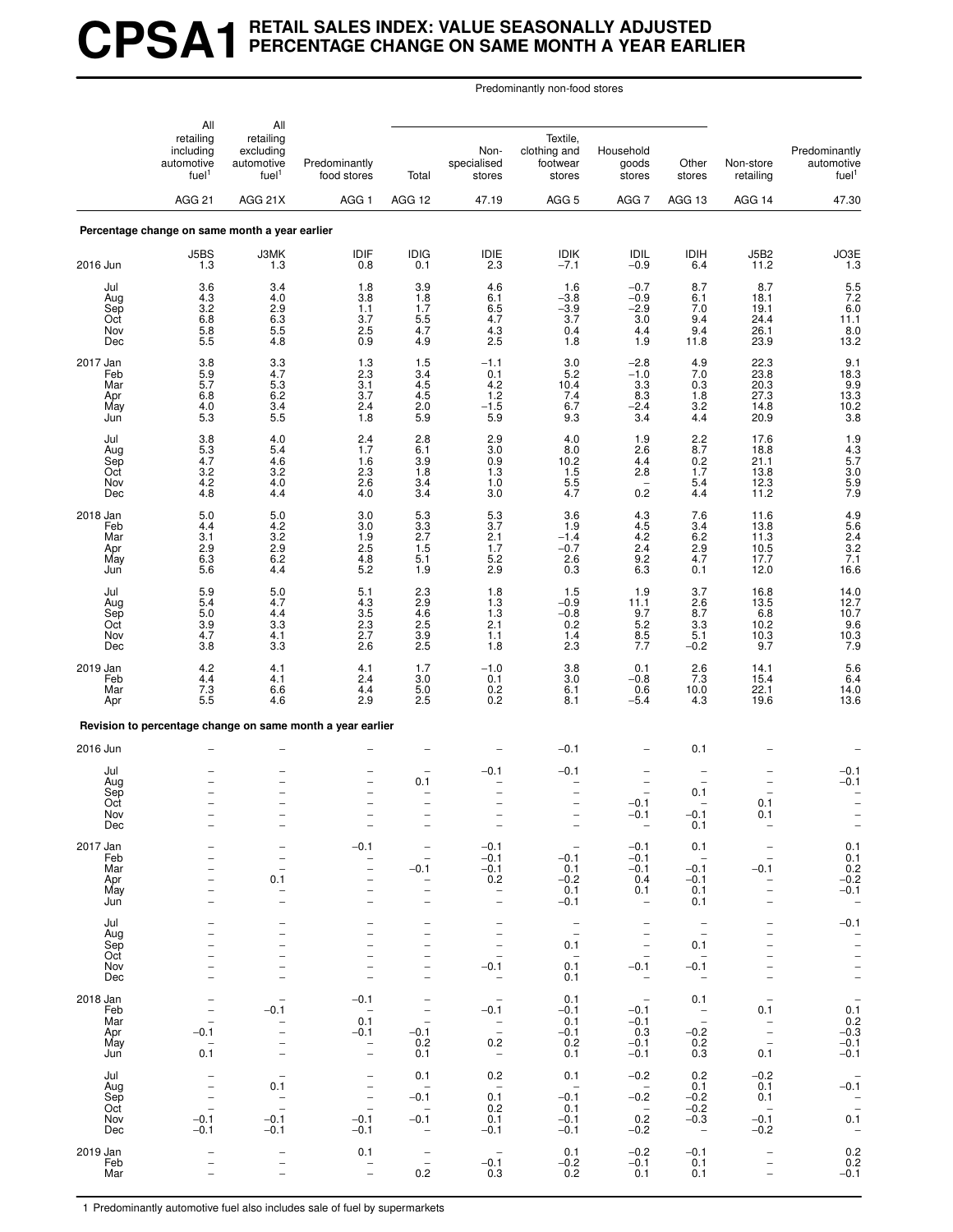# CPSA1 RETAIL SALES INDEX: VALUE SEASONALLY ADJUSTED PERCENTAGE CHANGE ON SAME MONTH A YEAR EARLIER

| | All retailing including automotive fuel[1] | All retailing excluding automotive fuel[1] | Predominantly food stores | Predominantly non-food stores | | | | | Non-store retailing | Predominantly automotive fuel[1] |
|---|---|---|---|---|---|---|---|---|---|---|
| | | | | Total | Non-specialised stores | Textile, clothing and footwear stores | Household goods stores | Other stores | | |
| | AGG 21 | AGG 21X | AGG 1 | AGG 12 | 47.19 | AGG 5 | AGG 7 | AGG 13 | AGG 14 | 47.30 |
| **Percentage change on same month a year earlier** | | | | | | | | | | |
| | J5BS | J3MK | IDIF | IDIG | IDIE | IDIK | IDIL | IDIH | J5B2 | JO3E |
| 2016 Jun | 1.3 | 1.3 | 0.8 | 0.1 | 2.3 | −7.1 | −0.9 | 6.4 | 11.2 | 1.3 |
| Jul | 3.6 | 3.4 | 1.8 | 3.9 | 4.6 | 1.6 | −0.7 | 8.7 | 8.7 | 5.5 |
| Aug | 4.3 | 4.0 | 3.8 | 1.8 | 6.1 | −3.8 | −0.9 | 6.1 | 18.1 | 7.2 |
| Sep | 3.2 | 2.9 | 1.1 | 1.7 | 6.5 | −3.9 | −2.9 | 7.0 | 19.1 | 6.0 |
| Oct | 6.8 | 6.3 | 3.7 | 5.5 | 4.7 | 3.7 | 3.0 | 9.4 | 24.4 | 11.1 |
| Nov | 5.8 | 5.5 | 2.5 | 4.7 | 4.3 | 0.4 | 4.4 | 9.4 | 26.1 | 8.0 |
| Dec | 5.5 | 4.8 | 0.9 | 4.9 | 2.5 | 1.8 | 1.9 | 11.8 | 23.9 | 13.2 |
| 2017 Jan | 3.8 | 3.3 | 1.3 | 1.5 | −1.1 | 3.0 | −2.8 | 4.9 | 22.3 | 9.1 |
| Feb | 5.9 | 4.7 | 2.3 | 3.4 | 0.1 | 5.2 | −1.0 | 7.0 | 23.8 | 18.3 |
| Mar | 5.7 | 5.3 | 3.1 | 4.5 | 4.2 | 10.4 | 3.3 | 0.3 | 20.3 | 9.9 |
| Apr | 6.8 | 6.2 | 3.7 | 4.5 | 1.2 | 7.4 | 8.3 | 1.8 | 27.3 | 13.3 |
| May | 4.0 | 3.4 | 2.4 | 2.0 | −1.5 | 6.7 | −2.4 | 3.2 | 14.8 | 10.2 |
| Jun | 5.3 | 5.5 | 1.8 | 5.9 | 5.9 | 9.3 | 3.4 | 4.4 | 20.9 | 3.8 |
| Jul | 3.8 | 4.0 | 2.4 | 2.8 | 2.9 | 4.0 | 1.9 | 2.2 | 17.6 | 1.9 |
| Aug | 5.3 | 5.4 | 1.7 | 6.1 | 3.0 | 8.0 | 2.6 | 8.7 | 18.8 | 4.3 |
| Sep | 4.7 | 4.6 | 1.6 | 3.9 | 0.9 | 10.2 | 4.4 | 0.2 | 21.1 | 5.7 |
| Oct | 3.2 | 3.2 | 2.3 | 1.8 | 1.3 | 1.5 | 2.8 | 1.7 | 13.8 | 3.0 |
| Nov | 4.2 | 4.0 | 2.6 | 3.4 | 1.0 | 5.5 | – | 5.4 | 12.3 | 5.9 |
| Dec | 4.8 | 4.4 | 4.0 | 3.4 | 3.0 | 4.7 | 0.2 | 4.4 | 11.2 | 7.9 |
| 2018 Jan | 5.0 | 5.0 | 3.0 | 5.3 | 5.3 | 3.6 | 4.3 | 7.6 | 11.6 | 4.9 |
| Feb | 4.4 | 4.2 | 3.0 | 3.3 | 3.7 | 1.9 | 4.5 | 3.4 | 13.8 | 5.6 |
| Mar | 3.1 | 3.2 | 1.9 | 2.7 | 2.1 | −1.4 | 4.2 | 6.2 | 11.3 | 2.4 |
| Apr | 2.9 | 2.9 | 2.5 | 1.5 | 1.7 | −0.7 | 2.4 | 2.9 | 10.5 | 3.2 |
| May | 6.3 | 6.2 | 4.8 | 5.1 | 5.2 | 2.6 | 9.2 | 4.7 | 17.7 | 7.1 |
| Jun | 5.6 | 4.4 | 5.2 | 1.9 | 2.9 | 0.3 | 6.3 | 0.1 | 12.0 | 16.6 |
| Jul | 5.9 | 5.0 | 5.1 | 2.3 | 1.8 | 1.5 | 1.9 | 3.7 | 16.8 | 14.0 |
| Aug | 5.4 | 4.7 | 4.3 | 2.9 | 1.3 | −0.9 | 11.1 | 2.6 | 13.5 | 12.7 |
| Sep | 5.0 | 4.4 | 3.5 | 4.6 | 1.3 | −0.8 | 9.7 | 8.7 | 6.8 | 10.7 |
| Oct | 3.9 | 3.3 | 2.3 | 2.5 | 2.1 | 0.2 | 5.2 | 3.3 | 10.2 | 9.6 |
| Nov | 4.7 | 4.1 | 2.7 | 3.9 | 1.1 | 1.4 | 8.5 | 5.1 | 10.3 | 10.3 |
| Dec | 3.8 | 3.3 | 2.6 | 2.5 | 1.8 | 2.3 | 7.7 | −0.2 | 9.7 | 7.9 |
| 2019 Jan | 4.2 | 4.1 | 4.1 | 1.7 | −1.0 | 3.8 | 0.1 | 2.6 | 14.1 | 5.6 |
| Feb | 4.4 | 4.1 | 2.4 | 3.0 | 0.1 | 3.0 | −0.8 | 7.3 | 15.4 | 6.4 |
| Mar | 7.3 | 6.6 | 4.4 | 5.0 | 0.2 | 6.1 | 0.6 | 10.0 | 22.1 | 14.0 |
| Apr | 5.5 | 4.6 | 2.9 | 2.5 | 0.2 | 8.1 | −5.4 | 4.3 | 19.6 | 13.6 |
| **Revision to percentage change on same month a year earlier** | | | | | | | | | | |
| 2016 Jun | – | – | – | – | – | −0.1 | – | 0.1 | – | – |
| Jul | – | – | – | – | −0.1 | −0.1 | – | – | – | −0.1 |
| Aug | – | – | – | 0.1 | – | – | – | – | – | −0.1 |
| Sep | – | – | – | – | – | – | – | 0.1 | – | – |
| Oct | – | – | – | – | – | – | −0.1 | – | 0.1 | – |
| Nov | – | – | – | – | – | – | −0.1 | −0.1 | 0.1 | – |
| Dec | – | – | – | – | – | – | – | 0.1 | – | – |
| 2017 Jan | – | – | −0.1 | – | −0.1 | – | −0.1 | 0.1 | – | 0.1 |
| Feb | – | – | – | – | −0.1 | −0.1 | −0.1 | – | – | 0.1 |
| Mar | – | – | – | −0.1 | −0.1 | 0.1 | −0.1 | −0.1 | −0.1 | 0.2 |
| Apr | – | 0.1 | – | – | 0.2 | −0.2 | 0.4 | −0.1 | – | −0.2 |
| May | – | – | – | – | – | 0.1 | 0.1 | 0.1 | – | −0.1 |
| Jun | – | – | – | – | – | −0.1 | – | 0.1 | – | – |
| Jul | – | – | – | – | – | – | – | – | – | −0.1 |
| Aug | – | – | – | – | – | – | – | – | – | – |
| Sep | – | – | – | – | – | 0.1 | – | 0.1 | – | – |
| Oct | – | – | – | – | – | – | – | – | – | – |
| Nov | – | – | – | – | −0.1 | 0.1 | −0.1 | −0.1 | – | – |
| Dec | – | – | – | – | – | 0.1 | – | – | – | – |
| 2018 Jan | – | – | −0.1 | – | – | 0.1 | – | 0.1 | – | – |
| Feb | – | −0.1 | – | – | −0.1 | −0.1 | −0.1 | – | 0.1 | 0.1 |
| Mar | – | – | 0.1 | – | – | 0.1 | −0.1 | – | – | 0.2 |
| Apr | −0.1 | – | −0.1 | −0.1 | – | −0.1 | 0.3 | −0.2 | – | −0.3 |
| May | – | – | – | 0.2 | 0.2 | 0.2 | −0.1 | 0.2 | – | −0.1 |
| Jun | 0.1 | – | – | 0.1 | – | 0.1 | −0.1 | 0.3 | 0.1 | −0.1 |
| Jul | – | – | – | 0.1 | 0.2 | 0.1 | −0.2 | 0.2 | −0.2 | – |
| Aug | – | 0.1 | – | – | – | – | – | 0.1 | 0.1 | −0.1 |
| Sep | – | – | – | −0.1 | 0.1 | −0.1 | −0.2 | −0.2 | 0.1 | – |
| Oct | – | – | – | – | 0.2 | 0.1 | – | −0.2 | – | – |
| Nov | −0.1 | −0.1 | −0.1 | −0.1 | 0.1 | −0.1 | 0.2 | −0.3 | −0.1 | 0.1 |
| Dec | −0.1 | −0.1 | −0.1 | – | −0.1 | −0.1 | −0.2 | – | −0.2 | – |
| 2019 Jan | – | – | 0.1 | – | – | 0.1 | −0.2 | −0.1 | – | 0.2 |
| Feb | – | – | – | – | −0.1 | −0.2 | −0.1 | 0.1 | – | 0.2 |
| Mar | – | – | – | 0.2 | 0.3 | 0.2 | 0.1 | 0.1 | – | −0.1 |

1 Predominantly automotive fuel also includes sale of fuel by supermarkets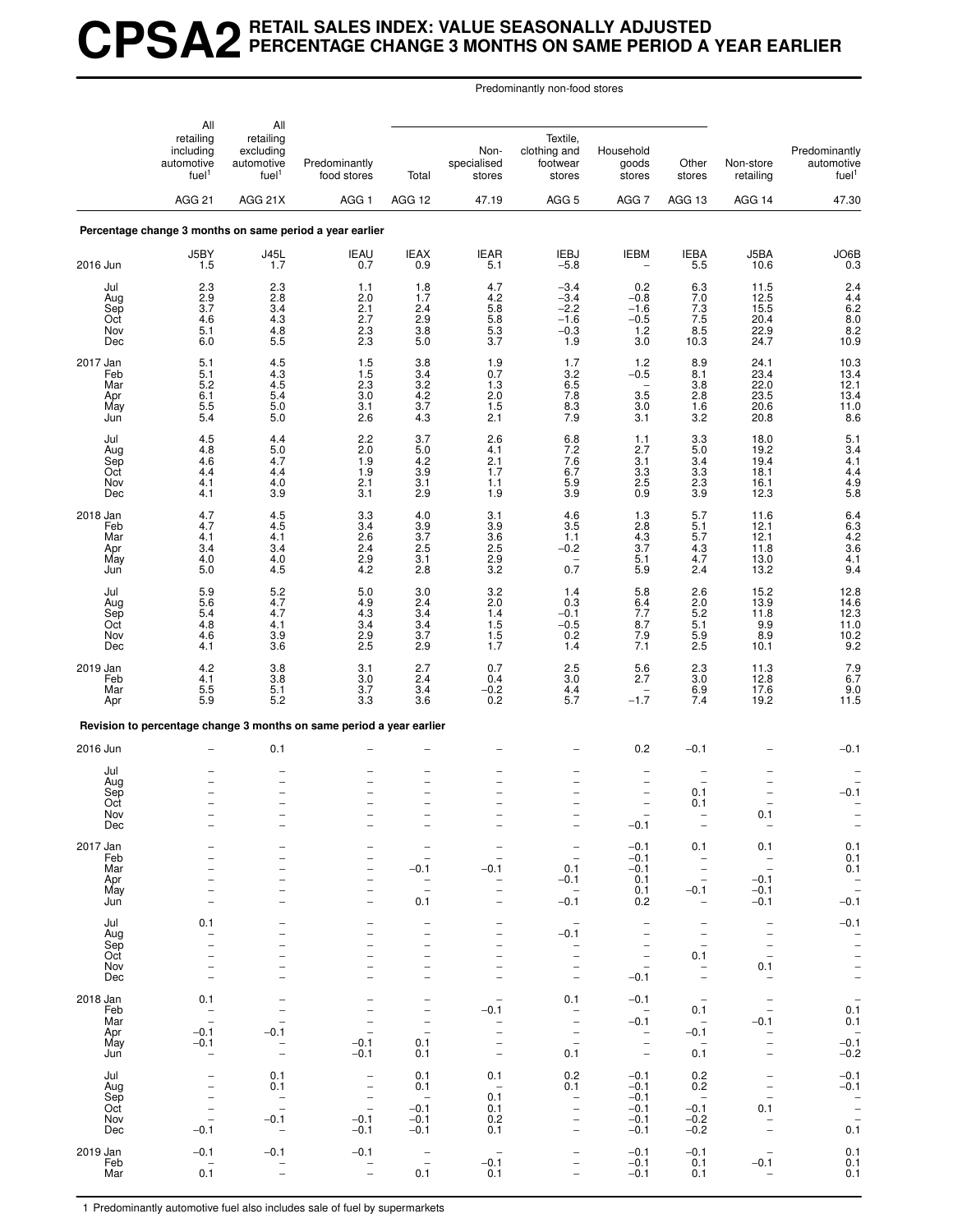# CPSA2 RETAIL SALES INDEX: VALUE SEASONALLY ADJUSTED PERCENTAGE CHANGE 3 MONTHS ON SAME PERIOD A YEAR EARLIER

| | All retailing including automotive fuel[1] | All retailing excluding automotive fuel[1] | Predominantly food stores | Predominantly non-food stores: Total | Non-specialised stores | Textile, clothing and footwear stores | Household goods stores | Other stores | Non-store retailing | Predominantly automotive fuel[1] |
|---|---|---|---|---|---|---|---|---|---|---|
| | AGG 21 | AGG 21X | AGG 1 | AGG 12 | 47.19 | AGG 5 | AGG 7 | AGG 13 | AGG 14 | 47.30 |
| **Percentage change 3 months on same period a year earlier** | | | | | | | | | | |
| | J5BY | J45L | IEAU | IEAX | IEAR | IEBJ | IEBM | IEBA | J5BA | JO6B |
| 2016 Jun | 1.5 | 1.7 | 0.7 | 0.9 | 5.1 | −5.8 | – | 5.5 | 10.6 | 0.3 |
| Jul | 2.3 | 2.3 | 1.1 | 1.8 | 4.7 | −3.4 | 0.2 | 6.3 | 11.5 | 2.4 |
| Aug | 2.9 | 2.8 | 2.0 | 1.7 | 4.2 | −3.4 | −0.8 | 7.0 | 12.5 | 4.4 |
| Sep | 3.7 | 3.4 | 2.1 | 2.4 | 5.8 | −2.2 | −1.6 | 7.3 | 15.5 | 6.2 |
| Oct | 4.6 | 4.3 | 2.7 | 2.9 | 5.8 | −1.6 | −0.5 | 7.5 | 20.4 | 8.0 |
| Nov | 5.1 | 4.8 | 2.3 | 3.8 | 5.3 | −0.3 | 1.2 | 8.5 | 22.9 | 8.2 |
| Dec | 6.0 | 5.5 | 2.3 | 5.0 | 3.7 | 1.9 | 3.0 | 10.3 | 24.7 | 10.9 |
| 2017 Jan | 5.1 | 4.5 | 1.5 | 3.8 | 1.9 | 1.7 | 1.2 | 8.9 | 24.1 | 10.3 |
| Feb | 5.1 | 4.3 | 1.5 | 3.4 | 0.7 | 3.2 | −0.5 | 8.1 | 23.4 | 13.4 |
| Mar | 5.2 | 4.5 | 2.3 | 3.2 | 1.3 | 6.5 | – | 3.8 | 22.0 | 12.1 |
| Apr | 6.1 | 5.4 | 3.0 | 4.2 | 2.0 | 7.8 | 3.5 | 2.8 | 23.5 | 13.4 |
| May | 5.5 | 5.0 | 3.1 | 3.7 | 1.5 | 8.3 | 3.0 | 1.6 | 20.6 | 11.0 |
| Jun | 5.4 | 5.0 | 2.6 | 4.3 | 2.1 | 7.9 | 3.1 | 3.2 | 20.8 | 8.6 |
| Jul | 4.5 | 4.4 | 2.2 | 3.7 | 2.6 | 6.8 | 1.1 | 3.3 | 18.0 | 5.1 |
| Aug | 4.8 | 5.0 | 2.0 | 5.0 | 4.1 | 7.2 | 2.7 | 5.0 | 19.2 | 3.4 |
| Sep | 4.6 | 4.7 | 1.9 | 4.2 | 2.1 | 7.6 | 3.1 | 3.4 | 19.4 | 4.1 |
| Oct | 4.4 | 4.4 | 1.9 | 3.9 | 1.7 | 6.7 | 3.3 | 3.3 | 18.1 | 4.4 |
| Nov | 4.1 | 4.0 | 2.1 | 3.1 | 1.1 | 5.9 | 2.5 | 2.3 | 16.1 | 4.9 |
| Dec | 4.1 | 3.9 | 3.1 | 2.9 | 1.9 | 3.9 | 0.9 | 3.9 | 12.3 | 5.8 |
| 2018 Jan | 4.7 | 4.5 | 3.3 | 4.0 | 3.1 | 4.6 | 1.3 | 5.7 | 11.6 | 6.4 |
| Feb | 4.7 | 4.5 | 3.4 | 3.9 | 3.9 | 3.5 | 2.8 | 5.1 | 12.1 | 6.3 |
| Mar | 4.1 | 4.1 | 2.6 | 3.7 | 3.6 | 1.1 | 4.3 | 5.7 | 12.1 | 4.2 |
| Apr | 3.4 | 3.4 | 2.4 | 2.5 | 2.5 | −0.2 | 3.7 | 4.3 | 11.8 | 3.6 |
| May | 4.0 | 4.0 | 2.9 | 3.1 | 2.9 | – | 5.1 | 4.7 | 13.0 | 4.1 |
| Jun | 5.0 | 4.5 | 4.2 | 2.8 | 3.2 | 0.7 | 5.9 | 2.4 | 13.2 | 9.4 |
| Jul | 5.9 | 5.2 | 5.0 | 3.0 | 3.2 | 1.4 | 5.8 | 2.6 | 15.2 | 12.8 |
| Aug | 5.6 | 4.7 | 4.9 | 2.4 | 2.0 | 0.3 | 6.4 | 2.0 | 13.9 | 14.6 |
| Sep | 5.4 | 4.7 | 4.3 | 3.4 | 1.4 | −0.1 | 7.7 | 5.2 | 11.8 | 12.3 |
| Oct | 4.8 | 4.1 | 3.4 | 3.4 | 1.5 | −0.5 | 8.7 | 5.1 | 9.9 | 11.0 |
| Nov | 4.6 | 3.9 | 2.9 | 3.7 | 1.5 | 0.2 | 7.9 | 5.9 | 8.9 | 10.2 |
| Dec | 4.1 | 3.6 | 2.5 | 2.9 | 1.7 | 1.4 | 7.1 | 2.5 | 10.1 | 9.2 |
| 2019 Jan | 4.2 | 3.8 | 3.1 | 2.7 | 0.7 | 2.5 | 5.6 | 2.3 | 11.3 | 7.9 |
| Feb | 4.1 | 3.8 | 3.0 | 2.4 | 0.4 | 3.0 | 2.7 | 3.0 | 12.8 | 6.7 |
| Mar | 5.5 | 5.1 | 3.7 | 3.4 | −0.2 | 4.4 | – | 6.9 | 17.6 | 9.0 |
| Apr | 5.9 | 5.2 | 3.3 | 3.6 | 0.2 | 5.7 | −1.7 | 7.4 | 19.2 | 11.5 |
| **Revision to percentage change 3 months on same period a year earlier** | | | | | | | | | | |
| 2016 Jun | – | 0.1 | – | – | – | – | 0.2 | −0.1 | – | −0.1 |
| Jul | – | – | – | – | – | – | – | – | – | – |
| Aug | – | – | – | – | – | – | – | – | – | – |
| Sep | – | – | – | – | – | – | – | 0.1 | – | −0.1 |
| Oct | – | – | – | – | – | – | – | 0.1 | – | – |
| Nov | – | – | – | – | – | – | – | – | 0.1 | – |
| Dec | – | – | – | – | – | – | −0.1 | – | – | – |
| 2017 Jan | – | – | – | – | – | – | −0.1 | 0.1 | 0.1 | 0.1 |
| Feb | – | – | – | – | – | – | −0.1 | – | – | 0.1 |
| Mar | – | – | – | −0.1 | −0.1 | 0.1 | −0.1 | – | – | 0.1 |
| Apr | – | – | – | – | – | −0.1 | 0.1 | – | −0.1 | – |
| May | – | – | – | – | – | – | 0.1 | −0.1 | −0.1 | – |
| Jun | – | – | – | 0.1 | – | −0.1 | 0.2 | – | −0.1 | −0.1 |
| Jul | 0.1 | – | – | – | – | – | – | – | – | −0.1 |
| Aug | – | – | – | – | – | −0.1 | – | – | – | – |
| Sep | – | – | – | – | – | – | – | – | – | – |
| Oct | – | – | – | – | – | – | – | 0.1 | – | – |
| Nov | – | – | – | – | – | – | – | – | 0.1 | – |
| Dec | – | – | – | – | – | – | −0.1 | – | – | – |
| 2018 Jan | 0.1 | – | – | – | – | 0.1 | −0.1 | – | – | – |
| Feb | – | – | – | – | −0.1 | – | – | 0.1 | – | 0.1 |
| Mar | – | – | – | – | – | – | −0.1 | – | −0.1 | 0.1 |
| Apr | −0.1 | −0.1 | – | – | – | – | – | −0.1 | – | – |
| May | −0.1 | – | −0.1 | 0.1 | – | – | – | – | – | −0.1 |
| Jun | – | – | −0.1 | 0.1 | – | 0.1 | – | 0.1 | – | −0.2 |
| Jul | – | 0.1 | – | 0.1 | 0.1 | 0.2 | −0.1 | 0.2 | – | −0.1 |
| Aug | – | 0.1 | – | 0.1 | – | 0.1 | −0.1 | 0.2 | – | −0.1 |
| Sep | – | – | – | – | 0.1 | – | −0.1 | – | – | – |
| Oct | – | – | – | −0.1 | 0.1 | – | −0.1 | −0.1 | 0.1 | – |
| Nov | – | −0.1 | −0.1 | −0.1 | 0.2 | – | −0.1 | −0.2 | – | – |
| Dec | −0.1 | – | −0.1 | −0.1 | 0.1 | – | −0.1 | −0.2 | – | 0.1 |
| 2019 Jan | −0.1 | −0.1 | −0.1 | – | – | – | −0.1 | −0.1 | – | 0.1 |
| Feb | – | – | – | – | −0.1 | – | −0.1 | 0.1 | −0.1 | 0.1 |
| Mar | 0.1 | – | – | 0.1 | 0.1 | – | −0.1 | 0.1 | – | 0.1 |

1 Predominantly automotive fuel also includes sale of fuel by supermarkets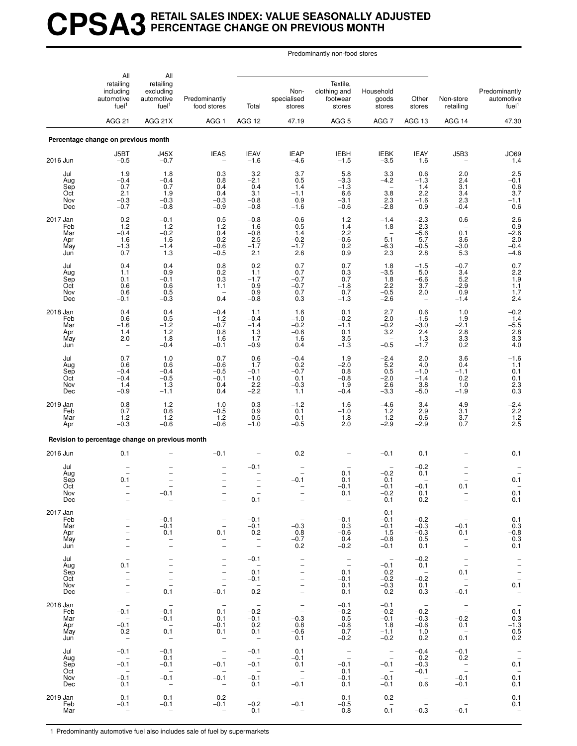# CPSA3 RETAIL SALES INDEX: VALUE SEASONALLY ADJUSTED PERCENTAGE CHANGE ON PREVIOUS MONTH

| | All retailing including automotive fuel[1] | All retailing excluding automotive fuel[1] | Predominantly food stores | Predominantly non-food stores: Total | Predominantly non-food stores: Non-specialised stores | Predominantly non-food stores: Textile, clothing and footwear stores | Predominantly non-food stores: Household goods stores | Predominantly non-food stores: Other stores | Non-store retailing | Predominantly automotive fuel[1] |
|---|---|---|---|---|---|---|---|---|---|---|
| | AGG 21 | AGG 21X | AGG 1 | AGG 12 | 47.19 | AGG 5 | AGG 7 | AGG 13 | AGG 14 | 47.30 |
| **Percentage change on previous month** | | | | | | | | | | |
| | J5BT | J45X | IEAS | IEAV | IEAP | IEBH | IEBK | IEAY | J5B3 | JO69 |
| 2016 Jun | −0.5 | −0.7 | – | −1.6 | −4.6 | −1.5 | −3.5 | 1.6 | – | 1.4 |
| Jul | 1.9 | 1.8 | 0.3 | 3.2 | 3.7 | 5.8 | 3.3 | 0.6 | 2.0 | 2.5 |
| Aug | −0.4 | −0.4 | 0.8 | −2.1 | 0.5 | −3.3 | −4.2 | −1.3 | 2.4 | −0.1 |
| Sep | 0.7 | 0.7 | 0.4 | 0.4 | 1.4 | −1.3 | – | 1.4 | 3.1 | 0.6 |
| Oct | 2.1 | 1.9 | 0.4 | 3.1 | −1.1 | 6.6 | 3.8 | 2.2 | 3.4 | 3.7 |
| Nov | −0.3 | −0.3 | −0.3 | −0.8 | 0.9 | −3.1 | 2.3 | −1.6 | 2.3 | −1.1 |
| Dec | −0.7 | −0.8 | −0.9 | −0.8 | −1.6 | −0.6 | −2.8 | 0.9 | −0.4 | 0.6 |
| 2017 Jan | 0.2 | −0.1 | 0.5 | −0.8 | −0.6 | 1.2 | −1.4 | −2.3 | 0.6 | 2.6 |
| Feb | 1.2 | 1.2 | 1.2 | 1.6 | 0.5 | 1.4 | 1.8 | 2.3 | – | 0.9 |
| Mar | −0.4 | −0.2 | 0.4 | −0.8 | 1.4 | 2.2 | – | −5.6 | 0.1 | −2.6 |
| Apr | 1.6 | 1.6 | 0.2 | 2.5 | −0.2 | −0.6 | 5.1 | 5.7 | 3.6 | 2.0 |
| May | −1.3 | −1.4 | −0.6 | −1.7 | −1.7 | 0.2 | −6.3 | −0.5 | −3.0 | −0.4 |
| Jun | 0.7 | 1.3 | −0.5 | 2.1 | 2.6 | 0.9 | 2.3 | 2.8 | 5.3 | −4.6 |
| Jul | 0.4 | 0.4 | 0.8 | 0.2 | 0.7 | 0.7 | 1.8 | −1.5 | −0.7 | 0.7 |
| Aug | 1.1 | 0.9 | 0.2 | 1.1 | 0.7 | 0.3 | −3.5 | 5.0 | 3.4 | 2.2 |
| Sep | 0.1 | −0.1 | 0.3 | −1.7 | −0.7 | 0.7 | 1.8 | −6.6 | 5.2 | 1.9 |
| Oct | 0.6 | 0.6 | 1.1 | 0.9 | −0.7 | −1.8 | 2.2 | 3.7 | −2.9 | 1.1 |
| Nov | 0.6 | 0.5 | – | 0.9 | 0.7 | 0.7 | −0.5 | 2.0 | 0.9 | 1.7 |
| Dec | −0.1 | −0.3 | 0.4 | −0.8 | 0.3 | −1.3 | −2.6 | – | −1.4 | 2.4 |
| 2018 Jan | 0.4 | 0.4 | −0.4 | 1.1 | 1.6 | 0.1 | 2.7 | 0.6 | 1.0 | −0.2 |
| Feb | 0.6 | 0.5 | 1.2 | −0.4 | −1.0 | −0.2 | 2.0 | −1.6 | 1.9 | 1.4 |
| Mar | −1.6 | −1.2 | −0.7 | −1.4 | −0.2 | −1.1 | −0.2 | −3.0 | −2.1 | −5.5 |
| Apr | 1.4 | 1.2 | 0.8 | 1.3 | −0.6 | 0.1 | 3.2 | 2.4 | 2.8 | 2.8 |
| May | 2.0 | 1.8 | 1.6 | 1.7 | 1.6 | 3.5 | – | 1.3 | 3.3 | 3.3 |
| Jun | – | −0.4 | −0.1 | −0.9 | 0.4 | −1.3 | −0.5 | −1.7 | 0.2 | 4.0 |
| Jul | 0.7 | 1.0 | 0.7 | 0.6 | −0.4 | 1.9 | −2.4 | 2.0 | 3.6 | −1.6 |
| Aug | 0.6 | 0.6 | −0.6 | 1.7 | 0.2 | −2.0 | 5.2 | 4.0 | 0.4 | 1.1 |
| Sep | −0.4 | −0.4 | −0.5 | −0.1 | −0.7 | 0.8 | 0.5 | −1.0 | −1.1 | 0.1 |
| Oct | −0.4 | −0.5 | −0.1 | −1.0 | 0.1 | −0.8 | −2.0 | −1.4 | 0.2 | 0.1 |
| Nov | 1.4 | 1.3 | 0.4 | 2.2 | −0.3 | 1.9 | 2.6 | 3.8 | 1.0 | 2.3 |
| Dec | −0.9 | −1.1 | 0.4 | −2.2 | 1.1 | −0.4 | −3.3 | −5.0 | −1.9 | 0.3 |
| 2019 Jan | 0.8 | 1.2 | 1.0 | 0.3 | −1.2 | 1.6 | −4.6 | 3.4 | 4.9 | −2.4 |
| Feb | 0.7 | 0.6 | −0.5 | 0.9 | 0.1 | −1.0 | 1.2 | 2.9 | 3.1 | 2.2 |
| Mar | 1.2 | 1.2 | 1.2 | 0.5 | −0.1 | 1.8 | 1.2 | −0.6 | 3.7 | 1.2 |
| Apr | −0.3 | −0.6 | −0.6 | −1.0 | −0.5 | 2.0 | −2.9 | −2.9 | 0.7 | 2.5 |
| **Revision to percentage change on previous month** | | | | | | | | | | |
| 2016 Jun | 0.1 | – | −0.1 | – | 0.2 | – | −0.1 | 0.1 | – | 0.1 |
| Jul | – | – | – | −0.1 | – | – | – | −0.2 | – | – |
| Aug | – | – | – | – | – | 0.1 | −0.2 | 0.1 | – | – |
| Sep | 0.1 | – | – | – | −0.1 | 0.1 | 0.1 | – | – | 0.1 |
| Oct | – | – | – | – | – | −0.1 | −0.1 | −0.1 | 0.1 | – |
| Nov | – | −0.1 | – | – | – | 0.1 | −0.2 | 0.1 | – | 0.1 |
| Dec | – | – | – | 0.1 | – | – | 0.1 | 0.2 | – | 0.1 |
| 2017 Jan | – | – | – | – | – | – | −0.1 | – | – | – |
| Feb | – | −0.1 | – | −0.1 | – | −0.1 | −0.1 | −0.2 | – | 0.1 |
| Mar | – | −0.1 | – | −0.1 | −0.3 | 0.3 | −0.1 | −0.3 | −0.1 | 0.3 |
| Apr | – | 0.1 | 0.1 | 0.2 | 0.8 | −0.6 | 1.5 | −0.3 | 0.1 | −0.8 |
| May | – | – | – | – | −0.7 | 0.4 | −0.8 | 0.5 | – | 0.3 |
| Jun | – | – | – | – | 0.2 | −0.2 | −0.1 | 0.1 | – | 0.1 |
| Jul | – | – | – | −0.1 | – | – | – | −0.2 | – | – |
| Aug | 0.1 | – | – | – | – | – | −0.1 | 0.1 | – | – |
| Sep | – | – | – | 0.1 | – | 0.1 | 0.2 | – | 0.1 | – |
| Oct | – | – | – | −0.1 | – | −0.1 | −0.2 | −0.2 | – | – |
| Nov | – | – | – | – | – | 0.1 | −0.3 | 0.1 | – | 0.1 |
| Dec | – | 0.1 | −0.1 | 0.2 | – | 0.1 | 0.2 | 0.3 | −0.1 | – |
| 2018 Jan | – | – | – | – | – | −0.1 | −0.1 | – | – | – |
| Feb | −0.1 | −0.1 | 0.1 | −0.2 | – | −0.2 | −0.2 | −0.2 | – | 0.1 |
| Mar | – | −0.1 | 0.1 | −0.1 | −0.3 | 0.5 | −0.1 | −0.3 | −0.2 | 0.3 |
| Apr | −0.1 | – | −0.1 | 0.2 | 0.8 | −0.8 | 1.8 | −0.6 | 0.1 | −1.3 |
| May | 0.2 | 0.1 | 0.1 | 0.1 | −0.6 | 0.7 | −1.1 | 1.0 | – | 0.5 |
| Jun | – | – | – | – | 0.1 | −0.2 | −0.2 | 0.2 | 0.1 | 0.2 |
| Jul | −0.1 | −0.1 | – | −0.1 | 0.1 | – | – | −0.4 | −0.1 | – |
| Aug | – | 0.1 | – | – | −0.1 | – | – | 0.2 | 0.2 | – |
| Sep | −0.1 | −0.1 | −0.1 | −0.1 | 0.1 | −0.1 | −0.1 | −0.3 | – | 0.1 |
| Oct | – | – | – | – | – | 0.1 | – | −0.1 | – | – |
| Nov | −0.1 | −0.1 | −0.1 | −0.1 | – | −0.1 | −0.1 | – | −0.1 | 0.1 |
| Dec | 0.1 | – | – | 0.1 | −0.1 | 0.1 | −0.1 | 0.6 | −0.1 | 0.1 |
| 2019 Jan | 0.1 | 0.1 | 0.2 | – | – | 0.1 | −0.2 | – | – | 0.1 |
| Feb | −0.1 | −0.1 | −0.1 | −0.2 | −0.1 | −0.5 | – | – | – | 0.1 |
| Mar | – | – | – | 0.1 | – | 0.8 | 0.1 | −0.3 | −0.1 | – |

1 Predominantly automotive fuel also includes sale of fuel by supermarkets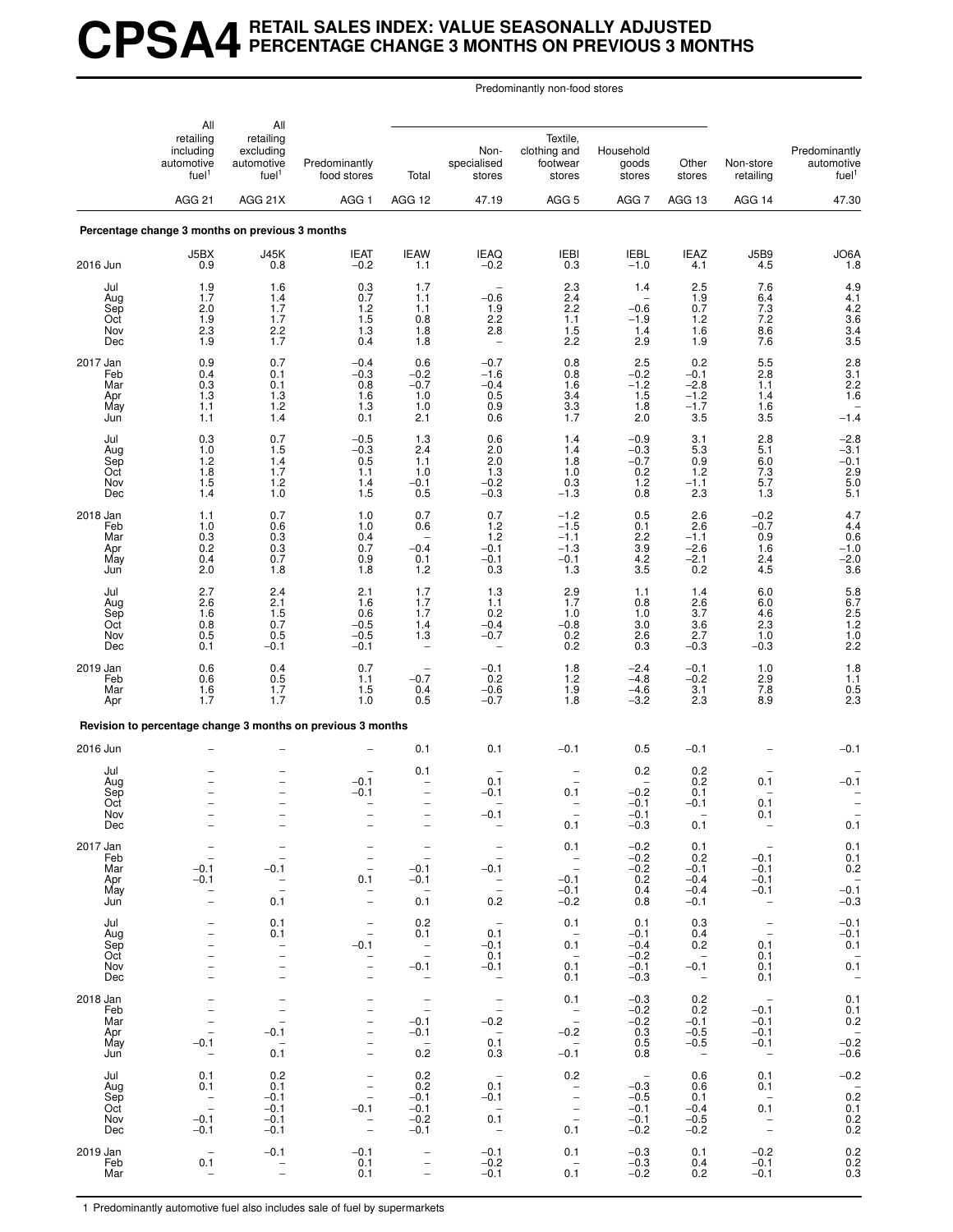# CPSA4 RETAIL SALES INDEX: VALUE SEASONALLY ADJUSTED PERCENTAGE CHANGE 3 MONTHS ON PREVIOUS 3 MONTHS

| | All retailing including automotive fuel[1] | All retailing excluding automotive fuel[1] | Predominantly food stores | Predominantly non-food stores: Total | Predominantly non-food stores: Non-specialised stores | Predominantly non-food stores: Textile, clothing and footwear stores | Predominantly non-food stores: Household goods stores | Predominantly non-food stores: Other stores | Non-store retailing | Predominantly automotive fuel[1] |
|---|---|---|---|---|---|---|---|---|---|---|
| | AGG 21 | AGG 21X | AGG 1 | AGG 12 | 47.19 | AGG 5 | AGG 7 | AGG 13 | AGG 14 | 47.30 |
| **Percentage change 3 months on previous 3 months** | | | | | | | | | | |
| | J5BX | J45K | IEAT | IEAW | IEAQ | IEBI | IEBL | IEAZ | J5B9 | JO6A |
| 2016 Jun | 0.9 | 0.8 | –0.2 | 1.1 | –0.2 | 0.3 | –1.0 | 4.1 | 4.5 | 1.8 |
| Jul | 1.9 | 1.6 | 0.3 | 1.7 | – | 2.3 | 1.4 | 2.5 | 7.6 | 4.9 |
| Aug | 1.7 | 1.4 | 0.7 | 1.1 | –0.6 | 2.4 | – | 1.9 | 6.4 | 4.1 |
| Sep | 2.0 | 1.7 | 1.2 | 1.1 | 1.9 | 2.2 | –0.6 | 0.7 | 7.3 | 4.2 |
| Oct | 1.9 | 1.7 | 1.5 | 0.8 | 2.2 | 1.1 | –1.9 | 1.2 | 7.2 | 3.6 |
| Nov | 2.3 | 2.2 | 1.3 | 1.8 | 2.8 | 1.5 | 1.4 | 1.6 | 8.6 | 3.4 |
| Dec | 1.9 | 1.7 | 0.4 | 1.8 | – | 2.2 | 2.9 | 1.9 | 7.6 | 3.5 |
| 2017 Jan | 0.9 | 0.7 | –0.4 | 0.6 | –0.7 | 0.8 | 2.5 | 0.2 | 5.5 | 2.8 |
| Feb | 0.4 | 0.1 | –0.3 | –0.2 | –1.6 | 0.8 | –0.2 | –0.1 | 2.8 | 3.1 |
| Mar | 0.3 | 0.1 | 0.8 | –0.7 | –0.4 | 1.6 | –1.2 | –2.8 | 1.1 | 2.2 |
| Apr | 1.3 | 1.3 | 1.6 | 1.0 | 0.5 | 3.4 | 1.5 | –1.2 | 1.4 | 1.6 |
| May | 1.1 | 1.2 | 1.3 | 1.0 | 0.9 | 3.3 | 1.8 | –1.7 | 1.6 | – |
| Jun | 1.1 | 1.4 | 0.1 | 2.1 | 0.6 | 1.7 | 2.0 | 3.5 | 3.5 | –1.4 |
| Jul | 0.3 | 0.7 | –0.5 | 1.3 | 0.6 | 1.4 | –0.9 | 3.1 | 2.8 | –2.8 |
| Aug | 1.0 | 1.5 | –0.3 | 2.4 | 2.0 | 1.4 | –0.3 | 5.3 | 5.1 | –3.1 |
| Sep | 1.2 | 1.4 | 0.5 | 1.1 | 2.0 | 1.8 | –0.7 | 0.9 | 6.0 | –0.1 |
| Oct | 1.8 | 1.7 | 1.1 | 1.0 | 1.3 | 1.0 | 0.2 | 1.2 | 7.3 | 2.9 |
| Nov | 1.5 | 1.2 | 1.4 | –0.1 | –0.2 | 0.3 | 1.2 | –1.1 | 5.7 | 5.0 |
| Dec | 1.4 | 1.0 | 1.5 | 0.5 | –0.3 | –1.3 | 0.8 | 2.3 | 1.3 | 5.1 |
| 2018 Jan | 1.1 | 0.7 | 1.0 | 0.7 | 0.7 | –1.2 | 0.5 | 2.6 | –0.2 | 4.7 |
| Feb | 1.0 | 0.6 | 1.0 | 0.6 | 1.2 | –1.5 | 0.1 | 2.6 | –0.7 | 4.4 |
| Mar | 0.3 | 0.3 | 0.4 | – | 1.2 | –1.1 | 2.2 | –1.1 | 0.9 | 0.6 |
| Apr | 0.2 | 0.3 | 0.7 | –0.4 | –0.1 | –1.3 | 3.9 | –2.6 | 1.6 | –1.0 |
| May | 0.4 | 0.7 | 0.9 | 0.1 | –0.1 | –0.1 | 4.2 | –2.1 | 2.4 | –2.0 |
| Jun | 2.0 | 1.8 | 1.8 | 1.2 | 0.3 | 1.3 | 3.5 | 0.2 | 4.5 | 3.6 |
| Jul | 2.7 | 2.4 | 2.1 | 1.7 | 1.3 | 2.9 | 1.1 | 1.4 | 6.0 | 5.8 |
| Aug | 2.6 | 2.1 | 1.6 | 1.7 | 1.1 | 1.7 | 0.8 | 2.6 | 6.0 | 6.7 |
| Sep | 1.6 | 1.5 | 0.6 | 1.7 | 0.2 | 1.0 | 1.0 | 3.7 | 4.6 | 2.5 |
| Oct | 0.8 | 0.7 | –0.5 | 1.4 | –0.4 | –0.8 | 3.0 | 3.6 | 2.3 | 1.2 |
| Nov | 0.5 | 0.5 | –0.5 | 1.3 | –0.7 | 0.2 | 2.6 | 2.7 | 1.0 | 1.0 |
| Dec | 0.1 | –0.1 | –0.1 | – | – | 0.2 | 0.3 | –0.3 | –0.3 | 2.2 |
| 2019 Jan | 0.6 | 0.4 | 0.7 | – | –0.1 | 1.8 | –2.4 | –0.1 | 1.0 | 1.8 |
| Feb | 0.6 | 0.5 | 1.1 | –0.7 | 0.2 | 1.2 | –4.8 | –0.2 | 2.9 | 1.1 |
| Mar | 1.6 | 1.7 | 1.5 | 0.4 | –0.6 | 1.9 | –4.6 | 3.1 | 7.8 | 0.5 |
| Apr | 1.7 | 1.7 | 1.0 | 0.5 | –0.7 | 1.8 | –3.2 | 2.3 | 8.9 | 2.3 |
| **Revision to percentage change 3 months on previous 3 months** | | | | | | | | | | |
| 2016 Jun | – | – | – | 0.1 | 0.1 | –0.1 | 0.5 | –0.1 | – | –0.1 |
| Jul | – | – | – | 0.1 | – | – | 0.2 | 0.2 | – | – |
| Aug | – | – | –0.1 | – | 0.1 | – | – | 0.2 | 0.1 | –0.1 |
| Sep | – | – | –0.1 | – | –0.1 | 0.1 | –0.2 | 0.1 | – | – |
| Oct | – | – | – | – | – | – | –0.1 | –0.1 | 0.1 | – |
| Nov | – | – | – | – | –0.1 | – | –0.1 | – | 0.1 | – |
| Dec | – | – | – | – | – | 0.1 | –0.3 | 0.1 | – | 0.1 |
| 2017 Jan | – | – | – | – | – | 0.1 | –0.2 | 0.1 | – | 0.1 |
| Feb | – | – | – | – | – | – | –0.2 | 0.2 | –0.1 | 0.1 |
| Mar | –0.1 | –0.1 | – | –0.1 | –0.1 | – | –0.2 | –0.1 | –0.1 | 0.2 |
| Apr | –0.1 | – | 0.1 | –0.1 | – | –0.1 | 0.2 | –0.4 | –0.1 | – |
| May | – | – | – | – | – | –0.1 | 0.4 | –0.4 | –0.1 | –0.1 |
| Jun | – | 0.1 | – | 0.1 | 0.2 | –0.2 | 0.8 | –0.1 | – | –0.3 |
| Jul | – | 0.1 | – | 0.2 | – | 0.1 | 0.1 | 0.3 | – | –0.1 |
| Aug | – | 0.1 | – | 0.1 | 0.1 | – | –0.1 | 0.4 | – | –0.1 |
| Sep | – | – | –0.1 | – | –0.1 | 0.1 | –0.4 | 0.2 | 0.1 | 0.1 |
| Oct | – | – | – | – | 0.1 | – | –0.2 | – | 0.1 | – |
| Nov | – | – | – | –0.1 | –0.1 | 0.1 | –0.1 | –0.1 | 0.1 | 0.1 |
| Dec | – | – | – | – | – | 0.1 | –0.3 | – | 0.1 | – |
| 2018 Jan | – | – | – | – | – | 0.1 | –0.3 | 0.2 | – | 0.1 |
| Feb | – | – | – | – | – | – | –0.2 | 0.2 | –0.1 | 0.1 |
| Mar | – | – | – | –0.1 | –0.2 | – | –0.2 | –0.1 | –0.1 | 0.2 |
| Apr | – | –0.1 | – | –0.1 | – | –0.2 | 0.3 | –0.5 | –0.1 | – |
| May | –0.1 | – | – | – | 0.1 | – | 0.5 | –0.5 | –0.1 | –0.2 |
| Jun | – | 0.1 | – | 0.2 | 0.3 | –0.1 | 0.8 | – | – | –0.6 |
| Jul | 0.1 | 0.2 | – | 0.2 | – | 0.2 | – | 0.6 | 0.1 | –0.2 |
| Aug | 0.1 | 0.1 | – | 0.2 | 0.1 | – | –0.3 | 0.6 | 0.1 | – |
| Sep | – | –0.1 | – | –0.1 | –0.1 | – | –0.5 | 0.1 | – | 0.2 |
| Oct | – | –0.1 | –0.1 | –0.1 | – | – | –0.1 | –0.4 | 0.1 | 0.1 |
| Nov | –0.1 | –0.1 | – | –0.2 | 0.1 | – | –0.1 | –0.5 | – | 0.2 |
| Dec | –0.1 | –0.1 | – | –0.1 | – | 0.1 | –0.2 | –0.2 | – | 0.2 |
| 2019 Jan | – | –0.1 | –0.1 | – | –0.1 | 0.1 | –0.3 | 0.1 | –0.2 | 0.2 |
| Feb | 0.1 | – | 0.1 | – | –0.2 | – | –0.3 | 0.4 | –0.1 | 0.2 |
| Mar | – | – | 0.1 | – | –0.1 | 0.1 | –0.2 | 0.2 | –0.1 | 0.3 |

1 Predominantly automotive fuel also includes sale of fuel by supermarkets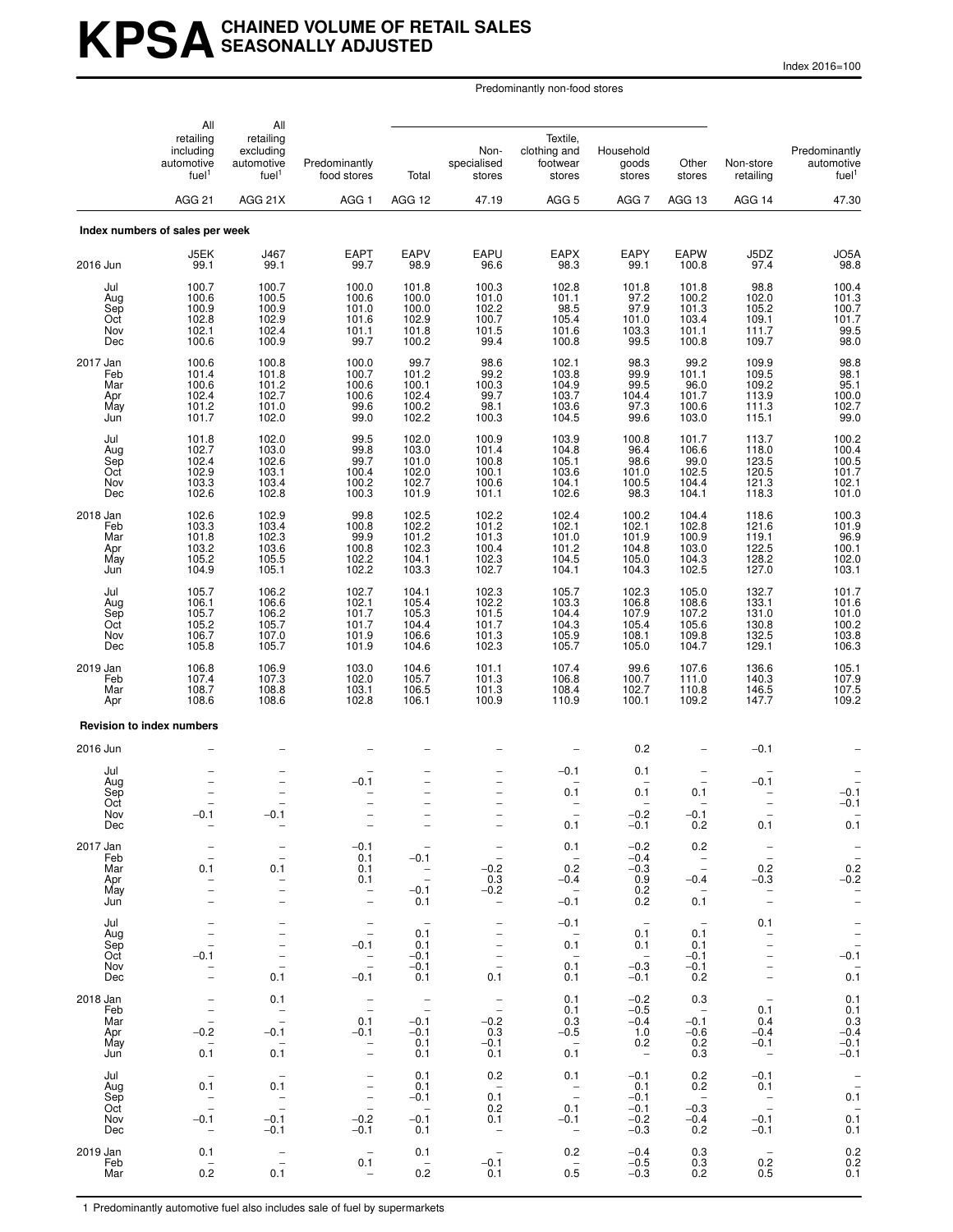# KPSA CHAINED VOLUME OF RETAIL SALES SEASONALLY ADJUSTED

Index 2016=100

| | All retailing including automotive fuel[1] | All retailing excluding automotive fuel[1] | Predominantly food stores | Predominantly non-food stores: Total | Predominantly non-food stores: Non-specialised stores | Predominantly non-food stores: Textile, clothing and footwear stores | Predominantly non-food stores: Household goods stores | Predominantly non-food stores: Other stores | Non-store retailing | Predominantly automotive fuel[1] |
|---|---|---|---|---|---|---|---|---|---|---|
| | AGG 21 | AGG 21X | AGG 1 | AGG 12 | 47.19 | AGG 5 | AGG 7 | AGG 13 | AGG 14 | 47.30 |
| **Index numbers of sales per week** | | | | | | | | | | |
| | J5EK | J467 | EAPT | EAPV | EAPU | EAPX | EAPY | EAPW | J5DZ | JO5A |
| 2016 Jun | 99.1 | 99.1 | 99.7 | 98.9 | 96.6 | 98.3 | 99.1 | 100.8 | 97.4 | 98.8 |
| Jul | 100.7 | 100.7 | 100.0 | 101.8 | 100.3 | 102.8 | 101.8 | 101.8 | 98.8 | 100.4 |
| Aug | 100.6 | 100.5 | 100.6 | 100.0 | 101.0 | 101.1 | 97.2 | 100.2 | 102.0 | 101.3 |
| Sep | 100.9 | 100.9 | 101.0 | 100.0 | 102.2 | 98.5 | 97.9 | 101.3 | 105.2 | 100.7 |
| Oct | 102.8 | 102.9 | 101.6 | 102.9 | 100.7 | 105.4 | 101.0 | 103.4 | 109.1 | 101.7 |
| Nov | 102.1 | 102.4 | 101.1 | 101.8 | 101.5 | 101.6 | 103.3 | 101.1 | 111.7 | 99.5 |
| Dec | 100.6 | 100.9 | 99.7 | 100.2 | 99.4 | 100.8 | 99.5 | 100.8 | 109.7 | 98.0 |
| 2017 Jan | 100.6 | 100.8 | 100.0 | 99.7 | 98.6 | 102.1 | 98.3 | 99.2 | 109.9 | 98.8 |
| Feb | 101.4 | 101.8 | 100.7 | 101.2 | 99.2 | 103.8 | 99.9 | 101.1 | 109.5 | 98.1 |
| Mar | 100.6 | 101.2 | 100.6 | 100.1 | 100.3 | 104.9 | 99.5 | 96.0 | 109.2 | 95.1 |
| Apr | 102.4 | 102.7 | 100.6 | 102.4 | 99.7 | 103.7 | 104.4 | 101.7 | 113.9 | 100.0 |
| May | 101.2 | 101.0 | 99.6 | 100.2 | 98.1 | 103.6 | 97.3 | 100.6 | 111.3 | 102.7 |
| Jun | 101.7 | 102.0 | 99.0 | 102.2 | 100.3 | 104.5 | 99.6 | 103.0 | 115.1 | 99.0 |
| Jul | 101.8 | 102.0 | 99.5 | 102.0 | 100.9 | 103.9 | 100.8 | 101.7 | 113.7 | 100.2 |
| Aug | 102.7 | 103.0 | 99.8 | 103.0 | 101.4 | 104.8 | 96.4 | 106.6 | 118.0 | 100.4 |
| Sep | 102.4 | 102.6 | 99.7 | 101.0 | 100.8 | 105.1 | 98.6 | 99.0 | 123.5 | 100.5 |
| Oct | 102.9 | 103.1 | 100.4 | 102.0 | 100.1 | 103.6 | 101.0 | 102.5 | 120.5 | 101.7 |
| Nov | 103.3 | 103.4 | 100.2 | 102.7 | 100.6 | 104.1 | 100.5 | 104.4 | 121.3 | 102.1 |
| Dec | 102.6 | 102.8 | 100.3 | 101.9 | 101.1 | 102.6 | 98.3 | 104.1 | 118.3 | 101.0 |
| 2018 Jan | 102.6 | 102.9 | 99.8 | 102.5 | 102.2 | 102.4 | 100.2 | 104.4 | 118.6 | 100.3 |
| Feb | 103.3 | 103.4 | 100.8 | 102.2 | 101.2 | 102.1 | 102.1 | 102.8 | 121.6 | 101.9 |
| Mar | 101.8 | 102.3 | 99.9 | 101.2 | 101.3 | 101.0 | 101.9 | 100.9 | 119.1 | 96.9 |
| Apr | 103.2 | 103.6 | 100.8 | 102.3 | 100.4 | 101.2 | 104.8 | 103.0 | 122.5 | 100.1 |
| May | 105.2 | 105.5 | 102.2 | 104.1 | 102.3 | 104.5 | 105.0 | 104.3 | 128.2 | 102.0 |
| Jun | 104.9 | 105.1 | 102.2 | 103.3 | 102.7 | 104.1 | 104.3 | 102.5 | 127.0 | 103.1 |
| Jul | 105.7 | 106.2 | 102.7 | 104.1 | 102.3 | 105.7 | 102.3 | 105.0 | 132.7 | 101.7 |
| Aug | 106.1 | 106.6 | 102.1 | 105.4 | 102.2 | 103.3 | 106.8 | 108.6 | 133.1 | 101.6 |
| Sep | 105.7 | 106.2 | 101.7 | 105.3 | 101.5 | 104.4 | 107.9 | 107.2 | 131.0 | 101.0 |
| Oct | 105.2 | 105.7 | 101.7 | 104.4 | 101.7 | 104.3 | 105.4 | 105.6 | 130.8 | 100.2 |
| Nov | 106.7 | 107.0 | 101.9 | 106.6 | 101.3 | 105.9 | 108.1 | 109.8 | 132.5 | 103.8 |
| Dec | 105.8 | 105.7 | 101.9 | 104.6 | 102.3 | 105.7 | 105.0 | 104.7 | 129.1 | 106.3 |
| 2019 Jan | 106.8 | 106.9 | 103.0 | 104.6 | 101.1 | 107.4 | 99.6 | 107.6 | 136.6 | 105.1 |
| Feb | 107.4 | 107.3 | 102.0 | 105.7 | 101.3 | 106.8 | 100.7 | 111.0 | 140.3 | 107.9 |
| Mar | 108.7 | 108.8 | 103.1 | 106.5 | 101.3 | 108.4 | 102.7 | 110.8 | 146.5 | 107.5 |
| Apr | 108.6 | 108.6 | 102.8 | 106.1 | 100.9 | 110.9 | 100.1 | 109.2 | 147.7 | 109.2 |
| **Revision to index numbers** | | | | | | | | | | |
| 2016 Jun | – | – | – | – | – | – | 0.2 | – | –0.1 | – |
| Jul | – | – | – | – | – | –0.1 | 0.1 | – | – | – |
| Aug | – | – | –0.1 | – | – | – | – | – | –0.1 | – |
| Sep | – | – | – | – | – | 0.1 | 0.1 | 0.1 | – | –0.1 |
| Oct | – | – | – | – | – | – | – | – | – | –0.1 |
| Nov | –0.1 | –0.1 | – | – | – | – | –0.2 | –0.1 | – | – |
| Dec | – | – | – | – | – | 0.1 | –0.1 | 0.2 | 0.1 | 0.1 |
| 2017 Jan | – | – | –0.1 | – | – | 0.1 | –0.2 | 0.2 | – | – |
| Feb | – | – | 0.1 | –0.1 | – | – | –0.4 | – | – | – |
| Mar | 0.1 | 0.1 | 0.1 | – | –0.2 | 0.2 | –0.3 | – | 0.2 | 0.2 |
| Apr | – | – | 0.1 | – | 0.3 | –0.4 | 0.9 | –0.4 | –0.3 | –0.2 |
| May | – | – | – | –0.1 | –0.2 | – | 0.2 | – | – | – |
| Jun | – | – | – | 0.1 | – | –0.1 | 0.2 | 0.1 | – | – |
| Jul | – | – | – | – | – | –0.1 | – | – | 0.1 | – |
| Aug | – | – | – | 0.1 | – | – | 0.1 | 0.1 | – | – |
| Sep | – | – | –0.1 | 0.1 | – | 0.1 | 0.1 | 0.1 | – | – |
| Oct | –0.1 | – | – | –0.1 | – | – | – | –0.1 | – | –0.1 |
| Nov | – | – | – | –0.1 | – | 0.1 | –0.3 | –0.1 | – | – |
| Dec | – | 0.1 | –0.1 | 0.1 | 0.1 | 0.1 | –0.1 | 0.2 | – | 0.1 |
| 2018 Jan | – | 0.1 | – | – | – | 0.1 | –0.2 | 0.3 | – | 0.1 |
| Feb | – | – | – | – | – | 0.1 | –0.5 | – | 0.1 | 0.1 |
| Mar | – | – | 0.1 | –0.1 | –0.2 | 0.3 | –0.4 | –0.1 | 0.4 | 0.3 |
| Apr | –0.2 | –0.1 | –0.1 | –0.1 | 0.3 | –0.5 | 1.0 | –0.6 | –0.4 | –0.4 |
| May | – | – | – | 0.1 | –0.1 | – | 0.2 | 0.2 | –0.1 | –0.1 |
| Jun | 0.1 | 0.1 | – | 0.1 | 0.1 | 0.1 | – | 0.3 | – | –0.1 |
| Jul | – | – | – | 0.1 | 0.2 | 0.1 | –0.1 | 0.2 | –0.1 | – |
| Aug | 0.1 | 0.1 | – | 0.1 | – | – | 0.1 | 0.2 | 0.1 | – |
| Sep | – | – | – | –0.1 | 0.1 | – | –0.1 | – | – | 0.1 |
| Oct | – | – | – | – | 0.2 | 0.1 | –0.1 | –0.3 | – | – |
| Nov | –0.1 | –0.1 | –0.2 | –0.1 | 0.1 | –0.1 | –0.2 | –0.4 | –0.1 | 0.1 |
| Dec | – | –0.1 | –0.1 | 0.1 | – | – | –0.3 | 0.2 | –0.1 | 0.1 |
| 2019 Jan | 0.1 | – | – | 0.1 | – | 0.2 | –0.4 | 0.3 | – | 0.2 |
| Feb | – | – | 0.1 | – | –0.1 | – | –0.5 | 0.3 | 0.2 | 0.2 |
| Mar | 0.2 | 0.1 | – | 0.2 | 0.1 | 0.5 | –0.3 | 0.2 | 0.5 | 0.1 |

1 Predominantly automotive fuel also includes sale of fuel by supermarkets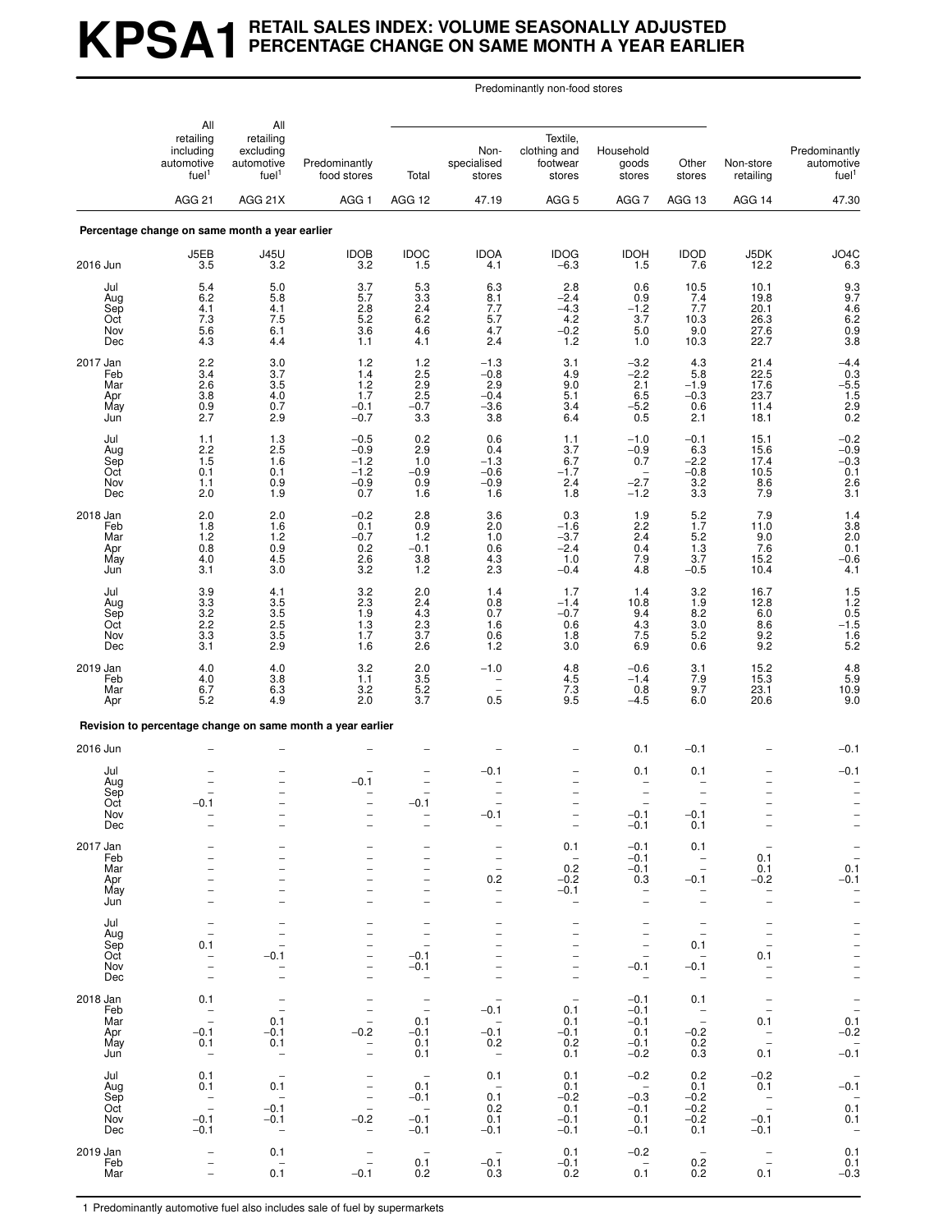# KPSA1 RETAIL SALES INDEX: VOLUME SEASONALLY ADJUSTED PERCENTAGE CHANGE ON SAME MONTH A YEAR EARLIER

| | All retailing including automotive fuel[1] | All retailing excluding automotive fuel[1] | Predominantly food stores | Predominantly non-food stores: Total | Non-specialised stores | Textile, clothing and footwear stores | Household goods stores | Other stores | Non-store retailing | Predominantly automotive fuel[1] |
|---|---|---|---|---|---|---|---|---|---|---|
| | AGG 21 | AGG 21X | AGG 1 | AGG 12 | 47.19 | AGG 5 | AGG 7 | AGG 13 | AGG 14 | 47.30 |
| **Percentage change on same month a year earlier** | | | | | | | | | | |
| | J5EB | J45U | IDOB | IDOC | IDOA | IDOG | IDOH | IDOD | J5DK | JO4C |
| 2016 Jun | 3.5 | 3.2 | 3.2 | 1.5 | 4.1 | −6.3 | 1.5 | 7.6 | 12.2 | 6.3 |
| Jul | 5.4 | 5.0 | 3.7 | 5.3 | 6.3 | 2.8 | 0.6 | 10.5 | 10.1 | 9.3 |
| Aug | 6.2 | 5.8 | 5.7 | 3.3 | 8.1 | −2.4 | 0.9 | 7.4 | 19.8 | 9.7 |
| Sep | 4.1 | 4.1 | 2.8 | 2.4 | 7.7 | −4.3 | −1.2 | 7.7 | 20.1 | 4.6 |
| Oct | 7.3 | 7.5 | 5.2 | 6.2 | 5.7 | 4.2 | 3.7 | 10.3 | 26.3 | 6.2 |
| Nov | 5.6 | 6.1 | 3.6 | 4.6 | 4.7 | −0.2 | 5.0 | 9.0 | 27.6 | 0.9 |
| Dec | 4.3 | 4.4 | 1.1 | 4.1 | 2.4 | 1.2 | 1.0 | 10.3 | 22.7 | 3.8 |
| 2017 Jan | 2.2 | 3.0 | 1.2 | 1.2 | −1.3 | 3.1 | −3.2 | 4.3 | 21.4 | −4.4 |
| Feb | 3.4 | 3.7 | 1.4 | 2.5 | −0.8 | 4.9 | −2.2 | 5.8 | 22.5 | 0.3 |
| Mar | 2.6 | 3.5 | 1.2 | 2.9 | 2.9 | 9.0 | 2.1 | −1.9 | 17.6 | −5.5 |
| Apr | 3.8 | 4.0 | 1.7 | 2.5 | −0.4 | 5.1 | 6.5 | −0.3 | 23.7 | 1.5 |
| May | 0.9 | 0.7 | −0.1 | −0.7 | −3.6 | 3.4 | −5.2 | 0.6 | 11.4 | 2.9 |
| Jun | 2.7 | 2.9 | −0.7 | 3.3 | 3.8 | 6.4 | 0.5 | 2.1 | 18.1 | 0.2 |
| Jul | 1.1 | 1.3 | −0.5 | 0.2 | 0.6 | 1.1 | −1.0 | −0.1 | 15.1 | −0.2 |
| Aug | 2.2 | 2.5 | −0.9 | 2.9 | 0.4 | 3.7 | −0.9 | 6.3 | 15.6 | −0.9 |
| Sep | 1.5 | 1.6 | −1.2 | 1.0 | −1.3 | 6.7 | 0.7 | −2.2 | 17.4 | −0.3 |
| Oct | 0.1 | 0.1 | −1.2 | −0.9 | −0.6 | −1.7 | – | −0.8 | 10.5 | 0.1 |
| Nov | 1.1 | 0.9 | −0.9 | 0.9 | −0.9 | 2.4 | −2.7 | 3.2 | 8.6 | 2.6 |
| Dec | 2.0 | 1.9 | 0.7 | 1.6 | 1.6 | 1.8 | −1.2 | 3.3 | 7.9 | 3.1 |
| 2018 Jan | 2.0 | 2.0 | −0.2 | 2.8 | 3.6 | 0.3 | 1.9 | 5.2 | 7.9 | 1.4 |
| Feb | 1.8 | 1.6 | 0.1 | 0.9 | 2.0 | −1.6 | 2.2 | 1.7 | 11.0 | 3.8 |
| Mar | 1.2 | 1.2 | −0.7 | 1.2 | 1.0 | −3.7 | 2.4 | 5.2 | 9.0 | 2.0 |
| Apr | 0.8 | 0.9 | 0.2 | −0.1 | 0.6 | −2.4 | 0.4 | 1.3 | 7.6 | 0.1 |
| May | 4.0 | 4.5 | 2.6 | 3.8 | 4.3 | 1.0 | 7.9 | 3.7 | 15.2 | −0.6 |
| Jun | 3.1 | 3.0 | 3.2 | 1.2 | 2.3 | −0.4 | 4.8 | −0.5 | 10.4 | 4.1 |
| Jul | 3.9 | 4.1 | 3.2 | 2.0 | 1.4 | 1.7 | 1.4 | 3.2 | 16.7 | 1.5 |
| Aug | 3.3 | 3.5 | 2.3 | 2.4 | 0.8 | −1.4 | 10.8 | 1.9 | 12.8 | 1.2 |
| Sep | 3.2 | 3.5 | 1.9 | 4.3 | 0.7 | −0.7 | 9.4 | 8.2 | 6.0 | 0.5 |
| Oct | 2.2 | 2.5 | 1.3 | 2.3 | 1.6 | 0.6 | 4.3 | 3.0 | 8.6 | −1.5 |
| Nov | 3.3 | 3.5 | 1.7 | 3.7 | 0.6 | 1.8 | 7.5 | 5.2 | 9.2 | 1.6 |
| Dec | 3.1 | 2.9 | 1.6 | 2.6 | 1.2 | 3.0 | 6.9 | 0.6 | 9.2 | 5.2 |
| 2019 Jan | 4.0 | 4.0 | 3.2 | 2.0 | −1.0 | 4.8 | −0.6 | 3.1 | 15.2 | 4.8 |
| Feb | 4.0 | 3.8 | 1.1 | 3.5 | – | 4.5 | −1.4 | 7.9 | 15.3 | 5.9 |
| Mar | 6.7 | 6.3 | 3.2 | 5.2 | – | 7.3 | 0.8 | 9.7 | 23.1 | 10.9 |
| Apr | 5.2 | 4.9 | 2.0 | 3.7 | 0.5 | 9.5 | −4.5 | 6.0 | 20.6 | 9.0 |
| **Revision to percentage change on same month a year earlier** | | | | | | | | | | |
| 2016 Jun | – | – | – | – | – | – | 0.1 | −0.1 | – | −0.1 |
| Jul | – | – | – | – | −0.1 | – | 0.1 | 0.1 | – | −0.1 |
| Aug | – | – | −0.1 | – | – | – | – | – | – | – |
| Sep | – | – | – | – | – | – | – | – | – | – |
| Oct | −0.1 | – | – | −0.1 | – | – | – | – | – | – |
| Nov | – | – | – | – | −0.1 | – | −0.1 | −0.1 | – | – |
| Dec | – | – | – | – | – | – | −0.1 | 0.1 | – | – |
| 2017 Jan | – | – | – | – | – | 0.1 | −0.1 | 0.1 | – | – |
| Feb | – | – | – | – | – | – | −0.1 | – | 0.1 | – |
| Mar | – | – | – | – | – | 0.2 | −0.1 | – | 0.1 | 0.1 |
| Apr | – | – | – | – | 0.2 | −0.2 | 0.3 | −0.1 | −0.2 | −0.1 |
| May | – | – | – | – | – | −0.1 | – | – | – | – |
| Jun | – | – | – | – | – | – | – | – | – | – |
| Jul | – | – | – | – | – | – | – | – | – | – |
| Aug | – | – | – | – | – | – | – | – | – | – |
| Sep | 0.1 | – | – | – | – | – | – | 0.1 | – | – |
| Oct | – | −0.1 | – | −0.1 | – | – | – | – | 0.1 | – |
| Nov | – | – | – | −0.1 | – | – | −0.1 | −0.1 | – | – |
| Dec | – | – | – | – | – | – | – | – | – | – |
| 2018 Jan | 0.1 | – | – | – | – | – | −0.1 | 0.1 | – | – |
| Feb | – | – | – | – | −0.1 | 0.1 | −0.1 | – | – | – |
| Mar | – | 0.1 | – | 0.1 | – | 0.1 | −0.1 | – | 0.1 | 0.1 |
| Apr | −0.1 | −0.1 | −0.2 | −0.1 | −0.1 | −0.1 | 0.1 | −0.2 | – | −0.2 |
| May | 0.1 | 0.1 | – | 0.1 | 0.2 | 0.2 | −0.1 | 0.2 | – | – |
| Jun | – | – | – | 0.1 | – | 0.1 | −0.2 | 0.3 | 0.1 | −0.1 |
| Jul | 0.1 | – | – | – | 0.1 | 0.1 | −0.2 | 0.2 | −0.2 | – |
| Aug | 0.1 | 0.1 | – | 0.1 | – | 0.1 | – | 0.1 | 0.1 | −0.1 |
| Sep | – | – | – | −0.1 | 0.1 | −0.2 | −0.3 | −0.2 | – | – |
| Oct | – | −0.1 | – | – | 0.2 | 0.1 | −0.1 | −0.2 | – | 0.1 |
| Nov | −0.1 | −0.1 | −0.2 | −0.1 | 0.1 | −0.1 | 0.1 | −0.2 | −0.1 | 0.1 |
| Dec | −0.1 | – | – | −0.1 | −0.1 | −0.1 | −0.1 | 0.1 | −0.1 | – |
| 2019 Jan | – | 0.1 | – | – | – | 0.1 | −0.2 | – | – | 0.1 |
| Feb | – | – | – | 0.1 | −0.1 | −0.1 | – | 0.2 | – | 0.1 |
| Mar | – | 0.1 | −0.1 | 0.2 | 0.3 | 0.2 | 0.1 | 0.2 | 0.1 | −0.3 |

1 Predominantly automotive fuel also includes sale of fuel by supermarkets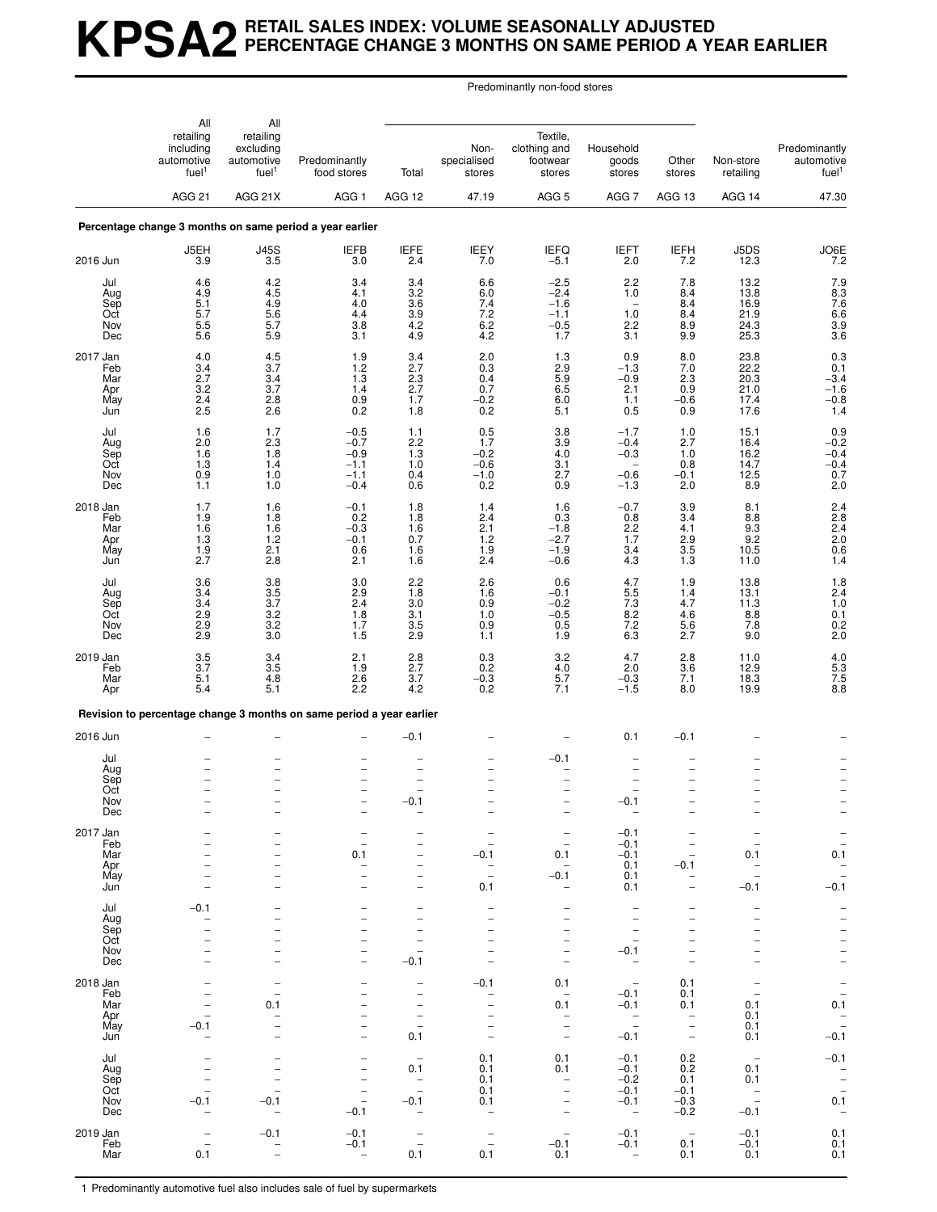# KPSA2 RETAIL SALES INDEX: VOLUME SEASONALLY ADJUSTED PERCENTAGE CHANGE 3 MONTHS ON SAME PERIOD A YEAR EARLIER

| | All retailing including automotive fuel[1] | All retailing excluding automotive fuel[1] | Predominantly food stores | Predominantly non-food stores: Total | Predominantly non-food stores: Non-specialised stores | Predominantly non-food stores: Textile, clothing and footwear stores | Predominantly non-food stores: Household goods stores | Predominantly non-food stores: Other stores | Non-store retailing | Predominantly automotive fuel[1] |
|---|---|---|---|---|---|---|---|---|---|---|
| | AGG 21 | AGG 21X | AGG 1 | AGG 12 | 47.19 | AGG 5 | AGG 7 | AGG 13 | AGG 14 | 47.30 |
| **Percentage change 3 months on same period a year earlier** | | | | | | | | | | |
| | J5EH | J45S | IEFB | IEFE | IEEY | IEFQ | IEFT | IEFH | J5DS | JO6E |
| 2016 Jun | 3.9 | 3.5 | 3.0 | 2.4 | 7.0 | −5.1 | 2.0 | 7.2 | 12.3 | 7.2 |
| Jul | 4.6 | 4.2 | 3.4 | 3.4 | 6.6 | −2.5 | 2.2 | 7.8 | 13.2 | 7.9 |
| Aug | 4.9 | 4.5 | 4.1 | 3.2 | 6.0 | −2.4 | 1.0 | 8.4 | 13.8 | 8.3 |
| Sep | 5.1 | 4.9 | 4.0 | 3.6 | 7.4 | −1.6 | – | 8.4 | 16.9 | 7.6 |
| Oct | 5.7 | 5.6 | 4.4 | 3.9 | 7.2 | −1.1 | 1.0 | 8.4 | 21.9 | 6.6 |
| Nov | 5.5 | 5.7 | 3.8 | 4.2 | 6.2 | −0.5 | 2.2 | 8.9 | 24.3 | 3.9 |
| Dec | 5.6 | 5.9 | 3.1 | 4.9 | 4.2 | 1.7 | 3.1 | 9.9 | 25.3 | 3.6 |
| 2017 Jan | 4.0 | 4.5 | 1.9 | 3.4 | 2.0 | 1.3 | 0.9 | 8.0 | 23.8 | 0.3 |
| Feb | 3.4 | 3.7 | 1.2 | 2.7 | 0.3 | 2.9 | −1.3 | 7.0 | 22.2 | 0.1 |
| Mar | 2.7 | 3.4 | 1.3 | 2.3 | 0.4 | 5.9 | −0.9 | 2.3 | 20.3 | −3.4 |
| Apr | 3.2 | 3.7 | 1.4 | 2.7 | 0.7 | 6.5 | 2.1 | 0.9 | 21.0 | −1.6 |
| May | 2.4 | 2.8 | 0.9 | 1.7 | −0.2 | 6.0 | 1.1 | −0.6 | 17.4 | −0.8 |
| Jun | 2.5 | 2.6 | 0.2 | 1.8 | 0.2 | 5.1 | 0.5 | 0.9 | 17.6 | 1.4 |
| Jul | 1.6 | 1.7 | −0.5 | 1.1 | 0.5 | 3.8 | −1.7 | 1.0 | 15.1 | 0.9 |
| Aug | 2.0 | 2.3 | −0.7 | 2.2 | 1.7 | 3.9 | −0.4 | 2.7 | 16.4 | −0.2 |
| Sep | 1.6 | 1.8 | −0.9 | 1.3 | −0.2 | 4.0 | −0.3 | 1.0 | 16.2 | −0.4 |
| Oct | 1.3 | 1.4 | −1.1 | 1.0 | −0.6 | 3.1 | – | 0.8 | 14.7 | −0.4 |
| Nov | 0.9 | 1.0 | −1.1 | 0.4 | −1.0 | 2.7 | −0.6 | −0.1 | 12.5 | 0.7 |
| Dec | 1.1 | 1.0 | −0.4 | 0.6 | 0.2 | 0.9 | −1.3 | 2.0 | 8.9 | 2.0 |
| 2018 Jan | 1.7 | 1.6 | −0.1 | 1.8 | 1.4 | 1.6 | −0.7 | 3.9 | 8.1 | 2.4 |
| Feb | 1.9 | 1.8 | 0.2 | 1.8 | 2.4 | 0.3 | 0.8 | 3.4 | 8.8 | 2.8 |
| Mar | 1.6 | 1.6 | −0.3 | 1.6 | 2.1 | −1.8 | 2.2 | 4.1 | 9.3 | 2.4 |
| Apr | 1.3 | 1.2 | −0.1 | 0.7 | 1.2 | −2.7 | 1.7 | 2.9 | 9.2 | 2.0 |
| May | 1.9 | 2.1 | 0.6 | 1.6 | 1.9 | −1.9 | 3.4 | 3.5 | 10.5 | 0.6 |
| Jun | 2.7 | 2.8 | 2.1 | 1.6 | 2.4 | −0.6 | 4.3 | 1.3 | 11.0 | 1.4 |
| Jul | 3.6 | 3.8 | 3.0 | 2.2 | 2.6 | 0.6 | 4.7 | 1.9 | 13.8 | 1.8 |
| Aug | 3.4 | 3.5 | 2.9 | 1.8 | 1.6 | −0.1 | 5.5 | 1.4 | 13.1 | 2.4 |
| Sep | 3.4 | 3.7 | 2.4 | 3.0 | 0.9 | −0.2 | 7.3 | 4.7 | 11.3 | 1.0 |
| Oct | 2.9 | 3.2 | 1.8 | 3.1 | 1.0 | −0.5 | 8.2 | 4.6 | 8.8 | 0.1 |
| Nov | 2.9 | 3.2 | 1.7 | 3.5 | 0.9 | 0.5 | 7.2 | 5.6 | 7.8 | 0.2 |
| Dec | 2.9 | 3.0 | 1.5 | 2.9 | 1.1 | 1.9 | 6.3 | 2.7 | 9.0 | 2.0 |
| 2019 Jan | 3.5 | 3.4 | 2.1 | 2.8 | 0.3 | 3.2 | 4.7 | 2.8 | 11.0 | 4.0 |
| Feb | 3.7 | 3.5 | 1.9 | 2.7 | 0.2 | 4.0 | 2.0 | 3.6 | 12.9 | 5.3 |
| Mar | 5.1 | 4.8 | 2.6 | 3.7 | −0.3 | 5.7 | −0.3 | 7.1 | 18.3 | 7.5 |
| Apr | 5.4 | 5.1 | 2.2 | 4.2 | 0.2 | 7.1 | −1.5 | 8.0 | 19.9 | 8.8 |
| **Revision to percentage change 3 months on same period a year earlier** | | | | | | | | | | |
| 2016 Jun | – | – | – | −0.1 | – | – | 0.1 | −0.1 | – | – |
| Jul | – | – | – | – | – | −0.1 | – | – | – | – |
| Aug | – | – | – | – | – | – | – | – | – | – |
| Sep | – | – | – | – | – | – | – | – | – | – |
| Oct | – | – | – | – | – | – | – | – | – | – |
| Nov | – | – | – | −0.1 | – | – | −0.1 | – | – | – |
| Dec | – | – | – | – | – | – | – | – | – | – |
| 2017 Jan | – | – | – | – | – | – | −0.1 | – | – | – |
| Feb | – | – | – | – | – | – | −0.1 | – | – | – |
| Mar | – | – | 0.1 | – | −0.1 | 0.1 | −0.1 | – | 0.1 | 0.1 |
| Apr | – | – | – | – | – | – | 0.1 | −0.1 | – | – |
| May | – | – | – | – | – | −0.1 | 0.1 | – | – | – |
| Jun | – | – | – | – | 0.1 | – | 0.1 | – | −0.1 | −0.1 |
| Jul | −0.1 | – | – | – | – | – | – | – | – | – |
| Aug | – | – | – | – | – | – | – | – | – | – |
| Sep | – | – | – | – | – | – | – | – | – | – |
| Oct | – | – | – | – | – | – | – | – | – | – |
| Nov | – | – | – | – | – | – | −0.1 | – | – | – |
| Dec | – | – | – | −0.1 | – | – | – | – | – | – |
| 2018 Jan | – | – | – | – | −0.1 | 0.1 | – | 0.1 | – | – |
| Feb | – | – | – | – | – | – | −0.1 | 0.1 | – | – |
| Mar | – | 0.1 | – | – | – | 0.1 | −0.1 | 0.1 | 0.1 | 0.1 |
| Apr | – | – | – | – | – | – | – | – | 0.1 | – |
| May | −0.1 | – | – | – | – | – | – | – | 0.1 | – |
| Jun | – | – | – | 0.1 | – | – | −0.1 | – | 0.1 | −0.1 |
| Jul | – | – | – | – | 0.1 | 0.1 | −0.1 | 0.2 | – | −0.1 |
| Aug | – | – | – | 0.1 | 0.1 | 0.1 | −0.1 | 0.2 | 0.1 | – |
| Sep | – | – | – | – | 0.1 | – | −0.2 | 0.1 | 0.1 | – |
| Oct | – | – | – | – | 0.1 | – | −0.1 | −0.1 | – | – |
| Nov | −0.1 | −0.1 | – | −0.1 | 0.1 | – | −0.1 | −0.3 | – | 0.1 |
| Dec | – | – | −0.1 | – | – | – | – | −0.2 | −0.1 | – |
| 2019 Jan | – | −0.1 | −0.1 | – | – | – | −0.1 | – | −0.1 | 0.1 |
| Feb | – | – | −0.1 | – | – | −0.1 | −0.1 | 0.1 | −0.1 | 0.1 |
| Mar | 0.1 | – | – | 0.1 | 0.1 | 0.1 | – | 0.1 | 0.1 | 0.1 |

1 Predominantly automotive fuel also includes sale of fuel by supermarkets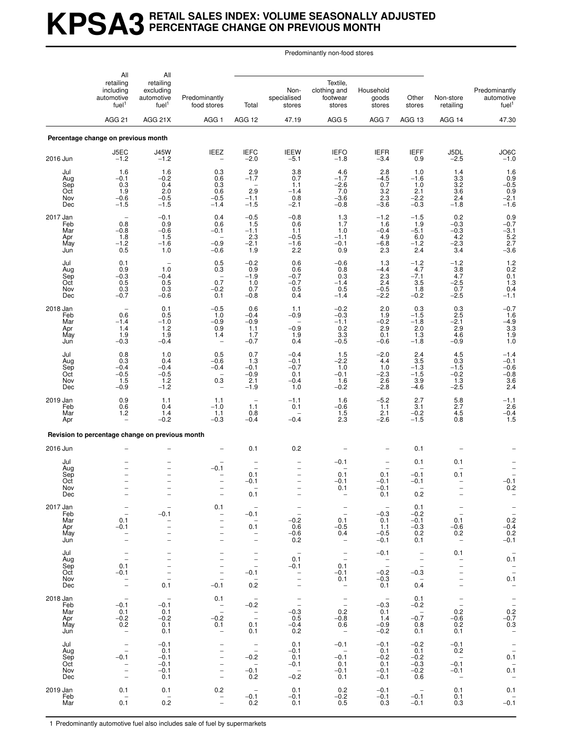# KPSA3 RETAIL SALES INDEX: VOLUME SEASONALLY ADJUSTED PERCENTAGE CHANGE ON PREVIOUS MONTH

| | All retailing including automotive fuel[1] | All retailing excluding automotive fuel[1] | Predominantly food stores | Predominantly non-food stores: Total | Predominantly non-food stores: Non-specialised stores | Predominantly non-food stores: Textile, clothing and footwear stores | Predominantly non-food stores: Household goods stores | Predominantly non-food stores: Other stores | Non-store retailing | Predominantly automotive fuel[1] |
|---|---|---|---|---|---|---|---|---|---|---|
| | AGG 21 | AGG 21X | AGG 1 | AGG 12 | 47.19 | AGG 5 | AGG 7 | AGG 13 | AGG 14 | 47.30 |
| **Percentage change on previous month** | | | | | | | | | | |
| | J5EC | J45W | IEEZ | IEFC | IEEW | IEFO | IEFR | IEFF | J5DL | JO6C |
| 2016 Jun | −1.2 | −1.2 | – | −2.0 | −5.1 | −1.8 | −3.4 | 0.9 | −2.5 | −1.0 |
| Jul | 1.6 | 1.6 | 0.3 | 2.9 | 3.8 | 4.6 | 2.8 | 1.0 | 1.4 | 1.6 |
| Aug | −0.1 | −0.2 | 0.6 | −1.7 | 0.7 | −1.7 | −4.5 | −1.6 | 3.3 | 0.9 |
| Sep | 0.3 | 0.4 | 0.3 | – | 1.1 | −2.6 | 0.7 | 1.0 | 3.2 | −0.5 |
| Oct | 1.9 | 2.0 | 0.6 | 2.9 | −1.4 | 7.0 | 3.2 | 2.1 | 3.6 | 0.9 |
| Nov | −0.6 | −0.5 | −0.5 | −1.1 | 0.8 | −3.6 | 2.3 | −2.2 | 2.4 | −2.1 |
| Dec | −1.5 | −1.5 | −1.4 | −1.5 | −2.1 | −0.8 | −3.6 | −0.3 | −1.8 | −1.6 |
| 2017 Jan | – | −0.1 | 0.4 | −0.5 | −0.8 | 1.3 | −1.2 | −1.5 | 0.2 | 0.9 |
| Feb | 0.8 | 0.9 | 0.6 | 1.5 | 0.6 | 1.7 | 1.6 | 1.9 | −0.3 | −0.7 |
| Mar | −0.8 | −0.6 | −0.1 | −1.1 | 1.1 | 1.0 | −0.4 | −5.1 | −0.3 | −3.1 |
| Apr | 1.8 | 1.5 | – | 2.3 | −0.5 | −1.1 | 4.9 | 6.0 | 4.2 | 5.2 |
| May | −1.2 | −1.6 | −0.9 | −2.1 | −1.6 | −0.1 | −6.8 | −1.2 | −2.3 | 2.7 |
| Jun | 0.5 | 1.0 | −0.6 | 1.9 | 2.2 | 0.9 | 2.3 | 2.4 | 3.4 | −3.6 |
| Jul | 0.1 | – | 0.5 | −0.2 | 0.6 | −0.6 | 1.3 | −1.2 | −1.2 | 1.2 |
| Aug | 0.9 | 1.0 | 0.3 | 0.9 | 0.6 | 0.8 | −4.4 | 4.7 | 3.8 | 0.2 |
| Sep | −0.3 | −0.4 | – | −1.9 | −0.7 | 0.3 | 2.3 | −7.1 | 4.7 | 0.1 |
| Oct | 0.5 | 0.5 | 0.7 | 1.0 | −0.7 | −1.4 | 2.4 | 3.5 | −2.5 | 1.3 |
| Nov | 0.3 | 0.3 | −0.2 | 0.7 | 0.5 | 0.5 | −0.5 | 1.8 | 0.7 | 0.4 |
| Dec | −0.7 | −0.6 | 0.1 | −0.8 | 0.4 | −1.4 | −2.2 | −0.2 | −2.5 | −1.1 |
| 2018 Jan | – | 0.1 | −0.5 | 0.6 | 1.1 | −0.2 | 2.0 | 0.3 | 0.3 | −0.7 |
| Feb | 0.6 | 0.5 | 1.0 | −0.4 | −0.9 | −0.3 | 1.9 | −1.5 | 2.5 | 1.6 |
| Mar | −1.4 | −1.0 | −0.9 | −0.9 | – | −1.1 | −0.2 | −1.8 | −2.1 | −4.9 |
| Apr | 1.4 | 1.2 | 0.9 | 1.1 | −0.9 | 0.2 | 2.9 | 2.0 | 2.9 | 3.3 |
| May | 1.9 | 1.9 | 1.4 | 1.7 | 1.9 | 3.3 | 0.1 | 1.3 | 4.6 | 1.9 |
| Jun | −0.3 | −0.4 | – | −0.7 | 0.4 | −0.5 | −0.6 | −1.8 | −0.9 | 1.0 |
| Jul | 0.8 | 1.0 | 0.5 | 0.7 | −0.4 | 1.5 | −2.0 | 2.4 | 4.5 | −1.4 |
| Aug | 0.3 | 0.4 | −0.6 | 1.3 | −0.1 | −2.2 | 4.4 | 3.5 | 0.3 | −0.1 |
| Sep | −0.4 | −0.4 | −0.4 | −0.1 | −0.7 | 1.0 | 1.0 | −1.3 | −1.5 | −0.6 |
| Oct | −0.5 | −0.5 | – | −0.9 | 0.1 | −0.1 | −2.3 | −1.5 | −0.2 | −0.8 |
| Nov | 1.5 | 1.2 | 0.3 | 2.1 | −0.4 | 1.6 | 2.6 | 3.9 | 1.3 | 3.6 |
| Dec | −0.9 | −1.2 | – | −1.9 | 1.0 | −0.2 | −2.8 | −4.6 | −2.5 | 2.4 |
| 2019 Jan | 0.9 | 1.1 | 1.1 | – | −1.1 | 1.6 | −5.2 | 2.7 | 5.8 | −1.1 |
| Feb | 0.6 | 0.4 | −1.0 | 1.1 | 0.1 | −0.6 | 1.1 | 3.1 | 2.7 | 2.6 |
| Mar | 1.2 | 1.4 | 1.1 | 0.8 | – | 1.5 | 2.1 | −0.2 | 4.5 | −0.4 |
| Apr | – | −0.2 | −0.3 | −0.4 | −0.4 | 2.3 | −2.6 | −1.5 | 0.8 | 1.5 |
| **Revision to percentage change on previous month** | | | | | | | | | | |
| 2016 Jun | – | – | – | 0.1 | 0.2 | – | – | 0.1 | – | – |
| Jul | – | – | – | – | – | −0.1 | – | 0.1 | 0.1 | – |
| Aug | – | – | −0.1 | – | – | – | – | – | – | – |
| Sep | – | – | – | 0.1 | – | 0.1 | 0.1 | −0.1 | 0.1 | – |
| Oct | – | – | – | −0.1 | – | −0.1 | −0.1 | −0.1 | – | −0.1 |
| Nov | – | – | – | – | – | 0.1 | −0.1 | – | – | 0.2 |
| Dec | – | – | – | 0.1 | – | – | 0.1 | 0.2 | – | – |
| 2017 Jan | – | – | 0.1 | – | – | – | – | 0.1 | – | – |
| Feb | – | −0.1 | – | −0.1 | – | – | −0.3 | −0.2 | – | – |
| Mar | 0.1 | – | – | – | −0.2 | 0.1 | 0.1 | −0.1 | 0.1 | 0.2 |
| Apr | −0.1 | – | – | 0.1 | 0.6 | −0.5 | 1.1 | −0.3 | −0.6 | −0.4 |
| May | – | – | – | – | −0.6 | 0.4 | −0.5 | 0.2 | 0.2 | 0.2 |
| Jun | – | – | – | – | 0.2 | – | −0.1 | 0.1 | – | −0.1 |
| Jul | – | – | – | – | – | – | −0.1 | – | 0.1 | – |
| Aug | – | – | – | – | 0.1 | – | – | – | – | 0.1 |
| Sep | 0.1 | – | – | – | −0.1 | 0.1 | – | – | – | – |
| Oct | −0.1 | – | – | −0.1 | – | −0.1 | −0.2 | −0.3 | – | – |
| Nov | – | – | – | – | – | 0.1 | −0.3 | – | – | 0.1 |
| Dec | – | 0.1 | −0.1 | 0.2 | – | – | 0.1 | 0.4 | – | – |
| 2018 Jan | – | – | 0.1 | – | – | – | – | 0.1 | – | – |
| Feb | −0.1 | −0.1 | – | −0.2 | – | – | −0.3 | −0.2 | – | – |
| Mar | 0.1 | 0.1 | – | – | −0.3 | 0.2 | 0.1 | – | 0.2 | 0.2 |
| Apr | −0.2 | −0.2 | −0.2 | – | 0.5 | −0.8 | 1.4 | −0.7 | −0.6 | −0.7 |
| May | 0.2 | 0.1 | 0.1 | 0.1 | −0.4 | 0.6 | −0.9 | 0.8 | 0.2 | 0.3 |
| Jun | – | 0.1 | – | 0.1 | 0.2 | – | −0.2 | 0.1 | 0.1 | – |
| Jul | – | −0.1 | – | – | 0.1 | −0.1 | −0.1 | −0.2 | −0.1 | – |
| Aug | – | 0.1 | – | – | −0.1 | – | 0.1 | 0.1 | 0.2 | – |
| Sep | −0.1 | −0.1 | – | −0.2 | 0.1 | −0.1 | −0.2 | −0.2 | – | 0.1 |
| Oct | – | −0.1 | – | – | −0.1 | 0.1 | 0.1 | −0.3 | −0.1 | – |
| Nov | – | −0.1 | – | −0.1 | – | −0.1 | −0.1 | −0.2 | −0.1 | 0.1 |
| Dec | – | 0.1 | – | 0.2 | −0.2 | 0.1 | −0.1 | 0.6 | – | – |
| 2019 Jan | 0.1 | 0.1 | 0.2 | – | 0.1 | 0.2 | −0.1 | – | 0.1 | 0.1 |
| Feb | – | – | – | −0.1 | −0.1 | −0.2 | −0.1 | −0.1 | 0.1 | – |
| Mar | 0.1 | 0.2 | – | 0.2 | 0.1 | 0.5 | 0.3 | −0.1 | 0.3 | −0.1 |

1 Predominantly automotive fuel also includes sale of fuel by supermarkets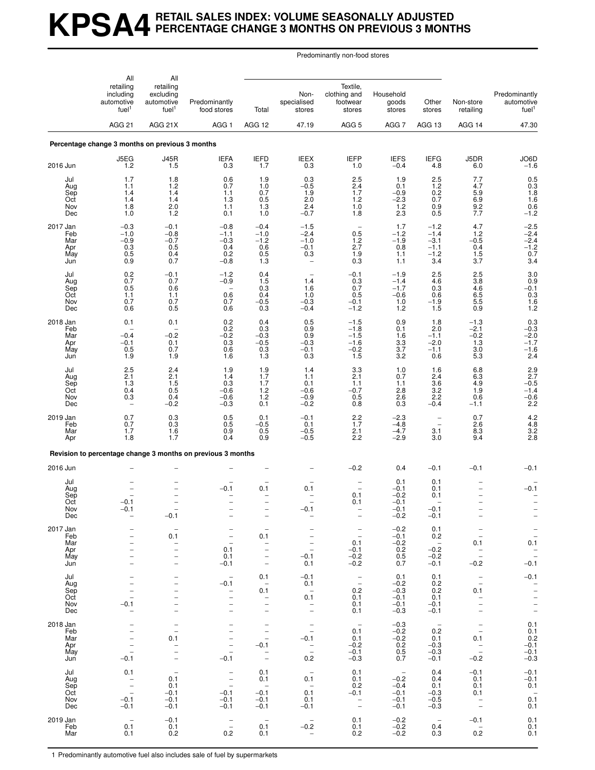# KPSA4 RETAIL SALES INDEX: VOLUME SEASONALLY ADJUSTED PERCENTAGE CHANGE 3 MONTHS ON PREVIOUS 3 MONTHS

| | All retailing including automotive fuel[1] | All retailing excluding automotive fuel[1] | Predominantly food stores | Predominantly non-food stores | | | | | Non-store retailing | Predominantly automotive fuel[1] |
|---|---|---|---|---|---|---|---|---|---|---|
| | | | | Total | Non-specialised stores | Textile, clothing and footwear stores | Household goods stores | Other stores | | |
| | AGG 21 | AGG 21X | AGG 1 | AGG 12 | 47.19 | AGG 5 | AGG 7 | AGG 13 | AGG 14 | 47.30 |
| **Percentage change 3 months on previous 3 months** | | | | | | | | | | |
| | J5EG | J45R | IEFA | IEFD | IEEX | IEFP | IEFS | IEFG | J5DR | JO6D |
| 2016 Jun | 1.2 | 1.5 | 0.3 | 1.7 | 0.3 | 1.0 | −0.4 | 4.8 | 6.0 | −1.6 |
| Jul | 1.7 | 1.8 | 0.6 | 1.9 | 0.3 | 2.5 | 1.9 | 2.5 | 7.7 | 0.5 |
| Aug | 1.1 | 1.2 | 0.7 | 1.0 | −0.5 | 2.4 | 0.1 | 1.2 | 4.7 | 0.3 |
| Sep | 1.4 | 1.4 | 1.1 | 0.7 | 1.9 | 1.7 | −0.9 | 0.2 | 5.9 | 1.8 |
| Oct | 1.4 | 1.4 | 1.3 | 0.5 | 2.0 | 1.2 | −2.3 | 0.7 | 6.9 | 1.6 |
| Nov | 1.8 | 2.0 | 1.1 | 1.3 | 2.4 | 1.0 | 1.2 | 0.9 | 9.2 | 0.6 |
| Dec | 1.0 | 1.2 | 0.1 | 1.0 | −0.7 | 1.8 | 2.3 | 0.5 | 7.7 | −1.2 |
| 2017 Jan | −0.3 | −0.1 | −0.8 | −0.4 | −1.5 | – | 1.7 | −1.2 | 4.7 | −2.5 |
| Feb | −1.0 | −0.8 | −1.1 | −1.0 | −2.4 | 0.5 | −1.2 | −1.4 | 1.2 | −2.4 |
| Mar | −0.9 | −0.7 | −0.3 | −1.2 | −1.0 | 1.2 | −1.9 | −3.1 | −0.5 | −2.4 |
| Apr | 0.3 | 0.5 | 0.4 | 0.6 | −0.1 | 2.7 | 0.8 | −1.1 | 0.4 | −1.2 |
| May | 0.5 | 0.4 | 0.2 | 0.5 | 0.3 | 1.9 | 1.1 | −1.2 | 1.5 | 0.7 |
| Jun | 0.9 | 0.7 | −0.8 | 1.3 | – | 0.3 | 1.1 | 3.4 | 3.7 | 3.4 |
| Jul | 0.2 | −0.1 | −1.2 | 0.4 | – | −0.1 | −1.9 | 2.5 | 2.5 | 3.0 |
| Aug | 0.7 | 0.7 | −0.9 | 1.5 | 1.4 | 0.3 | −1.4 | 4.6 | 3.8 | 0.9 |
| Sep | 0.5 | 0.6 | – | 0.3 | 1.6 | 0.7 | −1.7 | 0.3 | 4.6 | −0.1 |
| Oct | 1.1 | 1.1 | 0.6 | 0.4 | 1.0 | 0.5 | −0.6 | 0.6 | 6.5 | 0.3 |
| Nov | 0.7 | 0.7 | 0.7 | −0.5 | −0.3 | −0.1 | 1.0 | −1.9 | 5.5 | 1.6 |
| Dec | 0.6 | 0.5 | 0.6 | 0.3 | −0.4 | −1.2 | 1.2 | 1.5 | 0.9 | 1.2 |
| 2018 Jan | 0.1 | 0.1 | 0.2 | 0.4 | 0.5 | −1.5 | 0.9 | 1.8 | −1.3 | 0.3 |
| Feb | – | – | 0.2 | 0.3 | 0.9 | −1.8 | 0.1 | 2.0 | −2.1 | −0.3 |
| Mar | −0.4 | −0.2 | −0.2 | −0.3 | 0.9 | −1.5 | 1.6 | −1.1 | −0.2 | −2.0 |
| Apr | −0.1 | 0.1 | 0.3 | −0.5 | −0.3 | −1.6 | 3.3 | −2.0 | 1.3 | −1.7 |
| May | 0.5 | 0.7 | 0.6 | 0.3 | −0.1 | −0.2 | 3.7 | −1.1 | 3.0 | −1.6 |
| Jun | 1.9 | 1.9 | 1.6 | 1.3 | 0.3 | 1.5 | 3.2 | 0.6 | 5.3 | 2.4 |
| Jul | 2.5 | 2.4 | 1.9 | 1.9 | 1.4 | 3.3 | 1.0 | 1.6 | 6.8 | 2.9 |
| Aug | 2.1 | 2.1 | 1.4 | 1.7 | 1.1 | 2.1 | 0.7 | 2.4 | 6.3 | 2.7 |
| Sep | 1.3 | 1.5 | 0.3 | 1.7 | 0.1 | 1.1 | 1.1 | 3.6 | 4.9 | −0.5 |
| Oct | 0.4 | 0.5 | −0.6 | 1.2 | −0.6 | −0.7 | 2.8 | 3.2 | 1.9 | −1.4 |
| Nov | 0.3 | 0.4 | −0.6 | 1.2 | −0.9 | 0.5 | 2.6 | 2.2 | 0.6 | −0.6 |
| Dec | – | −0.2 | −0.3 | 0.1 | −0.2 | 0.8 | 0.3 | −0.4 | −1.1 | 2.2 |
| 2019 Jan | 0.7 | 0.3 | 0.5 | 0.1 | −0.1 | 2.2 | −2.3 | – | 0.7 | 4.2 |
| Feb | 0.7 | 0.3 | 0.5 | −0.5 | 0.1 | 1.7 | −4.8 | – | 2.6 | 4.8 |
| Mar | 1.7 | 1.6 | 0.9 | 0.5 | −0.5 | 2.1 | −4.7 | 3.1 | 8.3 | 3.2 |
| Apr | 1.8 | 1.7 | 0.4 | 0.9 | −0.5 | 2.2 | −2.9 | 3.0 | 9.4 | 2.8 |
| **Revision to percentage change 3 months on previous 3 months** | | | | | | | | | | |
| 2016 Jun | – | – | – | – | – | −0.2 | 0.4 | −0.1 | −0.1 | −0.1 |
| Jul | – | – | – | – | – | – | 0.1 | 0.1 | – | – |
| Aug | – | – | −0.1 | 0.1 | 0.1 | – | −0.1 | 0.1 | – | −0.1 |
| Sep | – | – | – | – | – | 0.1 | −0.2 | 0.1 | – | – |
| Oct | −0.1 | – | – | – | – | 0.1 | −0.1 | – | – | – |
| Nov | −0.1 | – | – | – | −0.1 | – | −0.1 | −0.1 | – | – |
| Dec | – | −0.1 | – | – | – | – | −0.2 | −0.1 | – | – |
| 2017 Jan | – | – | – | – | – | – | −0.2 | 0.1 | – | – |
| Feb | – | 0.1 | – | 0.1 | – | – | −0.1 | 0.2 | – | – |
| Mar | – | – | – | – | – | 0.1 | −0.2 | – | 0.1 | 0.1 |
| Apr | – | – | 0.1 | – | – | −0.1 | 0.2 | −0.2 | – | – |
| May | – | – | 0.1 | – | −0.1 | −0.2 | 0.5 | −0.2 | – | – |
| Jun | – | – | −0.1 | – | 0.1 | −0.2 | 0.7 | −0.1 | −0.2 | −0.1 |
| Jul | – | – | – | 0.1 | −0.1 | – | 0.1 | 0.1 | – | −0.1 |
| Aug | – | – | −0.1 | – | 0.1 | – | −0.2 | 0.2 | – | – |
| Sep | – | – | – | 0.1 | – | 0.2 | −0.3 | 0.2 | 0.1 | – |
| Oct | – | – | – | – | 0.1 | 0.1 | −0.1 | 0.1 | – | – |
| Nov | −0.1 | – | – | – | – | 0.1 | −0.1 | −0.1 | – | – |
| Dec | – | – | – | – | – | 0.1 | −0.3 | −0.1 | – | – |
| 2018 Jan | – | – | – | – | – | – | −0.3 | – | – | 0.1 |
| Feb | – | – | – | – | – | 0.1 | −0.2 | 0.2 | – | 0.1 |
| Mar | – | 0.1 | – | – | −0.1 | 0.1 | −0.2 | 0.1 | 0.1 | 0.2 |
| Apr | – | – | – | −0.1 | – | −0.2 | 0.2 | −0.3 | – | −0.1 |
| May | – | – | – | – | – | −0.1 | 0.5 | −0.3 | – | −0.1 |
| Jun | −0.1 | – | −0.1 | – | 0.2 | −0.3 | 0.7 | −0.1 | −0.2 | −0.3 |
| Jul | 0.1 | – | – | 0.1 | – | 0.1 | – | 0.4 | −0.1 | −0.1 |
| Aug | – | 0.1 | – | 0.1 | 0.1 | 0.1 | −0.2 | 0.4 | 0.1 | −0.1 |
| Sep | – | 0.1 | – | – | – | 0.2 | −0.4 | 0.1 | 0.1 | 0.1 |
| Oct | – | −0.1 | −0.1 | −0.1 | 0.1 | −0.1 | −0.1 | −0.3 | 0.1 | – |
| Nov | −0.1 | −0.1 | −0.1 | −0.1 | 0.1 | – | −0.1 | −0.5 | – | 0.1 |
| Dec | −0.1 | −0.1 | −0.1 | −0.1 | −0.1 | – | −0.1 | −0.3 | – | 0.1 |
| 2019 Jan | – | −0.1 | – | – | – | 0.1 | −0.2 | – | −0.1 | 0.1 |
| Feb | 0.1 | 0.1 | – | 0.1 | −0.2 | 0.1 | −0.2 | 0.4 | – | 0.1 |
| Mar | 0.1 | 0.2 | 0.2 | 0.1 | – | 0.2 | −0.2 | 0.3 | 0.2 | 0.1 |

1 Predominantly automotive fuel also includes sale of fuel by supermarkets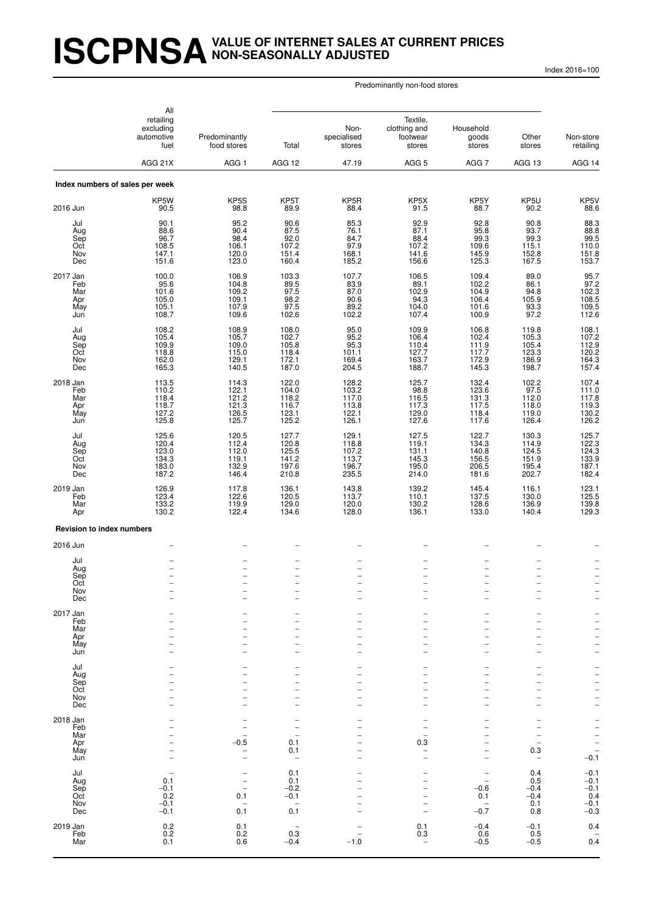# ISCPNSA VALUE OF INTERNET SALES AT CURRENT PRICES NON-SEASONALLY ADJUSTED

Index 2016=100

| | All retailing excluding automotive fuel | Predominantly food stores | Predominantly non-food stores | | | | | Non-store retailing |
|---|---|---|---|---|---|---|---|---|
| | | | Total | Non-specialised stores | Textile, clothing and footwear stores | Household goods stores | Other stores | |
| | AGG 21X | AGG 1 | AGG 12 | 47.19 | AGG 5 | AGG 7 | AGG 13 | AGG 14 |
| **Index numbers of sales per week** | | | | | | | | |
| | KP5W | KP5S | KP5T | KP5R | KP5X | KP5Y | KP5U | KP5V |
| 2016 Jun | 90.5 | 98.8 | 89.9 | 88.4 | 91.5 | 88.7 | 90.2 | 88.6 |
| Jul | 90.1 | 95.2 | 90.6 | 85.3 | 92.9 | 92.8 | 90.8 | 88.3 |
| Aug | 88.6 | 90.4 | 87.5 | 76.1 | 87.1 | 95.8 | 93.7 | 88.8 |
| Sep | 96.7 | 98.4 | 92.0 | 84.7 | 88.4 | 99.3 | 99.3 | 99.5 |
| Oct | 108.5 | 106.1 | 107.2 | 97.9 | 107.2 | 109.6 | 115.1 | 110.0 |
| Nov | 147.1 | 120.0 | 151.4 | 168.1 | 141.6 | 145.9 | 152.8 | 151.8 |
| Dec | 151.6 | 123.0 | 160.4 | 185.2 | 156.6 | 125.3 | 167.5 | 153.7 |
| 2017 Jan | 100.0 | 106.9 | 103.3 | 107.7 | 106.5 | 109.4 | 89.0 | 95.7 |
| Feb | 95.6 | 104.8 | 89.5 | 83.9 | 89.1 | 102.2 | 86.1 | 97.2 |
| Mar | 101.6 | 109.2 | 97.5 | 87.0 | 102.9 | 104.9 | 94.8 | 102.3 |
| Apr | 105.0 | 109.1 | 98.2 | 90.6 | 94.3 | 106.4 | 105.9 | 108.5 |
| May | 105.1 | 107.9 | 97.5 | 89.2 | 104.0 | 101.6 | 93.3 | 109.5 |
| Jun | 108.7 | 109.6 | 102.6 | 102.2 | 107.4 | 100.9 | 97.2 | 112.6 |
| Jul | 108.2 | 108.9 | 108.0 | 95.0 | 109.9 | 106.8 | 119.8 | 108.1 |
| Aug | 105.4 | 105.7 | 102.7 | 95.2 | 106.4 | 102.4 | 105.3 | 107.2 |
| Sep | 109.9 | 109.0 | 105.8 | 95.3 | 110.4 | 111.9 | 105.4 | 112.9 |
| Oct | 118.8 | 115.0 | 118.4 | 101.1 | 127.7 | 117.7 | 123.3 | 120.2 |
| Nov | 162.0 | 129.1 | 172.1 | 169.4 | 163.7 | 172.9 | 186.9 | 164.3 |
| Dec | 165.3 | 140.5 | 187.0 | 204.5 | 188.7 | 145.3 | 198.7 | 157.4 |
| 2018 Jan | 113.5 | 114.3 | 122.0 | 128.2 | 125.7 | 132.4 | 102.2 | 107.4 |
| Feb | 110.2 | 122.1 | 104.0 | 103.2 | 98.8 | 123.6 | 97.5 | 111.0 |
| Mar | 118.4 | 121.2 | 118.2 | 117.0 | 116.5 | 131.3 | 112.0 | 117.8 |
| Apr | 118.7 | 121.3 | 116.7 | 113.8 | 117.3 | 117.5 | 118.0 | 119.3 |
| May | 127.2 | 126.5 | 123.1 | 122.1 | 129.0 | 118.4 | 119.0 | 130.2 |
| Jun | 125.8 | 125.7 | 125.2 | 126.1 | 127.6 | 117.6 | 126.4 | 126.2 |
| Jul | 125.6 | 120.5 | 127.7 | 129.1 | 127.5 | 122.7 | 130.3 | 125.7 |
| Aug | 120.4 | 112.4 | 120.8 | 118.8 | 119.1 | 134.3 | 114.9 | 122.3 |
| Sep | 123.0 | 112.0 | 125.5 | 107.2 | 131.1 | 140.8 | 124.5 | 124.3 |
| Oct | 134.3 | 119.1 | 141.2 | 113.7 | 145.3 | 156.5 | 151.9 | 133.9 |
| Nov | 183.0 | 132.9 | 197.6 | 196.7 | 195.0 | 206.5 | 195.4 | 187.1 |
| Dec | 187.2 | 146.4 | 210.8 | 235.5 | 214.0 | 181.6 | 202.7 | 182.4 |
| 2019 Jan | 126.9 | 117.8 | 136.1 | 143.8 | 139.2 | 145.4 | 116.1 | 123.1 |
| Feb | 123.4 | 122.6 | 120.5 | 113.7 | 110.1 | 137.5 | 130.0 | 125.5 |
| Mar | 133.2 | 119.9 | 129.0 | 120.0 | 130.2 | 128.6 | 136.9 | 139.8 |
| Apr | 130.2 | 122.4 | 134.6 | 128.0 | 136.1 | 133.0 | 140.4 | 129.3 |
| **Revision to index numbers** | | | | | | | | |
| 2016 Jun | – | – | – | – | – | – | – | – |
| Jul | – | – | – | – | – | – | – | – |
| Aug | – | – | – | – | – | – | – | – |
| Sep | – | – | – | – | – | – | – | – |
| Oct | – | – | – | – | – | – | – | – |
| Nov | – | – | – | – | – | – | – | – |
| Dec | – | – | – | – | – | – | – | – |
| 2017 Jan | – | – | – | – | – | – | – | – |
| Feb | – | – | – | – | – | – | – | – |
| Mar | – | – | – | – | – | – | – | – |
| Apr | – | – | – | – | – | – | – | – |
| May | – | – | – | – | – | – | – | – |
| Jun | – | – | – | – | – | – | – | – |
| Jul | – | – | – | – | – | – | – | – |
| Aug | – | – | – | – | – | – | – | – |
| Sep | – | – | – | – | – | – | – | – |
| Oct | – | – | – | – | – | – | – | – |
| Nov | – | – | – | – | – | – | – | – |
| Dec | – | – | – | – | – | – | – | – |
| 2018 Jan | – | – | – | – | – | – | – | – |
| Feb | – | – | – | – | – | – | – | – |
| Mar | – | – | – | – | – | – | – | – |
| Apr | – | −0.5 | 0.1 | – | 0.3 | – | – | – |
| May | – | – | 0.1 | – | – | – | 0.3 | – |
| Jun | – | – | – | – | – | – | – | −0.1 |
| Jul | – | – | 0.1 | – | – | – | 0.4 | −0.1 |
| Aug | 0.1 | – | 0.1 | – | – | – | 0.5 | −0.1 |
| Sep | −0.1 | – | −0.2 | – | – | −0.6 | −0.4 | −0.1 |
| Oct | 0.2 | 0.1 | −0.1 | – | – | 0.1 | −0.4 | 0.4 |
| Nov | −0.1 | – | – | – | – | – | 0.1 | −0.1 |
| Dec | −0.1 | 0.1 | 0.1 | – | – | −0.7 | 0.8 | −0.3 |
| 2019 Jan | 0.2 | 0.1 | – | – | 0.1 | −0.4 | −0.1 | 0.4 |
| Feb | 0.2 | 0.2 | 0.3 | – | 0.3 | 0.6 | 0.5 | – |
| Mar | 0.1 | 0.6 | −0.4 | −1.0 | – | −0.5 | −0.5 | 0.4 |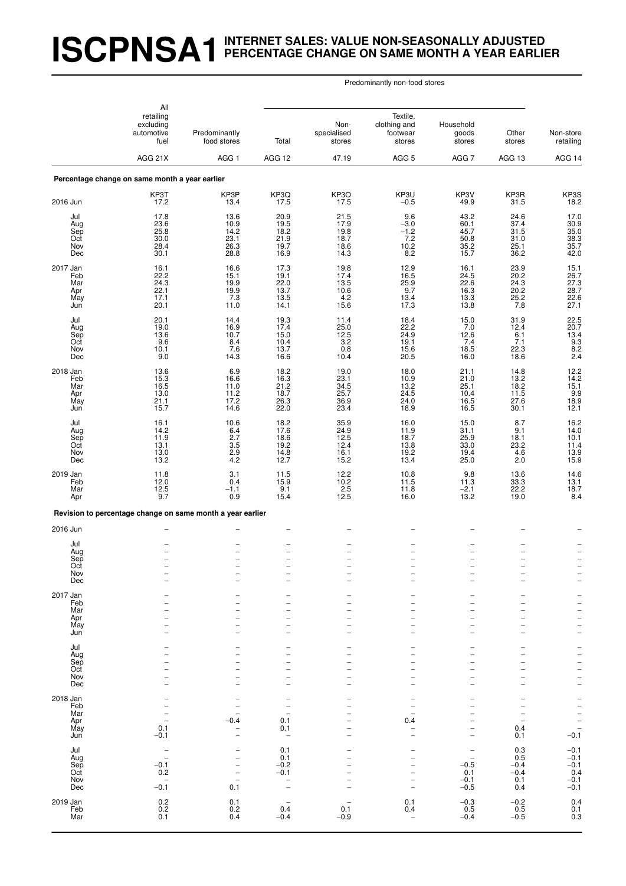# ISCPNSA1 INTERNET SALES: VALUE NON-SEASONALLY ADJUSTED PERCENTAGE CHANGE ON SAME MONTH A YEAR EARLIER

| | All retailing excluding automotive fuel | Predominantly food stores | Predominantly non-food stores | | | | | Non-store retailing |
|---|---|---|---|---|---|---|---|---|
| | | | Total | Non-specialised stores | Textile, clothing and footwear stores | Household goods stores | Other stores | |
| | AGG 21X | AGG 1 | AGG 12 | 47.19 | AGG 5 | AGG 7 | AGG 13 | AGG 14 |
| **Percentage change on same month a year earlier** | | | | | | | | |
| | KP3T | KP3P | KP3Q | KP3O | KP3U | KP3V | KP3R | KP3S |
| 2016 Jun | 17.2 | 13.4 | 17.5 | 17.5 | –0.5 | 49.9 | 31.5 | 18.2 |
| Jul | 17.8 | 13.6 | 20.9 | 21.5 | 9.6 | 43.2 | 24.6 | 17.0 |
| Aug | 23.6 | 10.9 | 19.5 | 17.9 | –3.0 | 60.1 | 37.4 | 30.9 |
| Sep | 25.8 | 14.2 | 18.2 | 19.8 | –1.2 | 45.7 | 31.5 | 35.0 |
| Oct | 30.0 | 23.1 | 21.9 | 18.7 | 7.2 | 50.8 | 31.0 | 38.3 |
| Nov | 28.4 | 26.3 | 19.7 | 18.6 | 10.2 | 35.2 | 25.1 | 35.7 |
| Dec | 30.1 | 28.8 | 16.9 | 14.3 | 8.2 | 15.7 | 36.2 | 42.0 |
| 2017 Jan | 16.1 | 16.6 | 17.3 | 19.8 | 12.9 | 16.1 | 23.9 | 15.1 |
| Feb | 22.2 | 15.1 | 19.1 | 17.4 | 16.5 | 24.5 | 20.2 | 26.7 |
| Mar | 24.3 | 19.9 | 22.0 | 13.5 | 25.9 | 22.6 | 24.3 | 27.3 |
| Apr | 22.1 | 19.9 | 13.7 | 10.6 | 9.7 | 16.3 | 20.2 | 28.7 |
| May | 17.1 | 7.3 | 13.5 | 4.2 | 13.4 | 13.3 | 25.2 | 22.6 |
| Jun | 20.1 | 11.0 | 14.1 | 15.6 | 17.3 | 13.8 | 7.8 | 27.1 |
| Jul | 20.1 | 14.4 | 19.3 | 11.4 | 18.4 | 15.0 | 31.9 | 22.5 |
| Aug | 19.0 | 16.9 | 17.4 | 25.0 | 22.2 | 7.0 | 12.4 | 20.7 |
| Sep | 13.6 | 10.7 | 15.0 | 12.5 | 24.9 | 12.6 | 6.1 | 13.4 |
| Oct | 9.6 | 8.4 | 10.4 | 3.2 | 19.1 | 7.4 | 7.1 | 9.3 |
| Nov | 10.1 | 7.6 | 13.7 | 0.8 | 15.6 | 18.5 | 22.3 | 8.2 |
| Dec | 9.0 | 14.3 | 16.6 | 10.4 | 20.5 | 16.0 | 18.6 | 2.4 |
| 2018 Jan | 13.6 | 6.9 | 18.2 | 19.0 | 18.0 | 21.1 | 14.8 | 12.2 |
| Feb | 15.3 | 16.6 | 16.3 | 23.1 | 10.9 | 21.0 | 13.2 | 14.2 |
| Mar | 16.5 | 11.0 | 21.2 | 34.5 | 13.2 | 25.1 | 18.2 | 15.1 |
| Apr | 13.0 | 11.2 | 18.7 | 25.7 | 24.5 | 10.4 | 11.5 | 9.9 |
| May | 21.1 | 17.2 | 26.3 | 36.9 | 24.0 | 16.5 | 27.6 | 18.9 |
| Jun | 15.7 | 14.6 | 22.0 | 23.4 | 18.9 | 16.5 | 30.1 | 12.1 |
| Jul | 16.1 | 10.6 | 18.2 | 35.9 | 16.0 | 15.0 | 8.7 | 16.2 |
| Aug | 14.2 | 6.4 | 17.6 | 24.9 | 11.9 | 31.1 | 9.1 | 14.0 |
| Sep | 11.9 | 2.7 | 18.6 | 12.5 | 18.7 | 25.9 | 18.1 | 10.1 |
| Oct | 13.1 | 3.5 | 19.2 | 12.4 | 13.8 | 33.0 | 23.2 | 11.4 |
| Nov | 13.0 | 2.9 | 14.8 | 16.1 | 19.2 | 19.4 | 4.6 | 13.9 |
| Dec | 13.2 | 4.2 | 12.7 | 15.2 | 13.4 | 25.0 | 2.0 | 15.9 |
| 2019 Jan | 11.8 | 3.1 | 11.5 | 12.2 | 10.8 | 9.8 | 13.6 | 14.6 |
| Feb | 12.0 | 0.4 | 15.9 | 10.2 | 11.5 | 11.3 | 33.3 | 13.1 |
| Mar | 12.5 | –1.1 | 9.1 | 2.5 | 11.8 | –2.1 | 22.2 | 18.7 |
| Apr | 9.7 | 0.9 | 15.4 | 12.5 | 16.0 | 13.2 | 19.0 | 8.4 |
| **Revision to percentage change on same month a year earlier** | | | | | | | | |
| 2016 Jun | – | – | – | – | – | – | – | – |
| Jul | – | – | – | – | – | – | – | – |
| Aug | – | – | – | – | – | – | – | – |
| Sep | – | – | – | – | – | – | – | – |
| Oct | – | – | – | – | – | – | – | – |
| Nov | – | – | – | – | – | – | – | – |
| Dec | – | – | – | – | – | – | – | – |
| 2017 Jan | – | – | – | – | – | – | – | – |
| Feb | – | – | – | – | – | – | – | – |
| Mar | – | – | – | – | – | – | – | – |
| Apr | – | – | – | – | – | – | – | – |
| May | – | – | – | – | – | – | – | – |
| Jun | – | – | – | – | – | – | – | – |
| Jul | – | – | – | – | – | – | – | – |
| Aug | – | – | – | – | – | – | – | – |
| Sep | – | – | – | – | – | – | – | – |
| Oct | – | – | – | – | – | – | – | – |
| Nov | – | – | – | – | – | – | – | – |
| Dec | – | – | – | – | – | – | – | – |
| 2018 Jan | – | – | – | – | – | – | – | – |
| Feb | – | – | – | – | – | – | – | – |
| Mar | – | – | – | – | – | – | – | – |
| Apr | – | –0.4 | 0.1 | – | 0.4 | – | – | – |
| May | 0.1 | – | 0.1 | – | – | – | 0.4 | – |
| Jun | –0.1 | – | – | – | – | – | 0.1 | –0.1 |
| Jul | – | – | 0.1 | – | – | – | 0.3 | –0.1 |
| Aug | – | – | 0.1 | – | – | – | 0.5 | –0.1 |
| Sep | –0.1 | – | –0.2 | – | – | –0.5 | –0.4 | –0.1 |
| Oct | 0.2 | – | –0.1 | – | – | 0.1 | –0.4 | 0.4 |
| Nov | – | – | – | – | – | –0.1 | 0.1 | –0.1 |
| Dec | –0.1 | 0.1 | – | – | – | –0.5 | 0.4 | –0.1 |
| 2019 Jan | 0.2 | 0.1 | – | – | 0.1 | –0.3 | –0.2 | 0.4 |
| Feb | 0.2 | 0.2 | 0.4 | 0.1 | 0.4 | 0.5 | 0.5 | 0.1 |
| Mar | 0.1 | 0.4 | –0.4 | –0.9 | – | –0.4 | –0.5 | 0.3 |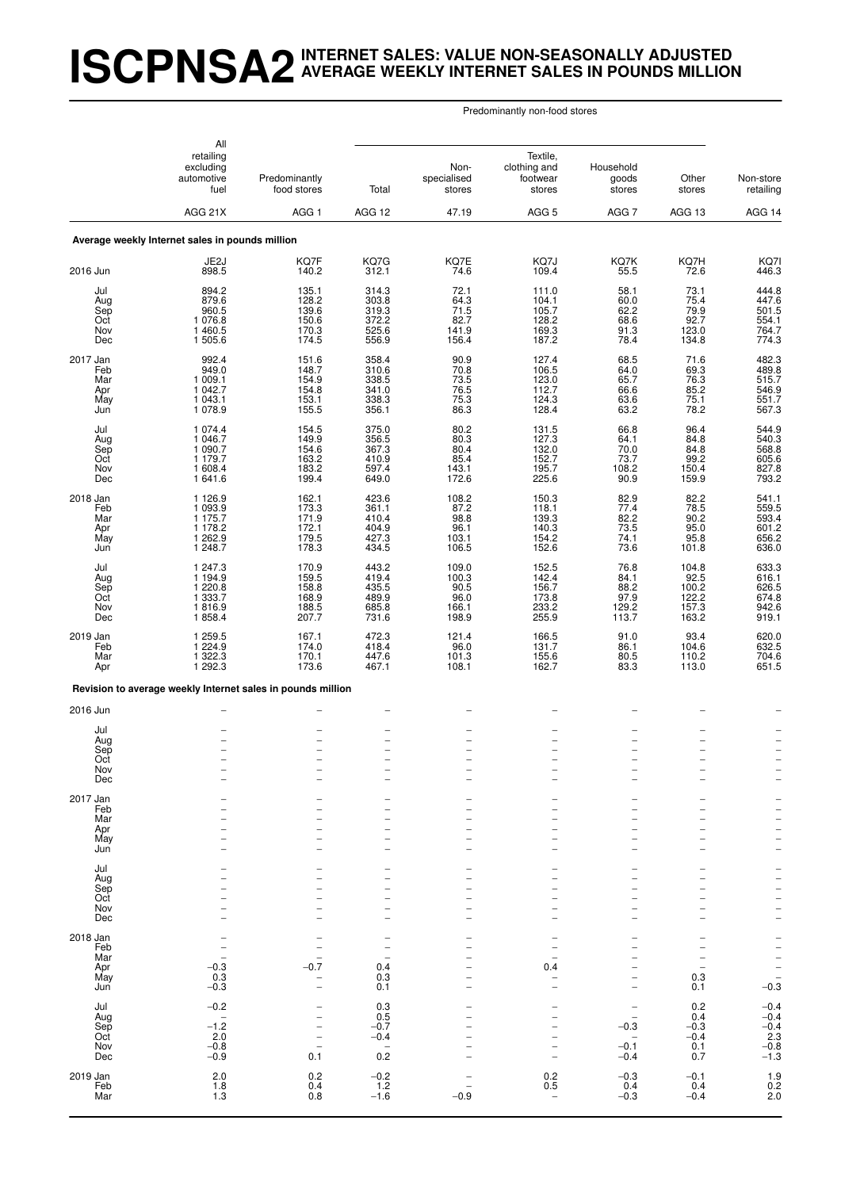# ISCPNSA2 INTERNET SALES: VALUE NON-SEASONALLY ADJUSTED AVERAGE WEEKLY INTERNET SALES IN POUNDS MILLION

| | All retailing excluding automotive fuel | Predominantly food stores | Predominantly non-food stores: Total | Predominantly non-food stores: Non-specialised stores | Predominantly non-food stores: Textile, clothing and footwear stores | Predominantly non-food stores: Household goods stores | Predominantly non-food stores: Other stores | Non-store retailing |
|---|---|---|---|---|---|---|---|---|
| | AGG 21X | AGG 1 | AGG 12 | 47.19 | AGG 5 | AGG 7 | AGG 13 | AGG 14 |
| **Average weekly Internet sales in pounds million** | | | | | | | | |
| | JE2J | KQ7F | KQ7G | KQ7E | KQ7J | KQ7K | KQ7H | KQ7I |
| 2016 Jun | 898.5 | 140.2 | 312.1 | 74.6 | 109.4 | 55.5 | 72.6 | 446.3 |
| Jul | 894.2 | 135.1 | 314.3 | 72.1 | 111.0 | 58.1 | 73.1 | 444.8 |
| Aug | 879.6 | 128.2 | 303.8 | 64.3 | 104.1 | 60.0 | 75.4 | 447.6 |
| Sep | 960.5 | 139.6 | 319.3 | 71.5 | 105.7 | 62.2 | 79.9 | 501.5 |
| Oct | 1 076.8 | 150.6 | 372.2 | 82.7 | 128.2 | 68.6 | 92.7 | 554.1 |
| Nov | 1 460.5 | 170.3 | 525.6 | 141.9 | 169.3 | 91.3 | 123.0 | 764.7 |
| Dec | 1 505.6 | 174.5 | 556.9 | 156.4 | 187.2 | 78.4 | 134.8 | 774.3 |
| 2017 Jan | 992.4 | 151.6 | 358.4 | 90.9 | 127.4 | 68.5 | 71.6 | 482.3 |
| Feb | 949.0 | 148.7 | 310.6 | 70.8 | 106.5 | 64.0 | 69.3 | 489.8 |
| Mar | 1 009.1 | 154.9 | 338.5 | 73.5 | 123.0 | 65.7 | 76.3 | 515.7 |
| Apr | 1 042.7 | 154.8 | 341.0 | 76.5 | 112.7 | 66.6 | 85.2 | 546.9 |
| May | 1 043.1 | 153.1 | 338.3 | 75.3 | 124.3 | 63.6 | 75.1 | 551.7 |
| Jun | 1 078.9 | 155.5 | 356.1 | 86.3 | 128.4 | 63.2 | 78.2 | 567.3 |
| Jul | 1 074.4 | 154.5 | 375.0 | 80.2 | 131.5 | 66.8 | 96.4 | 544.9 |
| Aug | 1 046.7 | 149.9 | 356.5 | 80.3 | 127.3 | 64.1 | 84.8 | 540.3 |
| Sep | 1 090.7 | 154.6 | 367.3 | 80.4 | 132.0 | 70.0 | 84.8 | 568.8 |
| Oct | 1 179.7 | 163.2 | 410.9 | 85.4 | 152.7 | 73.7 | 99.2 | 605.6 |
| Nov | 1 608.4 | 183.2 | 597.4 | 143.1 | 195.7 | 108.2 | 150.4 | 827.8 |
| Dec | 1 641.6 | 199.4 | 649.0 | 172.6 | 225.6 | 90.9 | 159.9 | 793.2 |
| 2018 Jan | 1 126.9 | 162.1 | 423.6 | 108.2 | 150.3 | 82.9 | 82.2 | 541.1 |
| Feb | 1 093.9 | 173.3 | 361.1 | 87.2 | 118.1 | 77.4 | 78.5 | 559.5 |
| Mar | 1 175.7 | 171.9 | 410.4 | 98.8 | 139.3 | 82.2 | 90.2 | 593.4 |
| Apr | 1 178.2 | 172.1 | 404.9 | 96.1 | 140.3 | 73.5 | 95.0 | 601.2 |
| May | 1 262.9 | 179.5 | 427.3 | 103.1 | 154.2 | 74.1 | 95.8 | 656.2 |
| Jun | 1 248.7 | 178.3 | 434.5 | 106.5 | 152.6 | 73.6 | 101.8 | 636.0 |
| Jul | 1 247.3 | 170.9 | 443.2 | 109.0 | 152.5 | 76.8 | 104.8 | 633.3 |
| Aug | 1 194.9 | 159.5 | 419.4 | 100.3 | 142.4 | 84.1 | 92.5 | 616.1 |
| Sep | 1 220.8 | 158.8 | 435.5 | 90.5 | 156.7 | 88.2 | 100.2 | 626.5 |
| Oct | 1 333.7 | 168.9 | 489.9 | 96.0 | 173.8 | 97.9 | 122.2 | 674.8 |
| Nov | 1 816.9 | 188.5 | 685.8 | 166.1 | 233.2 | 129.2 | 157.3 | 942.6 |
| Dec | 1 858.4 | 207.7 | 731.6 | 198.9 | 255.9 | 113.7 | 163.2 | 919.1 |
| 2019 Jan | 1 259.5 | 167.1 | 472.3 | 121.4 | 166.5 | 91.0 | 93.4 | 620.0 |
| Feb | 1 224.9 | 174.0 | 418.4 | 96.0 | 131.7 | 86.1 | 104.6 | 632.5 |
| Mar | 1 322.3 | 170.1 | 447.6 | 101.3 | 155.6 | 80.5 | 110.2 | 704.6 |
| Apr | 1 292.3 | 173.6 | 467.1 | 108.1 | 162.7 | 83.3 | 113.0 | 651.5 |
| **Revision to average weekly Internet sales in pounds million** | | | | | | | | |
| 2016 Jun | – | – | – | – | – | – | – | – |
| Jul | – | – | – | – | – | – | – | – |
| Aug | – | – | – | – | – | – | – | – |
| Sep | – | – | – | – | – | – | – | – |
| Oct | – | – | – | – | – | – | – | – |
| Nov | – | – | – | – | – | – | – | – |
| Dec | – | – | – | – | – | – | – | – |
| 2017 Jan | – | – | – | – | – | – | – | – |
| Feb | – | – | – | – | – | – | – | – |
| Mar | – | – | – | – | – | – | – | – |
| Apr | – | – | – | – | – | – | – | – |
| May | – | – | – | – | – | – | – | – |
| Jun | – | – | – | – | – | – | – | – |
| Jul | – | – | – | – | – | – | – | – |
| Aug | – | – | – | – | – | – | – | – |
| Sep | – | – | – | – | – | – | – | – |
| Oct | – | – | – | – | – | – | – | – |
| Nov | – | – | – | – | – | – | – | – |
| Dec | – | – | – | – | – | – | – | – |
| 2018 Jan | – | – | – | – | – | – | – | – |
| Feb | – | – | – | – | – | – | – | – |
| Mar | – | – | – | – | – | – | – | – |
| Apr | −0.3 | −0.7 | 0.4 | – | 0.4 | – | – | – |
| May | 0.3 | – | 0.3 | – | – | – | 0.3 | – |
| Jun | −0.3 | – | 0.1 | – | – | – | 0.1 | −0.3 |
| Jul | −0.2 | – | 0.3 | – | – | – | 0.2 | −0.4 |
| Aug | – | – | 0.5 | – | – | – | 0.4 | −0.4 |
| Sep | −1.2 | – | −0.7 | – | – | −0.3 | −0.3 | −0.4 |
| Oct | 2.0 | – | −0.4 | – | – | – | −0.4 | 2.3 |
| Nov | −0.8 | – | – | – | – | −0.1 | 0.1 | −0.8 |
| Dec | −0.9 | 0.1 | 0.2 | – | – | −0.4 | 0.7 | −1.3 |
| 2019 Jan | 2.0 | 0.2 | −0.2 | – | 0.2 | −0.3 | −0.1 | 1.9 |
| Feb | 1.8 | 0.4 | 1.2 | – | 0.5 | 0.4 | 0.4 | 0.2 |
| Mar | 1.3 | 0.8 | −1.6 | −0.9 | – | −0.3 | −0.4 | 2.0 |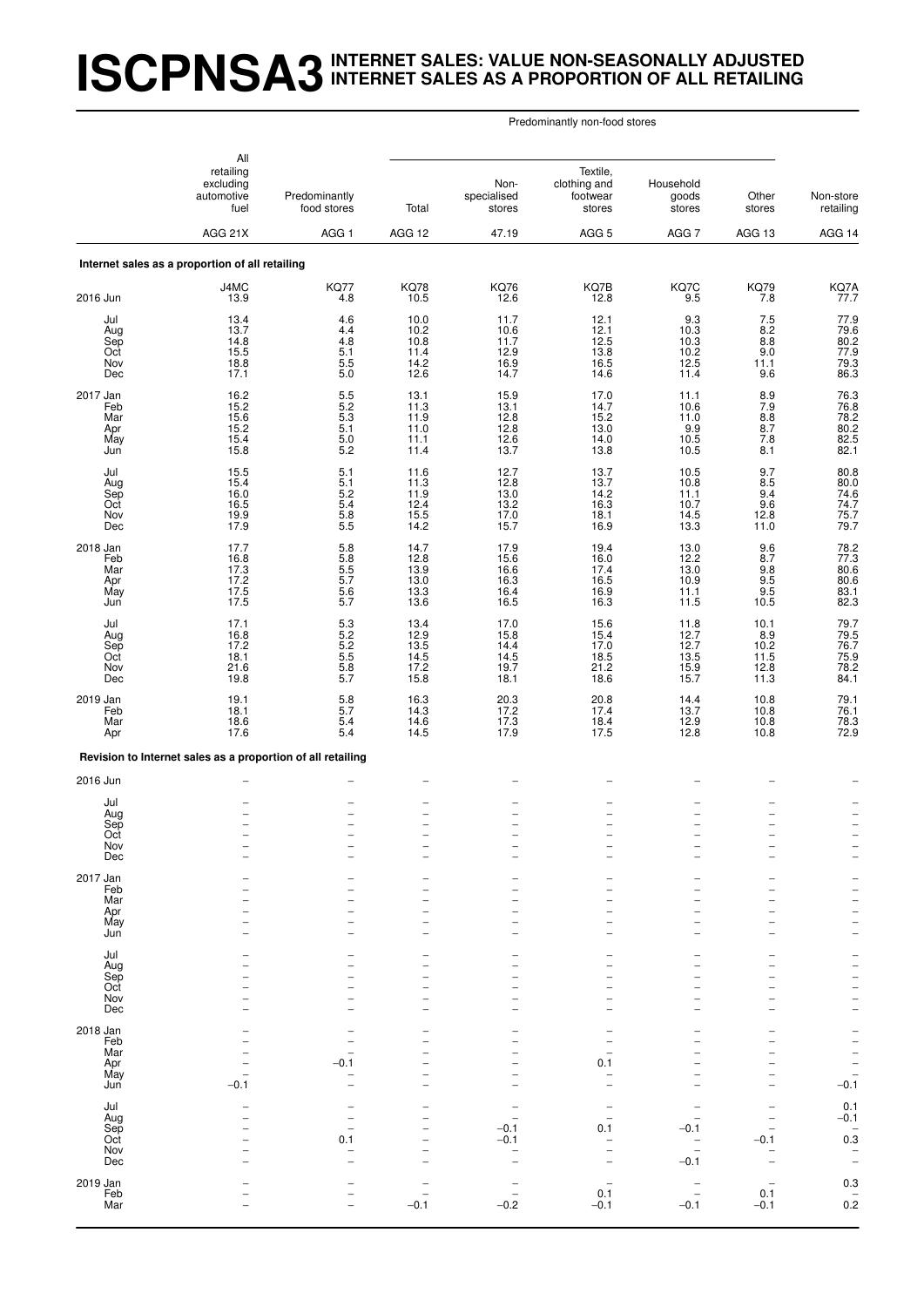# ISCPNSA3 INTERNET SALES: VALUE NON-SEASONALLY ADJUSTED INTERNET SALES AS A PROPORTION OF ALL RETAILING

| | All retailing excluding automotive fuel | Predominantly food stores | Predominantly non-food stores | | | | | Non-store retailing |
|---|---|---|---|---|---|---|---|---|
| | | | Total | Non-specialised stores | Textile, clothing and footwear stores | Household goods stores | Other stores | |
| | AGG 21X | AGG 1 | AGG 12 | 47.19 | AGG 5 | AGG 7 | AGG 13 | AGG 14 |
| **Internet sales as a proportion of all retailing** | | | | | | | | |
| | J4MC | KQ77 | KQ78 | KQ76 | KQ7B | KQ7C | KQ79 | KQ7A |
| 2016 Jun | 13.9 | 4.8 | 10.5 | 12.6 | 12.8 | 9.5 | 7.8 | 77.7 |
| Jul | 13.4 | 4.6 | 10.0 | 11.7 | 12.1 | 9.3 | 7.5 | 77.9 |
| Aug | 13.7 | 4.4 | 10.2 | 10.6 | 12.1 | 10.3 | 8.2 | 79.6 |
| Sep | 14.8 | 4.8 | 10.8 | 11.7 | 12.5 | 10.3 | 8.8 | 80.2 |
| Oct | 15.5 | 5.1 | 11.4 | 12.9 | 13.8 | 10.2 | 9.0 | 77.9 |
| Nov | 18.8 | 5.5 | 14.2 | 16.9 | 16.5 | 12.5 | 11.1 | 79.3 |
| Dec | 17.1 | 5.0 | 12.6 | 14.7 | 14.6 | 11.4 | 9.6 | 86.3 |
| 2017 Jan | 16.2 | 5.5 | 13.1 | 15.9 | 17.0 | 11.1 | 8.9 | 76.3 |
| Feb | 15.2 | 5.2 | 11.3 | 13.1 | 14.7 | 10.6 | 7.9 | 76.8 |
| Mar | 15.6 | 5.3 | 11.9 | 12.8 | 15.2 | 11.0 | 8.8 | 78.2 |
| Apr | 15.2 | 5.1 | 11.0 | 12.8 | 13.0 | 9.9 | 8.7 | 80.2 |
| May | 15.4 | 5.0 | 11.1 | 12.6 | 14.0 | 10.5 | 7.8 | 82.5 |
| Jun | 15.8 | 5.2 | 11.4 | 13.7 | 13.8 | 10.5 | 8.1 | 82.1 |
| Jul | 15.5 | 5.1 | 11.6 | 12.7 | 13.7 | 10.5 | 9.7 | 80.8 |
| Aug | 15.4 | 5.1 | 11.3 | 12.8 | 13.7 | 10.8 | 8.5 | 80.0 |
| Sep | 16.0 | 5.2 | 11.9 | 13.0 | 14.2 | 11.1 | 9.4 | 74.6 |
| Oct | 16.5 | 5.4 | 12.4 | 13.2 | 16.3 | 10.7 | 9.6 | 74.7 |
| Nov | 19.9 | 5.8 | 15.5 | 17.0 | 18.1 | 14.5 | 12.8 | 75.7 |
| Dec | 17.9 | 5.5 | 14.2 | 15.7 | 16.9 | 13.3 | 11.0 | 79.7 |
| 2018 Jan | 17.7 | 5.8 | 14.7 | 17.9 | 19.4 | 13.0 | 9.6 | 78.2 |
| Feb | 16.8 | 5.8 | 12.8 | 15.6 | 16.0 | 12.2 | 8.7 | 77.3 |
| Mar | 17.3 | 5.5 | 13.9 | 16.6 | 17.4 | 13.0 | 9.8 | 80.6 |
| Apr | 17.2 | 5.7 | 13.0 | 16.3 | 16.5 | 10.9 | 9.5 | 80.6 |
| May | 17.5 | 5.6 | 13.3 | 16.4 | 16.9 | 11.1 | 9.5 | 83.1 |
| Jun | 17.5 | 5.7 | 13.6 | 16.5 | 16.3 | 11.5 | 10.5 | 82.3 |
| Jul | 17.1 | 5.3 | 13.4 | 17.0 | 15.6 | 11.8 | 10.1 | 79.7 |
| Aug | 16.8 | 5.2 | 12.9 | 15.8 | 15.4 | 12.7 | 8.9 | 79.5 |
| Sep | 17.2 | 5.2 | 13.5 | 14.4 | 17.0 | 12.7 | 10.2 | 76.7 |
| Oct | 18.1 | 5.5 | 14.5 | 14.5 | 18.5 | 13.5 | 11.5 | 75.9 |
| Nov | 21.6 | 5.8 | 17.2 | 19.7 | 21.2 | 15.9 | 12.8 | 78.2 |
| Dec | 19.8 | 5.7 | 15.8 | 18.1 | 18.6 | 15.7 | 11.3 | 84.1 |
| 2019 Jan | 19.1 | 5.8 | 16.3 | 20.3 | 20.8 | 14.4 | 10.8 | 79.1 |
| Feb | 18.1 | 5.7 | 14.3 | 17.2 | 17.4 | 13.7 | 10.8 | 76.1 |
| Mar | 18.6 | 5.4 | 14.6 | 17.3 | 18.4 | 12.9 | 10.8 | 78.3 |
| Apr | 17.6 | 5.4 | 14.5 | 17.9 | 17.5 | 12.8 | 10.8 | 72.9 |
| **Revision to Internet sales as a proportion of all retailing** | | | | | | | | |
| 2016 Jun | – | – | – | – | – | – | – | – |
| Jul | – | – | – | – | – | – | – | – |
| Aug | – | – | – | – | – | – | – | – |
| Sep | – | – | – | – | – | – | – | – |
| Oct | – | – | – | – | – | – | – | – |
| Nov | – | – | – | – | – | – | – | – |
| Dec | – | – | – | – | – | – | – | – |
| 2017 Jan | – | – | – | – | – | – | – | – |
| Feb | – | – | – | – | – | – | – | – |
| Mar | – | – | – | – | – | – | – | – |
| Apr | – | – | – | – | – | – | – | – |
| May | – | – | – | – | – | – | – | – |
| Jun | – | – | – | – | – | – | – | – |
| Jul | – | – | – | – | – | – | – | – |
| Aug | – | – | – | – | – | – | – | – |
| Sep | – | – | – | – | – | – | – | – |
| Oct | – | – | – | – | – | – | – | – |
| Nov | – | – | – | – | – | – | – | – |
| Dec | – | – | – | – | – | – | – | – |
| 2018 Jan | – | – | – | – | – | – | – | – |
| Feb | – | – | – | – | – | – | – | – |
| Mar | – | – | – | – | – | – | – | – |
| Apr | – | −0.1 | – | – | 0.1 | – | – | – |
| May | – | – | – | – | – | – | – | – |
| Jun | −0.1 | – | – | – | – | – | – | −0.1 |
| Jul | – | – | – | – | – | – | – | 0.1 |
| Aug | – | – | – | – | – | – | – | −0.1 |
| Sep | – | – | – | −0.1 | 0.1 | −0.1 | – | – |
| Oct | – | 0.1 | – | −0.1 | – | – | −0.1 | 0.3 |
| Nov | – | – | – | – | – | – | – | – |
| Dec | – | – | – | – | – | −0.1 | – | – |
| 2019 Jan | – | – | – | – | – | – | – | 0.3 |
| Feb | – | – | – | – | 0.1 | – | 0.1 | – |
| Mar | – | – | −0.1 | −0.2 | −0.1 | −0.1 | −0.1 | 0.2 |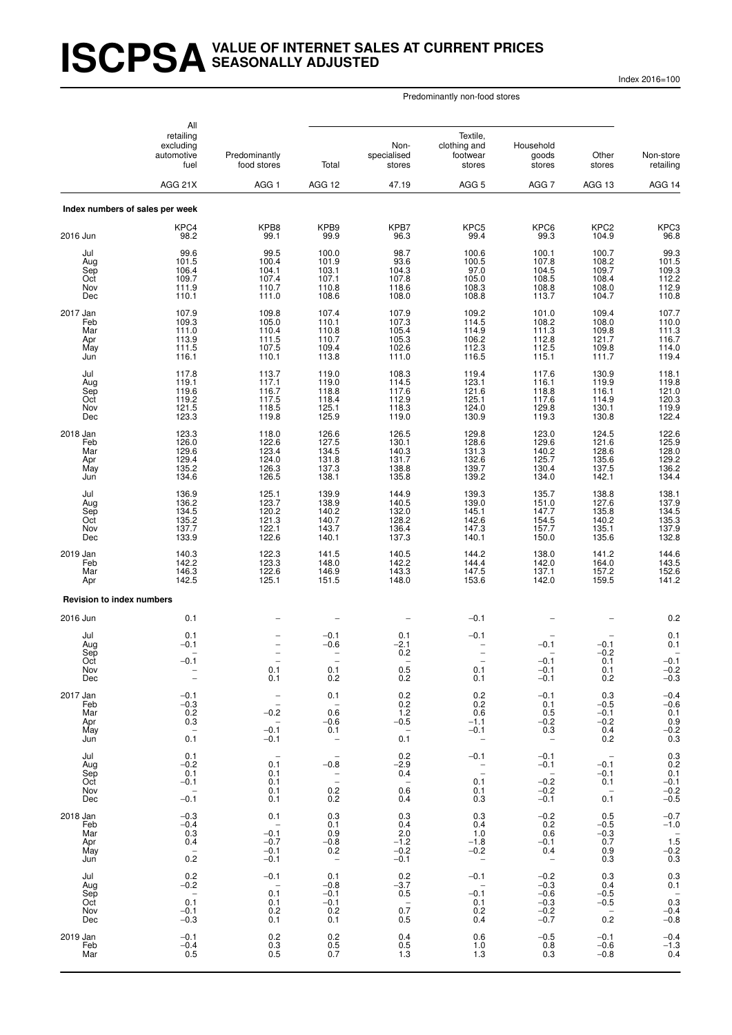# ISCPSA VALUE OF INTERNET SALES AT CURRENT PRICES SEASONALLY ADJUSTED

Index 2016=100

| | All retailing excluding automotive fuel | Predominantly food stores | Predominantly non-food stores: Total | Predominantly non-food stores: Non-specialised stores | Predominantly non-food stores: Textile, clothing and footwear stores | Predominantly non-food stores: Household goods stores | Predominantly non-food stores: Other stores | Non-store retailing |
|---|---|---|---|---|---|---|---|---|
| | AGG 21X | AGG 1 | AGG 12 | 47.19 | AGG 5 | AGG 7 | AGG 13 | AGG 14 |
| **Index numbers of sales per week** | | | | | | | | |
| | KPC4 | KPB8 | KPB9 | KPB7 | KPC5 | KPC6 | KPC2 | KPC3 |
| 2016 Jun | 98.2 | 99.1 | 99.9 | 96.3 | 99.4 | 99.3 | 104.9 | 96.8 |
| Jul | 99.6 | 99.5 | 100.0 | 98.7 | 100.6 | 100.1 | 100.7 | 99.3 |
| Aug | 101.5 | 100.4 | 101.9 | 93.6 | 100.5 | 107.8 | 108.2 | 101.5 |
| Sep | 106.4 | 104.1 | 103.1 | 104.3 | 97.0 | 104.5 | 109.7 | 109.3 |
| Oct | 109.7 | 107.4 | 107.1 | 107.8 | 105.0 | 108.5 | 108.4 | 112.2 |
| Nov | 111.9 | 110.7 | 110.8 | 118.6 | 108.3 | 108.8 | 108.0 | 112.9 |
| Dec | 110.1 | 111.0 | 108.6 | 108.0 | 108.8 | 113.7 | 104.7 | 110.8 |
| 2017 Jan | 107.9 | 109.8 | 107.4 | 107.9 | 109.2 | 101.0 | 109.4 | 107.7 |
| Feb | 109.3 | 105.0 | 110.1 | 107.3 | 114.5 | 108.2 | 108.0 | 110.0 |
| Mar | 111.0 | 110.4 | 110.8 | 105.4 | 114.9 | 111.3 | 109.8 | 111.3 |
| Apr | 113.9 | 111.5 | 110.7 | 105.3 | 106.2 | 112.8 | 121.7 | 116.7 |
| May | 111.5 | 107.5 | 109.4 | 102.6 | 112.3 | 112.5 | 109.8 | 114.0 |
| Jun | 116.1 | 110.1 | 113.8 | 111.0 | 116.5 | 115.1 | 111.7 | 119.4 |
| Jul | 117.8 | 113.7 | 119.0 | 108.3 | 119.4 | 117.6 | 130.9 | 118.1 |
| Aug | 119.1 | 117.1 | 119.0 | 114.5 | 123.1 | 116.1 | 119.9 | 119.8 |
| Sep | 119.6 | 116.7 | 118.8 | 117.6 | 121.6 | 118.8 | 116.1 | 121.0 |
| Oct | 119.2 | 117.5 | 118.4 | 112.9 | 125.1 | 117.6 | 114.9 | 120.3 |
| Nov | 121.5 | 118.5 | 125.1 | 118.3 | 124.0 | 129.8 | 130.1 | 119.9 |
| Dec | 123.3 | 119.8 | 125.9 | 119.0 | 130.9 | 119.3 | 130.8 | 122.4 |
| 2018 Jan | 123.3 | 118.0 | 126.6 | 126.5 | 129.8 | 123.0 | 124.5 | 122.6 |
| Feb | 126.0 | 122.6 | 127.5 | 130.1 | 128.6 | 129.6 | 121.6 | 125.9 |
| Mar | 129.6 | 123.4 | 134.5 | 140.3 | 131.3 | 140.2 | 128.6 | 128.0 |
| Apr | 129.4 | 124.0 | 131.8 | 131.7 | 132.6 | 125.7 | 135.6 | 129.2 |
| May | 135.2 | 126.3 | 137.3 | 138.8 | 139.7 | 130.4 | 137.5 | 136.2 |
| Jun | 134.6 | 126.5 | 138.1 | 135.8 | 139.2 | 134.0 | 142.1 | 134.4 |
| Jul | 136.9 | 125.1 | 139.9 | 144.9 | 139.3 | 135.7 | 138.8 | 138.1 |
| Aug | 136.2 | 123.7 | 138.9 | 140.5 | 139.0 | 151.0 | 127.6 | 137.9 |
| Sep | 134.5 | 120.2 | 140.2 | 132.0 | 145.1 | 147.7 | 135.8 | 134.5 |
| Oct | 135.2 | 121.3 | 140.7 | 128.2 | 142.6 | 154.5 | 140.2 | 135.3 |
| Nov | 137.7 | 122.1 | 143.7 | 136.4 | 147.3 | 157.7 | 135.1 | 137.9 |
| Dec | 133.9 | 122.6 | 140.1 | 137.3 | 140.1 | 150.0 | 135.6 | 132.8 |
| 2019 Jan | 140.3 | 122.3 | 141.5 | 140.5 | 144.2 | 138.0 | 141.2 | 144.6 |
| Feb | 142.2 | 123.3 | 148.0 | 142.2 | 144.4 | 142.0 | 164.0 | 143.5 |
| Mar | 146.3 | 122.6 | 146.9 | 143.3 | 147.5 | 137.1 | 157.2 | 152.6 |
| Apr | 142.5 | 125.1 | 151.5 | 148.0 | 153.6 | 142.0 | 159.5 | 141.2 |
| **Revision to index numbers** | | | | | | | | |
| 2016 Jun | 0.1 | – | – | – | −0.1 | – | – | 0.2 |
| Jul | 0.1 | – | −0.1 | 0.1 | −0.1 | – | – | 0.1 |
| Aug | −0.1 | – | −0.6 | −2.1 | – | −0.1 | −0.1 | 0.1 |
| Sep | – | – | – | 0.2 | – | – | −0.2 | – |
| Oct | −0.1 | – | – | – | – | −0.1 | 0.1 | −0.1 |
| Nov | – | 0.1 | 0.1 | 0.5 | 0.1 | −0.1 | 0.1 | −0.2 |
| Dec | – | 0.1 | 0.2 | 0.2 | 0.1 | −0.1 | 0.2 | −0.3 |
| 2017 Jan | −0.1 | – | 0.1 | 0.2 | 0.2 | −0.1 | 0.3 | −0.4 |
| Feb | −0.3 | – | – | 0.2 | 0.2 | 0.1 | −0.5 | −0.6 |
| Mar | 0.2 | −0.2 | 0.6 | 1.2 | 0.6 | 0.5 | −0.1 | 0.1 |
| Apr | 0.3 | – | −0.6 | −0.5 | −1.1 | −0.2 | −0.2 | 0.9 |
| May | – | −0.1 | 0.1 | – | −0.1 | 0.3 | 0.4 | −0.2 |
| Jun | 0.1 | −0.1 | – | 0.1 | – | – | 0.2 | 0.3 |
| Jul | 0.1 | – | – | 0.2 | −0.1 | −0.1 | – | 0.3 |
| Aug | −0.2 | 0.1 | −0.8 | −2.9 | – | −0.1 | −0.1 | 0.2 |
| Sep | 0.1 | 0.1 | – | 0.4 | – | – | −0.1 | 0.1 |
| Oct | −0.1 | 0.1 | – | – | 0.1 | −0.2 | 0.1 | −0.1 |
| Nov | – | 0.1 | 0.2 | 0.6 | 0.1 | −0.2 | – | −0.2 |
| Dec | −0.1 | 0.1 | 0.2 | 0.4 | 0.3 | −0.1 | 0.1 | −0.5 |
| 2018 Jan | −0.3 | 0.1 | 0.3 | 0.3 | 0.3 | −0.2 | 0.5 | −0.7 |
| Feb | −0.4 | – | 0.1 | 0.4 | 0.4 | 0.2 | −0.5 | −1.0 |
| Mar | 0.3 | −0.1 | 0.9 | 2.0 | 1.0 | 0.6 | −0.3 | – |
| Apr | 0.4 | −0.7 | −0.8 | −1.2 | −1.8 | −0.1 | 0.7 | 1.5 |
| May | – | −0.1 | 0.2 | −0.2 | −0.2 | 0.4 | 0.9 | −0.2 |
| Jun | 0.2 | −0.1 | – | −0.1 | – | – | 0.3 | 0.3 |
| Jul | 0.2 | −0.1 | 0.1 | 0.2 | −0.1 | −0.2 | 0.3 | 0.3 |
| Aug | −0.2 | – | −0.8 | −3.7 | – | −0.3 | 0.4 | 0.1 |
| Sep | – | 0.1 | −0.1 | 0.5 | −0.1 | −0.6 | −0.5 | – |
| Oct | 0.1 | 0.1 | −0.1 | – | 0.1 | −0.3 | −0.5 | 0.3 |
| Nov | −0.1 | 0.2 | 0.2 | 0.7 | 0.2 | −0.2 | – | −0.4 |
| Dec | −0.3 | 0.1 | 0.1 | 0.5 | 0.4 | −0.7 | 0.2 | −0.8 |
| 2019 Jan | −0.1 | 0.2 | 0.2 | 0.4 | 0.6 | −0.5 | −0.1 | −0.4 |
| Feb | −0.4 | 0.3 | 0.5 | 0.5 | 1.0 | 0.8 | −0.6 | −1.3 |
| Mar | 0.5 | 0.5 | 0.7 | 1.3 | 1.3 | 0.3 | −0.8 | 0.4 |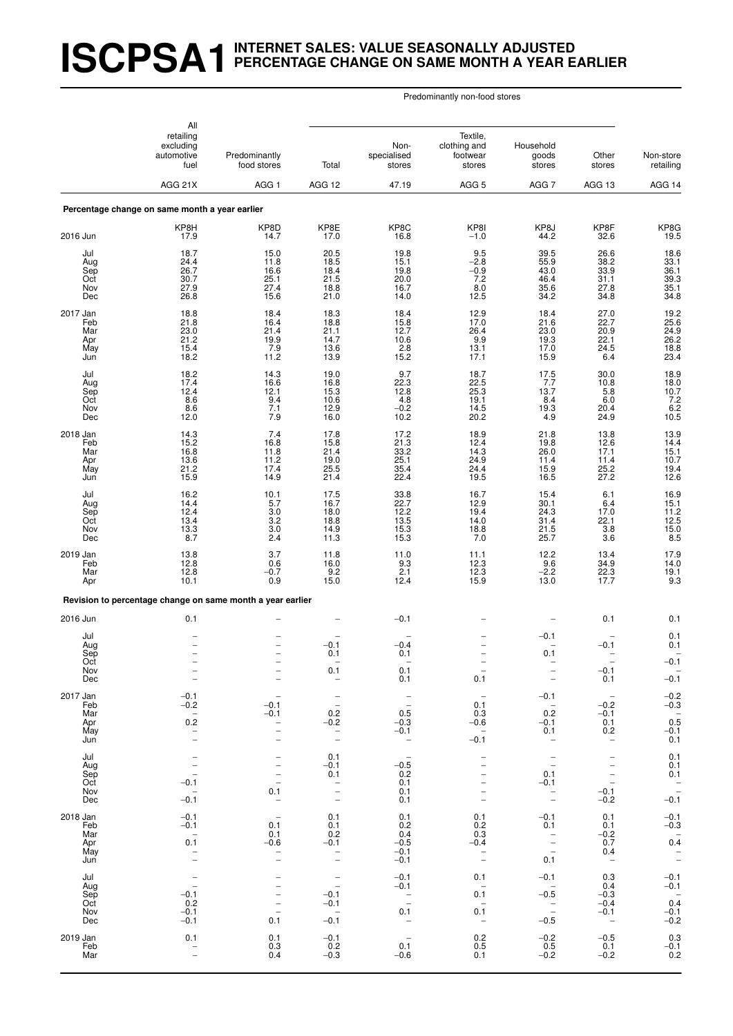# ISCPSA1 INTERNET SALES: VALUE SEASONALLY ADJUSTED PERCENTAGE CHANGE ON SAME MONTH A YEAR EARLIER

| | All retailing excluding automotive fuel | Predominantly food stores | Predominantly non-food stores | | | | | Non-store retailing |
|---|---|---|---|---|---|---|---|---|
| | | | Total | Non-specialised stores | Textile, clothing and footwear stores | Household goods stores | Other stores | |
| | AGG 21X | AGG 1 | AGG 12 | 47.19 | AGG 5 | AGG 7 | AGG 13 | AGG 14 |
| **Percentage change on same month a year earlier** | | | | | | | | |
| | KP8H | KP8D | KP8E | KP8C | KP8I | KP8J | KP8F | KP8G |
| 2016 Jun | 17.9 | 14.7 | 17.0 | 16.8 | −1.0 | 44.2 | 32.6 | 19.5 |
| Jul | 18.7 | 15.0 | 20.5 | 19.8 | 9.5 | 39.5 | 26.6 | 18.6 |
| Aug | 24.4 | 11.8 | 18.5 | 15.1 | −2.8 | 55.9 | 38.2 | 33.1 |
| Sep | 26.7 | 16.6 | 18.4 | 19.8 | −0.9 | 43.0 | 33.9 | 26.1 |
| Oct | 30.7 | 25.1 | 21.5 | 20.0 | 7.2 | 46.4 | 31.1 | 39.3 |
| Nov | 27.9 | 27.4 | 18.8 | 16.7 | 8.0 | 35.6 | 27.8 | 35.1 |
| Dec | 26.8 | 15.6 | 21.0 | 14.0 | 12.5 | 34.2 | 34.8 | 34.8 |
| 2017 Jan | 18.8 | 18.4 | 18.3 | 18.4 | 12.9 | 18.4 | 27.0 | 19.2 |
| Feb | 21.8 | 16.4 | 18.8 | 15.8 | 17.0 | 21.6 | 22.7 | 25.6 |
| Mar | 23.0 | 21.4 | 21.1 | 12.7 | 26.4 | 23.0 | 20.9 | 24.9 |
| Apr | 21.2 | 19.9 | 14.7 | 10.6 | 9.9 | 19.3 | 22.1 | 26.2 |
| May | 15.4 | 7.9 | 13.6 | 2.8 | 13.1 | 17.0 | 24.5 | 18.8 |
| Jun | 18.2 | 11.2 | 13.9 | 15.2 | 17.1 | 15.9 | 6.4 | 23.4 |
| Jul | 18.2 | 14.3 | 19.0 | 9.7 | 18.7 | 17.5 | 30.0 | 18.9 |
| Aug | 17.4 | 16.6 | 16.8 | 22.3 | 22.5 | 7.7 | 10.8 | 18.0 |
| Sep | 12.4 | 12.1 | 15.3 | 12.8 | 25.3 | 13.7 | 5.8 | 10.7 |
| Oct | 8.6 | 9.4 | 10.6 | 4.8 | 19.1 | 8.4 | 6.0 | 7.2 |
| Nov | 8.6 | 7.1 | 12.9 | −0.2 | 14.5 | 19.3 | 20.4 | 6.2 |
| Dec | 12.0 | 7.9 | 16.0 | 10.2 | 20.2 | 4.9 | 24.9 | 10.5 |
| 2018 Jan | 14.3 | 7.4 | 17.8 | 17.2 | 18.9 | 21.8 | 13.8 | 13.9 |
| Feb | 15.2 | 16.8 | 15.8 | 21.3 | 12.4 | 19.8 | 12.6 | 14.4 |
| Mar | 16.8 | 11.8 | 21.4 | 33.2 | 14.3 | 26.0 | 17.1 | 15.1 |
| Apr | 13.6 | 11.2 | 19.0 | 25.1 | 24.9 | 11.4 | 11.4 | 10.7 |
| May | 21.2 | 17.4 | 25.5 | 35.4 | 24.4 | 15.9 | 25.2 | 19.4 |
| Jun | 15.9 | 14.9 | 21.4 | 22.4 | 19.5 | 16.5 | 27.2 | 12.6 |
| Jul | 16.2 | 10.1 | 17.5 | 33.8 | 16.7 | 15.4 | 6.1 | 16.9 |
| Aug | 14.4 | 5.7 | 16.7 | 22.7 | 12.9 | 30.1 | 6.4 | 15.1 |
| Sep | 12.4 | 3.0 | 18.0 | 12.2 | 19.4 | 24.3 | 17.0 | 11.2 |
| Oct | 13.4 | 3.2 | 18.8 | 13.5 | 14.0 | 31.4 | 22.1 | 12.5 |
| Nov | 13.3 | 3.0 | 14.9 | 15.3 | 18.8 | 21.5 | 3.8 | 15.0 |
| Dec | 8.7 | 2.4 | 11.3 | 15.3 | 7.0 | 25.7 | 3.6 | 8.5 |
| 2019 Jan | 13.8 | 3.7 | 11.8 | 11.0 | 11.1 | 12.2 | 13.4 | 17.9 |
| Feb | 12.8 | 0.6 | 16.0 | 9.3 | 12.3 | 9.6 | 34.9 | 14.0 |
| Mar | 12.8 | −0.7 | 9.2 | 2.1 | 12.3 | −2.2 | 22.3 | 19.1 |
| Apr | 10.1 | 0.9 | 15.0 | 12.4 | 15.9 | 13.0 | 17.7 | 9.3 |
| **Revision to percentage change on same month a year earlier** | | | | | | | | |
| 2016 Jun | 0.1 | – | – | −0.1 | – | – | 0.1 | 0.1 |
| Jul | – | – | – | – | – | −0.1 | – | 0.1 |
| Aug | – | – | −0.1 | −0.4 | – | – | −0.1 | 0.1 |
| Sep | – | – | 0.1 | 0.1 | – | 0.1 | – | – |
| Oct | – | – | – | – | – | – | – | −0.1 |
| Nov | – | – | 0.1 | 0.1 | – | – | −0.1 | – |
| Dec | – | – | – | 0.1 | 0.1 | – | 0.1 | −0.1 |
| 2017 Jan | −0.1 | – | – | – | – | −0.1 | – | −0.2 |
| Feb | −0.2 | −0.1 | – | – | 0.1 | – | −0.2 | −0.3 |
| Mar | – | −0.1 | 0.2 | 0.5 | 0.3 | 0.2 | −0.1 | – |
| Apr | 0.2 | – | −0.2 | −0.3 | −0.6 | −0.1 | 0.1 | 0.5 |
| May | – | – | – | −0.1 | – | 0.1 | 0.2 | −0.1 |
| Jun | – | – | – | – | −0.1 | – | – | 0.1 |
| Jul | – | – | 0.1 | – | – | – | – | 0.1 |
| Aug | – | – | −0.1 | −0.5 | – | – | – | 0.1 |
| Sep | – | – | 0.1 | 0.2 | – | 0.1 | – | 0.1 |
| Oct | −0.1 | – | – | 0.1 | – | −0.1 | – | – |
| Nov | – | 0.1 | – | 0.1 | – | – | −0.1 | – |
| Dec | −0.1 | – | – | 0.1 | – | – | −0.2 | −0.1 |
| 2018 Jan | −0.1 | – | 0.1 | 0.1 | 0.1 | −0.1 | 0.1 | −0.1 |
| Feb | −0.1 | 0.1 | 0.1 | 0.2 | 0.2 | 0.1 | 0.1 | −0.3 |
| Mar | – | 0.1 | 0.2 | 0.4 | 0.3 | – | −0.2 | – |
| Apr | 0.1 | −0.6 | −0.1 | −0.5 | −0.4 | – | 0.7 | 0.4 |
| May | – | – | – | −0.1 | – | – | 0.4 | – |
| Jun | – | – | – | −0.1 | – | 0.1 | – | – |
| Jul | – | – | – | −0.1 | 0.1 | −0.1 | 0.3 | −0.1 |
| Aug | – | – | – | −0.1 | – | – | 0.4 | −0.1 |
| Sep | −0.1 | – | −0.1 | – | 0.1 | −0.5 | −0.3 | – |
| Oct | 0.2 | – | −0.1 | – | – | – | −0.4 | 0.4 |
| Nov | −0.1 | – | – | 0.1 | 0.1 | – | −0.1 | −0.1 |
| Dec | −0.1 | 0.1 | −0.1 | – | – | −0.5 | – | −0.2 |
| 2019 Jan | 0.1 | 0.1 | −0.1 | – | 0.2 | −0.2 | −0.5 | 0.3 |
| Feb | – | 0.3 | 0.2 | 0.1 | 0.5 | 0.5 | 0.1 | −0.1 |
| Mar | – | 0.4 | −0.3 | −0.6 | 0.1 | −0.2 | −0.2 | 0.2 |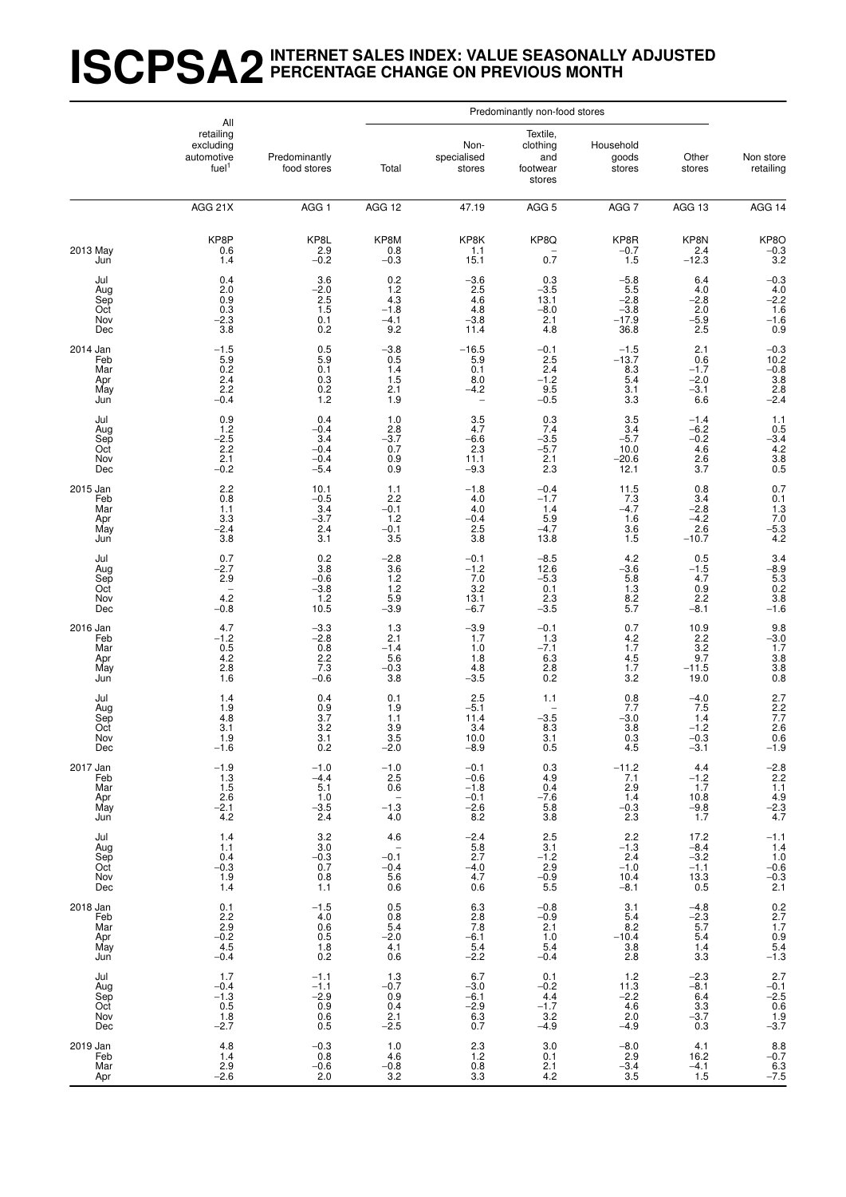# ISCPSA2 INTERNET SALES INDEX: VALUE SEASONALLY ADJUSTED PERCENTAGE CHANGE ON PREVIOUS MONTH

| | All retailing excluding automotive fuel[1] | Predominantly food stores | Predominantly non-food stores: Total | Predominantly non-food stores: Non-specialised stores | Predominantly non-food stores: Textile, clothing and footwear stores | Predominantly non-food stores: Household goods stores | Predominantly non-food stores: Other stores | Non store retailing |
|---|---|---|---|---|---|---|---|---|
| | AGG 21X | AGG 1 | AGG 12 | 47.19 | AGG 5 | AGG 7 | AGG 13 | AGG 14 |
| | KP8P | KP8L | KP8M | KP8K | KP8Q | KP8R | KP8N | KP8O |
| 2013 May | 0.6 | 2.9 | 0.8 | 1.1 | – | −0.7 | 2.4 | −0.3 |
| Jun | 1.4 | −0.2 | −0.3 | 15.1 | 0.7 | 1.5 | −12.3 | 3.2 |
| Jul | 0.4 | 3.6 | 0.2 | −3.6 | 0.3 | −5.8 | 6.4 | −0.3 |
| Aug | 2.0 | −2.0 | 1.2 | 2.5 | −3.5 | 5.5 | 4.0 | 4.0 |
| Sep | 0.9 | 2.5 | 4.3 | 4.6 | 13.1 | −2.8 | −2.8 | −2.2 |
| Oct | 0.3 | 1.5 | −1.8 | 4.8 | −8.0 | −3.8 | 2.0 | 1.6 |
| Nov | −2.3 | 0.1 | −4.1 | −3.8 | 2.1 | −17.9 | −5.9 | −1.6 |
| Dec | 3.8 | 0.2 | 9.2 | 11.4 | 4.8 | 36.8 | 2.5 | 0.9 |
| 2014 Jan | −1.5 | 0.5 | −3.8 | −16.5 | −0.1 | −1.5 | 2.1 | −0.3 |
| Feb | 5.9 | 5.9 | 0.5 | 5.9 | 2.5 | −13.7 | 0.6 | 10.2 |
| Mar | 0.2 | 0.1 | 1.4 | 0.1 | 2.4 | 8.3 | −1.7 | −0.8 |
| Apr | 2.4 | 0.3 | 1.5 | 8.0 | −1.2 | 5.4 | −2.0 | 3.8 |
| May | 2.2 | 0.2 | 2.1 | −4.2 | 9.5 | 3.1 | −3.1 | 2.8 |
| Jun | −0.4 | 1.2 | 1.9 | – | −0.5 | 3.3 | 6.6 | −2.4 |
| Jul | 0.9 | 0.4 | 1.0 | 3.5 | 0.3 | 3.5 | −1.4 | 1.1 |
| Aug | 1.2 | −0.4 | 2.8 | 4.7 | 7.4 | 3.4 | −6.2 | 0.5 |
| Sep | −2.5 | 3.4 | −3.7 | −6.6 | −3.5 | −5.7 | −0.2 | −3.4 |
| Oct | 2.2 | −0.4 | 0.7 | 2.3 | −5.7 | 10.0 | 4.6 | 4.2 |
| Nov | 2.1 | −0.4 | 0.9 | 11.1 | 2.1 | −20.6 | 2.6 | 3.8 |
| Dec | −0.2 | −5.4 | 0.9 | −9.3 | 2.3 | 12.1 | 3.7 | 0.5 |
| 2015 Jan | 2.2 | 10.1 | 1.1 | −1.8 | −0.4 | 11.5 | 0.8 | 0.7 |
| Feb | 0.8 | −0.5 | 2.2 | 4.0 | −1.7 | 7.3 | 3.4 | 0.1 |
| Mar | 1.1 | 3.4 | −0.1 | 4.0 | 1.4 | −4.7 | −2.8 | 1.3 |
| Apr | 3.3 | −3.7 | 1.2 | −0.4 | 5.9 | 1.6 | −4.2 | 7.0 |
| May | −2.4 | 2.4 | −0.1 | 2.5 | −4.7 | 3.6 | 2.6 | −5.3 |
| Jun | 3.8 | 3.1 | 3.5 | 3.8 | 13.8 | 1.5 | −10.7 | 4.2 |
| Jul | 0.7 | 0.2 | −2.8 | −0.1 | −8.5 | 4.2 | 0.5 | 3.4 |
| Aug | −2.7 | 3.8 | 3.6 | −1.2 | 12.6 | −3.6 | −1.5 | −8.9 |
| Sep | 2.9 | −0.6 | 1.2 | 7.0 | −5.3 | 5.8 | 4.7 | 5.3 |
| Oct | – | −3.8 | 1.2 | 3.2 | 0.1 | 1.3 | 0.9 | 0.2 |
| Nov | 4.2 | 1.2 | 5.9 | 13.1 | 2.3 | 8.2 | 2.2 | 3.8 |
| Dec | −0.8 | 10.5 | −3.9 | −6.7 | −3.5 | 5.7 | −8.1 | −1.6 |
| 2016 Jan | 4.7 | −3.3 | 1.3 | −3.9 | −0.1 | 0.7 | 10.9 | 9.8 |
| Feb | −1.2 | −2.8 | 2.1 | 1.7 | 1.3 | 4.2 | 2.2 | −3.0 |
| Mar | 0.5 | 0.8 | −1.4 | 1.0 | −7.1 | 1.7 | 3.2 | 1.7 |
| Apr | 4.2 | 2.2 | 5.6 | 1.8 | 6.3 | 4.5 | 9.7 | 3.8 |
| May | 2.8 | 7.3 | −0.3 | 4.8 | 2.8 | 1.7 | −11.5 | 3.8 |
| Jun | 1.6 | −0.6 | 3.8 | −3.5 | 0.2 | 3.2 | 19.0 | 0.8 |
| Jul | 1.4 | 0.4 | 0.1 | 2.5 | 1.1 | 0.8 | −4.0 | 2.7 |
| Aug | 1.9 | 0.9 | 1.9 | −5.1 | – | 7.7 | 7.5 | 2.2 |
| Sep | 4.8 | 3.7 | 1.1 | 11.4 | −3.5 | −3.0 | 1.4 | 7.7 |
| Oct | 3.1 | 3.2 | 3.9 | 3.4 | 8.3 | 3.8 | −1.2 | 2.6 |
| Nov | 1.9 | 3.1 | 3.5 | 10.0 | 3.1 | 0.3 | −0.3 | 0.6 |
| Dec | −1.6 | 0.2 | −2.0 | −8.9 | 0.5 | 4.5 | −3.1 | −1.9 |
| 2017 Jan | −1.9 | −1.0 | −1.0 | −0.1 | 0.3 | −11.2 | 4.4 | −2.8 |
| Feb | 1.3 | −4.4 | 2.5 | −0.6 | 4.9 | 7.1 | −1.2 | 2.2 |
| Mar | 1.5 | 5.1 | 0.6 | −1.8 | 0.4 | 2.9 | 1.7 | 1.1 |
| Apr | 2.6 | 1.0 | – | −0.1 | −7.6 | 1.4 | 10.8 | 4.9 |
| May | −2.1 | −3.5 | −1.3 | −2.6 | 5.8 | −0.3 | −9.8 | −2.3 |
| Jun | 4.2 | 2.4 | 4.0 | 8.2 | 3.8 | 2.3 | 1.7 | 4.7 |
| Jul | 1.4 | 3.2 | 4.6 | −2.4 | 2.5 | 2.2 | 17.2 | −1.1 |
| Aug | 1.1 | 3.0 | – | 5.8 | 3.1 | −1.3 | −8.4 | 1.4 |
| Sep | 0.4 | −0.3 | −0.1 | 2.7 | −1.2 | 2.4 | −3.2 | 1.0 |
| Oct | −0.3 | 0.7 | −0.4 | −4.0 | 2.9 | −1.0 | −1.1 | −0.6 |
| Nov | 1.9 | 0.8 | 5.6 | 4.7 | −0.9 | 10.4 | 13.3 | −0.3 |
| Dec | 1.4 | 1.1 | 0.6 | 0.6 | 5.5 | −8.1 | 0.5 | 2.1 |
| 2018 Jan | 0.1 | −1.5 | 0.5 | 6.3 | −0.8 | 3.1 | −4.8 | 0.2 |
| Feb | 2.2 | 4.0 | 0.8 | 2.8 | −0.9 | 5.4 | −2.3 | 2.7 |
| Mar | 2.9 | 0.6 | 5.4 | 7.8 | 2.1 | 8.2 | 5.7 | 1.7 |
| Apr | −0.2 | 0.5 | −2.0 | −6.1 | 1.0 | −10.4 | 5.4 | 0.9 |
| May | 4.5 | 1.8 | 4.1 | 5.4 | 5.4 | 3.8 | 1.4 | 5.4 |
| Jun | −0.4 | 0.2 | 0.6 | −2.2 | −0.4 | 2.8 | 3.3 | −1.3 |
| Jul | 1.7 | −1.1 | 1.3 | 6.7 | 0.1 | 1.2 | −2.3 | 2.7 |
| Aug | −0.4 | −1.1 | −0.7 | −3.0 | −0.2 | 11.3 | −8.1 | −0.1 |
| Sep | −1.3 | −2.9 | 0.9 | −6.1 | 4.4 | −2.2 | 6.4 | −2.5 |
| Oct | 0.5 | 0.9 | 0.4 | −2.9 | −1.7 | 4.6 | 3.3 | 0.6 |
| Nov | 1.8 | 0.6 | 2.1 | 6.3 | 3.2 | 2.0 | −3.7 | 1.9 |
| Dec | −2.7 | 0.5 | −2.5 | 0.7 | −4.9 | −4.9 | 0.3 | −3.7 |
| 2019 Jan | 4.8 | −0.3 | 1.0 | 2.3 | 3.0 | −8.0 | 4.1 | 8.8 |
| Feb | 1.4 | 0.8 | 4.6 | 1.2 | 0.1 | 2.9 | 16.2 | −0.7 |
| Mar | 2.9 | −0.6 | −0.8 | 0.8 | 2.1 | −3.4 | −4.1 | 6.3 |
| Apr | −2.6 | 2.0 | 3.2 | 3.3 | 4.2 | 3.5 | 1.5 | −7.5 |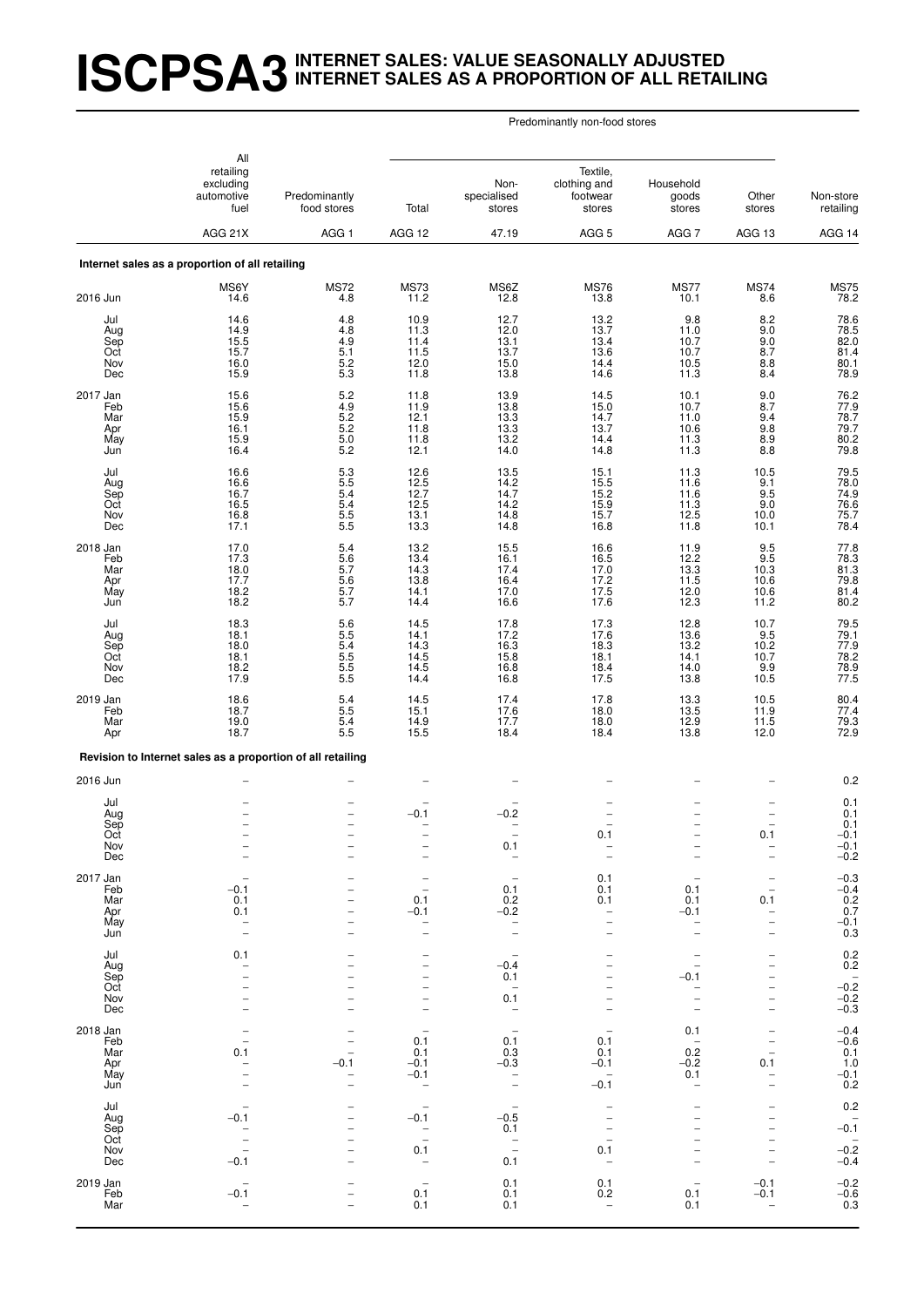# ISCPSA3 INTERNET SALES: VALUE SEASONALLY ADJUSTED INTERNET SALES AS A PROPORTION OF ALL RETAILING

| | All retailing excluding automotive fuel | Predominantly food stores | Predominantly non-food stores | | | | | Non-store retailing |
|---|---|---|---|---|---|---|---|---|
| | | | Total | Non-specialised stores | Textile, clothing and footwear stores | Household goods stores | Other stores | |
| | AGG 21X | AGG 1 | AGG 12 | 47.19 | AGG 5 | AGG 7 | AGG 13 | AGG 14 |
| **Internet sales as a proportion of all retailing** | | | | | | | | |
| | MS6Y | MS72 | MS73 | MS6Z | MS76 | MS77 | MS74 | MS75 |
| 2016 Jun | 14.6 | 4.8 | 11.2 | 12.8 | 13.8 | 10.1 | 8.6 | 78.2 |
| Jul | 14.6 | 4.8 | 10.9 | 12.7 | 13.2 | 9.8 | 8.2 | 78.6 |
| Aug | 14.9 | 4.8 | 11.3 | 12.0 | 13.7 | 11.0 | 9.0 | 78.5 |
| Sep | 15.5 | 4.9 | 11.4 | 13.1 | 13.4 | 10.7 | 9.0 | 82.0 |
| Oct | 15.7 | 5.1 | 11.5 | 13.7 | 13.6 | 10.7 | 8.7 | 81.4 |
| Nov | 16.0 | 5.2 | 12.0 | 15.0 | 14.4 | 10.5 | 8.8 | 80.1 |
| Dec | 15.9 | 5.3 | 11.8 | 13.8 | 14.6 | 11.3 | 8.4 | 78.9 |
| 2017 Jan | 15.6 | 5.2 | 11.8 | 13.9 | 14.5 | 10.1 | 9.0 | 76.2 |
| Feb | 15.6 | 4.9 | 11.9 | 13.8 | 15.0 | 10.7 | 8.7 | 77.9 |
| Mar | 15.9 | 5.2 | 12.1 | 13.3 | 14.7 | 11.0 | 9.4 | 78.7 |
| Apr | 16.1 | 5.2 | 11.8 | 13.3 | 13.7 | 10.6 | 9.8 | 79.7 |
| May | 15.9 | 5.0 | 11.8 | 13.2 | 14.4 | 11.3 | 8.9 | 80.2 |
| Jun | 16.4 | 5.2 | 12.1 | 14.0 | 14.8 | 11.3 | 8.8 | 79.8 |
| Jul | 16.6 | 5.3 | 12.6 | 13.5 | 15.1 | 11.3 | 10.5 | 79.5 |
| Aug | 16.6 | 5.5 | 12.5 | 14.2 | 15.5 | 11.6 | 9.1 | 78.0 |
| Sep | 16.7 | 5.4 | 12.7 | 14.7 | 15.2 | 11.6 | 9.5 | 74.9 |
| Oct | 16.5 | 5.4 | 12.5 | 14.2 | 15.9 | 11.3 | 9.0 | 76.6 |
| Nov | 16.8 | 5.5 | 13.1 | 14.8 | 15.7 | 12.5 | 10.0 | 75.7 |
| Dec | 17.1 | 5.5 | 13.3 | 14.8 | 16.8 | 11.8 | 10.1 | 78.4 |
| 2018 Jan | 17.0 | 5.4 | 13.2 | 15.5 | 16.6 | 11.9 | 9.5 | 77.8 |
| Feb | 17.3 | 5.6 | 13.4 | 16.1 | 16.5 | 12.2 | 9.5 | 78.3 |
| Mar | 18.0 | 5.7 | 14.3 | 17.4 | 17.0 | 13.3 | 10.3 | 81.3 |
| Apr | 17.7 | 5.6 | 13.8 | 16.4 | 17.2 | 11.5 | 10.6 | 79.8 |
| May | 18.2 | 5.7 | 14.1 | 17.0 | 17.5 | 12.0 | 10.6 | 81.4 |
| Jun | 18.2 | 5.7 | 14.4 | 16.6 | 17.6 | 12.3 | 11.2 | 80.2 |
| Jul | 18.3 | 5.6 | 14.5 | 17.8 | 17.3 | 12.8 | 10.7 | 79.5 |
| Aug | 18.1 | 5.5 | 14.1 | 17.2 | 17.6 | 13.6 | 9.5 | 79.1 |
| Sep | 18.0 | 5.4 | 14.3 | 16.3 | 18.3 | 13.2 | 10.2 | 77.9 |
| Oct | 18.1 | 5.5 | 14.5 | 15.8 | 18.1 | 14.1 | 10.7 | 78.2 |
| Nov | 18.2 | 5.5 | 14.5 | 16.8 | 18.4 | 14.0 | 9.9 | 78.9 |
| Dec | 17.9 | 5.5 | 14.4 | 16.8 | 17.5 | 13.8 | 10.5 | 77.5 |
| 2019 Jan | 18.6 | 5.4 | 14.5 | 17.4 | 17.8 | 13.3 | 10.5 | 80.4 |
| Feb | 18.7 | 5.5 | 15.1 | 17.6 | 18.0 | 13.5 | 11.9 | 77.4 |
| Mar | 19.0 | 5.4 | 14.9 | 17.7 | 18.0 | 12.9 | 11.5 | 79.3 |
| Apr | 18.7 | 5.5 | 15.5 | 18.4 | 18.4 | 13.8 | 12.0 | 72.9 |
| **Revision to Internet sales as a proportion of all retailing** | | | | | | | | |
| 2016 Jun | – | – | – | – | – | – | – | 0.2 |
| Jul | – | – | – | – | – | – | – | 0.1 |
| Aug | – | – | –0.1 | –0.2 | – | – | – | 0.1 |
| Sep | – | – | – | – | – | – | – | 0.1 |
| Oct | – | – | – | – | 0.1 | – | 0.1 | –0.1 |
| Nov | – | – | – | 0.1 | – | – | – | –0.1 |
| Dec | – | – | – | – | – | – | – | –0.2 |
| 2017 Jan | – | – | – | – | 0.1 | – | – | –0.3 |
| Feb | –0.1 | – | – | 0.1 | 0.1 | 0.1 | – | –0.4 |
| Mar | 0.1 | – | 0.1 | 0.2 | 0.1 | 0.1 | 0.1 | 0.2 |
| Apr | 0.1 | – | –0.1 | –0.2 | – | –0.1 | – | 0.7 |
| May | – | – | – | – | – | – | – | –0.1 |
| Jun | – | – | – | – | – | – | – | 0.3 |
| Jul | 0.1 | – | – | – | – | – | – | 0.2 |
| Aug | – | – | – | –0.4 | – | – | – | 0.2 |
| Sep | – | – | – | 0.1 | – | –0.1 | – | – |
| Oct | – | – | – | – | – | – | – | –0.2 |
| Nov | – | – | – | 0.1 | – | – | – | –0.2 |
| Dec | – | – | – | – | – | – | – | –0.3 |
| 2018 Jan | – | – | – | – | – | 0.1 | – | –0.4 |
| Feb | – | – | 0.1 | 0.1 | 0.1 | – | – | –0.6 |
| Mar | 0.1 | – | 0.1 | 0.3 | 0.1 | 0.2 | – | 0.1 |
| Apr | – | –0.1 | –0.1 | –0.3 | –0.1 | –0.2 | 0.1 | 1.0 |
| May | – | – | –0.1 | – | – | 0.1 | – | –0.1 |
| Jun | – | – | – | – | –0.1 | – | – | 0.2 |
| Jul | – | – | – | – | – | – | – | 0.2 |
| Aug | –0.1 | – | –0.1 | –0.5 | – | – | – | – |
| Sep | – | – | – | 0.1 | – | – | – | –0.1 |
| Oct | – | – | – | – | – | – | – | – |
| Nov | – | – | 0.1 | – | 0.1 | – | – | –0.2 |
| Dec | –0.1 | – | – | 0.1 | – | – | – | –0.4 |
| 2019 Jan | – | – | – | 0.1 | 0.1 | – | –0.1 | –0.2 |
| Feb | –0.1 | – | 0.1 | 0.1 | 0.2 | 0.1 | –0.1 | –0.6 |
| Mar | – | – | 0.1 | 0.1 | – | 0.1 | – | 0.3 |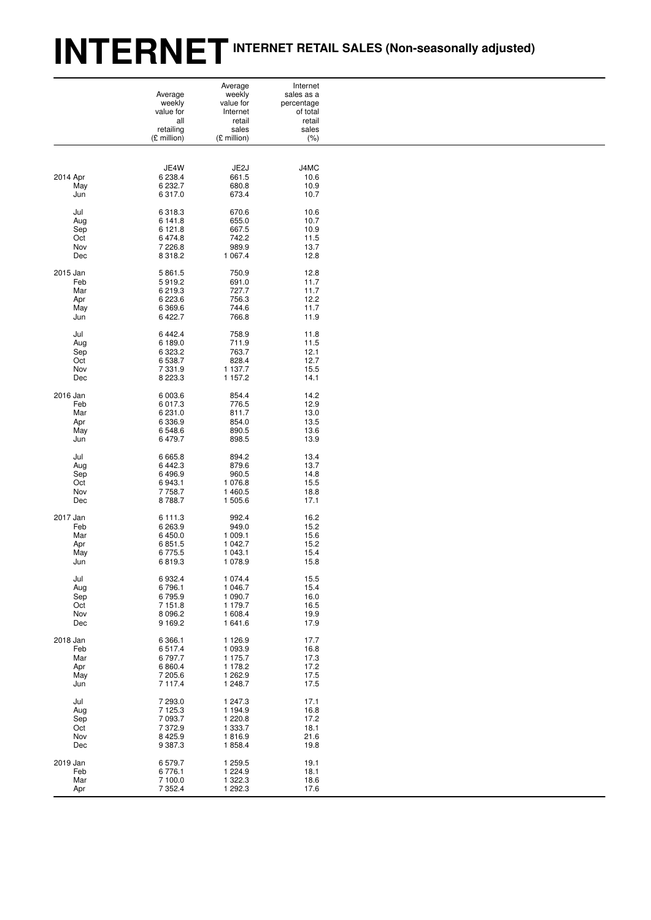# INTERNET INTERNET RETAIL SALES (Non-seasonally adjusted)

| | Average weekly value for all retailing (£ million) | Average weekly value for Internet retail sales (£ million) | Internet sales as a percentage of total retail sales (%) |
|---|---|---|---|
| | JE4W | JE2J | J4MC |
| 2014 Apr | 6 238.4 | 661.5 | 10.6 |
| May | 6 232.7 | 680.8 | 10.9 |
| Jun | 6 317.0 | 673.4 | 10.7 |
| Jul | 6 318.3 | 670.6 | 10.6 |
| Aug | 6 141.8 | 655.0 | 10.7 |
| Sep | 6 121.8 | 667.5 | 10.9 |
| Oct | 6 474.8 | 742.2 | 11.5 |
| Nov | 7 226.8 | 989.9 | 13.7 |
| Dec | 8 318.2 | 1 067.4 | 12.8 |
| 2015 Jan | 5 861.5 | 750.9 | 12.8 |
| Feb | 5 919.2 | 691.0 | 11.7 |
| Mar | 6 219.3 | 727.7 | 11.7 |
| Apr | 6 223.6 | 756.3 | 12.2 |
| May | 6 369.6 | 744.6 | 11.7 |
| Jun | 6 422.7 | 766.8 | 11.9 |
| Jul | 6 442.4 | 758.9 | 11.8 |
| Aug | 6 189.0 | 711.9 | 11.5 |
| Sep | 6 323.2 | 763.7 | 12.1 |
| Oct | 6 538.7 | 828.4 | 12.7 |
| Nov | 7 331.9 | 1 137.7 | 15.5 |
| Dec | 8 223.3 | 1 157.2 | 14.1 |
| 2016 Jan | 6 003.6 | 854.4 | 14.2 |
| Feb | 6 017.3 | 776.5 | 12.9 |
| Mar | 6 231.0 | 811.7 | 13.0 |
| Apr | 6 336.9 | 854.0 | 13.5 |
| May | 6 548.6 | 890.5 | 13.6 |
| Jun | 6 479.7 | 898.5 | 13.9 |
| Jul | 6 665.8 | 894.2 | 13.4 |
| Aug | 6 442.3 | 879.6 | 13.7 |
| Sep | 6 496.9 | 960.5 | 14.8 |
| Oct | 6 943.1 | 1 076.8 | 15.5 |
| Nov | 7 758.7 | 1 460.5 | 18.8 |
| Dec | 8 788.7 | 1 505.6 | 17.1 |
| 2017 Jan | 6 111.3 | 992.4 | 16.2 |
| Feb | 6 263.9 | 949.0 | 15.2 |
| Mar | 6 450.0 | 1 009.1 | 15.6 |
| Apr | 6 851.5 | 1 042.7 | 15.2 |
| May | 6 775.5 | 1 043.1 | 15.4 |
| Jun | 6 819.3 | 1 078.9 | 15.8 |
| Jul | 6 932.4 | 1 074.4 | 15.5 |
| Aug | 6 796.1 | 1 046.7 | 15.4 |
| Sep | 6 795.9 | 1 090.7 | 16.0 |
| Oct | 7 151.8 | 1 179.7 | 16.5 |
| Nov | 8 096.2 | 1 608.4 | 19.9 |
| Dec | 9 169.2 | 1 641.6 | 17.9 |
| 2018 Jan | 6 366.1 | 1 126.9 | 17.7 |
| Feb | 6 517.4 | 1 093.9 | 16.8 |
| Mar | 6 797.7 | 1 175.7 | 17.3 |
| Apr | 6 860.4 | 1 178.2 | 17.2 |
| May | 7 205.6 | 1 262.9 | 17.5 |
| Jun | 7 117.4 | 1 248.7 | 17.5 |
| Jul | 7 293.0 | 1 247.3 | 17.1 |
| Aug | 7 125.3 | 1 194.9 | 16.8 |
| Sep | 7 093.7 | 1 220.8 | 17.2 |
| Oct | 7 372.9 | 1 333.7 | 18.1 |
| Nov | 8 425.9 | 1 816.9 | 21.6 |
| Dec | 9 387.3 | 1 858.4 | 19.8 |
| 2019 Jan | 6 579.7 | 1 259.5 | 19.1 |
| Feb | 6 776.1 | 1 224.9 | 18.1 |
| Mar | 7 100.0 | 1 322.3 | 18.6 |
| Apr | 7 352.4 | 1 292.3 | 17.6 |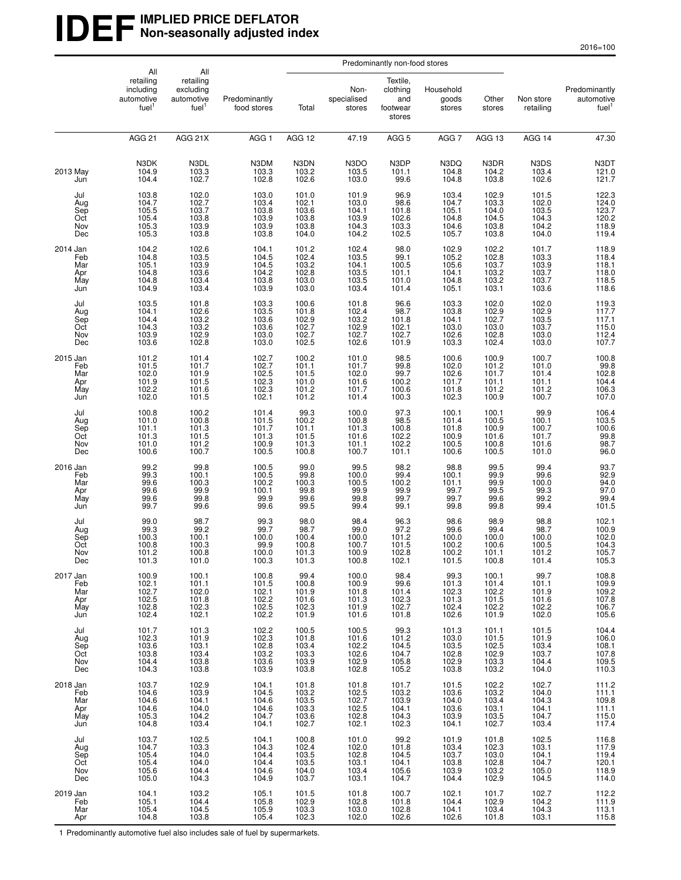# IDEF IMPLIED PRICE DEFLATOR Non-seasonally adjusted index

2016=100

| | All retailing including automotive fuel[1] | All retailing excluding automotive fuel[1] | Predominantly food stores | Predominantly non-food stores | | | | | Non store retailing | Predominantly automotive fuel[1] |
|---|---|---|---|---|---|---|---|---|---|---|
| | | | | Total | Non-specialised stores | Textile, clothing and footwear stores | Household goods stores | Other stores | | |
| | AGG 21 | AGG 21X | AGG 1 | AGG 12 | 47.19 | AGG 5 | AGG 7 | AGG 13 | AGG 14 | 47.30 |
| | N3DK | N3DL | N3DM | N3DN | N3DO | N3DP | N3DQ | N3DR | N3DS | N3DT |
| 2013 May | 104.9 | 103.3 | 103.3 | 103.2 | 103.5 | 101.1 | 104.8 | 104.2 | 103.4 | 121.0 |
| Jun | 104.4 | 102.7 | 102.8 | 102.6 | 103.0 | 99.6 | 104.8 | 103.8 | 102.6 | 121.7 |
| Jul | 103.8 | 102.0 | 103.0 | 101.0 | 101.9 | 96.9 | 103.4 | 102.9 | 101.5 | 122.3 |
| Aug | 104.7 | 102.7 | 103.4 | 102.1 | 103.0 | 98.6 | 104.7 | 103.3 | 102.0 | 124.0 |
| Sep | 105.5 | 103.7 | 103.8 | 103.6 | 104.1 | 101.8 | 105.1 | 104.0 | 103.5 | 123.7 |
| Oct | 105.4 | 103.8 | 103.9 | 103.8 | 103.9 | 102.6 | 104.8 | 104.5 | 104.3 | 120.2 |
| Nov | 105.3 | 103.9 | 103.9 | 103.8 | 104.3 | 103.3 | 104.6 | 103.8 | 104.2 | 118.9 |
| Dec | 105.3 | 103.8 | 103.8 | 104.0 | 104.2 | 102.5 | 105.7 | 103.8 | 104.0 | 119.4 |
| 2014 Jan | 104.2 | 102.6 | 104.1 | 101.2 | 102.4 | 98.0 | 102.9 | 102.2 | 101.7 | 118.9 |
| Feb | 104.8 | 103.5 | 104.5 | 102.4 | 103.5 | 99.1 | 105.2 | 102.8 | 103.3 | 118.4 |
| Mar | 105.1 | 103.9 | 104.5 | 103.2 | 104.1 | 100.5 | 105.6 | 103.7 | 103.9 | 118.1 |
| Apr | 104.8 | 103.6 | 104.2 | 102.8 | 103.5 | 101.1 | 104.1 | 103.2 | 103.7 | 118.0 |
| May | 104.8 | 103.4 | 103.8 | 103.0 | 103.5 | 101.0 | 104.8 | 103.2 | 103.7 | 118.5 |
| Jun | 104.9 | 103.4 | 103.9 | 103.0 | 103.4 | 101.4 | 105.1 | 103.1 | 103.6 | 118.6 |
| Jul | 103.5 | 101.8 | 103.3 | 100.6 | 101.8 | 96.6 | 103.3 | 102.0 | 102.0 | 119.3 |
| Aug | 104.1 | 102.6 | 103.5 | 101.8 | 102.4 | 98.7 | 103.8 | 102.9 | 102.9 | 117.7 |
| Sep | 104.4 | 103.2 | 103.6 | 102.9 | 103.2 | 101.8 | 104.1 | 102.7 | 103.5 | 117.1 |
| Oct | 104.3 | 103.2 | 103.6 | 102.7 | 102.9 | 102.1 | 103.0 | 103.0 | 103.7 | 115.0 |
| Nov | 103.9 | 102.9 | 103.0 | 102.7 | 102.7 | 102.7 | 102.6 | 102.8 | 103.0 | 112.4 |
| Dec | 103.6 | 102.8 | 103.0 | 102.5 | 102.6 | 101.9 | 103.3 | 102.4 | 103.0 | 107.7 |
| 2015 Jan | 101.2 | 101.4 | 102.7 | 100.2 | 101.0 | 98.5 | 100.6 | 100.9 | 100.7 | 100.8 |
| Feb | 101.5 | 101.7 | 102.7 | 101.1 | 101.7 | 99.8 | 102.0 | 101.2 | 101.0 | 99.8 |
| Mar | 102.0 | 101.9 | 102.5 | 101.5 | 102.0 | 99.7 | 102.6 | 101.7 | 101.4 | 102.8 |
| Apr | 101.9 | 101.5 | 102.3 | 101.0 | 101.6 | 100.2 | 101.7 | 101.1 | 101.1 | 104.4 |
| May | 102.2 | 101.6 | 102.3 | 101.2 | 101.7 | 100.6 | 101.8 | 101.2 | 101.2 | 106.3 |
| Jun | 102.0 | 101.5 | 102.1 | 101.2 | 101.4 | 100.3 | 102.3 | 100.9 | 100.7 | 107.0 |
| Jul | 100.8 | 100.2 | 101.4 | 99.3 | 100.0 | 97.3 | 100.1 | 100.1 | 99.9 | 106.4 |
| Aug | 101.0 | 100.8 | 101.5 | 100.2 | 100.8 | 98.5 | 101.4 | 100.5 | 100.1 | 103.5 |
| Sep | 101.1 | 101.3 | 101.7 | 101.1 | 101.3 | 100.8 | 101.8 | 100.9 | 100.7 | 100.6 |
| Oct | 101.3 | 101.5 | 101.3 | 101.5 | 101.6 | 102.2 | 100.9 | 101.6 | 101.7 | 99.8 |
| Nov | 101.0 | 101.2 | 100.9 | 101.3 | 101.1 | 102.2 | 100.5 | 100.8 | 101.6 | 98.7 |
| Dec | 100.6 | 100.7 | 100.5 | 100.8 | 100.7 | 101.1 | 100.6 | 100.5 | 101.0 | 96.0 |
| 2016 Jan | 99.2 | 99.8 | 100.5 | 99.0 | 99.5 | 98.2 | 98.8 | 99.5 | 99.4 | 93.7 |
| Feb | 99.3 | 100.1 | 100.5 | 99.8 | 100.0 | 99.4 | 100.1 | 99.9 | 99.6 | 92.9 |
| Mar | 99.6 | 100.3 | 100.2 | 100.3 | 100.5 | 100.2 | 101.1 | 99.9 | 100.0 | 94.0 |
| Apr | 99.6 | 99.9 | 100.1 | 99.8 | 99.9 | 99.9 | 99.7 | 99.5 | 99.3 | 97.0 |
| May | 99.6 | 99.8 | 99.9 | 99.6 | 99.8 | 99.7 | 99.7 | 99.6 | 99.2 | 99.4 |
| Jun | 99.7 | 99.6 | 99.6 | 99.5 | 99.4 | 99.1 | 99.8 | 99.8 | 99.4 | 101.5 |
| Jul | 99.0 | 98.7 | 99.3 | 98.0 | 98.4 | 96.3 | 98.6 | 98.9 | 98.8 | 102.1 |
| Aug | 99.3 | 99.2 | 99.7 | 98.7 | 99.0 | 97.2 | 99.6 | 99.4 | 98.7 | 100.9 |
| Sep | 100.3 | 100.1 | 100.0 | 100.4 | 100.0 | 101.2 | 100.0 | 100.0 | 100.0 | 102.0 |
| Oct | 100.8 | 100.3 | 99.9 | 100.8 | 100.7 | 101.5 | 100.2 | 100.6 | 100.5 | 104.3 |
| Nov | 101.2 | 100.8 | 100.0 | 101.3 | 100.9 | 102.8 | 100.2 | 101.1 | 101.2 | 105.7 |
| Dec | 101.3 | 101.0 | 100.3 | 101.3 | 100.8 | 102.1 | 101.5 | 100.8 | 101.4 | 105.3 |
| 2017 Jan | 100.9 | 100.1 | 100.8 | 99.4 | 100.0 | 98.4 | 99.3 | 100.1 | 99.7 | 108.8 |
| Feb | 102.1 | 101.1 | 101.5 | 100.8 | 100.9 | 99.6 | 101.3 | 101.4 | 101.1 | 109.9 |
| Mar | 102.7 | 102.0 | 102.1 | 101.9 | 101.8 | 101.4 | 102.3 | 102.2 | 101.9 | 109.2 |
| Apr | 102.5 | 101.8 | 102.2 | 101.6 | 101.3 | 102.3 | 101.3 | 101.5 | 101.6 | 107.8 |
| May | 102.8 | 102.3 | 102.5 | 102.3 | 101.9 | 102.7 | 102.4 | 102.2 | 102.2 | 106.7 |
| Jun | 102.4 | 102.1 | 102.2 | 101.9 | 101.6 | 101.8 | 102.6 | 101.9 | 102.0 | 105.6 |
| Jul | 101.7 | 101.3 | 102.2 | 100.5 | 100.5 | 99.3 | 101.3 | 101.1 | 101.5 | 104.4 |
| Aug | 102.3 | 101.9 | 102.3 | 101.8 | 101.6 | 101.2 | 103.0 | 101.5 | 101.9 | 106.0 |
| Sep | 103.6 | 103.1 | 102.8 | 103.4 | 102.2 | 104.5 | 103.5 | 102.5 | 103.4 | 108.1 |
| Oct | 103.8 | 103.4 | 103.2 | 103.3 | 102.6 | 104.7 | 102.8 | 102.9 | 103.7 | 107.8 |
| Nov | 104.4 | 103.8 | 103.6 | 103.9 | 102.9 | 105.8 | 102.9 | 103.3 | 104.4 | 109.5 |
| Dec | 104.3 | 103.8 | 103.9 | 103.8 | 102.8 | 105.2 | 103.8 | 103.2 | 104.0 | 110.3 |
| 2018 Jan | 103.7 | 102.9 | 104.1 | 101.8 | 101.8 | 101.7 | 101.5 | 102.2 | 102.7 | 111.2 |
| Feb | 104.6 | 103.9 | 104.5 | 103.2 | 102.5 | 103.2 | 103.6 | 103.2 | 104.0 | 111.1 |
| Mar | 104.6 | 104.1 | 104.6 | 103.5 | 102.7 | 103.9 | 104.0 | 103.4 | 104.3 | 109.8 |
| Apr | 104.6 | 104.0 | 104.6 | 103.3 | 102.5 | 104.1 | 103.6 | 103.1 | 104.1 | 111.1 |
| May | 105.3 | 104.2 | 104.7 | 103.6 | 102.8 | 104.3 | 103.9 | 103.5 | 104.7 | 115.0 |
| Jun | 104.8 | 103.4 | 104.1 | 102.7 | 102.1 | 102.3 | 104.1 | 102.7 | 103.4 | 117.4 |
| Jul | 103.7 | 102.5 | 104.1 | 100.8 | 101.0 | 99.2 | 101.9 | 101.8 | 102.5 | 116.8 |
| Aug | 104.7 | 103.3 | 104.3 | 102.4 | 102.0 | 101.8 | 103.4 | 102.3 | 103.1 | 117.9 |
| Sep | 105.4 | 104.0 | 104.4 | 103.5 | 102.8 | 104.5 | 103.7 | 103.0 | 104.1 | 119.4 |
| Oct | 105.4 | 104.0 | 104.4 | 103.5 | 103.1 | 104.1 | 103.8 | 102.8 | 104.7 | 120.1 |
| Nov | 105.6 | 104.4 | 104.6 | 104.0 | 103.4 | 105.6 | 103.9 | 103.2 | 105.0 | 118.9 |
| Dec | 105.0 | 104.3 | 104.9 | 103.7 | 103.1 | 104.7 | 104.4 | 102.9 | 104.5 | 114.0 |
| 2019 Jan | 104.1 | 103.2 | 105.1 | 101.5 | 101.8 | 100.7 | 102.1 | 101.7 | 102.7 | 112.2 |
| Feb | 105.1 | 104.4 | 105.8 | 102.9 | 102.8 | 101.8 | 104.4 | 102.9 | 104.2 | 111.9 |
| Mar | 105.4 | 104.5 | 105.9 | 103.3 | 103.0 | 102.8 | 104.1 | 103.4 | 104.3 | 113.1 |
| Apr | 104.8 | 103.8 | 105.4 | 102.3 | 102.0 | 102.6 | 102.6 | 101.8 | 103.1 | 115.8 |

1 Predominantly automotive fuel also includes sale of fuel by supermarkets.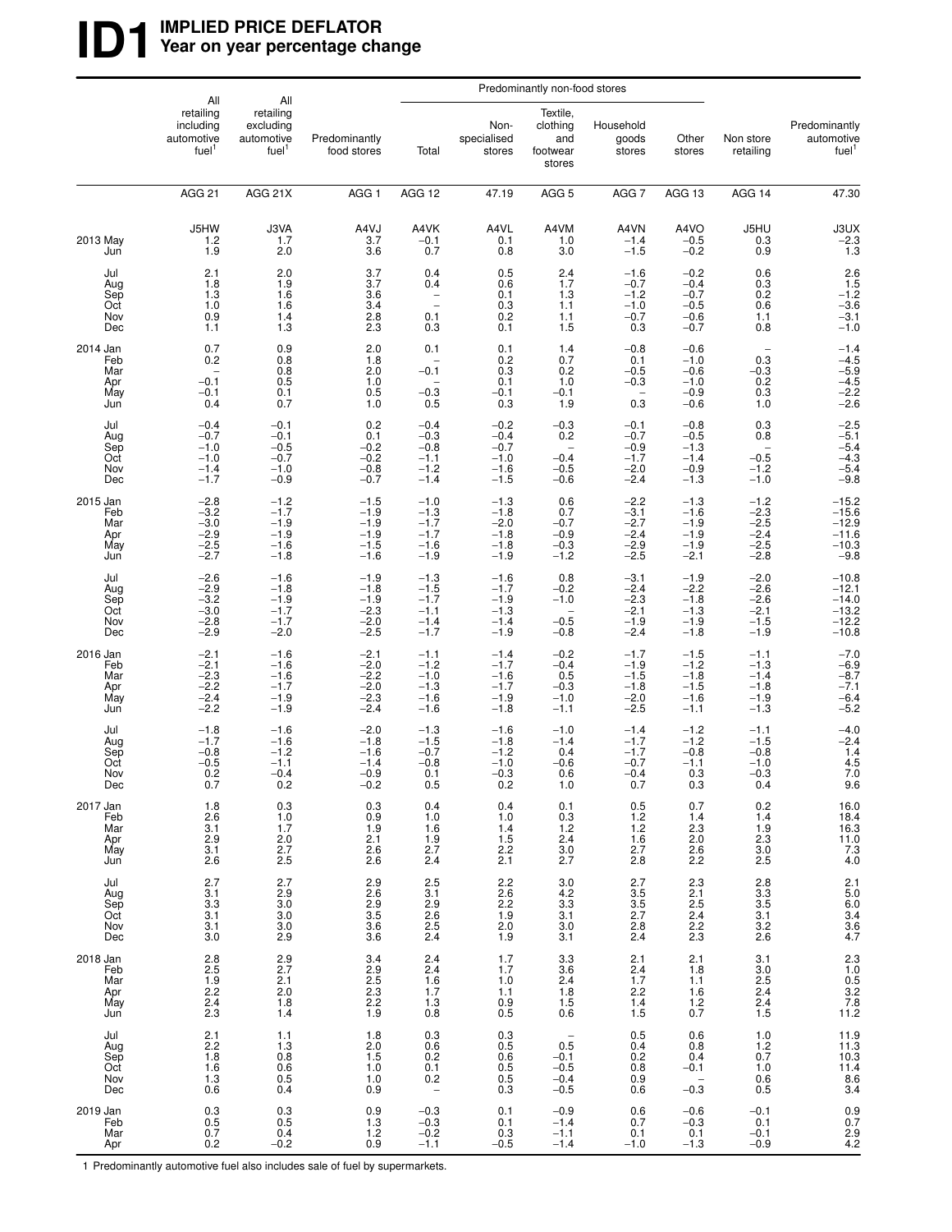# ID1 IMPLIED PRICE DEFLATOR
## Year on year percentage change

| | All retailing including automotive fuel[1] | All retailing excluding automotive fuel[1] | Predominantly food stores | Predominantly non-food stores: Total | Non-specialised stores | Textile, clothing and footwear stores | Household goods stores | Other stores | Non store retailing | Predominantly automotive fuel[1] |
|---|---|---|---|---|---|---|---|---|---|---|
| | AGG 21 | AGG 21X | AGG 1 | AGG 12 | 47.19 | AGG 5 | AGG 7 | AGG 13 | AGG 14 | 47.30 |
| | J5HW | J3VA | A4VJ | A4VK | A4VL | A4VM | A4VN | A4VO | J5HU | J3UX |
| 2013 May | 1.2 | 1.7 | 3.7 | −0.1 | 0.1 | 1.0 | −1.4 | −0.5 | 0.3 | −2.3 |
| Jun | 1.9 | 2.0 | 3.6 | 0.7 | 0.8 | 3.0 | −1.5 | −0.2 | 0.9 | 1.3 |
| Jul | 2.1 | 2.0 | 3.7 | 0.4 | 0.5 | 2.4 | −1.6 | −0.2 | 0.6 | 2.6 |
| Aug | 1.8 | 1.9 | 3.7 | 0.4 | 0.6 | 1.7 | −0.7 | −0.4 | 0.3 | 1.5 |
| Sep | 1.3 | 1.6 | 3.6 | – | 0.1 | 1.3 | −1.2 | −0.7 | 0.2 | −1.2 |
| Oct | 1.0 | 1.6 | 3.4 | – | 0.3 | 1.1 | −1.0 | −0.5 | 0.6 | −3.6 |
| Nov | 0.9 | 1.4 | 2.8 | 0.1 | 0.2 | 1.1 | −0.7 | −0.6 | 1.1 | −3.1 |
| Dec | 1.1 | 1.3 | 2.3 | 0.3 | 0.1 | 1.5 | 0.3 | −0.7 | 0.8 | −1.0 |
| 2014 Jan | 0.7 | 0.9 | 2.0 | 0.1 | 0.1 | 1.4 | −0.8 | −0.6 | – | −1.4 |
| Feb | 0.2 | 0.8 | 1.8 | – | 0.2 | 0.7 | 0.1 | −1.0 | 0.3 | −4.5 |
| Mar | – | 0.8 | 2.0 | −0.1 | 0.3 | 0.2 | −0.5 | −0.6 | −0.3 | −5.9 |
| Apr | −0.1 | 0.5 | 1.0 | – | 0.1 | 1.0 | −0.3 | −1.0 | 0.2 | −4.5 |
| May | −0.1 | 0.1 | 0.5 | −0.3 | −0.1 | −0.1 | – | −0.9 | 0.3 | −2.2 |
| Jun | 0.4 | 0.7 | 1.0 | 0.5 | 0.3 | 1.9 | 0.3 | −0.6 | 1.0 | −2.6 |
| Jul | −0.4 | −0.1 | 0.2 | −0.4 | −0.2 | −0.3 | −0.1 | −0.8 | 0.3 | −2.5 |
| Aug | −0.7 | −0.1 | 0.1 | −0.3 | −0.4 | 0.2 | −0.7 | −0.5 | 0.8 | −5.1 |
| Sep | −1.0 | −0.5 | −0.2 | −0.8 | −0.7 | – | −0.9 | −1.3 | – | −5.4 |
| Oct | −1.0 | −0.7 | −0.2 | −1.1 | −1.0 | −0.4 | −1.7 | −1.4 | −0.5 | −4.3 |
| Nov | −1.4 | −1.0 | −0.8 | −1.2 | −1.6 | −0.5 | −2.0 | −0.9 | −1.2 | −5.4 |
| Dec | −1.7 | −0.9 | −0.7 | −1.4 | −1.5 | −0.6 | −2.4 | −1.3 | −1.0 | −9.8 |
| 2015 Jan | −2.8 | −1.2 | −1.5 | −1.0 | −1.3 | 0.6 | −2.2 | −1.3 | −1.2 | −15.2 |
| Feb | −3.2 | −1.7 | −1.9 | −1.3 | −1.8 | 0.7 | −3.1 | −1.6 | −2.3 | −15.6 |
| Mar | −3.0 | −1.9 | −1.9 | −1.7 | −2.0 | −0.7 | −2.7 | −1.9 | −2.5 | −12.9 |
| Apr | −2.9 | −1.9 | −1.9 | −1.7 | −1.8 | −0.9 | −2.4 | −1.9 | −2.4 | −11.6 |
| May | −2.5 | −1.6 | −1.5 | −1.6 | −1.8 | −0.3 | −2.9 | −1.9 | −2.5 | −10.3 |
| Jun | −2.7 | −1.8 | −1.6 | −1.9 | −1.9 | −1.2 | −2.5 | −2.1 | −2.8 | −9.8 |
| Jul | −2.6 | −1.6 | −1.9 | −1.3 | −1.6 | 0.8 | −3.1 | −1.9 | −2.0 | −10.8 |
| Aug | −2.9 | −1.8 | −1.8 | −1.5 | −1.7 | −0.2 | −2.4 | −2.2 | −2.6 | −12.1 |
| Sep | −3.2 | −1.9 | −1.9 | −1.7 | −1.9 | −1.0 | −2.3 | −1.8 | −2.6 | −14.0 |
| Oct | −3.0 | −1.7 | −2.3 | −1.1 | −1.3 | – | −2.1 | −1.3 | −2.1 | −13.2 |
| Nov | −2.8 | −1.7 | −2.0 | −1.4 | −1.4 | −0.5 | −1.9 | −1.9 | −1.5 | −12.2 |
| Dec | −2.9 | −2.0 | −2.5 | −1.7 | −1.9 | −0.8 | −2.4 | −1.8 | −1.9 | −10.8 |
| 2016 Jan | −2.1 | −1.6 | −2.1 | −1.1 | −1.4 | −0.2 | −1.7 | −1.5 | −1.1 | −7.0 |
| Feb | −2.1 | −1.6 | −2.0 | −1.2 | −1.7 | −0.4 | −1.9 | −1.2 | −1.3 | −6.9 |
| Mar | −2.3 | −1.6 | −2.2 | −1.0 | −1.6 | 0.5 | −1.5 | −1.8 | −1.4 | −8.7 |
| Apr | −2.2 | −1.7 | −2.0 | −1.3 | −1.7 | −0.3 | −1.8 | −1.5 | −1.8 | −7.1 |
| May | −2.4 | −1.9 | −2.3 | −1.6 | −1.9 | −1.0 | −2.0 | −1.6 | −1.9 | −6.4 |
| Jun | −2.2 | −1.9 | −2.4 | −1.6 | −1.8 | −1.1 | −2.5 | −1.1 | −1.3 | −5.2 |
| Jul | −1.8 | −1.6 | −2.0 | −1.3 | −1.6 | −1.0 | −1.4 | −1.2 | −1.1 | −4.0 |
| Aug | −1.7 | −1.6 | −1.8 | −1.5 | −1.8 | −1.4 | −1.7 | −1.2 | −1.5 | −2.4 |
| Sep | −0.8 | −1.2 | −1.6 | −0.7 | −1.2 | 0.4 | −1.7 | −0.8 | −0.8 | 1.4 |
| Oct | −0.5 | −1.1 | −1.4 | −0.8 | −1.0 | −0.6 | −0.7 | −1.1 | −1.0 | 4.5 |
| Nov | 0.2 | −0.4 | −0.9 | 0.1 | −0.3 | 0.6 | −0.4 | 0.3 | −0.3 | 7.0 |
| Dec | 0.7 | 0.2 | −0.2 | 0.5 | 0.2 | 1.0 | 0.7 | 0.3 | 0.4 | 9.6 |
| 2017 Jan | 1.8 | 0.3 | 0.3 | 0.4 | 0.4 | 0.1 | 0.5 | 0.7 | 0.2 | 16.0 |
| Feb | 2.6 | 1.0 | 0.9 | 1.0 | 1.0 | 0.3 | 1.2 | 1.4 | 1.4 | 18.4 |
| Mar | 3.1 | 1.7 | 1.9 | 1.6 | 1.4 | 1.2 | 1.2 | 2.3 | 1.9 | 16.3 |
| Apr | 2.9 | 2.0 | 2.1 | 1.9 | 1.5 | 2.4 | 1.6 | 2.0 | 2.3 | 11.0 |
| May | 3.1 | 2.7 | 2.6 | 2.7 | 2.2 | 3.0 | 2.7 | 2.6 | 3.0 | 7.3 |
| Jun | 2.6 | 2.5 | 2.6 | 2.4 | 2.1 | 2.7 | 2.8 | 2.2 | 2.5 | 4.0 |
| Jul | 2.7 | 2.7 | 2.9 | 2.5 | 2.2 | 3.0 | 2.7 | 2.3 | 2.8 | 2.1 |
| Aug | 3.1 | 2.9 | 2.6 | 3.1 | 2.6 | 4.2 | 3.5 | 2.1 | 3.3 | 5.0 |
| Sep | 3.3 | 3.0 | 2.9 | 2.9 | 2.2 | 3.3 | 3.5 | 2.5 | 3.5 | 6.0 |
| Oct | 3.1 | 3.0 | 3.5 | 2.6 | 1.9 | 3.1 | 2.7 | 2.4 | 3.1 | 3.4 |
| Nov | 3.1 | 3.0 | 3.6 | 2.5 | 2.0 | 3.0 | 2.8 | 2.2 | 3.2 | 3.6 |
| Dec | 3.0 | 2.9 | 3.6 | 2.4 | 1.9 | 3.1 | 2.4 | 2.3 | 2.6 | 4.7 |
| 2018 Jan | 2.8 | 2.9 | 3.4 | 2.4 | 1.7 | 3.3 | 2.1 | 2.1 | 3.1 | 2.3 |
| Feb | 2.5 | 2.7 | 2.9 | 2.4 | 1.7 | 3.6 | 2.4 | 1.8 | 3.0 | 1.0 |
| Mar | 1.9 | 2.1 | 2.5 | 1.6 | 1.0 | 2.4 | 1.7 | 1.1 | 2.5 | 0.5 |
| Apr | 2.2 | 2.0 | 2.3 | 1.7 | 1.1 | 1.8 | 2.2 | 1.6 | 2.4 | 3.2 |
| May | 2.4 | 1.8 | 2.2 | 1.3 | 0.9 | 1.5 | 1.4 | 1.2 | 2.4 | 7.8 |
| Jun | 2.3 | 1.4 | 1.9 | 0.8 | 0.5 | 0.6 | 1.5 | 0.7 | 1.5 | 11.2 |
| Jul | 2.1 | 1.1 | 1.8 | 0.3 | 0.3 | – | 0.5 | 0.6 | 1.0 | 11.9 |
| Aug | 2.2 | 1.3 | 2.0 | 0.6 | 0.5 | 0.5 | 0.4 | 0.8 | 1.2 | 11.3 |
| Sep | 1.8 | 0.8 | 1.5 | 0.2 | 0.6 | −0.1 | 0.2 | 0.4 | 0.7 | 10.3 |
| Oct | 1.6 | 0.6 | 1.0 | 0.1 | 0.5 | −0.5 | 0.8 | −0.1 | 1.0 | 11.4 |
| Nov | 1.3 | 0.5 | 1.0 | 0.2 | 0.5 | −0.4 | 0.9 | – | 0.6 | 8.6 |
| Dec | 0.6 | 0.4 | 0.9 | – | 0.3 | −0.5 | 0.6 | −0.3 | 0.5 | 3.4 |
| 2019 Jan | 0.3 | 0.3 | 0.9 | −0.3 | 0.1 | −0.9 | 0.6 | −0.6 | −0.1 | 0.9 |
| Feb | 0.5 | 0.5 | 1.3 | −0.3 | 0.1 | −1.4 | 0.7 | −0.3 | 0.1 | 0.7 |
| Mar | 0.7 | 0.4 | 1.2 | −0.2 | 0.3 | −1.1 | 0.1 | 0.1 | −0.1 | 2.9 |
| Apr | 0.2 | −0.2 | 0.9 | −1.1 | −0.5 | −1.4 | −1.0 | −1.3 | −0.9 | 4.2 |

1 Predominantly automotive fuel also includes sale of fuel by supermarkets.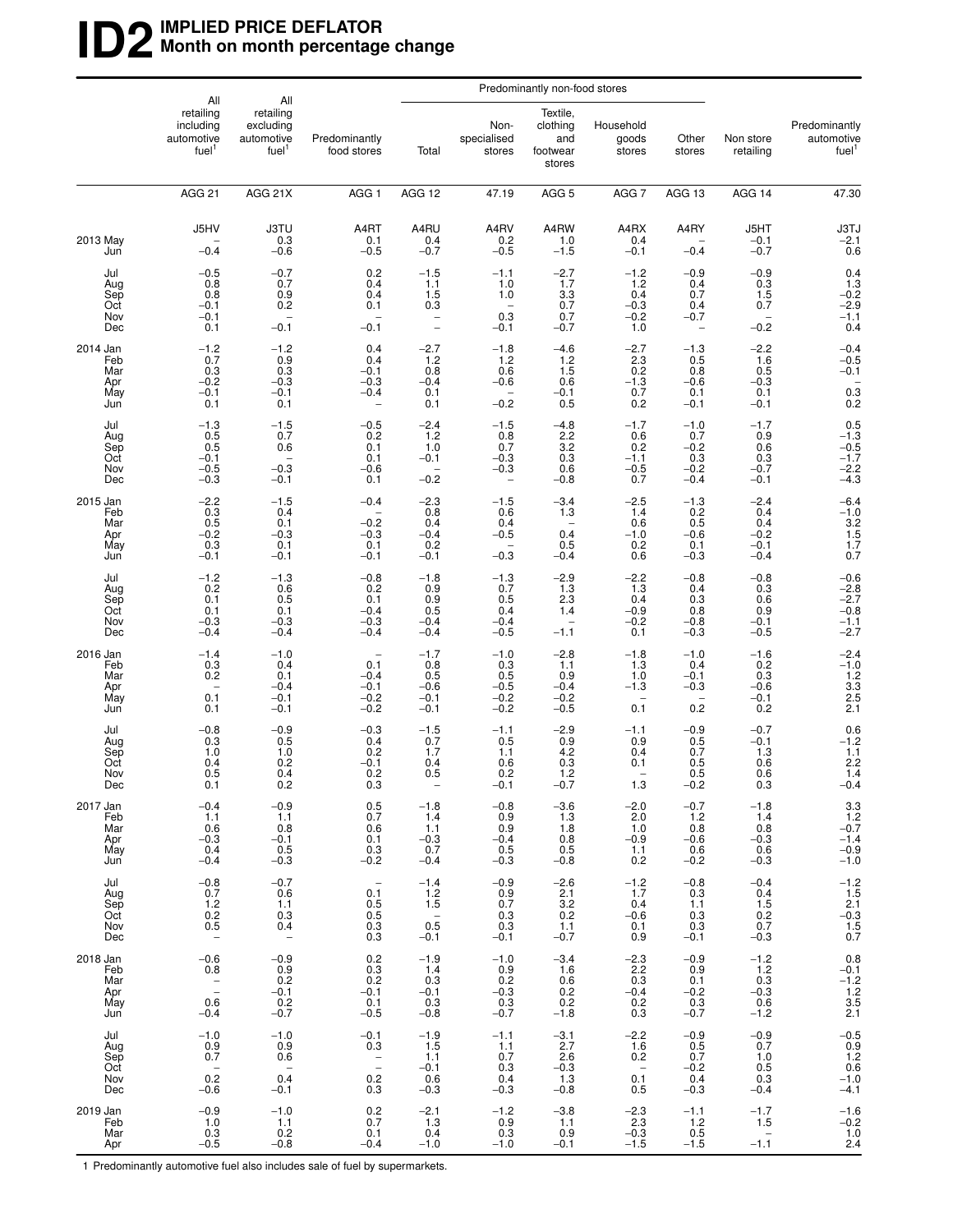# ID2 IMPLIED PRICE DEFLATOR Month on month percentage change

| | All retailing including automotive fuel[1] | All retailing excluding automotive fuel[1] | Predominantly food stores | Predominantly non-food stores: Total | Non-specialised stores | Textile, clothing and footwear stores | Household goods stores | Other stores | Non store retailing | Predominantly automotive fuel[1] |
|---|---|---|---|---|---|---|---|---|---|---|
| | AGG 21 | AGG 21X | AGG 1 | AGG 12 | 47.19 | AGG 5 | AGG 7 | AGG 13 | AGG 14 | 47.30 |
| | J5HV | J3TU | A4RT | A4RU | A4RV | A4RW | A4RX | A4RY | J5HT | J3TJ |
| 2013 May | – | 0.3 | 0.1 | 0.4 | 0.2 | 1.0 | 0.4 | – | –0.1 | –2.1 |
| Jun | –0.4 | –0.6 | –0.5 | –0.7 | –0.5 | –1.5 | –0.1 | –0.4 | –0.7 | 0.6 |
| Jul | –0.5 | –0.7 | 0.2 | –1.5 | –1.1 | –2.7 | –1.2 | –0.9 | –0.9 | 0.4 |
| Aug | 0.8 | 0.7 | 0.4 | 1.1 | 1.0 | 1.7 | 1.2 | 0.4 | 0.3 | 1.3 |
| Sep | 0.8 | 0.9 | 0.4 | 1.5 | 1.0 | 3.3 | 0.4 | 0.7 | 1.5 | –0.2 |
| Oct | –0.1 | 0.2 | 0.1 | 0.3 | – | 0.7 | –0.3 | 0.4 | 0.7 | –2.9 |
| Nov | –0.1 | – | – | – | 0.3 | 0.7 | –0.2 | –0.7 | – | –1.1 |
| Dec | 0.1 | –0.1 | –0.1 | – | –0.1 | –0.7 | 1.0 | – | –0.2 | 0.4 |
| 2014 Jan | –1.2 | –1.2 | 0.4 | –2.7 | –1.8 | –4.6 | –2.7 | –1.3 | –2.2 | –0.4 |
| Feb | 0.7 | 0.9 | 0.4 | 1.2 | 1.2 | 1.2 | 2.3 | 0.5 | 1.6 | –0.5 |
| Mar | 0.3 | 0.3 | –0.1 | 0.8 | 0.6 | 1.5 | 0.2 | 0.8 | 0.5 | –0.1 |
| Apr | –0.2 | –0.3 | –0.3 | –0.4 | –0.6 | 0.6 | –1.3 | –0.6 | –0.3 | – |
| May | –0.1 | –0.1 | –0.4 | 0.1 | – | –0.1 | 0.7 | 0.1 | 0.1 | 0.3 |
| Jun | 0.1 | 0.1 | – | 0.1 | –0.2 | 0.5 | 0.2 | –0.1 | –0.1 | 0.2 |
| Jul | –1.3 | –1.5 | –0.5 | –2.4 | –1.5 | –4.8 | –1.7 | –1.0 | –1.7 | 0.5 |
| Aug | 0.5 | 0.7 | 0.2 | 1.2 | 0.8 | 2.2 | 0.6 | 0.7 | 0.9 | –1.3 |
| Sep | 0.5 | 0.6 | 0.1 | 1.0 | 0.7 | 3.2 | 0.2 | –0.2 | 0.6 | –0.5 |
| Oct | –0.1 | – | 0.1 | –0.1 | –0.3 | 0.3 | –1.1 | 0.3 | 0.3 | –1.7 |
| Nov | –0.5 | –0.3 | –0.6 | – | –0.3 | 0.6 | –0.5 | –0.2 | –0.7 | –2.2 |
| Dec | –0.3 | –0.1 | 0.1 | –0.2 | – | –0.8 | 0.7 | –0.4 | –0.1 | –4.3 |
| 2015 Jan | –2.2 | –1.5 | –0.4 | –2.3 | –1.5 | –3.4 | –2.5 | –1.3 | –2.4 | –6.4 |
| Feb | 0.3 | 0.4 | – | 0.8 | 0.6 | 1.3 | 1.4 | 0.2 | 0.4 | –1.0 |
| Mar | 0.5 | 0.1 | –0.2 | 0.4 | 0.4 | – | 0.6 | 0.5 | 0.4 | 3.2 |
| Apr | –0.2 | –0.3 | –0.3 | –0.4 | –0.5 | 0.4 | –1.0 | –0.6 | –0.2 | 1.5 |
| May | 0.3 | 0.1 | 0.1 | 0.2 | – | 0.5 | 0.2 | 0.1 | –0.1 | 1.7 |
| Jun | –0.1 | –0.1 | –0.1 | –0.1 | –0.3 | –0.4 | 0.6 | –0.3 | –0.4 | 0.7 |
| Jul | –1.2 | –1.3 | –0.8 | –1.8 | –1.3 | –2.9 | –2.2 | –0.8 | –0.8 | –0.6 |
| Aug | 0.2 | 0.6 | 0.2 | 0.9 | 0.7 | 1.3 | 1.3 | 0.4 | 0.3 | –2.8 |
| Sep | 0.1 | 0.5 | 0.1 | 0.9 | 0.5 | 2.3 | 0.4 | 0.3 | 0.6 | –2.7 |
| Oct | 0.1 | 0.1 | –0.4 | 0.5 | 0.4 | 1.4 | –0.9 | 0.8 | 0.9 | –0.8 |
| Nov | –0.3 | –0.3 | –0.3 | –0.4 | –0.4 | – | –0.2 | –0.8 | –0.1 | –1.1 |
| Dec | –0.4 | –0.4 | –0.4 | –0.4 | –0.5 | –1.1 | 0.1 | –0.3 | –0.5 | –2.7 |
| 2016 Jan | –1.4 | –1.0 | – | –1.7 | –1.0 | –2.8 | –1.8 | –1.0 | –1.6 | –2.4 |
| Feb | 0.3 | 0.4 | 0.1 | 0.8 | 0.3 | 1.1 | 1.3 | 0.4 | 0.2 | –1.0 |
| Mar | 0.2 | 0.1 | –0.4 | 0.5 | 0.5 | 0.9 | 1.0 | –0.1 | 0.3 | 1.2 |
| Apr | – | –0.4 | –0.1 | –0.6 | –0.5 | –0.4 | –1.3 | –0.3 | –0.6 | 3.3 |
| May | 0.1 | –0.1 | –0.2 | –0.1 | –0.2 | –0.2 | – | – | –0.1 | 2.5 |
| Jun | 0.1 | –0.1 | –0.2 | –0.1 | –0.2 | –0.5 | 0.1 | 0.2 | 0.2 | 2.1 |
| Jul | –0.8 | –0.9 | –0.3 | –1.5 | –1.1 | –2.9 | –1.1 | –0.9 | –0.7 | 0.6 |
| Aug | 0.3 | 0.5 | 0.4 | 0.7 | 0.5 | 0.9 | 0.9 | 0.5 | –0.1 | –1.2 |
| Sep | 1.0 | 1.0 | 0.2 | 1.7 | 1.1 | 4.2 | 0.4 | 0.7 | 1.3 | 1.1 |
| Oct | 0.4 | 0.2 | –0.1 | 0.4 | 0.6 | 0.3 | 0.1 | 0.5 | 0.6 | 2.2 |
| Nov | 0.5 | 0.4 | 0.2 | 0.5 | 0.2 | 1.2 | – | 0.5 | 0.6 | 1.4 |
| Dec | 0.1 | 0.2 | 0.3 | – | –0.1 | –0.7 | 1.3 | –0.2 | 0.3 | –0.4 |
| 2017 Jan | –0.4 | –0.9 | 0.5 | –1.8 | –0.8 | –3.6 | –2.0 | –0.7 | –1.8 | 3.3 |
| Feb | 1.1 | 1.1 | 0.7 | 1.4 | 0.9 | 1.3 | 2.0 | 1.2 | 1.4 | 1.2 |
| Mar | 0.6 | 0.8 | 0.6 | 1.1 | 0.9 | 1.8 | 1.0 | 0.8 | 0.8 | –0.7 |
| Apr | –0.3 | –0.1 | 0.1 | –0.3 | –0.4 | 0.8 | –0.9 | –0.6 | –0.3 | –1.4 |
| May | 0.4 | 0.5 | 0.3 | 0.7 | 0.5 | 0.5 | 1.1 | 0.6 | 0.6 | –0.9 |
| Jun | –0.4 | –0.3 | –0.2 | –0.4 | –0.3 | –0.8 | 0.2 | –0.2 | –0.3 | –1.0 |
| Jul | –0.8 | –0.7 | – | –1.4 | –0.9 | –2.6 | –1.2 | –0.8 | –0.4 | –1.2 |
| Aug | 0.7 | 0.6 | 0.1 | 1.2 | 0.9 | 2.1 | 1.7 | 0.3 | 0.4 | 1.5 |
| Sep | 1.2 | 1.1 | 0.5 | 1.5 | 0.7 | 3.2 | 0.4 | 1.1 | 1.5 | 2.1 |
| Oct | 0.2 | 0.3 | 0.5 | – | 0.3 | 0.2 | –0.6 | 0.3 | 0.2 | –0.3 |
| Nov | 0.5 | 0.4 | 0.3 | 0.5 | 0.3 | 1.1 | 0.1 | 0.3 | 0.7 | 1.5 |
| Dec | – | – | 0.3 | –0.1 | –0.1 | –0.7 | 0.9 | –0.1 | –0.3 | 0.7 |
| 2018 Jan | –0.6 | –0.9 | 0.2 | –1.9 | –1.0 | –3.4 | –2.3 | –0.9 | –1.2 | 0.8 |
| Feb | 0.8 | 0.9 | 0.3 | 1.4 | 0.9 | 1.6 | 2.2 | 0.9 | 1.2 | –0.1 |
| Mar | – | 0.2 | 0.2 | 0.3 | 0.2 | 0.6 | 0.3 | 0.1 | 0.3 | –1.2 |
| Apr | – | –0.1 | –0.1 | –0.1 | –0.3 | 0.2 | –0.4 | –0.2 | –0.3 | 1.2 |
| May | 0.6 | 0.2 | 0.1 | 0.3 | 0.3 | 0.2 | 0.2 | 0.3 | 0.6 | 3.5 |
| Jun | –0.4 | –0.7 | –0.5 | –0.8 | –0.7 | –1.8 | 0.3 | –0.7 | –1.2 | 2.1 |
| Jul | –1.0 | –1.0 | –0.1 | –1.9 | –1.1 | –3.1 | –2.2 | –0.9 | –0.9 | –0.5 |
| Aug | 0.9 | 0.9 | 0.3 | 1.5 | 1.1 | 2.7 | 1.6 | 0.5 | 0.7 | 0.9 |
| Sep | 0.7 | 0.6 | – | 1.1 | 0.7 | 2.6 | 0.2 | 0.7 | 1.0 | 1.2 |
| Oct | – | – | – | –0.1 | 0.3 | –0.3 | – | –0.2 | 0.5 | 0.6 |
| Nov | 0.2 | 0.4 | 0.2 | 0.6 | 0.4 | 1.3 | 0.1 | 0.4 | 0.3 | –1.0 |
| Dec | –0.6 | –0.1 | 0.3 | –0.3 | –0.3 | –0.8 | 0.5 | –0.3 | –0.4 | –4.1 |
| 2019 Jan | –0.9 | –1.0 | 0.2 | –2.1 | –1.2 | –3.8 | –2.3 | –1.1 | –1.7 | –1.6 |
| Feb | 1.0 | 1.1 | 0.7 | 1.3 | 0.9 | 1.1 | 2.3 | 1.2 | 1.5 | –0.2 |
| Mar | 0.3 | 0.2 | 0.1 | 0.4 | 0.3 | 0.9 | –0.3 | 0.5 | – | 1.0 |
| Apr | –0.5 | –0.8 | –0.4 | –1.0 | –1.0 | –0.1 | –1.5 | –1.5 | –1.1 | 2.4 |

1 Predominantly automotive fuel also includes sale of fuel by supermarkets.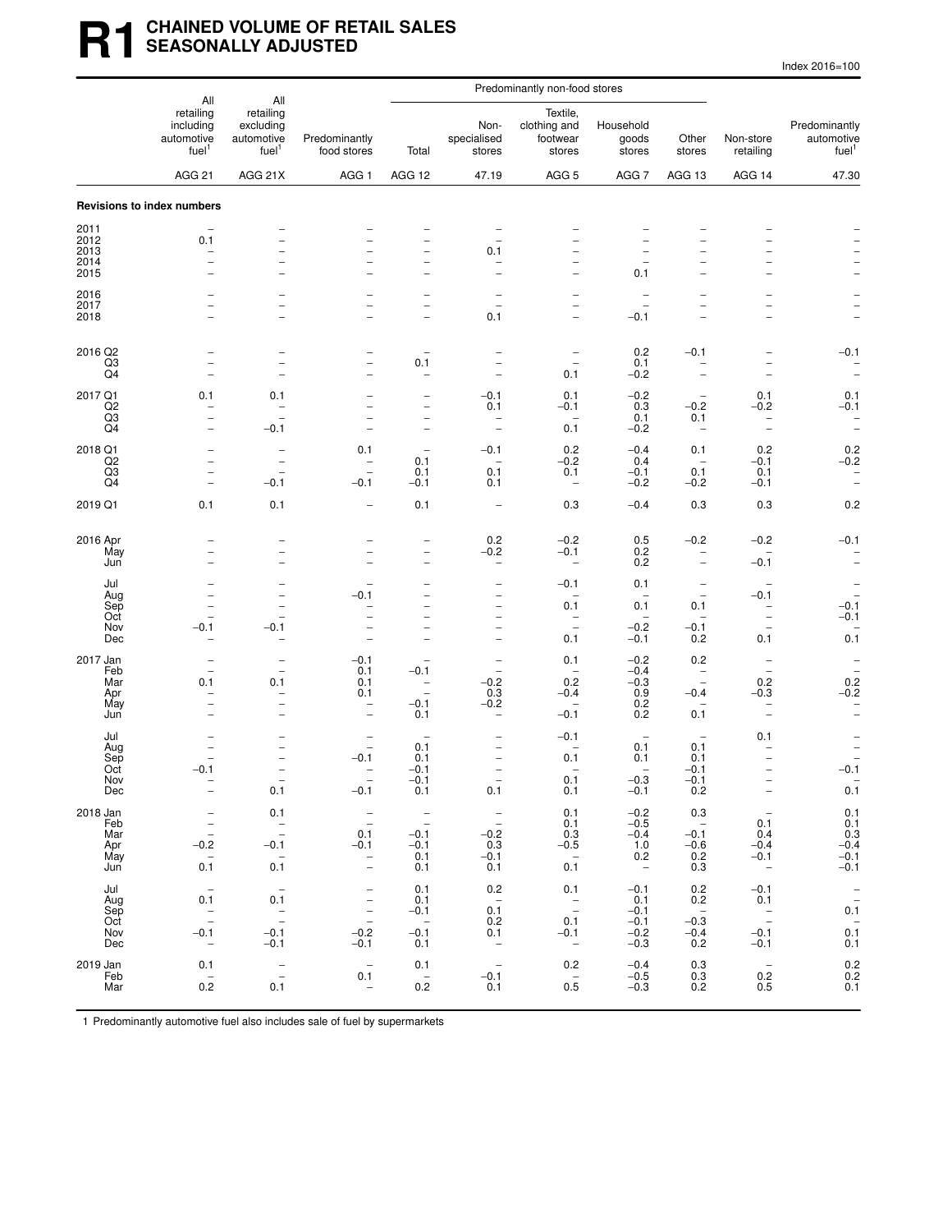# R1 CHAINED VOLUME OF RETAIL SALES SEASONALLY ADJUSTED

Index 2016=100

| | All retailing including automotive fuel[1] | All retailing excluding automotive fuel[1] | Predominantly food stores | Predominantly non-food stores: Total | Non-specialised stores | Textile, clothing and footwear stores | Household goods stores | Other stores | Non-store retailing | Predominantly automotive fuel[1] |
|---|---|---|---|---|---|---|---|---|---|---|
| | AGG 21 | AGG 21X | AGG 1 | AGG 12 | 47.19 | AGG 5 | AGG 7 | AGG 13 | AGG 14 | 47.30 |
| **Revisions to index numbers** | | | | | | | | | | |
| 2011 | – | – | – | – | – | – | – | – | – | – |
| 2012 | 0.1 | – | – | – | – | – | – | – | – | – |
| 2013 | – | – | – | – | 0.1 | – | – | – | – | – |
| 2014 | – | – | – | – | – | – | – | – | – | – |
| 2015 | – | – | – | – | – | – | 0.1 | – | – | – |
| 2016 | – | – | – | – | – | – | – | – | – | – |
| 2017 | – | – | – | – | – | – | – | – | – | – |
| 2018 | – | – | – | – | 0.1 | – | –0.1 | – | – | – |
| 2016 Q2 | – | – | – | – | – | – | 0.2 | –0.1 | – | –0.1 |
| Q3 | – | – | – | 0.1 | – | – | 0.1 | – | – | – |
| Q4 | – | – | – | – | – | 0.1 | –0.2 | – | – | – |
| 2017 Q1 | 0.1 | 0.1 | – | – | –0.1 | 0.1 | –0.2 | – | 0.1 | 0.1 |
| Q2 | – | – | – | – | 0.1 | –0.1 | 0.3 | –0.2 | –0.2 | –0.1 |
| Q3 | – | – | – | – | – | – | 0.1 | 0.1 | – | – |
| Q4 | – | –0.1 | – | – | – | 0.1 | –0.2 | – | – | – |
| 2018 Q1 | – | – | 0.1 | – | –0.1 | 0.2 | –0.4 | 0.1 | 0.2 | 0.2 |
| Q2 | – | – | – | 0.1 | – | –0.2 | 0.4 | – | –0.1 | –0.2 |
| Q3 | – | – | – | 0.1 | 0.1 | 0.1 | –0.1 | 0.1 | 0.1 | – |
| Q4 | – | –0.1 | –0.1 | –0.1 | 0.1 | – | –0.2 | –0.2 | –0.1 | – |
| 2019 Q1 | 0.1 | 0.1 | – | 0.1 | – | 0.3 | –0.4 | 0.3 | 0.3 | 0.2 |
| 2016 Apr | – | – | – | – | 0.2 | –0.2 | 0.5 | –0.2 | –0.2 | –0.1 |
| May | – | – | – | – | –0.2 | –0.1 | 0.2 | – | – | – |
| Jun | – | – | – | – | – | – | 0.2 | – | –0.1 | – |
| Jul | – | – | – | – | – | –0.1 | 0.1 | – | – | – |
| Aug | – | – | –0.1 | – | – | – | – | – | –0.1 | – |
| Sep | – | – | – | – | – | 0.1 | 0.1 | 0.1 | – | –0.1 |
| Oct | – | – | – | – | – | – | – | – | – | –0.1 |
| Nov | –0.1 | –0.1 | – | – | – | – | –0.2 | –0.1 | – | – |
| Dec | – | – | – | – | – | 0.1 | –0.1 | 0.2 | 0.1 | 0.1 |
| 2017 Jan | – | – | –0.1 | – | – | 0.1 | –0.2 | 0.2 | – | – |
| Feb | – | – | 0.1 | –0.1 | – | – | –0.4 | – | – | – |
| Mar | 0.1 | 0.1 | 0.1 | – | –0.2 | 0.2 | –0.3 | – | 0.2 | 0.2 |
| Apr | – | – | 0.1 | – | 0.3 | –0.4 | 0.9 | –0.4 | –0.3 | –0.2 |
| May | – | – | – | –0.1 | –0.2 | – | 0.2 | – | – | – |
| Jun | – | – | – | 0.1 | – | –0.1 | 0.2 | 0.1 | – | – |
| Jul | – | – | – | – | – | –0.1 | – | – | 0.1 | – |
| Aug | – | – | – | 0.1 | – | – | 0.1 | 0.1 | – | – |
| Sep | – | – | –0.1 | 0.1 | – | 0.1 | 0.1 | 0.1 | – | – |
| Oct | –0.1 | – | – | –0.1 | – | – | – | –0.1 | – | –0.1 |
| Nov | – | – | – | –0.1 | – | 0.1 | –0.3 | –0.1 | – | – |
| Dec | – | 0.1 | –0.1 | 0.1 | 0.1 | 0.1 | –0.1 | 0.2 | – | 0.1 |
| 2018 Jan | – | 0.1 | – | – | – | 0.1 | –0.2 | 0.3 | – | 0.1 |
| Feb | – | – | – | – | – | 0.1 | –0.5 | – | 0.1 | 0.1 |
| Mar | – | – | 0.1 | –0.1 | –0.2 | 0.3 | –0.4 | –0.1 | 0.4 | 0.3 |
| Apr | –0.2 | –0.1 | –0.1 | –0.1 | 0.3 | –0.5 | 1.0 | –0.6 | –0.4 | –0.4 |
| May | – | – | – | 0.1 | –0.1 | – | 0.2 | 0.2 | –0.1 | –0.1 |
| Jun | 0.1 | 0.1 | – | 0.1 | 0.1 | 0.1 | – | 0.3 | – | –0.1 |
| Jul | – | – | – | 0.1 | 0.2 | 0.1 | –0.1 | 0.2 | –0.1 | – |
| Aug | 0.1 | 0.1 | – | 0.1 | – | – | 0.1 | 0.2 | 0.1 | – |
| Sep | – | – | – | –0.1 | 0.1 | – | –0.1 | – | – | 0.1 |
| Oct | – | – | – | – | 0.2 | 0.1 | –0.1 | –0.3 | – | – |
| Nov | –0.1 | –0.1 | –0.2 | –0.1 | 0.1 | –0.1 | –0.2 | –0.4 | –0.1 | 0.1 |
| Dec | – | –0.1 | –0.1 | 0.1 | – | – | –0.3 | 0.2 | –0.1 | 0.1 |
| 2019 Jan | 0.1 | – | – | 0.1 | – | 0.2 | –0.4 | 0.3 | – | 0.2 |
| Feb | – | – | 0.1 | – | –0.1 | – | –0.5 | 0.3 | 0.2 | 0.2 |
| Mar | 0.2 | 0.1 | – | 0.2 | 0.1 | 0.5 | –0.3 | 0.2 | 0.5 | 0.1 |

1 Predominantly automotive fuel also includes sale of fuel by supermarkets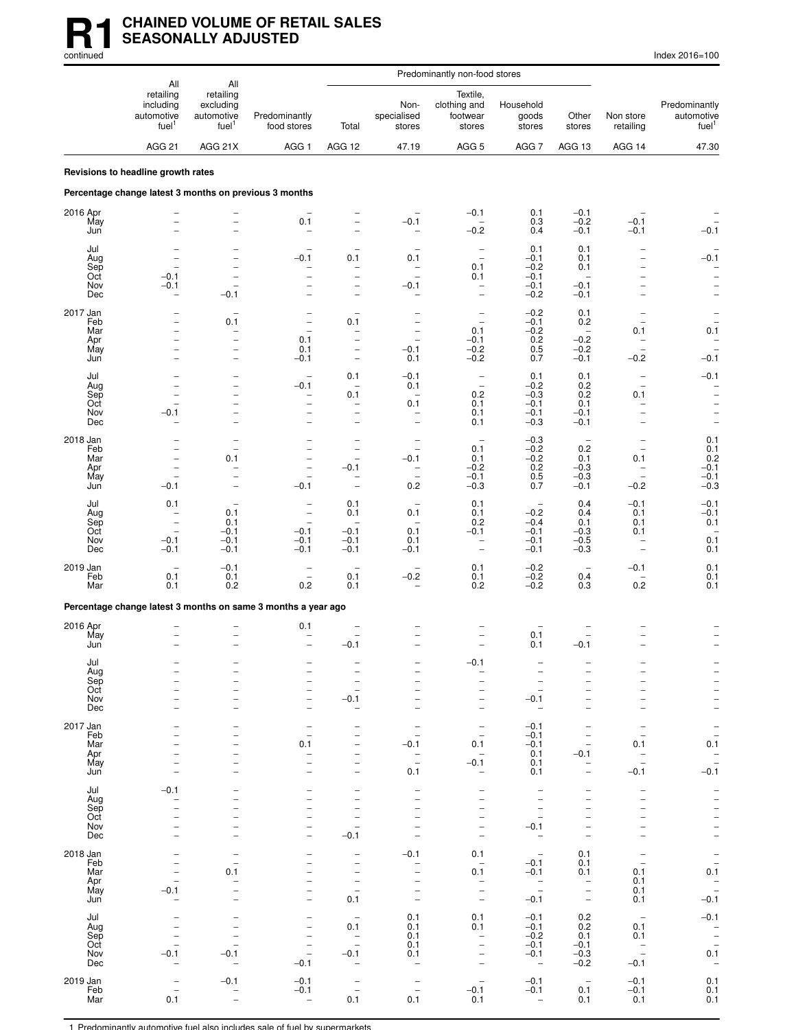# R1 CHAINED VOLUME OF RETAIL SALES SEASONALLY ADJUSTED

continued

Index 2016=100

| | All retailing including automotive fuel[1] | All retailing excluding automotive fuel[1] | Predominantly food stores | Predominantly non-food stores: Total | Non-specialised stores | Textile, clothing and footwear stores | Household goods stores | Other stores | Non store retailing | Predominantly automotive fuel[1] |
|---|---|---|---|---|---|---|---|---|---|---|
| | AGG 21 | AGG 21X | AGG 1 | AGG 12 | 47.19 | AGG 5 | AGG 7 | AGG 13 | AGG 14 | 47.30 |
| **Revisions to headline growth rates** | | | | | | | | | | |
| **Percentage change latest 3 months on previous 3 months** | | | | | | | | | | |
| 2016 Apr | – | – | – | – | – | –0.1 | 0.1 | –0.1 | – | – |
| May | – | – | 0.1 | – | –0.1 | – | 0.3 | –0.2 | –0.1 | – |
| Jun | – | – | – | – | – | –0.2 | 0.4 | –0.1 | –0.1 | –0.1 |
| Jul | – | – | – | – | – | – | 0.1 | 0.1 | – | – |
| Aug | – | – | –0.1 | 0.1 | 0.1 | – | –0.1 | 0.1 | – | –0.1 |
| Sep | – | – | – | – | – | 0.1 | –0.2 | 0.1 | – | – |
| Oct | –0.1 | – | – | – | – | 0.1 | –0.1 | – | – | – |
| Nov | –0.1 | – | – | – | –0.1 | – | –0.1 | –0.1 | – | – |
| Dec | – | –0.1 | – | – | – | – | –0.2 | –0.1 | – | – |
| 2017 Jan | – | – | – | – | – | – | –0.2 | 0.1 | – | – |
| Feb | – | 0.1 | – | 0.1 | – | – | –0.1 | 0.2 | – | – |
| Mar | – | – | – | – | – | 0.1 | –0.2 | – | 0.1 | 0.1 |
| Apr | – | – | 0.1 | – | – | –0.1 | 0.2 | –0.2 | – | – |
| May | – | – | 0.1 | – | –0.1 | –0.2 | 0.5 | –0.2 | – | – |
| Jun | – | – | –0.1 | – | 0.1 | –0.2 | 0.7 | –0.1 | –0.2 | –0.1 |
| Jul | – | – | – | 0.1 | –0.1 | – | 0.1 | 0.1 | – | –0.1 |
| Aug | – | – | –0.1 | – | 0.1 | – | –0.2 | 0.2 | – | – |
| Sep | – | – | – | 0.1 | – | 0.2 | –0.3 | 0.2 | 0.1 | – |
| Oct | – | – | – | – | 0.1 | 0.1 | –0.1 | 0.1 | – | – |
| Nov | –0.1 | – | – | – | – | 0.1 | –0.1 | –0.1 | – | – |
| Dec | – | – | – | – | – | 0.1 | –0.3 | –0.1 | – | – |
| 2018 Jan | – | – | – | – | – | – | –0.3 | – | – | 0.1 |
| Feb | – | – | – | – | – | 0.1 | –0.2 | 0.2 | – | 0.1 |
| Mar | – | 0.1 | – | – | –0.1 | 0.1 | –0.2 | 0.1 | 0.1 | 0.2 |
| Apr | – | – | – | –0.1 | – | –0.2 | 0.2 | –0.3 | – | –0.1 |
| May | – | – | – | – | – | –0.1 | 0.5 | –0.3 | – | –0.1 |
| Jun | –0.1 | – | –0.1 | – | 0.2 | –0.3 | 0.7 | –0.1 | –0.2 | –0.3 |
| Jul | 0.1 | – | – | 0.1 | – | 0.1 | – | 0.4 | –0.1 | –0.1 |
| Aug | – | 0.1 | – | 0.1 | 0.1 | 0.1 | –0.2 | 0.4 | 0.1 | –0.1 |
| Sep | – | 0.1 | – | – | – | 0.2 | –0.4 | 0.1 | 0.1 | 0.1 |
| Oct | – | –0.1 | –0.1 | –0.1 | 0.1 | –0.1 | –0.1 | –0.3 | 0.1 | – |
| Nov | –0.1 | –0.1 | –0.1 | –0.1 | 0.1 | – | –0.1 | –0.5 | – | 0.1 |
| Dec | –0.1 | –0.1 | –0.1 | –0.1 | –0.1 | – | –0.1 | –0.3 | – | 0.1 |
| 2019 Jan | – | –0.1 | – | – | – | 0.1 | –0.2 | – | –0.1 | 0.1 |
| Feb | 0.1 | 0.1 | – | 0.1 | –0.2 | 0.1 | –0.2 | 0.4 | – | 0.1 |
| Mar | 0.1 | 0.2 | 0.2 | 0.1 | – | 0.2 | –0.2 | 0.3 | 0.2 | 0.1 |
| **Percentage change latest 3 months on same 3 months a year ago** | | | | | | | | | | |
| 2016 Apr | – | – | 0.1 | – | – | – | – | – | – | – |
| May | – | – | – | – | – | – | 0.1 | – | – | – |
| Jun | – | – | – | –0.1 | – | – | 0.1 | –0.1 | – | – |
| Jul | – | – | – | – | – | –0.1 | – | – | – | – |
| Aug | – | – | – | – | – | – | – | – | – | – |
| Sep | – | – | – | – | – | – | – | – | – | – |
| Oct | – | – | – | – | – | – | – | – | – | – |
| Nov | – | – | – | –0.1 | – | – | –0.1 | – | – | – |
| Dec | – | – | – | – | – | – | – | – | – | – |
| 2017 Jan | – | – | – | – | – | – | –0.1 | – | – | – |
| Feb | – | – | – | – | – | – | –0.1 | – | – | – |
| Mar | – | – | 0.1 | – | –0.1 | 0.1 | –0.1 | – | 0.1 | 0.1 |
| Apr | – | – | – | – | – | – | 0.1 | –0.1 | – | – |
| May | – | – | – | – | – | –0.1 | 0.1 | – | – | – |
| Jun | – | – | – | – | 0.1 | – | 0.1 | – | –0.1 | –0.1 |
| Jul | –0.1 | – | – | – | – | – | – | – | – | – |
| Aug | – | – | – | – | – | – | – | – | – | – |
| Sep | – | – | – | – | – | – | – | – | – | – |
| Oct | – | – | – | – | – | – | – | – | – | – |
| Nov | – | – | – | – | – | – | –0.1 | – | – | – |
| Dec | – | – | – | –0.1 | – | – | – | – | – | – |
| 2018 Jan | – | – | – | – | –0.1 | 0.1 | – | 0.1 | – | – |
| Feb | – | – | – | – | – | – | –0.1 | 0.1 | – | – |
| Mar | – | 0.1 | – | – | – | 0.1 | –0.1 | 0.1 | 0.1 | 0.1 |
| Apr | – | – | – | – | – | – | – | – | 0.1 | – |
| May | –0.1 | – | – | – | – | – | – | – | 0.1 | – |
| Jun | – | – | – | 0.1 | – | – | –0.1 | – | 0.1 | –0.1 |
| Jul | – | – | – | – | 0.1 | 0.1 | –0.1 | 0.2 | – | –0.1 |
| Aug | – | – | – | 0.1 | 0.1 | 0.1 | –0.1 | 0.2 | 0.1 | – |
| Sep | – | – | – | – | 0.1 | – | –0.2 | 0.1 | 0.1 | – |
| Oct | – | – | – | – | 0.1 | – | –0.1 | –0.1 | – | – |
| Nov | –0.1 | –0.1 | – | –0.1 | 0.1 | – | –0.1 | –0.3 | – | 0.1 |
| Dec | – | – | –0.1 | – | – | – | – | –0.2 | –0.1 | – |
| 2019 Jan | – | –0.1 | –0.1 | – | – | – | –0.1 | – | –0.1 | 0.1 |
| Feb | – | – | –0.1 | – | – | –0.1 | –0.1 | 0.1 | –0.1 | 0.1 |
| Mar | 0.1 | – | – | 0.1 | 0.1 | 0.1 | – | 0.1 | 0.1 | 0.1 |

1 Predominantly automotive fuel also includes sale of fuel by supermarkets